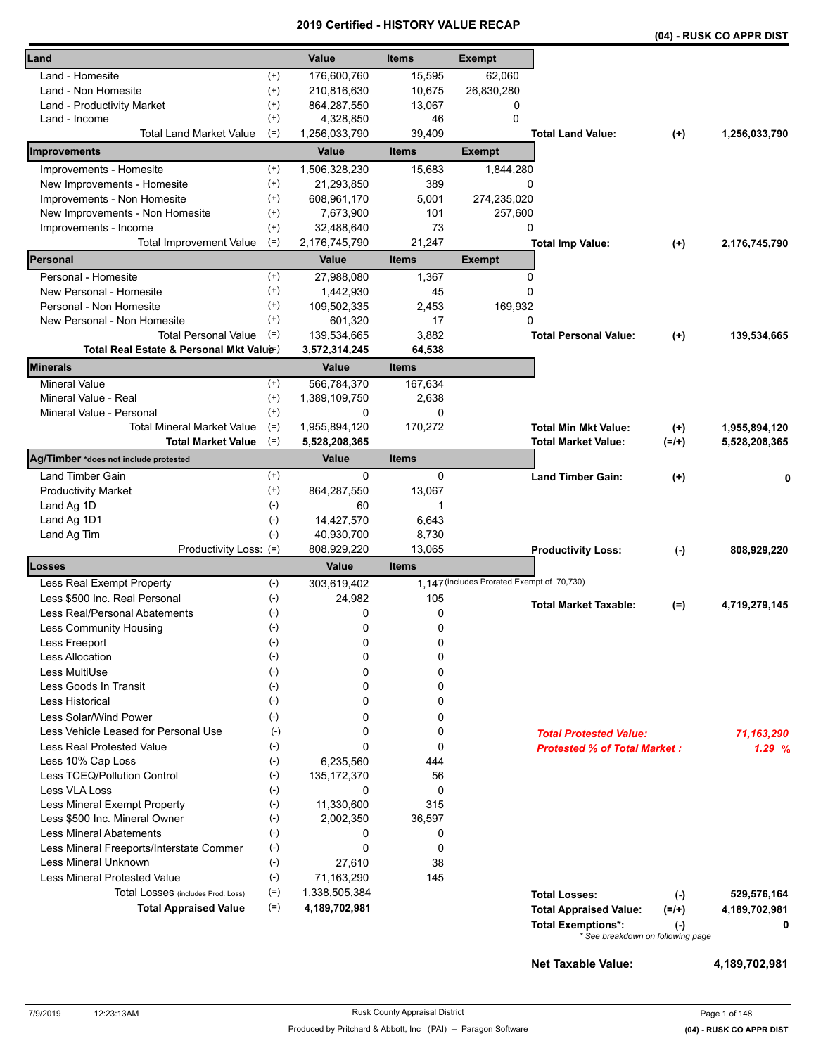# 2019 Certified - HISTORY VALUE RECAP

**(04) - RUSK CO APPR DIST**

| Land | | Value | Items | Exempt | | | |
|---|---|---|---|---|---|---|---|
| Land - Homesite | (+) | 176,600,760 | 15,595 | 62,060 | | | |
| Land - Non Homesite | (+) | 210,816,630 | 10,675 | 26,830,280 | | | |
| Land - Productivity Market | (+) | 864,287,550 | 13,067 | 0 | | | |
| Land - Income | (+) | 4,328,850 | 46 | 0 | | | |
| Total Land Market Value | (=) | 1,256,033,790 | 39,409 | | **Total Land Value:** | (+) | 1,256,033,790 |

| Improvements | | Value | Items | Exempt | | | |
|---|---|---|---|---|---|---|---|
| Improvements - Homesite | (+) | 1,506,328,230 | 15,683 | 1,844,280 | | | |
| New Improvements - Homesite | (+) | 21,293,850 | 389 | 0 | | | |
| Improvements - Non Homesite | (+) | 608,961,170 | 5,001 | 274,235,020 | | | |
| New Improvements - Non Homesite | (+) | 7,673,900 | 101 | 257,600 | | | |
| Improvements - Income | (+) | 32,488,640 | 73 | 0 | | | |
| Total Improvement Value | (=) | 2,176,745,790 | 21,247 | | **Total Imp Value:** | (+) | 2,176,745,790 |

| Personal | | Value | Items | Exempt | | | |
|---|---|---|---|---|---|---|---|
| Personal - Homesite | (+) | 27,988,080 | 1,367 | 0 | | | |
| New Personal - Homesite | (+) | 1,442,930 | 45 | 0 | | | |
| Personal - Non Homesite | (+) | 109,502,335 | 2,453 | 169,932 | | | |
| New Personal - Non Homesite | (+) | 601,320 | 17 | 0 | | | |
| Total Personal Value | (=) | 139,534,665 | 3,882 | | **Total Personal Value:** | (+) | 139,534,665 |
| **Total Real Estate & Personal Mkt Value** | (=) | **3,572,314,245** | **64,538** | | | | |

| Minerals | | Value | Items | | | |
|---|---|---|---|---|---|---|
| Mineral Value | (+) | 566,784,370 | 167,634 | | | |
| Mineral Value - Real | (+) | 1,389,109,750 | 2,638 | | | |
| Mineral Value - Personal | (+) | 0 | 0 | | | |
| Total Mineral Market Value | (=) | 1,955,894,120 | 170,272 | **Total Min Mkt Value:** | (+) | 1,955,894,120 |
| **Total Market Value** | (=) | **5,528,208,365** | | **Total Market Value:** | (=/+) | 5,528,208,365 |

| Ag/Timber *does not include protested | | Value | Items | | | |
|---|---|---|---|---|---|---|
| Land Timber Gain | (+) | 0 | 0 | **Land Timber Gain:** | (+) | 0 |
| Productivity Market | (+) | 864,287,550 | 13,067 | | | |
| Land Ag 1D | (-) | 60 | 1 | | | |
| Land Ag 1D1 | (-) | 14,427,570 | 6,643 | | | |
| Land Ag Tim | (-) | 40,930,700 | 8,730 | | | |
| Productivity Loss: | (=) | 808,929,220 | 13,065 | **Productivity Loss:** | (-) | 808,929,220 |

| Losses | | Value | Items | | | |
|---|---|---|---|---|---|---|
| Less Real Exempt Property | (-) | 303,619,402 | 1,147 (includes Prorated Exempt of 70,730) | | | |
| Less $500 Inc. Real Personal | (-) | 24,982 | 105 | **Total Market Taxable:** | (=) | 4,719,279,145 |
| Less Real/Personal Abatements | (-) | 0 | 0 | | | |
| Less Community Housing | (-) | 0 | 0 | | | |
| Less Freeport | (-) | 0 | 0 | | | |
| Less Allocation | (-) | 0 | 0 | | | |
| Less MultiUse | (-) | 0 | 0 | | | |
| Less Goods In Transit | (-) | 0 | 0 | | | |
| Less Historical | (-) | 0 | 0 | | | |
| Less Solar/Wind Power | (-) | 0 | 0 | | | |
| Less Vehicle Leased for Personal Use | (-) | 0 | 0 | ***Total Protested Value:*** | | *71,163,290* |
| Less Real Protested Value | (-) | 0 | 0 | ***Protested % of Total Market :*** | | *1.29 %* |
| Less 10% Cap Loss | (-) | 6,235,560 | 444 | | | |
| Less TCEQ/Pollution Control | (-) | 135,172,370 | 56 | | | |
| Less VLA Loss | (-) | 0 | 0 | | | |
| Less Mineral Exempt Property | (-) | 11,330,600 | 315 | | | |
| Less $500 Inc. Mineral Owner | (-) | 2,002,350 | 36,597 | | | |
| Less Mineral Abatements | (-) | 0 | 0 | | | |
| Less Mineral Freeports/Interstate Commer | (-) | 0 | 0 | | | |
| Less Mineral Unknown | (-) | 27,610 | 38 | | | |
| Less Mineral Protested Value | (-) | 71,163,290 | 145 | | | |
| Total Losses (includes Prod. Loss) | (=) | 1,338,505,384 | | **Total Losses:** | (-) | 529,576,164 |
| **Total Appraised Value** | (=) | **4,189,702,981** | | **Total Appraised Value:** | (=/+) | 4,189,702,981 |
| | | | | **Total Exemptions*:** | (-) | 0 |

\* See breakdown on following page

**Net Taxable Value:** **4,189,702,981**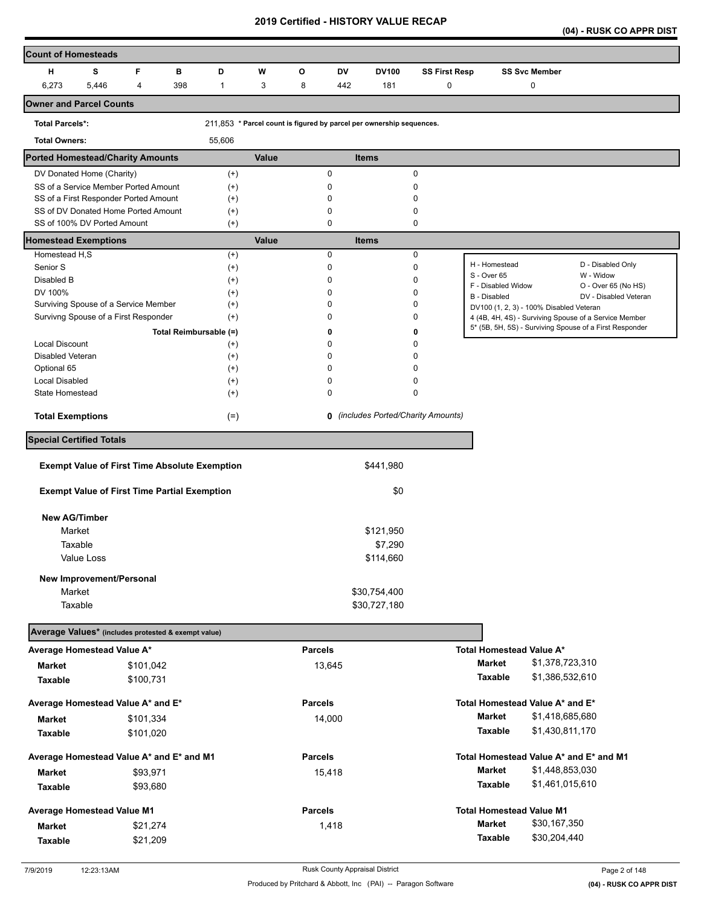# 2019 Certified - HISTORY VALUE RECAP

**(04) - RUSK CO APPR DIST**

## Count of Homesteads

| H | S | F | B | D | W | O | DV | DV100 | SS First Resp | SS Svc Member |
|---|---|---|---|---|---|---|---|---|---|---|
| 6,273 | 5,446 | 4 | 398 | 1 | 3 | 8 | 442 | 181 | 0 | 0 |

## Owner and Parcel Counts

**Total Parcels*:** 211,853 * Parcel count is figured by parcel per ownership sequences.

**Total Owners:** 55,606

## Ported Homestead/Charity Amounts

| | | Value | Items |
|---|---|---|---|
| DV Donated Home (Charity) | (+) | 0 | 0 |
| SS of a Service Member Ported Amount | (+) | 0 | 0 |
| SS of a First Responder Ported Amount | (+) | 0 | 0 |
| SS of DV Donated Home Ported Amount | (+) | 0 | 0 |
| SS of 100% DV Ported Amount | (+) | 0 | 0 |

## Homestead Exemptions

| | | Value | Items |
|---|---|---|---|
| Homestead H,S | (+) | 0 | 0 |
| Senior S | (+) | 0 | 0 |
| Disabled B | (+) | 0 | 0 |
| DV 100% | (+) | 0 | 0 |
| Surviving Spouse of a Service Member | (+) | 0 | 0 |
| Survivng Spouse of a First Responder | (+) | 0 | 0 |
| **Total Reimbursable (=)** | | **0** | **0** |
| Local Discount | (+) | 0 | 0 |
| Disabled Veteran | (+) | 0 | 0 |
| Optional 65 | (+) | 0 | 0 |
| Local Disabled | (+) | 0 | 0 |
| State Homestead | (+) | 0 | 0 |
| **Total Exemptions** | (=) | **0** | *(includes Ported/Charity Amounts)* |

| | |
|---|---|
| H - Homestead | D - Disabled Only |
| S - Over 65 | W - Widow |
| F - Disabled Widow | O - Over 65 (No HS) |
| B - Disabled | DV - Disabled Veteran |

DV100 (1, 2, 3) - 100% Disabled Veteran
4 (4B, 4H, 4S) - Surviving Spouse of a Service Member
5* (5B, 5H, 5S) - Surviving Spouse of a First Responder

## Special Certified Totals

| | |
|---|---|
| **Exempt Value of First Time Absolute Exemption** | $441,980 |
| **Exempt Value of First Time Partial Exemption** | $0 |
| **New AG/Timber** | |
| Market | $121,950 |
| Taxable | $7,290 |
| Value Loss | $114,660 |
| **New Improvement/Personal** | |
| Market | $30,754,400 |
| Taxable | $30,727,180 |

## Average Values* (includes protested & exempt value)

| Average Homestead Value A* | | Parcels | Total Homestead Value A* | |
|---|---|---|---|---|
| **Market** | $101,042 | 13,645 | **Market** | $1,378,723,310 |
| **Taxable** | $100,731 | | **Taxable** | $1,386,532,610 |

| Average Homestead Value A* and E* | | Parcels | Total Homestead Value A* and E* | |
|---|---|---|---|---|
| **Market** | $101,334 | 14,000 | **Market** | $1,418,685,680 |
| **Taxable** | $101,020 | | **Taxable** | $1,430,811,170 |

| Average Homestead Value A* and E* and M1 | | Parcels | Total Homestead Value A* and E* and M1 | |
|---|---|---|---|---|
| **Market** | $93,971 | 15,418 | **Market** | $1,448,853,030 |
| **Taxable** | $93,680 | | **Taxable** | $1,461,015,610 |

| Average Homestead Value M1 | | Parcels | Total Homestead Value M1 | |
|---|---|---|---|---|
| **Market** | $21,274 | 1,418 | **Market** | $30,167,350 |
| **Taxable** | $21,209 | | **Taxable** | $30,204,440 |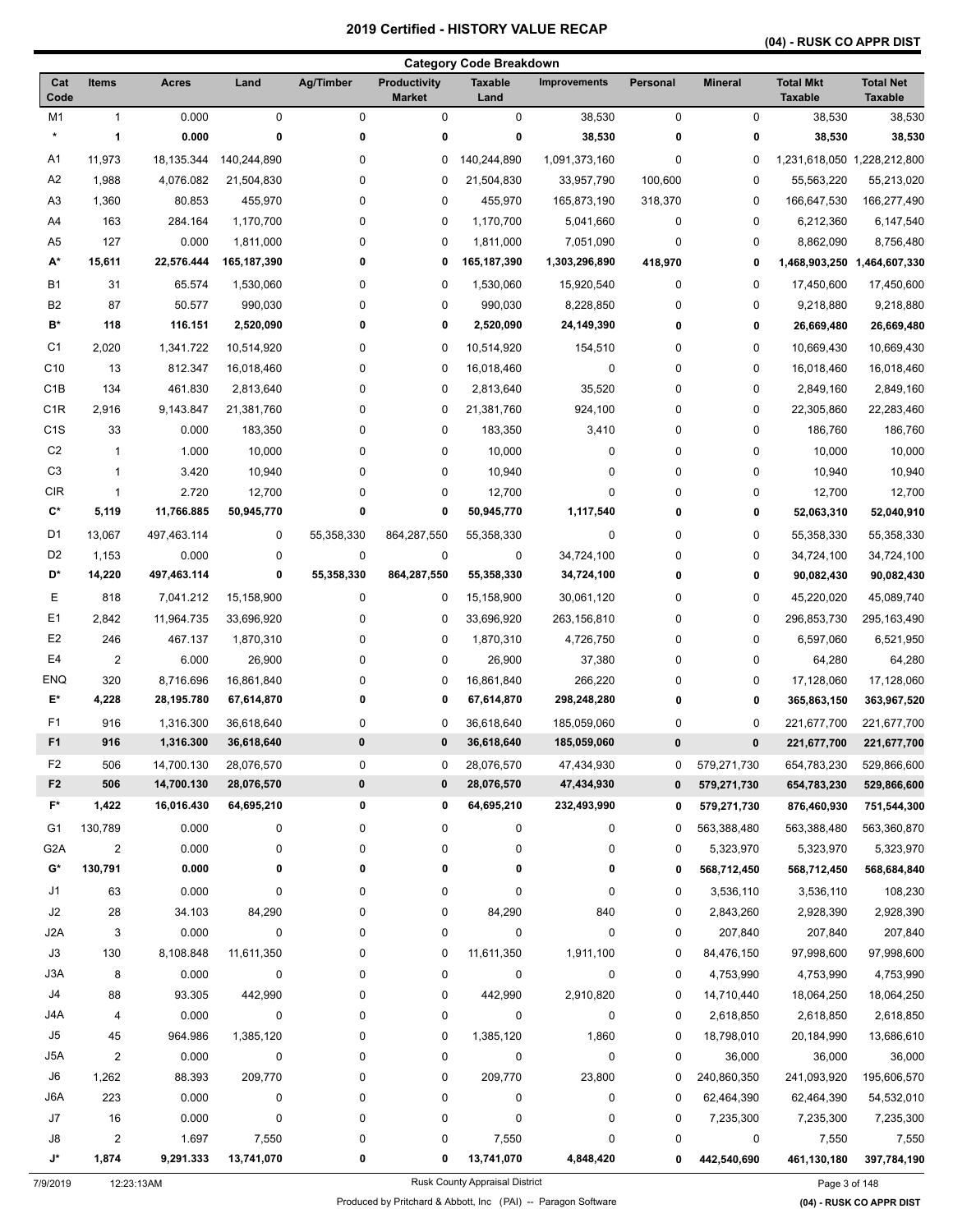# 2019 Certified - HISTORY VALUE RECAP

**(04) - RUSK CO APPR DIST**

## Category Code Breakdown

| Cat Code | Items | Acres | Land | Ag/Timber | Productivity Market | Taxable Land | Improvements | Personal | Mineral | Total Mkt Taxable | Total Net Taxable |
|---|---|---|---|---|---|---|---|---|---|---|---|
| M1 | 1 | 0.000 | 0 | 0 | 0 | 0 | 38,530 | 0 | 0 | 38,530 | 38,530 |
| **\*** | **1** | **0.000** | **0** | **0** | **0** | **0** | **38,530** | **0** | **0** | **38,530** | **38,530** |
| A1 | 11,973 | 18,135.344 | 140,244,890 | 0 | 0 | 140,244,890 | 1,091,373,160 | 0 | 0 | 1,231,618,050 | 1,228,212,800 |
| A2 | 1,988 | 4,076.082 | 21,504,830 | 0 | 0 | 21,504,830 | 33,957,790 | 100,600 | 0 | 55,563,220 | 55,213,020 |
| A3 | 1,360 | 80.853 | 455,970 | 0 | 0 | 455,970 | 165,873,190 | 318,370 | 0 | 166,647,530 | 166,277,490 |
| A4 | 163 | 284.164 | 1,170,700 | 0 | 0 | 1,170,700 | 5,041,660 | 0 | 0 | 6,212,360 | 6,147,540 |
| A5 | 127 | 0.000 | 1,811,000 | 0 | 0 | 1,811,000 | 7,051,090 | 0 | 0 | 8,862,090 | 8,756,480 |
| **A\*** | **15,611** | **22,576.444** | **165,187,390** | **0** | **0** | **165,187,390** | **1,303,296,890** | **418,970** | **0** | **1,468,903,250** | **1,464,607,330** |
| B1 | 31 | 65.574 | 1,530,060 | 0 | 0 | 1,530,060 | 15,920,540 | 0 | 0 | 17,450,600 | 17,450,600 |
| B2 | 87 | 50.577 | 990,030 | 0 | 0 | 990,030 | 8,228,850 | 0 | 0 | 9,218,880 | 9,218,880 |
| **B\*** | **118** | **116.151** | **2,520,090** | **0** | **0** | **2,520,090** | **24,149,390** | **0** | **0** | **26,669,480** | **26,669,480** |
| C1 | 2,020 | 1,341.722 | 10,514,920 | 0 | 0 | 10,514,920 | 154,510 | 0 | 0 | 10,669,430 | 10,669,430 |
| C10 | 13 | 812.347 | 16,018,460 | 0 | 0 | 16,018,460 | 0 | 0 | 0 | 16,018,460 | 16,018,460 |
| C1B | 134 | 461.830 | 2,813,640 | 0 | 0 | 2,813,640 | 35,520 | 0 | 0 | 2,849,160 | 2,849,160 |
| C1R | 2,916 | 9,143.847 | 21,381,760 | 0 | 0 | 21,381,760 | 924,100 | 0 | 0 | 22,305,860 | 22,283,460 |
| C1S | 33 | 0.000 | 183,350 | 0 | 0 | 183,350 | 3,410 | 0 | 0 | 186,760 | 186,760 |
| C2 | 1 | 1.000 | 10,000 | 0 | 0 | 10,000 | 0 | 0 | 0 | 10,000 | 10,000 |
| C3 | 1 | 3.420 | 10,940 | 0 | 0 | 10,940 | 0 | 0 | 0 | 10,940 | 10,940 |
| CIR | 1 | 2.720 | 12,700 | 0 | 0 | 12,700 | 0 | 0 | 0 | 12,700 | 12,700 |
| **C\*** | **5,119** | **11,766.885** | **50,945,770** | **0** | **0** | **50,945,770** | **1,117,540** | **0** | **0** | **52,063,310** | **52,040,910** |
| D1 | 13,067 | 497,463.114 | 0 | 55,358,330 | 864,287,550 | 55,358,330 | 0 | 0 | 0 | 55,358,330 | 55,358,330 |
| D2 | 1,153 | 0.000 | 0 | 0 | 0 | 0 | 34,724,100 | 0 | 0 | 34,724,100 | 34,724,100 |
| **D\*** | **14,220** | **497,463.114** | **0** | **55,358,330** | **864,287,550** | **55,358,330** | **34,724,100** | **0** | **0** | **90,082,430** | **90,082,430** |
| E | 818 | 7,041.212 | 15,158,900 | 0 | 0 | 15,158,900 | 30,061,120 | 0 | 0 | 45,220,020 | 45,089,740 |
| E1 | 2,842 | 11,964.735 | 33,696,920 | 0 | 0 | 33,696,920 | 263,156,810 | 0 | 0 | 296,853,730 | 295,163,490 |
| E2 | 246 | 467.137 | 1,870,310 | 0 | 0 | 1,870,310 | 4,726,750 | 0 | 0 | 6,597,060 | 6,521,950 |
| E4 | 2 | 6.000 | 26,900 | 0 | 0 | 26,900 | 37,380 | 0 | 0 | 64,280 | 64,280 |
| ENQ | 320 | 8,716.696 | 16,861,840 | 0 | 0 | 16,861,840 | 266,220 | 0 | 0 | 17,128,060 | 17,128,060 |
| **E\*** | **4,228** | **28,195.780** | **67,614,870** | **0** | **0** | **67,614,870** | **298,248,280** | **0** | **0** | **365,863,150** | **363,967,520** |
| F1 | 916 | 1,316.300 | 36,618,640 | 0 | 0 | 36,618,640 | 185,059,060 | 0 | 0 | 221,677,700 | 221,677,700 |
| **F1** | **916** | **1,316.300** | **36,618,640** | **0** | **0** | **36,618,640** | **185,059,060** | **0** | **0** | **221,677,700** | **221,677,700** |
| F2 | 506 | 14,700.130 | 28,076,570 | 0 | 0 | 28,076,570 | 47,434,930 | 0 | 579,271,730 | 654,783,230 | 529,866,600 |
| **F2** | **506** | **14,700.130** | **28,076,570** | **0** | **0** | **28,076,570** | **47,434,930** | **0** | **579,271,730** | **654,783,230** | **529,866,600** |
| **F\*** | **1,422** | **16,016.430** | **64,695,210** | **0** | **0** | **64,695,210** | **232,493,990** | **0** | **579,271,730** | **876,460,930** | **751,544,300** |
| G1 | 130,789 | 0.000 | 0 | 0 | 0 | 0 | 0 | 0 | 563,388,480 | 563,388,480 | 563,360,870 |
| G2A | 2 | 0.000 | 0 | 0 | 0 | 0 | 0 | 0 | 5,323,970 | 5,323,970 | 5,323,970 |
| **G\*** | **130,791** | **0.000** | **0** | **0** | **0** | **0** | **0** | **0** | **568,712,450** | **568,712,450** | **568,684,840** |
| J1 | 63 | 0.000 | 0 | 0 | 0 | 0 | 0 | 0 | 3,536,110 | 3,536,110 | 108,230 |
| J2 | 28 | 34.103 | 84,290 | 0 | 0 | 84,290 | 840 | 0 | 2,843,260 | 2,928,390 | 2,928,390 |
| J2A | 3 | 0.000 | 0 | 0 | 0 | 0 | 0 | 0 | 207,840 | 207,840 | 207,840 |
| J3 | 130 | 8,108.848 | 11,611,350 | 0 | 0 | 11,611,350 | 1,911,100 | 0 | 84,476,150 | 97,998,600 | 97,998,600 |
| J3A | 8 | 0.000 | 0 | 0 | 0 | 0 | 0 | 0 | 4,753,990 | 4,753,990 | 4,753,990 |
| J4 | 88 | 93.305 | 442,990 | 0 | 0 | 442,990 | 2,910,820 | 0 | 14,710,440 | 18,064,250 | 18,064,250 |
| J4A | 4 | 0.000 | 0 | 0 | 0 | 0 | 0 | 0 | 2,618,850 | 2,618,850 | 2,618,850 |
| J5 | 45 | 964.986 | 1,385,120 | 0 | 0 | 1,385,120 | 1,860 | 0 | 18,798,010 | 20,184,990 | 13,686,610 |
| J5A | 2 | 0.000 | 0 | 0 | 0 | 0 | 0 | 0 | 36,000 | 36,000 | 36,000 |
| J6 | 1,262 | 88.393 | 209,770 | 0 | 0 | 209,770 | 23,800 | 0 | 240,860,350 | 241,093,920 | 195,606,570 |
| J6A | 223 | 0.000 | 0 | 0 | 0 | 0 | 0 | 0 | 62,464,390 | 62,464,390 | 54,532,010 |
| J7 | 16 | 0.000 | 0 | 0 | 0 | 0 | 0 | 0 | 7,235,300 | 7,235,300 | 7,235,300 |
| J8 | 2 | 1.697 | 7,550 | 0 | 0 | 7,550 | 0 | 0 | 0 | 7,550 | 7,550 |
| **J\*** | **1,874** | **9,291.333** | **13,741,070** | **0** | **0** | **13,741,070** | **4,848,420** | **0** | **442,540,690** | **461,130,180** | **397,784,190** |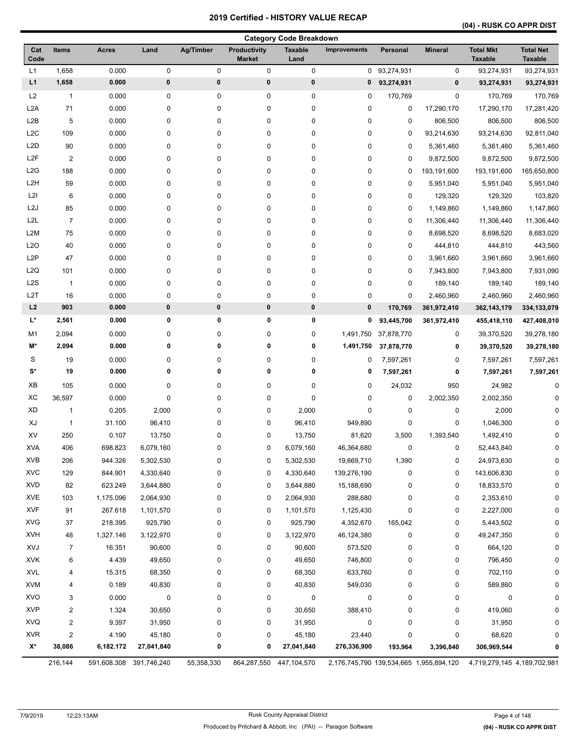# 2019 Certified - HISTORY VALUE RECAP

**(04) - RUSK CO APPR DIST**

## Category Code Breakdown

| Cat Code | Items | Acres | Land | Ag/Timber | Productivity Market | Taxable Land | Improvements | Personal | Mineral | Total Mkt Taxable | Total Net Taxable |
|---|---|---|---|---|---|---|---|---|---|---|---|
| L1 | 1,658 | 0.000 | 0 | 0 | 0 | 0 | 0 | 93,274,931 | 0 | 93,274,931 | 93,274,931 |
| **L1** | **1,658** | **0.000** | **0** | **0** | **0** | **0** | **0** | **93,274,931** | **0** | **93,274,931** | **93,274,931** |
| L2 | 1 | 0.000 | 0 | 0 | 0 | 0 | 0 | 170,769 | 0 | 170,769 | 170,769 |
| L2A | 71 | 0.000 | 0 | 0 | 0 | 0 | 0 | 0 | 17,290,170 | 17,290,170 | 17,281,420 |
| L2B | 5 | 0.000 | 0 | 0 | 0 | 0 | 0 | 0 | 806,500 | 806,500 | 806,500 |
| L2C | 109 | 0.000 | 0 | 0 | 0 | 0 | 0 | 0 | 93,214,630 | 93,214,630 | 92,811,040 |
| L2D | 90 | 0.000 | 0 | 0 | 0 | 0 | 0 | 0 | 5,361,460 | 5,361,460 | 5,361,460 |
| L2F | 2 | 0.000 | 0 | 0 | 0 | 0 | 0 | 0 | 9,872,500 | 9,872,500 | 9,872,500 |
| L2G | 188 | 0.000 | 0 | 0 | 0 | 0 | 0 | 0 | 193,191,600 | 193,191,600 | 165,650,800 |
| L2H | 59 | 0.000 | 0 | 0 | 0 | 0 | 0 | 0 | 5,951,040 | 5,951,040 | 5,951,040 |
| L2I | 6 | 0.000 | 0 | 0 | 0 | 0 | 0 | 0 | 129,320 | 129,320 | 103,820 |
| L2J | 85 | 0.000 | 0 | 0 | 0 | 0 | 0 | 0 | 1,149,860 | 1,149,860 | 1,147,860 |
| L2L | 7 | 0.000 | 0 | 0 | 0 | 0 | 0 | 0 | 11,306,440 | 11,306,440 | 11,306,440 |
| L2M | 75 | 0.000 | 0 | 0 | 0 | 0 | 0 | 0 | 8,698,520 | 8,698,520 | 8,683,020 |
| L2O | 40 | 0.000 | 0 | 0 | 0 | 0 | 0 | 0 | 444,810 | 444,810 | 443,560 |
| L2P | 47 | 0.000 | 0 | 0 | 0 | 0 | 0 | 0 | 3,961,660 | 3,961,660 | 3,961,660 |
| L2Q | 101 | 0.000 | 0 | 0 | 0 | 0 | 0 | 0 | 7,943,800 | 7,943,800 | 7,931,090 |
| L2S | 1 | 0.000 | 0 | 0 | 0 | 0 | 0 | 0 | 189,140 | 189,140 | 189,140 |
| L2T | 16 | 0.000 | 0 | 0 | 0 | 0 | 0 | 0 | 2,460,960 | 2,460,960 | 2,460,960 |
| **L2** | **903** | **0.000** | **0** | **0** | **0** | **0** | **0** | **170,769** | **361,972,410** | **362,143,179** | **334,133,079** |
| **L*** | **2,561** | **0.000** | **0** | **0** | **0** | **0** | **0** | **93,445,700** | **361,972,410** | **455,418,110** | **427,408,010** |
| M1 | 2,094 | 0.000 | 0 | 0 | 0 | 0 | 1,491,750 | 37,878,770 | 0 | 39,370,520 | 39,278,180 |
| **M*** | **2,094** | **0.000** | **0** | **0** | **0** | **0** | **1,491,750** | **37,878,770** | **0** | **39,370,520** | **39,278,180** |
| S | 19 | 0.000 | 0 | 0 | 0 | 0 | 0 | 7,597,261 | 0 | 7,597,261 | 7,597,261 |
| **S*** | **19** | **0.000** | **0** | **0** | **0** | **0** | **0** | **7,597,261** | **0** | **7,597,261** | **7,597,261** |
| XB | 105 | 0.000 | 0 | 0 | 0 | 0 | 0 | 24,032 | 950 | 24,982 | 0 |
| XC | 36,597 | 0.000 | 0 | 0 | 0 | 0 | 0 | 0 | 2,002,350 | 2,002,350 | 0 |
| XD | 1 | 0.205 | 2,000 | 0 | 0 | 2,000 | 0 | 0 | 0 | 2,000 | 0 |
| XJ | 1 | 31.100 | 96,410 | 0 | 0 | 96,410 | 949,890 | 0 | 0 | 1,046,300 | 0 |
| XV | 250 | 0.107 | 13,750 | 0 | 0 | 13,750 | 81,620 | 3,500 | 1,393,540 | 1,492,410 | 0 |
| XVA | 406 | 698.823 | 6,079,160 | 0 | 0 | 6,079,160 | 46,364,680 | 0 | 0 | 52,443,840 | 0 |
| XVB | 206 | 944.326 | 5,302,530 | 0 | 0 | 5,302,530 | 19,669,710 | 1,390 | 0 | 24,973,630 | 0 |
| XVC | 129 | 844.901 | 4,330,640 | 0 | 0 | 4,330,640 | 139,276,190 | 0 | 0 | 143,606,830 | 0 |
| XVD | 82 | 623.249 | 3,644,880 | 0 | 0 | 3,644,880 | 15,188,690 | 0 | 0 | 18,833,570 | 0 |
| XVE | 103 | 1,175.096 | 2,064,930 | 0 | 0 | 2,064,930 | 288,680 | 0 | 0 | 2,353,610 | 0 |
| XVF | 91 | 267.618 | 1,101,570 | 0 | 0 | 1,101,570 | 1,125,430 | 0 | 0 | 2,227,000 | 0 |
| XVG | 37 | 218.395 | 925,790 | 0 | 0 | 925,790 | 4,352,670 | 165,042 | 0 | 5,443,502 | 0 |
| XVH | 48 | 1,327.146 | 3,122,970 | 0 | 0 | 3,122,970 | 46,124,380 | 0 | 0 | 49,247,350 | 0 |
| XVJ | 7 | 16.351 | 90,600 | 0 | 0 | 90,600 | 573,520 | 0 | 0 | 664,120 | 0 |
| XVK | 6 | 4.439 | 49,650 | 0 | 0 | 49,650 | 746,800 | 0 | 0 | 796,450 | 0 |
| XVL | 4 | 15.315 | 68,350 | 0 | 0 | 68,350 | 633,760 | 0 | 0 | 702,110 | 0 |
| XVM | 4 | 0.189 | 40,830 | 0 | 0 | 40,830 | 549,030 | 0 | 0 | 589,860 | 0 |
| XVO | 3 | 0.000 | 0 | 0 | 0 | 0 | 0 | 0 | 0 | 0 | 0 |
| XVP | 2 | 1.324 | 30,650 | 0 | 0 | 30,650 | 388,410 | 0 | 0 | 419,060 | 0 |
| XVQ | 2 | 9.397 | 31,950 | 0 | 0 | 31,950 | 0 | 0 | 0 | 31,950 | 0 |
| XVR | 2 | 4.190 | 45,180 | 0 | 0 | 45,180 | 23,440 | 0 | 0 | 68,620 | 0 |
| **X*** | **38,086** | **6,182.172** | **27,041,840** | **0** | **0** | **27,041,840** | **276,336,900** | **193,964** | **3,396,840** | **306,969,544** | **0** |
| | 216,144 | 591,608.308 | 391,746,240 | 55,358,330 | 864,287,550 | 447,104,570 | 2,176,745,790 | 139,534,665 | 1,955,894,120 | 4,719,279,145 | 4,189,702,981 |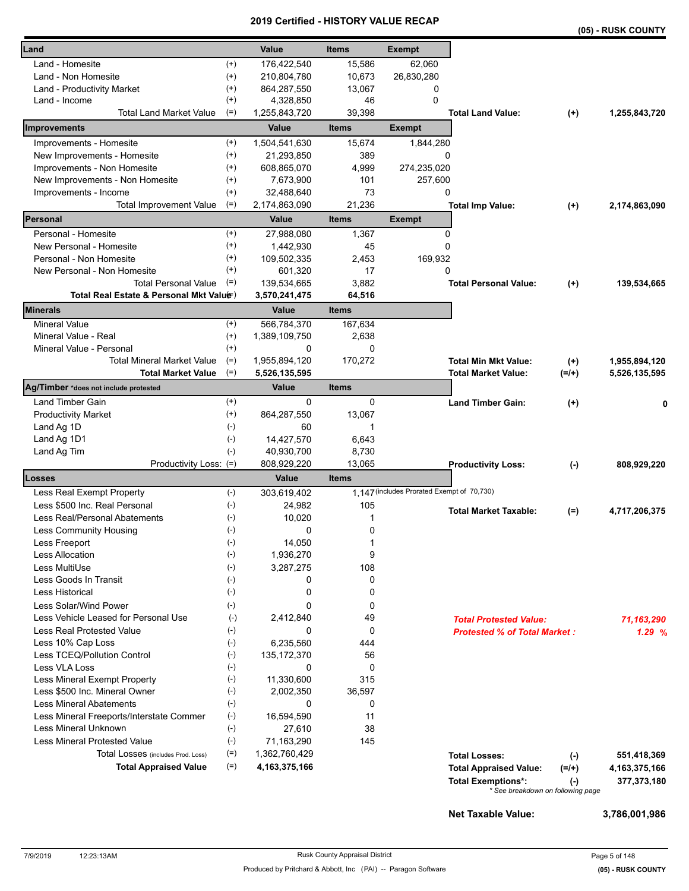# 2019 Certified - HISTORY VALUE RECAP

**(05) - RUSK COUNTY**

| Land | | Value | Items | Exempt | | | |
|---|---|---|---|---|---|---|---|
| Land - Homesite | (+) | 176,422,540 | 15,586 | 62,060 | | | |
| Land - Non Homesite | (+) | 210,804,780 | 10,673 | 26,830,280 | | | |
| Land - Productivity Market | (+) | 864,287,550 | 13,067 | 0 | | | |
| Land - Income | (+) | 4,328,850 | 46 | 0 | | | |
| Total Land Market Value | (=) | 1,255,843,720 | 39,398 | | **Total Land Value:** | **(+)** | **1,255,843,720** |
| **Improvements** | | **Value** | **Items** | **Exempt** | | | |
| Improvements - Homesite | (+) | 1,504,541,630 | 15,674 | 1,844,280 | | | |
| New Improvements - Homesite | (+) | 21,293,850 | 389 | 0 | | | |
| Improvements - Non Homesite | (+) | 608,865,070 | 4,999 | 274,235,020 | | | |
| New Improvements - Non Homesite | (+) | 7,673,900 | 101 | 257,600 | | | |
| Improvements - Income | (+) | 32,488,640 | 73 | 0 | | | |
| Total Improvement Value | (=) | 2,174,863,090 | 21,236 | | **Total Imp Value:** | **(+)** | **2,174,863,090** |
| **Personal** | | **Value** | **Items** | **Exempt** | | | |
| Personal - Homesite | (+) | 27,988,080 | 1,367 | 0 | | | |
| New Personal - Homesite | (+) | 1,442,930 | 45 | 0 | | | |
| Personal - Non Homesite | (+) | 109,502,335 | 2,453 | 169,932 | | | |
| New Personal - Non Homesite | (+) | 601,320 | 17 | 0 | | | |
| Total Personal Value | (=) | 139,534,665 | 3,882 | | **Total Personal Value:** | **(+)** | **139,534,665** |
| **Total Real Estate & Personal Mkt Value** | (=) | **3,570,241,475** | **64,516** | | | | |
| **Minerals** | | **Value** | **Items** | | | | |
| Mineral Value | (+) | 566,784,370 | 167,634 | | | | |
| Mineral Value - Real | (+) | 1,389,109,750 | 2,638 | | | | |
| Mineral Value - Personal | (+) | 0 | 0 | | | | |
| Total Mineral Market Value | (=) | 1,955,894,120 | 170,272 | | **Total Min Mkt Value:** | **(+)** | **1,955,894,120** |
| **Total Market Value** | (=) | **5,526,135,595** | | | **Total Market Value:** | **(=/+)** | **5,526,135,595** |
| **Ag/Timber** *does not include protested | | **Value** | **Items** | | | | |
| Land Timber Gain | (+) | 0 | 0 | | **Land Timber Gain:** | **(+)** | **0** |
| Productivity Market | (+) | 864,287,550 | 13,067 | | | | |
| Land Ag 1D | (-) | 60 | 1 | | | | |
| Land Ag 1D1 | (-) | 14,427,570 | 6,643 | | | | |
| Land Ag Tim | (-) | 40,930,700 | 8,730 | | | | |
| Productivity Loss: | (=) | 808,929,220 | 13,065 | | **Productivity Loss:** | **(-)** | **808,929,220** |
| **Losses** | | **Value** | **Items** | | | | |
| Less Real Exempt Property | (-) | 303,619,402 | 1,147 | (includes Prorated Exempt of 70,730) | | | |
| Less $500 Inc. Real Personal | (-) | 24,982 | 105 | | **Total Market Taxable:** | **(=)** | **4,717,206,375** |
| Less Real/Personal Abatements | (-) | 10,020 | 1 | | | | |
| Less Community Housing | (-) | 0 | 0 | | | | |
| Less Freeport | (-) | 14,050 | 1 | | | | |
| Less Allocation | (-) | 1,936,270 | 9 | | | | |
| Less MultiUse | (-) | 3,287,275 | 108 | | | | |
| Less Goods In Transit | (-) | 0 | 0 | | | | |
| Less Historical | (-) | 0 | 0 | | | | |
| Less Solar/Wind Power | (-) | 0 | 0 | | | | |
| Less Vehicle Leased for Personal Use | (-) | 2,412,840 | 49 | | ***Total Protested Value:*** | | ***71,163,290*** |
| Less Real Protested Value | (-) | 0 | 0 | | ***Protested % of Total Market :*** | | ***1.29 %*** |
| Less 10% Cap Loss | (-) | 6,235,560 | 444 | | | | |
| Less TCEQ/Pollution Control | (-) | 135,172,370 | 56 | | | | |
| Less VLA Loss | (-) | 0 | 0 | | | | |
| Less Mineral Exempt Property | (-) | 11,330,600 | 315 | | | | |
| Less $500 Inc. Mineral Owner | (-) | 2,002,350 | 36,597 | | | | |
| Less Mineral Abatements | (-) | 0 | 0 | | | | |
| Less Mineral Freeports/Interstate Commer | (-) | 16,594,590 | 11 | | | | |
| Less Mineral Unknown | (-) | 27,610 | 38 | | | | |
| Less Mineral Protested Value | (-) | 71,163,290 | 145 | | | | |
| Total Losses (includes Prod. Loss) | (=) | 1,362,760,429 | | | **Total Losses:** | **(-)** | **551,418,369** |
| **Total Appraised Value** | (=) | **4,163,375,166** | | | **Total Appraised Value:** | **(=/+)** | **4,163,375,166** |
| | | | | | **Total Exemptions*:** | **(-)** | **377,373,180** |

\* See breakdown on following page

**Net Taxable Value:** **3,786,001,986**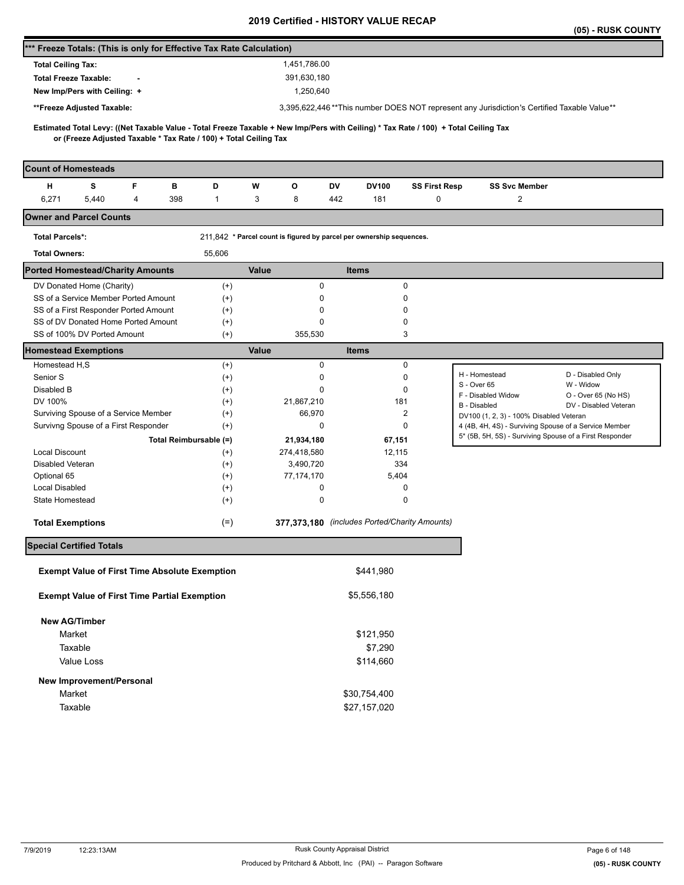# 2019 Certified - HISTORY VALUE RECAP

(05) - RUSK COUNTY

## *** Freeze Totals: (This is only for Effective Tax Rate Calculation)

| | |
|---|---|
| **Total Ceiling Tax:** | 1,451,786.00 |
| **Total Freeze Taxable:** - | 391,630,180 |
| **New Imp/Pers with Ceiling:** + | 1,250,640 |
| **\*\*Freeze Adjusted Taxable:** | 3,395,622,446 **This number DOES NOT represent any Jurisdiction's Certified Taxable Value** |

**Estimated Total Levy: ((Net Taxable Value - Total Freeze Taxable + New Imp/Pers with Ceiling) * Tax Rate / 100) + Total Ceiling Tax or (Freeze Adjusted Taxable * Tax Rate / 100) + Total Ceiling Tax**

## Count of Homesteads

| H | S | F | B | D | W | O | DV | DV100 | SS First Resp | SS Svc Member |
|---|---|---|---|---|---|---|---|---|---|---|
| 6,271 | 5,440 | 4 | 398 | 1 | 3 | 8 | 442 | 181 | 0 | 2 |

## Owner and Parcel Counts

| | |
|---|---|
| **Total Parcels*:** | 211,842 * Parcel count is figured by parcel per ownership sequences. |
| **Total Owners:** | 55,606 |

## Ported Homestead/Charity Amounts

| | | Value | Items |
|---|---|---|---|
| DV Donated Home (Charity) | (+) | 0 | 0 |
| SS of a Service Member Ported Amount | (+) | 0 | 0 |
| SS of a First Responder Ported Amount | (+) | 0 | 0 |
| SS of DV Donated Home Ported Amount | (+) | 0 | 0 |
| SS of 100% DV Ported Amount | (+) | 355,530 | 3 |

## Homestead Exemptions

| | | Value | Items |
|---|---|---|---|
| Homestead H,S | (+) | 0 | 0 |
| Senior S | (+) | 0 | 0 |
| Disabled B | (+) | 0 | 0 |
| DV 100% | (+) | 21,867,210 | 181 |
| Surviving Spouse of a Service Member | (+) | 66,970 | 2 |
| Survivng Spouse of a First Responder | (+) | 0 | 0 |
| **Total Reimbursable (=)** | | **21,934,180** | **67,151** |
| Local Discount | (+) | 274,418,580 | 12,115 |
| Disabled Veteran | (+) | 3,490,720 | 334 |
| Optional 65 | (+) | 77,174,170 | 5,404 |
| Local Disabled | (+) | 0 | 0 |
| State Homestead | (+) | 0 | 0 |
| **Total Exemptions** | (=) | **377,373,180** | *(includes Ported/Charity Amounts)* |

| | |
|---|---|
| H - Homestead | D - Disabled Only |
| S - Over 65 | W - Widow |
| F - Disabled Widow | O - Over 65 (No HS) |
| B - Disabled | DV - Disabled Veteran |
| DV100 (1, 2, 3) - 100% Disabled Veteran | |
| 4 (4B, 4H, 4S) - Surviving Spouse of a Service Member | |
| 5* (5B, 5H, 5S) - Surviving Spouse of a First Responder | |

## Special Certified Totals

| | |
|---|---|
| **Exempt Value of First Time Absolute Exemption** | $441,980 |
| **Exempt Value of First Time Partial Exemption** | $5,556,180 |
| **New AG/Timber** | |
| Market | $121,950 |
| Taxable | $7,290 |
| Value Loss | $114,660 |
| **New Improvement/Personal** | |
| Market | $30,754,400 |
| Taxable | $27,157,020 |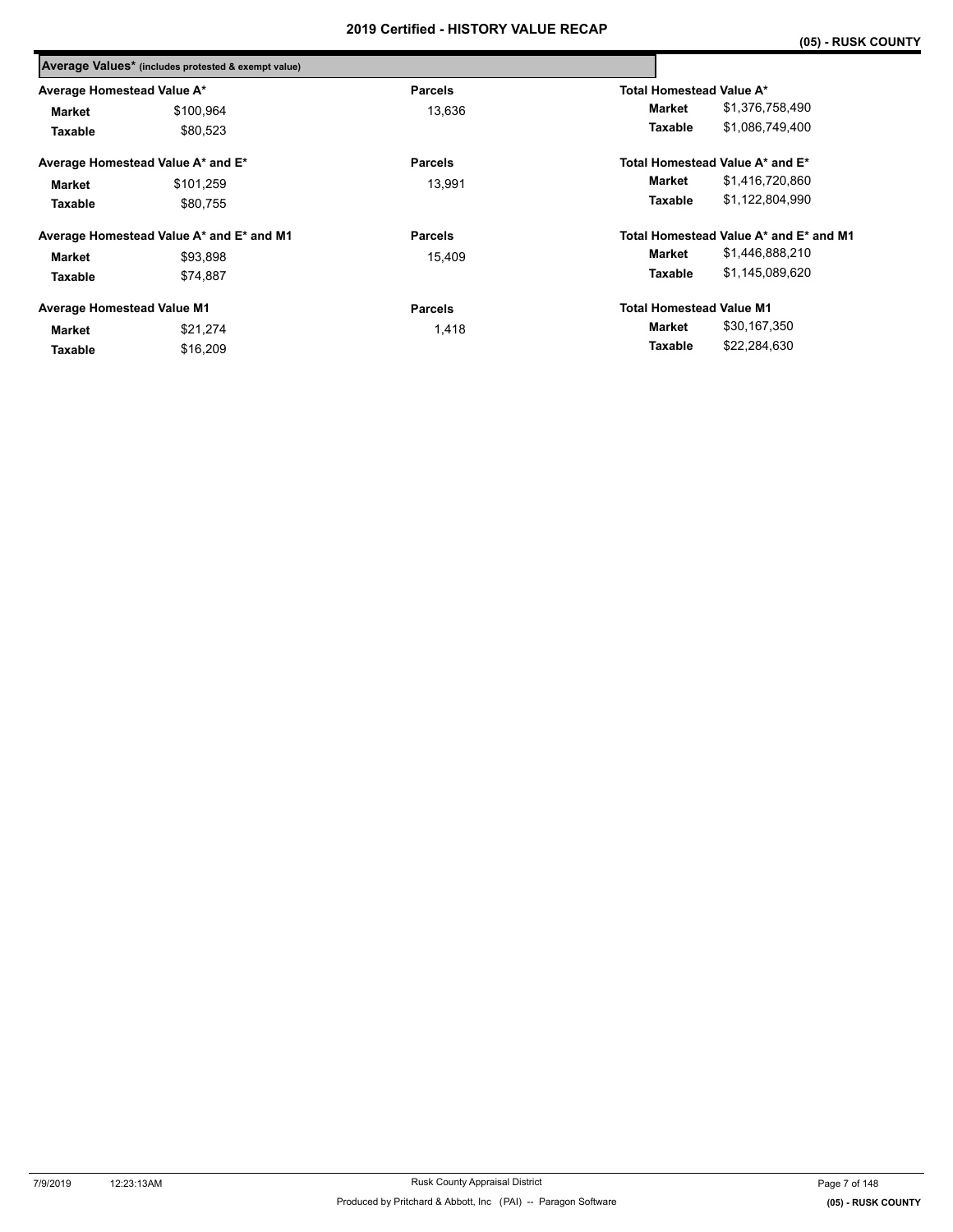## 2019 Certified - HISTORY VALUE RECAP

**(05) - RUSK COUNTY**

### Average Values* (includes protested & exempt value)

| Average Homestead Value A* | | Parcels | Total Homestead Value A* | |
|---|---|---|---|---|
| **Market** | $100,964 | 13,636 | **Market** | $1,376,758,490 |
| **Taxable** | $80,523 | | **Taxable** | $1,086,749,400 |

| Average Homestead Value A* and E* | | Parcels | Total Homestead Value A* and E* | |
|---|---|---|---|---|
| **Market** | $101,259 | 13,991 | **Market** | $1,416,720,860 |
| **Taxable** | $80,755 | | **Taxable** | $1,122,804,990 |

| Average Homestead Value A* and E* and M1 | | Parcels | Total Homestead Value A* and E* and M1 | |
|---|---|---|---|---|
| **Market** | $93,898 | 15,409 | **Market** | $1,446,888,210 |
| **Taxable** | $74,887 | | **Taxable** | $1,145,089,620 |

| Average Homestead Value M1 | | Parcels | Total Homestead Value M1 | |
|---|---|---|---|---|
| **Market** | $21,274 | 1,418 | **Market** | $30,167,350 |
| **Taxable** | $16,209 | | **Taxable** | $22,284,630 |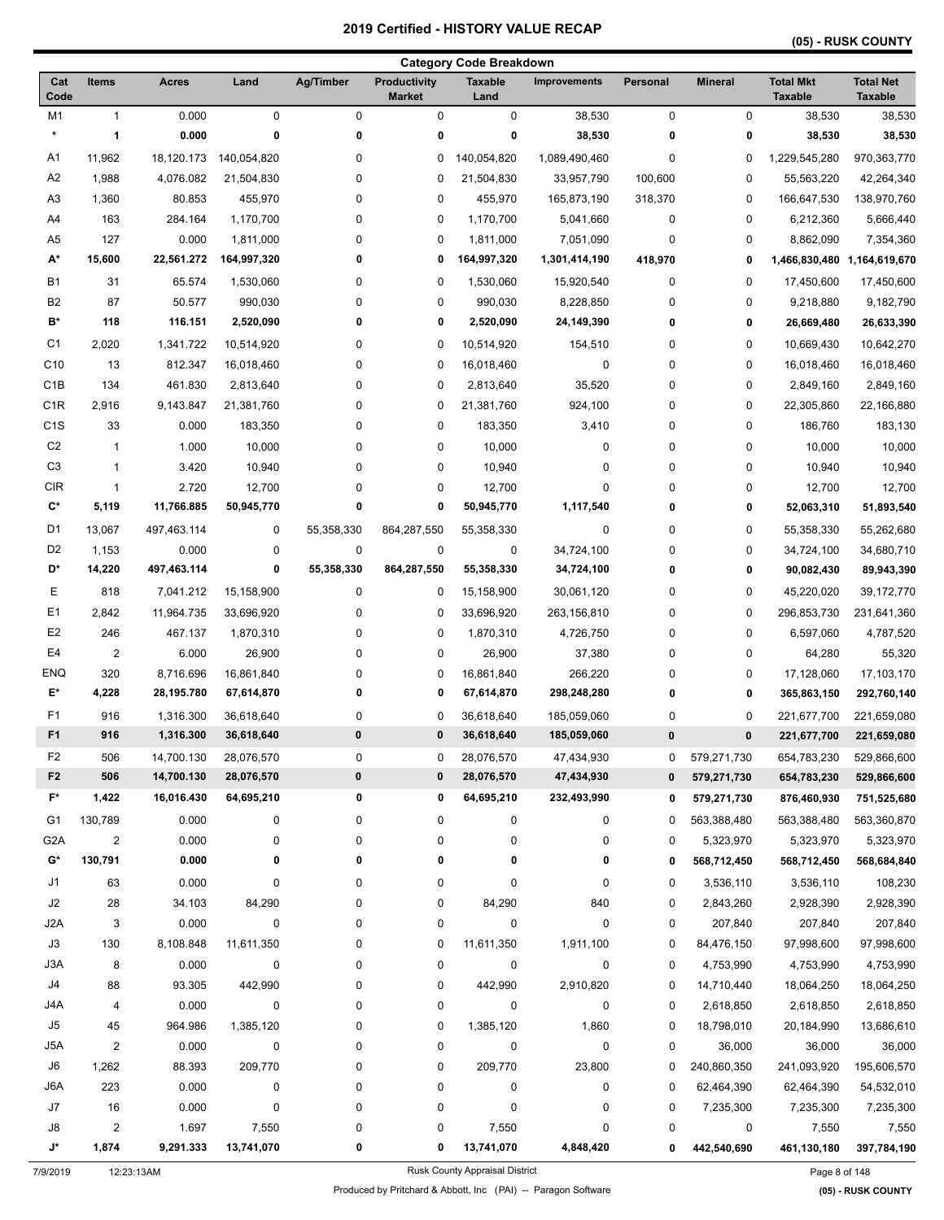# 2019 Certified - HISTORY VALUE RECAP

**(05) - RUSK COUNTY**

## Category Code Breakdown

| Cat Code | Items | Acres | Land | Ag/Timber | Productivity Market | Taxable Land | Improvements | Personal | Mineral | Total Mkt Taxable | Total Net Taxable |
|---|---|---|---|---|---|---|---|---|---|---|---|
| M1 | 1 | 0.000 | 0 | 0 | 0 | 0 | 38,530 | 0 | 0 | 38,530 | 38,530 |
| * | **1** | **0.000** | **0** | **0** | **0** | **0** | **38,530** | **0** | **0** | **38,530** | **38,530** |
| A1 | 11,962 | 18,120.173 | 140,054,820 | 0 | 0 | 140,054,820 | 1,089,490,460 | 0 | 0 | 1,229,545,280 | 970,363,770 |
| A2 | 1,988 | 4,076.082 | 21,504,830 | 0 | 0 | 21,504,830 | 33,957,790 | 100,600 | 0 | 55,563,220 | 42,264,340 |
| A3 | 1,360 | 80.853 | 455,970 | 0 | 0 | 455,970 | 165,873,190 | 318,370 | 0 | 166,647,530 | 138,970,760 |
| A4 | 163 | 284.164 | 1,170,700 | 0 | 0 | 1,170,700 | 5,041,660 | 0 | 0 | 6,212,360 | 5,666,440 |
| A5 | 127 | 0.000 | 1,811,000 | 0 | 0 | 1,811,000 | 7,051,090 | 0 | 0 | 8,862,090 | 7,354,360 |
| **A*** | **15,600** | **22,561.272** | **164,997,320** | **0** | **0** | **164,997,320** | **1,301,414,190** | **418,970** | **0** | **1,466,830,480** | **1,164,619,670** |
| B1 | 31 | 65.574 | 1,530,060 | 0 | 0 | 1,530,060 | 15,920,540 | 0 | 0 | 17,450,600 | 17,450,600 |
| B2 | 87 | 50.577 | 990,030 | 0 | 0 | 990,030 | 8,228,850 | 0 | 0 | 9,218,880 | 9,182,790 |
| **B*** | **118** | **116.151** | **2,520,090** | **0** | **0** | **2,520,090** | **24,149,390** | **0** | **0** | **26,669,480** | **26,633,390** |
| C1 | 2,020 | 1,341.722 | 10,514,920 | 0 | 0 | 10,514,920 | 154,510 | 0 | 0 | 10,669,430 | 10,642,270 |
| C10 | 13 | 812.347 | 16,018,460 | 0 | 0 | 16,018,460 | 0 | 0 | 0 | 16,018,460 | 16,018,460 |
| C1B | 134 | 461.830 | 2,813,640 | 0 | 0 | 2,813,640 | 35,520 | 0 | 0 | 2,849,160 | 2,849,160 |
| C1R | 2,916 | 9,143.847 | 21,381,760 | 0 | 0 | 21,381,760 | 924,100 | 0 | 0 | 22,305,860 | 22,166,880 |
| C1S | 33 | 0.000 | 183,350 | 0 | 0 | 183,350 | 3,410 | 0 | 0 | 186,760 | 183,130 |
| C2 | 1 | 1.000 | 10,000 | 0 | 0 | 10,000 | 0 | 0 | 0 | 10,000 | 10,000 |
| C3 | 1 | 3.420 | 10,940 | 0 | 0 | 10,940 | 0 | 0 | 0 | 10,940 | 10,940 |
| CIR | 1 | 2.720 | 12,700 | 0 | 0 | 12,700 | 0 | 0 | 0 | 12,700 | 12,700 |
| **C*** | **5,119** | **11,766.885** | **50,945,770** | **0** | **0** | **50,945,770** | **1,117,540** | **0** | **0** | **52,063,310** | **51,893,540** |
| D1 | 13,067 | 497,463.114 | 0 | 55,358,330 | 864,287,550 | 55,358,330 | 0 | 0 | 0 | 55,358,330 | 55,262,680 |
| D2 | 1,153 | 0.000 | 0 | 0 | 0 | 0 | 34,724,100 | 0 | 0 | 34,724,100 | 34,680,710 |
| **D*** | **14,220** | **497,463.114** | **0** | **55,358,330** | **864,287,550** | **55,358,330** | **34,724,100** | **0** | **0** | **90,082,430** | **89,943,390** |
| E | 818 | 7,041.212 | 15,158,900 | 0 | 0 | 15,158,900 | 30,061,120 | 0 | 0 | 45,220,020 | 39,172,770 |
| E1 | 2,842 | 11,964.735 | 33,696,920 | 0 | 0 | 33,696,920 | 263,156,810 | 0 | 0 | 296,853,730 | 231,641,360 |
| E2 | 246 | 467.137 | 1,870,310 | 0 | 0 | 1,870,310 | 4,726,750 | 0 | 0 | 6,597,060 | 4,787,520 |
| E4 | 2 | 6.000 | 26,900 | 0 | 0 | 26,900 | 37,380 | 0 | 0 | 64,280 | 55,320 |
| ENQ | 320 | 8,716.696 | 16,861,840 | 0 | 0 | 16,861,840 | 266,220 | 0 | 0 | 17,128,060 | 17,103,170 |
| **E*** | **4,228** | **28,195.780** | **67,614,870** | **0** | **0** | **67,614,870** | **298,248,280** | **0** | **0** | **365,863,150** | **292,760,140** |
| F1 | 916 | 1,316.300 | 36,618,640 | 0 | 0 | 36,618,640 | 185,059,060 | 0 | 0 | 221,677,700 | 221,659,080 |
| **F1** | **916** | **1,316.300** | **36,618,640** | **0** | **0** | **36,618,640** | **185,059,060** | **0** | **0** | **221,677,700** | **221,659,080** |
| F2 | 506 | 14,700.130 | 28,076,570 | 0 | 0 | 28,076,570 | 47,434,930 | 0 | 579,271,730 | 654,783,230 | 529,866,600 |
| **F2** | **506** | **14,700.130** | **28,076,570** | **0** | **0** | **28,076,570** | **47,434,930** | **0** | **579,271,730** | **654,783,230** | **529,866,600** |
| **F*** | **1,422** | **16,016.430** | **64,695,210** | **0** | **0** | **64,695,210** | **232,493,990** | **0** | **579,271,730** | **876,460,930** | **751,525,680** |
| G1 | 130,789 | 0.000 | 0 | 0 | 0 | 0 | 0 | 0 | 563,388,480 | 563,388,480 | 563,360,870 |
| G2A | 2 | 0.000 | 0 | 0 | 0 | 0 | 0 | 0 | 5,323,970 | 5,323,970 | 5,323,970 |
| **G*** | **130,791** | **0.000** | **0** | **0** | **0** | **0** | **0** | **0** | **568,712,450** | **568,712,450** | **568,684,840** |
| J1 | 63 | 0.000 | 0 | 0 | 0 | 0 | 0 | 0 | 3,536,110 | 3,536,110 | 108,230 |
| J2 | 28 | 34.103 | 84,290 | 0 | 0 | 84,290 | 840 | 0 | 2,843,260 | 2,928,390 | 2,928,390 |
| J2A | 3 | 0.000 | 0 | 0 | 0 | 0 | 0 | 0 | 207,840 | 207,840 | 207,840 |
| J3 | 130 | 8,108.848 | 11,611,350 | 0 | 0 | 11,611,350 | 1,911,100 | 0 | 84,476,150 | 97,998,600 | 97,998,600 |
| J3A | 8 | 0.000 | 0 | 0 | 0 | 0 | 0 | 0 | 4,753,990 | 4,753,990 | 4,753,990 |
| J4 | 88 | 93.305 | 442,990 | 0 | 0 | 442,990 | 2,910,820 | 0 | 14,710,440 | 18,064,250 | 18,064,250 |
| J4A | 4 | 0.000 | 0 | 0 | 0 | 0 | 0 | 0 | 2,618,850 | 2,618,850 | 2,618,850 |
| J5 | 45 | 964.986 | 1,385,120 | 0 | 0 | 1,385,120 | 1,860 | 0 | 18,798,010 | 20,184,990 | 13,686,610 |
| J5A | 2 | 0.000 | 0 | 0 | 0 | 0 | 0 | 0 | 36,000 | 36,000 | 36,000 |
| J6 | 1,262 | 88.393 | 209,770 | 0 | 0 | 209,770 | 23,800 | 0 | 240,860,350 | 241,093,920 | 195,606,570 |
| J6A | 223 | 0.000 | 0 | 0 | 0 | 0 | 0 | 0 | 62,464,390 | 62,464,390 | 54,532,010 |
| J7 | 16 | 0.000 | 0 | 0 | 0 | 0 | 0 | 0 | 7,235,300 | 7,235,300 | 7,235,300 |
| J8 | 2 | 1.697 | 7,550 | 0 | 0 | 7,550 | 0 | 0 | 0 | 7,550 | 7,550 |
| **J*** | **1,874** | **9,291.333** | **13,741,070** | **0** | **0** | **13,741,070** | **4,848,420** | **0** | **442,540,690** | **461,130,180** | **397,784,190** |

7/9/2019 12:23:13AM — Rusk County Appraisal District

Produced by Pritchard & Abbott, Inc (PAI) -- Paragon Software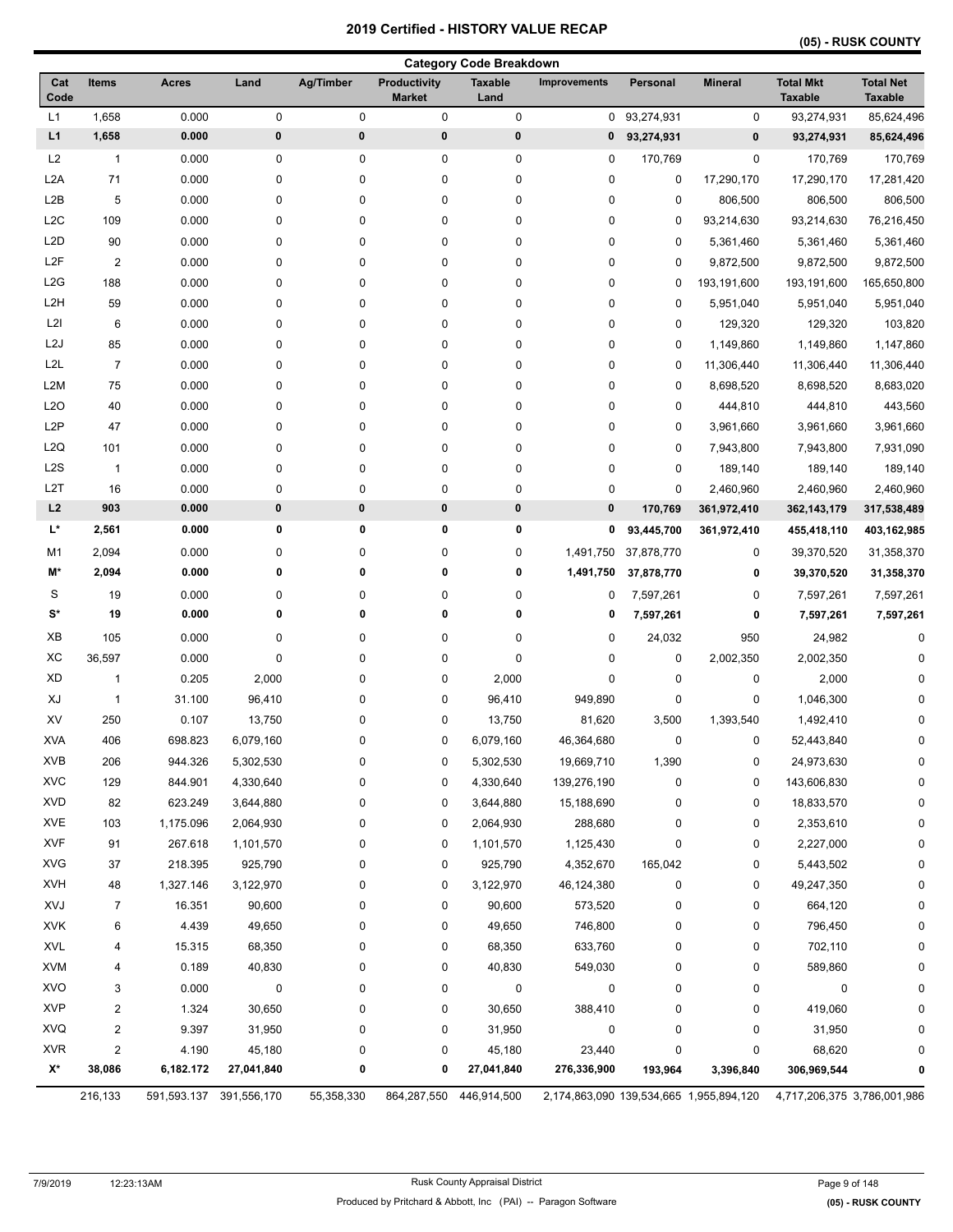# 2019 Certified - HISTORY VALUE RECAP

(05) - RUSK COUNTY

## Category Code Breakdown

| Cat Code | Items | Acres | Land | Ag/Timber | Productivity Market | Taxable Land | Improvements | Personal | Mineral | Total Mkt Taxable | Total Net Taxable |
|---|---|---|---|---|---|---|---|---|---|---|---|
| L1 | 1,658 | 0.000 | 0 | 0 | 0 | 0 | 0 | 93,274,931 | 0 | 93,274,931 | 85,624,496 |
| **L1** | **1,658** | **0.000** | **0** | **0** | **0** | **0** | **0** | **93,274,931** | **0** | **93,274,931** | **85,624,496** |
| L2 | 1 | 0.000 | 0 | 0 | 0 | 0 | 0 | 170,769 | 0 | 170,769 | 170,769 |
| L2A | 71 | 0.000 | 0 | 0 | 0 | 0 | 0 | 0 | 17,290,170 | 17,290,170 | 17,281,420 |
| L2B | 5 | 0.000 | 0 | 0 | 0 | 0 | 0 | 0 | 806,500 | 806,500 | 806,500 |
| L2C | 109 | 0.000 | 0 | 0 | 0 | 0 | 0 | 0 | 93,214,630 | 93,214,630 | 76,216,450 |
| L2D | 90 | 0.000 | 0 | 0 | 0 | 0 | 0 | 0 | 5,361,460 | 5,361,460 | 5,361,460 |
| L2F | 2 | 0.000 | 0 | 0 | 0 | 0 | 0 | 0 | 9,872,500 | 9,872,500 | 9,872,500 |
| L2G | 188 | 0.000 | 0 | 0 | 0 | 0 | 0 | 0 | 193,191,600 | 193,191,600 | 165,650,800 |
| L2H | 59 | 0.000 | 0 | 0 | 0 | 0 | 0 | 0 | 5,951,040 | 5,951,040 | 5,951,040 |
| L2I | 6 | 0.000 | 0 | 0 | 0 | 0 | 0 | 0 | 129,320 | 129,320 | 103,820 |
| L2J | 85 | 0.000 | 0 | 0 | 0 | 0 | 0 | 0 | 1,149,860 | 1,149,860 | 1,147,860 |
| L2L | 7 | 0.000 | 0 | 0 | 0 | 0 | 0 | 0 | 11,306,440 | 11,306,440 | 11,306,440 |
| L2M | 75 | 0.000 | 0 | 0 | 0 | 0 | 0 | 0 | 8,698,520 | 8,698,520 | 8,683,020 |
| L2O | 40 | 0.000 | 0 | 0 | 0 | 0 | 0 | 0 | 444,810 | 444,810 | 443,560 |
| L2P | 47 | 0.000 | 0 | 0 | 0 | 0 | 0 | 0 | 3,961,660 | 3,961,660 | 3,961,660 |
| L2Q | 101 | 0.000 | 0 | 0 | 0 | 0 | 0 | 0 | 7,943,800 | 7,943,800 | 7,931,090 |
| L2S | 1 | 0.000 | 0 | 0 | 0 | 0 | 0 | 0 | 189,140 | 189,140 | 189,140 |
| L2T | 16 | 0.000 | 0 | 0 | 0 | 0 | 0 | 0 | 2,460,960 | 2,460,960 | 2,460,960 |
| **L2** | **903** | **0.000** | **0** | **0** | **0** | **0** | **0** | **170,769** | **361,972,410** | **362,143,179** | **317,538,489** |
| **L*** | **2,561** | **0.000** | **0** | **0** | **0** | **0** | **0** | **93,445,700** | **361,972,410** | **455,418,110** | **403,162,985** |
| M1 | 2,094 | 0.000 | 0 | 0 | 0 | 0 | 1,491,750 | 37,878,770 | 0 | 39,370,520 | 31,358,370 |
| **M*** | **2,094** | **0.000** | **0** | **0** | **0** | **0** | **1,491,750** | **37,878,770** | **0** | **39,370,520** | **31,358,370** |
| S | 19 | 0.000 | 0 | 0 | 0 | 0 | 0 | 7,597,261 | 0 | 7,597,261 | 7,597,261 |
| **S*** | **19** | **0.000** | **0** | **0** | **0** | **0** | **0** | **7,597,261** | **0** | **7,597,261** | **7,597,261** |
| XB | 105 | 0.000 | 0 | 0 | 0 | 0 | 0 | 24,032 | 950 | 24,982 | 0 |
| XC | 36,597 | 0.000 | 0 | 0 | 0 | 0 | 0 | 0 | 2,002,350 | 2,002,350 | 0 |
| XD | 1 | 0.205 | 2,000 | 0 | 0 | 2,000 | 0 | 0 | 0 | 2,000 | 0 |
| XJ | 1 | 31.100 | 96,410 | 0 | 0 | 96,410 | 949,890 | 0 | 0 | 1,046,300 | 0 |
| XV | 250 | 0.107 | 13,750 | 0 | 0 | 13,750 | 81,620 | 3,500 | 1,393,540 | 1,492,410 | 0 |
| XVA | 406 | 698.823 | 6,079,160 | 0 | 0 | 6,079,160 | 46,364,680 | 0 | 0 | 52,443,840 | 0 |
| XVB | 206 | 944.326 | 5,302,530 | 0 | 0 | 5,302,530 | 19,669,710 | 1,390 | 0 | 24,973,630 | 0 |
| XVC | 129 | 844.901 | 4,330,640 | 0 | 0 | 4,330,640 | 139,276,190 | 0 | 0 | 143,606,830 | 0 |
| XVD | 82 | 623.249 | 3,644,880 | 0 | 0 | 3,644,880 | 15,188,690 | 0 | 0 | 18,833,570 | 0 |
| XVE | 103 | 1,175.096 | 2,064,930 | 0 | 0 | 2,064,930 | 288,680 | 0 | 0 | 2,353,610 | 0 |
| XVF | 91 | 267.618 | 1,101,570 | 0 | 0 | 1,101,570 | 1,125,430 | 0 | 0 | 2,227,000 | 0 |
| XVG | 37 | 218.395 | 925,790 | 0 | 0 | 925,790 | 4,352,670 | 165,042 | 0 | 5,443,502 | 0 |
| XVH | 48 | 1,327.146 | 3,122,970 | 0 | 0 | 3,122,970 | 46,124,380 | 0 | 0 | 49,247,350 | 0 |
| XVJ | 7 | 16.351 | 90,600 | 0 | 0 | 90,600 | 573,520 | 0 | 0 | 664,120 | 0 |
| XVK | 6 | 4.439 | 49,650 | 0 | 0 | 49,650 | 746,800 | 0 | 0 | 796,450 | 0 |
| XVL | 4 | 15.315 | 68,350 | 0 | 0 | 68,350 | 633,760 | 0 | 0 | 702,110 | 0 |
| XVM | 4 | 0.189 | 40,830 | 0 | 0 | 40,830 | 549,030 | 0 | 0 | 589,860 | 0 |
| XVO | 3 | 0.000 | 0 | 0 | 0 | 0 | 0 | 0 | 0 | 0 | 0 |
| XVP | 2 | 1.324 | 30,650 | 0 | 0 | 30,650 | 388,410 | 0 | 0 | 419,060 | 0 |
| XVQ | 2 | 9.397 | 31,950 | 0 | 0 | 31,950 | 0 | 0 | 0 | 31,950 | 0 |
| XVR | 2 | 4.190 | 45,180 | 0 | 0 | 45,180 | 23,440 | 0 | 0 | 68,620 | 0 |
| **X*** | **38,086** | **6,182.172** | **27,041,840** | **0** | **0** | **27,041,840** | **276,336,900** | **193,964** | **3,396,840** | **306,969,544** | **0** |
| | 216,133 | 591,593.137 | 391,556,170 | 55,358,330 | 864,287,550 | 446,914,500 | 2,174,863,090 | 139,534,665 | 1,955,894,120 | 4,717,206,375 | 3,786,001,986 |

7/9/2019 12:23:13AM Rusk County Appraisal District

Produced by Pritchard & Abbott, Inc (PAI) -- Paragon Software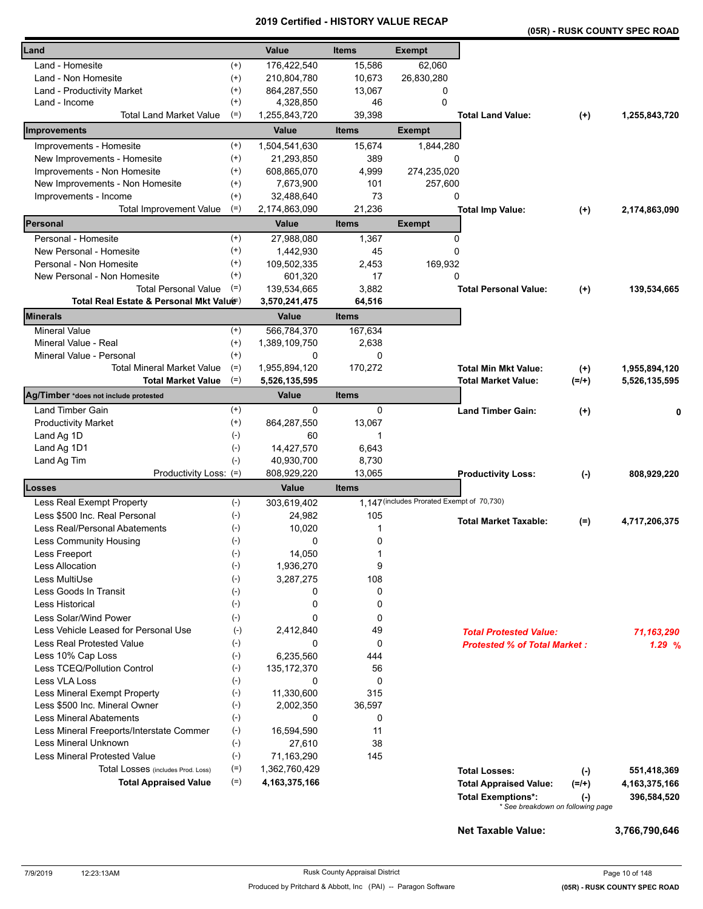# 2019 Certified - HISTORY VALUE RECAP

## (05R) - RUSK COUNTY SPEC ROAD

| Land | | Value | Items | Exempt | | | |
|---|---|---|---|---|---|---|---|
| Land - Homesite | (+) | 176,422,540 | 15,586 | 62,060 | | | |
| Land - Non Homesite | (+) | 210,804,780 | 10,673 | 26,830,280 | | | |
| Land - Productivity Market | (+) | 864,287,550 | 13,067 | 0 | | | |
| Land - Income | (+) | 4,328,850 | 46 | 0 | | | |
| Total Land Market Value | (=) | 1,255,843,720 | 39,398 | | Total Land Value: | (+) | 1,255,843,720 |

| Improvements | | Value | Items | Exempt | | | |
|---|---|---|---|---|---|---|---|
| Improvements - Homesite | (+) | 1,504,541,630 | 15,674 | 1,844,280 | | | |
| New Improvements - Homesite | (+) | 21,293,850 | 389 | 0 | | | |
| Improvements - Non Homesite | (+) | 608,865,070 | 4,999 | 274,235,020 | | | |
| New Improvements - Non Homesite | (+) | 7,673,900 | 101 | 257,600 | | | |
| Improvements - Income | (+) | 32,488,640 | 73 | 0 | | | |
| Total Improvement Value | (=) | 2,174,863,090 | 21,236 | | Total Imp Value: | (+) | 2,174,863,090 |

| Personal | | Value | Items | Exempt | | | |
|---|---|---|---|---|---|---|---|
| Personal - Homesite | (+) | 27,988,080 | 1,367 | 0 | | | |
| New Personal - Homesite | (+) | 1,442,930 | 45 | 0 | | | |
| Personal - Non Homesite | (+) | 109,502,335 | 2,453 | 169,932 | | | |
| New Personal - Non Homesite | (+) | 601,320 | 17 | 0 | | | |
| Total Personal Value | (=) | 139,534,665 | 3,882 | | Total Personal Value: | (+) | 139,534,665 |
| **Total Real Estate & Personal Mkt Value** | (=) | **3,570,241,475** | **64,516** | | | | |

| Minerals | | Value | Items | | | |
|---|---|---|---|---|---|---|
| Mineral Value | (+) | 566,784,370 | 167,634 | | | |
| Mineral Value - Real | (+) | 1,389,109,750 | 2,638 | | | |
| Mineral Value - Personal | (+) | 0 | 0 | | | |
| Total Mineral Market Value | (=) | 1,955,894,120 | 170,272 | Total Min Mkt Value: | (+) | 1,955,894,120 |
| **Total Market Value** | (=) | **5,526,135,595** | | Total Market Value: | (=/+) | 5,526,135,595 |

| Ag/Timber *does not include protested | | Value | Items | | | |
|---|---|---|---|---|---|---|
| Land Timber Gain | (+) | 0 | 0 | Land Timber Gain: | (+) | 0 |
| Productivity Market | (+) | 864,287,550 | 13,067 | | | |
| Land Ag 1D | (-) | 60 | 1 | | | |
| Land Ag 1D1 | (-) | 14,427,570 | 6,643 | | | |
| Land Ag Tim | (-) | 40,930,700 | 8,730 | | | |
| Productivity Loss: | (=) | 808,929,220 | 13,065 | Productivity Loss: | (-) | 808,929,220 |

| Losses | | Value | Items | | | |
|---|---|---|---|---|---|---|
| Less Real Exempt Property | (-) | 303,619,402 | 1,147 (includes Prorated Exempt of 70,730) | | | |
| Less $500 Inc. Real Personal | (-) | 24,982 | 105 | Total Market Taxable: | (=) | 4,717,206,375 |
| Less Real/Personal Abatements | (-) | 10,020 | 1 | | | |
| Less Community Housing | (-) | 0 | 0 | | | |
| Less Freeport | (-) | 14,050 | 1 | | | |
| Less Allocation | (-) | 1,936,270 | 9 | | | |
| Less MultiUse | (-) | 3,287,275 | 108 | | | |
| Less Goods In Transit | (-) | 0 | 0 | | | |
| Less Historical | (-) | 0 | 0 | | | |
| Less Solar/Wind Power | (-) | 0 | 0 | | | |
| Less Vehicle Leased for Personal Use | (-) | 2,412,840 | 49 | *Total Protested Value:* | | *71,163,290* |
| Less Real Protested Value | (-) | 0 | 0 | *Protested % of Total Market :* | | *1.29 %* |
| Less 10% Cap Loss | (-) | 6,235,560 | 444 | | | |
| Less TCEQ/Pollution Control | (-) | 135,172,370 | 56 | | | |
| Less VLA Loss | (-) | 0 | 0 | | | |
| Less Mineral Exempt Property | (-) | 11,330,600 | 315 | | | |
| Less $500 Inc. Mineral Owner | (-) | 2,002,350 | 36,597 | | | |
| Less Mineral Abatements | (-) | 0 | 0 | | | |
| Less Mineral Freeports/Interstate Commer | (-) | 16,594,590 | 11 | | | |
| Less Mineral Unknown | (-) | 27,610 | 38 | | | |
| Less Mineral Protested Value | (-) | 71,163,290 | 145 | | | |
| Total Losses (includes Prod. Loss) | (=) | 1,362,760,429 | | Total Losses: | (-) | 551,418,369 |
| **Total Appraised Value** | (=) | **4,163,375,166** | | Total Appraised Value: | (=/+) | 4,163,375,166 |
| | | | | Total Exemptions*: | (-) | 396,584,520 |

\* See breakdown on following page

**Net Taxable Value: 3,766,790,646**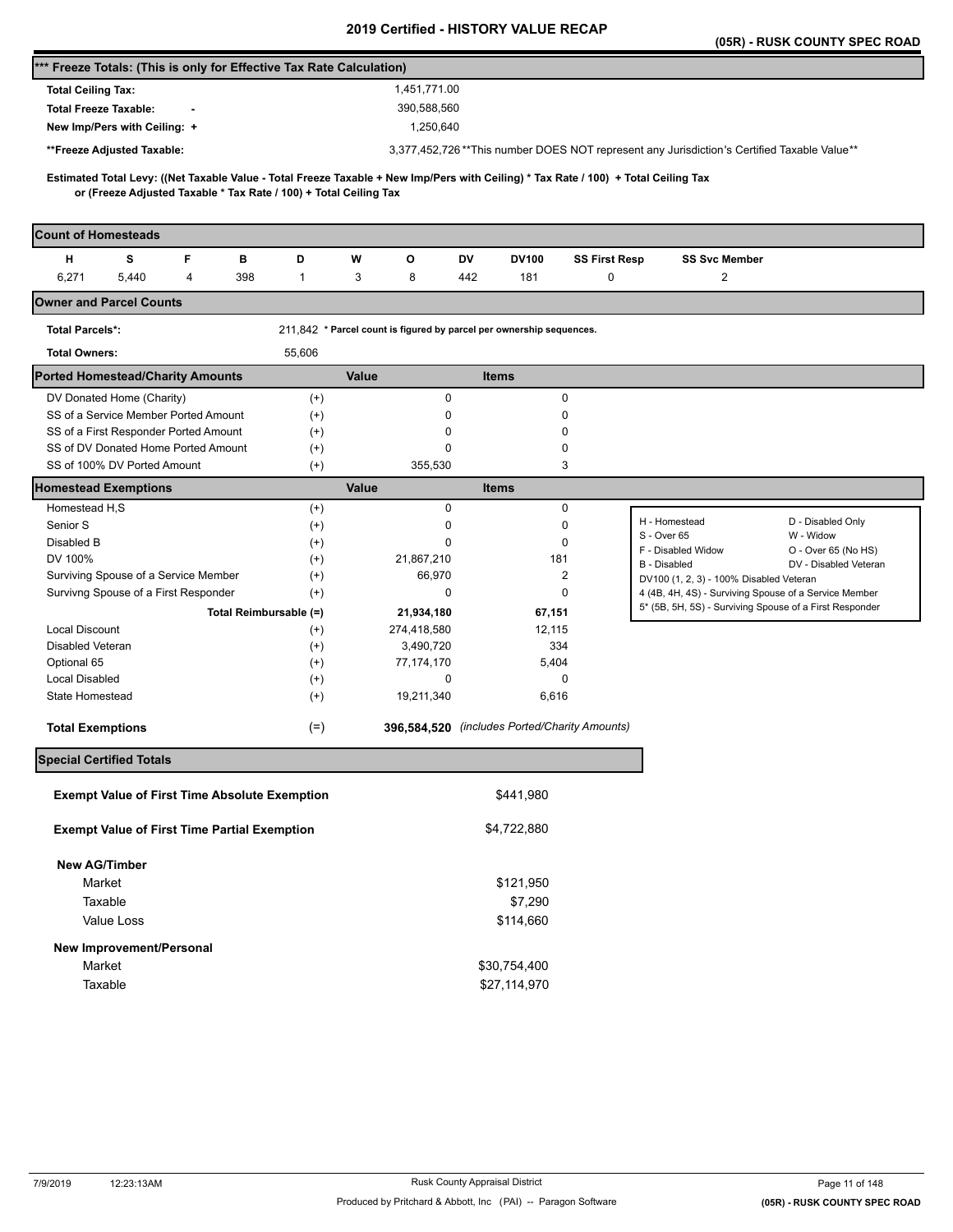# 2019 Certified - HISTORY VALUE RECAP

**(05R) - RUSK COUNTY SPEC ROAD**

## *** Freeze Totals: (This is only for Effective Tax Rate Calculation)

| | |
|---|---|
| **Total Ceiling Tax:** | 1,451,771.00 |
| **Total Freeze Taxable: -** | 390,588,560 |
| **New Imp/Pers with Ceiling: +** | 1,250,640 |
| **Freeze Adjusted Taxable: | 3,377,452,726 **This number DOES NOT represent any Jurisdiction's Certified Taxable Value** |

**Estimated Total Levy: ((Net Taxable Value - Total Freeze Taxable + New Imp/Pers with Ceiling) * Tax Rate / 100) + Total Ceiling Tax or (Freeze Adjusted Taxable * Tax Rate / 100) + Total Ceiling Tax**

## Count of Homesteads

| H | S | F | B | D | W | O | DV | DV100 | SS First Resp | SS Svc Member |
|---|---|---|---|---|---|---|---|---|---|---|
| 6,271 | 5,440 | 4 | 398 | 1 | 3 | 8 | 442 | 181 | 0 | 2 |

## Owner and Parcel Counts

| | |
|---|---|
| **Total Parcels*:** | 211,842 * Parcel count is figured by parcel per ownership sequences. |
| **Total Owners:** | 55,606 |

## Ported Homestead/Charity Amounts

| | | Value | Items |
|---|---|---|---|
| DV Donated Home (Charity) | (+) | 0 | 0 |
| SS of a Service Member Ported Amount | (+) | 0 | 0 |
| SS of a First Responder Ported Amount | (+) | 0 | 0 |
| SS of DV Donated Home Ported Amount | (+) | 0 | 0 |
| SS of 100% DV Ported Amount | (+) | 355,530 | 3 |

## Homestead Exemptions

| | | Value | Items |
|---|---|---|---|
| Homestead H,S | (+) | 0 | 0 |
| Senior S | (+) | 0 | 0 |
| Disabled B | (+) | 0 | 0 |
| DV 100% | (+) | 21,867,210 | 181 |
| Surviving Spouse of a Service Member | (+) | 66,970 | 2 |
| Survivng Spouse of a First Responder | (+) | 0 | 0 |
| **Total Reimbursable (=)** | | **21,934,180** | **67,151** |
| Local Discount | (+) | 274,418,580 | 12,115 |
| Disabled Veteran | (+) | 3,490,720 | 334 |
| Optional 65 | (+) | 77,174,170 | 5,404 |
| Local Disabled | (+) | 0 | 0 |
| State Homestead | (+) | 19,211,340 | 6,616 |
| **Total Exemptions** | (=) | **396,584,520** | *(includes Ported/Charity Amounts)* |

| | |
|---|---|
| H - Homestead | D - Disabled Only |
| S - Over 65 | W - Widow |
| F - Disabled Widow | O - Over 65 (No HS) |
| B - Disabled | DV - Disabled Veteran |
| DV100 (1, 2, 3) - 100% Disabled Veteran | |
| 4 (4B, 4H, 4S) - Surviving Spouse of a Service Member | |
| 5* (5B, 5H, 5S) - Surviving Spouse of a First Responder | |

## Special Certified Totals

| | |
|---|---|
| **Exempt Value of First Time Absolute Exemption** | $441,980 |
| **Exempt Value of First Time Partial Exemption** | $4,722,880 |
| **New AG/Timber** | |
| Market | $121,950 |
| Taxable | $7,290 |
| Value Loss | $114,660 |
| **New Improvement/Personal** | |
| Market | $30,754,400 |
| Taxable | $27,114,970 |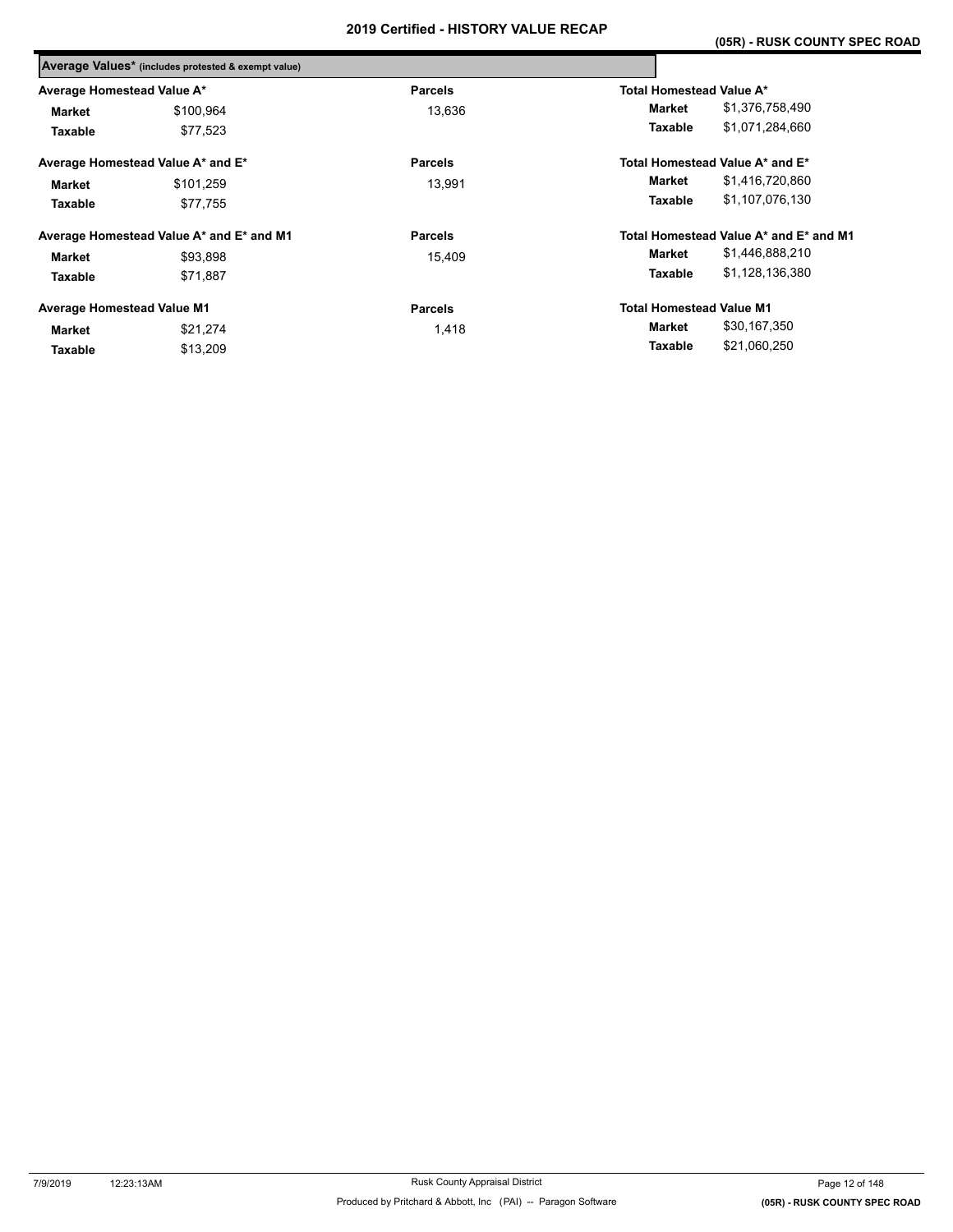## Average Values* (includes protested & exempt value)

| Average Homestead Value A* | | Parcels | Total Homestead Value A* | |
|---|---|---|---|---|
| Market | $100,964 | 13,636 | Market | $1,376,758,490 |
| Taxable | $77,523 | | Taxable | $1,071,284,660 |

| Average Homestead Value A* and E* | | Parcels | Total Homestead Value A* and E* | |
|---|---|---|---|---|
| Market | $101,259 | 13,991 | Market | $1,416,720,860 |
| Taxable | $77,755 | | Taxable | $1,107,076,130 |

| Average Homestead Value A* and E* and M1 | | Parcels | Total Homestead Value A* and E* and M1 | |
|---|---|---|---|---|
| Market | $93,898 | 15,409 | Market | $1,446,888,210 |
| Taxable | $71,887 | | Taxable | $1,128,136,380 |

| Average Homestead Value M1 | | Parcels | Total Homestead Value M1 | |
|---|---|---|---|---|
| Market | $21,274 | 1,418 | Market | $30,167,350 |
| Taxable | $13,209 | | Taxable | $21,060,250 |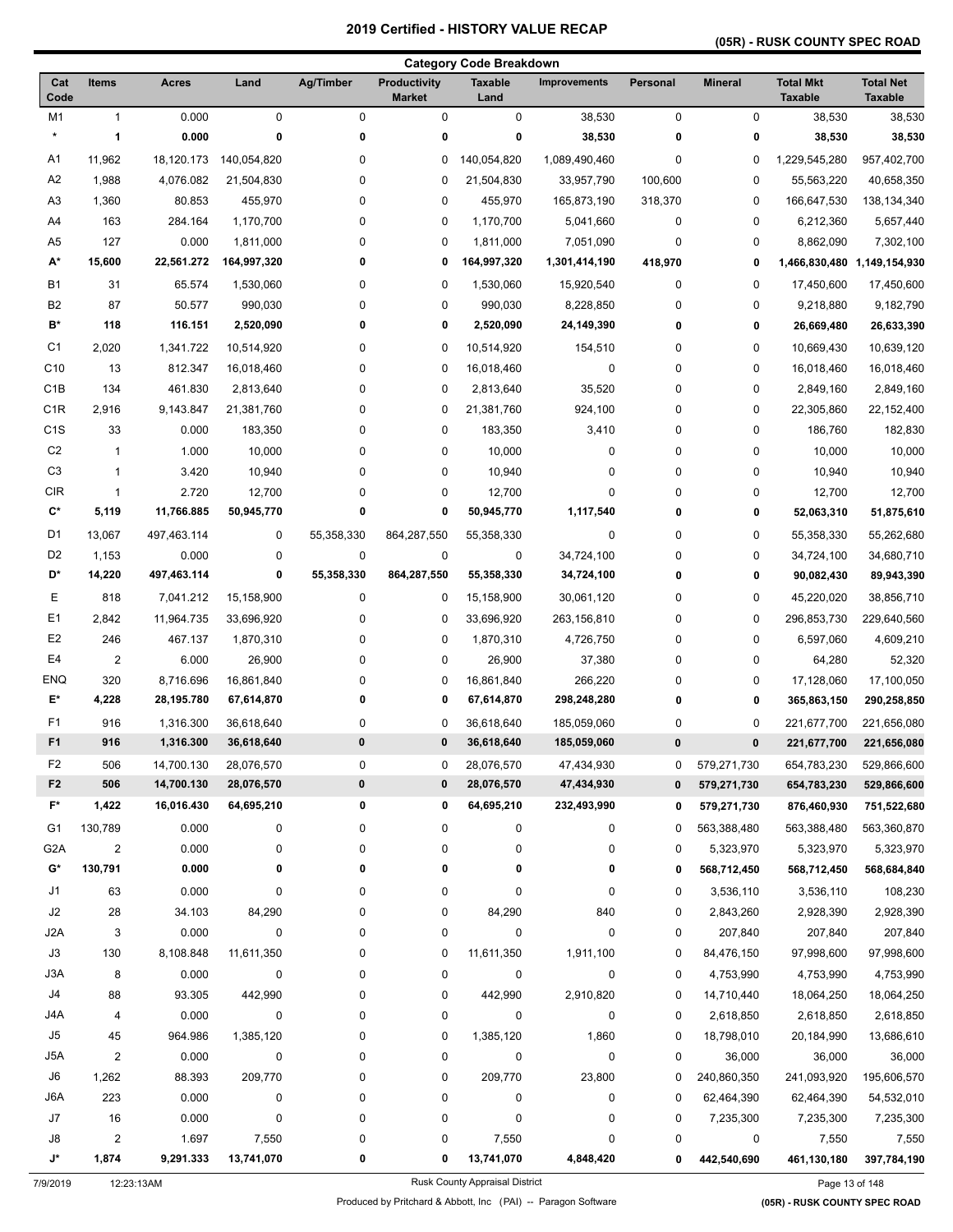# 2019 Certified - HISTORY VALUE RECAP

**(05R) - RUSK COUNTY SPEC ROAD**

## Category Code Breakdown

| Cat Code | Items | Acres | Land | Ag/Timber | Productivity Market | Taxable Land | Improvements | Personal | Mineral | Total Mkt Taxable | Total Net Taxable |
|---|---|---|---|---|---|---|---|---|---|---|---|
| M1 | 1 | 0.000 | 0 | 0 | 0 | 0 | 38,530 | 0 | 0 | 38,530 | 38,530 |
| **\*** | **1** | **0.000** | **0** | **0** | **0** | **0** | **38,530** | **0** | **0** | **38,530** | **38,530** |
| A1 | 11,962 | 18,120.173 | 140,054,820 | 0 | 0 | 140,054,820 | 1,089,490,460 | 0 | 0 | 1,229,545,280 | 957,402,700 |
| A2 | 1,988 | 4,076.082 | 21,504,830 | 0 | 0 | 21,504,830 | 33,957,790 | 100,600 | 0 | 55,563,220 | 40,658,350 |
| A3 | 1,360 | 80.853 | 455,970 | 0 | 0 | 455,970 | 165,873,190 | 318,370 | 0 | 166,647,530 | 138,134,340 |
| A4 | 163 | 284.164 | 1,170,700 | 0 | 0 | 1,170,700 | 5,041,660 | 0 | 0 | 6,212,360 | 5,657,440 |
| A5 | 127 | 0.000 | 1,811,000 | 0 | 0 | 1,811,000 | 7,051,090 | 0 | 0 | 8,862,090 | 7,302,100 |
| **A\*** | **15,600** | **22,561.272** | **164,997,320** | **0** | **0** | **164,997,320** | **1,301,414,190** | **418,970** | **0** | **1,466,830,480** | **1,149,154,930** |
| B1 | 31 | 65.574 | 1,530,060 | 0 | 0 | 1,530,060 | 15,920,540 | 0 | 0 | 17,450,600 | 17,450,600 |
| B2 | 87 | 50.577 | 990,030 | 0 | 0 | 990,030 | 8,228,850 | 0 | 0 | 9,218,880 | 9,182,790 |
| **B\*** | **118** | **116.151** | **2,520,090** | **0** | **0** | **2,520,090** | **24,149,390** | **0** | **0** | **26,669,480** | **26,633,390** |
| C1 | 2,020 | 1,341.722 | 10,514,920 | 0 | 0 | 10,514,920 | 154,510 | 0 | 0 | 10,669,430 | 10,639,120 |
| C10 | 13 | 812.347 | 16,018,460 | 0 | 0 | 16,018,460 | 0 | 0 | 0 | 16,018,460 | 16,018,460 |
| C1B | 134 | 461.830 | 2,813,640 | 0 | 0 | 2,813,640 | 35,520 | 0 | 0 | 2,849,160 | 2,849,160 |
| C1R | 2,916 | 9,143.847 | 21,381,760 | 0 | 0 | 21,381,760 | 924,100 | 0 | 0 | 22,305,860 | 22,152,400 |
| C1S | 33 | 0.000 | 183,350 | 0 | 0 | 183,350 | 3,410 | 0 | 0 | 186,760 | 182,830 |
| C2 | 1 | 1.000 | 10,000 | 0 | 0 | 10,000 | 0 | 0 | 0 | 10,000 | 10,000 |
| C3 | 1 | 3.420 | 10,940 | 0 | 0 | 10,940 | 0 | 0 | 0 | 10,940 | 10,940 |
| CIR | 1 | 2.720 | 12,700 | 0 | 0 | 12,700 | 0 | 0 | 0 | 12,700 | 12,700 |
| **C\*** | **5,119** | **11,766.885** | **50,945,770** | **0** | **0** | **50,945,770** | **1,117,540** | **0** | **0** | **52,063,310** | **51,875,610** |
| D1 | 13,067 | 497,463.114 | 0 | 55,358,330 | 864,287,550 | 55,358,330 | 0 | 0 | 0 | 55,358,330 | 55,262,680 |
| D2 | 1,153 | 0.000 | 0 | 0 | 0 | 0 | 34,724,100 | 0 | 0 | 34,724,100 | 34,680,710 |
| **D\*** | **14,220** | **497,463.114** | **0** | **55,358,330** | **864,287,550** | **55,358,330** | **34,724,100** | **0** | **0** | **90,082,430** | **89,943,390** |
| E | 818 | 7,041.212 | 15,158,900 | 0 | 0 | 15,158,900 | 30,061,120 | 0 | 0 | 45,220,020 | 38,856,710 |
| E1 | 2,842 | 11,964.735 | 33,696,920 | 0 | 0 | 33,696,920 | 263,156,810 | 0 | 0 | 296,853,730 | 229,640,560 |
| E2 | 246 | 467.137 | 1,870,310 | 0 | 0 | 1,870,310 | 4,726,750 | 0 | 0 | 6,597,060 | 4,609,210 |
| E4 | 2 | 6.000 | 26,900 | 0 | 0 | 26,900 | 37,380 | 0 | 0 | 64,280 | 52,320 |
| ENQ | 320 | 8,716.696 | 16,861,840 | 0 | 0 | 16,861,840 | 266,220 | 0 | 0 | 17,128,060 | 17,100,050 |
| **E\*** | **4,228** | **28,195.780** | **67,614,870** | **0** | **0** | **67,614,870** | **298,248,280** | **0** | **0** | **365,863,150** | **290,258,850** |
| F1 | 916 | 1,316.300 | 36,618,640 | 0 | 0 | 36,618,640 | 185,059,060 | 0 | 0 | 221,677,700 | 221,656,080 |
| **F1** | **916** | **1,316.300** | **36,618,640** | **0** | **0** | **36,618,640** | **185,059,060** | **0** | **0** | **221,677,700** | **221,656,080** |
| F2 | 506 | 14,700.130 | 28,076,570 | 0 | 0 | 28,076,570 | 47,434,930 | 0 | 579,271,730 | 654,783,230 | 529,866,600 |
| **F2** | **506** | **14,700.130** | **28,076,570** | **0** | **0** | **28,076,570** | **47,434,930** | **0** | **579,271,730** | **654,783,230** | **529,866,600** |
| **F\*** | **1,422** | **16,016.430** | **64,695,210** | **0** | **0** | **64,695,210** | **232,493,990** | **0** | **579,271,730** | **876,460,930** | **751,522,680** |
| G1 | 130,789 | 0.000 | 0 | 0 | 0 | 0 | 0 | 0 | 563,388,480 | 563,388,480 | 563,360,870 |
| G2A | 2 | 0.000 | 0 | 0 | 0 | 0 | 0 | 0 | 5,323,970 | 5,323,970 | 5,323,970 |
| **G\*** | **130,791** | **0.000** | **0** | **0** | **0** | **0** | **0** | **0** | **568,712,450** | **568,712,450** | **568,684,840** |
| J1 | 63 | 0.000 | 0 | 0 | 0 | 0 | 0 | 0 | 3,536,110 | 3,536,110 | 108,230 |
| J2 | 28 | 34.103 | 84,290 | 0 | 0 | 84,290 | 840 | 0 | 2,843,260 | 2,928,390 | 2,928,390 |
| J2A | 3 | 0.000 | 0 | 0 | 0 | 0 | 0 | 0 | 207,840 | 207,840 | 207,840 |
| J3 | 130 | 8,108.848 | 11,611,350 | 0 | 0 | 11,611,350 | 1,911,100 | 0 | 84,476,150 | 97,998,600 | 97,998,600 |
| J3A | 8 | 0.000 | 0 | 0 | 0 | 0 | 0 | 0 | 4,753,990 | 4,753,990 | 4,753,990 |
| J4 | 88 | 93.305 | 442,990 | 0 | 0 | 442,990 | 2,910,820 | 0 | 14,710,440 | 18,064,250 | 18,064,250 |
| J4A | 4 | 0.000 | 0 | 0 | 0 | 0 | 0 | 0 | 2,618,850 | 2,618,850 | 2,618,850 |
| J5 | 45 | 964.986 | 1,385,120 | 0 | 0 | 1,385,120 | 1,860 | 0 | 18,798,010 | 20,184,990 | 13,686,610 |
| J5A | 2 | 0.000 | 0 | 0 | 0 | 0 | 0 | 0 | 36,000 | 36,000 | 36,000 |
| J6 | 1,262 | 88.393 | 209,770 | 0 | 0 | 209,770 | 23,800 | 0 | 240,860,350 | 241,093,920 | 195,606,570 |
| J6A | 223 | 0.000 | 0 | 0 | 0 | 0 | 0 | 0 | 62,464,390 | 62,464,390 | 54,532,010 |
| J7 | 16 | 0.000 | 0 | 0 | 0 | 0 | 0 | 0 | 7,235,300 | 7,235,300 | 7,235,300 |
| J8 | 2 | 1.697 | 7,550 | 0 | 0 | 7,550 | 0 | 0 | 0 | 7,550 | 7,550 |
| **J\*** | **1,874** | **9,291.333** | **13,741,070** | **0** | **0** | **13,741,070** | **4,848,420** | **0** | **442,540,690** | **461,130,180** | **397,784,190** |

7/9/2019 12:23:13AM — Rusk County Appraisal District

Produced by Pritchard & Abbott, Inc (PAI) -- Paragon Software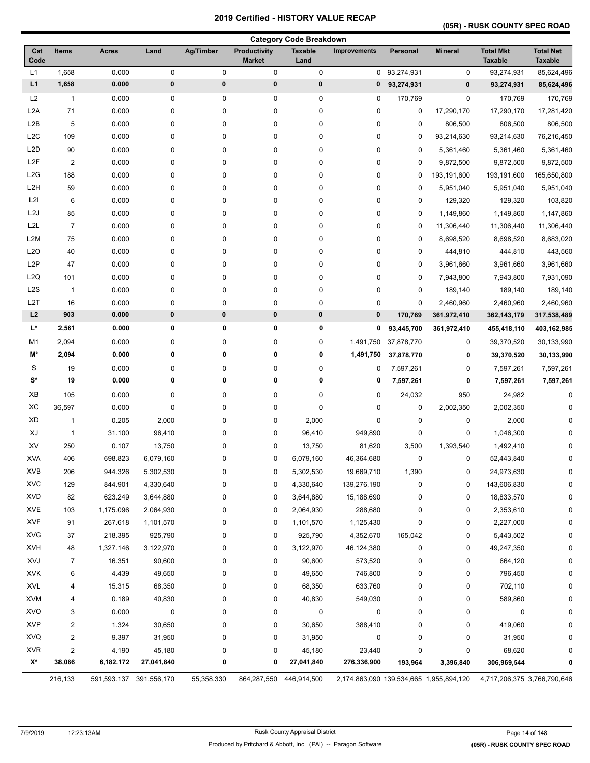# 2019 Certified - HISTORY VALUE RECAP

**(05R) - RUSK COUNTY SPEC ROAD**

## Category Code Breakdown

| Cat Code | Items | Acres | Land | Ag/Timber | Productivity Market | Taxable Land | Improvements | Personal | Mineral | Total Mkt Taxable | Total Net Taxable |
|---|---|---|---|---|---|---|---|---|---|---|---|
| L1 | 1,658 | 0.000 | 0 | 0 | 0 | 0 | 0 | 93,274,931 | 0 | 93,274,931 | 85,624,496 |
| **L1** | **1,658** | **0.000** | **0** | **0** | **0** | **0** | **0** | **93,274,931** | **0** | **93,274,931** | **85,624,496** |
| L2 | 1 | 0.000 | 0 | 0 | 0 | 0 | 0 | 170,769 | 0 | 170,769 | 170,769 |
| L2A | 71 | 0.000 | 0 | 0 | 0 | 0 | 0 | 0 | 17,290,170 | 17,290,170 | 17,281,420 |
| L2B | 5 | 0.000 | 0 | 0 | 0 | 0 | 0 | 0 | 806,500 | 806,500 | 806,500 |
| L2C | 109 | 0.000 | 0 | 0 | 0 | 0 | 0 | 0 | 93,214,630 | 93,214,630 | 76,216,450 |
| L2D | 90 | 0.000 | 0 | 0 | 0 | 0 | 0 | 0 | 5,361,460 | 5,361,460 | 5,361,460 |
| L2F | 2 | 0.000 | 0 | 0 | 0 | 0 | 0 | 0 | 9,872,500 | 9,872,500 | 9,872,500 |
| L2G | 188 | 0.000 | 0 | 0 | 0 | 0 | 0 | 0 | 193,191,600 | 193,191,600 | 165,650,800 |
| L2H | 59 | 0.000 | 0 | 0 | 0 | 0 | 0 | 0 | 5,951,040 | 5,951,040 | 5,951,040 |
| L2I | 6 | 0.000 | 0 | 0 | 0 | 0 | 0 | 0 | 129,320 | 129,320 | 103,820 |
| L2J | 85 | 0.000 | 0 | 0 | 0 | 0 | 0 | 0 | 1,149,860 | 1,149,860 | 1,147,860 |
| L2L | 7 | 0.000 | 0 | 0 | 0 | 0 | 0 | 0 | 11,306,440 | 11,306,440 | 11,306,440 |
| L2M | 75 | 0.000 | 0 | 0 | 0 | 0 | 0 | 0 | 8,698,520 | 8,698,520 | 8,683,020 |
| L2O | 40 | 0.000 | 0 | 0 | 0 | 0 | 0 | 0 | 444,810 | 444,810 | 443,560 |
| L2P | 47 | 0.000 | 0 | 0 | 0 | 0 | 0 | 0 | 3,961,660 | 3,961,660 | 3,961,660 |
| L2Q | 101 | 0.000 | 0 | 0 | 0 | 0 | 0 | 0 | 7,943,800 | 7,943,800 | 7,931,090 |
| L2S | 1 | 0.000 | 0 | 0 | 0 | 0 | 0 | 0 | 189,140 | 189,140 | 189,140 |
| L2T | 16 | 0.000 | 0 | 0 | 0 | 0 | 0 | 0 | 2,460,960 | 2,460,960 | 2,460,960 |
| **L2** | **903** | **0.000** | **0** | **0** | **0** | **0** | **0** | **170,769** | **361,972,410** | **362,143,179** | **317,538,489** |
| **L*** | **2,561** | **0.000** | **0** | **0** | **0** | **0** | **0** | **93,445,700** | **361,972,410** | **455,418,110** | **403,162,985** |
| M1 | 2,094 | 0.000 | 0 | 0 | 0 | 0 | 1,491,750 | 37,878,770 | 0 | 39,370,520 | 30,133,990 |
| **M*** | **2,094** | **0.000** | **0** | **0** | **0** | **0** | **1,491,750** | **37,878,770** | **0** | **39,370,520** | **30,133,990** |
| S | 19 | 0.000 | 0 | 0 | 0 | 0 | 0 | 7,597,261 | 0 | 7,597,261 | 7,597,261 |
| **S*** | **19** | **0.000** | **0** | **0** | **0** | **0** | **0** | **7,597,261** | **0** | **7,597,261** | **7,597,261** |
| XB | 105 | 0.000 | 0 | 0 | 0 | 0 | 0 | 24,032 | 950 | 24,982 | 0 |
| XC | 36,597 | 0.000 | 0 | 0 | 0 | 0 | 0 | 0 | 2,002,350 | 2,002,350 | 0 |
| XD | 1 | 0.205 | 2,000 | 0 | 0 | 2,000 | 0 | 0 | 0 | 2,000 | 0 |
| XJ | 1 | 31.100 | 96,410 | 0 | 0 | 96,410 | 949,890 | 0 | 0 | 1,046,300 | 0 |
| XV | 250 | 0.107 | 13,750 | 0 | 0 | 13,750 | 81,620 | 3,500 | 1,393,540 | 1,492,410 | 0 |
| XVA | 406 | 698.823 | 6,079,160 | 0 | 0 | 6,079,160 | 46,364,680 | 0 | 0 | 52,443,840 | 0 |
| XVB | 206 | 944.326 | 5,302,530 | 0 | 0 | 5,302,530 | 19,669,710 | 1,390 | 0 | 24,973,630 | 0 |
| XVC | 129 | 844.901 | 4,330,640 | 0 | 0 | 4,330,640 | 139,276,190 | 0 | 0 | 143,606,830 | 0 |
| XVD | 82 | 623.249 | 3,644,880 | 0 | 0 | 3,644,880 | 15,188,690 | 0 | 0 | 18,833,570 | 0 |
| XVE | 103 | 1,175.096 | 2,064,930 | 0 | 0 | 2,064,930 | 288,680 | 0 | 0 | 2,353,610 | 0 |
| XVF | 91 | 267.618 | 1,101,570 | 0 | 0 | 1,101,570 | 1,125,430 | 0 | 0 | 2,227,000 | 0 |
| XVG | 37 | 218.395 | 925,790 | 0 | 0 | 925,790 | 4,352,670 | 165,042 | 0 | 5,443,502 | 0 |
| XVH | 48 | 1,327.146 | 3,122,970 | 0 | 0 | 3,122,970 | 46,124,380 | 0 | 0 | 49,247,350 | 0 |
| XVJ | 7 | 16.351 | 90,600 | 0 | 0 | 90,600 | 573,520 | 0 | 0 | 664,120 | 0 |
| XVK | 6 | 4.439 | 49,650 | 0 | 0 | 49,650 | 746,800 | 0 | 0 | 796,450 | 0 |
| XVL | 4 | 15.315 | 68,350 | 0 | 0 | 68,350 | 633,760 | 0 | 0 | 702,110 | 0 |
| XVM | 4 | 0.189 | 40,830 | 0 | 0 | 40,830 | 549,030 | 0 | 0 | 589,860 | 0 |
| XVO | 3 | 0.000 | 0 | 0 | 0 | 0 | 0 | 0 | 0 | 0 | 0 |
| XVP | 2 | 1.324 | 30,650 | 0 | 0 | 30,650 | 388,410 | 0 | 0 | 419,060 | 0 |
| XVQ | 2 | 9.397 | 31,950 | 0 | 0 | 31,950 | 0 | 0 | 0 | 31,950 | 0 |
| XVR | 2 | 4.190 | 45,180 | 0 | 0 | 45,180 | 23,440 | 0 | 0 | 68,620 | 0 |
| **X*** | **38,086** | **6,182.172** | **27,041,840** | **0** | **0** | **27,041,840** | **276,336,900** | **193,964** | **3,396,840** | **306,969,544** | **0** |
| | 216,133 | 591,593.137 | 391,556,170 | 55,358,330 | 864,287,550 | 446,914,500 | 2,174,863,090 | 139,534,665 | 1,955,894,120 | 4,717,206,375 | 3,766,790,646 |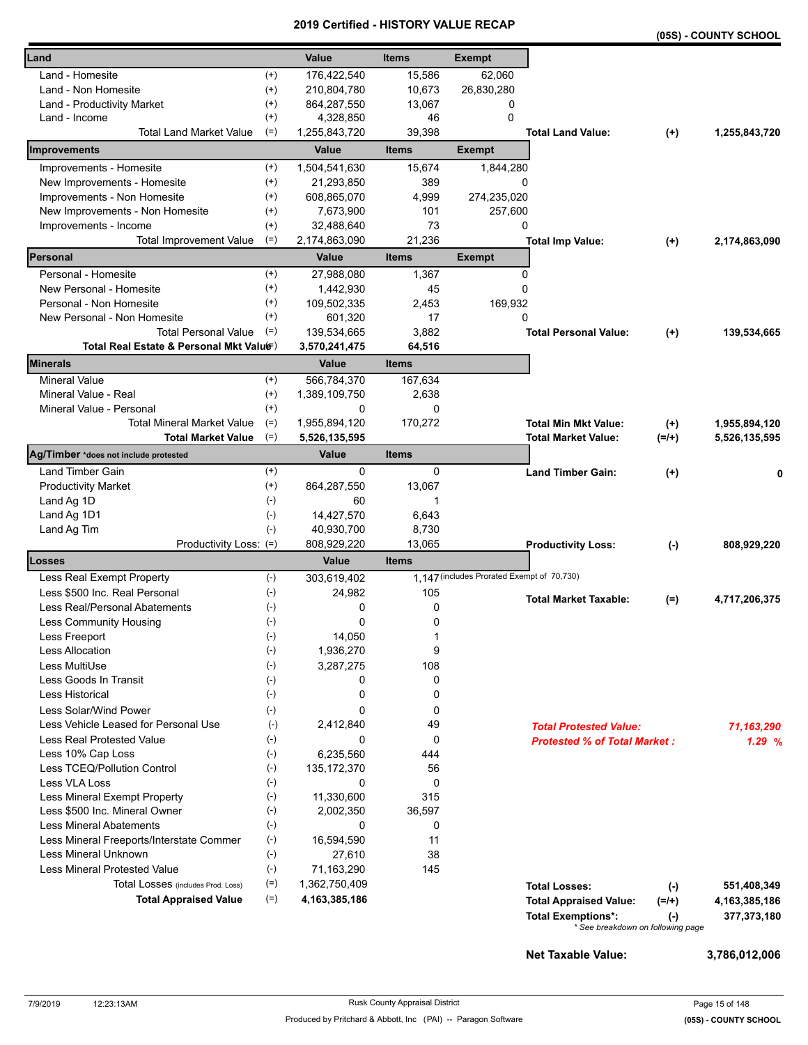# 2019 Certified - HISTORY VALUE RECAP

**(05S) - COUNTY SCHOOL**

| Land | | Value | Items | Exempt | | | |
|---|---|---|---|---|---|---|---|
| Land - Homesite | (+) | 176,422,540 | 15,586 | 62,060 | | | |
| Land - Non Homesite | (+) | 210,804,780 | 10,673 | 26,830,280 | | | |
| Land - Productivity Market | (+) | 864,287,550 | 13,067 | 0 | | | |
| Land - Income | (+) | 4,328,850 | 46 | 0 | | | |
| Total Land Market Value | (=) | 1,255,843,720 | 39,398 | | **Total Land Value:** | **(+)** | **1,255,843,720** |

| Improvements | | Value | Items | Exempt | | | |
|---|---|---|---|---|---|---|---|
| Improvements - Homesite | (+) | 1,504,541,630 | 15,674 | 1,844,280 | | | |
| New Improvements - Homesite | (+) | 21,293,850 | 389 | 0 | | | |
| Improvements - Non Homesite | (+) | 608,865,070 | 4,999 | 274,235,020 | | | |
| New Improvements - Non Homesite | (+) | 7,673,900 | 101 | 257,600 | | | |
| Improvements - Income | (+) | 32,488,640 | 73 | 0 | | | |
| Total Improvement Value | (=) | 2,174,863,090 | 21,236 | | **Total Imp Value:** | **(+)** | **2,174,863,090** |

| Personal | | Value | Items | Exempt | | | |
|---|---|---|---|---|---|---|---|
| Personal - Homesite | (+) | 27,988,080 | 1,367 | 0 | | | |
| New Personal - Homesite | (+) | 1,442,930 | 45 | 0 | | | |
| Personal - Non Homesite | (+) | 109,502,335 | 2,453 | 169,932 | | | |
| New Personal - Non Homesite | (+) | 601,320 | 17 | 0 | | | |
| Total Personal Value | (=) | 139,534,665 | 3,882 | | **Total Personal Value:** | **(+)** | **139,534,665** |
| **Total Real Estate & Personal Mkt Value** | (=) | **3,570,241,475** | **64,516** | | | | |

| Minerals | | Value | Items | | | |
|---|---|---|---|---|---|---|
| Mineral Value | (+) | 566,784,370 | 167,634 | | | |
| Mineral Value - Real | (+) | 1,389,109,750 | 2,638 | | | |
| Mineral Value - Personal | (+) | 0 | 0 | | | |
| Total Mineral Market Value | (=) | 1,955,894,120 | 170,272 | **Total Min Mkt Value:** | **(+)** | **1,955,894,120** |
| **Total Market Value** | (=) | **5,526,135,595** | | **Total Market Value:** | **(=/+)** | **5,526,135,595** |

| Ag/Timber *does not include protested | | Value | Items | | | |
|---|---|---|---|---|---|---|
| Land Timber Gain | (+) | 0 | 0 | **Land Timber Gain:** | **(+)** | **0** |
| Productivity Market | (+) | 864,287,550 | 13,067 | | | |
| Land Ag 1D | (-) | 60 | 1 | | | |
| Land Ag 1D1 | (-) | 14,427,570 | 6,643 | | | |
| Land Ag Tim | (-) | 40,930,700 | 8,730 | | | |
| Productivity Loss: | (=) | 808,929,220 | 13,065 | **Productivity Loss:** | **(-)** | **808,929,220** |

| Losses | | Value | Items | | | |
|---|---|---|---|---|---|---|
| Less Real Exempt Property | (-) | 303,619,402 | 1,147 (includes Prorated Exempt of 70,730) | | | |
| Less $500 Inc. Real Personal | (-) | 24,982 | 105 | **Total Market Taxable:** | **(=)** | **4,717,206,375** |
| Less Real/Personal Abatements | (-) | 0 | 0 | | | |
| Less Community Housing | (-) | 0 | 0 | | | |
| Less Freeport | (-) | 14,050 | 1 | | | |
| Less Allocation | (-) | 1,936,270 | 9 | | | |
| Less MultiUse | (-) | 3,287,275 | 108 | | | |
| Less Goods In Transit | (-) | 0 | 0 | | | |
| Less Historical | (-) | 0 | 0 | | | |
| Less Solar/Wind Power | (-) | 0 | 0 | | | |
| Less Vehicle Leased for Personal Use | (-) | 2,412,840 | 49 | ***Total Protested Value:*** | | ***71,163,290*** |
| Less Real Protested Value | (-) | 0 | 0 | ***Protested % of Total Market :*** | | ***1.29 %*** |
| Less 10% Cap Loss | (-) | 6,235,560 | 444 | | | |
| Less TCEQ/Pollution Control | (-) | 135,172,370 | 56 | | | |
| Less VLA Loss | (-) | 0 | 0 | | | |
| Less Mineral Exempt Property | (-) | 11,330,600 | 315 | | | |
| Less $500 Inc. Mineral Owner | (-) | 2,002,350 | 36,597 | | | |
| Less Mineral Abatements | (-) | 0 | 0 | | | |
| Less Mineral Freeports/Interstate Commer | (-) | 16,594,590 | 11 | | | |
| Less Mineral Unknown | (-) | 27,610 | 38 | | | |
| Less Mineral Protested Value | (-) | 71,163,290 | 145 | | | |
| Total Losses (includes Prod. Loss) | (=) | 1,362,750,409 | | **Total Losses:** | **(-)** | **551,408,349** |
| **Total Appraised Value** | (=) | **4,163,385,186** | | **Total Appraised Value:** | **(=/+)** | **4,163,385,186** |
| | | | | **Total Exemptions*:** | **(-)** | **377,373,180** |

\* See breakdown on following page

**Net Taxable Value: 3,786,012,006**

7/9/2019 12:23:13AM — Rusk County Appraisal District — Produced by Pritchard & Abbott, Inc (PAI) -- Paragon Software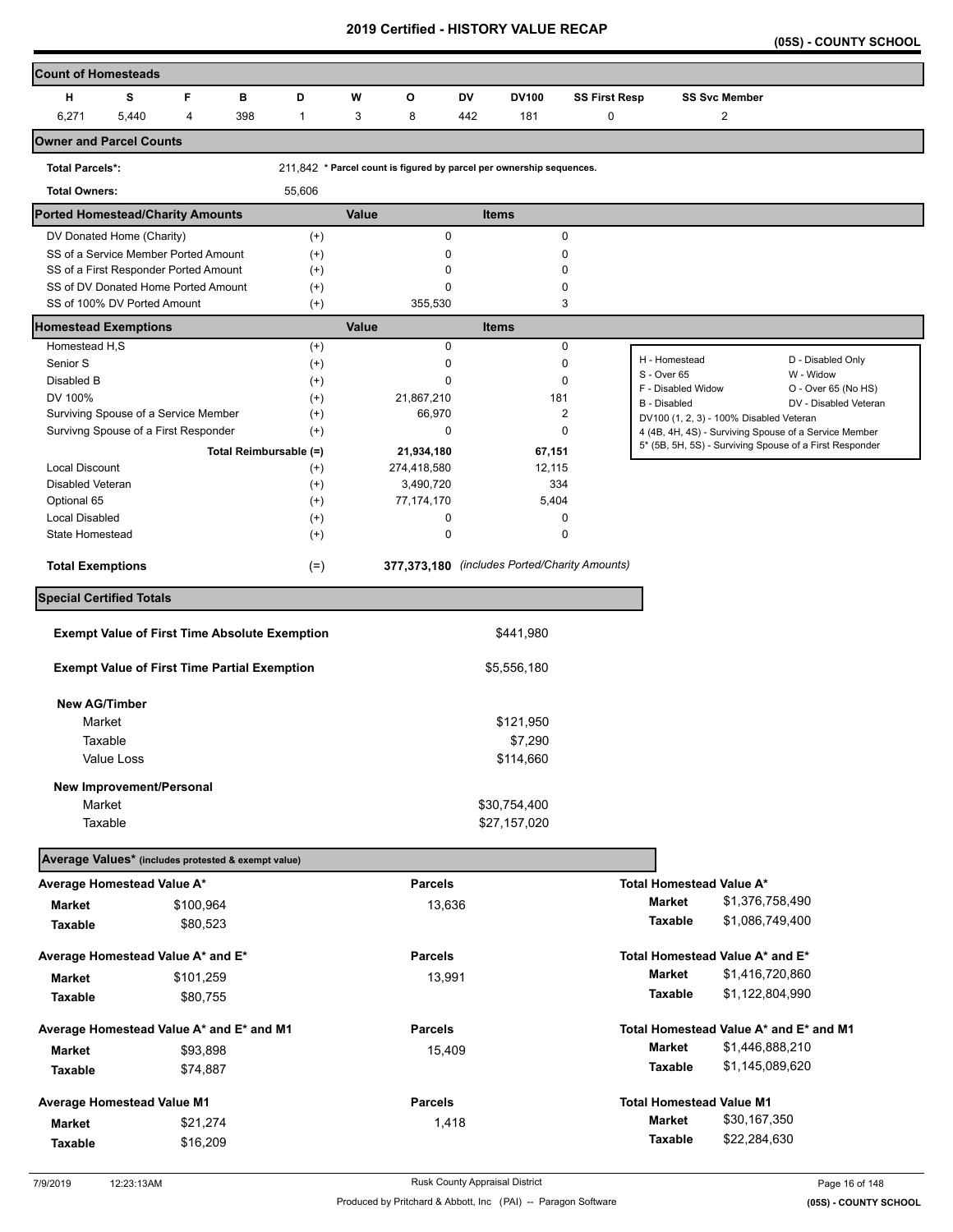# 2019 Certified - HISTORY VALUE RECAP

**(05S) - COUNTY SCHOOL**

## Count of Homesteads

| H | S | F | B | D | W | O | DV | DV100 | SS First Resp | SS Svc Member |
|---|---|---|---|---|---|---|---|---|---|---|
| 6,271 | 5,440 | 4 | 398 | 1 | 3 | 8 | 442 | 181 | 0 | 2 |

## Owner and Parcel Counts

**Total Parcels*:** 211,842 * Parcel count is figured by parcel per ownership sequences.

**Total Owners:** 55,606

## Ported Homestead/Charity Amounts

| | | Value | Items |
|---|---|---|---|
| DV Donated Home (Charity) | (+) | 0 | 0 |
| SS of a Service Member Ported Amount | (+) | 0 | 0 |
| SS of a First Responder Ported Amount | (+) | 0 | 0 |
| SS of DV Donated Home Ported Amount | (+) | 0 | 0 |
| SS of 100% DV Ported Amount | (+) | 355,530 | 3 |

## Homestead Exemptions

| | | Value | Items |
|---|---|---|---|
| Homestead H,S | (+) | 0 | 0 |
| Senior S | (+) | 0 | 0 |
| Disabled B | (+) | 0 | 0 |
| DV 100% | (+) | 21,867,210 | 181 |
| Surviving Spouse of a Service Member | (+) | 66,970 | 2 |
| Survivng Spouse of a First Responder | (+) | 0 | 0 |
| Total Reimbursable (=) | | 21,934,180 | 67,151 |
| Local Discount | (+) | 274,418,580 | 12,115 |
| Disabled Veteran | (+) | 3,490,720 | 334 |
| Optional 65 | (+) | 77,174,170 | 5,404 |
| Local Disabled | (+) | 0 | 0 |
| State Homestead | (+) | 0 | 0 |
| **Total Exemptions** | (=) | **377,373,180** | *(includes Ported/Charity Amounts)* |

| | |
|---|---|
| H - Homestead | D - Disabled Only |
| S - Over 65 | W - Widow |
| F - Disabled Widow | O - Over 65 (No HS) |
| B - Disabled | DV - Disabled Veteran |
| DV100 (1, 2, 3) - 100% Disabled Veteran | |
| 4 (4B, 4H, 4S) - Surviving Spouse of a Service Member | |
| 5* (5B, 5H, 5S) - Surviving Spouse of a First Responder | |

## Special Certified Totals

| | |
|---|---|
| **Exempt Value of First Time Absolute Exemption** | $441,980 |
| **Exempt Value of First Time Partial Exemption** | $5,556,180 |
| **New AG/Timber** | |
| Market | $121,950 |
| Taxable | $7,290 |
| Value Loss | $114,660 |
| **New Improvement/Personal** | |
| Market | $30,754,400 |
| Taxable | $27,157,020 |

## Average Values* (includes protested & exempt value)

| | | Parcels | | |
|---|---|---|---|---|
| **Average Homestead Value A*** | | | **Total Homestead Value A*** | |
| Market | $100,964 | 13,636 | Market | $1,376,758,490 |
| Taxable | $80,523 | | Taxable | $1,086,749,400 |
| **Average Homestead Value A* and E*** | | | **Total Homestead Value A* and E*** | |
| Market | $101,259 | 13,991 | Market | $1,416,720,860 |
| Taxable | $80,755 | | Taxable | $1,122,804,990 |
| **Average Homestead Value A* and E* and M1** | | | **Total Homestead Value A* and E* and M1** | |
| Market | $93,898 | 15,409 | Market | $1,446,888,210 |
| Taxable | $74,887 | | Taxable | $1,145,089,620 |
| **Average Homestead Value M1** | | | **Total Homestead Value M1** | |
| Market | $21,274 | 1,418 | Market | $30,167,350 |
| Taxable | $16,209 | | Taxable | $22,284,630 |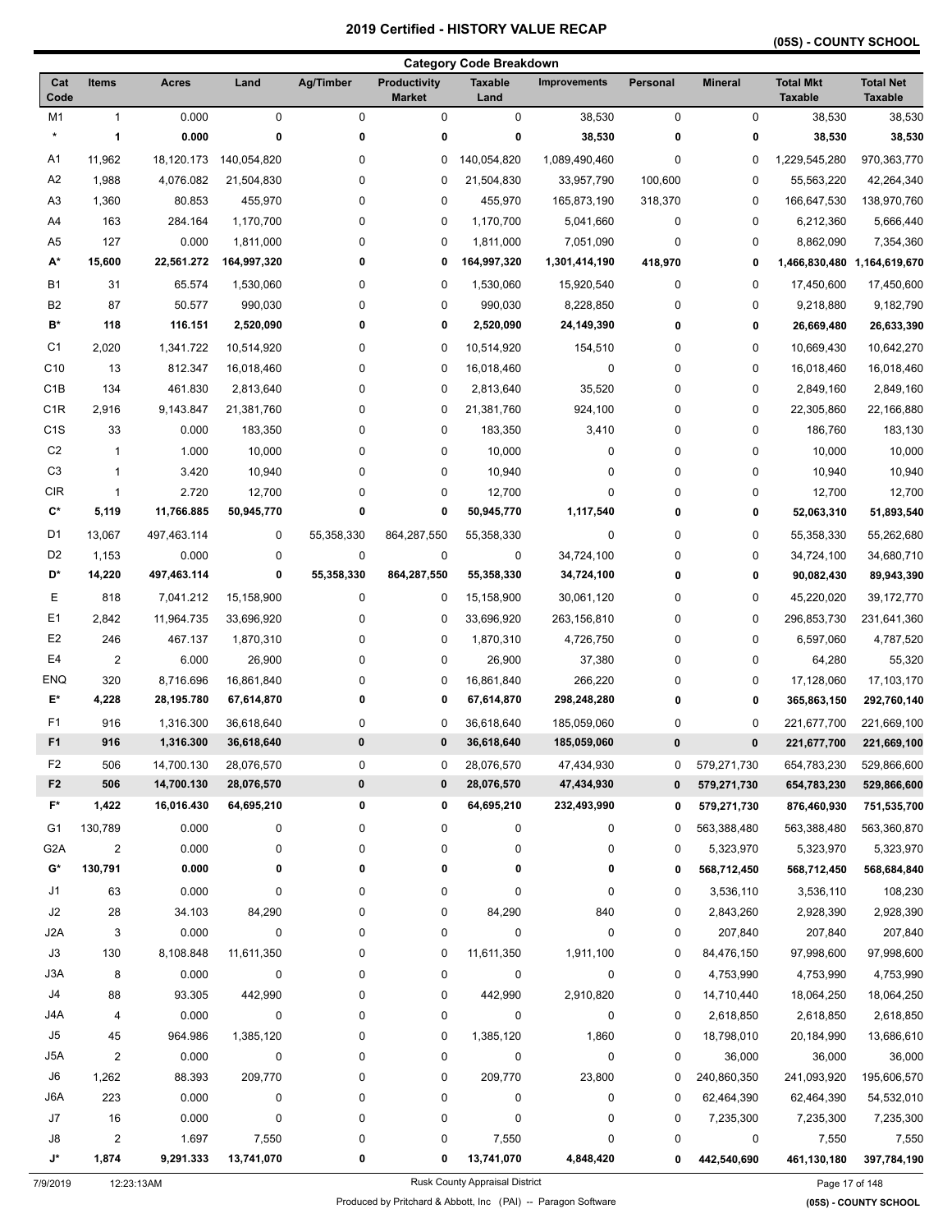# 2019 Certified - HISTORY VALUE RECAP

## (05S) - COUNTY SCHOOL

### Category Code Breakdown

| Cat Code | Items | Acres | Land | Ag/Timber | Productivity Market | Taxable Land | Improvements | Personal | Mineral | Total Mkt Taxable | Total Net Taxable |
|---|---|---|---|---|---|---|---|---|---|---|---|
| M1 | 1 | 0.000 | 0 | 0 | 0 | 0 | 38,530 | 0 | 0 | 38,530 | 38,530 |
| * | **1** | **0.000** | **0** | **0** | **0** | **0** | **38,530** | **0** | **0** | **38,530** | **38,530** |
| A1 | 11,962 | 18,120.173 | 140,054,820 | 0 | 0 | 140,054,820 | 1,089,490,460 | 0 | 0 | 1,229,545,280 | 970,363,770 |
| A2 | 1,988 | 4,076.082 | 21,504,830 | 0 | 0 | 21,504,830 | 33,957,790 | 100,600 | 0 | 55,563,220 | 42,264,340 |
| A3 | 1,360 | 80.853 | 455,970 | 0 | 0 | 455,970 | 165,873,190 | 318,370 | 0 | 166,647,530 | 138,970,760 |
| A4 | 163 | 284.164 | 1,170,700 | 0 | 0 | 1,170,700 | 5,041,660 | 0 | 0 | 6,212,360 | 5,666,440 |
| A5 | 127 | 0.000 | 1,811,000 | 0 | 0 | 1,811,000 | 7,051,090 | 0 | 0 | 8,862,090 | 7,354,360 |
| A* | **15,600** | **22,561.272** | **164,997,320** | **0** | **0** | **164,997,320** | **1,301,414,190** | **418,970** | **0** | **1,466,830,480** | **1,164,619,670** |
| B1 | 31 | 65.574 | 1,530,060 | 0 | 0 | 1,530,060 | 15,920,540 | 0 | 0 | 17,450,600 | 17,450,600 |
| B2 | 87 | 50.577 | 990,030 | 0 | 0 | 990,030 | 8,228,850 | 0 | 0 | 9,218,880 | 9,182,790 |
| B* | **118** | **116.151** | **2,520,090** | **0** | **0** | **2,520,090** | **24,149,390** | **0** | **0** | **26,669,480** | **26,633,390** |
| C1 | 2,020 | 1,341.722 | 10,514,920 | 0 | 0 | 10,514,920 | 154,510 | 0 | 0 | 10,669,430 | 10,642,270 |
| C10 | 13 | 812.347 | 16,018,460 | 0 | 0 | 16,018,460 | 0 | 0 | 0 | 16,018,460 | 16,018,460 |
| C1B | 134 | 461.830 | 2,813,640 | 0 | 0 | 2,813,640 | 35,520 | 0 | 0 | 2,849,160 | 2,849,160 |
| C1R | 2,916 | 9,143.847 | 21,381,760 | 0 | 0 | 21,381,760 | 924,100 | 0 | 0 | 22,305,860 | 22,166,880 |
| C1S | 33 | 0.000 | 183,350 | 0 | 0 | 183,350 | 3,410 | 0 | 0 | 186,760 | 183,130 |
| C2 | 1 | 1.000 | 10,000 | 0 | 0 | 10,000 | 0 | 0 | 0 | 10,000 | 10,000 |
| C3 | 1 | 3.420 | 10,940 | 0 | 0 | 10,940 | 0 | 0 | 0 | 10,940 | 10,940 |
| CIR | 1 | 2.720 | 12,700 | 0 | 0 | 12,700 | 0 | 0 | 0 | 12,700 | 12,700 |
| C* | **5,119** | **11,766.885** | **50,945,770** | **0** | **0** | **50,945,770** | **1,117,540** | **0** | **0** | **52,063,310** | **51,893,540** |
| D1 | 13,067 | 497,463.114 | 0 | 55,358,330 | 864,287,550 | 55,358,330 | 0 | 0 | 0 | 55,358,330 | 55,262,680 |
| D2 | 1,153 | 0.000 | 0 | 0 | 0 | 0 | 34,724,100 | 0 | 0 | 34,724,100 | 34,680,710 |
| D* | **14,220** | **497,463.114** | **0** | **55,358,330** | **864,287,550** | **55,358,330** | **34,724,100** | **0** | **0** | **90,082,430** | **89,943,390** |
| E | 818 | 7,041.212 | 15,158,900 | 0 | 0 | 15,158,900 | 30,061,120 | 0 | 0 | 45,220,020 | 39,172,770 |
| E1 | 2,842 | 11,964.735 | 33,696,920 | 0 | 0 | 33,696,920 | 263,156,810 | 0 | 0 | 296,853,730 | 231,641,360 |
| E2 | 246 | 467.137 | 1,870,310 | 0 | 0 | 1,870,310 | 4,726,750 | 0 | 0 | 6,597,060 | 4,787,520 |
| E4 | 2 | 6.000 | 26,900 | 0 | 0 | 26,900 | 37,380 | 0 | 0 | 64,280 | 55,320 |
| ENQ | 320 | 8,716.696 | 16,861,840 | 0 | 0 | 16,861,840 | 266,220 | 0 | 0 | 17,128,060 | 17,103,170 |
| E* | **4,228** | **28,195.780** | **67,614,870** | **0** | **0** | **67,614,870** | **298,248,280** | **0** | **0** | **365,863,150** | **292,760,140** |
| F1 | 916 | 1,316.300 | 36,618,640 | 0 | 0 | 36,618,640 | 185,059,060 | 0 | 0 | 221,677,700 | 221,669,100 |
| **F1** | **916** | **1,316.300** | **36,618,640** | **0** | **0** | **36,618,640** | **185,059,060** | **0** | **0** | **221,677,700** | **221,669,100** |
| F2 | 506 | 14,700.130 | 28,076,570 | 0 | 0 | 28,076,570 | 47,434,930 | 0 | 579,271,730 | 654,783,230 | 529,866,600 |
| **F2** | **506** | **14,700.130** | **28,076,570** | **0** | **0** | **28,076,570** | **47,434,930** | **0** | **579,271,730** | **654,783,230** | **529,866,600** |
| F* | **1,422** | **16,016.430** | **64,695,210** | **0** | **0** | **64,695,210** | **232,493,990** | **0** | **579,271,730** | **876,460,930** | **751,535,700** |
| G1 | 130,789 | 0.000 | 0 | 0 | 0 | 0 | 0 | 0 | 563,388,480 | 563,388,480 | 563,360,870 |
| G2A | 2 | 0.000 | 0 | 0 | 0 | 0 | 0 | 0 | 5,323,970 | 5,323,970 | 5,323,970 |
| G* | **130,791** | **0.000** | **0** | **0** | **0** | **0** | **0** | **0** | **568,712,450** | **568,712,450** | **568,684,840** |
| J1 | 63 | 0.000 | 0 | 0 | 0 | 0 | 0 | 0 | 3,536,110 | 3,536,110 | 108,230 |
| J2 | 28 | 34.103 | 84,290 | 0 | 0 | 84,290 | 840 | 0 | 2,843,260 | 2,928,390 | 2,928,390 |
| J2A | 3 | 0.000 | 0 | 0 | 0 | 0 | 0 | 0 | 207,840 | 207,840 | 207,840 |
| J3 | 130 | 8,108.848 | 11,611,350 | 0 | 0 | 11,611,350 | 1,911,100 | 0 | 84,476,150 | 97,998,600 | 97,998,600 |
| J3A | 8 | 0.000 | 0 | 0 | 0 | 0 | 0 | 0 | 4,753,990 | 4,753,990 | 4,753,990 |
| J4 | 88 | 93.305 | 442,990 | 0 | 0 | 442,990 | 2,910,820 | 0 | 14,710,440 | 18,064,250 | 18,064,250 |
| J4A | 4 | 0.000 | 0 | 0 | 0 | 0 | 0 | 0 | 2,618,850 | 2,618,850 | 2,618,850 |
| J5 | 45 | 964.986 | 1,385,120 | 0 | 0 | 1,385,120 | 1,860 | 0 | 18,798,010 | 20,184,990 | 13,686,610 |
| J5A | 2 | 0.000 | 0 | 0 | 0 | 0 | 0 | 0 | 36,000 | 36,000 | 36,000 |
| J6 | 1,262 | 88.393 | 209,770 | 0 | 0 | 209,770 | 23,800 | 0 | 240,860,350 | 241,093,920 | 195,606,570 |
| J6A | 223 | 0.000 | 0 | 0 | 0 | 0 | 0 | 0 | 62,464,390 | 62,464,390 | 54,532,010 |
| J7 | 16 | 0.000 | 0 | 0 | 0 | 0 | 0 | 0 | 7,235,300 | 7,235,300 | 7,235,300 |
| J8 | 2 | 1.697 | 7,550 | 0 | 0 | 7,550 | 0 | 0 | 0 | 7,550 | 7,550 |
| J* | **1,874** | **9,291.333** | **13,741,070** | **0** | **0** | **13,741,070** | **4,848,420** | **0** | **442,540,690** | **461,130,180** | **397,784,190** |

7/9/2019 12:23:13AM — Rusk County Appraisal District

Produced by Pritchard & Abbott, Inc (PAI) -- Paragon Software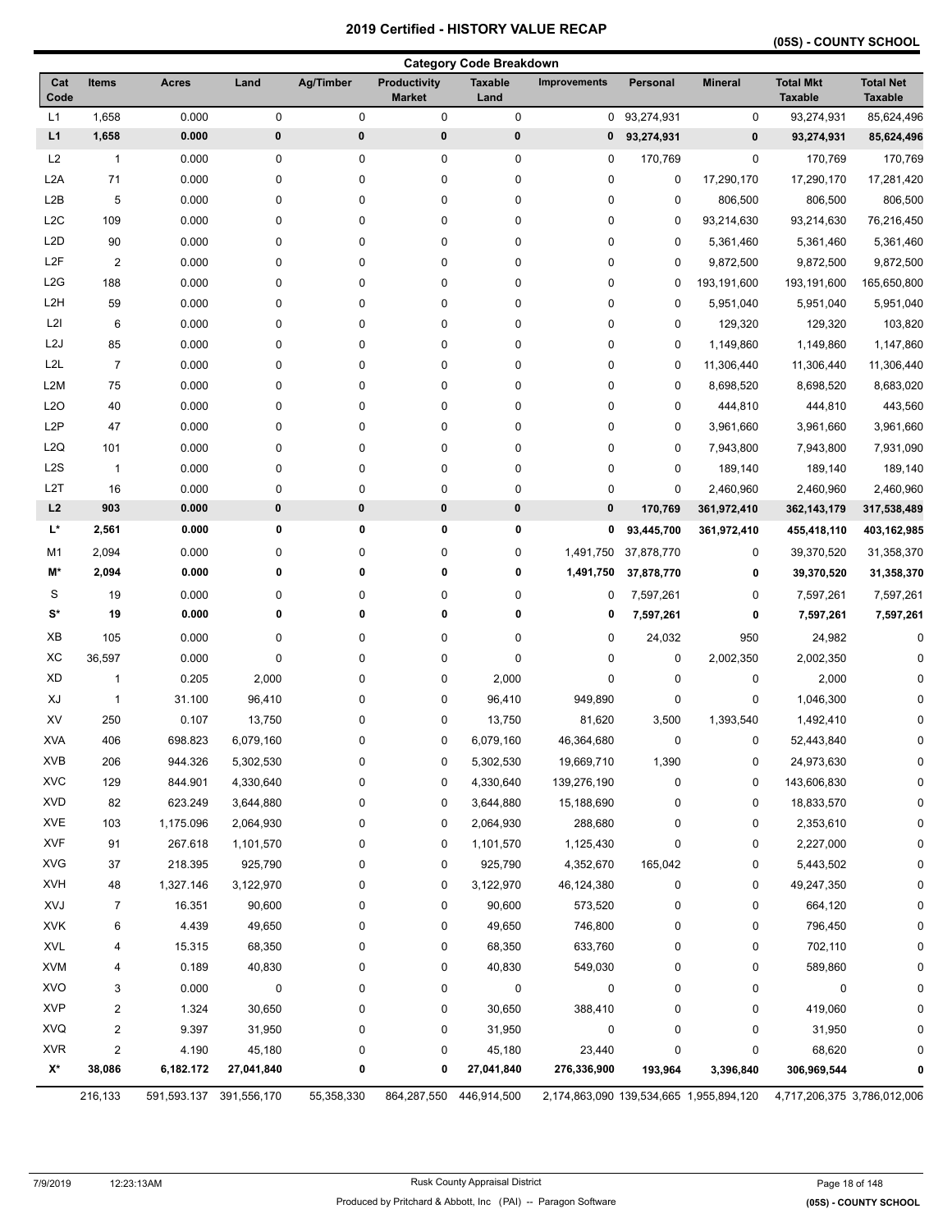# 2019 Certified - HISTORY VALUE RECAP

## (05S) - COUNTY SCHOOL

### Category Code Breakdown

| Cat Code | Items | Acres | Land | Ag/Timber | Productivity Market | Taxable Land | Improvements | Personal | Mineral | Total Mkt Taxable | Total Net Taxable |
|---|---|---|---|---|---|---|---|---|---|---|---|
| L1 | 1,658 | 0.000 | 0 | 0 | 0 | 0 | 0 | 93,274,931 | 0 | 93,274,931 | 85,624,496 |
| **L1** | **1,658** | **0.000** | **0** | **0** | **0** | **0** | **0** | **93,274,931** | **0** | **93,274,931** | **85,624,496** |
| L2 | 1 | 0.000 | 0 | 0 | 0 | 0 | 0 | 170,769 | 0 | 170,769 | 170,769 |
| L2A | 71 | 0.000 | 0 | 0 | 0 | 0 | 0 | 0 | 17,290,170 | 17,290,170 | 17,281,420 |
| L2B | 5 | 0.000 | 0 | 0 | 0 | 0 | 0 | 0 | 806,500 | 806,500 | 806,500 |
| L2C | 109 | 0.000 | 0 | 0 | 0 | 0 | 0 | 0 | 93,214,630 | 93,214,630 | 76,216,450 |
| L2D | 90 | 0.000 | 0 | 0 | 0 | 0 | 0 | 0 | 5,361,460 | 5,361,460 | 5,361,460 |
| L2F | 2 | 0.000 | 0 | 0 | 0 | 0 | 0 | 0 | 9,872,500 | 9,872,500 | 9,872,500 |
| L2G | 188 | 0.000 | 0 | 0 | 0 | 0 | 0 | 0 | 193,191,600 | 193,191,600 | 165,650,800 |
| L2H | 59 | 0.000 | 0 | 0 | 0 | 0 | 0 | 0 | 5,951,040 | 5,951,040 | 5,951,040 |
| L2I | 6 | 0.000 | 0 | 0 | 0 | 0 | 0 | 0 | 129,320 | 129,320 | 103,820 |
| L2J | 85 | 0.000 | 0 | 0 | 0 | 0 | 0 | 0 | 1,149,860 | 1,149,860 | 1,147,860 |
| L2L | 7 | 0.000 | 0 | 0 | 0 | 0 | 0 | 0 | 11,306,440 | 11,306,440 | 11,306,440 |
| L2M | 75 | 0.000 | 0 | 0 | 0 | 0 | 0 | 0 | 8,698,520 | 8,698,520 | 8,683,020 |
| L2O | 40 | 0.000 | 0 | 0 | 0 | 0 | 0 | 0 | 444,810 | 444,810 | 443,560 |
| L2P | 47 | 0.000 | 0 | 0 | 0 | 0 | 0 | 0 | 3,961,660 | 3,961,660 | 3,961,660 |
| L2Q | 101 | 0.000 | 0 | 0 | 0 | 0 | 0 | 0 | 7,943,800 | 7,943,800 | 7,931,090 |
| L2S | 1 | 0.000 | 0 | 0 | 0 | 0 | 0 | 0 | 189,140 | 189,140 | 189,140 |
| L2T | 16 | 0.000 | 0 | 0 | 0 | 0 | 0 | 0 | 2,460,960 | 2,460,960 | 2,460,960 |
| **L2** | **903** | **0.000** | **0** | **0** | **0** | **0** | **0** | **170,769** | **361,972,410** | **362,143,179** | **317,538,489** |
| **L*** | **2,561** | **0.000** | **0** | **0** | **0** | **0** | **0** | **93,445,700** | **361,972,410** | **455,418,110** | **403,162,985** |
| M1 | 2,094 | 0.000 | 0 | 0 | 0 | 0 | 1,491,750 | 37,878,770 | 0 | 39,370,520 | 31,358,370 |
| **M*** | **2,094** | **0.000** | **0** | **0** | **0** | **0** | **1,491,750** | **37,878,770** | **0** | **39,370,520** | **31,358,370** |
| S | 19 | 0.000 | 0 | 0 | 0 | 0 | 0 | 7,597,261 | 0 | 7,597,261 | 7,597,261 |
| **S*** | **19** | **0.000** | **0** | **0** | **0** | **0** | **0** | **7,597,261** | **0** | **7,597,261** | **7,597,261** |
| XB | 105 | 0.000 | 0 | 0 | 0 | 0 | 0 | 24,032 | 950 | 24,982 | 0 |
| XC | 36,597 | 0.000 | 0 | 0 | 0 | 0 | 0 | 0 | 2,002,350 | 2,002,350 | 0 |
| XD | 1 | 0.205 | 2,000 | 0 | 0 | 2,000 | 0 | 0 | 0 | 2,000 | 0 |
| XJ | 1 | 31.100 | 96,410 | 0 | 0 | 96,410 | 949,890 | 0 | 0 | 1,046,300 | 0 |
| XV | 250 | 0.107 | 13,750 | 0 | 0 | 13,750 | 81,620 | 3,500 | 1,393,540 | 1,492,410 | 0 |
| XVA | 406 | 698.823 | 6,079,160 | 0 | 0 | 6,079,160 | 46,364,680 | 0 | 0 | 52,443,840 | 0 |
| XVB | 206 | 944.326 | 5,302,530 | 0 | 0 | 5,302,530 | 19,669,710 | 1,390 | 0 | 24,973,630 | 0 |
| XVC | 129 | 844.901 | 4,330,640 | 0 | 0 | 4,330,640 | 139,276,190 | 0 | 0 | 143,606,830 | 0 |
| XVD | 82 | 623.249 | 3,644,880 | 0 | 0 | 3,644,880 | 15,188,690 | 0 | 0 | 18,833,570 | 0 |
| XVE | 103 | 1,175.096 | 2,064,930 | 0 | 0 | 2,064,930 | 288,680 | 0 | 0 | 2,353,610 | 0 |
| XVF | 91 | 267.618 | 1,101,570 | 0 | 0 | 1,101,570 | 1,125,430 | 0 | 0 | 2,227,000 | 0 |
| XVG | 37 | 218.395 | 925,790 | 0 | 0 | 925,790 | 4,352,670 | 165,042 | 0 | 5,443,502 | 0 |
| XVH | 48 | 1,327.146 | 3,122,970 | 0 | 0 | 3,122,970 | 46,124,380 | 0 | 0 | 49,247,350 | 0 |
| XVJ | 7 | 16.351 | 90,600 | 0 | 0 | 90,600 | 573,520 | 0 | 0 | 664,120 | 0 |
| XVK | 6 | 4.439 | 49,650 | 0 | 0 | 49,650 | 746,800 | 0 | 0 | 796,450 | 0 |
| XVL | 4 | 15.315 | 68,350 | 0 | 0 | 68,350 | 633,760 | 0 | 0 | 702,110 | 0 |
| XVM | 4 | 0.189 | 40,830 | 0 | 0 | 40,830 | 549,030 | 0 | 0 | 589,860 | 0 |
| XVO | 3 | 0.000 | 0 | 0 | 0 | 0 | 0 | 0 | 0 | 0 | 0 |
| XVP | 2 | 1.324 | 30,650 | 0 | 0 | 30,650 | 388,410 | 0 | 0 | 419,060 | 0 |
| XVQ | 2 | 9.397 | 31,950 | 0 | 0 | 31,950 | 0 | 0 | 0 | 31,950 | 0 |
| XVR | 2 | 4.190 | 45,180 | 0 | 0 | 45,180 | 23,440 | 0 | 0 | 68,620 | 0 |
| **X*** | **38,086** | **6,182.172** | **27,041,840** | **0** | **0** | **27,041,840** | **276,336,900** | **193,964** | **3,396,840** | **306,969,544** | **0** |
| | 216,133 | 591,593.137 | 391,556,170 | 55,358,330 | 864,287,550 | 446,914,500 | 2,174,863,090 | 139,534,665 | 1,955,894,120 | 4,717,206,375 | 3,786,012,006 |

7/9/2019 12:23:13AM — Rusk County Appraisal District — Produced by Pritchard & Abbott, Inc (PAI) -- Paragon Software — (05S) - COUNTY SCHOOL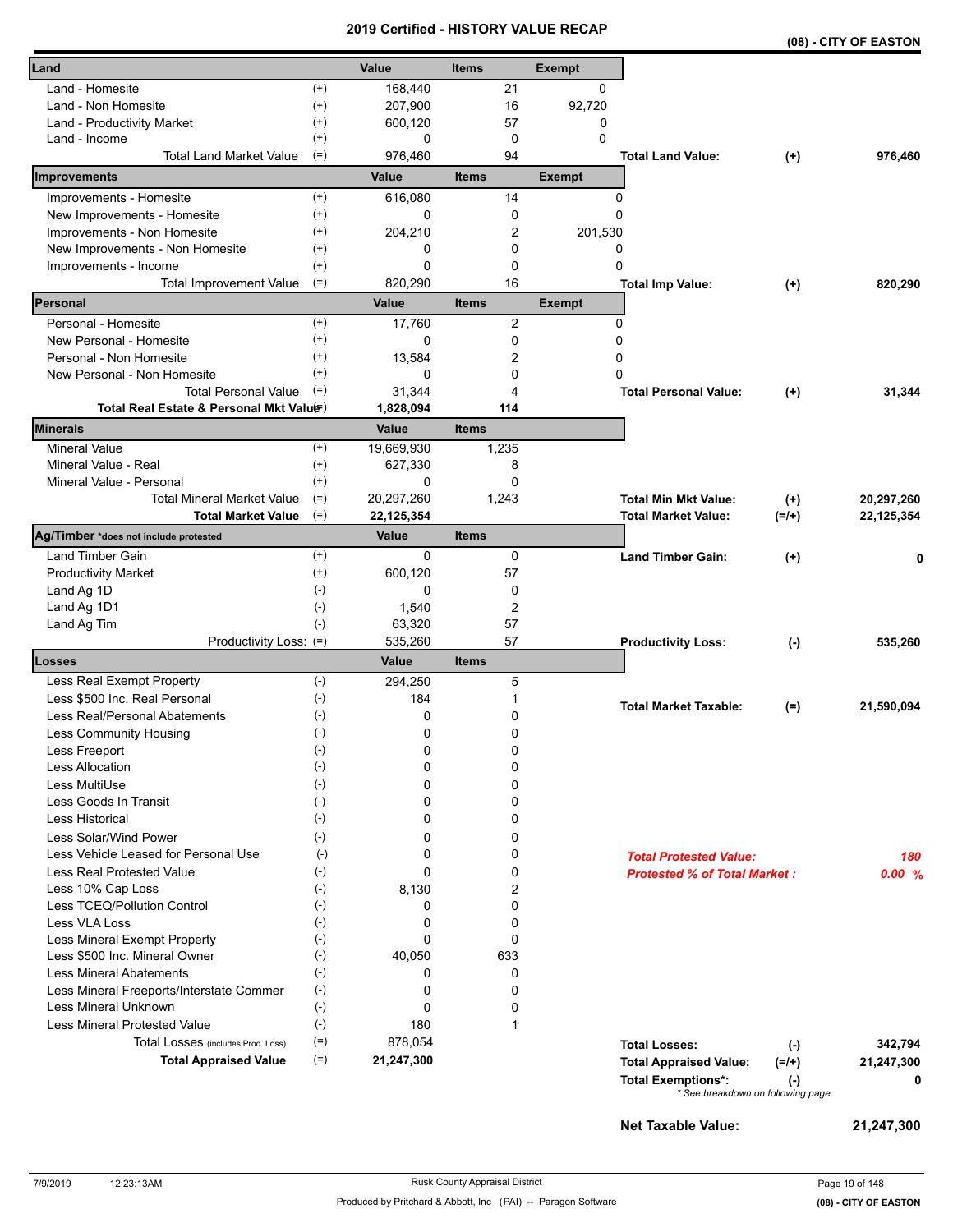# 2019 Certified - HISTORY VALUE RECAP

**(08) - CITY OF EASTON**

| Land | | Value | Items | Exempt | | | |
|---|---|---|---|---|---|---|---|
| Land - Homesite | (+) | 168,440 | 21 | 0 | | | |
| Land - Non Homesite | (+) | 207,900 | 16 | 92,720 | | | |
| Land - Productivity Market | (+) | 600,120 | 57 | 0 | | | |
| Land - Income | (+) | 0 | 0 | 0 | | | |
| Total Land Market Value | (=) | 976,460 | 94 | | **Total Land Value:** | (+) | **976,460** |
| **Improvements** | | **Value** | **Items** | **Exempt** | | | |
| Improvements - Homesite | (+) | 616,080 | 14 | 0 | | | |
| New Improvements - Homesite | (+) | 0 | 0 | 0 | | | |
| Improvements - Non Homesite | (+) | 204,210 | 2 | 201,530 | | | |
| New Improvements - Non Homesite | (+) | 0 | 0 | 0 | | | |
| Improvements - Income | (+) | 0 | 0 | 0 | | | |
| Total Improvement Value | (=) | 820,290 | 16 | | **Total Imp Value:** | (+) | **820,290** |
| **Personal** | | **Value** | **Items** | **Exempt** | | | |
| Personal - Homesite | (+) | 17,760 | 2 | 0 | | | |
| New Personal - Homesite | (+) | 0 | 0 | 0 | | | |
| Personal - Non Homesite | (+) | 13,584 | 2 | 0 | | | |
| New Personal - Non Homesite | (+) | 0 | 0 | 0 | | | |
| Total Personal Value | (=) | 31,344 | 4 | | **Total Personal Value:** | (+) | **31,344** |
| **Total Real Estate & Personal Mkt Value** | (=) | **1,828,094** | **114** | | | | |
| **Minerals** | | **Value** | **Items** | | | | |
| Mineral Value | (+) | 19,669,930 | 1,235 | | | | |
| Mineral Value - Real | (+) | 627,330 | 8 | | | | |
| Mineral Value - Personal | (+) | 0 | 0 | | | | |
| Total Mineral Market Value | (=) | 20,297,260 | 1,243 | | **Total Min Mkt Value:** | (+) | **20,297,260** |
| **Total Market Value** | (=) | **22,125,354** | | | **Total Market Value:** | (=/+) | **22,125,354** |
| **Ag/Timber** *does not include protested | | **Value** | **Items** | | | | |
| Land Timber Gain | (+) | 0 | 0 | | **Land Timber Gain:** | (+) | **0** |
| Productivity Market | (+) | 600,120 | 57 | | | | |
| Land Ag 1D | (-) | 0 | 0 | | | | |
| Land Ag 1D1 | (-) | 1,540 | 2 | | | | |
| Land Ag Tim | (-) | 63,320 | 57 | | | | |
| Productivity Loss: | (=) | 535,260 | 57 | | **Productivity Loss:** | (-) | **535,260** |
| **Losses** | | **Value** | **Items** | | | | |
| Less Real Exempt Property | (-) | 294,250 | 5 | | | | |
| Less $500 Inc. Real Personal | (-) | 184 | 1 | | **Total Market Taxable:** | (=) | **21,590,094** |
| Less Real/Personal Abatements | (-) | 0 | 0 | | | | |
| Less Community Housing | (-) | 0 | 0 | | | | |
| Less Freeport | (-) | 0 | 0 | | | | |
| Less Allocation | (-) | 0 | 0 | | | | |
| Less MultiUse | (-) | 0 | 0 | | | | |
| Less Goods In Transit | (-) | 0 | 0 | | | | |
| Less Historical | (-) | 0 | 0 | | | | |
| Less Solar/Wind Power | (-) | 0 | 0 | | | | |
| Less Vehicle Leased for Personal Use | (-) | 0 | 0 | | ***Total Protested Value:*** | | ***180*** |
| Less Real Protested Value | (-) | 0 | 0 | | ***Protested % of Total Market :*** | | ***0.00 %*** |
| Less 10% Cap Loss | (-) | 8,130 | 2 | | | | |
| Less TCEQ/Pollution Control | (-) | 0 | 0 | | | | |
| Less VLA Loss | (-) | 0 | 0 | | | | |
| Less Mineral Exempt Property | (-) | 0 | 0 | | | | |
| Less $500 Inc. Mineral Owner | (-) | 40,050 | 633 | | | | |
| Less Mineral Abatements | (-) | 0 | 0 | | | | |
| Less Mineral Freeports/Interstate Commer | (-) | 0 | 0 | | | | |
| Less Mineral Unknown | (-) | 0 | 0 | | | | |
| Less Mineral Protested Value | (-) | 180 | 1 | | | | |
| Total Losses (includes Prod. Loss) | (=) | 878,054 | | | **Total Losses:** | (-) | **342,794** |
| **Total Appraised Value** | (=) | **21,247,300** | | | **Total Appraised Value:** | (=/+) | **21,247,300** |
| | | | | | **Total Exemptions*:** | (-) | **0** |

\* See breakdown on following page

**Net Taxable Value:** **21,247,300**

7/9/2019 12:23:13AM Rusk County Appraisal District

Produced by Pritchard & Abbott, Inc (PAI) -- Paragon Software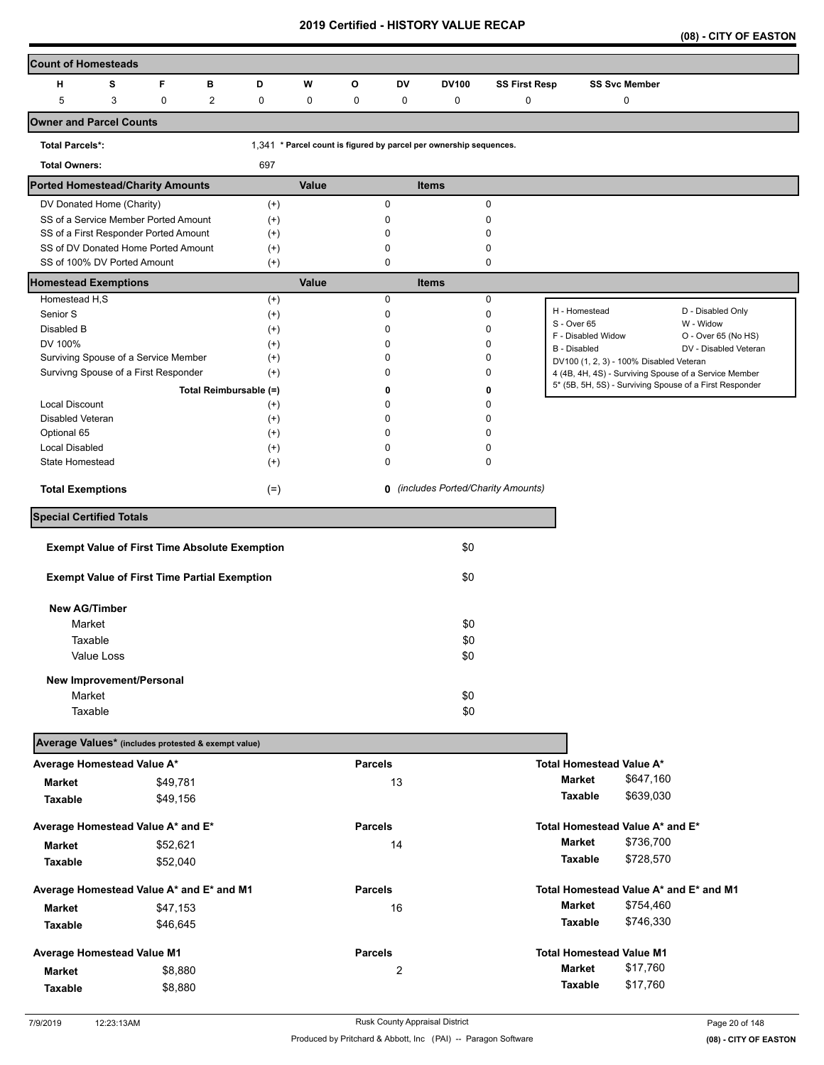# 2019 Certified - HISTORY VALUE RECAP

**(08) - CITY OF EASTON**

## Count of Homesteads

| H | S | F | B | D | W | O | DV | DV100 | SS First Resp | SS Svc Member |
|---|---|---|---|---|---|---|---|---|---|---|
| 5 | 3 | 0 | 2 | 0 | 0 | 0 | 0 | 0 | 0 | 0 |

## Owner and Parcel Counts

**Total Parcels*:** 1,341 * Parcel count is figured by parcel per ownership sequences.

**Total Owners:** 697

## Ported Homestead/Charity Amounts

| | | Value | Items |
|---|---|---|---|
| DV Donated Home (Charity) | (+) | 0 | 0 |
| SS of a Service Member Ported Amount | (+) | 0 | 0 |
| SS of a First Responder Ported Amount | (+) | 0 | 0 |
| SS of DV Donated Home Ported Amount | (+) | 0 | 0 |
| SS of 100% DV Ported Amount | (+) | 0 | 0 |

## Homestead Exemptions

| | | Value | Items |
|---|---|---|---|
| Homestead H,S | (+) | 0 | 0 |
| Senior S | (+) | 0 | 0 |
| Disabled B | (+) | 0 | 0 |
| DV 100% | (+) | 0 | 0 |
| Surviving Spouse of a Service Member | (+) | 0 | 0 |
| Survivng Spouse of a First Responder | (+) | 0 | 0 |
| Total Reimbursable | (=) | **0** | **0** |
| Local Discount | (+) | 0 | 0 |
| Disabled Veteran | (+) | 0 | 0 |
| Optional 65 | (+) | 0 | 0 |
| Local Disabled | (+) | 0 | 0 |
| State Homestead | (+) | 0 | 0 |
| **Total Exemptions** | (=) | **0** | *(includes Ported/Charity Amounts)* |

H - Homestead
S - Over 65
F - Disabled Widow
B - Disabled
DV100 (1, 2, 3) - 100% Disabled Veteran
4 (4B, 4H, 4S) - Surviving Spouse of a Service Member
5* (5B, 5H, 5S) - Surviving Spouse of a First Responder
D - Disabled Only
W - Widow
O - Over 65 (No HS)
DV - Disabled Veteran

## Special Certified Totals

| | |
|---|---|
| **Exempt Value of First Time Absolute Exemption** | $0 |
| **Exempt Value of First Time Partial Exemption** | $0 |
| **New AG/Timber** | |
| Market | $0 |
| Taxable | $0 |
| Value Loss | $0 |
| **New Improvement/Personal** | |
| Market | $0 |
| Taxable | $0 |

## Average Values* (includes protested & exempt value)

| Average Homestead Value A* | | Parcels | Total Homestead Value A* | |
|---|---|---|---|---|
| **Market** | $49,781 | 13 | **Market** | $647,160 |
| **Taxable** | $49,156 | | **Taxable** | $639,030 |

| Average Homestead Value A* and E* | | Parcels | Total Homestead Value A* and E* | |
|---|---|---|---|---|
| **Market** | $52,621 | 14 | **Market** | $736,700 |
| **Taxable** | $52,040 | | **Taxable** | $728,570 |

| Average Homestead Value A* and E* and M1 | | Parcels | Total Homestead Value A* and E* and M1 | |
|---|---|---|---|---|
| **Market** | $47,153 | 16 | **Market** | $754,460 |
| **Taxable** | $46,645 | | **Taxable** | $746,330 |

| Average Homestead Value M1 | | Parcels | Total Homestead Value M1 | |
|---|---|---|---|---|
| **Market** | $8,880 | 2 | **Market** | $17,760 |
| **Taxable** | $8,880 | | **Taxable** | $17,760 |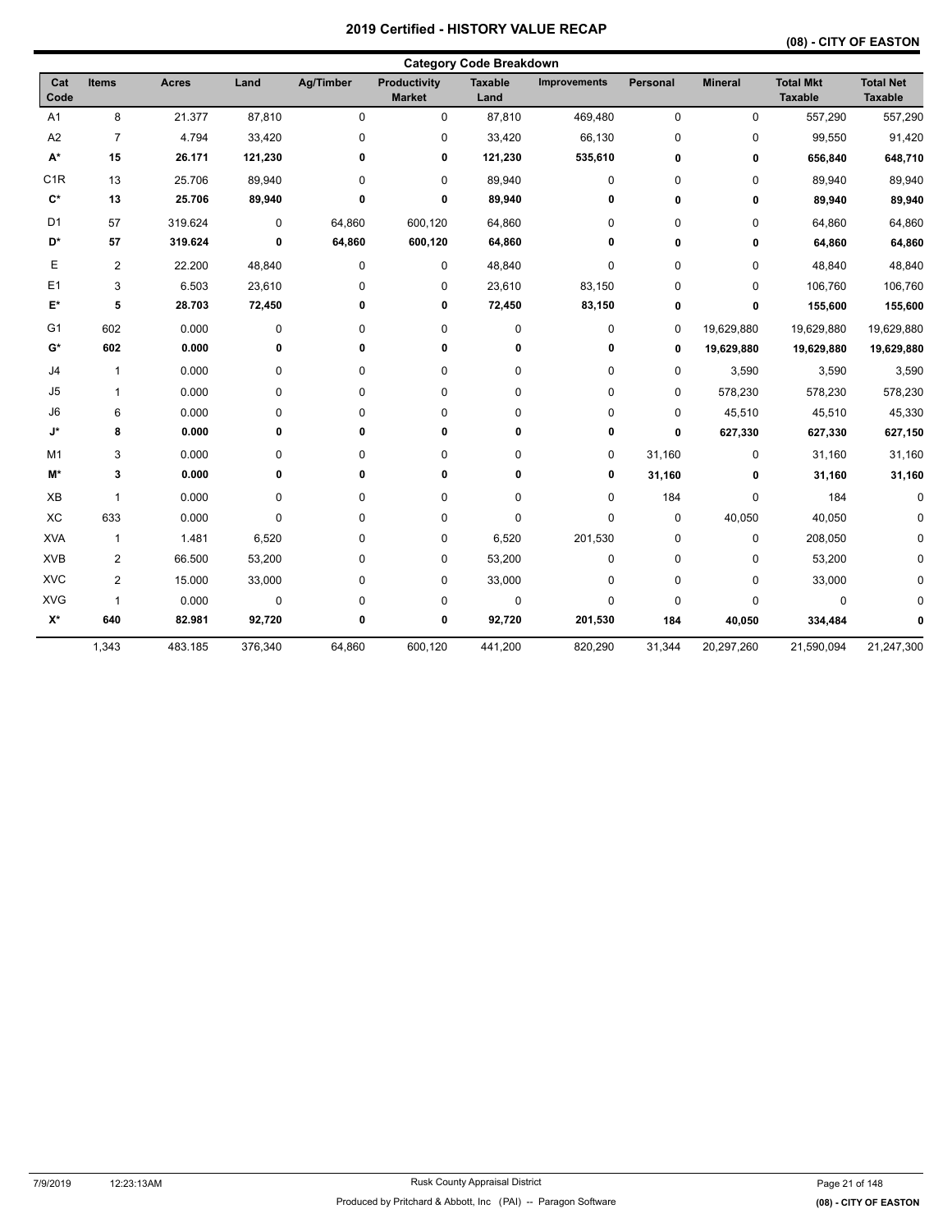# 2019 Certified - HISTORY VALUE RECAP

## (08) - CITY OF EASTON

### Category Code Breakdown

| Cat Code | Items | Acres | Land | Ag/Timber | Productivity Market | Taxable Land | Improvements | Personal | Mineral | Total Mkt Taxable | Total Net Taxable |
|---|---|---|---|---|---|---|---|---|---|---|---|
| A1 | 8 | 21.377 | 87,810 | 0 | 0 | 87,810 | 469,480 | 0 | 0 | 557,290 | 557,290 |
| A2 | 7 | 4.794 | 33,420 | 0 | 0 | 33,420 | 66,130 | 0 | 0 | 99,550 | 91,420 |
| **A*** | **15** | **26.171** | **121,230** | **0** | **0** | **121,230** | **535,610** | **0** | **0** | **656,840** | **648,710** |
| C1R | 13 | 25.706 | 89,940 | 0 | 0 | 89,940 | 0 | 0 | 0 | 89,940 | 89,940 |
| **C*** | **13** | **25.706** | **89,940** | **0** | **0** | **89,940** | **0** | **0** | **0** | **89,940** | **89,940** |
| D1 | 57 | 319.624 | 0 | 64,860 | 600,120 | 64,860 | 0 | 0 | 0 | 64,860 | 64,860 |
| **D*** | **57** | **319.624** | **0** | **64,860** | **600,120** | **64,860** | **0** | **0** | **0** | **64,860** | **64,860** |
| E | 2 | 22.200 | 48,840 | 0 | 0 | 48,840 | 0 | 0 | 0 | 48,840 | 48,840 |
| E1 | 3 | 6.503 | 23,610 | 0 | 0 | 23,610 | 83,150 | 0 | 0 | 106,760 | 106,760 |
| **E*** | **5** | **28.703** | **72,450** | **0** | **0** | **72,450** | **83,150** | **0** | **0** | **155,600** | **155,600** |
| G1 | 602 | 0.000 | 0 | 0 | 0 | 0 | 0 | 0 | 19,629,880 | 19,629,880 | 19,629,880 |
| **G*** | **602** | **0.000** | **0** | **0** | **0** | **0** | **0** | **0** | **19,629,880** | **19,629,880** | **19,629,880** |
| J4 | 1 | 0.000 | 0 | 0 | 0 | 0 | 0 | 0 | 3,590 | 3,590 | 3,590 |
| J5 | 1 | 0.000 | 0 | 0 | 0 | 0 | 0 | 0 | 578,230 | 578,230 | 578,230 |
| J6 | 6 | 0.000 | 0 | 0 | 0 | 0 | 0 | 0 | 45,510 | 45,510 | 45,330 |
| **J*** | **8** | **0.000** | **0** | **0** | **0** | **0** | **0** | **0** | **627,330** | **627,330** | **627,150** |
| M1 | 3 | 0.000 | 0 | 0 | 0 | 0 | 0 | 31,160 | 0 | 31,160 | 31,160 |
| **M*** | **3** | **0.000** | **0** | **0** | **0** | **0** | **0** | **31,160** | **0** | **31,160** | **31,160** |
| XB | 1 | 0.000 | 0 | 0 | 0 | 0 | 0 | 184 | 0 | 184 | 0 |
| XC | 633 | 0.000 | 0 | 0 | 0 | 0 | 0 | 0 | 40,050 | 40,050 | 0 |
| XVA | 1 | 1.481 | 6,520 | 0 | 0 | 6,520 | 201,530 | 0 | 0 | 208,050 | 0 |
| XVB | 2 | 66.500 | 53,200 | 0 | 0 | 53,200 | 0 | 0 | 0 | 53,200 | 0 |
| XVC | 2 | 15.000 | 33,000 | 0 | 0 | 33,000 | 0 | 0 | 0 | 33,000 | 0 |
| XVG | 1 | 0.000 | 0 | 0 | 0 | 0 | 0 | 0 | 0 | 0 | 0 |
| **X*** | **640** | **82.981** | **92,720** | **0** | **0** | **92,720** | **201,530** | **184** | **40,050** | **334,484** | **0** |
| | 1,343 | 483.185 | 376,340 | 64,860 | 600,120 | 441,200 | 820,290 | 31,344 | 20,297,260 | 21,590,094 | 21,247,300 |

7/9/2019 12:23:13AM

Rusk County Appraisal District

Produced by Pritchard & Abbott, Inc (PAI) -- Paragon Software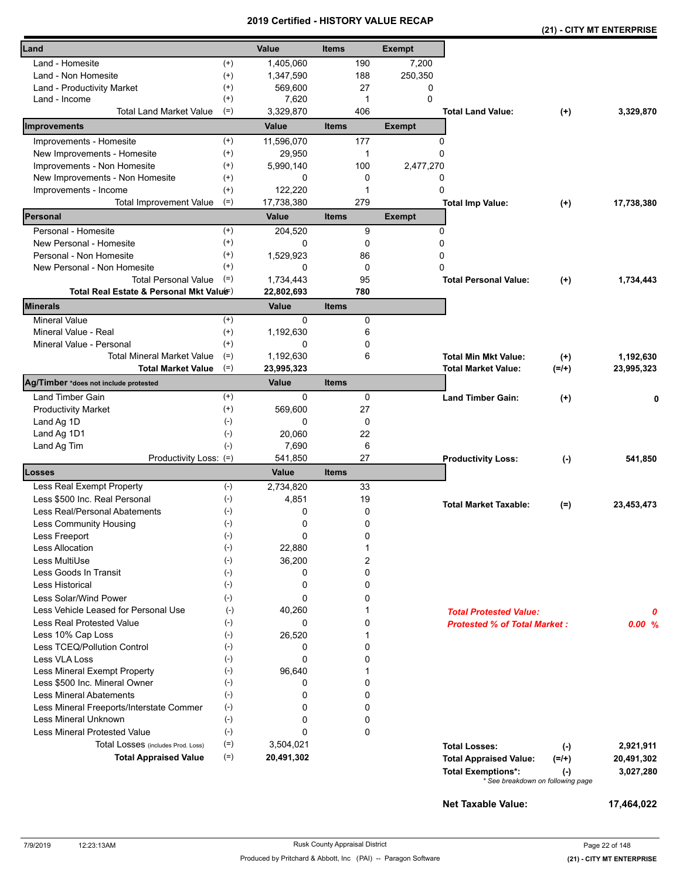# 2019 Certified - HISTORY VALUE RECAP

**(21) - CITY MT ENTERPRISE**

| Land | | Value | Items | Exempt | | | |
|---|---|---|---|---|---|---|---|
| Land - Homesite | (+) | 1,405,060 | 190 | 7,200 | | | |
| Land - Non Homesite | (+) | 1,347,590 | 188 | 250,350 | | | |
| Land - Productivity Market | (+) | 569,600 | 27 | 0 | | | |
| Land - Income | (+) | 7,620 | 1 | 0 | | | |
| Total Land Market Value | (=) | 3,329,870 | 406 | | **Total Land Value:** | (+) | **3,329,870** |
| **Improvements** | | **Value** | **Items** | **Exempt** | | | |
| Improvements - Homesite | (+) | 11,596,070 | 177 | 0 | | | |
| New Improvements - Homesite | (+) | 29,950 | 1 | 0 | | | |
| Improvements - Non Homesite | (+) | 5,990,140 | 100 | 2,477,270 | | | |
| New Improvements - Non Homesite | (+) | 0 | 0 | 0 | | | |
| Improvements - Income | (+) | 122,220 | 1 | 0 | | | |
| Total Improvement Value | (=) | 17,738,380 | 279 | | **Total Imp Value:** | (+) | **17,738,380** |
| **Personal** | | **Value** | **Items** | **Exempt** | | | |
| Personal - Homesite | (+) | 204,520 | 9 | 0 | | | |
| New Personal - Homesite | (+) | 0 | 0 | 0 | | | |
| Personal - Non Homesite | (+) | 1,529,923 | 86 | 0 | | | |
| New Personal - Non Homesite | (+) | 0 | 0 | 0 | | | |
| Total Personal Value | (=) | 1,734,443 | 95 | | **Total Personal Value:** | (+) | **1,734,443** |
| **Total Real Estate & Personal Mkt Value** | (=) | **22,802,693** | **780** | | | | |
| **Minerals** | | **Value** | **Items** | | | | |
| Mineral Value | (+) | 0 | 0 | | | | |
| Mineral Value - Real | (+) | 1,192,630 | 6 | | | | |
| Mineral Value - Personal | (+) | 0 | 0 | | | | |
| Total Mineral Market Value | (=) | 1,192,630 | 6 | | **Total Min Mkt Value:** | (+) | **1,192,630** |
| **Total Market Value** | (=) | **23,995,323** | | | **Total Market Value:** | (=/+) | **23,995,323** |
| **Ag/Timber** *does not include protested | | **Value** | **Items** | | | | |
| Land Timber Gain | (+) | 0 | 0 | | **Land Timber Gain:** | (+) | **0** |
| Productivity Market | (+) | 569,600 | 27 | | | | |
| Land Ag 1D | (-) | 0 | 0 | | | | |
| Land Ag 1D1 | (-) | 20,060 | 22 | | | | |
| Land Ag Tim | (-) | 7,690 | 6 | | | | |
| Productivity Loss: | (=) | 541,850 | 27 | | **Productivity Loss:** | (-) | **541,850** |
| **Losses** | | **Value** | **Items** | | | | |
| Less Real Exempt Property | (-) | 2,734,820 | 33 | | | | |
| Less $500 Inc. Real Personal | (-) | 4,851 | 19 | | **Total Market Taxable:** | (=) | **23,453,473** |
| Less Real/Personal Abatements | (-) | 0 | 0 | | | | |
| Less Community Housing | (-) | 0 | 0 | | | | |
| Less Freeport | (-) | 0 | 0 | | | | |
| Less Allocation | (-) | 22,880 | 1 | | | | |
| Less MultiUse | (-) | 36,200 | 2 | | | | |
| Less Goods In Transit | (-) | 0 | 0 | | | | |
| Less Historical | (-) | 0 | 0 | | | | |
| Less Solar/Wind Power | (-) | 0 | 0 | | | | |
| Less Vehicle Leased for Personal Use | (-) | 40,260 | 1 | | ***Total Protested Value:*** | | ***0*** |
| Less Real Protested Value | (-) | 0 | 0 | | ***Protested % of Total Market :*** | | ***0.00 %*** |
| Less 10% Cap Loss | (-) | 26,520 | 1 | | | | |
| Less TCEQ/Pollution Control | (-) | 0 | 0 | | | | |
| Less VLA Loss | (-) | 0 | 0 | | | | |
| Less Mineral Exempt Property | (-) | 96,640 | 1 | | | | |
| Less $500 Inc. Mineral Owner | (-) | 0 | 0 | | | | |
| Less Mineral Abatements | (-) | 0 | 0 | | | | |
| Less Mineral Freeports/Interstate Commer | (-) | 0 | 0 | | | | |
| Less Mineral Unknown | (-) | 0 | 0 | | | | |
| Less Mineral Protested Value | (-) | 0 | 0 | | | | |
| Total Losses (includes Prod. Loss) | (=) | 3,504,021 | | | **Total Losses:** | (-) | **2,921,911** |
| **Total Appraised Value** | (=) | **20,491,302** | | | **Total Appraised Value:** | (=/+) | **20,491,302** |
| | | | | | **Total Exemptions*:** | (-) | **3,027,280** |

\* See breakdown on following page

**Net Taxable Value:** **17,464,022**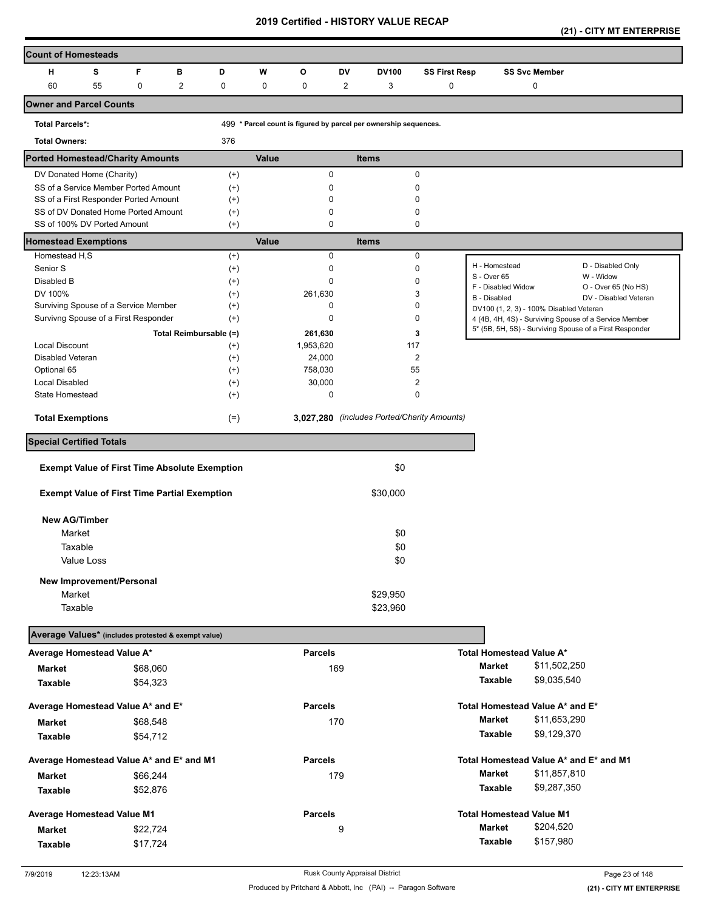# 2019 Certified - HISTORY VALUE RECAP

**(21) - CITY MT ENTERPRISE**

## Count of Homesteads

| H | S | F | B | D | W | O | DV | DV100 | SS First Resp | SS Svc Member |
|---|---|---|---|---|---|---|---|---|---|---|
| 60 | 55 | 0 | 2 | 0 | 0 | 0 | 2 | 3 | 0 | 0 |

## Owner and Parcel Counts

| | |
|---|---|
| **Total Parcels*:** | 499 * Parcel count is figured by parcel per ownership sequences. |
| **Total Owners:** | 376 |

## Ported Homestead/Charity Amounts

| | | Value | Items |
|---|---|---|---|
| DV Donated Home (Charity) | (+) | 0 | 0 |
| SS of a Service Member Ported Amount | (+) | 0 | 0 |
| SS of a First Responder Ported Amount | (+) | 0 | 0 |
| SS of DV Donated Home Ported Amount | (+) | 0 | 0 |
| SS of 100% DV Ported Amount | (+) | 0 | 0 |

## Homestead Exemptions

| | | Value | Items |
|---|---|---|---|
| Homestead H,S | (+) | 0 | 0 |
| Senior S | (+) | 0 | 0 |
| Disabled B | (+) | 0 | 0 |
| DV 100% | (+) | 261,630 | 3 |
| Surviving Spouse of a Service Member | (+) | 0 | 0 |
| Survivng Spouse of a First Responder | (+) | 0 | 0 |
| Total Reimbursable | (=) | **261,630** | **3** |
| Local Discount | (+) | 1,953,620 | 117 |
| Disabled Veteran | (+) | 24,000 | 2 |
| Optional 65 | (+) | 758,030 | 55 |
| Local Disabled | (+) | 30,000 | 2 |
| State Homestead | (+) | 0 | 0 |
| **Total Exemptions** | (=) | **3,027,280** | *(includes Ported/Charity Amounts)* |

| | |
|---|---|
| H - Homestead | D - Disabled Only |
| S - Over 65 | W - Widow |
| F - Disabled Widow | O - Over 65 (No HS) |
| B - Disabled | DV - Disabled Veteran |
| DV100 (1, 2, 3) - 100% Disabled Veteran | |
| 4 (4B, 4H, 4S) - Surviving Spouse of a Service Member | |
| 5* (5B, 5H, 5S) - Surviving Spouse of a First Responder | |

## Special Certified Totals

| | |
|---|---|
| **Exempt Value of First Time Absolute Exemption** | $0 |
| **Exempt Value of First Time Partial Exemption** | $30,000 |
| **New AG/Timber** | |
| Market | $0 |
| Taxable | $0 |
| Value Loss | $0 |
| **New Improvement/Personal** | |
| Market | $29,950 |
| Taxable | $23,960 |

## Average Values* (includes protested & exempt value)

| Average Homestead Value A* | | Parcels | Total Homestead Value A* | |
|---|---|---|---|---|
| **Market** | $68,060 | 169 | **Market** | $11,502,250 |
| **Taxable** | $54,323 | | **Taxable** | $9,035,540 |

| Average Homestead Value A* and E* | | Parcels | Total Homestead Value A* and E* | |
|---|---|---|---|---|
| **Market** | $68,548 | 170 | **Market** | $11,653,290 |
| **Taxable** | $54,712 | | **Taxable** | $9,129,370 |

| Average Homestead Value A* and E* and M1 | | Parcels | Total Homestead Value A* and E* and M1 | |
|---|---|---|---|---|
| **Market** | $66,244 | 179 | **Market** | $11,857,810 |
| **Taxable** | $52,876 | | **Taxable** | $9,287,350 |

| Average Homestead Value M1 | | Parcels | Total Homestead Value M1 | |
|---|---|---|---|---|
| **Market** | $22,724 | 9 | **Market** | $204,520 |
| **Taxable** | $17,724 | | **Taxable** | $157,980 |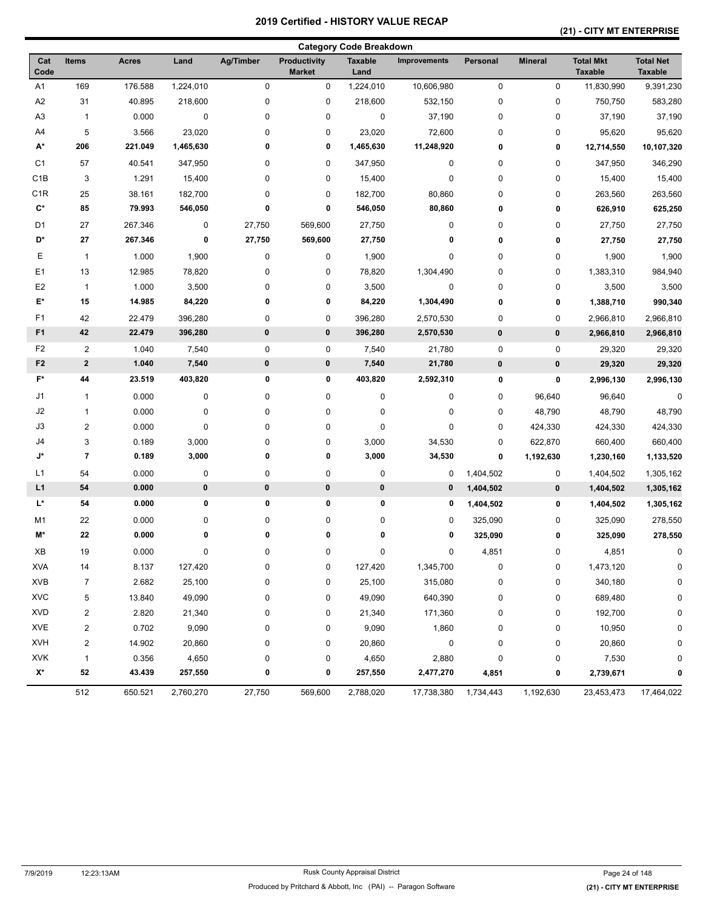# 2019 Certified - HISTORY VALUE RECAP

**(21) - CITY MT ENTERPRISE**

## Category Code Breakdown

| Cat Code | Items | Acres | Land | Ag/Timber | Productivity Market | Taxable Land | Improvements | Personal | Mineral | Total Mkt Taxable | Total Net Taxable |
|---|---|---|---|---|---|---|---|---|---|---|---|
| A1 | 169 | 176.588 | 1,224,010 | 0 | 0 | 1,224,010 | 10,606,980 | 0 | 0 | 11,830,990 | 9,391,230 |
| A2 | 31 | 40.895 | 218,600 | 0 | 0 | 218,600 | 532,150 | 0 | 0 | 750,750 | 583,280 |
| A3 | 1 | 0.000 | 0 | 0 | 0 | 0 | 37,190 | 0 | 0 | 37,190 | 37,190 |
| A4 | 5 | 3.566 | 23,020 | 0 | 0 | 23,020 | 72,600 | 0 | 0 | 95,620 | 95,620 |
| **A*** | **206** | **221.049** | **1,465,630** | **0** | **0** | **1,465,630** | **11,248,920** | **0** | **0** | **12,714,550** | **10,107,320** |
| C1 | 57 | 40.541 | 347,950 | 0 | 0 | 347,950 | 0 | 0 | 0 | 347,950 | 346,290 |
| C1B | 3 | 1.291 | 15,400 | 0 | 0 | 15,400 | 0 | 0 | 0 | 15,400 | 15,400 |
| C1R | 25 | 38.161 | 182,700 | 0 | 0 | 182,700 | 80,860 | 0 | 0 | 263,560 | 263,560 |
| **C*** | **85** | **79.993** | **546,050** | **0** | **0** | **546,050** | **80,860** | **0** | **0** | **626,910** | **625,250** |
| D1 | 27 | 267.346 | 0 | 27,750 | 569,600 | 27,750 | 0 | 0 | 0 | 27,750 | 27,750 |
| **D*** | **27** | **267.346** | **0** | **27,750** | **569,600** | **27,750** | **0** | **0** | **0** | **27,750** | **27,750** |
| E | 1 | 1.000 | 1,900 | 0 | 0 | 1,900 | 0 | 0 | 0 | 1,900 | 1,900 |
| E1 | 13 | 12.985 | 78,820 | 0 | 0 | 78,820 | 1,304,490 | 0 | 0 | 1,383,310 | 984,940 |
| E2 | 1 | 1.000 | 3,500 | 0 | 0 | 3,500 | 0 | 0 | 0 | 3,500 | 3,500 |
| **E*** | **15** | **14.985** | **84,220** | **0** | **0** | **84,220** | **1,304,490** | **0** | **0** | **1,388,710** | **990,340** |
| F1 | 42 | 22.479 | 396,280 | 0 | 0 | 396,280 | 2,570,530 | 0 | 0 | 2,966,810 | 2,966,810 |
| **F1** | **42** | **22.479** | **396,280** | **0** | **0** | **396,280** | **2,570,530** | **0** | **0** | **2,966,810** | **2,966,810** |
| F2 | 2 | 1.040 | 7,540 | 0 | 0 | 7,540 | 21,780 | 0 | 0 | 29,320 | 29,320 |
| **F2** | **2** | **1.040** | **7,540** | **0** | **0** | **7,540** | **21,780** | **0** | **0** | **29,320** | **29,320** |
| **F*** | **44** | **23.519** | **403,820** | **0** | **0** | **403,820** | **2,592,310** | **0** | **0** | **2,996,130** | **2,996,130** |
| J1 | 1 | 0.000 | 0 | 0 | 0 | 0 | 0 | 0 | 96,640 | 96,640 | 0 |
| J2 | 1 | 0.000 | 0 | 0 | 0 | 0 | 0 | 0 | 48,790 | 48,790 | 48,790 |
| J3 | 2 | 0.000 | 0 | 0 | 0 | 0 | 0 | 0 | 424,330 | 424,330 | 424,330 |
| J4 | 3 | 0.189 | 3,000 | 0 | 0 | 3,000 | 34,530 | 0 | 622,870 | 660,400 | 660,400 |
| **J*** | **7** | **0.189** | **3,000** | **0** | **0** | **3,000** | **34,530** | **0** | **1,192,630** | **1,230,160** | **1,133,520** |
| L1 | 54 | 0.000 | 0 | 0 | 0 | 0 | 0 | 1,404,502 | 0 | 1,404,502 | 1,305,162 |
| **L1** | **54** | **0.000** | **0** | **0** | **0** | **0** | **0** | **1,404,502** | **0** | **1,404,502** | **1,305,162** |
| **L*** | **54** | **0.000** | **0** | **0** | **0** | **0** | **0** | **1,404,502** | **0** | **1,404,502** | **1,305,162** |
| M1 | 22 | 0.000 | 0 | 0 | 0 | 0 | 0 | 325,090 | 0 | 325,090 | 278,550 |
| **M*** | **22** | **0.000** | **0** | **0** | **0** | **0** | **0** | **325,090** | **0** | **325,090** | **278,550** |
| XB | 19 | 0.000 | 0 | 0 | 0 | 0 | 0 | 4,851 | 0 | 4,851 | 0 |
| XVA | 14 | 8.137 | 127,420 | 0 | 0 | 127,420 | 1,345,700 | 0 | 0 | 1,473,120 | 0 |
| XVB | 7 | 2.682 | 25,100 | 0 | 0 | 25,100 | 315,080 | 0 | 0 | 340,180 | 0 |
| XVC | 5 | 13.840 | 49,090 | 0 | 0 | 49,090 | 640,390 | 0 | 0 | 689,480 | 0 |
| XVD | 2 | 2.820 | 21,340 | 0 | 0 | 21,340 | 171,360 | 0 | 0 | 192,700 | 0 |
| XVE | 2 | 0.702 | 9,090 | 0 | 0 | 9,090 | 1,860 | 0 | 0 | 10,950 | 0 |
| XVH | 2 | 14.902 | 20,860 | 0 | 0 | 20,860 | 0 | 0 | 0 | 20,860 | 0 |
| XVK | 1 | 0.356 | 4,650 | 0 | 0 | 4,650 | 2,880 | 0 | 0 | 7,530 | 0 |
| **X*** | **52** | **43.439** | **257,550** | **0** | **0** | **257,550** | **2,477,270** | **4,851** | **0** | **2,739,671** | **0** |
| | 512 | 650.521 | 2,760,270 | 27,750 | 569,600 | 2,788,020 | 17,738,380 | 1,734,443 | 1,192,630 | 23,453,473 | 17,464,022 |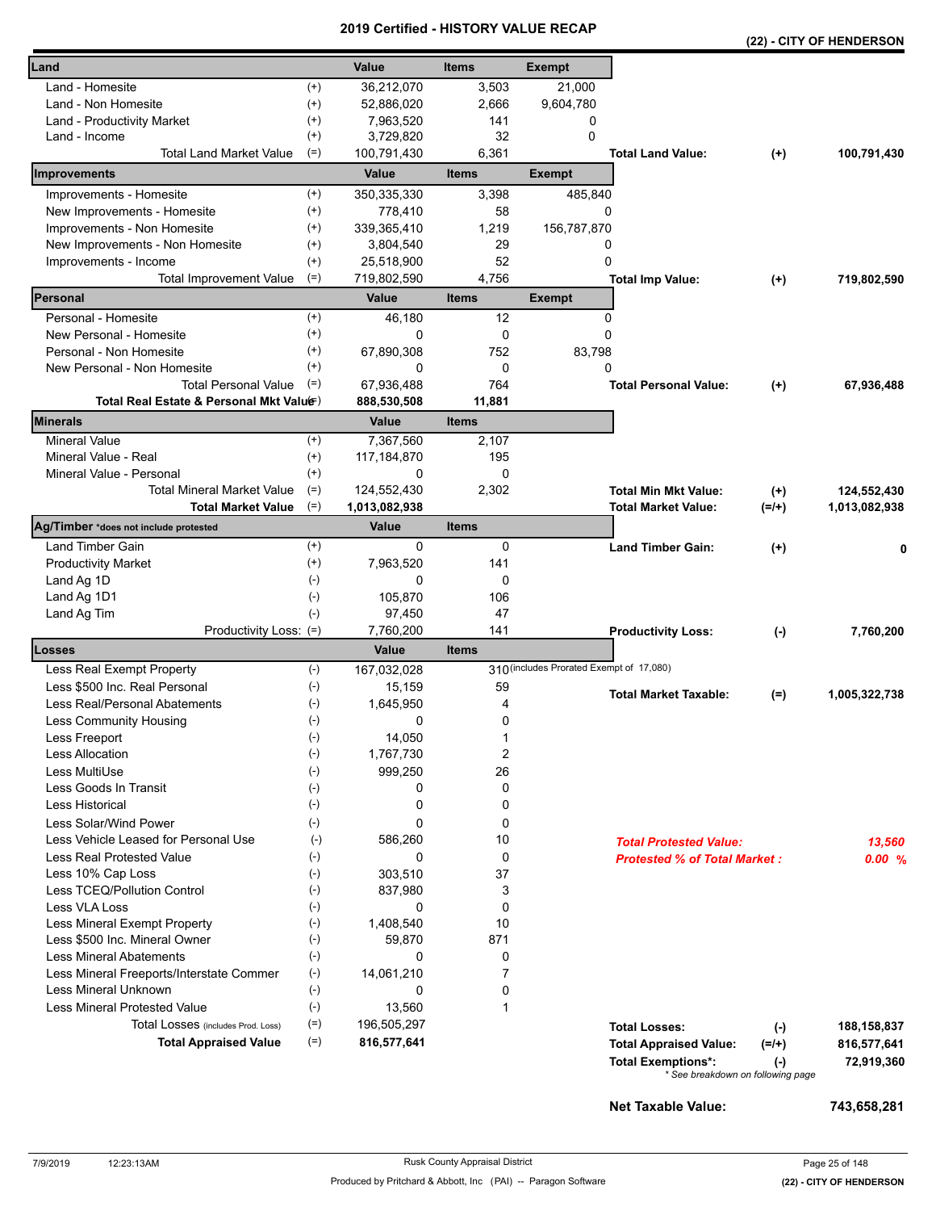# 2019 Certified - HISTORY VALUE RECAP

**(22) - CITY OF HENDERSON**

| Land | | Value | Items | Exempt | | | |
|---|---|---|---|---|---|---|---|
| Land - Homesite | (+) | 36,212,070 | 3,503 | 21,000 | | | |
| Land - Non Homesite | (+) | 52,886,020 | 2,666 | 9,604,780 | | | |
| Land - Productivity Market | (+) | 7,963,520 | 141 | 0 | | | |
| Land - Income | (+) | 3,729,820 | 32 | 0 | | | |
| Total Land Market Value | (=) | 100,791,430 | 6,361 | | **Total Land Value:** | (+) | **100,791,430** |
| **Improvements** | | **Value** | **Items** | **Exempt** | | | |
| Improvements - Homesite | (+) | 350,335,330 | 3,398 | 485,840 | | | |
| New Improvements - Homesite | (+) | 778,410 | 58 | 0 | | | |
| Improvements - Non Homesite | (+) | 339,365,410 | 1,219 | 156,787,870 | | | |
| New Improvements - Non Homesite | (+) | 3,804,540 | 29 | 0 | | | |
| Improvements - Income | (+) | 25,518,900 | 52 | 0 | | | |
| Total Improvement Value | (=) | 719,802,590 | 4,756 | | **Total Imp Value:** | (+) | **719,802,590** |
| **Personal** | | **Value** | **Items** | **Exempt** | | | |
| Personal - Homesite | (+) | 46,180 | 12 | 0 | | | |
| New Personal - Homesite | (+) | 0 | 0 | 0 | | | |
| Personal - Non Homesite | (+) | 67,890,308 | 752 | 83,798 | | | |
| New Personal - Non Homesite | (+) | 0 | 0 | 0 | | | |
| Total Personal Value | (=) | 67,936,488 | 764 | | **Total Personal Value:** | (+) | **67,936,488** |
| **Total Real Estate & Personal Mkt Value** | (=) | **888,530,508** | **11,881** | | | | |
| **Minerals** | | **Value** | **Items** | | | | |
| Mineral Value | (+) | 7,367,560 | 2,107 | | | | |
| Mineral Value - Real | (+) | 117,184,870 | 195 | | | | |
| Mineral Value - Personal | (+) | 0 | 0 | | | | |
| Total Mineral Market Value | (=) | 124,552,430 | 2,302 | | **Total Min Mkt Value:** | (+) | **124,552,430** |
| **Total Market Value** | (=) | **1,013,082,938** | | | **Total Market Value:** | (=/+) | **1,013,082,938** |
| **Ag/Timber** *does not include protested | | **Value** | **Items** | | | | |
| Land Timber Gain | (+) | 0 | 0 | | **Land Timber Gain:** | (+) | **0** |
| Productivity Market | (+) | 7,963,520 | 141 | | | | |
| Land Ag 1D | (-) | 0 | 0 | | | | |
| Land Ag 1D1 | (-) | 105,870 | 106 | | | | |
| Land Ag Tim | (-) | 97,450 | 47 | | | | |
| Productivity Loss: | (=) | 7,760,200 | 141 | | **Productivity Loss:** | (-) | **7,760,200** |
| **Losses** | | **Value** | **Items** | | | | |
| Less Real Exempt Property | (-) | 167,032,028 | 310 | (includes Prorated Exempt of 17,080) | | | |
| Less $500 Inc. Real Personal | (-) | 15,159 | 59 | | **Total Market Taxable:** | (=) | **1,005,322,738** |
| Less Real/Personal Abatements | (-) | 1,645,950 | 4 | | | | |
| Less Community Housing | (-) | 0 | 0 | | | | |
| Less Freeport | (-) | 14,050 | 1 | | | | |
| Less Allocation | (-) | 1,767,730 | 2 | | | | |
| Less MultiUse | (-) | 999,250 | 26 | | | | |
| Less Goods In Transit | (-) | 0 | 0 | | | | |
| Less Historical | (-) | 0 | 0 | | | | |
| Less Solar/Wind Power | (-) | 0 | 0 | | | | |
| Less Vehicle Leased for Personal Use | (-) | 586,260 | 10 | | ***Total Protested Value:*** | | ***13,560*** |
| Less Real Protested Value | (-) | 0 | 0 | | ***Protested % of Total Market :*** | | ***0.00 %*** |
| Less 10% Cap Loss | (-) | 303,510 | 37 | | | | |
| Less TCEQ/Pollution Control | (-) | 837,980 | 3 | | | | |
| Less VLA Loss | (-) | 0 | 0 | | | | |
| Less Mineral Exempt Property | (-) | 1,408,540 | 10 | | | | |
| Less $500 Inc. Mineral Owner | (-) | 59,870 | 871 | | | | |
| Less Mineral Abatements | (-) | 0 | 0 | | | | |
| Less Mineral Freeports/Interstate Commer | (-) | 14,061,210 | 7 | | | | |
| Less Mineral Unknown | (-) | 0 | 0 | | | | |
| Less Mineral Protested Value | (-) | 13,560 | 1 | | | | |
| Total Losses (includes Prod. Loss) | (=) | 196,505,297 | | | **Total Losses:** | (-) | **188,158,837** |
| **Total Appraised Value** | (=) | **816,577,641** | | | **Total Appraised Value:** | (=/+) | **816,577,641** |
| | | | | | **Total Exemptions*:** | (-) | **72,919,360** |

\* See breakdown on following page

**Net Taxable Value:** **743,658,281**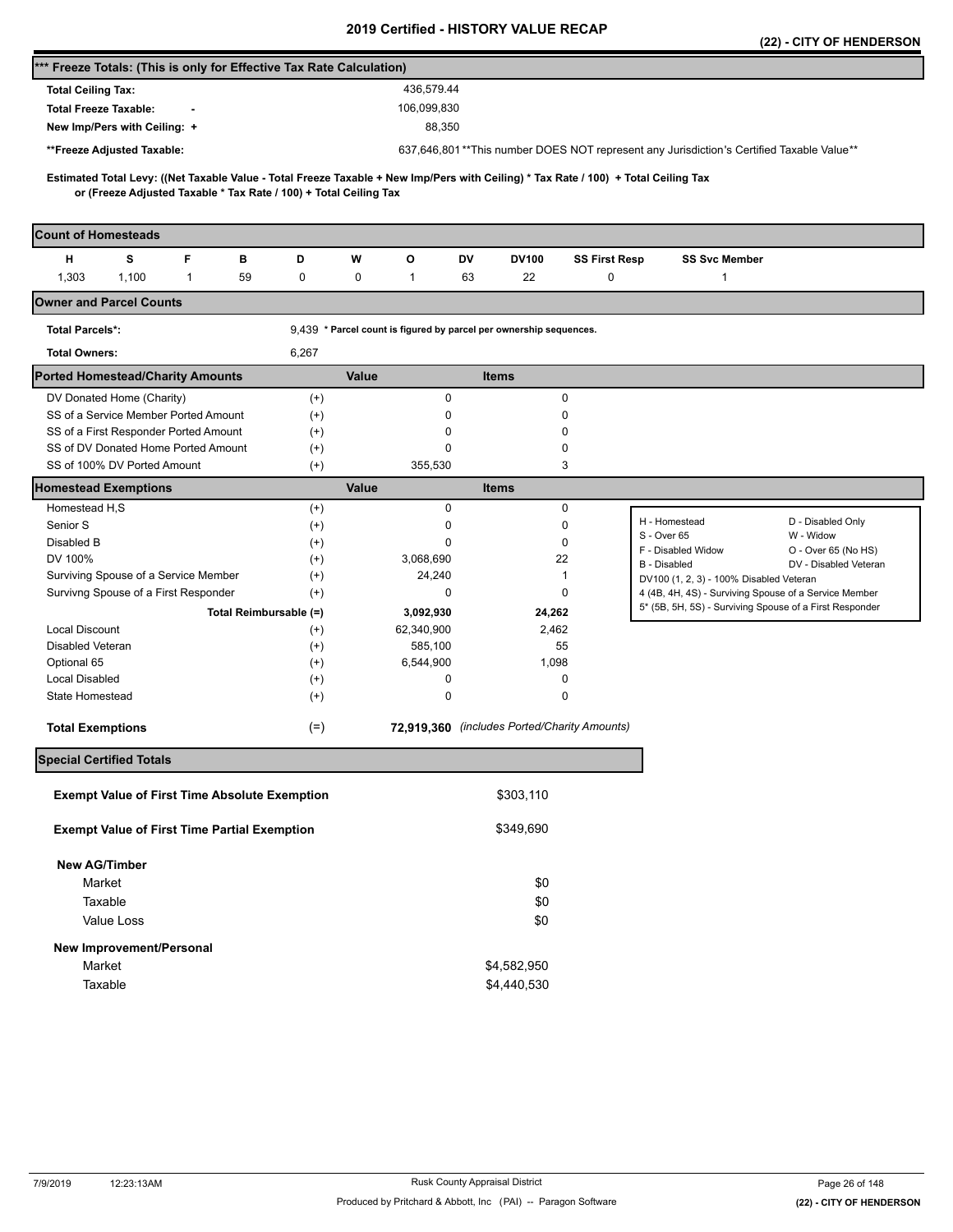# 2019 Certified - HISTORY VALUE RECAP

**(22) - CITY OF HENDERSON**

## *** Freeze Totals: (This is only for Effective Tax Rate Calculation)

| | |
|---|---|
| **Total Ceiling Tax:** | 436,579.44 |
| **Total Freeze Taxable: -** | 106,099,830 |
| **New Imp/Pers with Ceiling: +** | 88,350 |
| ****Freeze Adjusted Taxable:** | 637,646,801 **This number DOES NOT represent any Jurisdiction's Certified Taxable Value** |

**Estimated Total Levy: ((Net Taxable Value - Total Freeze Taxable + New Imp/Pers with Ceiling) * Tax Rate / 100) + Total Ceiling Tax or (Freeze Adjusted Taxable * Tax Rate / 100) + Total Ceiling Tax**

## Count of Homesteads

| H | S | F | B | D | W | O | DV | DV100 | SS First Resp | SS Svc Member |
|---|---|---|---|---|---|---|---|---|---|---|
| 1,303 | 1,100 | 1 | 59 | 0 | 0 | 1 | 63 | 22 | 0 | 1 |

## Owner and Parcel Counts

| | |
|---|---|
| **Total Parcels*:** | 9,439 * Parcel count is figured by parcel per ownership sequences. |
| **Total Owners:** | 6,267 |

## Ported Homestead/Charity Amounts

| | | Value | Items |
|---|---|---|---|
| DV Donated Home (Charity) | (+) | 0 | 0 |
| SS of a Service Member Ported Amount | (+) | 0 | 0 |
| SS of a First Responder Ported Amount | (+) | 0 | 0 |
| SS of DV Donated Home Ported Amount | (+) | 0 | 0 |
| SS of 100% DV Ported Amount | (+) | 355,530 | 3 |

## Homestead Exemptions

| | | Value | Items |
|---|---|---|---|
| Homestead H,S | (+) | 0 | 0 |
| Senior S | (+) | 0 | 0 |
| Disabled B | (+) | 0 | 0 |
| DV 100% | (+) | 3,068,690 | 22 |
| Surviving Spouse of a Service Member | (+) | 24,240 | 1 |
| Survivng Spouse of a First Responder | (+) | 0 | 0 |
| **Total Reimbursable (=)** | | **3,092,930** | **24,262** |
| Local Discount | (+) | 62,340,900 | 2,462 |
| Disabled Veteran | (+) | 585,100 | 55 |
| Optional 65 | (+) | 6,544,900 | 1,098 |
| Local Disabled | (+) | 0 | 0 |
| State Homestead | (+) | 0 | 0 |
| **Total Exemptions** | (=) | **72,919,360** | *(includes Ported/Charity Amounts)* |

| | |
|---|---|
| H - Homestead | D - Disabled Only |
| S - Over 65 | W - Widow |
| F - Disabled Widow | O - Over 65 (No HS) |
| B - Disabled | DV - Disabled Veteran |
| DV100 (1, 2, 3) - 100% Disabled Veteran | |
| 4 (4B, 4H, 4S) - Surviving Spouse of a Service Member | |
| 5* (5B, 5H, 5S) - Surviving Spouse of a First Responder | |

## Special Certified Totals

| | |
|---|---|
| **Exempt Value of First Time Absolute Exemption** | $303,110 |
| **Exempt Value of First Time Partial Exemption** | $349,690 |
| **New AG/Timber** | |
| Market | $0 |
| Taxable | $0 |
| Value Loss | $0 |
| **New Improvement/Personal** | |
| Market | $4,582,950 |
| Taxable | $4,440,530 |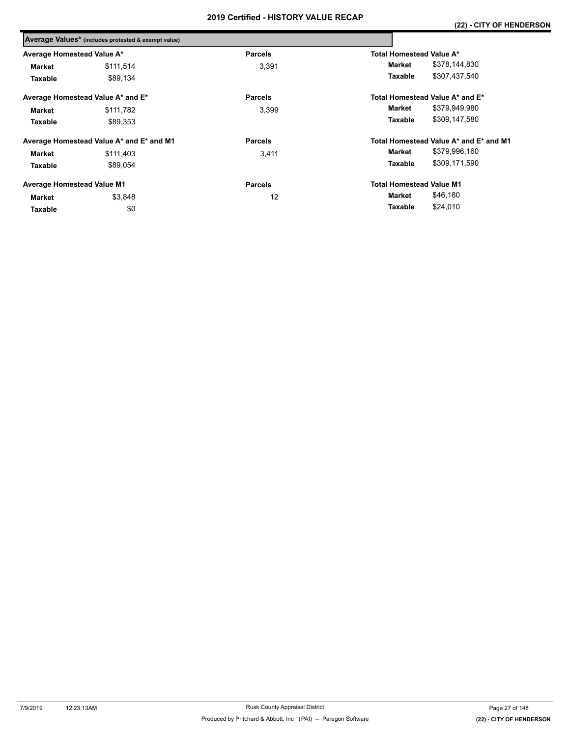## Average Values* (includes protested & exempt value)

| Average Homestead Value A* | | Parcels | Total Homestead Value A* | |
|---|---|---|---|---|
| **Market** | $111,514 | 3,391 | **Market** | $378,144,830 |
| **Taxable** | $89,134 | | **Taxable** | $307,437,540 |

| Average Homestead Value A* and E* | | Parcels | Total Homestead Value A* and E* | |
|---|---|---|---|---|
| **Market** | $111,782 | 3,399 | **Market** | $379,949,980 |
| **Taxable** | $89,353 | | **Taxable** | $309,147,580 |

| Average Homestead Value A* and E* and M1 | | Parcels | Total Homestead Value A* and E* and M1 | |
|---|---|---|---|---|
| **Market** | $111,403 | 3,411 | **Market** | $379,996,160 |
| **Taxable** | $89,054 | | **Taxable** | $309,171,590 |

| Average Homestead Value M1 | | Parcels | Total Homestead Value M1 | |
|---|---|---|---|---|
| **Market** | $3,848 | 12 | **Market** | $46,180 |
| **Taxable** | $0 | | **Taxable** | $24,010 |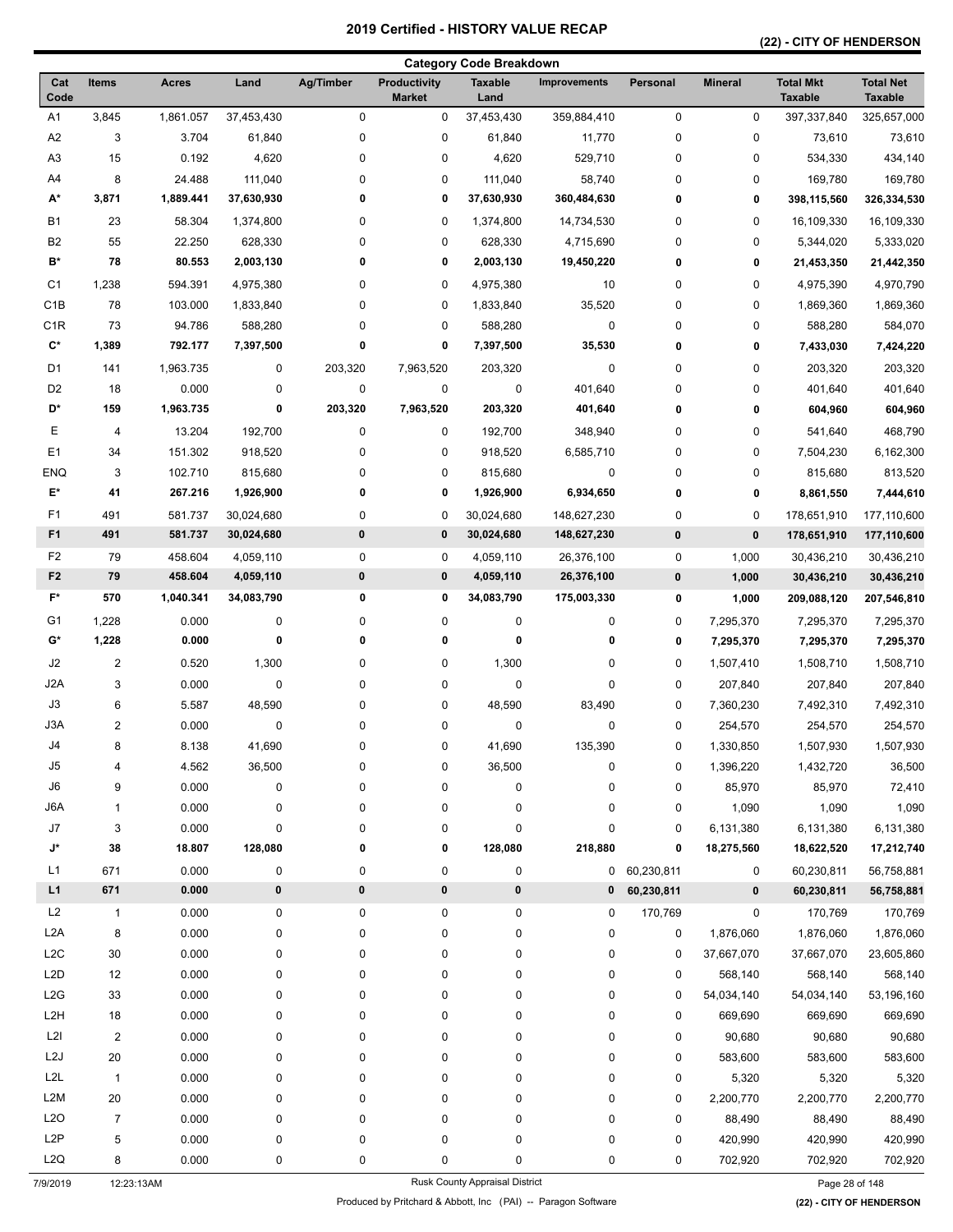# 2019 Certified - HISTORY VALUE RECAP

**(22) - CITY OF HENDERSON**

## Category Code Breakdown

| Cat Code | Items | Acres | Land | Ag/Timber | Productivity Market | Taxable Land | Improvements | Personal | Mineral | Total Mkt Taxable | Total Net Taxable |
|---|---|---|---|---|---|---|---|---|---|---|---|
| A1 | 3,845 | 1,861.057 | 37,453,430 | 0 | 0 | 37,453,430 | 359,884,410 | 0 | 0 | 397,337,840 | 325,657,000 |
| A2 | 3 | 3.704 | 61,840 | 0 | 0 | 61,840 | 11,770 | 0 | 0 | 73,610 | 73,610 |
| A3 | 15 | 0.192 | 4,620 | 0 | 0 | 4,620 | 529,710 | 0 | 0 | 534,330 | 434,140 |
| A4 | 8 | 24.488 | 111,040 | 0 | 0 | 111,040 | 58,740 | 0 | 0 | 169,780 | 169,780 |
| **A*** | **3,871** | **1,889.441** | **37,630,930** | **0** | **0** | **37,630,930** | **360,484,630** | **0** | **0** | **398,115,560** | **326,334,530** |
| B1 | 23 | 58.304 | 1,374,800 | 0 | 0 | 1,374,800 | 14,734,530 | 0 | 0 | 16,109,330 | 16,109,330 |
| B2 | 55 | 22.250 | 628,330 | 0 | 0 | 628,330 | 4,715,690 | 0 | 0 | 5,344,020 | 5,333,020 |
| **B*** | **78** | **80.553** | **2,003,130** | **0** | **0** | **2,003,130** | **19,450,220** | **0** | **0** | **21,453,350** | **21,442,350** |
| C1 | 1,238 | 594.391 | 4,975,380 | 0 | 0 | 4,975,380 | 10 | 0 | 0 | 4,975,390 | 4,970,790 |
| C1B | 78 | 103.000 | 1,833,840 | 0 | 0 | 1,833,840 | 35,520 | 0 | 0 | 1,869,360 | 1,869,360 |
| C1R | 73 | 94.786 | 588,280 | 0 | 0 | 588,280 | 0 | 0 | 0 | 588,280 | 584,070 |
| **C*** | **1,389** | **792.177** | **7,397,500** | **0** | **0** | **7,397,500** | **35,530** | **0** | **0** | **7,433,030** | **7,424,220** |
| D1 | 141 | 1,963.735 | 0 | 203,320 | 7,963,520 | 203,320 | 0 | 0 | 0 | 203,320 | 203,320 |
| D2 | 18 | 0.000 | 0 | 0 | 0 | 0 | 401,640 | 0 | 0 | 401,640 | 401,640 |
| **D*** | **159** | **1,963.735** | **0** | **203,320** | **7,963,520** | **203,320** | **401,640** | **0** | **0** | **604,960** | **604,960** |
| E | 4 | 13.204 | 192,700 | 0 | 0 | 192,700 | 348,940 | 0 | 0 | 541,640 | 468,790 |
| E1 | 34 | 151.302 | 918,520 | 0 | 0 | 918,520 | 6,585,710 | 0 | 0 | 7,504,230 | 6,162,300 |
| ENQ | 3 | 102.710 | 815,680 | 0 | 0 | 815,680 | 0 | 0 | 0 | 815,680 | 813,520 |
| **E*** | **41** | **267.216** | **1,926,900** | **0** | **0** | **1,926,900** | **6,934,650** | **0** | **0** | **8,861,550** | **7,444,610** |
| F1 | 491 | 581.737 | 30,024,680 | 0 | 0 | 30,024,680 | 148,627,230 | 0 | 0 | 178,651,910 | 177,110,600 |
| **F1** | **491** | **581.737** | **30,024,680** | **0** | **0** | **30,024,680** | **148,627,230** | **0** | **0** | **178,651,910** | **177,110,600** |
| F2 | 79 | 458.604 | 4,059,110 | 0 | 0 | 4,059,110 | 26,376,100 | 0 | 1,000 | 30,436,210 | 30,436,210 |
| **F2** | **79** | **458.604** | **4,059,110** | **0** | **0** | **4,059,110** | **26,376,100** | **0** | **1,000** | **30,436,210** | **30,436,210** |
| **F*** | **570** | **1,040.341** | **34,083,790** | **0** | **0** | **34,083,790** | **175,003,330** | **0** | **1,000** | **209,088,120** | **207,546,810** |
| G1 | 1,228 | 0.000 | 0 | 0 | 0 | 0 | 0 | 0 | 7,295,370 | 7,295,370 | 7,295,370 |
| **G*** | **1,228** | **0.000** | **0** | **0** | **0** | **0** | **0** | **0** | **7,295,370** | **7,295,370** | **7,295,370** |
| J2 | 2 | 0.520 | 1,300 | 0 | 0 | 1,300 | 0 | 0 | 1,507,410 | 1,508,710 | 1,508,710 |
| J2A | 3 | 0.000 | 0 | 0 | 0 | 0 | 0 | 0 | 207,840 | 207,840 | 207,840 |
| J3 | 6 | 5.587 | 48,590 | 0 | 0 | 48,590 | 83,490 | 0 | 7,360,230 | 7,492,310 | 7,492,310 |
| J3A | 2 | 0.000 | 0 | 0 | 0 | 0 | 0 | 0 | 254,570 | 254,570 | 254,570 |
| J4 | 8 | 8.138 | 41,690 | 0 | 0 | 41,690 | 135,390 | 0 | 1,330,850 | 1,507,930 | 1,507,930 |
| J5 | 4 | 4.562 | 36,500 | 0 | 0 | 36,500 | 0 | 0 | 1,396,220 | 1,432,720 | 36,500 |
| J6 | 9 | 0.000 | 0 | 0 | 0 | 0 | 0 | 0 | 85,970 | 85,970 | 72,410 |
| J6A | 1 | 0.000 | 0 | 0 | 0 | 0 | 0 | 0 | 1,090 | 1,090 | 1,090 |
| J7 | 3 | 0.000 | 0 | 0 | 0 | 0 | 0 | 0 | 6,131,380 | 6,131,380 | 6,131,380 |
| **J*** | **38** | **18.807** | **128,080** | **0** | **0** | **128,080** | **218,880** | **0** | **18,275,560** | **18,622,520** | **17,212,740** |
| L1 | 671 | 0.000 | 0 | 0 | 0 | 0 | 0 | 60,230,811 | 0 | 60,230,811 | 56,758,881 |
| **L1** | **671** | **0.000** | **0** | **0** | **0** | **0** | **0** | **60,230,811** | **0** | **60,230,811** | **56,758,881** |
| L2 | 1 | 0.000 | 0 | 0 | 0 | 0 | 0 | 170,769 | 0 | 170,769 | 170,769 |
| L2A | 8 | 0.000 | 0 | 0 | 0 | 0 | 0 | 0 | 1,876,060 | 1,876,060 | 1,876,060 |
| L2C | 30 | 0.000 | 0 | 0 | 0 | 0 | 0 | 0 | 37,667,070 | 37,667,070 | 23,605,860 |
| L2D | 12 | 0.000 | 0 | 0 | 0 | 0 | 0 | 0 | 568,140 | 568,140 | 568,140 |
| L2G | 33 | 0.000 | 0 | 0 | 0 | 0 | 0 | 0 | 54,034,140 | 54,034,140 | 53,196,160 |
| L2H | 18 | 0.000 | 0 | 0 | 0 | 0 | 0 | 0 | 669,690 | 669,690 | 669,690 |
| L2I | 2 | 0.000 | 0 | 0 | 0 | 0 | 0 | 0 | 90,680 | 90,680 | 90,680 |
| L2J | 20 | 0.000 | 0 | 0 | 0 | 0 | 0 | 0 | 583,600 | 583,600 | 583,600 |
| L2L | 1 | 0.000 | 0 | 0 | 0 | 0 | 0 | 0 | 5,320 | 5,320 | 5,320 |
| L2M | 20 | 0.000 | 0 | 0 | 0 | 0 | 0 | 0 | 2,200,770 | 2,200,770 | 2,200,770 |
| L2O | 7 | 0.000 | 0 | 0 | 0 | 0 | 0 | 0 | 88,490 | 88,490 | 88,490 |
| L2P | 5 | 0.000 | 0 | 0 | 0 | 0 | 0 | 0 | 420,990 | 420,990 | 420,990 |
| L2Q | 8 | 0.000 | 0 | 0 | 0 | 0 | 0 | 0 | 702,920 | 702,920 | 702,920 |

7/9/2019 12:23:13AM — Rusk County Appraisal District

Produced by Pritchard & Abbott, Inc (PAI) -- Paragon Software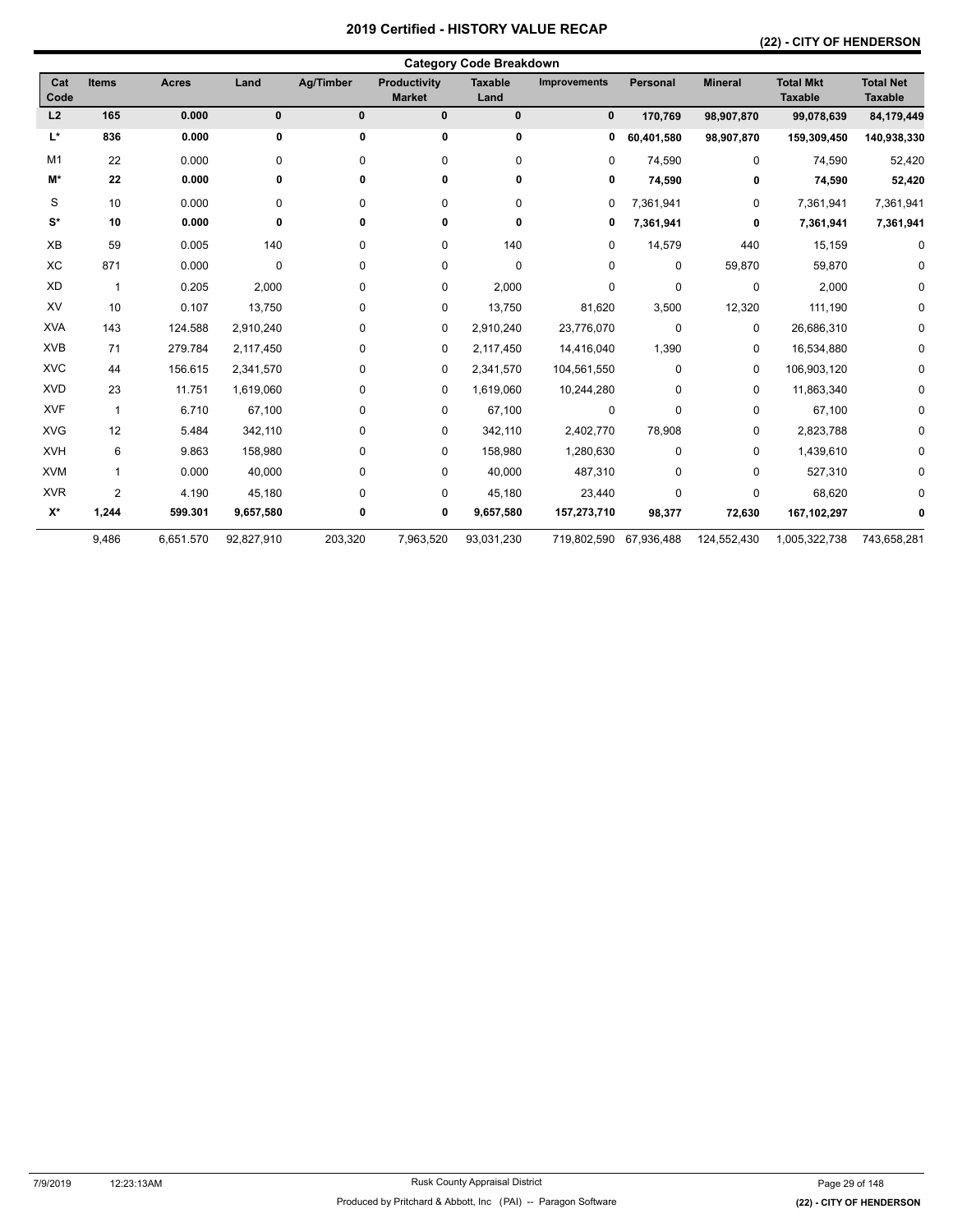# 2019 Certified - HISTORY VALUE RECAP

## (22) - CITY OF HENDERSON

### Category Code Breakdown

| Cat Code | Items | Acres | Land | Ag/Timber | Productivity Market | Taxable Land | Improvements | Personal | Mineral | Total Mkt Taxable | Total Net Taxable |
|---|---|---|---|---|---|---|---|---|---|---|---|
| **L2** | **165** | **0.000** | **0** | **0** | **0** | **0** | **0** | **170,769** | **98,907,870** | **99,078,639** | **84,179,449** |
| **L*** | **836** | **0.000** | **0** | **0** | **0** | **0** | **0** | **60,401,580** | **98,907,870** | **159,309,450** | **140,938,330** |
| M1 | 22 | 0.000 | 0 | 0 | 0 | 0 | 0 | 74,590 | 0 | 74,590 | 52,420 |
| **M*** | **22** | **0.000** | **0** | **0** | **0** | **0** | **0** | **74,590** | **0** | **74,590** | **52,420** |
| S | 10 | 0.000 | 0 | 0 | 0 | 0 | 0 | 7,361,941 | 0 | 7,361,941 | 7,361,941 |
| **S*** | **10** | **0.000** | **0** | **0** | **0** | **0** | **0** | **7,361,941** | **0** | **7,361,941** | **7,361,941** |
| XB | 59 | 0.005 | 140 | 0 | 0 | 140 | 0 | 14,579 | 440 | 15,159 | 0 |
| XC | 871 | 0.000 | 0 | 0 | 0 | 0 | 0 | 0 | 59,870 | 59,870 | 0 |
| XD | 1 | 0.205 | 2,000 | 0 | 0 | 2,000 | 0 | 0 | 0 | 2,000 | 0 |
| XV | 10 | 0.107 | 13,750 | 0 | 0 | 13,750 | 81,620 | 3,500 | 12,320 | 111,190 | 0 |
| XVA | 143 | 124.588 | 2,910,240 | 0 | 0 | 2,910,240 | 23,776,070 | 0 | 0 | 26,686,310 | 0 |
| XVB | 71 | 279.784 | 2,117,450 | 0 | 0 | 2,117,450 | 14,416,040 | 1,390 | 0 | 16,534,880 | 0 |
| XVC | 44 | 156.615 | 2,341,570 | 0 | 0 | 2,341,570 | 104,561,550 | 0 | 0 | 106,903,120 | 0 |
| XVD | 23 | 11.751 | 1,619,060 | 0 | 0 | 1,619,060 | 10,244,280 | 0 | 0 | 11,863,340 | 0 |
| XVF | 1 | 6.710 | 67,100 | 0 | 0 | 67,100 | 0 | 0 | 0 | 67,100 | 0 |
| XVG | 12 | 5.484 | 342,110 | 0 | 0 | 342,110 | 2,402,770 | 78,908 | 0 | 2,823,788 | 0 |
| XVH | 6 | 9.863 | 158,980 | 0 | 0 | 158,980 | 1,280,630 | 0 | 0 | 1,439,610 | 0 |
| XVM | 1 | 0.000 | 40,000 | 0 | 0 | 40,000 | 487,310 | 0 | 0 | 527,310 | 0 |
| XVR | 2 | 4.190 | 45,180 | 0 | 0 | 45,180 | 23,440 | 0 | 0 | 68,620 | 0 |
| **X*** | **1,244** | **599.301** | **9,657,580** | **0** | **0** | **9,657,580** | **157,273,710** | **98,377** | **72,630** | **167,102,297** | **0** |
| | 9,486 | 6,651.570 | 92,827,910 | 203,320 | 7,963,520 | 93,031,230 | 719,802,590 | 67,936,488 | 124,552,430 | 1,005,322,738 | 743,658,281 |

7/9/2019 12:23:13AM

Rusk County Appraisal District

Produced by Pritchard & Abbott, Inc (PAI) -- Paragon Software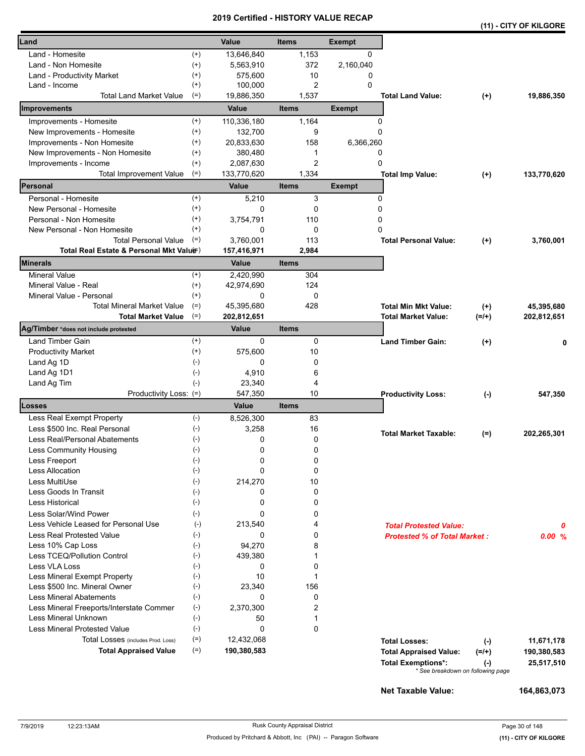# 2019 Certified - HISTORY VALUE RECAP

**(11) - CITY OF KILGORE**

| Land | | Value | Items | Exempt |
|---|---|---|---|---|
| Land - Homesite | (+) | 13,646,840 | 1,153 | 0 |
| Land - Non Homesite | (+) | 5,563,910 | 372 | 2,160,040 |
| Land - Productivity Market | (+) | 575,600 | 10 | 0 |
| Land - Income | (+) | 100,000 | 2 | 0 |
| Total Land Market Value | (=) | 19,886,350 | 1,537 | |

**Total Land Value:** (+) 19,886,350

| Improvements | | Value | Items | Exempt |
|---|---|---|---|---|
| Improvements - Homesite | (+) | 110,336,180 | 1,164 | 0 |
| New Improvements - Homesite | (+) | 132,700 | 9 | 0 |
| Improvements - Non Homesite | (+) | 20,833,630 | 158 | 6,366,260 |
| New Improvements - Non Homesite | (+) | 380,480 | 1 | 0 |
| Improvements - Income | (+) | 2,087,630 | 2 | 0 |
| Total Improvement Value | (=) | 133,770,620 | 1,334 | |

**Total Imp Value:** (+) 133,770,620

| Personal | | Value | Items | Exempt |
|---|---|---|---|---|
| Personal - Homesite | (+) | 5,210 | 3 | 0 |
| New Personal - Homesite | (+) | 0 | 0 | 0 |
| Personal - Non Homesite | (+) | 3,754,791 | 110 | 0 |
| New Personal - Non Homesite | (+) | 0 | 0 | 0 |
| Total Personal Value | (=) | 3,760,001 | 113 | |
| **Total Real Estate & Personal Mkt Value** | (=) | **157,416,971** | **2,984** | |

**Total Personal Value:** (+) 3,760,001

| Minerals | | Value | Items |
|---|---|---|---|
| Mineral Value | (+) | 2,420,990 | 304 |
| Mineral Value - Real | (+) | 42,974,690 | 124 |
| Mineral Value - Personal | (+) | 0 | 0 |
| Total Mineral Market Value | (=) | 45,395,680 | 428 |
| **Total Market Value** | (=) | **202,812,651** | |

**Total Min Mkt Value:** (+) 45,395,680

**Total Market Value:** (=/+) 202,812,651

| Ag/Timber *does not include protested | | Value | Items |
|---|---|---|---|
| Land Timber Gain | (+) | 0 | 0 |
| Productivity Market | (+) | 575,600 | 10 |
| Land Ag 1D | (-) | 0 | 0 |
| Land Ag 1D1 | (-) | 4,910 | 6 |
| Land Ag Tim | (-) | 23,340 | 4 |
| Productivity Loss: | (=) | 547,350 | 10 |

**Land Timber Gain:** (+) 0

**Productivity Loss:** (-) 547,350

| Losses | | Value | Items |
|---|---|---|---|
| Less Real Exempt Property | (-) | 8,526,300 | 83 |
| Less $500 Inc. Real Personal | (-) | 3,258 | 16 |
| Less Real/Personal Abatements | (-) | 0 | 0 |
| Less Community Housing | (-) | 0 | 0 |
| Less Freeport | (-) | 0 | 0 |
| Less Allocation | (-) | 0 | 0 |
| Less MultiUse | (-) | 214,270 | 10 |
| Less Goods In Transit | (-) | 0 | 0 |
| Less Historical | (-) | 0 | 0 |
| Less Solar/Wind Power | (-) | 0 | 0 |
| Less Vehicle Leased for Personal Use | (-) | 213,540 | 4 |
| Less Real Protested Value | (-) | 0 | 0 |
| Less 10% Cap Loss | (-) | 94,270 | 8 |
| Less TCEQ/Pollution Control | (-) | 439,380 | 1 |
| Less VLA Loss | (-) | 0 | 0 |
| Less Mineral Exempt Property | (-) | 10 | 1 |
| Less $500 Inc. Mineral Owner | (-) | 23,340 | 156 |
| Less Mineral Abatements | (-) | 0 | 0 |
| Less Mineral Freeports/Interstate Commer | (-) | 2,370,300 | 2 |
| Less Mineral Unknown | (-) | 50 | 1 |
| Less Mineral Protested Value | (-) | 0 | 0 |
| Total Losses (includes Prod. Loss) | (=) | 12,432,068 | |
| **Total Appraised Value** | (=) | **190,380,583** | |

**Total Market Taxable:** (=) 202,265,301

*Total Protested Value:* 0

*Protested % of Total Market :* 0.00 %

| | | |
|---|---|---|
| **Total Losses:** | (-) | 11,671,178 |
| **Total Appraised Value:** | (=/+) | 190,380,583 |
| **Total Exemptions*:** | (-) | 25,517,510 |

* See breakdown on following page

**Net Taxable Value:** 164,863,073

7/9/2019 12:23:13AM — Rusk County Appraisal District — Produced by Pritchard & Abbott, Inc (PAI) -- Paragon Software — (11) - CITY OF KILGORE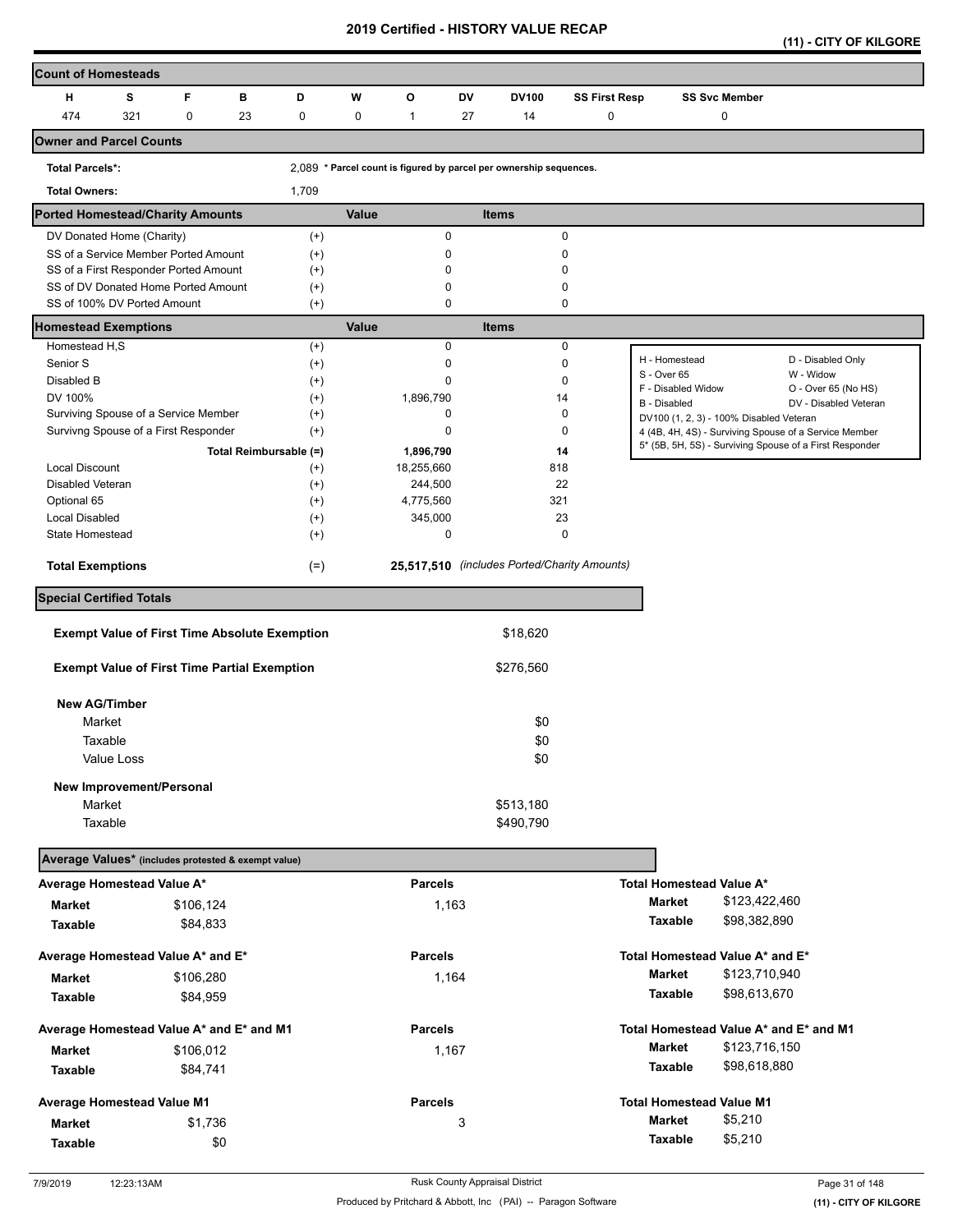# 2019 Certified - HISTORY VALUE RECAP

**(11) - CITY OF KILGORE**

## Count of Homesteads

| H | S | F | B | D | W | O | DV | DV100 | SS First Resp | SS Svc Member |
|---|---|---|---|---|---|---|---|---|---|---|
| 474 | 321 | 0 | 23 | 0 | 0 | 1 | 27 | 14 | 0 | 0 |

## Owner and Parcel Counts

**Total Parcels*:** 2,089 * Parcel count is figured by parcel per ownership sequences.

**Total Owners:** 1,709

## Ported Homestead/Charity Amounts

| | | Value | Items |
|---|---|---|---|
| DV Donated Home (Charity) | (+) | 0 | 0 |
| SS of a Service Member Ported Amount | (+) | 0 | 0 |
| SS of a First Responder Ported Amount | (+) | 0 | 0 |
| SS of DV Donated Home Ported Amount | (+) | 0 | 0 |
| SS of 100% DV Ported Amount | (+) | 0 | 0 |

## Homestead Exemptions

| | | Value | Items |
|---|---|---|---|
| Homestead H,S | (+) | 0 | 0 |
| Senior S | (+) | 0 | 0 |
| Disabled B | (+) | 0 | 0 |
| DV 100% | (+) | 1,896,790 | 14 |
| Surviving Spouse of a Service Member | (+) | 0 | 0 |
| Survivng Spouse of a First Responder | (+) | 0 | 0 |
| **Total Reimbursable (=)** | | **1,896,790** | **14** |
| Local Discount | (+) | 18,255,660 | 818 |
| Disabled Veteran | (+) | 244,500 | 22 |
| Optional 65 | (+) | 4,775,560 | 321 |
| Local Disabled | (+) | 345,000 | 23 |
| State Homestead | (+) | 0 | 0 |
| **Total Exemptions** | (=) | **25,517,510** | *(includes Ported/Charity Amounts)* |

| | |
|---|---|
| H - Homestead | D - Disabled Only |
| S - Over 65 | W - Widow |
| F - Disabled Widow | O - Over 65 (No HS) |
| B - Disabled | DV - Disabled Veteran |
| DV100 (1, 2, 3) - 100% Disabled Veteran | |
| 4 (4B, 4H, 4S) - Surviving Spouse of a Service Member | |
| 5* (5B, 5H, 5S) - Surviving Spouse of a First Responder | |

## Special Certified Totals

| | |
|---|---|
| **Exempt Value of First Time Absolute Exemption** | $18,620 |
| **Exempt Value of First Time Partial Exemption** | $276,560 |
| **New AG/Timber** | |
| Market | $0 |
| Taxable | $0 |
| Value Loss | $0 |
| **New Improvement/Personal** | |
| Market | $513,180 |
| Taxable | $490,790 |

## Average Values* (includes protested & exempt value)

| Average | | Parcels | Total | |
|---|---|---|---|---|
| **Average Homestead Value A*** | | | **Total Homestead Value A*** | |
| Market | $106,124 | 1,163 | Market | $123,422,460 |
| Taxable | $84,833 | | Taxable | $98,382,890 |
| **Average Homestead Value A* and E*** | | | **Total Homestead Value A* and E*** | |
| Market | $106,280 | 1,164 | Market | $123,710,940 |
| Taxable | $84,959 | | Taxable | $98,613,670 |
| **Average Homestead Value A* and E* and M1** | | | **Total Homestead Value A* and E* and M1** | |
| Market | $106,012 | 1,167 | Market | $123,716,150 |
| Taxable | $84,741 | | Taxable | $98,618,880 |
| **Average Homestead Value M1** | | | **Total Homestead Value M1** | |
| Market | $1,736 | 3 | Market | $5,210 |
| Taxable | $0 | | Taxable | $5,210 |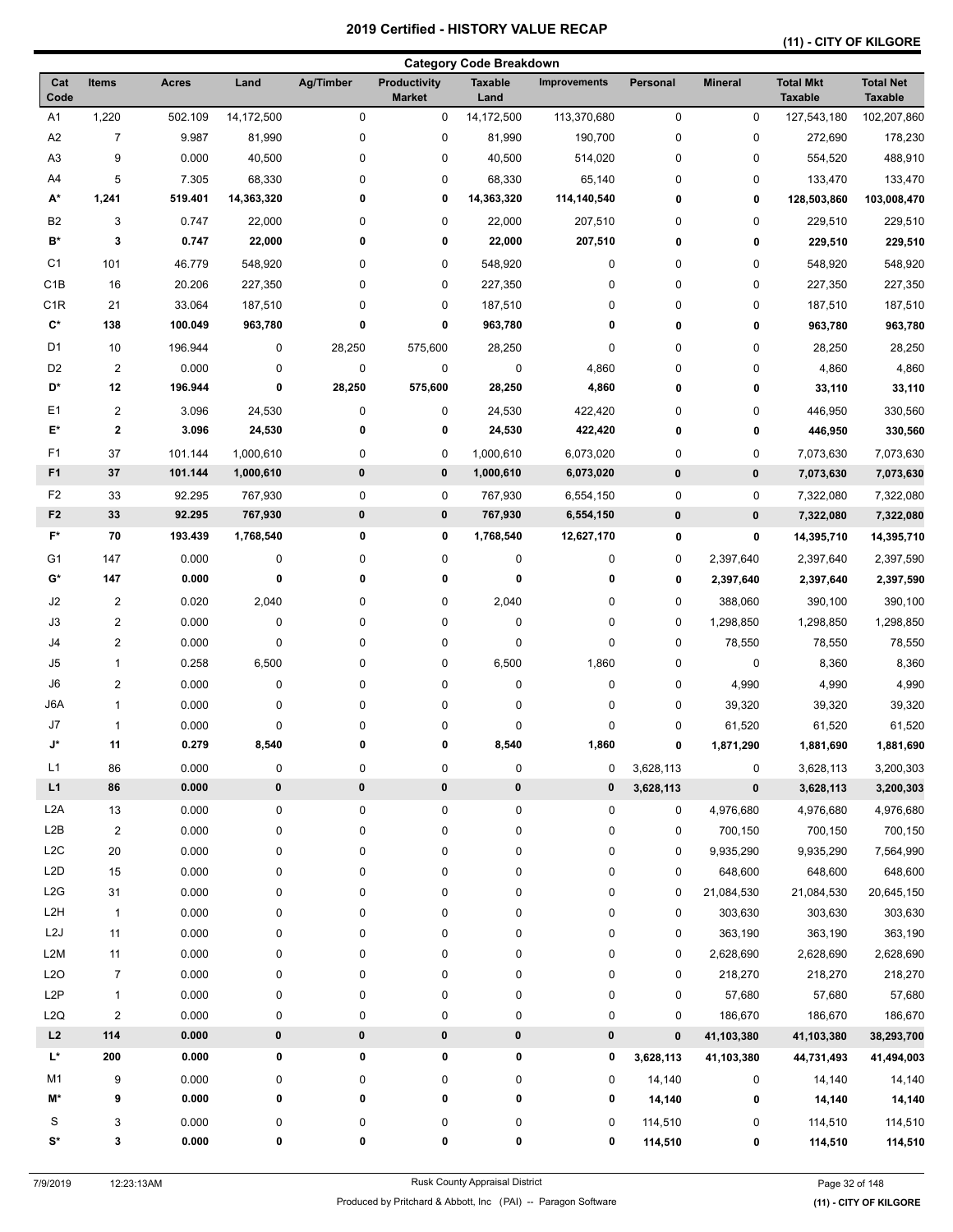# 2019 Certified - HISTORY VALUE RECAP

## (11) - CITY OF KILGORE

### Category Code Breakdown

| Cat Code | Items | Acres | Land | Ag/Timber | Productivity Market | Taxable Land | Improvements | Personal | Mineral | Total Mkt Taxable | Total Net Taxable |
|---|---|---|---|---|---|---|---|---|---|---|---|
| A1 | 1,220 | 502.109 | 14,172,500 | 0 | 0 | 14,172,500 | 113,370,680 | 0 | 0 | 127,543,180 | 102,207,860 |
| A2 | 7 | 9.987 | 81,990 | 0 | 0 | 81,990 | 190,700 | 0 | 0 | 272,690 | 178,230 |
| A3 | 9 | 0.000 | 40,500 | 0 | 0 | 40,500 | 514,020 | 0 | 0 | 554,520 | 488,910 |
| A4 | 5 | 7.305 | 68,330 | 0 | 0 | 68,330 | 65,140 | 0 | 0 | 133,470 | 133,470 |
| **A*** | **1,241** | **519.401** | **14,363,320** | **0** | **0** | **14,363,320** | **114,140,540** | **0** | **0** | **128,503,860** | **103,008,470** |
| B2 | 3 | 0.747 | 22,000 | 0 | 0 | 22,000 | 207,510 | 0 | 0 | 229,510 | 229,510 |
| **B*** | **3** | **0.747** | **22,000** | **0** | **0** | **22,000** | **207,510** | **0** | **0** | **229,510** | **229,510** |
| C1 | 101 | 46.779 | 548,920 | 0 | 0 | 548,920 | 0 | 0 | 0 | 548,920 | 548,920 |
| C1B | 16 | 20.206 | 227,350 | 0 | 0 | 227,350 | 0 | 0 | 0 | 227,350 | 227,350 |
| C1R | 21 | 33.064 | 187,510 | 0 | 0 | 187,510 | 0 | 0 | 0 | 187,510 | 187,510 |
| **C*** | **138** | **100.049** | **963,780** | **0** | **0** | **963,780** | **0** | **0** | **0** | **963,780** | **963,780** |
| D1 | 10 | 196.944 | 0 | 28,250 | 575,600 | 28,250 | 0 | 0 | 0 | 28,250 | 28,250 |
| D2 | 2 | 0.000 | 0 | 0 | 0 | 0 | 4,860 | 0 | 0 | 4,860 | 4,860 |
| **D*** | **12** | **196.944** | **0** | **28,250** | **575,600** | **28,250** | **4,860** | **0** | **0** | **33,110** | **33,110** |
| E1 | 2 | 3.096 | 24,530 | 0 | 0 | 24,530 | 422,420 | 0 | 0 | 446,950 | 330,560 |
| **E*** | **2** | **3.096** | **24,530** | **0** | **0** | **24,530** | **422,420** | **0** | **0** | **446,950** | **330,560** |
| F1 | 37 | 101.144 | 1,000,610 | 0 | 0 | 1,000,610 | 6,073,020 | 0 | 0 | 7,073,630 | 7,073,630 |
| **F1** | **37** | **101.144** | **1,000,610** | **0** | **0** | **1,000,610** | **6,073,020** | **0** | **0** | **7,073,630** | **7,073,630** |
| F2 | 33 | 92.295 | 767,930 | 0 | 0 | 767,930 | 6,554,150 | 0 | 0 | 7,322,080 | 7,322,080 |
| **F2** | **33** | **92.295** | **767,930** | **0** | **0** | **767,930** | **6,554,150** | **0** | **0** | **7,322,080** | **7,322,080** |
| **F*** | **70** | **193.439** | **1,768,540** | **0** | **0** | **1,768,540** | **12,627,170** | **0** | **0** | **14,395,710** | **14,395,710** |
| G1 | 147 | 0.000 | 0 | 0 | 0 | 0 | 0 | 0 | 2,397,640 | 2,397,640 | 2,397,590 |
| **G*** | **147** | **0.000** | **0** | **0** | **0** | **0** | **0** | **0** | **2,397,640** | **2,397,640** | **2,397,590** |
| J2 | 2 | 0.020 | 2,040 | 0 | 0 | 2,040 | 0 | 0 | 388,060 | 390,100 | 390,100 |
| J3 | 2 | 0.000 | 0 | 0 | 0 | 0 | 0 | 0 | 1,298,850 | 1,298,850 | 1,298,850 |
| J4 | 2 | 0.000 | 0 | 0 | 0 | 0 | 0 | 0 | 78,550 | 78,550 | 78,550 |
| J5 | 1 | 0.258 | 6,500 | 0 | 0 | 6,500 | 1,860 | 0 | 0 | 8,360 | 8,360 |
| J6 | 2 | 0.000 | 0 | 0 | 0 | 0 | 0 | 0 | 4,990 | 4,990 | 4,990 |
| J6A | 1 | 0.000 | 0 | 0 | 0 | 0 | 0 | 0 | 39,320 | 39,320 | 39,320 |
| J7 | 1 | 0.000 | 0 | 0 | 0 | 0 | 0 | 0 | 61,520 | 61,520 | 61,520 |
| **J*** | **11** | **0.279** | **8,540** | **0** | **0** | **8,540** | **1,860** | **0** | **1,871,290** | **1,881,690** | **1,881,690** |
| L1 | 86 | 0.000 | 0 | 0 | 0 | 0 | 0 | 3,628,113 | 0 | 3,628,113 | 3,200,303 |
| **L1** | **86** | **0.000** | **0** | **0** | **0** | **0** | **0** | **3,628,113** | **0** | **3,628,113** | **3,200,303** |
| L2A | 13 | 0.000 | 0 | 0 | 0 | 0 | 0 | 0 | 4,976,680 | 4,976,680 | 4,976,680 |
| L2B | 2 | 0.000 | 0 | 0 | 0 | 0 | 0 | 0 | 700,150 | 700,150 | 700,150 |
| L2C | 20 | 0.000 | 0 | 0 | 0 | 0 | 0 | 0 | 9,935,290 | 9,935,290 | 7,564,990 |
| L2D | 15 | 0.000 | 0 | 0 | 0 | 0 | 0 | 0 | 648,600 | 648,600 | 648,600 |
| L2G | 31 | 0.000 | 0 | 0 | 0 | 0 | 0 | 0 | 21,084,530 | 21,084,530 | 20,645,150 |
| L2H | 1 | 0.000 | 0 | 0 | 0 | 0 | 0 | 0 | 303,630 | 303,630 | 303,630 |
| L2J | 11 | 0.000 | 0 | 0 | 0 | 0 | 0 | 0 | 363,190 | 363,190 | 363,190 |
| L2M | 11 | 0.000 | 0 | 0 | 0 | 0 | 0 | 0 | 2,628,690 | 2,628,690 | 2,628,690 |
| L2O | 7 | 0.000 | 0 | 0 | 0 | 0 | 0 | 0 | 218,270 | 218,270 | 218,270 |
| L2P | 1 | 0.000 | 0 | 0 | 0 | 0 | 0 | 0 | 57,680 | 57,680 | 57,680 |
| L2Q | 2 | 0.000 | 0 | 0 | 0 | 0 | 0 | 0 | 186,670 | 186,670 | 186,670 |
| **L2** | **114** | **0.000** | **0** | **0** | **0** | **0** | **0** | **0** | **41,103,380** | **41,103,380** | **38,293,700** |
| **L*** | **200** | **0.000** | **0** | **0** | **0** | **0** | **0** | **3,628,113** | **41,103,380** | **44,731,493** | **41,494,003** |
| M1 | 9 | 0.000 | 0 | 0 | 0 | 0 | 0 | 14,140 | 0 | 14,140 | 14,140 |
| **M*** | **9** | **0.000** | **0** | **0** | **0** | **0** | **0** | **14,140** | **0** | **14,140** | **14,140** |
| S | 3 | 0.000 | 0 | 0 | 0 | 0 | 0 | 114,510 | 0 | 114,510 | 114,510 |
| **S*** | **3** | **0.000** | **0** | **0** | **0** | **0** | **0** | **114,510** | **0** | **114,510** | **114,510** |

7/9/2019 12:23:13AM Rusk County Appraisal District

Produced by Pritchard & Abbott, Inc (PAI) -- Paragon Software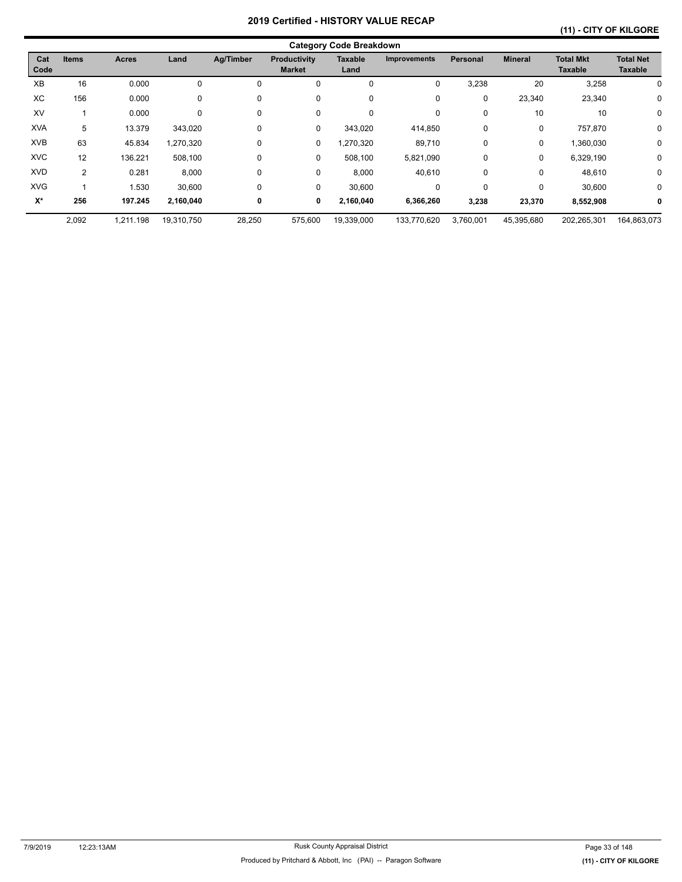# 2019 Certified - HISTORY VALUE RECAP

## (11) - CITY OF KILGORE

### Category Code Breakdown

| Cat Code | Items | Acres | Land | Ag/Timber | Productivity Market | Taxable Land | Improvements | Personal | Mineral | Total Mkt Taxable | Total Net Taxable |
|---|---|---|---|---|---|---|---|---|---|---|---|
| XB | 16 | 0.000 | 0 | 0 | 0 | 0 | 0 | 3,238 | 20 | 3,258 | 0 |
| XC | 156 | 0.000 | 0 | 0 | 0 | 0 | 0 | 0 | 23,340 | 23,340 | 0 |
| XV | 1 | 0.000 | 0 | 0 | 0 | 0 | 0 | 0 | 10 | 10 | 0 |
| XVA | 5 | 13.379 | 343,020 | 0 | 0 | 343,020 | 414,850 | 0 | 0 | 757,870 | 0 |
| XVB | 63 | 45.834 | 1,270,320 | 0 | 0 | 1,270,320 | 89,710 | 0 | 0 | 1,360,030 | 0 |
| XVC | 12 | 136.221 | 508,100 | 0 | 0 | 508,100 | 5,821,090 | 0 | 0 | 6,329,190 | 0 |
| XVD | 2 | 0.281 | 8,000 | 0 | 0 | 8,000 | 40,610 | 0 | 0 | 48,610 | 0 |
| XVG | 1 | 1.530 | 30,600 | 0 | 0 | 30,600 | 0 | 0 | 0 | 30,600 | 0 |
| **X*** | **256** | **197.245** | **2,160,040** | **0** | **0** | **2,160,040** | **6,366,260** | **3,238** | **23,370** | **8,552,908** | **0** |
| | 2,092 | 1,211.198 | 19,310,750 | 28,250 | 575,600 | 19,339,000 | 133,770,620 | 3,760,001 | 45,395,680 | 202,265,301 | 164,863,073 |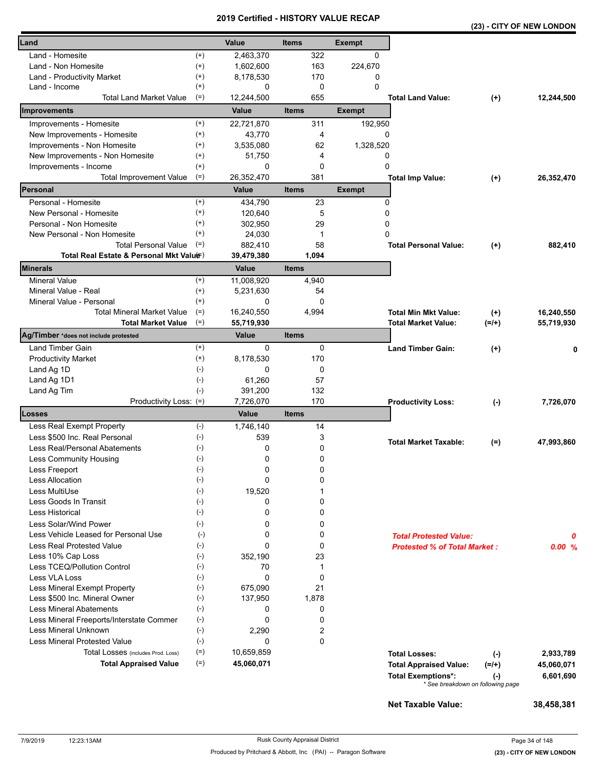# 2019 Certified - HISTORY VALUE RECAP

**(23) - CITY OF NEW LONDON**

| Land | | Value | Items | Exempt | | | |
|---|---|---|---|---|---|---|---|
| Land - Homesite | (+) | 2,463,370 | 322 | 0 | | | |
| Land - Non Homesite | (+) | 1,602,600 | 163 | 224,670 | | | |
| Land - Productivity Market | (+) | 8,178,530 | 170 | 0 | | | |
| Land - Income | (+) | 0 | 0 | 0 | | | |
| Total Land Market Value | (=) | 12,244,500 | 655 | | **Total Land Value:** | **(+)** | **12,244,500** |

| Improvements | | Value | Items | Exempt | | | |
|---|---|---|---|---|---|---|---|
| Improvements - Homesite | (+) | 22,721,870 | 311 | 192,950 | | | |
| New Improvements - Homesite | (+) | 43,770 | 4 | 0 | | | |
| Improvements - Non Homesite | (+) | 3,535,080 | 62 | 1,328,520 | | | |
| New Improvements - Non Homesite | (+) | 51,750 | 4 | 0 | | | |
| Improvements - Income | (+) | 0 | 0 | 0 | | | |
| Total Improvement Value | (=) | 26,352,470 | 381 | | **Total Imp Value:** | **(+)** | **26,352,470** |

| Personal | | Value | Items | Exempt | | | |
|---|---|---|---|---|---|---|---|
| Personal - Homesite | (+) | 434,790 | 23 | 0 | | | |
| New Personal - Homesite | (+) | 120,640 | 5 | 0 | | | |
| Personal - Non Homesite | (+) | 302,950 | 29 | 0 | | | |
| New Personal - Non Homesite | (+) | 24,030 | 1 | 0 | | | |
| Total Personal Value | (=) | 882,410 | 58 | | **Total Personal Value:** | **(+)** | **882,410** |
| **Total Real Estate & Personal Mkt Value** | (=) | **39,479,380** | **1,094** | | | | |

| Minerals | | Value | Items | | | |
|---|---|---|---|---|---|---|
| Mineral Value | (+) | 11,008,920 | 4,940 | | | |
| Mineral Value - Real | (+) | 5,231,630 | 54 | | | |
| Mineral Value - Personal | (+) | 0 | 0 | | | |
| Total Mineral Market Value | (=) | 16,240,550 | 4,994 | **Total Min Mkt Value:** | **(+)** | **16,240,550** |
| **Total Market Value** | (=) | **55,719,930** | | **Total Market Value:** | **(=/+)** | **55,719,930** |

| Ag/Timber *does not include protested | | Value | Items | | | |
|---|---|---|---|---|---|---|
| Land Timber Gain | (+) | 0 | 0 | **Land Timber Gain:** | **(+)** | **0** |
| Productivity Market | (+) | 8,178,530 | 170 | | | |
| Land Ag 1D | (-) | 0 | 0 | | | |
| Land Ag 1D1 | (-) | 61,260 | 57 | | | |
| Land Ag Tim | (-) | 391,200 | 132 | | | |
| Productivity Loss: | (=) | 7,726,070 | 170 | **Productivity Loss:** | **(-)** | **7,726,070** |

| Losses | | Value | Items | | | |
|---|---|---|---|---|---|---|
| Less Real Exempt Property | (-) | 1,746,140 | 14 | | | |
| Less $500 Inc. Real Personal | (-) | 539 | 3 | **Total Market Taxable:** | **(=)** | **47,993,860** |
| Less Real/Personal Abatements | (-) | 0 | 0 | | | |
| Less Community Housing | (-) | 0 | 0 | | | |
| Less Freeport | (-) | 0 | 0 | | | |
| Less Allocation | (-) | 0 | 0 | | | |
| Less MultiUse | (-) | 19,520 | 1 | | | |
| Less Goods In Transit | (-) | 0 | 0 | | | |
| Less Historical | (-) | 0 | 0 | | | |
| Less Solar/Wind Power | (-) | 0 | 0 | | | |
| Less Vehicle Leased for Personal Use | (-) | 0 | 0 | ***Total Protested Value:*** | | ***0*** |
| Less Real Protested Value | (-) | 0 | 0 | ***Protested % of Total Market :*** | | ***0.00 %*** |
| Less 10% Cap Loss | (-) | 352,190 | 23 | | | |
| Less TCEQ/Pollution Control | (-) | 70 | 1 | | | |
| Less VLA Loss | (-) | 0 | 0 | | | |
| Less Mineral Exempt Property | (-) | 675,090 | 21 | | | |
| Less $500 Inc. Mineral Owner | (-) | 137,950 | 1,878 | | | |
| Less Mineral Abatements | (-) | 0 | 0 | | | |
| Less Mineral Freeports/Interstate Commer | (-) | 0 | 0 | | | |
| Less Mineral Unknown | (-) | 2,290 | 2 | | | |
| Less Mineral Protested Value | (-) | 0 | 0 | | | |
| Total Losses (includes Prod. Loss) | (=) | 10,659,859 | | **Total Losses:** | **(-)** | **2,933,789** |
| **Total Appraised Value** | (=) | **45,060,071** | | **Total Appraised Value:** | **(=/+)** | **45,060,071** |
| | | | | **Total Exemptions*:** | **(-)** | **6,601,690** |

\* See breakdown on following page

**Net Taxable Value:** **38,458,381**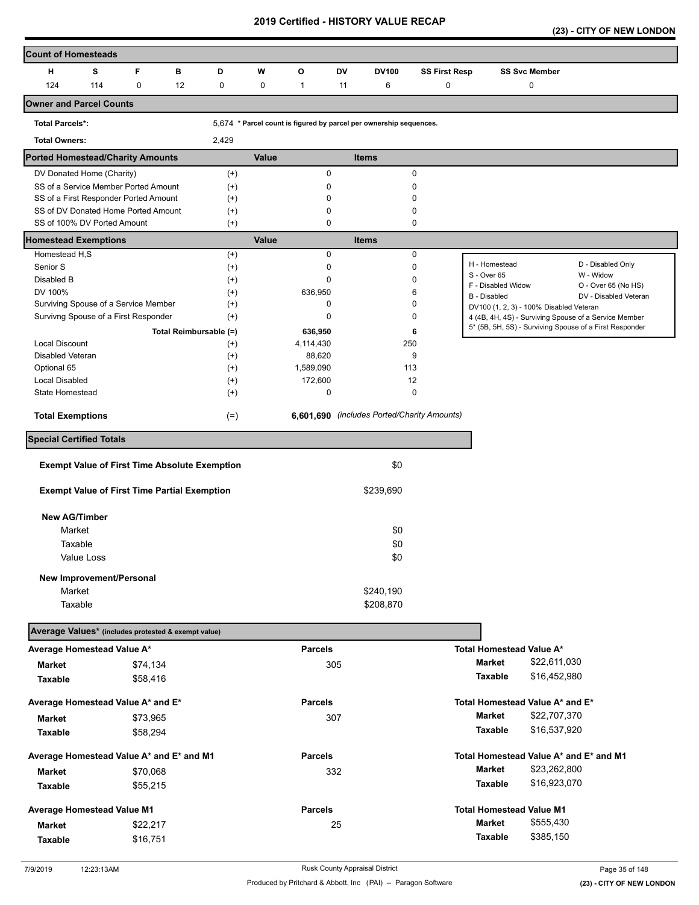# 2019 Certified - HISTORY VALUE RECAP

## (23) - CITY OF NEW LONDON

## Count of Homesteads

| H | S | F | B | D | W | O | DV | DV100 | SS First Resp | SS Svc Member |
|---|---|---|---|---|---|---|---|---|---|---|
| 124 | 114 | 0 | 12 | 0 | 0 | 1 | 11 | 6 | 0 | 0 |

## Owner and Parcel Counts

**Total Parcels*:** 5,674 * Parcel count is figured by parcel per ownership sequences.

**Total Owners:** 2,429

## Ported Homestead/Charity Amounts

| | | Value | Items |
|---|---|---|---|
| DV Donated Home (Charity) | (+) | 0 | 0 |
| SS of a Service Member Ported Amount | (+) | 0 | 0 |
| SS of a First Responder Ported Amount | (+) | 0 | 0 |
| SS of DV Donated Home Ported Amount | (+) | 0 | 0 |
| SS of 100% DV Ported Amount | (+) | 0 | 0 |

## Homestead Exemptions

| | | Value | Items |
|---|---|---|---|
| Homestead H,S | (+) | 0 | 0 |
| Senior S | (+) | 0 | 0 |
| Disabled B | (+) | 0 | 0 |
| DV 100% | (+) | 636,950 | 6 |
| Surviving Spouse of a Service Member | (+) | 0 | 0 |
| Survivng Spouse of a First Responder | (+) | 0 | 0 |
| Total Reimbursable | (=) | 636,950 | 6 |
| Local Discount | (+) | 4,114,430 | 250 |
| Disabled Veteran | (+) | 88,620 | 9 |
| Optional 65 | (+) | 1,589,090 | 113 |
| Local Disabled | (+) | 172,600 | 12 |
| State Homestead | (+) | 0 | 0 |
| **Total Exemptions** | (=) | **6,601,690** | *(includes Ported/Charity Amounts)* |

H - Homestead; D - Disabled Only; S - Over 65; W - Widow; F - Disabled Widow; O - Over 65 (No HS); B - Disabled; DV - Disabled Veteran; DV100 (1, 2, 3) - 100% Disabled Veteran; 4 (4B, 4H, 4S) - Surviving Spouse of a Service Member; 5* (5B, 5H, 5S) - Surviving Spouse of a First Responder

## Special Certified Totals

| | |
|---|---|
| **Exempt Value of First Time Absolute Exemption** | $0 |
| **Exempt Value of First Time Partial Exemption** | $239,690 |
| **New AG/Timber** | |
| Market | $0 |
| Taxable | $0 |
| Value Loss | $0 |
| **New Improvement/Personal** | |
| Market | $240,190 |
| Taxable | $208,870 |

## Average Values* (includes protested & exempt value)

| Average | | Parcels | Total | |
|---|---|---|---|---|
| **Average Homestead Value A*** | | | **Total Homestead Value A*** | |
| Market | $74,134 | 305 | Market | $22,611,030 |
| Taxable | $58,416 | | Taxable | $16,452,980 |
| **Average Homestead Value A* and E*** | | | **Total Homestead Value A* and E*** | |
| Market | $73,965 | 307 | Market | $22,707,370 |
| Taxable | $58,294 | | Taxable | $16,537,920 |
| **Average Homestead Value A* and E* and M1** | | | **Total Homestead Value A* and E* and M1** | |
| Market | $70,068 | 332 | Market | $23,262,800 |
| Taxable | $55,215 | | Taxable | $16,923,070 |
| **Average Homestead Value M1** | | | **Total Homestead Value M1** | |
| Market | $22,217 | 25 | Market | $555,430 |
| Taxable | $16,751 | | Taxable | $385,150 |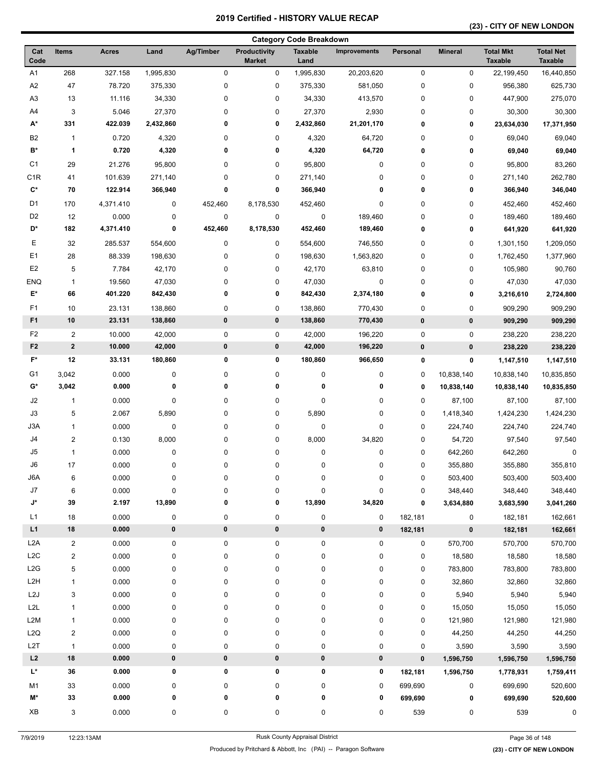# 2019 Certified - HISTORY VALUE RECAP

## (23) - CITY OF NEW LONDON

### Category Code Breakdown

| Cat Code | Items | Acres | Land | Ag/Timber | Productivity Market | Taxable Land | Improvements | Personal | Mineral | Total Mkt Taxable | Total Net Taxable |
|---|---|---|---|---|---|---|---|---|---|---|---|
| A1 | 268 | 327.158 | 1,995,830 | 0 | 0 | 1,995,830 | 20,203,620 | 0 | 0 | 22,199,450 | 16,440,850 |
| A2 | 47 | 78.720 | 375,330 | 0 | 0 | 375,330 | 581,050 | 0 | 0 | 956,380 | 625,730 |
| A3 | 13 | 11.116 | 34,330 | 0 | 0 | 34,330 | 413,570 | 0 | 0 | 447,900 | 275,070 |
| A4 | 3 | 5.046 | 27,370 | 0 | 0 | 27,370 | 2,930 | 0 | 0 | 30,300 | 30,300 |
| **A*** | **331** | **422.039** | **2,432,860** | **0** | **0** | **2,432,860** | **21,201,170** | **0** | **0** | **23,634,030** | **17,371,950** |
| B2 | 1 | 0.720 | 4,320 | 0 | 0 | 4,320 | 64,720 | 0 | 0 | 69,040 | 69,040 |
| **B*** | **1** | **0.720** | **4,320** | **0** | **0** | **4,320** | **64,720** | **0** | **0** | **69,040** | **69,040** |
| C1 | 29 | 21.276 | 95,800 | 0 | 0 | 95,800 | 0 | 0 | 0 | 95,800 | 83,260 |
| C1R | 41 | 101.639 | 271,140 | 0 | 0 | 271,140 | 0 | 0 | 0 | 271,140 | 262,780 |
| **C*** | **70** | **122.914** | **366,940** | **0** | **0** | **366,940** | **0** | **0** | **0** | **366,940** | **346,040** |
| D1 | 170 | 4,371.410 | 0 | 452,460 | 8,178,530 | 452,460 | 0 | 0 | 0 | 452,460 | 452,460 |
| D2 | 12 | 0.000 | 0 | 0 | 0 | 0 | 189,460 | 0 | 0 | 189,460 | 189,460 |
| **D*** | **182** | **4,371.410** | **0** | **452,460** | **8,178,530** | **452,460** | **189,460** | **0** | **0** | **641,920** | **641,920** |
| E | 32 | 285.537 | 554,600 | 0 | 0 | 554,600 | 746,550 | 0 | 0 | 1,301,150 | 1,209,050 |
| E1 | 28 | 88.339 | 198,630 | 0 | 0 | 198,630 | 1,563,820 | 0 | 0 | 1,762,450 | 1,377,960 |
| E2 | 5 | 7.784 | 42,170 | 0 | 0 | 42,170 | 63,810 | 0 | 0 | 105,980 | 90,760 |
| ENQ | 1 | 19.560 | 47,030 | 0 | 0 | 47,030 | 0 | 0 | 0 | 47,030 | 47,030 |
| **E*** | **66** | **401.220** | **842,430** | **0** | **0** | **842,430** | **2,374,180** | **0** | **0** | **3,216,610** | **2,724,800** |
| F1 | 10 | 23.131 | 138,860 | 0 | 0 | 138,860 | 770,430 | 0 | 0 | 909,290 | 909,290 |
| **F1** | **10** | **23.131** | **138,860** | **0** | **0** | **138,860** | **770,430** | **0** | **0** | **909,290** | **909,290** |
| F2 | 2 | 10.000 | 42,000 | 0 | 0 | 42,000 | 196,220 | 0 | 0 | 238,220 | 238,220 |
| **F2** | **2** | **10.000** | **42,000** | **0** | **0** | **42,000** | **196,220** | **0** | **0** | **238,220** | **238,220** |
| **F*** | **12** | **33.131** | **180,860** | **0** | **0** | **180,860** | **966,650** | **0** | **0** | **1,147,510** | **1,147,510** |
| G1 | 3,042 | 0.000 | 0 | 0 | 0 | 0 | 0 | 0 | 10,838,140 | 10,838,140 | 10,835,850 |
| **G*** | **3,042** | **0.000** | **0** | **0** | **0** | **0** | **0** | **0** | **10,838,140** | **10,838,140** | **10,835,850** |
| J2 | 1 | 0.000 | 0 | 0 | 0 | 0 | 0 | 0 | 87,100 | 87,100 | 87,100 |
| J3 | 5 | 2.067 | 5,890 | 0 | 0 | 5,890 | 0 | 0 | 1,418,340 | 1,424,230 | 1,424,230 |
| J3A | 1 | 0.000 | 0 | 0 | 0 | 0 | 0 | 0 | 224,740 | 224,740 | 224,740 |
| J4 | 2 | 0.130 | 8,000 | 0 | 0 | 8,000 | 34,820 | 0 | 54,720 | 97,540 | 97,540 |
| J5 | 1 | 0.000 | 0 | 0 | 0 | 0 | 0 | 0 | 642,260 | 642,260 | 0 |
| J6 | 17 | 0.000 | 0 | 0 | 0 | 0 | 0 | 0 | 355,880 | 355,880 | 355,810 |
| J6A | 6 | 0.000 | 0 | 0 | 0 | 0 | 0 | 0 | 503,400 | 503,400 | 503,400 |
| J7 | 6 | 0.000 | 0 | 0 | 0 | 0 | 0 | 0 | 348,440 | 348,440 | 348,440 |
| **J*** | **39** | **2.197** | **13,890** | **0** | **0** | **13,890** | **34,820** | **0** | **3,634,880** | **3,683,590** | **3,041,260** |
| L1 | 18 | 0.000 | 0 | 0 | 0 | 0 | 0 | 182,181 | 0 | 182,181 | 162,661 |
| **L1** | **18** | **0.000** | **0** | **0** | **0** | **0** | **0** | **182,181** | **0** | **182,181** | **162,661** |
| L2A | 2 | 0.000 | 0 | 0 | 0 | 0 | 0 | 0 | 570,700 | 570,700 | 570,700 |
| L2C | 2 | 0.000 | 0 | 0 | 0 | 0 | 0 | 0 | 18,580 | 18,580 | 18,580 |
| L2G | 5 | 0.000 | 0 | 0 | 0 | 0 | 0 | 0 | 783,800 | 783,800 | 783,800 |
| L2H | 1 | 0.000 | 0 | 0 | 0 | 0 | 0 | 0 | 32,860 | 32,860 | 32,860 |
| L2J | 3 | 0.000 | 0 | 0 | 0 | 0 | 0 | 0 | 5,940 | 5,940 | 5,940 |
| L2L | 1 | 0.000 | 0 | 0 | 0 | 0 | 0 | 0 | 15,050 | 15,050 | 15,050 |
| L2M | 1 | 0.000 | 0 | 0 | 0 | 0 | 0 | 0 | 121,980 | 121,980 | 121,980 |
| L2Q | 2 | 0.000 | 0 | 0 | 0 | 0 | 0 | 0 | 44,250 | 44,250 | 44,250 |
| L2T | 1 | 0.000 | 0 | 0 | 0 | 0 | 0 | 0 | 3,590 | 3,590 | 3,590 |
| **L2** | **18** | **0.000** | **0** | **0** | **0** | **0** | **0** | **0** | **1,596,750** | **1,596,750** | **1,596,750** |
| **L*** | **36** | **0.000** | **0** | **0** | **0** | **0** | **0** | **182,181** | **1,596,750** | **1,778,931** | **1,759,411** |
| M1 | 33 | 0.000 | 0 | 0 | 0 | 0 | 0 | 699,690 | 0 | 699,690 | 520,600 |
| **M*** | **33** | **0.000** | **0** | **0** | **0** | **0** | **0** | **699,690** | **0** | **699,690** | **520,600** |
| XB | 3 | 0.000 | 0 | 0 | 0 | 0 | 0 | 539 | 0 | 539 | 0 |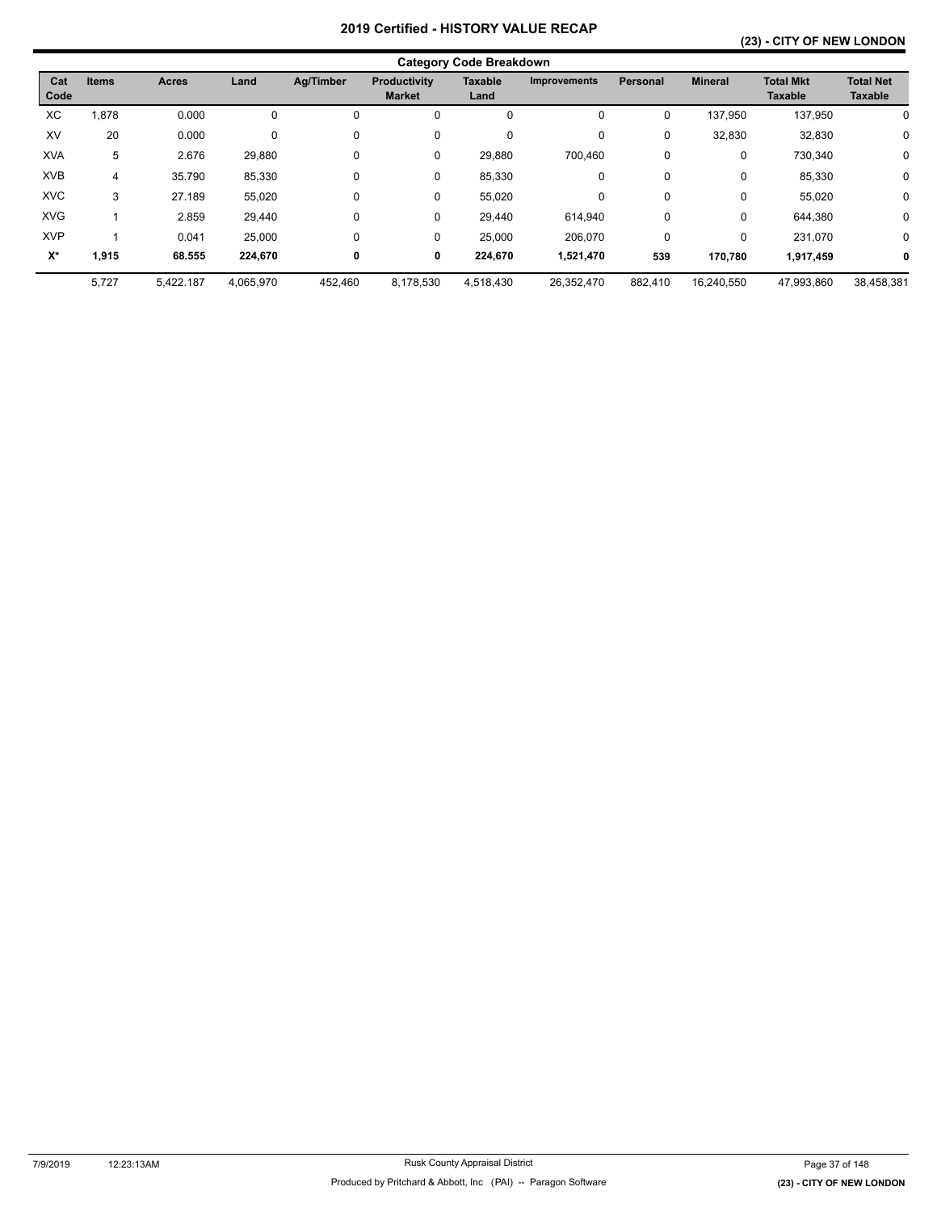# 2019 Certified - HISTORY VALUE RECAP

## (23) - CITY OF NEW LONDON

### Category Code Breakdown

| Cat Code | Items | Acres | Land | Ag/Timber | Productivity Market | Taxable Land | Improvements | Personal | Mineral | Total Mkt Taxable | Total Net Taxable |
|---|---|---|---|---|---|---|---|---|---|---|---|
| XC | 1,878 | 0.000 | 0 | 0 | 0 | 0 | 0 | 0 | 137,950 | 137,950 | 0 |
| XV | 20 | 0.000 | 0 | 0 | 0 | 0 | 0 | 0 | 32,830 | 32,830 | 0 |
| XVA | 5 | 2.676 | 29,880 | 0 | 0 | 29,880 | 700,460 | 0 | 0 | 730,340 | 0 |
| XVB | 4 | 35.790 | 85,330 | 0 | 0 | 85,330 | 0 | 0 | 0 | 85,330 | 0 |
| XVC | 3 | 27.189 | 55,020 | 0 | 0 | 55,020 | 0 | 0 | 0 | 55,020 | 0 |
| XVG | 1 | 2.859 | 29,440 | 0 | 0 | 29,440 | 614,940 | 0 | 0 | 644,380 | 0 |
| XVP | 1 | 0.041 | 25,000 | 0 | 0 | 25,000 | 206,070 | 0 | 0 | 231,070 | 0 |
| **X*** | **1,915** | **68.555** | **224,670** | **0** | **0** | **224,670** | **1,521,470** | **539** | **170,780** | **1,917,459** | **0** |
| | 5,727 | 5,422.187 | 4,065,970 | 452,460 | 8,178,530 | 4,518,430 | 26,352,470 | 882,410 | 16,240,550 | 47,993,860 | 38,458,381 |

7/9/2019 12:23:13AM Rusk County Appraisal District

Produced by Pritchard & Abbott, Inc (PAI) -- Paragon Software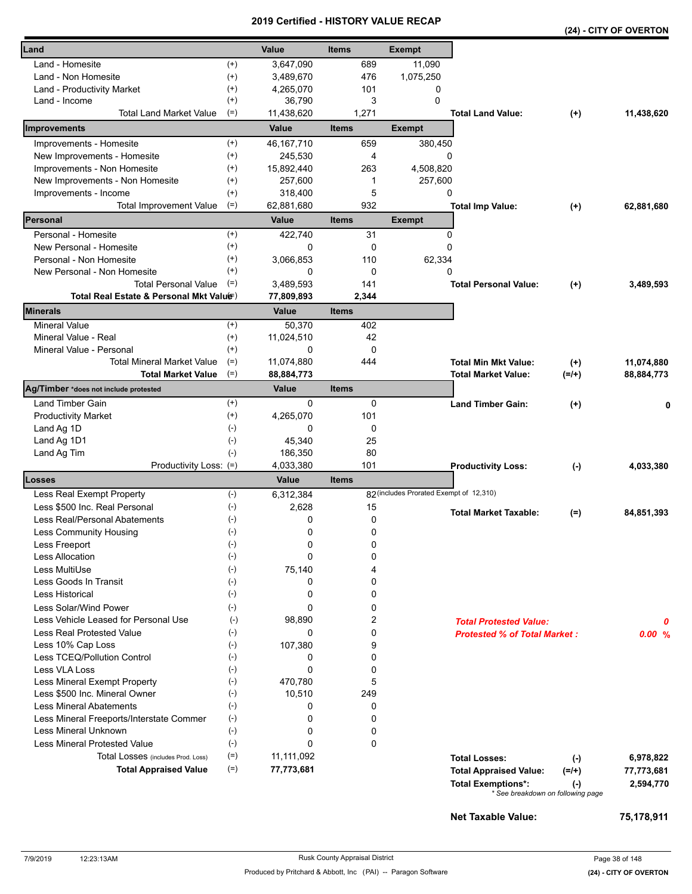# 2019 Certified - HISTORY VALUE RECAP

**(24) - CITY OF OVERTON**

| Land | | Value | Items | Exempt |
|---|---|---|---|---|
| Land - Homesite | (+) | 3,647,090 | 689 | 11,090 |
| Land - Non Homesite | (+) | 3,489,670 | 476 | 1,075,250 |
| Land - Productivity Market | (+) | 4,265,070 | 101 | 0 |
| Land - Income | (+) | 36,790 | 3 | 0 |
| Total Land Market Value | (=) | 11,438,620 | 1,271 | |

**Total Land Value: (+) 11,438,620**

| Improvements | | Value | Items | Exempt |
|---|---|---|---|---|
| Improvements - Homesite | (+) | 46,167,710 | 659 | 380,450 |
| New Improvements - Homesite | (+) | 245,530 | 4 | 0 |
| Improvements - Non Homesite | (+) | 15,892,440 | 263 | 4,508,820 |
| New Improvements - Non Homesite | (+) | 257,600 | 1 | 257,600 |
| Improvements - Income | (+) | 318,400 | 5 | 0 |
| Total Improvement Value | (=) | 62,881,680 | 932 | |

**Total Imp Value: (+) 62,881,680**

| Personal | | Value | Items | Exempt |
|---|---|---|---|---|
| Personal - Homesite | (+) | 422,740 | 31 | 0 |
| New Personal - Homesite | (+) | 0 | 0 | 0 |
| Personal - Non Homesite | (+) | 3,066,853 | 110 | 62,334 |
| New Personal - Non Homesite | (+) | 0 | 0 | 0 |
| Total Personal Value | (=) | 3,489,593 | 141 | |
| **Total Real Estate & Personal Mkt Value** | (=) | **77,809,893** | **2,344** | |

**Total Personal Value: (+) 3,489,593**

| Minerals | | Value | Items |
|---|---|---|---|
| Mineral Value | (+) | 50,370 | 402 |
| Mineral Value - Real | (+) | 11,024,510 | 42 |
| Mineral Value - Personal | (+) | 0 | 0 |
| Total Mineral Market Value | (=) | 11,074,880 | 444 |
| **Total Market Value** | (=) | **88,884,773** | |

**Total Min Mkt Value: (+) 11,074,880**

**Total Market Value: (=/+) 88,884,773**

| Ag/Timber *does not include protested | | Value | Items |
|---|---|---|---|
| Land Timber Gain | (+) | 0 | 0 |
| Productivity Market | (+) | 4,265,070 | 101 |
| Land Ag 1D | (-) | 0 | 0 |
| Land Ag 1D1 | (-) | 45,340 | 25 |
| Land Ag Tim | (-) | 186,350 | 80 |
| Productivity Loss: | (=) | 4,033,380 | 101 |

**Land Timber Gain: (+) 0**

**Productivity Loss: (-) 4,033,380**

| Losses | | Value | Items |
|---|---|---|---|
| Less Real Exempt Property | (-) | 6,312,384 | 82 (includes Prorated Exempt of 12,310) |
| Less $500 Inc. Real Personal | (-) | 2,628 | 15 |
| Less Real/Personal Abatements | (-) | 0 | 0 |
| Less Community Housing | (-) | 0 | 0 |
| Less Freeport | (-) | 0 | 0 |
| Less Allocation | (-) | 0 | 0 |
| Less MultiUse | (-) | 75,140 | 4 |
| Less Goods In Transit | (-) | 0 | 0 |
| Less Historical | (-) | 0 | 0 |
| Less Solar/Wind Power | (-) | 0 | 0 |
| Less Vehicle Leased for Personal Use | (-) | 98,890 | 2 |
| Less Real Protested Value | (-) | 0 | 0 |
| Less 10% Cap Loss | (-) | 107,380 | 9 |
| Less TCEQ/Pollution Control | (-) | 0 | 0 |
| Less VLA Loss | (-) | 0 | 0 |
| Less Mineral Exempt Property | (-) | 470,780 | 5 |
| Less $500 Inc. Mineral Owner | (-) | 10,510 | 249 |
| Less Mineral Abatements | (-) | 0 | 0 |
| Less Mineral Freeports/Interstate Commer | (-) | 0 | 0 |
| Less Mineral Unknown | (-) | 0 | 0 |
| Less Mineral Protested Value | (-) | 0 | 0 |
| Total Losses (includes Prod. Loss) | (=) | 11,111,092 | |
| **Total Appraised Value** | (=) | **77,773,681** | |

**Total Market Taxable: (=) 84,851,393**

*Total Protested Value:* *0*

*Protested % of Total Market :* *0.00 %*

| | | |
|---|---|---|
| **Total Losses:** | (-) | **6,978,822** |
| **Total Appraised Value:** | (=/+) | **77,773,681** |
| **Total Exemptions*:** | (-) | **2,594,770** |

\* See breakdown on following page

**Net Taxable Value: 75,178,911**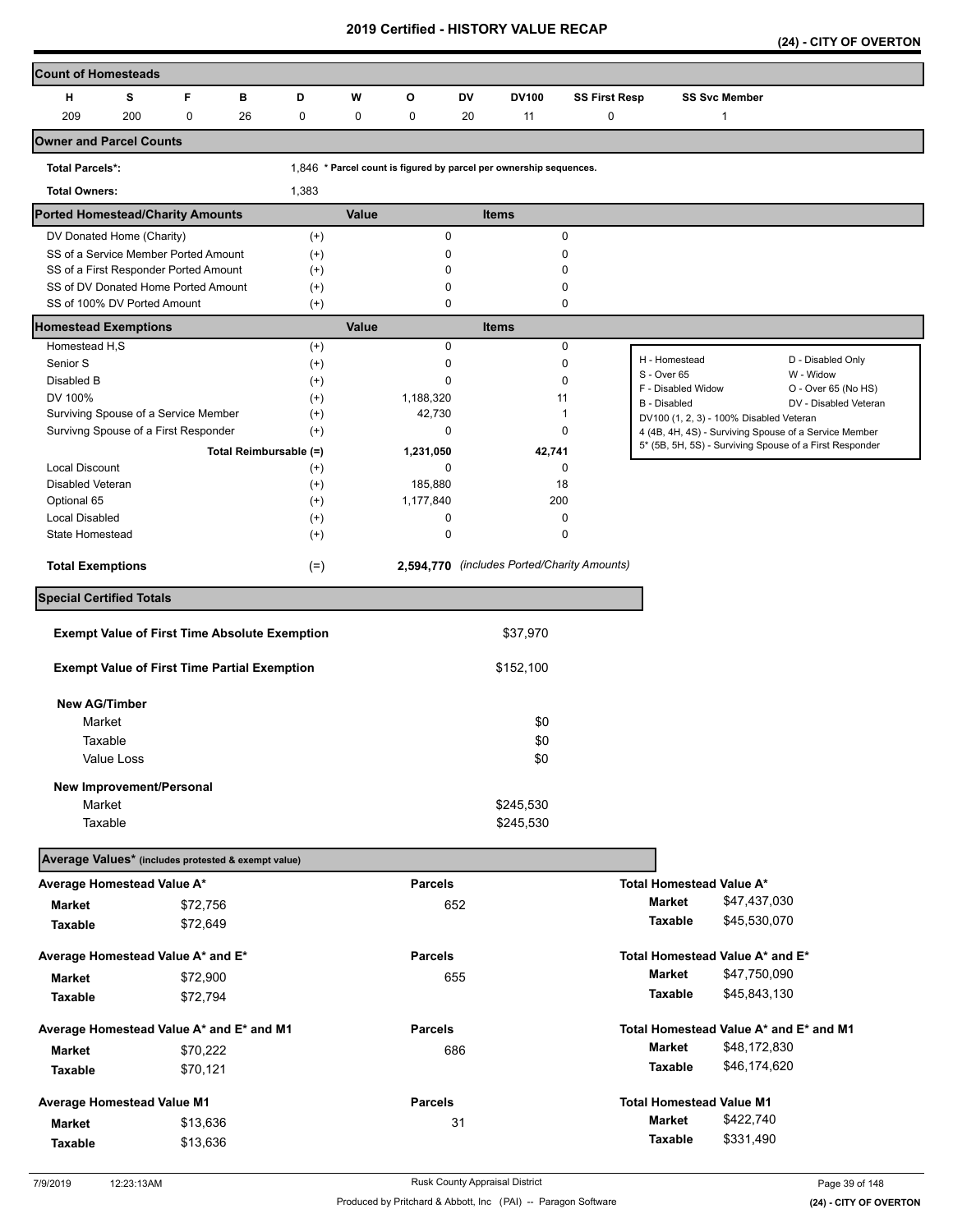# 2019 Certified - HISTORY VALUE RECAP

**(24) - CITY OF OVERTON**

## Count of Homesteads

| H | S | F | B | D | W | O | DV | DV100 | SS First Resp | SS Svc Member |
|---|---|---|---|---|---|---|---|---|---|---|
| 209 | 200 | 0 | 26 | 0 | 0 | 0 | 20 | 11 | 0 | 1 |

## Owner and Parcel Counts

**Total Parcels*:** 1,846 * Parcel count is figured by parcel per ownership sequences.

**Total Owners:** 1,383

## Ported Homestead/Charity Amounts

| | | Value | Items |
|---|---|---|---|
| DV Donated Home (Charity) | (+) | 0 | 0 |
| SS of a Service Member Ported Amount | (+) | 0 | 0 |
| SS of a First Responder Ported Amount | (+) | 0 | 0 |
| SS of DV Donated Home Ported Amount | (+) | 0 | 0 |
| SS of 100% DV Ported Amount | (+) | 0 | 0 |

## Homestead Exemptions

| | | Value | Items |
|---|---|---|---|
| Homestead H,S | (+) | 0 | 0 |
| Senior S | (+) | 0 | 0 |
| Disabled B | (+) | 0 | 0 |
| DV 100% | (+) | 1,188,320 | 11 |
| Surviving Spouse of a Service Member | (+) | 42,730 | 1 |
| Survivng Spouse of a First Responder | (+) | 0 | 0 |
| Total Reimbursable (=) | | 1,231,050 | 42,741 |
| Local Discount | (+) | 0 | 0 |
| Disabled Veteran | (+) | 185,880 | 18 |
| Optional 65 | (+) | 1,177,840 | 200 |
| Local Disabled | (+) | 0 | 0 |
| State Homestead | (+) | 0 | 0 |
| **Total Exemptions** | (=) | **2,594,770** | *(includes Ported/Charity Amounts)* |

| | |
|---|---|
| H - Homestead | D - Disabled Only |
| S - Over 65 | W - Widow |
| F - Disabled Widow | O - Over 65 (No HS) |
| B - Disabled | DV - Disabled Veteran |

DV100 (1, 2, 3) - 100% Disabled Veteran
4 (4B, 4H, 4S) - Surviving Spouse of a Service Member
5* (5B, 5H, 5S) - Surviving Spouse of a First Responder

## Special Certified Totals

| | |
|---|---|
| **Exempt Value of First Time Absolute Exemption** | $37,970 |
| **Exempt Value of First Time Partial Exemption** | $152,100 |
| **New AG/Timber** | |
| Market | $0 |
| Taxable | $0 |
| Value Loss | $0 |
| **New Improvement/Personal** | |
| Market | $245,530 |
| Taxable | $245,530 |

## Average Values* (includes protested & exempt value)

| Average Homestead Value A* | | Parcels | Total Homestead Value A* | |
|---|---|---|---|---|
| **Market** | $72,756 | 652 | **Market** | $47,437,030 |
| **Taxable** | $72,649 | | **Taxable** | $45,530,070 |

| Average Homestead Value A* and E* | | Parcels | Total Homestead Value A* and E* | |
|---|---|---|---|---|
| **Market** | $72,900 | 655 | **Market** | $47,750,090 |
| **Taxable** | $72,794 | | **Taxable** | $45,843,130 |

| Average Homestead Value A* and E* and M1 | | Parcels | Total Homestead Value A* and E* and M1 | |
|---|---|---|---|---|
| **Market** | $70,222 | 686 | **Market** | $48,172,830 |
| **Taxable** | $70,121 | | **Taxable** | $46,174,620 |

| Average Homestead Value M1 | | Parcels | Total Homestead Value M1 | |
|---|---|---|---|---|
| **Market** | $13,636 | 31 | **Market** | $422,740 |
| **Taxable** | $13,636 | | **Taxable** | $331,490 |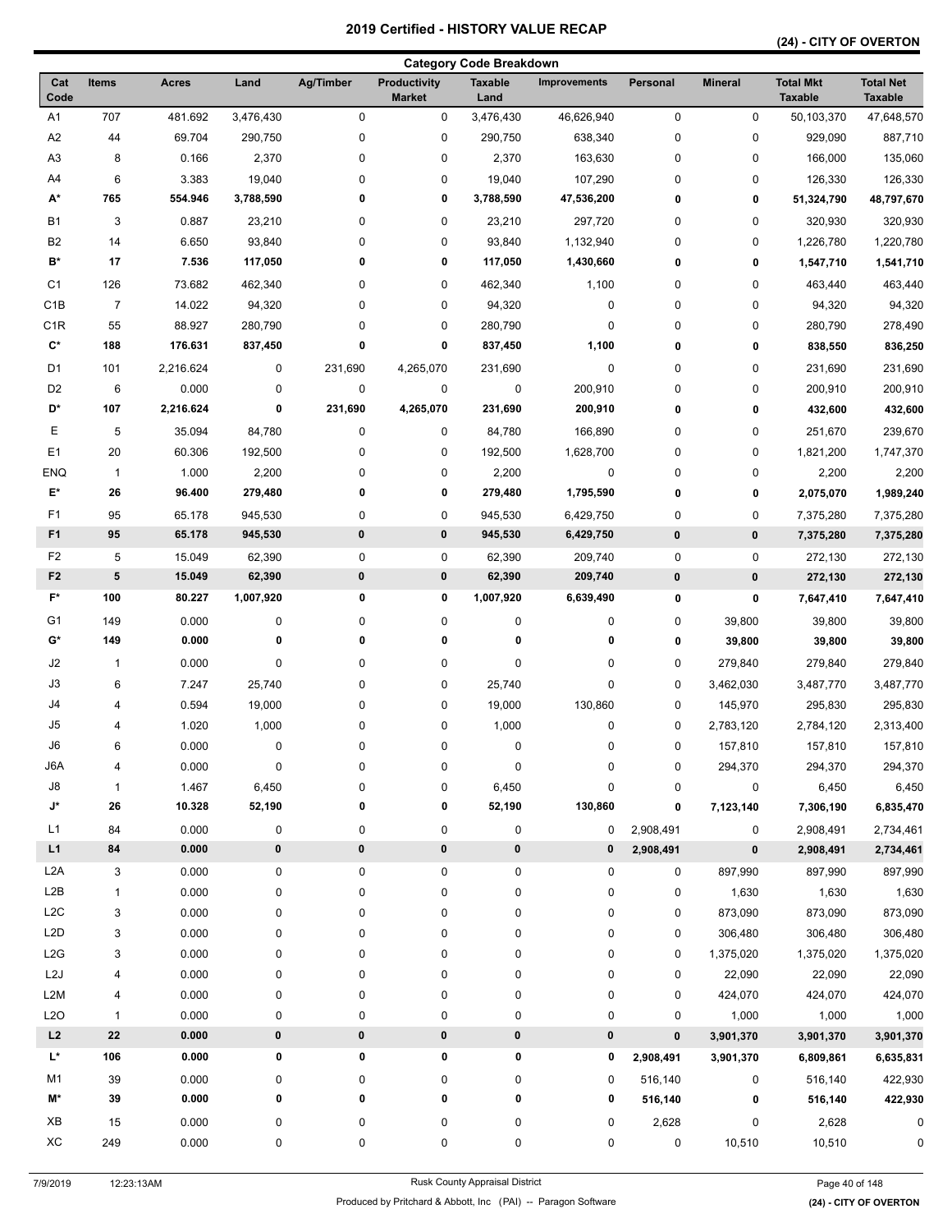# 2019 Certified - HISTORY VALUE RECAP

## (24) - CITY OF OVERTON

### Category Code Breakdown

| Cat Code | Items | Acres | Land | Ag/Timber | Productivity Market | Taxable Land | Improvements | Personal | Mineral | Total Mkt Taxable | Total Net Taxable |
|---|---|---|---|---|---|---|---|---|---|---|---|
| A1 | 707 | 481.692 | 3,476,430 | 0 | 0 | 3,476,430 | 46,626,940 | 0 | 0 | 50,103,370 | 47,648,570 |
| A2 | 44 | 69.704 | 290,750 | 0 | 0 | 290,750 | 638,340 | 0 | 0 | 929,090 | 887,710 |
| A3 | 8 | 0.166 | 2,370 | 0 | 0 | 2,370 | 163,630 | 0 | 0 | 166,000 | 135,060 |
| A4 | 6 | 3.383 | 19,040 | 0 | 0 | 19,040 | 107,290 | 0 | 0 | 126,330 | 126,330 |
| **A*** | **765** | **554.946** | **3,788,590** | **0** | **0** | **3,788,590** | **47,536,200** | **0** | **0** | **51,324,790** | **48,797,670** |
| B1 | 3 | 0.887 | 23,210 | 0 | 0 | 23,210 | 297,720 | 0 | 0 | 320,930 | 320,930 |
| B2 | 14 | 6.650 | 93,840 | 0 | 0 | 93,840 | 1,132,940 | 0 | 0 | 1,226,780 | 1,220,780 |
| **B*** | **17** | **7.536** | **117,050** | **0** | **0** | **117,050** | **1,430,660** | **0** | **0** | **1,547,710** | **1,541,710** |
| C1 | 126 | 73.682 | 462,340 | 0 | 0 | 462,340 | 1,100 | 0 | 0 | 463,440 | 463,440 |
| C1B | 7 | 14.022 | 94,320 | 0 | 0 | 94,320 | 0 | 0 | 0 | 94,320 | 94,320 |
| C1R | 55 | 88.927 | 280,790 | 0 | 0 | 280,790 | 0 | 0 | 0 | 280,790 | 278,490 |
| **C*** | **188** | **176.631** | **837,450** | **0** | **0** | **837,450** | **1,100** | **0** | **0** | **838,550** | **836,250** |
| D1 | 101 | 2,216.624 | 0 | 231,690 | 4,265,070 | 231,690 | 0 | 0 | 0 | 231,690 | 231,690 |
| D2 | 6 | 0.000 | 0 | 0 | 0 | 0 | 200,910 | 0 | 0 | 200,910 | 200,910 |
| **D*** | **107** | **2,216.624** | **0** | **231,690** | **4,265,070** | **231,690** | **200,910** | **0** | **0** | **432,600** | **432,600** |
| E | 5 | 35.094 | 84,780 | 0 | 0 | 84,780 | 166,890 | 0 | 0 | 251,670 | 239,670 |
| E1 | 20 | 60.306 | 192,500 | 0 | 0 | 192,500 | 1,628,700 | 0 | 0 | 1,821,200 | 1,747,370 |
| ENQ | 1 | 1.000 | 2,200 | 0 | 0 | 2,200 | 0 | 0 | 0 | 2,200 | 2,200 |
| **E*** | **26** | **96.400** | **279,480** | **0** | **0** | **279,480** | **1,795,590** | **0** | **0** | **2,075,070** | **1,989,240** |
| F1 | 95 | 65.178 | 945,530 | 0 | 0 | 945,530 | 6,429,750 | 0 | 0 | 7,375,280 | 7,375,280 |
| **F1** | **95** | **65.178** | **945,530** | **0** | **0** | **945,530** | **6,429,750** | **0** | **0** | **7,375,280** | **7,375,280** |
| F2 | 5 | 15.049 | 62,390 | 0 | 0 | 62,390 | 209,740 | 0 | 0 | 272,130 | 272,130 |
| **F2** | **5** | **15.049** | **62,390** | **0** | **0** | **62,390** | **209,740** | **0** | **0** | **272,130** | **272,130** |
| **F*** | **100** | **80.227** | **1,007,920** | **0** | **0** | **1,007,920** | **6,639,490** | **0** | **0** | **7,647,410** | **7,647,410** |
| G1 | 149 | 0.000 | 0 | 0 | 0 | 0 | 0 | 0 | 39,800 | 39,800 | 39,800 |
| **G*** | **149** | **0.000** | **0** | **0** | **0** | **0** | **0** | **0** | **39,800** | **39,800** | **39,800** |
| J2 | 1 | 0.000 | 0 | 0 | 0 | 0 | 0 | 0 | 279,840 | 279,840 | 279,840 |
| J3 | 6 | 7.247 | 25,740 | 0 | 0 | 25,740 | 0 | 0 | 3,462,030 | 3,487,770 | 3,487,770 |
| J4 | 4 | 0.594 | 19,000 | 0 | 0 | 19,000 | 130,860 | 0 | 145,970 | 295,830 | 295,830 |
| J5 | 4 | 1.020 | 1,000 | 0 | 0 | 1,000 | 0 | 0 | 2,783,120 | 2,784,120 | 2,313,400 |
| J6 | 6 | 0.000 | 0 | 0 | 0 | 0 | 0 | 0 | 157,810 | 157,810 | 157,810 |
| J6A | 4 | 0.000 | 0 | 0 | 0 | 0 | 0 | 0 | 294,370 | 294,370 | 294,370 |
| J8 | 1 | 1.467 | 6,450 | 0 | 0 | 6,450 | 0 | 0 | 0 | 6,450 | 6,450 |
| **J*** | **26** | **10.328** | **52,190** | **0** | **0** | **52,190** | **130,860** | **0** | **7,123,140** | **7,306,190** | **6,835,470** |
| L1 | 84 | 0.000 | 0 | 0 | 0 | 0 | 0 | 2,908,491 | 0 | 2,908,491 | 2,734,461 |
| **L1** | **84** | **0.000** | **0** | **0** | **0** | **0** | **0** | **2,908,491** | **0** | **2,908,491** | **2,734,461** |
| L2A | 3 | 0.000 | 0 | 0 | 0 | 0 | 0 | 0 | 897,990 | 897,990 | 897,990 |
| L2B | 1 | 0.000 | 0 | 0 | 0 | 0 | 0 | 0 | 1,630 | 1,630 | 1,630 |
| L2C | 3 | 0.000 | 0 | 0 | 0 | 0 | 0 | 0 | 873,090 | 873,090 | 873,090 |
| L2D | 3 | 0.000 | 0 | 0 | 0 | 0 | 0 | 0 | 306,480 | 306,480 | 306,480 |
| L2G | 3 | 0.000 | 0 | 0 | 0 | 0 | 0 | 0 | 1,375,020 | 1,375,020 | 1,375,020 |
| L2J | 4 | 0.000 | 0 | 0 | 0 | 0 | 0 | 0 | 22,090 | 22,090 | 22,090 |
| L2M | 4 | 0.000 | 0 | 0 | 0 | 0 | 0 | 0 | 424,070 | 424,070 | 424,070 |
| L2O | 1 | 0.000 | 0 | 0 | 0 | 0 | 0 | 0 | 1,000 | 1,000 | 1,000 |
| **L2** | **22** | **0.000** | **0** | **0** | **0** | **0** | **0** | **0** | **3,901,370** | **3,901,370** | **3,901,370** |
| **L*** | **106** | **0.000** | **0** | **0** | **0** | **0** | **0** | **2,908,491** | **3,901,370** | **6,809,861** | **6,635,831** |
| M1 | 39 | 0.000 | 0 | 0 | 0 | 0 | 0 | 516,140 | 0 | 516,140 | 422,930 |
| **M*** | **39** | **0.000** | **0** | **0** | **0** | **0** | **0** | **516,140** | **0** | **516,140** | **422,930** |
| XB | 15 | 0.000 | 0 | 0 | 0 | 0 | 0 | 2,628 | 0 | 2,628 | 0 |
| XC | 249 | 0.000 | 0 | 0 | 0 | 0 | 0 | 0 | 10,510 | 10,510 | 0 |

7/9/2019 12:23:13AM Rusk County Appraisal District

Produced by Pritchard & Abbott, Inc (PAI) -- Paragon Software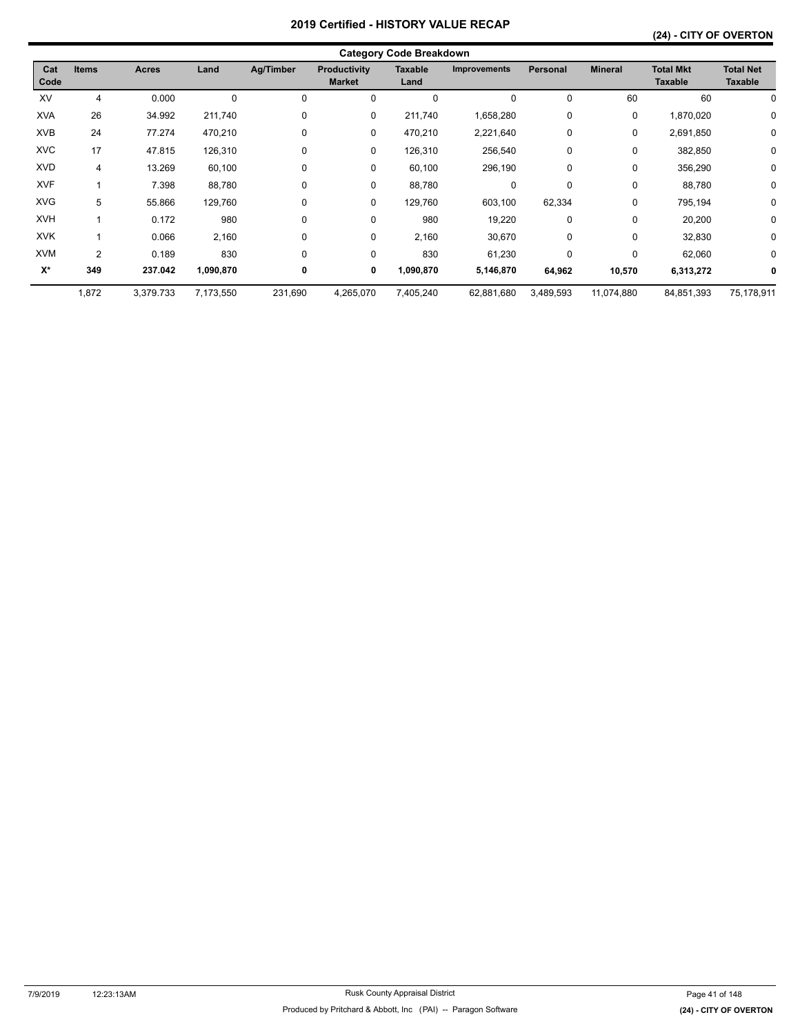# 2019 Certified - HISTORY VALUE RECAP

**(24) - CITY OF OVERTON**

## Category Code Breakdown

| Cat Code | Items | Acres | Land | Ag/Timber | Productivity Market | Taxable Land | Improvements | Personal | Mineral | Total Mkt Taxable | Total Net Taxable |
|---|---|---|---|---|---|---|---|---|---|---|---|
| XV | 4 | 0.000 | 0 | 0 | 0 | 0 | 0 | 0 | 60 | 60 | 0 |
| XVA | 26 | 34.992 | 211,740 | 0 | 0 | 211,740 | 1,658,280 | 0 | 0 | 1,870,020 | 0 |
| XVB | 24 | 77.274 | 470,210 | 0 | 0 | 470,210 | 2,221,640 | 0 | 0 | 2,691,850 | 0 |
| XVC | 17 | 47.815 | 126,310 | 0 | 0 | 126,310 | 256,540 | 0 | 0 | 382,850 | 0 |
| XVD | 4 | 13.269 | 60,100 | 0 | 0 | 60,100 | 296,190 | 0 | 0 | 356,290 | 0 |
| XVF | 1 | 7.398 | 88,780 | 0 | 0 | 88,780 | 0 | 0 | 0 | 88,780 | 0 |
| XVG | 5 | 55.866 | 129,760 | 0 | 0 | 129,760 | 603,100 | 62,334 | 0 | 795,194 | 0 |
| XVH | 1 | 0.172 | 980 | 0 | 0 | 980 | 19,220 | 0 | 0 | 20,200 | 0 |
| XVK | 1 | 0.066 | 2,160 | 0 | 0 | 2,160 | 30,670 | 0 | 0 | 32,830 | 0 |
| XVM | 2 | 0.189 | 830 | 0 | 0 | 830 | 61,230 | 0 | 0 | 62,060 | 0 |
| **X*** | **349** | **237.042** | **1,090,870** | **0** | **0** | **1,090,870** | **5,146,870** | **64,962** | **10,570** | **6,313,272** | **0** |
| | 1,872 | 3,379.733 | 7,173,550 | 231,690 | 4,265,070 | 7,405,240 | 62,881,680 | 3,489,593 | 11,074,880 | 84,851,393 | 75,178,911 |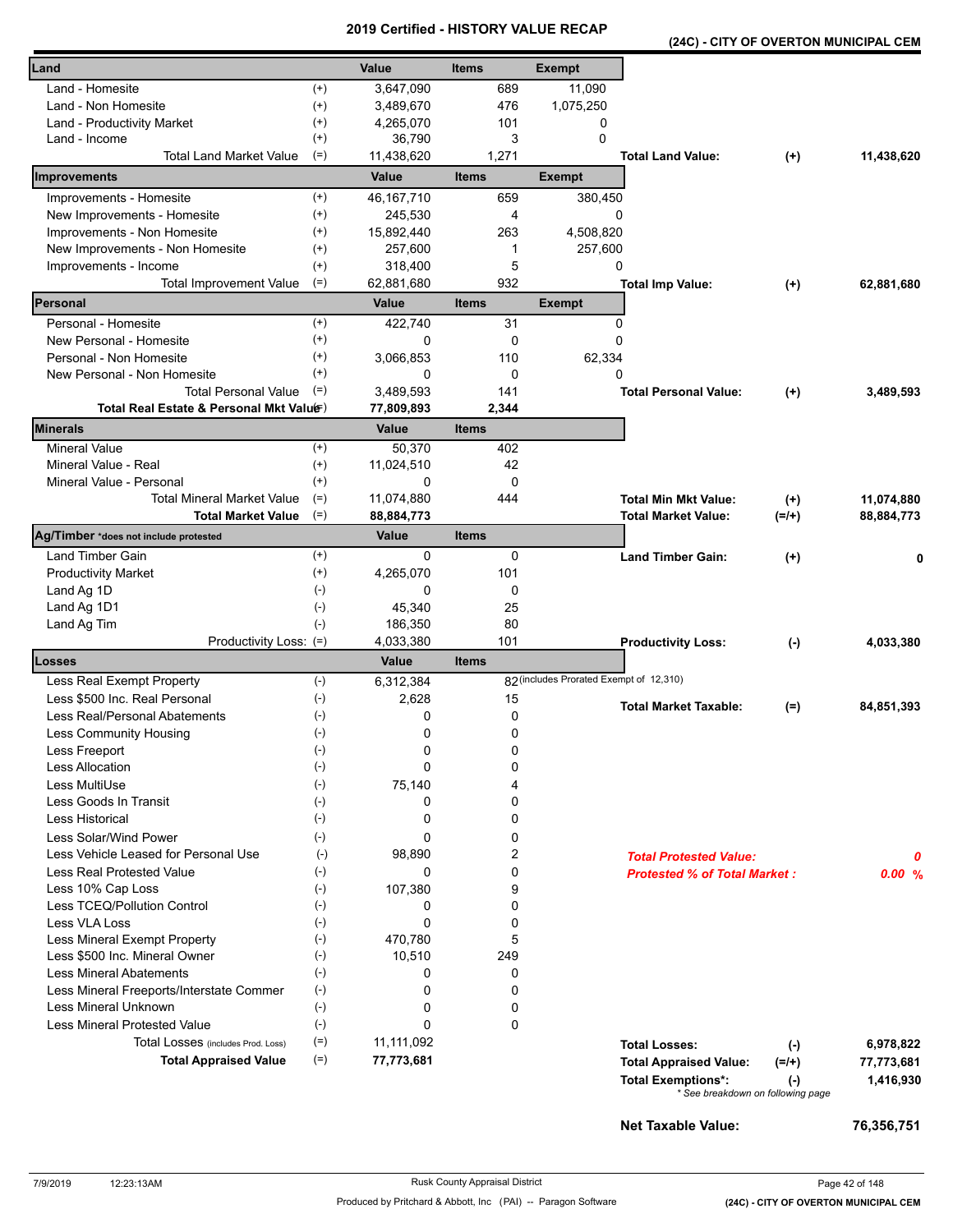# 2019 Certified - HISTORY VALUE RECAP

## (24C) - CITY OF OVERTON MUNICIPAL CEM

| Land | | Value | Items | Exempt | | | |
|---|---|---|---|---|---|---|---|
| Land - Homesite | (+) | 3,647,090 | 689 | 11,090 | | | |
| Land - Non Homesite | (+) | 3,489,670 | 476 | 1,075,250 | | | |
| Land - Productivity Market | (+) | 4,265,070 | 101 | 0 | | | |
| Land - Income | (+) | 36,790 | 3 | 0 | | | |
| Total Land Market Value | (=) | 11,438,620 | 1,271 | | **Total Land Value:** | (+) | **11,438,620** |

| Improvements | | Value | Items | Exempt | | | |
|---|---|---|---|---|---|---|---|
| Improvements - Homesite | (+) | 46,167,710 | 659 | 380,450 | | | |
| New Improvements - Homesite | (+) | 245,530 | 4 | 0 | | | |
| Improvements - Non Homesite | (+) | 15,892,440 | 263 | 4,508,820 | | | |
| New Improvements - Non Homesite | (+) | 257,600 | 1 | 257,600 | | | |
| Improvements - Income | (+) | 318,400 | 5 | 0 | | | |
| Total Improvement Value | (=) | 62,881,680 | 932 | | **Total Imp Value:** | (+) | **62,881,680** |

| Personal | | Value | Items | Exempt | | | |
|---|---|---|---|---|---|---|---|
| Personal - Homesite | (+) | 422,740 | 31 | 0 | | | |
| New Personal - Homesite | (+) | 0 | 0 | 0 | | | |
| Personal - Non Homesite | (+) | 3,066,853 | 110 | 62,334 | | | |
| New Personal - Non Homesite | (+) | 0 | 0 | 0 | | | |
| Total Personal Value | (=) | 3,489,593 | 141 | | **Total Personal Value:** | (+) | **3,489,593** |
| **Total Real Estate & Personal Mkt Value** | (=) | **77,809,893** | **2,344** | | | | |

| Minerals | | Value | Items | | | |
|---|---|---|---|---|---|---|
| Mineral Value | (+) | 50,370 | 402 | | | |
| Mineral Value - Real | (+) | 11,024,510 | 42 | | | |
| Mineral Value - Personal | (+) | 0 | 0 | | | |
| Total Mineral Market Value | (=) | 11,074,880 | 444 | **Total Min Mkt Value:** | (+) | **11,074,880** |
| **Total Market Value** | (=) | **88,884,773** | | **Total Market Value:** | (=/+) | **88,884,773** |

| Ag/Timber *does not include protested | | Value | Items | | | |
|---|---|---|---|---|---|---|
| Land Timber Gain | (+) | 0 | 0 | **Land Timber Gain:** | (+) | **0** |
| Productivity Market | (+) | 4,265,070 | 101 | | | |
| Land Ag 1D | (-) | 0 | 0 | | | |
| Land Ag 1D1 | (-) | 45,340 | 25 | | | |
| Land Ag Tim | (-) | 186,350 | 80 | | | |
| Productivity Loss: | (=) | 4,033,380 | 101 | **Productivity Loss:** | (-) | **4,033,380** |

| Losses | | Value | Items | | | |
|---|---|---|---|---|---|---|
| Less Real Exempt Property | (-) | 6,312,384 | 82 (includes Prorated Exempt of 12,310) | | | |
| Less $500 Inc. Real Personal | (-) | 2,628 | 15 | **Total Market Taxable:** | (=) | **84,851,393** |
| Less Real/Personal Abatements | (-) | 0 | 0 | | | |
| Less Community Housing | (-) | 0 | 0 | | | |
| Less Freeport | (-) | 0 | 0 | | | |
| Less Allocation | (-) | 0 | 0 | | | |
| Less MultiUse | (-) | 75,140 | 4 | | | |
| Less Goods In Transit | (-) | 0 | 0 | | | |
| Less Historical | (-) | 0 | 0 | | | |
| Less Solar/Wind Power | (-) | 0 | 0 | | | |
| Less Vehicle Leased for Personal Use | (-) | 98,890 | 2 | ***Total Protested Value:*** | | ***0*** |
| Less Real Protested Value | (-) | 0 | 0 | ***Protested % of Total Market :*** | | ***0.00 %*** |
| Less 10% Cap Loss | (-) | 107,380 | 9 | | | |
| Less TCEQ/Pollution Control | (-) | 0 | 0 | | | |
| Less VLA Loss | (-) | 0 | 0 | | | |
| Less Mineral Exempt Property | (-) | 470,780 | 5 | | | |
| Less $500 Inc. Mineral Owner | (-) | 10,510 | 249 | | | |
| Less Mineral Abatements | (-) | 0 | 0 | | | |
| Less Mineral Freeports/Interstate Commer | (-) | 0 | 0 | | | |
| Less Mineral Unknown | (-) | 0 | 0 | | | |
| Less Mineral Protested Value | (-) | 0 | 0 | | | |
| Total Losses (includes Prod. Loss) | (=) | 11,111,092 | | **Total Losses:** | (-) | **6,978,822** |
| **Total Appraised Value** | (=) | **77,773,681** | | **Total Appraised Value:** | (=/+) | **77,773,681** |
| | | | | **Total Exemptions*:** | (-) | **1,416,930** |

\* See breakdown on following page

**Net Taxable Value: 76,356,751**

7/9/2019 12:23:13AM — Rusk County Appraisal District — Produced by Pritchard & Abbott, Inc (PAI) -- Paragon Software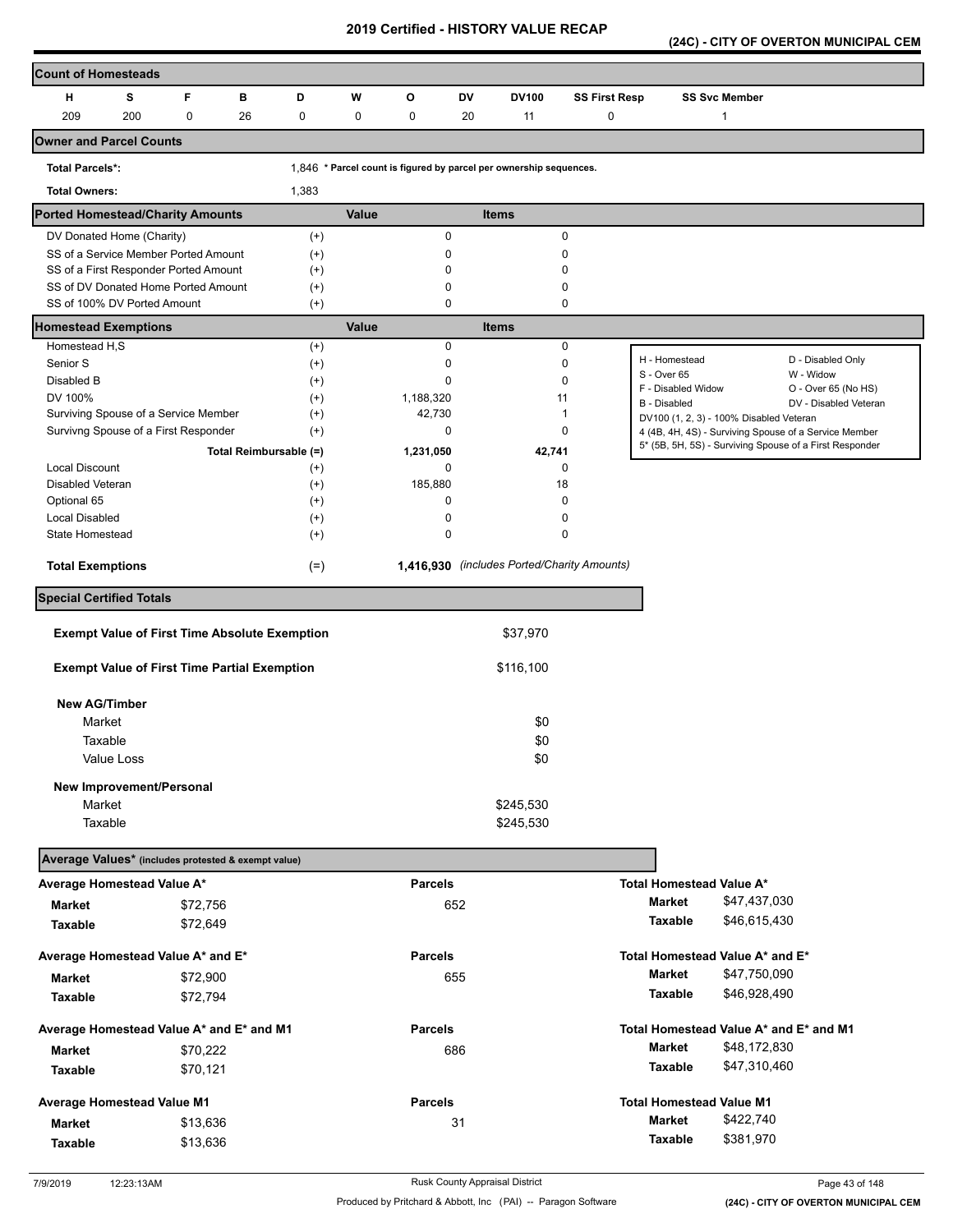# 2019 Certified - HISTORY VALUE RECAP

## (24C) - CITY OF OVERTON MUNICIPAL CEM

### Count of Homesteads

| H | S | F | B | D | W | O | DV | DV100 | SS First Resp | SS Svc Member |
|---|---|---|---|---|---|---|---|---|---|---|
| 209 | 200 | 0 | 26 | 0 | 0 | 0 | 20 | 11 | 0 | 1 |

### Owner and Parcel Counts

| | |
|---|---|
| Total Parcels*: | 1,846 * Parcel count is figured by parcel per ownership sequences. |
| Total Owners: | 1,383 |

### Ported Homestead/Charity Amounts

| | | Value | Items |
|---|---|---|---|
| DV Donated Home (Charity) | (+) | 0 | 0 |
| SS of a Service Member Ported Amount | (+) | 0 | 0 |
| SS of a First Responder Ported Amount | (+) | 0 | 0 |
| SS of DV Donated Home Ported Amount | (+) | 0 | 0 |
| SS of 100% DV Ported Amount | (+) | 0 | 0 |

### Homestead Exemptions

| | | Value | Items |
|---|---|---|---|
| Homestead H,S | (+) | 0 | 0 |
| Senior S | (+) | 0 | 0 |
| Disabled B | (+) | 0 | 0 |
| DV 100% | (+) | 1,188,320 | 11 |
| Surviving Spouse of a Service Member | (+) | 42,730 | 1 |
| Survivng Spouse of a First Responder | (+) | 0 | 0 |
| Total Reimbursable (=) | | 1,231,050 | 42,741 |
| Local Discount | (+) | 0 | 0 |
| Disabled Veteran | (+) | 185,880 | 18 |
| Optional 65 | (+) | 0 | 0 |
| Local Disabled | (+) | 0 | 0 |
| State Homestead | (+) | 0 | 0 |
| **Total Exemptions** | (=) | **1,416,930** | *(includes Ported/Charity Amounts)* |

| | |
|---|---|
| H - Homestead | D - Disabled Only |
| S - Over 65 | W - Widow |
| F - Disabled Widow | O - Over 65 (No HS) |
| B - Disabled | DV - Disabled Veteran |
| DV100 (1, 2, 3) - 100% Disabled Veteran | |
| 4 (4B, 4H, 4S) - Surviving Spouse of a Service Member | |
| 5* (5B, 5H, 5S) - Surviving Spouse of a First Responder | |

### Special Certified Totals

| | |
|---|---|
| **Exempt Value of First Time Absolute Exemption** | $37,970 |
| **Exempt Value of First Time Partial Exemption** | $116,100 |
| **New AG/Timber** | |
| Market | $0 |
| Taxable | $0 |
| Value Loss | $0 |
| **New Improvement/Personal** | |
| Market | $245,530 |
| Taxable | $245,530 |

### Average Values* (includes protested & exempt value)

| Average Homestead Value A* | | Parcels | Total Homestead Value A* | |
|---|---|---|---|---|
| Market | $72,756 | 652 | Market | $47,437,030 |
| Taxable | $72,649 | | Taxable | $46,615,430 |

| Average Homestead Value A* and E* | | Parcels | Total Homestead Value A* and E* | |
|---|---|---|---|---|
| Market | $72,900 | 655 | Market | $47,750,090 |
| Taxable | $72,794 | | Taxable | $46,928,490 |

| Average Homestead Value A* and E* and M1 | | Parcels | Total Homestead Value A* and E* and M1 | |
|---|---|---|---|---|
| Market | $70,222 | 686 | Market | $48,172,830 |
| Taxable | $70,121 | | Taxable | $47,310,460 |

| Average Homestead Value M1 | | Parcels | Total Homestead Value M1 | |
|---|---|---|---|---|
| Market | $13,636 | 31 | Market | $422,740 |
| Taxable | $13,636 | | Taxable | $381,970 |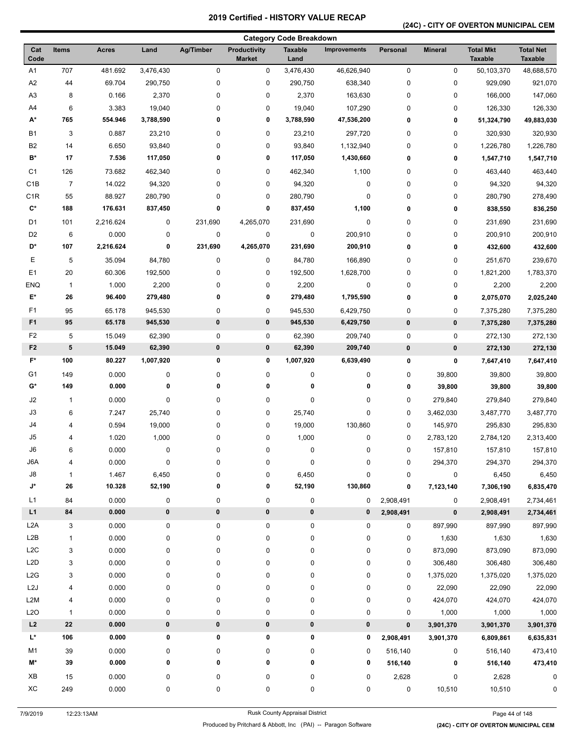# 2019 Certified - HISTORY VALUE RECAP

## (24C) - CITY OF OVERTON MUNICIPAL CEM

### Category Code Breakdown

| Cat Code | Items | Acres | Land | Ag/Timber | Productivity Market | Taxable Land | Improvements | Personal | Mineral | Total Mkt Taxable | Total Net Taxable |
|---|---|---|---|---|---|---|---|---|---|---|---|
| A1 | 707 | 481.692 | 3,476,430 | 0 | 0 | 3,476,430 | 46,626,940 | 0 | 0 | 50,103,370 | 48,688,570 |
| A2 | 44 | 69.704 | 290,750 | 0 | 0 | 290,750 | 638,340 | 0 | 0 | 929,090 | 921,070 |
| A3 | 8 | 0.166 | 2,370 | 0 | 0 | 2,370 | 163,630 | 0 | 0 | 166,000 | 147,060 |
| A4 | 6 | 3.383 | 19,040 | 0 | 0 | 19,040 | 107,290 | 0 | 0 | 126,330 | 126,330 |
| **A*** | **765** | **554.946** | **3,788,590** | **0** | **0** | **3,788,590** | **47,536,200** | **0** | **0** | **51,324,790** | **49,883,030** |
| B1 | 3 | 0.887 | 23,210 | 0 | 0 | 23,210 | 297,720 | 0 | 0 | 320,930 | 320,930 |
| B2 | 14 | 6.650 | 93,840 | 0 | 0 | 93,840 | 1,132,940 | 0 | 0 | 1,226,780 | 1,226,780 |
| **B*** | **17** | **7.536** | **117,050** | **0** | **0** | **117,050** | **1,430,660** | **0** | **0** | **1,547,710** | **1,547,710** |
| C1 | 126 | 73.682 | 462,340 | 0 | 0 | 462,340 | 1,100 | 0 | 0 | 463,440 | 463,440 |
| C1B | 7 | 14.022 | 94,320 | 0 | 0 | 94,320 | 0 | 0 | 0 | 94,320 | 94,320 |
| C1R | 55 | 88.927 | 280,790 | 0 | 0 | 280,790 | 0 | 0 | 0 | 280,790 | 278,490 |
| **C*** | **188** | **176.631** | **837,450** | **0** | **0** | **837,450** | **1,100** | **0** | **0** | **838,550** | **836,250** |
| D1 | 101 | 2,216.624 | 0 | 231,690 | 4,265,070 | 231,690 | 0 | 0 | 0 | 231,690 | 231,690 |
| D2 | 6 | 0.000 | 0 | 0 | 0 | 0 | 200,910 | 0 | 0 | 200,910 | 200,910 |
| **D*** | **107** | **2,216.624** | **0** | **231,690** | **4,265,070** | **231,690** | **200,910** | **0** | **0** | **432,600** | **432,600** |
| E | 5 | 35.094 | 84,780 | 0 | 0 | 84,780 | 166,890 | 0 | 0 | 251,670 | 239,670 |
| E1 | 20 | 60.306 | 192,500 | 0 | 0 | 192,500 | 1,628,700 | 0 | 0 | 1,821,200 | 1,783,370 |
| ENQ | 1 | 1.000 | 2,200 | 0 | 0 | 2,200 | 0 | 0 | 0 | 2,200 | 2,200 |
| **E*** | **26** | **96.400** | **279,480** | **0** | **0** | **279,480** | **1,795,590** | **0** | **0** | **2,075,070** | **2,025,240** |
| F1 | 95 | 65.178 | 945,530 | 0 | 0 | 945,530 | 6,429,750 | 0 | 0 | 7,375,280 | 7,375,280 |
| **F1** | **95** | **65.178** | **945,530** | **0** | **0** | **945,530** | **6,429,750** | **0** | **0** | **7,375,280** | **7,375,280** |
| F2 | 5 | 15.049 | 62,390 | 0 | 0 | 62,390 | 209,740 | 0 | 0 | 272,130 | 272,130 |
| **F2** | **5** | **15.049** | **62,390** | **0** | **0** | **62,390** | **209,740** | **0** | **0** | **272,130** | **272,130** |
| **F*** | **100** | **80.227** | **1,007,920** | **0** | **0** | **1,007,920** | **6,639,490** | **0** | **0** | **7,647,410** | **7,647,410** |
| G1 | 149 | 0.000 | 0 | 0 | 0 | 0 | 0 | 0 | 39,800 | 39,800 | 39,800 |
| **G*** | **149** | **0.000** | **0** | **0** | **0** | **0** | **0** | **0** | **39,800** | **39,800** | **39,800** |
| J2 | 1 | 0.000 | 0 | 0 | 0 | 0 | 0 | 0 | 279,840 | 279,840 | 279,840 |
| J3 | 6 | 7.247 | 25,740 | 0 | 0 | 25,740 | 0 | 0 | 3,462,030 | 3,487,770 | 3,487,770 |
| J4 | 4 | 0.594 | 19,000 | 0 | 0 | 19,000 | 130,860 | 0 | 145,970 | 295,830 | 295,830 |
| J5 | 4 | 1.020 | 1,000 | 0 | 0 | 1,000 | 0 | 0 | 2,783,120 | 2,784,120 | 2,313,400 |
| J6 | 6 | 0.000 | 0 | 0 | 0 | 0 | 0 | 0 | 157,810 | 157,810 | 157,810 |
| J6A | 4 | 0.000 | 0 | 0 | 0 | 0 | 0 | 0 | 294,370 | 294,370 | 294,370 |
| J8 | 1 | 1.467 | 6,450 | 0 | 0 | 6,450 | 0 | 0 | 0 | 6,450 | 6,450 |
| **J*** | **26** | **10.328** | **52,190** | **0** | **0** | **52,190** | **130,860** | **0** | **7,123,140** | **7,306,190** | **6,835,470** |
| L1 | 84 | 0.000 | 0 | 0 | 0 | 0 | 0 | 2,908,491 | 0 | 2,908,491 | 2,734,461 |
| **L1** | **84** | **0.000** | **0** | **0** | **0** | **0** | **0** | **2,908,491** | **0** | **2,908,491** | **2,734,461** |
| L2A | 3 | 0.000 | 0 | 0 | 0 | 0 | 0 | 0 | 897,990 | 897,990 | 897,990 |
| L2B | 1 | 0.000 | 0 | 0 | 0 | 0 | 0 | 0 | 1,630 | 1,630 | 1,630 |
| L2C | 3 | 0.000 | 0 | 0 | 0 | 0 | 0 | 0 | 873,090 | 873,090 | 873,090 |
| L2D | 3 | 0.000 | 0 | 0 | 0 | 0 | 0 | 0 | 306,480 | 306,480 | 306,480 |
| L2G | 3 | 0.000 | 0 | 0 | 0 | 0 | 0 | 0 | 1,375,020 | 1,375,020 | 1,375,020 |
| L2J | 4 | 0.000 | 0 | 0 | 0 | 0 | 0 | 0 | 22,090 | 22,090 | 22,090 |
| L2M | 4 | 0.000 | 0 | 0 | 0 | 0 | 0 | 0 | 424,070 | 424,070 | 424,070 |
| L2O | 1 | 0.000 | 0 | 0 | 0 | 0 | 0 | 0 | 1,000 | 1,000 | 1,000 |
| **L2** | **22** | **0.000** | **0** | **0** | **0** | **0** | **0** | **0** | **3,901,370** | **3,901,370** | **3,901,370** |
| **L*** | **106** | **0.000** | **0** | **0** | **0** | **0** | **0** | **2,908,491** | **3,901,370** | **6,809,861** | **6,635,831** |
| M1 | 39 | 0.000 | 0 | 0 | 0 | 0 | 0 | 516,140 | 0 | 516,140 | 473,410 |
| **M*** | **39** | **0.000** | **0** | **0** | **0** | **0** | **0** | **516,140** | **0** | **516,140** | **473,410** |
| XB | 15 | 0.000 | 0 | 0 | 0 | 0 | 0 | 2,628 | 0 | 2,628 | 0 |
| XC | 249 | 0.000 | 0 | 0 | 0 | 0 | 0 | 0 | 10,510 | 10,510 | 0 |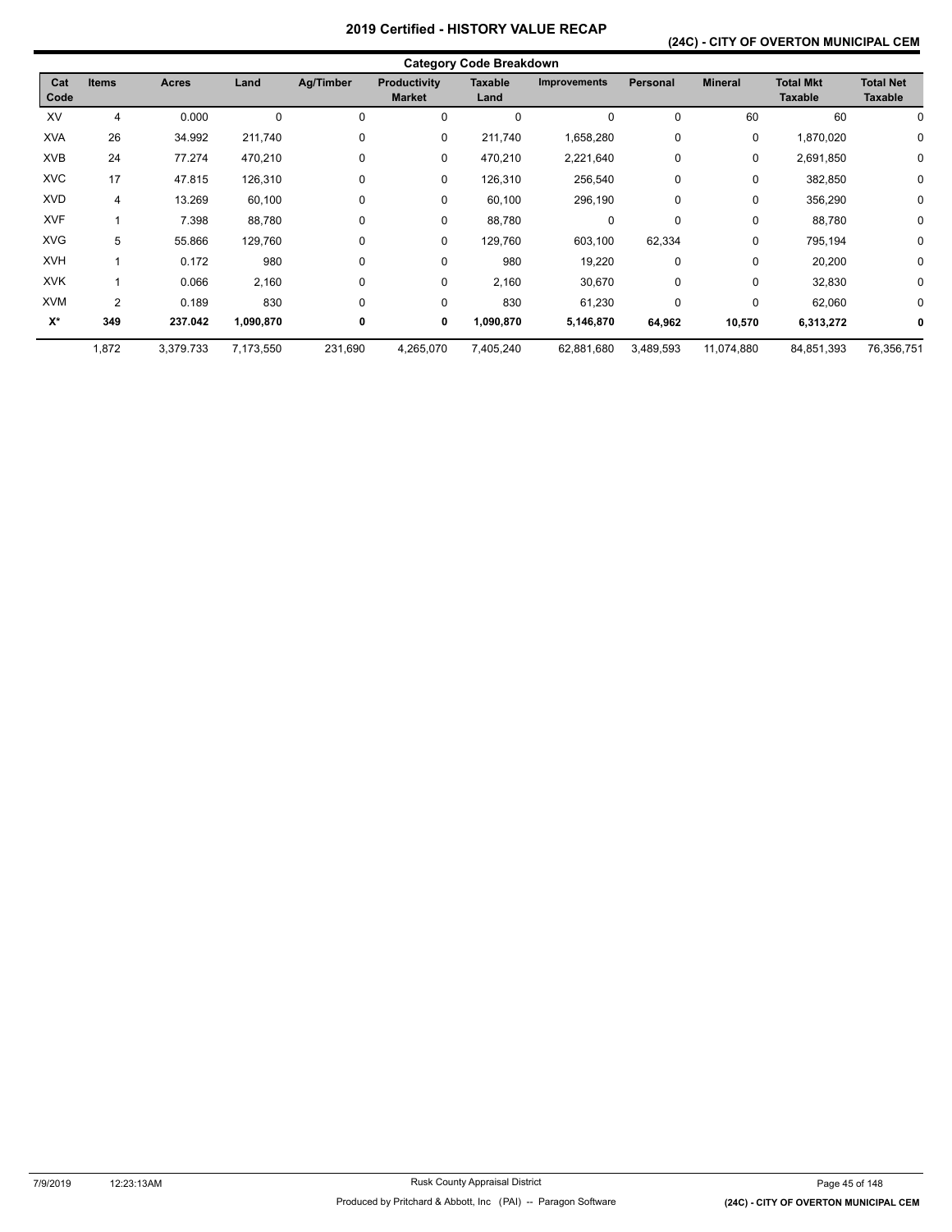# 2019 Certified - HISTORY VALUE RECAP

## (24C) - CITY OF OVERTON MUNICIPAL CEM

### Category Code Breakdown

| Cat Code | Items | Acres | Land | Ag/Timber | Productivity Market | Taxable Land | Improvements | Personal | Mineral | Total Mkt Taxable | Total Net Taxable |
|---|---|---|---|---|---|---|---|---|---|---|---|
| XV | 4 | 0.000 | 0 | 0 | 0 | 0 | 0 | 0 | 60 | 60 | 0 |
| XVA | 26 | 34.992 | 211,740 | 0 | 0 | 211,740 | 1,658,280 | 0 | 0 | 1,870,020 | 0 |
| XVB | 24 | 77.274 | 470,210 | 0 | 0 | 470,210 | 2,221,640 | 0 | 0 | 2,691,850 | 0 |
| XVC | 17 | 47.815 | 126,310 | 0 | 0 | 126,310 | 256,540 | 0 | 0 | 382,850 | 0 |
| XVD | 4 | 13.269 | 60,100 | 0 | 0 | 60,100 | 296,190 | 0 | 0 | 356,290 | 0 |
| XVF | 1 | 7.398 | 88,780 | 0 | 0 | 88,780 | 0 | 0 | 0 | 88,780 | 0 |
| XVG | 5 | 55.866 | 129,760 | 0 | 0 | 129,760 | 603,100 | 62,334 | 0 | 795,194 | 0 |
| XVH | 1 | 0.172 | 980 | 0 | 0 | 980 | 19,220 | 0 | 0 | 20,200 | 0 |
| XVK | 1 | 0.066 | 2,160 | 0 | 0 | 2,160 | 30,670 | 0 | 0 | 32,830 | 0 |
| XVM | 2 | 0.189 | 830 | 0 | 0 | 830 | 61,230 | 0 | 0 | 62,060 | 0 |
| **X*** | **349** | **237.042** | **1,090,870** | **0** | **0** | **1,090,870** | **5,146,870** | **64,962** | **10,570** | **6,313,272** | **0** |
| | 1,872 | 3,379.733 | 7,173,550 | 231,690 | 4,265,070 | 7,405,240 | 62,881,680 | 3,489,593 | 11,074,880 | 84,851,393 | 76,356,751 |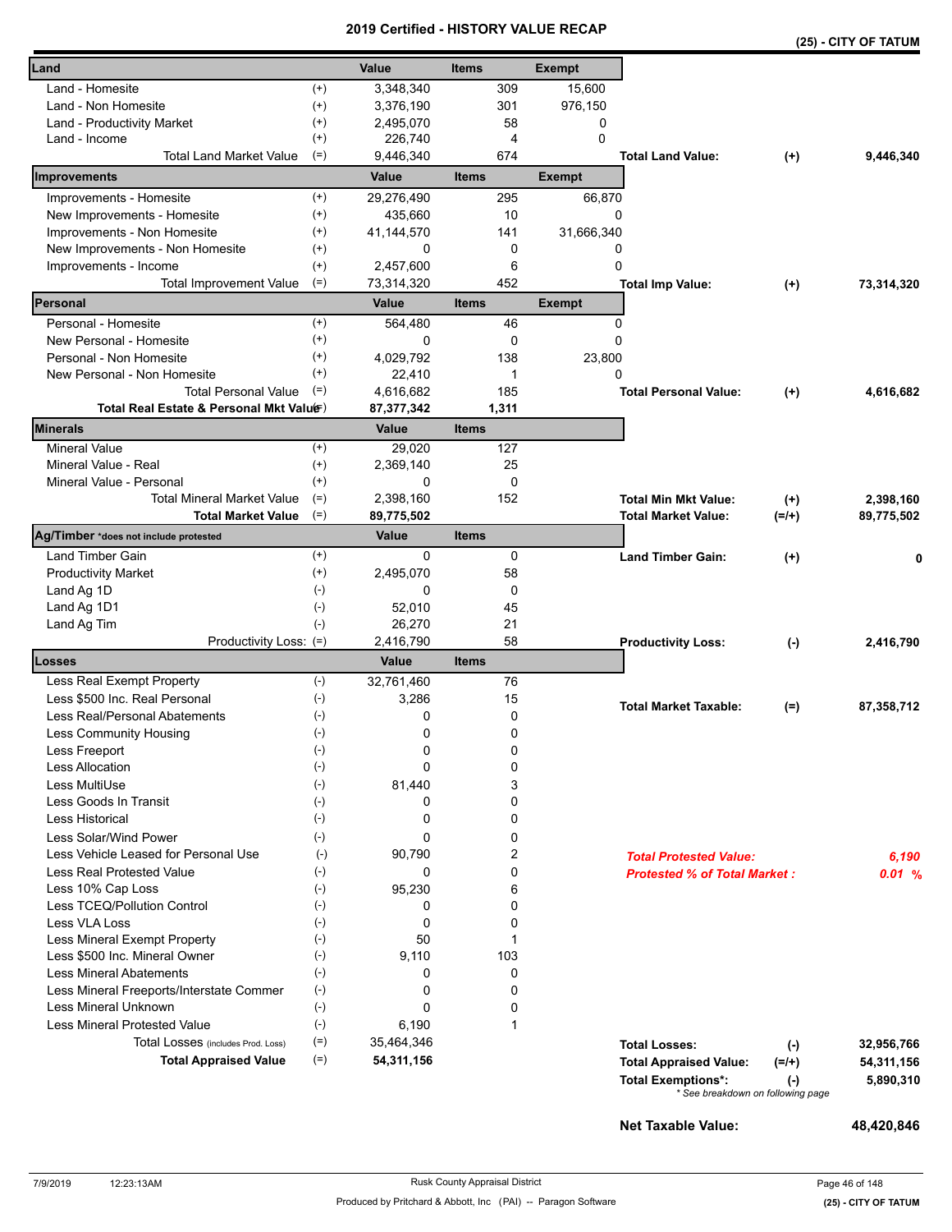# 2019 Certified - HISTORY VALUE RECAP

**(25) - CITY OF TATUM**

| Land | | Value | Items | Exempt | | | |
|---|---|---|---|---|---|---|---|
| Land - Homesite | (+) | 3,348,340 | 309 | 15,600 | | | |
| Land - Non Homesite | (+) | 3,376,190 | 301 | 976,150 | | | |
| Land - Productivity Market | (+) | 2,495,070 | 58 | 0 | | | |
| Land - Income | (+) | 226,740 | 4 | 0 | | | |
| Total Land Market Value | (=) | 9,446,340 | 674 | | **Total Land Value:** | (+) | 9,446,340 |

| Improvements | | Value | Items | Exempt | | | |
|---|---|---|---|---|---|---|---|
| Improvements - Homesite | (+) | 29,276,490 | 295 | 66,870 | | | |
| New Improvements - Homesite | (+) | 435,660 | 10 | 0 | | | |
| Improvements - Non Homesite | (+) | 41,144,570 | 141 | 31,666,340 | | | |
| New Improvements - Non Homesite | (+) | 0 | 0 | 0 | | | |
| Improvements - Income | (+) | 2,457,600 | 6 | 0 | | | |
| Total Improvement Value | (=) | 73,314,320 | 452 | | **Total Imp Value:** | (+) | 73,314,320 |

| Personal | | Value | Items | Exempt | | | |
|---|---|---|---|---|---|---|---|
| Personal - Homesite | (+) | 564,480 | 46 | 0 | | | |
| New Personal - Homesite | (+) | 0 | 0 | 0 | | | |
| Personal - Non Homesite | (+) | 4,029,792 | 138 | 23,800 | | | |
| New Personal - Non Homesite | (+) | 22,410 | 1 | 0 | | | |
| Total Personal Value | (=) | 4,616,682 | 185 | | **Total Personal Value:** | (+) | 4,616,682 |
| **Total Real Estate & Personal Mkt Value** | (=) | **87,377,342** | **1,311** | | | | |

| Minerals | | Value | Items | | | |
|---|---|---|---|---|---|---|
| Mineral Value | (+) | 29,020 | 127 | | | |
| Mineral Value - Real | (+) | 2,369,140 | 25 | | | |
| Mineral Value - Personal | (+) | 0 | 0 | | | |
| Total Mineral Market Value | (=) | 2,398,160 | 152 | **Total Min Mkt Value:** | (+) | 2,398,160 |
| **Total Market Value** | (=) | **89,775,502** | | **Total Market Value:** | (=/+) | 89,775,502 |

| Ag/Timber *does not include protested | | Value | Items | | | |
|---|---|---|---|---|---|---|
| Land Timber Gain | (+) | 0 | 0 | **Land Timber Gain:** | (+) | 0 |
| Productivity Market | (+) | 2,495,070 | 58 | | | |
| Land Ag 1D | (-) | 0 | 0 | | | |
| Land Ag 1D1 | (-) | 52,010 | 45 | | | |
| Land Ag Tim | (-) | 26,270 | 21 | | | |
| Productivity Loss: | (=) | 2,416,790 | 58 | **Productivity Loss:** | (-) | 2,416,790 |

| Losses | | Value | Items | | | |
|---|---|---|---|---|---|---|
| Less Real Exempt Property | (-) | 32,761,460 | 76 | | | |
| Less $500 Inc. Real Personal | (-) | 3,286 | 15 | **Total Market Taxable:** | (=) | 87,358,712 |
| Less Real/Personal Abatements | (-) | 0 | 0 | | | |
| Less Community Housing | (-) | 0 | 0 | | | |
| Less Freeport | (-) | 0 | 0 | | | |
| Less Allocation | (-) | 0 | 0 | | | |
| Less MultiUse | (-) | 81,440 | 3 | | | |
| Less Goods In Transit | (-) | 0 | 0 | | | |
| Less Historical | (-) | 0 | 0 | | | |
| Less Solar/Wind Power | (-) | 0 | 0 | | | |
| Less Vehicle Leased for Personal Use | (-) | 90,790 | 2 | *Total Protested Value:* | | *6,190* |
| Less Real Protested Value | (-) | 0 | 0 | *Protested % of Total Market :* | | *0.01 %* |
| Less 10% Cap Loss | (-) | 95,230 | 6 | | | |
| Less TCEQ/Pollution Control | (-) | 0 | 0 | | | |
| Less VLA Loss | (-) | 0 | 0 | | | |
| Less Mineral Exempt Property | (-) | 50 | 1 | | | |
| Less $500 Inc. Mineral Owner | (-) | 9,110 | 103 | | | |
| Less Mineral Abatements | (-) | 0 | 0 | | | |
| Less Mineral Freeports/Interstate Commer | (-) | 0 | 0 | | | |
| Less Mineral Unknown | (-) | 0 | 0 | | | |
| Less Mineral Protested Value | (-) | 6,190 | 1 | | | |
| Total Losses (includes Prod. Loss) | (=) | 35,464,346 | | **Total Losses:** | (-) | 32,956,766 |
| **Total Appraised Value** | (=) | **54,311,156** | | **Total Appraised Value:** | (=/+) | 54,311,156 |
| | | | | **Total Exemptions*:** | (-) | 5,890,310 |

* See breakdown on following page

**Net Taxable Value:** 48,420,846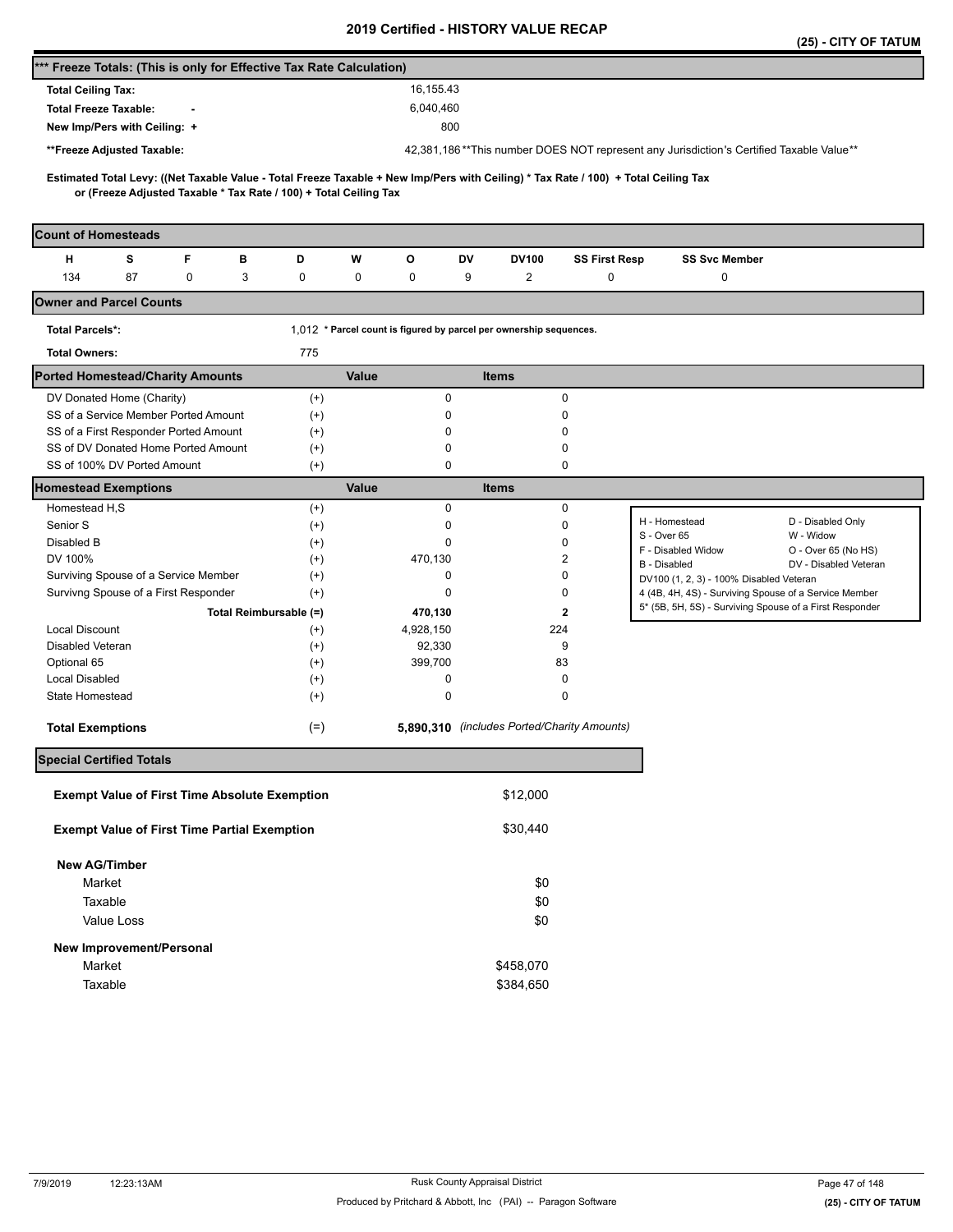# 2019 Certified - HISTORY VALUE RECAP

**(25) - CITY OF TATUM**

## *** Freeze Totals: (This is only for Effective Tax Rate Calculation)

| | |
|---|---|
| **Total Ceiling Tax:** | 16,155.43 |
| **Total Freeze Taxable: -** | 6,040,460 |
| **New Imp/Pers with Ceiling: +** | 800 |
| **\*\*Freeze Adjusted Taxable:** | 42,381,186 **This number DOES NOT represent any Jurisdiction's Certified Taxable Value** |

**Estimated Total Levy: ((Net Taxable Value - Total Freeze Taxable + New Imp/Pers with Ceiling) * Tax Rate / 100) + Total Ceiling Tax or (Freeze Adjusted Taxable * Tax Rate / 100) + Total Ceiling Tax**

## Count of Homesteads

| H | S | F | B | D | W | O | DV | DV100 | SS First Resp | SS Svc Member |
|---|---|---|---|---|---|---|---|---|---|---|
| 134 | 87 | 0 | 3 | 0 | 0 | 0 | 9 | 2 | 0 | 0 |

## Owner and Parcel Counts

**Total Parcels*:** 1,012 *** Parcel count is figured by parcel per ownership sequences.**

**Total Owners:** 775

## Ported Homestead/Charity Amounts

| | | Value | Items |
|---|---|---|---|
| DV Donated Home (Charity) | (+) | 0 | 0 |
| SS of a Service Member Ported Amount | (+) | 0 | 0 |
| SS of a First Responder Ported Amount | (+) | 0 | 0 |
| SS of DV Donated Home Ported Amount | (+) | 0 | 0 |
| SS of 100% DV Ported Amount | (+) | 0 | 0 |

## Homestead Exemptions

| | | Value | Items |
|---|---|---|---|
| Homestead H,S | (+) | 0 | 0 |
| Senior S | (+) | 0 | 0 |
| Disabled B | (+) | 0 | 0 |
| DV 100% | (+) | 470,130 | 2 |
| Surviving Spouse of a Service Member | (+) | 0 | 0 |
| Survivng Spouse of a First Responder | (+) | 0 | 0 |
| **Total Reimbursable (=)** | | **470,130** | **2** |
| Local Discount | (+) | 4,928,150 | 224 |
| Disabled Veteran | (+) | 92,330 | 9 |
| Optional 65 | (+) | 399,700 | 83 |
| Local Disabled | (+) | 0 | 0 |
| State Homestead | (+) | 0 | 0 |
| **Total Exemptions** | (=) | **5,890,310** | *(includes Ported/Charity Amounts)* |

| | |
|---|---|
| H - Homestead | D - Disabled Only |
| S - Over 65 | W - Widow |
| F - Disabled Widow | O - Over 65 (No HS) |
| B - Disabled | DV - Disabled Veteran |
| DV100 (1, 2, 3) - 100% Disabled Veteran | |
| 4 (4B, 4H, 4S) - Surviving Spouse of a Service Member | |
| 5* (5B, 5H, 5S) - Surviving Spouse of a First Responder | |

## Special Certified Totals

| | |
|---|---|
| **Exempt Value of First Time Absolute Exemption** | $12,000 |
| **Exempt Value of First Time Partial Exemption** | $30,440 |
| **New AG/Timber** | |
| Market | $0 |
| Taxable | $0 |
| Value Loss | $0 |
| **New Improvement/Personal** | |
| Market | $458,070 |
| Taxable | $384,650 |

7/9/2019 12:23:13AM

Rusk County Appraisal District

Produced by Pritchard & Abbott, Inc (PAI) -- Paragon Software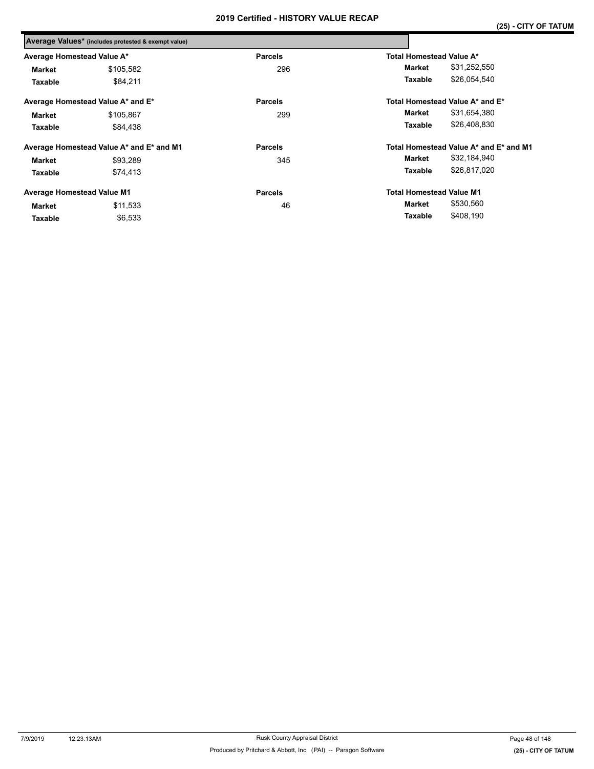# 2019 Certified - HISTORY VALUE RECAP

**(25) - CITY OF TATUM**

## Average Values* (includes protested & exempt value)

| Average Homestead Value A* | | Parcels | Total Homestead Value A* | |
|---|---|---|---|---|
| **Market** | $105,582 | 296 | **Market** | $31,252,550 |
| **Taxable** | $84,211 | | **Taxable** | $26,054,540 |

| Average Homestead Value A* and E* | | Parcels | Total Homestead Value A* and E* | |
|---|---|---|---|---|
| **Market** | $105,867 | 299 | **Market** | $31,654,380 |
| **Taxable** | $84,438 | | **Taxable** | $26,408,830 |

| Average Homestead Value A* and E* and M1 | | Parcels | Total Homestead Value A* and E* and M1 | |
|---|---|---|---|---|
| **Market** | $93,289 | 345 | **Market** | $32,184,940 |
| **Taxable** | $74,413 | | **Taxable** | $26,817,020 |

| Average Homestead Value M1 | | Parcels | Total Homestead Value M1 | |
|---|---|---|---|---|
| **Market** | $11,533 | 46 | **Market** | $530,560 |
| **Taxable** | $6,533 | | **Taxable** | $408,190 |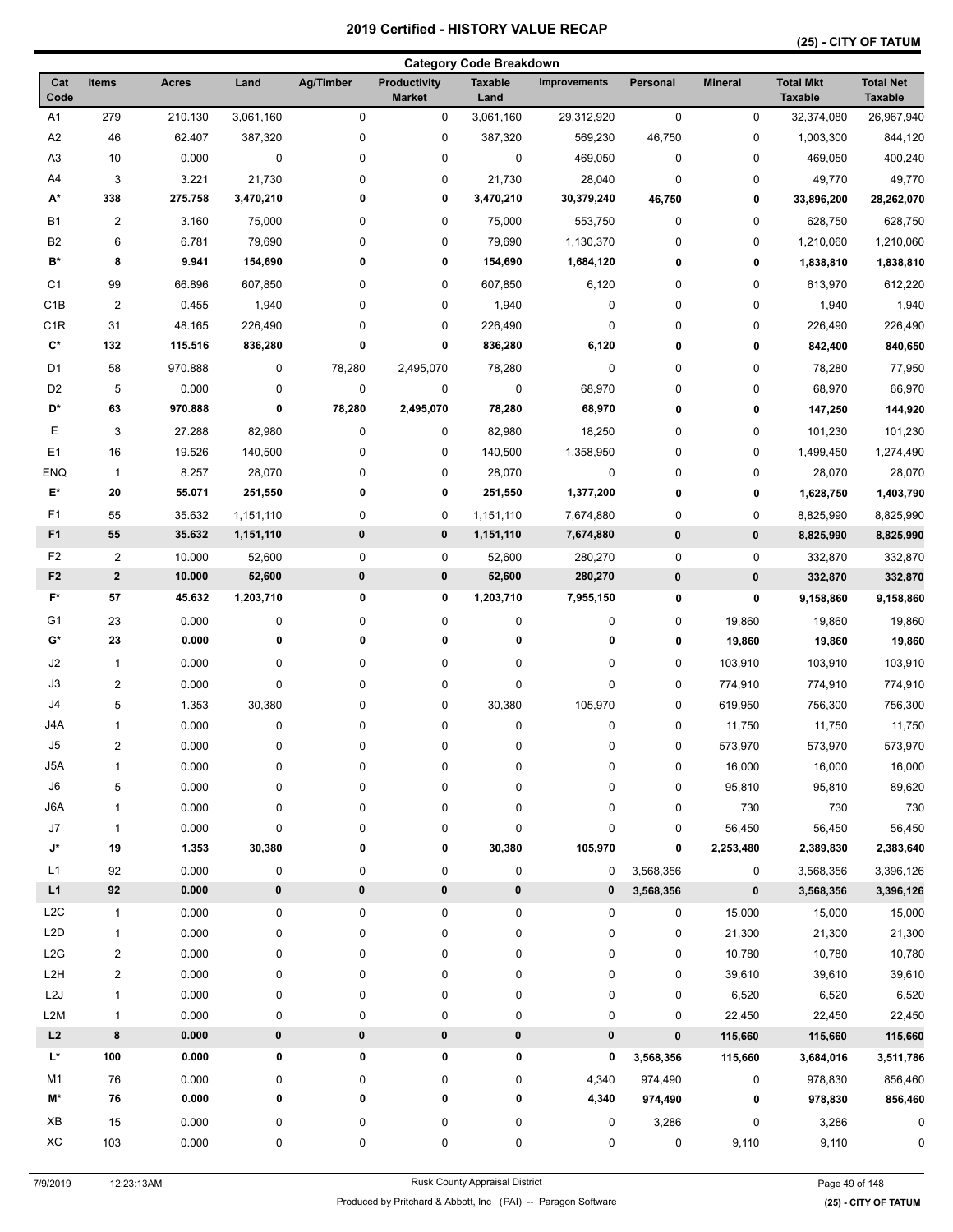# 2019 Certified - HISTORY VALUE RECAP

## (25) - CITY OF TATUM

### Category Code Breakdown

| Cat Code | Items | Acres | Land | Ag/Timber | Productivity Market | Taxable Land | Improvements | Personal | Mineral | Total Mkt Taxable | Total Net Taxable |
|---|---|---|---|---|---|---|---|---|---|---|---|
| A1 | 279 | 210.130 | 3,061,160 | 0 | 0 | 3,061,160 | 29,312,920 | 0 | 0 | 32,374,080 | 26,967,940 |
| A2 | 46 | 62.407 | 387,320 | 0 | 0 | 387,320 | 569,230 | 46,750 | 0 | 1,003,300 | 844,120 |
| A3 | 10 | 0.000 | 0 | 0 | 0 | 0 | 469,050 | 0 | 0 | 469,050 | 400,240 |
| A4 | 3 | 3.221 | 21,730 | 0 | 0 | 21,730 | 28,040 | 0 | 0 | 49,770 | 49,770 |
| **A*** | **338** | **275.758** | **3,470,210** | **0** | **0** | **3,470,210** | **30,379,240** | **46,750** | **0** | **33,896,200** | **28,262,070** |
| B1 | 2 | 3.160 | 75,000 | 0 | 0 | 75,000 | 553,750 | 0 | 0 | 628,750 | 628,750 |
| B2 | 6 | 6.781 | 79,690 | 0 | 0 | 79,690 | 1,130,370 | 0 | 0 | 1,210,060 | 1,210,060 |
| **B*** | **8** | **9.941** | **154,690** | **0** | **0** | **154,690** | **1,684,120** | **0** | **0** | **1,838,810** | **1,838,810** |
| C1 | 99 | 66.896 | 607,850 | 0 | 0 | 607,850 | 6,120 | 0 | 0 | 613,970 | 612,220 |
| C1B | 2 | 0.455 | 1,940 | 0 | 0 | 1,940 | 0 | 0 | 0 | 1,940 | 1,940 |
| C1R | 31 | 48.165 | 226,490 | 0 | 0 | 226,490 | 0 | 0 | 0 | 226,490 | 226,490 |
| **C*** | **132** | **115.516** | **836,280** | **0** | **0** | **836,280** | **6,120** | **0** | **0** | **842,400** | **840,650** |
| D1 | 58 | 970.888 | 0 | 78,280 | 2,495,070 | 78,280 | 0 | 0 | 0 | 78,280 | 77,950 |
| D2 | 5 | 0.000 | 0 | 0 | 0 | 0 | 68,970 | 0 | 0 | 68,970 | 66,970 |
| **D*** | **63** | **970.888** | **0** | **78,280** | **2,495,070** | **78,280** | **68,970** | **0** | **0** | **147,250** | **144,920** |
| E | 3 | 27.288 | 82,980 | 0 | 0 | 82,980 | 18,250 | 0 | 0 | 101,230 | 101,230 |
| E1 | 16 | 19.526 | 140,500 | 0 | 0 | 140,500 | 1,358,950 | 0 | 0 | 1,499,450 | 1,274,490 |
| ENQ | 1 | 8.257 | 28,070 | 0 | 0 | 28,070 | 0 | 0 | 0 | 28,070 | 28,070 |
| **E*** | **20** | **55.071** | **251,550** | **0** | **0** | **251,550** | **1,377,200** | **0** | **0** | **1,628,750** | **1,403,790** |
| F1 | 55 | 35.632 | 1,151,110 | 0 | 0 | 1,151,110 | 7,674,880 | 0 | 0 | 8,825,990 | 8,825,990 |
| **F1** | **55** | **35.632** | **1,151,110** | **0** | **0** | **1,151,110** | **7,674,880** | **0** | **0** | **8,825,990** | **8,825,990** |
| F2 | 2 | 10.000 | 52,600 | 0 | 0 | 52,600 | 280,270 | 0 | 0 | 332,870 | 332,870 |
| **F2** | **2** | **10.000** | **52,600** | **0** | **0** | **52,600** | **280,270** | **0** | **0** | **332,870** | **332,870** |
| **F*** | **57** | **45.632** | **1,203,710** | **0** | **0** | **1,203,710** | **7,955,150** | **0** | **0** | **9,158,860** | **9,158,860** |
| G1 | 23 | 0.000 | 0 | 0 | 0 | 0 | 0 | 0 | 19,860 | 19,860 | 19,860 |
| **G*** | **23** | **0.000** | **0** | **0** | **0** | **0** | **0** | **0** | **19,860** | **19,860** | **19,860** |
| J2 | 1 | 0.000 | 0 | 0 | 0 | 0 | 0 | 0 | 103,910 | 103,910 | 103,910 |
| J3 | 2 | 0.000 | 0 | 0 | 0 | 0 | 0 | 0 | 774,910 | 774,910 | 774,910 |
| J4 | 5 | 1.353 | 30,380 | 0 | 0 | 30,380 | 105,970 | 0 | 619,950 | 756,300 | 756,300 |
| J4A | 1 | 0.000 | 0 | 0 | 0 | 0 | 0 | 0 | 11,750 | 11,750 | 11,750 |
| J5 | 2 | 0.000 | 0 | 0 | 0 | 0 | 0 | 0 | 573,970 | 573,970 | 573,970 |
| J5A | 1 | 0.000 | 0 | 0 | 0 | 0 | 0 | 0 | 16,000 | 16,000 | 16,000 |
| J6 | 5 | 0.000 | 0 | 0 | 0 | 0 | 0 | 0 | 95,810 | 95,810 | 89,620 |
| J6A | 1 | 0.000 | 0 | 0 | 0 | 0 | 0 | 0 | 730 | 730 | 730 |
| J7 | 1 | 0.000 | 0 | 0 | 0 | 0 | 0 | 0 | 56,450 | 56,450 | 56,450 |
| **J*** | **19** | **1.353** | **30,380** | **0** | **0** | **30,380** | **105,970** | **0** | **2,253,480** | **2,389,830** | **2,383,640** |
| L1 | 92 | 0.000 | 0 | 0 | 0 | 0 | 0 | 3,568,356 | 0 | 3,568,356 | 3,396,126 |
| **L1** | **92** | **0.000** | **0** | **0** | **0** | **0** | **0** | **3,568,356** | **0** | **3,568,356** | **3,396,126** |
| L2C | 1 | 0.000 | 0 | 0 | 0 | 0 | 0 | 0 | 15,000 | 15,000 | 15,000 |
| L2D | 1 | 0.000 | 0 | 0 | 0 | 0 | 0 | 0 | 21,300 | 21,300 | 21,300 |
| L2G | 2 | 0.000 | 0 | 0 | 0 | 0 | 0 | 0 | 10,780 | 10,780 | 10,780 |
| L2H | 2 | 0.000 | 0 | 0 | 0 | 0 | 0 | 0 | 39,610 | 39,610 | 39,610 |
| L2J | 1 | 0.000 | 0 | 0 | 0 | 0 | 0 | 0 | 6,520 | 6,520 | 6,520 |
| L2M | 1 | 0.000 | 0 | 0 | 0 | 0 | 0 | 0 | 22,450 | 22,450 | 22,450 |
| **L2** | **8** | **0.000** | **0** | **0** | **0** | **0** | **0** | **0** | **115,660** | **115,660** | **115,660** |
| **L*** | **100** | **0.000** | **0** | **0** | **0** | **0** | **0** | **3,568,356** | **115,660** | **3,684,016** | **3,511,786** |
| M1 | 76 | 0.000 | 0 | 0 | 0 | 0 | 4,340 | 974,490 | 0 | 978,830 | 856,460 |
| **M*** | **76** | **0.000** | **0** | **0** | **0** | **0** | **4,340** | **974,490** | **0** | **978,830** | **856,460** |
| XB | 15 | 0.000 | 0 | 0 | 0 | 0 | 0 | 3,286 | 0 | 3,286 | 0 |
| XC | 103 | 0.000 | 0 | 0 | 0 | 0 | 0 | 0 | 9,110 | 9,110 | 0 |

7/9/2019 12:23:13AM — Rusk County Appraisal District

Produced by Pritchard & Abbott, Inc (PAI) -- Paragon Software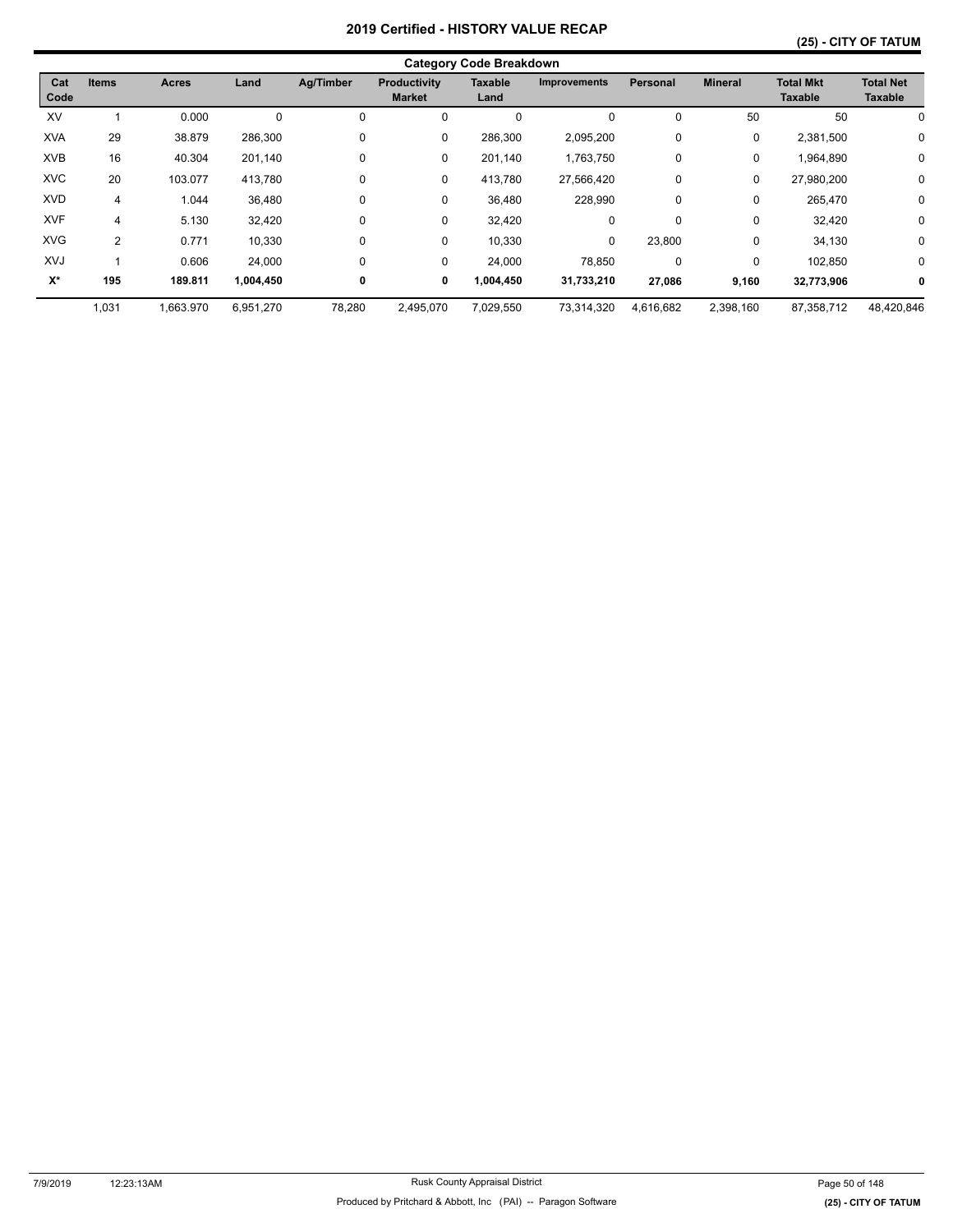# 2019 Certified - HISTORY VALUE RECAP

## (25) - CITY OF TATUM

### Category Code Breakdown

| Cat Code | Items | Acres | Land | Ag/Timber | Productivity Market | Taxable Land | Improvements | Personal | Mineral | Total Mkt Taxable | Total Net Taxable |
|---|---|---|---|---|---|---|---|---|---|---|---|
| XV | 1 | 0.000 | 0 | 0 | 0 | 0 | 0 | 0 | 50 | 50 | 0 |
| XVA | 29 | 38.879 | 286,300 | 0 | 0 | 286,300 | 2,095,200 | 0 | 0 | 2,381,500 | 0 |
| XVB | 16 | 40.304 | 201,140 | 0 | 0 | 201,140 | 1,763,750 | 0 | 0 | 1,964,890 | 0 |
| XVC | 20 | 103.077 | 413,780 | 0 | 0 | 413,780 | 27,566,420 | 0 | 0 | 27,980,200 | 0 |
| XVD | 4 | 1.044 | 36,480 | 0 | 0 | 36,480 | 228,990 | 0 | 0 | 265,470 | 0 |
| XVF | 4 | 5.130 | 32,420 | 0 | 0 | 32,420 | 0 | 0 | 0 | 32,420 | 0 |
| XVG | 2 | 0.771 | 10,330 | 0 | 0 | 10,330 | 0 | 23,800 | 0 | 34,130 | 0 |
| XVJ | 1 | 0.606 | 24,000 | 0 | 0 | 24,000 | 78,850 | 0 | 0 | 102,850 | 0 |
| **X*** | **195** | **189.811** | **1,004,450** | **0** | **0** | **1,004,450** | **31,733,210** | **27,086** | **9,160** | **32,773,906** | **0** |
| | 1,031 | 1,663.970 | 6,951,270 | 78,280 | 2,495,070 | 7,029,550 | 73,314,320 | 4,616,682 | 2,398,160 | 87,358,712 | 48,420,846 |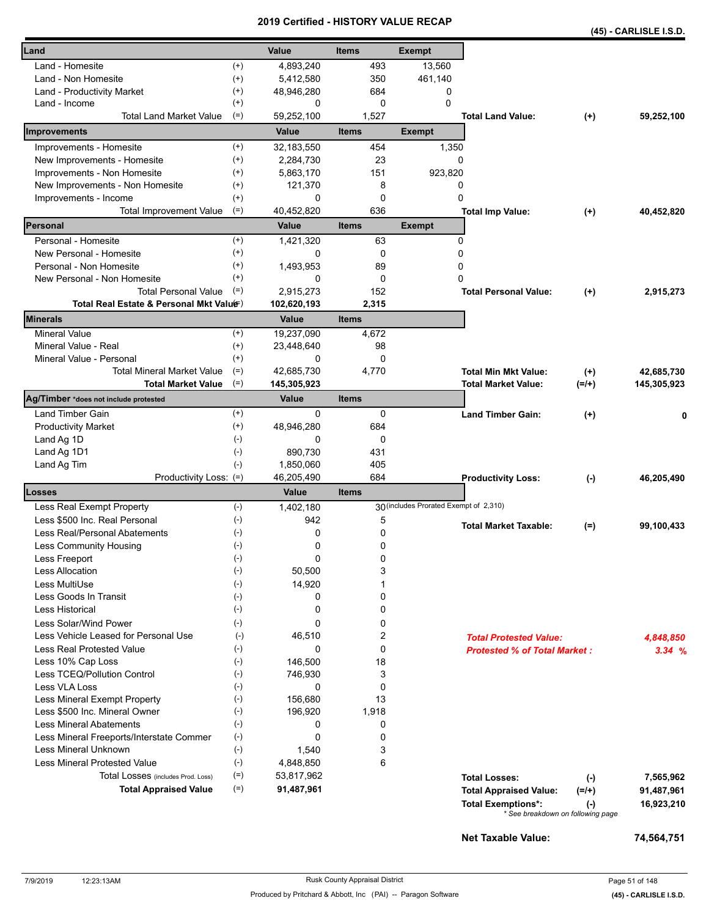# 2019 Certified - HISTORY VALUE RECAP

**(45) - CARLISLE I.S.D.**

| Land | | Value | Items | Exempt | | | |
|---|---|---|---|---|---|---|---|
| Land - Homesite | (+) | 4,893,240 | 493 | 13,560 | | | |
| Land - Non Homesite | (+) | 5,412,580 | 350 | 461,140 | | | |
| Land - Productivity Market | (+) | 48,946,280 | 684 | 0 | | | |
| Land - Income | (+) | 0 | 0 | 0 | | | |
| Total Land Market Value | (=) | 59,252,100 | 1,527 | | **Total Land Value:** | (+) | 59,252,100 |

| Improvements | | Value | Items | Exempt | | | |
|---|---|---|---|---|---|---|---|
| Improvements - Homesite | (+) | 32,183,550 | 454 | 1,350 | | | |
| New Improvements - Homesite | (+) | 2,284,730 | 23 | 0 | | | |
| Improvements - Non Homesite | (+) | 5,863,170 | 151 | 923,820 | | | |
| New Improvements - Non Homesite | (+) | 121,370 | 8 | 0 | | | |
| Improvements - Income | (+) | 0 | 0 | 0 | | | |
| Total Improvement Value | (=) | 40,452,820 | 636 | | **Total Imp Value:** | (+) | 40,452,820 |

| Personal | | Value | Items | Exempt | | | |
|---|---|---|---|---|---|---|---|
| Personal - Homesite | (+) | 1,421,320 | 63 | 0 | | | |
| New Personal - Homesite | (+) | 0 | 0 | 0 | | | |
| Personal - Non Homesite | (+) | 1,493,953 | 89 | 0 | | | |
| New Personal - Non Homesite | (+) | 0 | 0 | 0 | | | |
| Total Personal Value | (=) | 2,915,273 | 152 | | **Total Personal Value:** | (+) | 2,915,273 |
| **Total Real Estate & Personal Mkt Value** | (=) | **102,620,193** | **2,315** | | | | |

| Minerals | | Value | Items | | | |
|---|---|---|---|---|---|---|
| Mineral Value | (+) | 19,237,090 | 4,672 | | | |
| Mineral Value - Real | (+) | 23,448,640 | 98 | | | |
| Mineral Value - Personal | (+) | 0 | 0 | | | |
| Total Mineral Market Value | (=) | 42,685,730 | 4,770 | **Total Min Mkt Value:** | (+) | 42,685,730 |
| **Total Market Value** | (=) | **145,305,923** | | **Total Market Value:** | (=/+) | 145,305,923 |

| Ag/Timber *does not include protested | | Value | Items | | | |
|---|---|---|---|---|---|---|
| Land Timber Gain | (+) | 0 | 0 | **Land Timber Gain:** | (+) | 0 |
| Productivity Market | (+) | 48,946,280 | 684 | | | |
| Land Ag 1D | (-) | 0 | 0 | | | |
| Land Ag 1D1 | (-) | 890,730 | 431 | | | |
| Land Ag Tim | (-) | 1,850,060 | 405 | | | |
| Productivity Loss: | (=) | 46,205,490 | 684 | **Productivity Loss:** | (-) | 46,205,490 |

| Losses | | Value | Items | | | |
|---|---|---|---|---|---|---|
| Less Real Exempt Property | (-) | 1,402,180 | 30 (includes Prorated Exempt of 2,310) | | | |
| Less $500 Inc. Real Personal | (-) | 942 | 5 | **Total Market Taxable:** | (=) | 99,100,433 |
| Less Real/Personal Abatements | (-) | 0 | 0 | | | |
| Less Community Housing | (-) | 0 | 0 | | | |
| Less Freeport | (-) | 0 | 0 | | | |
| Less Allocation | (-) | 50,500 | 3 | | | |
| Less MultiUse | (-) | 14,920 | 1 | | | |
| Less Goods In Transit | (-) | 0 | 0 | | | |
| Less Historical | (-) | 0 | 0 | | | |
| Less Solar/Wind Power | (-) | 0 | 0 | | | |
| Less Vehicle Leased for Personal Use | (-) | 46,510 | 2 | *Total Protested Value:* | | *4,848,850* |
| Less Real Protested Value | (-) | 0 | 0 | *Protested % of Total Market :* | | *3.34 %* |
| Less 10% Cap Loss | (-) | 146,500 | 18 | | | |
| Less TCEQ/Pollution Control | (-) | 746,930 | 3 | | | |
| Less VLA Loss | (-) | 0 | 0 | | | |
| Less Mineral Exempt Property | (-) | 156,680 | 13 | | | |
| Less $500 Inc. Mineral Owner | (-) | 196,920 | 1,918 | | | |
| Less Mineral Abatements | (-) | 0 | 0 | | | |
| Less Mineral Freeports/Interstate Commer | (-) | 0 | 0 | | | |
| Less Mineral Unknown | (-) | 1,540 | 3 | | | |
| Less Mineral Protested Value | (-) | 4,848,850 | 6 | | | |
| Total Losses (includes Prod. Loss) | (=) | 53,817,962 | | **Total Losses:** | (-) | 7,565,962 |
| **Total Appraised Value** | (=) | **91,487,961** | | **Total Appraised Value:** | (=/+) | 91,487,961 |
| | | | | **Total Exemptions*:** | (-) | 16,923,210 |

* See breakdown on following page

**Net Taxable Value:** **74,564,751**

7/9/2019 12:23:13AM — Rusk County Appraisal District

Produced by Pritchard & Abbott, Inc (PAI) -- Paragon Software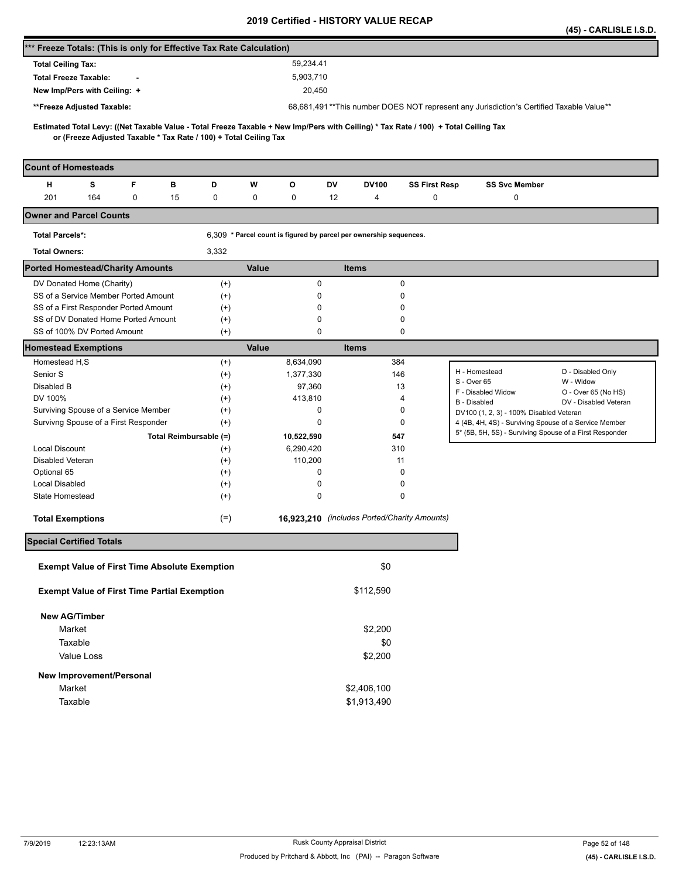# 2019 Certified - HISTORY VALUE RECAP

**(45) - CARLISLE I.S.D.**

## *** Freeze Totals: (This is only for Effective Tax Rate Calculation)

| | |
|---|---|
| **Total Ceiling Tax:** | 59,234.41 |
| **Total Freeze Taxable:** - | 5,903,710 |
| **New Imp/Pers with Ceiling:** + | 20,450 |
| **\*\*Freeze Adjusted Taxable:** | 68,681,491 **This number DOES NOT represent any Jurisdiction's Certified Taxable Value** |

**Estimated Total Levy: ((Net Taxable Value - Total Freeze Taxable + New Imp/Pers with Ceiling) * Tax Rate / 100) + Total Ceiling Tax or (Freeze Adjusted Taxable * Tax Rate / 100) + Total Ceiling Tax**

## Count of Homesteads

| H | S | F | B | D | W | O | DV | DV100 | SS First Resp | SS Svc Member |
|---|---|---|---|---|---|---|---|---|---|---|
| 201 | 164 | 0 | 15 | 0 | 0 | 0 | 12 | 4 | 0 | 0 |

## Owner and Parcel Counts

| | |
|---|---|
| **Total Parcels*:** | 6,309 * Parcel count is figured by parcel per ownership sequences. |
| **Total Owners:** | 3,332 |

## Ported Homestead/Charity Amounts

| | | Value | Items |
|---|---|---|---|
| DV Donated Home (Charity) | (+) | 0 | 0 |
| SS of a Service Member Ported Amount | (+) | 0 | 0 |
| SS of a First Responder Ported Amount | (+) | 0 | 0 |
| SS of DV Donated Home Ported Amount | (+) | 0 | 0 |
| SS of 100% DV Ported Amount | (+) | 0 | 0 |

## Homestead Exemptions

| | | Value | Items |
|---|---|---|---|
| Homestead H,S | (+) | 8,634,090 | 384 |
| Senior S | (+) | 1,377,330 | 146 |
| Disabled B | (+) | 97,360 | 13 |
| DV 100% | (+) | 413,810 | 4 |
| Surviving Spouse of a Service Member | (+) | 0 | 0 |
| Survivng Spouse of a First Responder | (+) | 0 | 0 |
| **Total Reimbursable (=)** | | **10,522,590** | **547** |
| Local Discount | (+) | 6,290,420 | 310 |
| Disabled Veteran | (+) | 110,200 | 11 |
| Optional 65 | (+) | 0 | 0 |
| Local Disabled | (+) | 0 | 0 |
| State Homestead | (+) | 0 | 0 |
| **Total Exemptions** | (=) | **16,923,210** | *(includes Ported/Charity Amounts)* |

| | |
|---|---|
| H - Homestead | D - Disabled Only |
| S - Over 65 | W - Widow |
| F - Disabled Widow | O - Over 65 (No HS) |
| B - Disabled | DV - Disabled Veteran |
| DV100 (1, 2, 3) - 100% Disabled Veteran | |
| 4 (4B, 4H, 4S) - Surviving Spouse of a Service Member | |
| 5* (5B, 5H, 5S) - Surviving Spouse of a First Responder | |

## Special Certified Totals

| | |
|---|---|
| **Exempt Value of First Time Absolute Exemption** | $0 |
| **Exempt Value of First Time Partial Exemption** | $112,590 |
| **New AG/Timber** | |
| Market | $2,200 |
| Taxable | $0 |
| Value Loss | $2,200 |
| **New Improvement/Personal** | |
| Market | $2,406,100 |
| Taxable | $1,913,490 |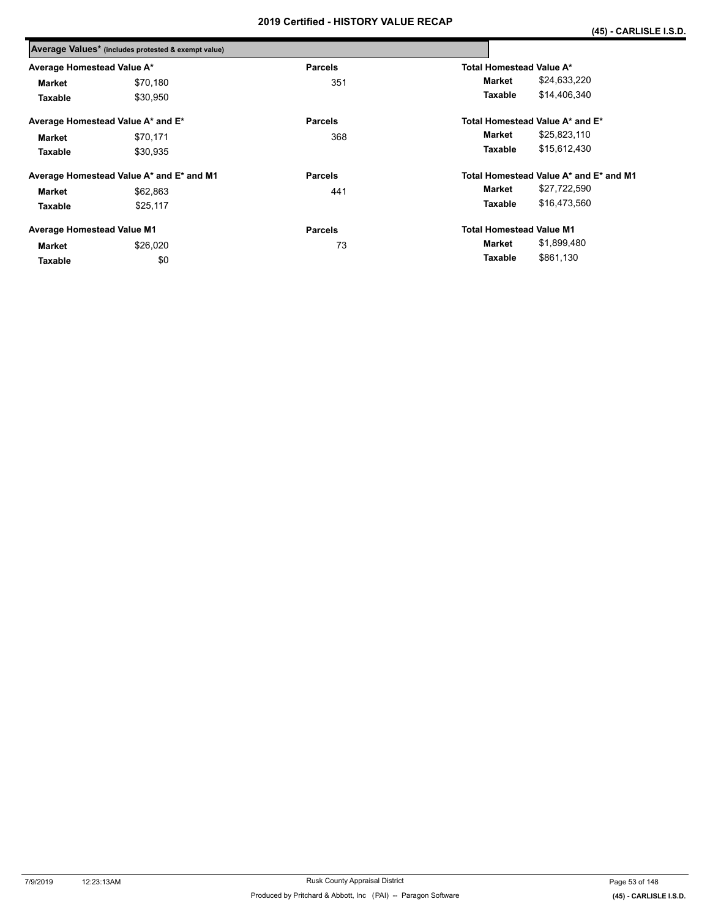# 2019 Certified - HISTORY VALUE RECAP

**(45) - CARLISLE I.S.D.**

**Average Values*** (includes protested & exempt value)

| Average Homestead Value A* | | Parcels | Total Homestead Value A* | |
|---|---|---|---|---|
| **Market** | $70,180 | 351 | **Market** | $24,633,220 |
| **Taxable** | $30,950 | | **Taxable** | $14,406,340 |

| Average Homestead Value A* and E* | | Parcels | Total Homestead Value A* and E* | |
|---|---|---|---|---|
| **Market** | $70,171 | 368 | **Market** | $25,823,110 |
| **Taxable** | $30,935 | | **Taxable** | $15,612,430 |

| Average Homestead Value A* and E* and M1 | | Parcels | Total Homestead Value A* and E* and M1 | |
|---|---|---|---|---|
| **Market** | $62,863 | 441 | **Market** | $27,722,590 |
| **Taxable** | $25,117 | | **Taxable** | $16,473,560 |

| Average Homestead Value M1 | | Parcels | Total Homestead Value M1 | |
|---|---|---|---|---|
| **Market** | $26,020 | 73 | **Market** | $1,899,480 |
| **Taxable** | $0 | | **Taxable** | $861,130 |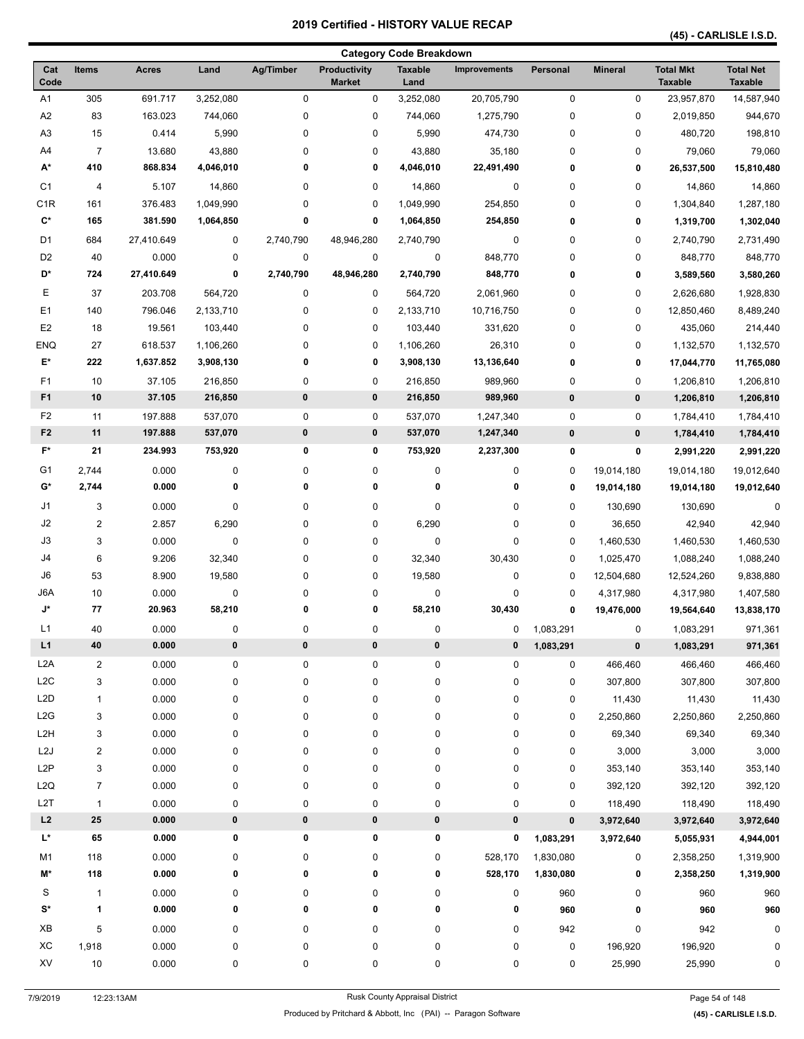# 2019 Certified - HISTORY VALUE RECAP

## (45) - CARLISLE I.S.D.

### Category Code Breakdown

| Cat Code | Items | Acres | Land | Ag/Timber | Productivity Market | Taxable Land | Improvements | Personal | Mineral | Total Mkt Taxable | Total Net Taxable |
|---|---|---|---|---|---|---|---|---|---|---|---|
| A1 | 305 | 691.717 | 3,252,080 | 0 | 0 | 3,252,080 | 20,705,790 | 0 | 0 | 23,957,870 | 14,587,940 |
| A2 | 83 | 163.023 | 744,060 | 0 | 0 | 744,060 | 1,275,790 | 0 | 0 | 2,019,850 | 944,670 |
| A3 | 15 | 0.414 | 5,990 | 0 | 0 | 5,990 | 474,730 | 0 | 0 | 480,720 | 198,810 |
| A4 | 7 | 13.680 | 43,880 | 0 | 0 | 43,880 | 35,180 | 0 | 0 | 79,060 | 79,060 |
| **A*** | **410** | **868.834** | **4,046,010** | **0** | **0** | **4,046,010** | **22,491,490** | **0** | **0** | **26,537,500** | **15,810,480** |
| C1 | 4 | 5.107 | 14,860 | 0 | 0 | 14,860 | 0 | 0 | 0 | 14,860 | 14,860 |
| C1R | 161 | 376.483 | 1,049,990 | 0 | 0 | 1,049,990 | 254,850 | 0 | 0 | 1,304,840 | 1,287,180 |
| **C*** | **165** | **381.590** | **1,064,850** | **0** | **0** | **1,064,850** | **254,850** | **0** | **0** | **1,319,700** | **1,302,040** |
| D1 | 684 | 27,410.649 | 0 | 2,740,790 | 48,946,280 | 2,740,790 | 0 | 0 | 0 | 2,740,790 | 2,731,490 |
| D2 | 40 | 0.000 | 0 | 0 | 0 | 0 | 848,770 | 0 | 0 | 848,770 | 848,770 |
| **D*** | **724** | **27,410.649** | **0** | **2,740,790** | **48,946,280** | **2,740,790** | **848,770** | **0** | **0** | **3,589,560** | **3,580,260** |
| E | 37 | 203.708 | 564,720 | 0 | 0 | 564,720 | 2,061,960 | 0 | 0 | 2,626,680 | 1,928,830 |
| E1 | 140 | 796.046 | 2,133,710 | 0 | 0 | 2,133,710 | 10,716,750 | 0 | 0 | 12,850,460 | 8,489,240 |
| E2 | 18 | 19.561 | 103,440 | 0 | 0 | 103,440 | 331,620 | 0 | 0 | 435,060 | 214,440 |
| ENQ | 27 | 618.537 | 1,106,260 | 0 | 0 | 1,106,260 | 26,310 | 0 | 0 | 1,132,570 | 1,132,570 |
| **E*** | **222** | **1,637.852** | **3,908,130** | **0** | **0** | **3,908,130** | **13,136,640** | **0** | **0** | **17,044,770** | **11,765,080** |
| F1 | 10 | 37.105 | 216,850 | 0 | 0 | 216,850 | 989,960 | 0 | 0 | 1,206,810 | 1,206,810 |
| **F1** | **10** | **37.105** | **216,850** | **0** | **0** | **216,850** | **989,960** | **0** | **0** | **1,206,810** | **1,206,810** |
| F2 | 11 | 197.888 | 537,070 | 0 | 0 | 537,070 | 1,247,340 | 0 | 0 | 1,784,410 | 1,784,410 |
| **F2** | **11** | **197.888** | **537,070** | **0** | **0** | **537,070** | **1,247,340** | **0** | **0** | **1,784,410** | **1,784,410** |
| **F*** | **21** | **234.993** | **753,920** | **0** | **0** | **753,920** | **2,237,300** | **0** | **0** | **2,991,220** | **2,991,220** |
| G1 | 2,744 | 0.000 | 0 | 0 | 0 | 0 | 0 | 0 | 19,014,180 | 19,014,180 | 19,012,640 |
| **G*** | **2,744** | **0.000** | **0** | **0** | **0** | **0** | **0** | **0** | **19,014,180** | **19,014,180** | **19,012,640** |
| J1 | 3 | 0.000 | 0 | 0 | 0 | 0 | 0 | 0 | 130,690 | 130,690 | 0 |
| J2 | 2 | 2.857 | 6,290 | 0 | 0 | 6,290 | 0 | 0 | 36,650 | 42,940 | 42,940 |
| J3 | 3 | 0.000 | 0 | 0 | 0 | 0 | 0 | 0 | 1,460,530 | 1,460,530 | 1,460,530 |
| J4 | 6 | 9.206 | 32,340 | 0 | 0 | 32,340 | 30,430 | 0 | 1,025,470 | 1,088,240 | 1,088,240 |
| J6 | 53 | 8.900 | 19,580 | 0 | 0 | 19,580 | 0 | 0 | 12,504,680 | 12,524,260 | 9,838,880 |
| J6A | 10 | 0.000 | 0 | 0 | 0 | 0 | 0 | 0 | 4,317,980 | 4,317,980 | 1,407,580 |
| **J*** | **77** | **20.963** | **58,210** | **0** | **0** | **58,210** | **30,430** | **0** | **19,476,000** | **19,564,640** | **13,838,170** |
| L1 | 40 | 0.000 | 0 | 0 | 0 | 0 | 0 | 1,083,291 | 0 | 1,083,291 | 971,361 |
| **L1** | **40** | **0.000** | **0** | **0** | **0** | **0** | **0** | **1,083,291** | **0** | **1,083,291** | **971,361** |
| L2A | 2 | 0.000 | 0 | 0 | 0 | 0 | 0 | 0 | 466,460 | 466,460 | 466,460 |
| L2C | 3 | 0.000 | 0 | 0 | 0 | 0 | 0 | 0 | 307,800 | 307,800 | 307,800 |
| L2D | 1 | 0.000 | 0 | 0 | 0 | 0 | 0 | 0 | 11,430 | 11,430 | 11,430 |
| L2G | 3 | 0.000 | 0 | 0 | 0 | 0 | 0 | 0 | 2,250,860 | 2,250,860 | 2,250,860 |
| L2H | 3 | 0.000 | 0 | 0 | 0 | 0 | 0 | 0 | 69,340 | 69,340 | 69,340 |
| L2J | 2 | 0.000 | 0 | 0 | 0 | 0 | 0 | 0 | 3,000 | 3,000 | 3,000 |
| L2P | 3 | 0.000 | 0 | 0 | 0 | 0 | 0 | 0 | 353,140 | 353,140 | 353,140 |
| L2Q | 7 | 0.000 | 0 | 0 | 0 | 0 | 0 | 0 | 392,120 | 392,120 | 392,120 |
| L2T | 1 | 0.000 | 0 | 0 | 0 | 0 | 0 | 0 | 118,490 | 118,490 | 118,490 |
| **L2** | **25** | **0.000** | **0** | **0** | **0** | **0** | **0** | **0** | **3,972,640** | **3,972,640** | **3,972,640** |
| **L*** | **65** | **0.000** | **0** | **0** | **0** | **0** | **0** | **1,083,291** | **3,972,640** | **5,055,931** | **4,944,001** |
| M1 | 118 | 0.000 | 0 | 0 | 0 | 0 | 528,170 | 1,830,080 | 0 | 2,358,250 | 1,319,900 |
| **M*** | **118** | **0.000** | **0** | **0** | **0** | **0** | **528,170** | **1,830,080** | **0** | **2,358,250** | **1,319,900** |
| S | 1 | 0.000 | 0 | 0 | 0 | 0 | 0 | 960 | 0 | 960 | 960 |
| **S*** | **1** | **0.000** | **0** | **0** | **0** | **0** | **0** | **960** | **0** | **960** | **960** |
| XB | 5 | 0.000 | 0 | 0 | 0 | 0 | 0 | 942 | 0 | 942 | 0 |
| XC | 1,918 | 0.000 | 0 | 0 | 0 | 0 | 0 | 0 | 196,920 | 196,920 | 0 |
| XV | 10 | 0.000 | 0 | 0 | 0 | 0 | 0 | 0 | 25,990 | 25,990 | 0 |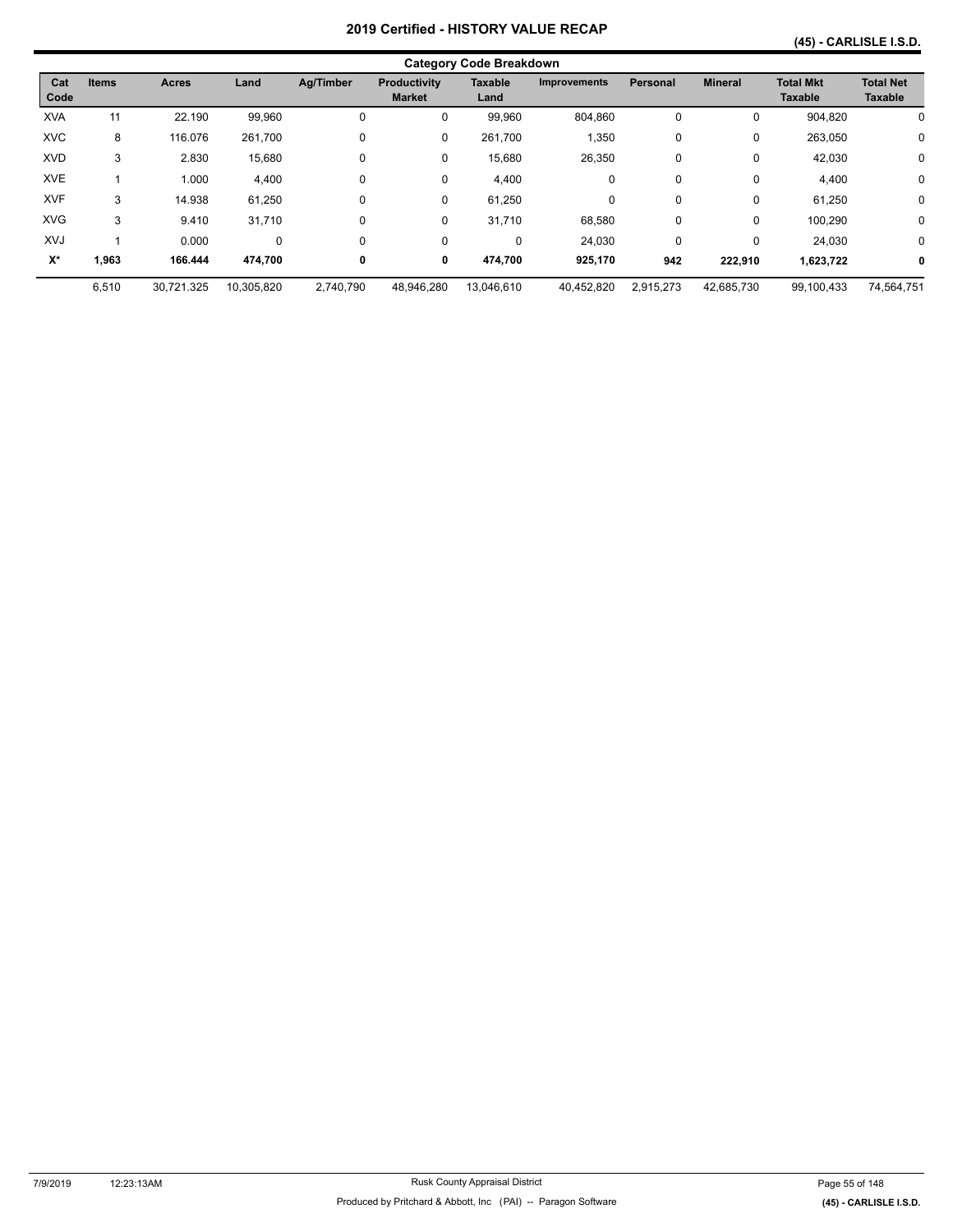# 2019 Certified - HISTORY VALUE RECAP

**(45) - CARLISLE I.S.D.**

## Category Code Breakdown

| Cat Code | Items | Acres | Land | Ag/Timber | Productivity Market | Taxable Land | Improvements | Personal | Mineral | Total Mkt Taxable | Total Net Taxable |
|---|---|---|---|---|---|---|---|---|---|---|---|
| XVA | 11 | 22.190 | 99,960 | 0 | 0 | 99,960 | 804,860 | 0 | 0 | 904,820 | 0 |
| XVC | 8 | 116.076 | 261,700 | 0 | 0 | 261,700 | 1,350 | 0 | 0 | 263,050 | 0 |
| XVD | 3 | 2.830 | 15,680 | 0 | 0 | 15,680 | 26,350 | 0 | 0 | 42,030 | 0 |
| XVE | 1 | 1.000 | 4,400 | 0 | 0 | 4,400 | 0 | 0 | 0 | 4,400 | 0 |
| XVF | 3 | 14.938 | 61,250 | 0 | 0 | 61,250 | 0 | 0 | 0 | 61,250 | 0 |
| XVG | 3 | 9.410 | 31,710 | 0 | 0 | 31,710 | 68,580 | 0 | 0 | 100,290 | 0 |
| XVJ | 1 | 0.000 | 0 | 0 | 0 | 0 | 24,030 | 0 | 0 | 24,030 | 0 |
| **X*** | **1,963** | **166.444** | **474,700** | **0** | **0** | **474,700** | **925,170** | **942** | **222,910** | **1,623,722** | **0** |
| | 6,510 | 30,721.325 | 10,305,820 | 2,740,790 | 48,946,280 | 13,046,610 | 40,452,820 | 2,915,273 | 42,685,730 | 99,100,433 | 74,564,751 |

7/9/2019 12:23:13AM — Rusk County Appraisal District — Produced by Pritchard & Abbott, Inc (PAI) -- Paragon Software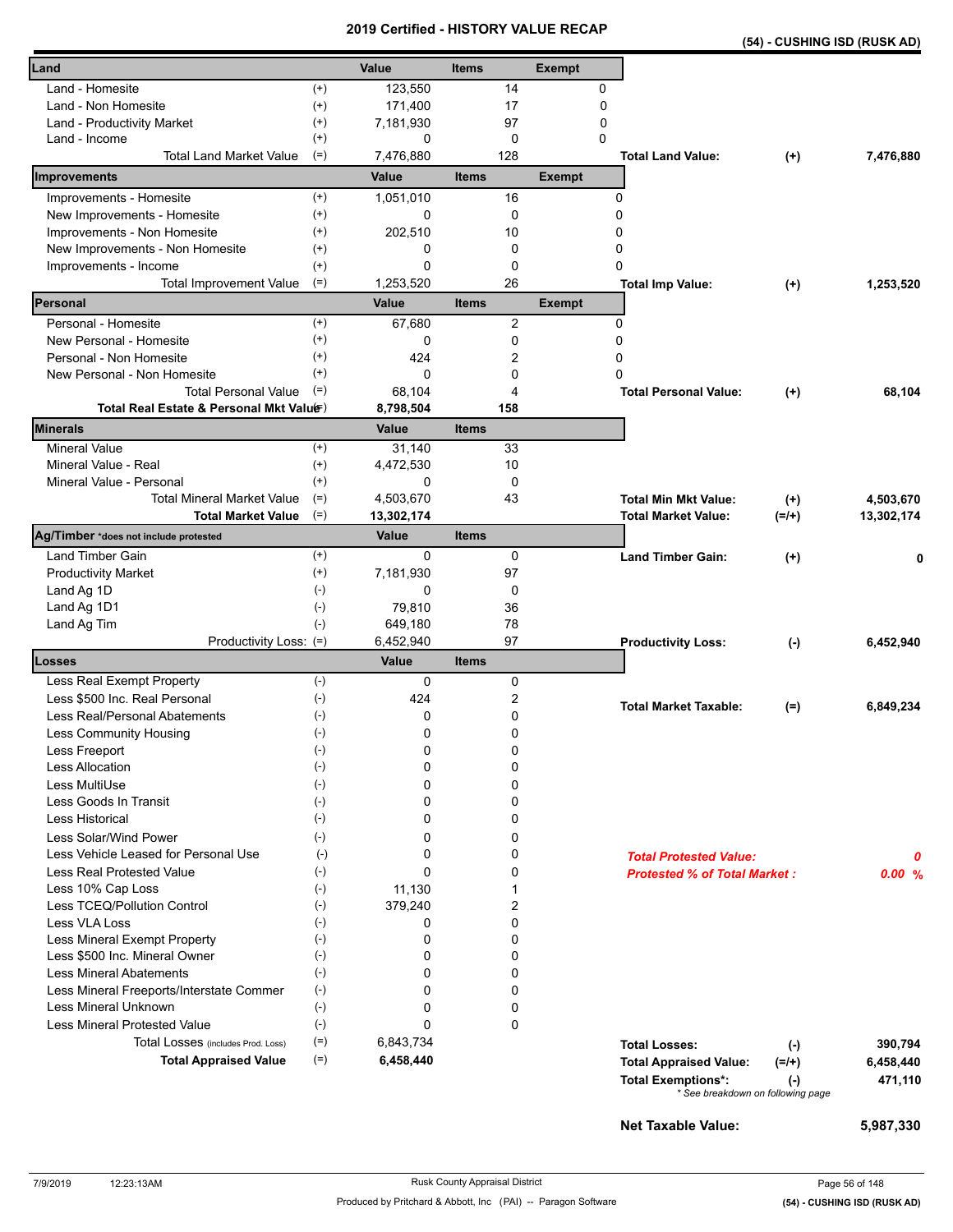# 2019 Certified - HISTORY VALUE RECAP

## (54) - CUSHING ISD (RUSK AD)

| Land | | Value | Items | Exempt |
|---|---|---|---|---|
| Land - Homesite | (+) | 123,550 | 14 | 0 |
| Land - Non Homesite | (+) | 171,400 | 17 | 0 |
| Land - Productivity Market | (+) | 7,181,930 | 97 | 0 |
| Land - Income | (+) | 0 | 0 | 0 |
| Total Land Market Value | (=) | 7,476,880 | 128 | |

**Total Land Value:** (+) 7,476,880

| Improvements | | Value | Items | Exempt |
|---|---|---|---|---|
| Improvements - Homesite | (+) | 1,051,010 | 16 | 0 |
| New Improvements - Homesite | (+) | 0 | 0 | 0 |
| Improvements - Non Homesite | (+) | 202,510 | 10 | 0 |
| New Improvements - Non Homesite | (+) | 0 | 0 | 0 |
| Improvements - Income | (+) | 0 | 0 | 0 |
| Total Improvement Value | (=) | 1,253,520 | 26 | |

**Total Imp Value:** (+) 1,253,520

| Personal | | Value | Items | Exempt |
|---|---|---|---|---|
| Personal - Homesite | (+) | 67,680 | 2 | 0 |
| New Personal - Homesite | (+) | 0 | 0 | 0 |
| Personal - Non Homesite | (+) | 424 | 2 | 0 |
| New Personal - Non Homesite | (+) | 0 | 0 | 0 |
| Total Personal Value | (=) | 68,104 | 4 | |
| **Total Real Estate & Personal Mkt Value** | (=) | **8,798,504** | **158** | |

**Total Personal Value:** (+) 68,104

| Minerals | | Value | Items |
|---|---|---|---|
| Mineral Value | (+) | 31,140 | 33 |
| Mineral Value - Real | (+) | 4,472,530 | 10 |
| Mineral Value - Personal | (+) | 0 | 0 |
| Total Mineral Market Value | (=) | 4,503,670 | 43 |
| **Total Market Value** | (=) | **13,302,174** | |

**Total Min Mkt Value:** (+) 4,503,670

**Total Market Value:** (=/+) 13,302,174

| Ag/Timber *does not include protested | | Value | Items |
|---|---|---|---|
| Land Timber Gain | (+) | 0 | 0 |
| Productivity Market | (+) | 7,181,930 | 97 |
| Land Ag 1D | (-) | 0 | 0 |
| Land Ag 1D1 | (-) | 79,810 | 36 |
| Land Ag Tim | (-) | 649,180 | 78 |
| Productivity Loss: | (=) | 6,452,940 | 97 |

**Land Timber Gain:** (+) 0

**Productivity Loss:** (-) 6,452,940

| Losses | | Value | Items |
|---|---|---|---|
| Less Real Exempt Property | (-) | 0 | 0 |
| Less $500 Inc. Real Personal | (-) | 424 | 2 |
| Less Real/Personal Abatements | (-) | 0 | 0 |
| Less Community Housing | (-) | 0 | 0 |
| Less Freeport | (-) | 0 | 0 |
| Less Allocation | (-) | 0 | 0 |
| Less MultiUse | (-) | 0 | 0 |
| Less Goods In Transit | (-) | 0 | 0 |
| Less Historical | (-) | 0 | 0 |
| Less Solar/Wind Power | (-) | 0 | 0 |
| Less Vehicle Leased for Personal Use | (-) | 0 | 0 |
| Less Real Protested Value | (-) | 0 | 0 |
| Less 10% Cap Loss | (-) | 11,130 | 1 |
| Less TCEQ/Pollution Control | (-) | 379,240 | 2 |
| Less VLA Loss | (-) | 0 | 0 |
| Less Mineral Exempt Property | (-) | 0 | 0 |
| Less $500 Inc. Mineral Owner | (-) | 0 | 0 |
| Less Mineral Abatements | (-) | 0 | 0 |
| Less Mineral Freeports/Interstate Commer | (-) | 0 | 0 |
| Less Mineral Unknown | (-) | 0 | 0 |
| Less Mineral Protested Value | (-) | 0 | 0 |
| Total Losses (includes Prod. Loss) | (=) | 6,843,734 | |
| **Total Appraised Value** | (=) | **6,458,440** | |

**Total Market Taxable:** (=) 6,849,234

***Total Protested Value:*** ***0***

***Protested % of Total Market :*** ***0.00 %***

**Total Losses:** (-) 390,794

**Total Appraised Value:** (=/+) 6,458,440

**Total Exemptions\*:** (-) 471,110

\* See breakdown on following page

**Net Taxable Value:** 5,987,330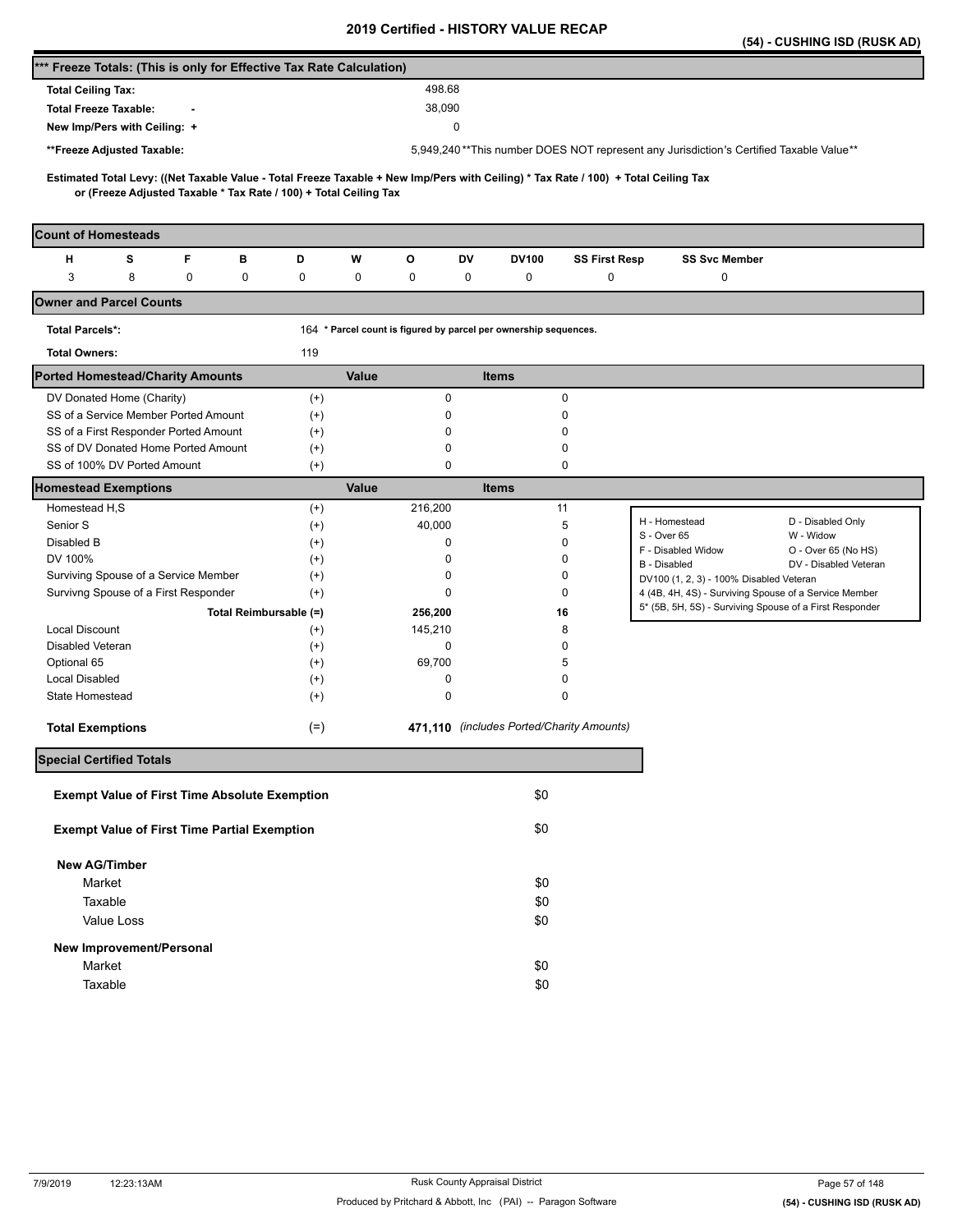# 2019 Certified - HISTORY VALUE RECAP

**(54) - CUSHING ISD (RUSK AD)**

## *** Freeze Totals: (This is only for Effective Tax Rate Calculation)

| | |
|---|---|
| **Total Ceiling Tax:** | 498.68 |
| **Total Freeze Taxable:** - | 38,090 |
| **New Imp/Pers with Ceiling:** + | 0 |
| ****Freeze Adjusted Taxable:** | 5,949,240 |

**This number DOES NOT represent any Jurisdiction's Certified Taxable Value**

**Estimated Total Levy: ((Net Taxable Value - Total Freeze Taxable + New Imp/Pers with Ceiling) * Tax Rate / 100) + Total Ceiling Tax or (Freeze Adjusted Taxable * Tax Rate / 100) + Total Ceiling Tax**

## Count of Homesteads

| H | S | F | B | D | W | O | DV | DV100 | SS First Resp | SS Svc Member |
|---|---|---|---|---|---|---|---|---|---|---|
| 3 | 8 | 0 | 0 | 0 | 0 | 0 | 0 | 0 | 0 | 0 |

## Owner and Parcel Counts

| | |
|---|---|
| **Total Parcels*:** | 164 * Parcel count is figured by parcel per ownership sequences. |
| **Total Owners:** | 119 |

## Ported Homestead/Charity Amounts

| | | Value | Items |
|---|---|---|---|
| DV Donated Home (Charity) | (+) | 0 | 0 |
| SS of a Service Member Ported Amount | (+) | 0 | 0 |
| SS of a First Responder Ported Amount | (+) | 0 | 0 |
| SS of DV Donated Home Ported Amount | (+) | 0 | 0 |
| SS of 100% DV Ported Amount | (+) | 0 | 0 |

## Homestead Exemptions

| | | Value | Items |
|---|---|---|---|
| Homestead H,S | (+) | 216,200 | 11 |
| Senior S | (+) | 40,000 | 5 |
| Disabled B | (+) | 0 | 0 |
| DV 100% | (+) | 0 | 0 |
| Surviving Spouse of a Service Member | (+) | 0 | 0 |
| Survivng Spouse of a First Responder | (+) | 0 | 0 |
| **Total Reimbursable (=)** | | **256,200** | **16** |
| Local Discount | (+) | 145,210 | 8 |
| Disabled Veteran | (+) | 0 | 0 |
| Optional 65 | (+) | 69,700 | 5 |
| Local Disabled | (+) | 0 | 0 |
| State Homestead | (+) | 0 | 0 |
| **Total Exemptions** | (=) | **471,110** | *(includes Ported/Charity Amounts)* |

| | |
|---|---|
| H - Homestead | D - Disabled Only |
| S - Over 65 | W - Widow |
| F - Disabled Widow | O - Over 65 (No HS) |
| B - Disabled | DV - Disabled Veteran |
| DV100 (1, 2, 3) - 100% Disabled Veteran | |
| 4 (4B, 4H, 4S) - Surviving Spouse of a Service Member | |
| 5* (5B, 5H, 5S) - Surviving Spouse of a First Responder | |

## Special Certified Totals

| | |
|---|---|
| **Exempt Value of First Time Absolute Exemption** | $0 |
| **Exempt Value of First Time Partial Exemption** | $0 |
| **New AG/Timber** | |
| Market | $0 |
| Taxable | $0 |
| Value Loss | $0 |
| **New Improvement/Personal** | |
| Market | $0 |
| Taxable | $0 |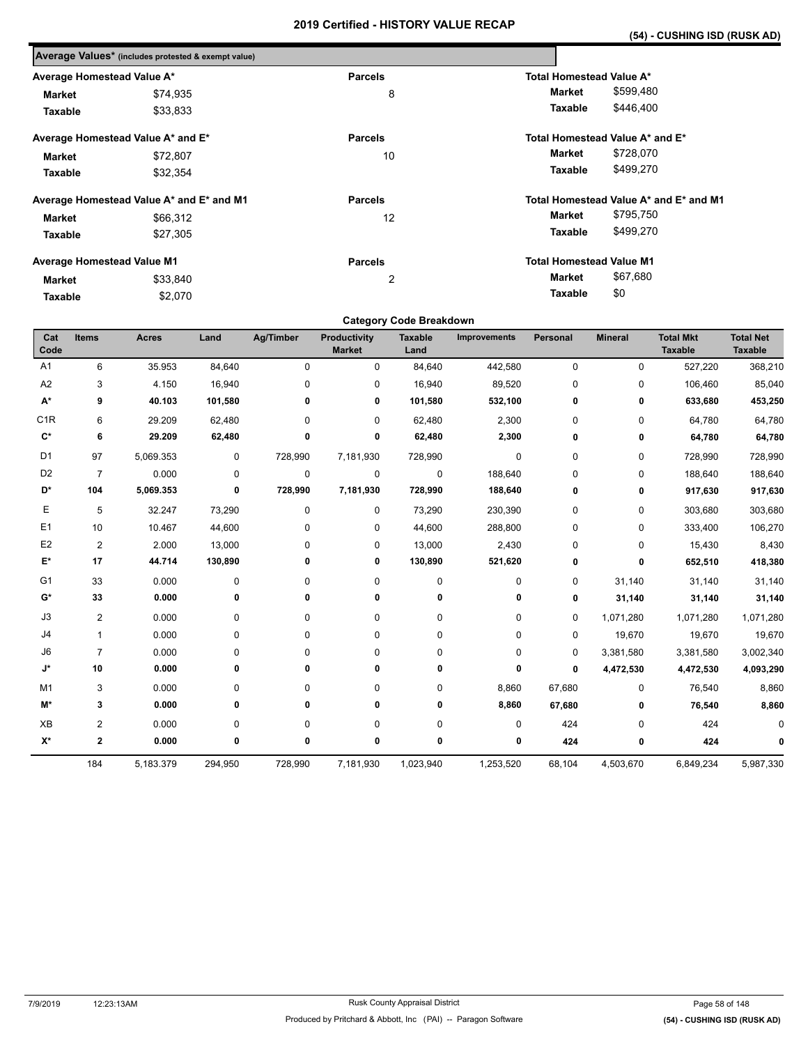# 2019 Certified - HISTORY VALUE RECAP

## (54) - CUSHING ISD (RUSK AD)

### Average Values* (includes protested & exempt value)

| Average Homestead Value A* | | Parcels | Total Homestead Value A* | |
|---|---|---|---|---|
| **Market** | $74,935 | 8 | **Market** | $599,480 |
| **Taxable** | $33,833 | | **Taxable** | $446,400 |

| Average Homestead Value A* and E* | | Parcels | Total Homestead Value A* and E* | |
|---|---|---|---|---|
| **Market** | $72,807 | 10 | **Market** | $728,070 |
| **Taxable** | $32,354 | | **Taxable** | $499,270 |

| Average Homestead Value A* and E* and M1 | | Parcels | Total Homestead Value A* and E* and M1 | |
|---|---|---|---|---|
| **Market** | $66,312 | 12 | **Market** | $795,750 |
| **Taxable** | $27,305 | | **Taxable** | $499,270 |

| Average Homestead Value M1 | | Parcels | Total Homestead Value M1 | |
|---|---|---|---|---|
| **Market** | $33,840 | 2 | **Market** | $67,680 |
| **Taxable** | $2,070 | | **Taxable** | $0 |

### Category Code Breakdown

| Cat Code | Items | Acres | Land | Ag/Timber | Productivity Market | Taxable Land | Improvements | Personal | Mineral | Total Mkt Taxable | Total Net Taxable |
|---|---|---|---|---|---|---|---|---|---|---|---|
| A1 | 6 | 35.953 | 84,640 | 0 | 0 | 84,640 | 442,580 | 0 | 0 | 527,220 | 368,210 |
| A2 | 3 | 4.150 | 16,940 | 0 | 0 | 16,940 | 89,520 | 0 | 0 | 106,460 | 85,040 |
| **A*** | **9** | **40.103** | **101,580** | **0** | **0** | **101,580** | **532,100** | **0** | **0** | **633,680** | **453,250** |
| C1R | 6 | 29.209 | 62,480 | 0 | 0 | 62,480 | 2,300 | 0 | 0 | 64,780 | 64,780 |
| **C*** | **6** | **29.209** | **62,480** | **0** | **0** | **62,480** | **2,300** | **0** | **0** | **64,780** | **64,780** |
| D1 | 97 | 5,069.353 | 0 | 728,990 | 7,181,930 | 728,990 | 0 | 0 | 0 | 728,990 | 728,990 |
| D2 | 7 | 0.000 | 0 | 0 | 0 | 0 | 188,640 | 0 | 0 | 188,640 | 188,640 |
| **D*** | **104** | **5,069.353** | **0** | **728,990** | **7,181,930** | **728,990** | **188,640** | **0** | **0** | **917,630** | **917,630** |
| E | 5 | 32.247 | 73,290 | 0 | 0 | 73,290 | 230,390 | 0 | 0 | 303,680 | 303,680 |
| E1 | 10 | 10.467 | 44,600 | 0 | 0 | 44,600 | 288,800 | 0 | 0 | 333,400 | 106,270 |
| E2 | 2 | 2.000 | 13,000 | 0 | 0 | 13,000 | 2,430 | 0 | 0 | 15,430 | 8,430 |
| **E*** | **17** | **44.714** | **130,890** | **0** | **0** | **130,890** | **521,620** | **0** | **0** | **652,510** | **418,380** |
| G1 | 33 | 0.000 | 0 | 0 | 0 | 0 | 0 | 0 | 31,140 | 31,140 | 31,140 |
| **G*** | **33** | **0.000** | **0** | **0** | **0** | **0** | **0** | **0** | **31,140** | **31,140** | **31,140** |
| J3 | 2 | 0.000 | 0 | 0 | 0 | 0 | 0 | 0 | 1,071,280 | 1,071,280 | 1,071,280 |
| J4 | 1 | 0.000 | 0 | 0 | 0 | 0 | 0 | 0 | 19,670 | 19,670 | 19,670 |
| J6 | 7 | 0.000 | 0 | 0 | 0 | 0 | 0 | 0 | 3,381,580 | 3,381,580 | 3,002,340 |
| **J*** | **10** | **0.000** | **0** | **0** | **0** | **0** | **0** | **0** | **4,472,530** | **4,472,530** | **4,093,290** |
| M1 | 3 | 0.000 | 0 | 0 | 0 | 0 | 8,860 | 67,680 | 0 | 76,540 | 8,860 |
| **M*** | **3** | **0.000** | **0** | **0** | **0** | **0** | **8,860** | **67,680** | **0** | **76,540** | **8,860** |
| XB | 2 | 0.000 | 0 | 0 | 0 | 0 | 0 | 424 | 0 | 424 | 0 |
| **X*** | **2** | **0.000** | **0** | **0** | **0** | **0** | **0** | **424** | **0** | **424** | **0** |
| | 184 | 5,183.379 | 294,950 | 728,990 | 7,181,930 | 1,023,940 | 1,253,520 | 68,104 | 4,503,670 | 6,849,234 | 5,987,330 |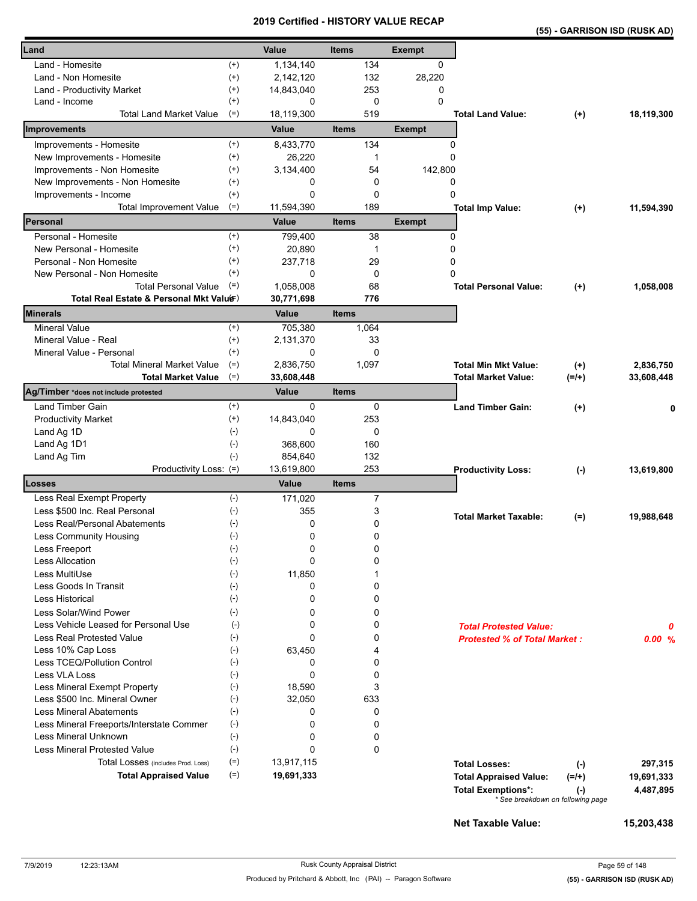# 2019 Certified - HISTORY VALUE RECAP

**(55) - GARRISON ISD (RUSK AD)**

| Land | | Value | Items | Exempt |
|---|---|---|---|---|
| Land - Homesite | (+) | 1,134,140 | 134 | 0 |
| Land - Non Homesite | (+) | 2,142,120 | 132 | 28,220 |
| Land - Productivity Market | (+) | 14,843,040 | 253 | 0 |
| Land - Income | (+) | 0 | 0 | 0 |
| Total Land Market Value | (=) | 18,119,300 | 519 | |

| Improvements | | Value | Items | Exempt |
|---|---|---|---|---|
| Improvements - Homesite | (+) | 8,433,770 | 134 | 0 |
| New Improvements - Homesite | (+) | 26,220 | 1 | 0 |
| Improvements - Non Homesite | (+) | 3,134,400 | 54 | 142,800 |
| New Improvements - Non Homesite | (+) | 0 | 0 | 0 |
| Improvements - Income | (+) | 0 | 0 | 0 |
| Total Improvement Value | (=) | 11,594,390 | 189 | |

| Personal | | Value | Items | Exempt |
|---|---|---|---|---|
| Personal - Homesite | (+) | 799,400 | 38 | 0 |
| New Personal - Homesite | (+) | 20,890 | 1 | 0 |
| Personal - Non Homesite | (+) | 237,718 | 29 | 0 |
| New Personal - Non Homesite | (+) | 0 | 0 | 0 |
| Total Personal Value | (=) | 1,058,008 | 68 | |
| **Total Real Estate & Personal Mkt Value** | (=) | **30,771,698** | **776** | |

| Minerals | | Value | Items |
|---|---|---|---|
| Mineral Value | (+) | 705,380 | 1,064 |
| Mineral Value - Real | (+) | 2,131,370 | 33 |
| Mineral Value - Personal | (+) | 0 | 0 |
| Total Mineral Market Value | (=) | 2,836,750 | 1,097 |
| **Total Market Value** | (=) | **33,608,448** | |

| Ag/Timber *does not include protested | | Value | Items |
|---|---|---|---|
| Land Timber Gain | (+) | 0 | 0 |
| Productivity Market | (+) | 14,843,040 | 253 |
| Land Ag 1D | (-) | 0 | 0 |
| Land Ag 1D1 | (-) | 368,600 | 160 |
| Land Ag Tim | (-) | 854,640 | 132 |
| Productivity Loss: | (=) | 13,619,800 | 253 |

| Losses | | Value | Items |
|---|---|---|---|
| Less Real Exempt Property | (-) | 171,020 | 7 |
| Less $500 Inc. Real Personal | (-) | 355 | 3 |
| Less Real/Personal Abatements | (-) | 0 | 0 |
| Less Community Housing | (-) | 0 | 0 |
| Less Freeport | (-) | 0 | 0 |
| Less Allocation | (-) | 0 | 0 |
| Less MultiUse | (-) | 11,850 | 1 |
| Less Goods In Transit | (-) | 0 | 0 |
| Less Historical | (-) | 0 | 0 |
| Less Solar/Wind Power | (-) | 0 | 0 |
| Less Vehicle Leased for Personal Use | (-) | 0 | 0 |
| Less Real Protested Value | (-) | 0 | 0 |
| Less 10% Cap Loss | (-) | 63,450 | 4 |
| Less TCEQ/Pollution Control | (-) | 0 | 0 |
| Less VLA Loss | (-) | 0 | 0 |
| Less Mineral Exempt Property | (-) | 18,590 | 3 |
| Less $500 Inc. Mineral Owner | (-) | 32,050 | 633 |
| Less Mineral Abatements | (-) | 0 | 0 |
| Less Mineral Freeports/Interstate Commer | (-) | 0 | 0 |
| Less Mineral Unknown | (-) | 0 | 0 |
| Less Mineral Protested Value | (-) | 0 | 0 |
| Total Losses (includes Prod. Loss) | (=) | 13,917,115 | |
| **Total Appraised Value** | (=) | **19,691,333** | |

| Summary | | |
|---|---|---|
| **Total Land Value:** | (+) | 18,119,300 |
| **Total Imp Value:** | (+) | 11,594,390 |
| **Total Personal Value:** | (+) | 1,058,008 |
| **Total Min Mkt Value:** | (+) | 2,836,750 |
| **Total Market Value:** | (=/+) | 33,608,448 |
| **Land Timber Gain:** | (+) | 0 |
| **Productivity Loss:** | (-) | 13,619,800 |
| **Total Market Taxable:** | (=) | 19,988,648 |
| ***Total Protested Value:*** | | *0* |
| ***Protested % of Total Market :*** | | *0.00 %* |
| **Total Losses:** | (-) | 297,315 |
| **Total Appraised Value:** | (=/+) | 19,691,333 |
| **Total Exemptions*:** | (-) | 4,487,895 |
| **Net Taxable Value:** | | **15,203,438** |

\* See breakdown on following page

7/9/2019 12:23:13AM — Rusk County Appraisal District

Produced by Pritchard & Abbott, Inc (PAI) -- Paragon Software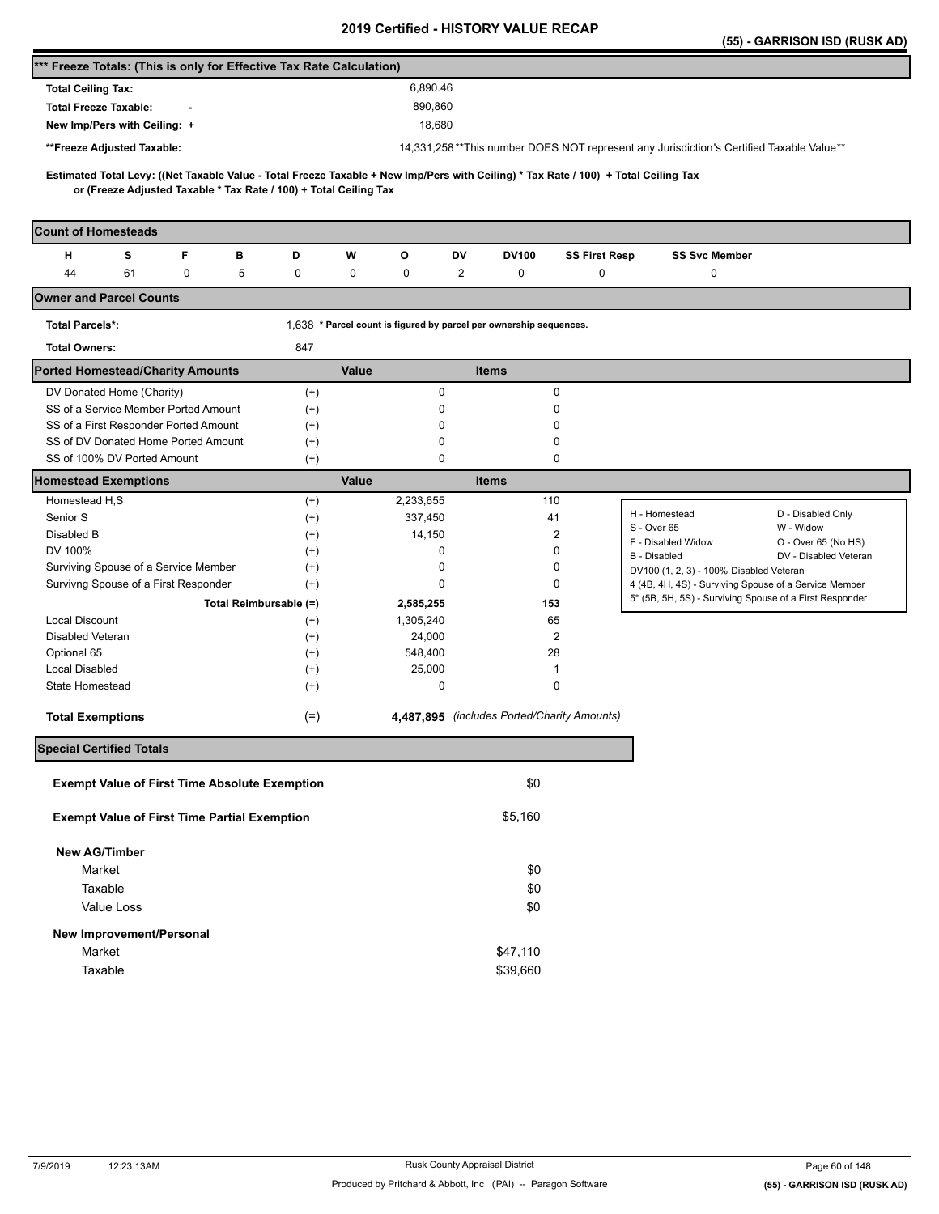# 2019 Certified - HISTORY VALUE RECAP

**(55) - GARRISON ISD (RUSK AD)**

## *** Freeze Totals: (This is only for Effective Tax Rate Calculation)

| | |
|---|---|
| **Total Ceiling Tax:** | 6,890.46 |
| **Total Freeze Taxable: -** | 890,860 |
| **New Imp/Pers with Ceiling: +** | 18,680 |
| **\*\*Freeze Adjusted Taxable:** | 14,331,258 |

**This number DOES NOT represent any Jurisdiction's Certified Taxable Value**

**Estimated Total Levy: ((Net Taxable Value - Total Freeze Taxable + New Imp/Pers with Ceiling) * Tax Rate / 100) + Total Ceiling Tax or (Freeze Adjusted Taxable * Tax Rate / 100) + Total Ceiling Tax**

## Count of Homesteads

| H | S | F | B | D | W | O | DV | DV100 | SS First Resp | SS Svc Member |
|---|---|---|---|---|---|---|---|---|---|---|
| 44 | 61 | 0 | 5 | 0 | 0 | 0 | 2 | 0 | 0 | 0 |

## Owner and Parcel Counts

**Total Parcels*:** 1,638 * Parcel count is figured by parcel per ownership sequences.

**Total Owners:** 847

## Ported Homestead/Charity Amounts

| | | Value | Items |
|---|---|---|---|
| DV Donated Home (Charity) | (+) | 0 | 0 |
| SS of a Service Member Ported Amount | (+) | 0 | 0 |
| SS of a First Responder Ported Amount | (+) | 0 | 0 |
| SS of DV Donated Home Ported Amount | (+) | 0 | 0 |
| SS of 100% DV Ported Amount | (+) | 0 | 0 |

## Homestead Exemptions

| | | Value | Items |
|---|---|---|---|
| Homestead H,S | (+) | 2,233,655 | 110 |
| Senior S | (+) | 337,450 | 41 |
| Disabled B | (+) | 14,150 | 2 |
| DV 100% | (+) | 0 | 0 |
| Surviving Spouse of a Service Member | (+) | 0 | 0 |
| Survivng Spouse of a First Responder | (+) | 0 | 0 |
| **Total Reimbursable (=)** | | **2,585,255** | **153** |
| Local Discount | (+) | 1,305,240 | 65 |
| Disabled Veteran | (+) | 24,000 | 2 |
| Optional 65 | (+) | 548,400 | 28 |
| Local Disabled | (+) | 25,000 | 1 |
| State Homestead | (+) | 0 | 0 |
| **Total Exemptions** | (=) | **4,487,895** | *(includes Ported/Charity Amounts)* |

| | |
|---|---|
| H - Homestead | D - Disabled Only |
| S - Over 65 | W - Widow |
| F - Disabled Widow | O - Over 65 (No HS) |
| B - Disabled | DV - Disabled Veteran |
| DV100 (1, 2, 3) - 100% Disabled Veteran | |
| 4 (4B, 4H, 4S) - Surviving Spouse of a Service Member | |
| 5* (5B, 5H, 5S) - Surviving Spouse of a First Responder | |

## Special Certified Totals

| | |
|---|---|
| **Exempt Value of First Time Absolute Exemption** | $0 |
| **Exempt Value of First Time Partial Exemption** | $5,160 |
| **New AG/Timber** | |
| Market | $0 |
| Taxable | $0 |
| Value Loss | $0 |
| **New Improvement/Personal** | |
| Market | $47,110 |
| Taxable | $39,660 |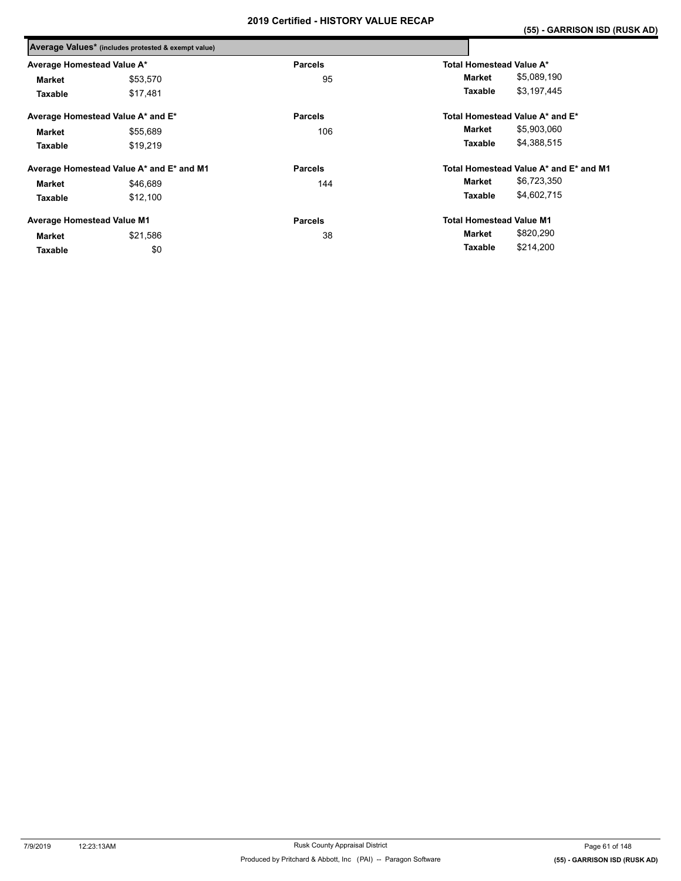# 2019 Certified - HISTORY VALUE RECAP

## (55) - GARRISON ISD (RUSK AD)

**Average Values*** (includes protested & exempt value)

| Average Homestead Value A* | | Parcels | Total Homestead Value A* | |
|---|---|---|---|---|
| **Market** | $53,570 | 95 | **Market** | $5,089,190 |
| **Taxable** | $17,481 | | **Taxable** | $3,197,445 |

| Average Homestead Value A* and E* | | Parcels | Total Homestead Value A* and E* | |
|---|---|---|---|---|
| **Market** | $55,689 | 106 | **Market** | $5,903,060 |
| **Taxable** | $19,219 | | **Taxable** | $4,388,515 |

| Average Homestead Value A* and E* and M1 | | Parcels | Total Homestead Value A* and E* and M1 | |
|---|---|---|---|---|
| **Market** | $46,689 | 144 | **Market** | $6,723,350 |
| **Taxable** | $12,100 | | **Taxable** | $4,602,715 |

| Average Homestead Value M1 | | Parcels | Total Homestead Value M1 | |
|---|---|---|---|---|
| **Market** | $21,586 | 38 | **Market** | $820,290 |
| **Taxable** | $0 | | **Taxable** | $214,200 |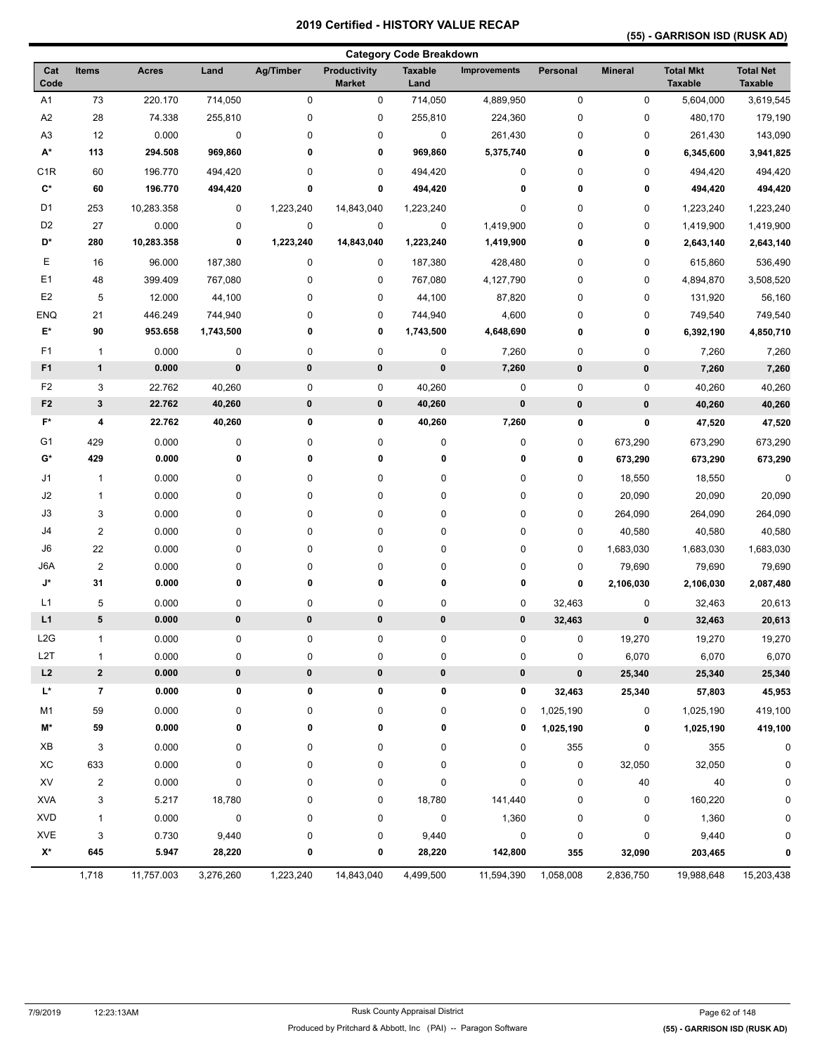# 2019 Certified - HISTORY VALUE RECAP

**(55) - GARRISON ISD (RUSK AD)**

## Category Code Breakdown

| Cat Code | Items | Acres | Land | Ag/Timber | Productivity Market | Taxable Land | Improvements | Personal | Mineral | Total Mkt Taxable | Total Net Taxable |
|---|---|---|---|---|---|---|---|---|---|---|---|
| A1 | 73 | 220.170 | 714,050 | 0 | 0 | 714,050 | 4,889,950 | 0 | 0 | 5,604,000 | 3,619,545 |
| A2 | 28 | 74.338 | 255,810 | 0 | 0 | 255,810 | 224,360 | 0 | 0 | 480,170 | 179,190 |
| A3 | 12 | 0.000 | 0 | 0 | 0 | 0 | 261,430 | 0 | 0 | 261,430 | 143,090 |
| **A*** | **113** | **294.508** | **969,860** | **0** | **0** | **969,860** | **5,375,740** | **0** | **0** | **6,345,600** | **3,941,825** |
| C1R | 60 | 196.770 | 494,420 | 0 | 0 | 494,420 | 0 | 0 | 0 | 494,420 | 494,420 |
| **C*** | **60** | **196.770** | **494,420** | **0** | **0** | **494,420** | **0** | **0** | **0** | **494,420** | **494,420** |
| D1 | 253 | 10,283.358 | 0 | 1,223,240 | 14,843,040 | 1,223,240 | 0 | 0 | 0 | 1,223,240 | 1,223,240 |
| D2 | 27 | 0.000 | 0 | 0 | 0 | 0 | 1,419,900 | 0 | 0 | 1,419,900 | 1,419,900 |
| **D*** | **280** | **10,283.358** | **0** | **1,223,240** | **14,843,040** | **1,223,240** | **1,419,900** | **0** | **0** | **2,643,140** | **2,643,140** |
| E | 16 | 96.000 | 187,380 | 0 | 0 | 187,380 | 428,480 | 0 | 0 | 615,860 | 536,490 |
| E1 | 48 | 399.409 | 767,080 | 0 | 0 | 767,080 | 4,127,790 | 0 | 0 | 4,894,870 | 3,508,520 |
| E2 | 5 | 12.000 | 44,100 | 0 | 0 | 44,100 | 87,820 | 0 | 0 | 131,920 | 56,160 |
| ENQ | 21 | 446.249 | 744,940 | 0 | 0 | 744,940 | 4,600 | 0 | 0 | 749,540 | 749,540 |
| **E*** | **90** | **953.658** | **1,743,500** | **0** | **0** | **1,743,500** | **4,648,690** | **0** | **0** | **6,392,190** | **4,850,710** |
| F1 | 1 | 0.000 | 0 | 0 | 0 | 0 | 7,260 | 0 | 0 | 7,260 | 7,260 |
| **F1** | **1** | **0.000** | **0** | **0** | **0** | **0** | **7,260** | **0** | **0** | **7,260** | **7,260** |
| F2 | 3 | 22.762 | 40,260 | 0 | 0 | 40,260 | 0 | 0 | 0 | 40,260 | 40,260 |
| **F2** | **3** | **22.762** | **40,260** | **0** | **0** | **40,260** | **0** | **0** | **0** | **40,260** | **40,260** |
| **F*** | **4** | **22.762** | **40,260** | **0** | **0** | **40,260** | **7,260** | **0** | **0** | **47,520** | **47,520** |
| G1 | 429 | 0.000 | 0 | 0 | 0 | 0 | 0 | 0 | 673,290 | 673,290 | 673,290 |
| **G*** | **429** | **0.000** | **0** | **0** | **0** | **0** | **0** | **0** | **673,290** | **673,290** | **673,290** |
| J1 | 1 | 0.000 | 0 | 0 | 0 | 0 | 0 | 0 | 18,550 | 18,550 | 0 |
| J2 | 1 | 0.000 | 0 | 0 | 0 | 0 | 0 | 0 | 20,090 | 20,090 | 20,090 |
| J3 | 3 | 0.000 | 0 | 0 | 0 | 0 | 0 | 0 | 264,090 | 264,090 | 264,090 |
| J4 | 2 | 0.000 | 0 | 0 | 0 | 0 | 0 | 0 | 40,580 | 40,580 | 40,580 |
| J6 | 22 | 0.000 | 0 | 0 | 0 | 0 | 0 | 0 | 1,683,030 | 1,683,030 | 1,683,030 |
| J6A | 2 | 0.000 | 0 | 0 | 0 | 0 | 0 | 0 | 79,690 | 79,690 | 79,690 |
| **J*** | **31** | **0.000** | **0** | **0** | **0** | **0** | **0** | **0** | **2,106,030** | **2,106,030** | **2,087,480** |
| L1 | 5 | 0.000 | 0 | 0 | 0 | 0 | 0 | 32,463 | 0 | 32,463 | 20,613 |
| **L1** | **5** | **0.000** | **0** | **0** | **0** | **0** | **0** | **32,463** | **0** | **32,463** | **20,613** |
| L2G | 1 | 0.000 | 0 | 0 | 0 | 0 | 0 | 0 | 19,270 | 19,270 | 19,270 |
| L2T | 1 | 0.000 | 0 | 0 | 0 | 0 | 0 | 0 | 6,070 | 6,070 | 6,070 |
| **L2** | **2** | **0.000** | **0** | **0** | **0** | **0** | **0** | **0** | **25,340** | **25,340** | **25,340** |
| **L*** | **7** | **0.000** | **0** | **0** | **0** | **0** | **0** | **32,463** | **25,340** | **57,803** | **45,953** |
| M1 | 59 | 0.000 | 0 | 0 | 0 | 0 | 0 | 1,025,190 | 0 | 1,025,190 | 419,100 |
| **M*** | **59** | **0.000** | **0** | **0** | **0** | **0** | **0** | **1,025,190** | **0** | **1,025,190** | **419,100** |
| XB | 3 | 0.000 | 0 | 0 | 0 | 0 | 0 | 355 | 0 | 355 | 0 |
| XC | 633 | 0.000 | 0 | 0 | 0 | 0 | 0 | 0 | 32,050 | 32,050 | 0 |
| XV | 2 | 0.000 | 0 | 0 | 0 | 0 | 0 | 0 | 40 | 40 | 0 |
| XVA | 3 | 5.217 | 18,780 | 0 | 0 | 18,780 | 141,440 | 0 | 0 | 160,220 | 0 |
| XVD | 1 | 0.000 | 0 | 0 | 0 | 0 | 1,360 | 0 | 0 | 1,360 | 0 |
| XVE | 3 | 0.730 | 9,440 | 0 | 0 | 9,440 | 0 | 0 | 0 | 9,440 | 0 |
| **X*** | **645** | **5.947** | **28,220** | **0** | **0** | **28,220** | **142,800** | **355** | **32,090** | **203,465** | **0** |
| | 1,718 | 11,757.003 | 3,276,260 | 1,223,240 | 14,843,040 | 4,499,500 | 11,594,390 | 1,058,008 | 2,836,750 | 19,988,648 | 15,203,438 |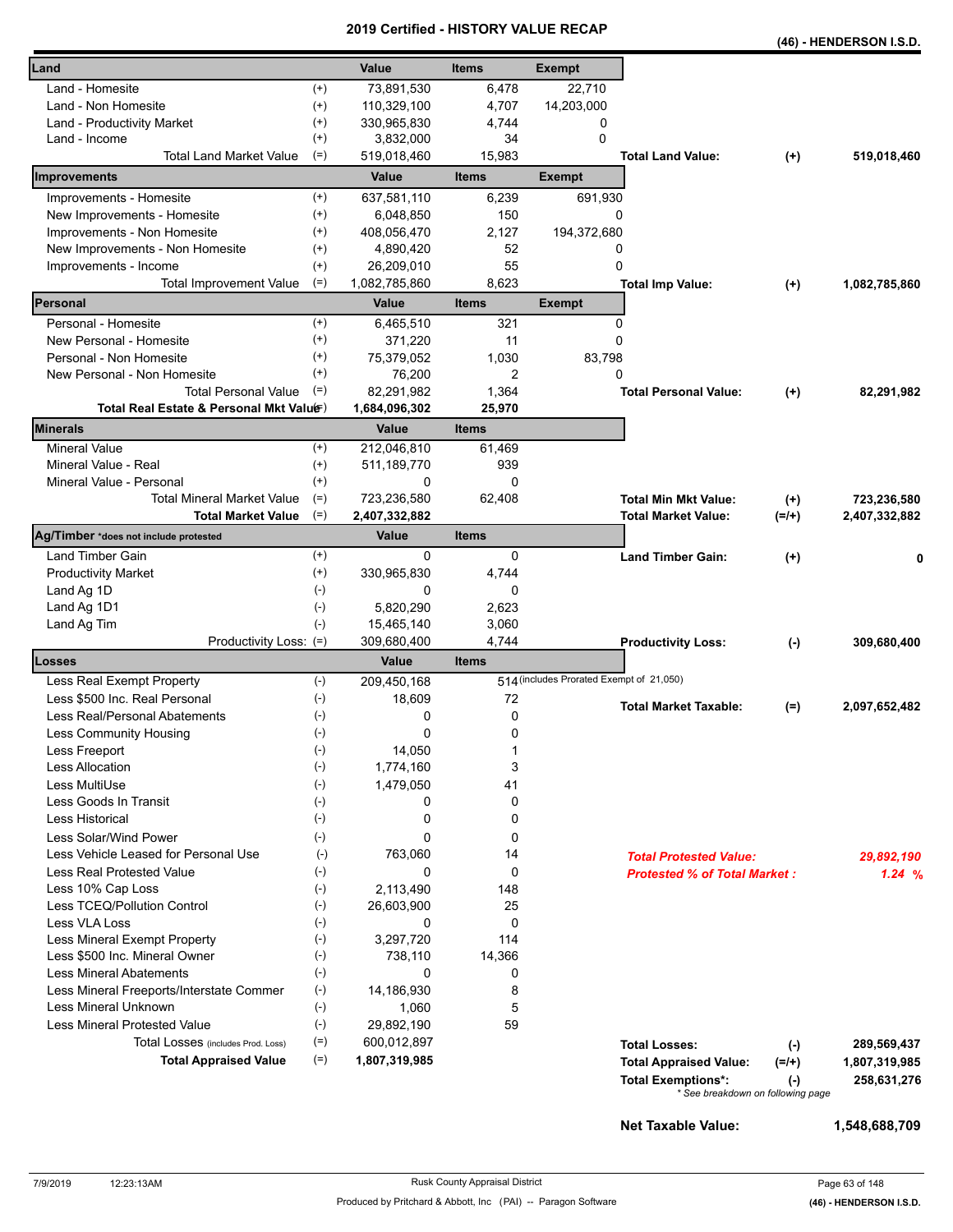# 2019 Certified - HISTORY VALUE RECAP

**(46) - HENDERSON I.S.D.**

| Land | | Value | Items | Exempt | | | |
|---|---|---|---|---|---|---|---|
| Land - Homesite | (+) | 73,891,530 | 6,478 | 22,710 | | | |
| Land - Non Homesite | (+) | 110,329,100 | 4,707 | 14,203,000 | | | |
| Land - Productivity Market | (+) | 330,965,830 | 4,744 | 0 | | | |
| Land - Income | (+) | 3,832,000 | 34 | 0 | | | |
| Total Land Market Value | (=) | 519,018,460 | 15,983 | | **Total Land Value:** | (+) | **519,018,460** |

| Improvements | | Value | Items | Exempt | | | |
|---|---|---|---|---|---|---|---|
| Improvements - Homesite | (+) | 637,581,110 | 6,239 | 691,930 | | | |
| New Improvements - Homesite | (+) | 6,048,850 | 150 | 0 | | | |
| Improvements - Non Homesite | (+) | 408,056,470 | 2,127 | 194,372,680 | | | |
| New Improvements - Non Homesite | (+) | 4,890,420 | 52 | 0 | | | |
| Improvements - Income | (+) | 26,209,010 | 55 | 0 | | | |
| Total Improvement Value | (=) | 1,082,785,860 | 8,623 | | **Total Imp Value:** | (+) | **1,082,785,860** |

| Personal | | Value | Items | Exempt | | | |
|---|---|---|---|---|---|---|---|
| Personal - Homesite | (+) | 6,465,510 | 321 | 0 | | | |
| New Personal - Homesite | (+) | 371,220 | 11 | 0 | | | |
| Personal - Non Homesite | (+) | 75,379,052 | 1,030 | 83,798 | | | |
| New Personal - Non Homesite | (+) | 76,200 | 2 | 0 | | | |
| Total Personal Value | (=) | 82,291,982 | 1,364 | | **Total Personal Value:** | (+) | **82,291,982** |
| **Total Real Estate & Personal Mkt Value** | (=) | **1,684,096,302** | **25,970** | | | | |

| Minerals | | Value | Items | | | |
|---|---|---|---|---|---|---|
| Mineral Value | (+) | 212,046,810 | 61,469 | | | |
| Mineral Value - Real | (+) | 511,189,770 | 939 | | | |
| Mineral Value - Personal | (+) | 0 | 0 | | | |
| Total Mineral Market Value | (=) | 723,236,580 | 62,408 | **Total Min Mkt Value:** | (+) | **723,236,580** |
| **Total Market Value** | (=) | **2,407,332,882** | | **Total Market Value:** | (=/+) | **2,407,332,882** |

| Ag/Timber *does not include protested | | Value | Items | | | |
|---|---|---|---|---|---|---|
| Land Timber Gain | (+) | 0 | 0 | **Land Timber Gain:** | (+) | **0** |
| Productivity Market | (+) | 330,965,830 | 4,744 | | | |
| Land Ag 1D | (-) | 0 | 0 | | | |
| Land Ag 1D1 | (-) | 5,820,290 | 2,623 | | | |
| Land Ag Tim | (-) | 15,465,140 | 3,060 | | | |
| Productivity Loss: | (=) | 309,680,400 | 4,744 | **Productivity Loss:** | (-) | **309,680,400** |

| Losses | | Value | Items | | | |
|---|---|---|---|---|---|---|
| Less Real Exempt Property | (-) | 209,450,168 | 514 (includes Prorated Exempt of 21,050) | | | |
| Less $500 Inc. Real Personal | (-) | 18,609 | 72 | **Total Market Taxable:** | (=) | **2,097,652,482** |
| Less Real/Personal Abatements | (-) | 0 | 0 | | | |
| Less Community Housing | (-) | 0 | 0 | | | |
| Less Freeport | (-) | 14,050 | 1 | | | |
| Less Allocation | (-) | 1,774,160 | 3 | | | |
| Less MultiUse | (-) | 1,479,050 | 41 | | | |
| Less Goods In Transit | (-) | 0 | 0 | | | |
| Less Historical | (-) | 0 | 0 | | | |
| Less Solar/Wind Power | (-) | 0 | 0 | | | |
| Less Vehicle Leased for Personal Use | (-) | 763,060 | 14 | ***Total Protested Value:*** | | ***29,892,190*** |
| Less Real Protested Value | (-) | 0 | 0 | ***Protested % of Total Market :*** | | ***1.24 %*** |
| Less 10% Cap Loss | (-) | 2,113,490 | 148 | | | |
| Less TCEQ/Pollution Control | (-) | 26,603,900 | 25 | | | |
| Less VLA Loss | (-) | 0 | 0 | | | |
| Less Mineral Exempt Property | (-) | 3,297,720 | 114 | | | |
| Less $500 Inc. Mineral Owner | (-) | 738,110 | 14,366 | | | |
| Less Mineral Abatements | (-) | 0 | 0 | | | |
| Less Mineral Freeports/Interstate Commer | (-) | 14,186,930 | 8 | | | |
| Less Mineral Unknown | (-) | 1,060 | 5 | | | |
| Less Mineral Protested Value | (-) | 29,892,190 | 59 | | | |
| Total Losses (includes Prod. Loss) | (=) | 600,012,897 | | **Total Losses:** | (-) | **289,569,437** |
| **Total Appraised Value** | (=) | **1,807,319,985** | | **Total Appraised Value:** | (=/+) | **1,807,319,985** |
| | | | | **Total Exemptions*:** | (-) | **258,631,276** |

\* See breakdown on following page

**Net Taxable Value: 1,548,688,709**

7/9/2019 12:23:13AM — Rusk County Appraisal District — Produced by Pritchard & Abbott, Inc (PAI) -- Paragon Software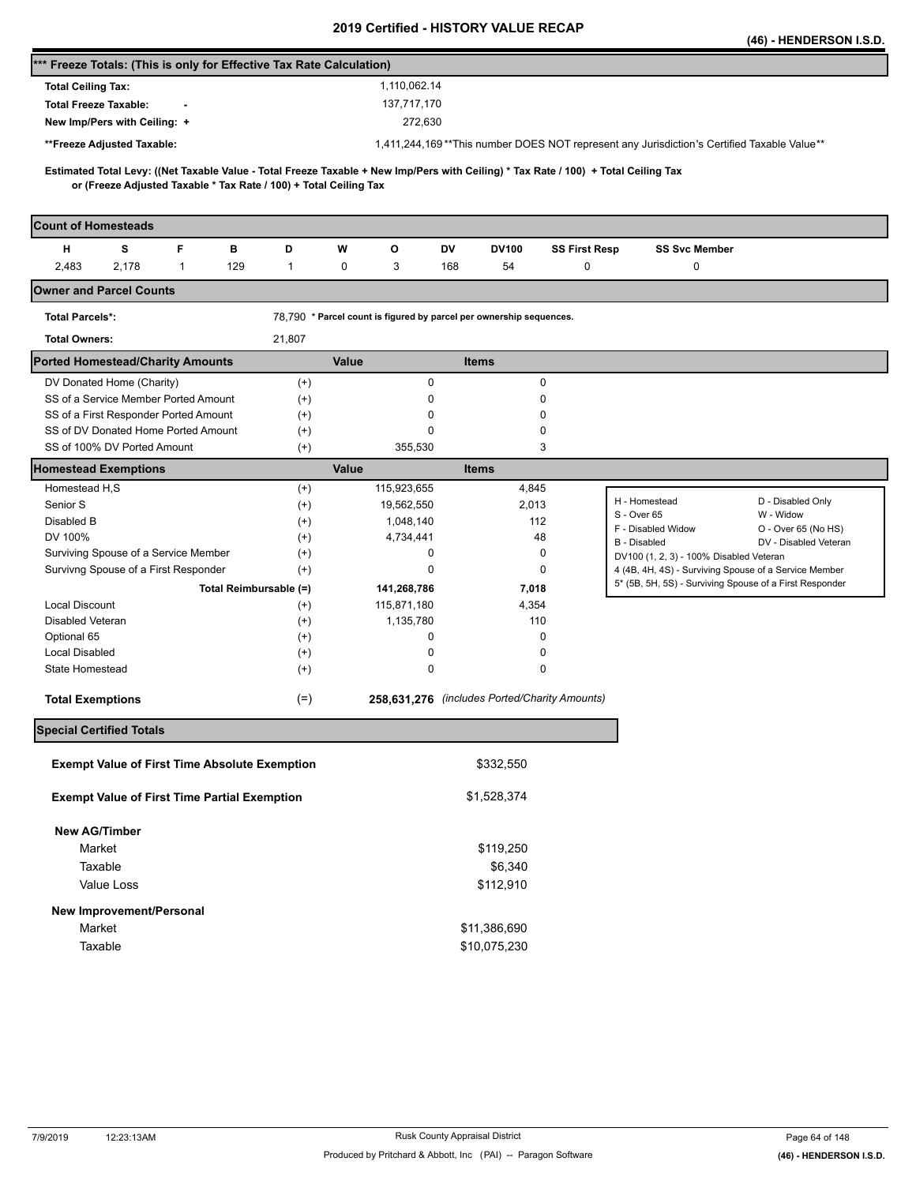# 2019 Certified - HISTORY VALUE RECAP

**(46) - HENDERSON I.S.D.**

## *** Freeze Totals: (This is only for Effective Tax Rate Calculation)

| | |
|---|---|
| **Total Ceiling Tax:** | 1,110,062.14 |
| **Total Freeze Taxable:** - | 137,717,170 |
| **New Imp/Pers with Ceiling:** + | 272,630 |
| **\*\*Freeze Adjusted Taxable:** | 1,411,244,169 |

**This number DOES NOT represent any Jurisdiction's Certified Taxable Value**

**Estimated Total Levy: ((Net Taxable Value - Total Freeze Taxable + New Imp/Pers with Ceiling) * Tax Rate / 100) + Total Ceiling Tax or (Freeze Adjusted Taxable * Tax Rate / 100) + Total Ceiling Tax**

## Count of Homesteads

| H | S | F | B | D | W | O | DV | DV100 | SS First Resp | SS Svc Member |
|---|---|---|---|---|---|---|---|---|---|---|
| 2,483 | 2,178 | 1 | 129 | 1 | 0 | 3 | 168 | 54 | 0 | 0 |

## Owner and Parcel Counts

**Total Parcels\*:** 78,790 * Parcel count is figured by parcel per ownership sequences.

**Total Owners:** 21,807

## Ported Homestead/Charity Amounts

| | | Value | Items |
|---|---|---|---|
| DV Donated Home (Charity) | (+) | 0 | 0 |
| SS of a Service Member Ported Amount | (+) | 0 | 0 |
| SS of a First Responder Ported Amount | (+) | 0 | 0 |
| SS of DV Donated Home Ported Amount | (+) | 0 | 0 |
| SS of 100% DV Ported Amount | (+) | 355,530 | 3 |

## Homestead Exemptions

| | | Value | Items |
|---|---|---|---|
| Homestead H,S | (+) | 115,923,655 | 4,845 |
| Senior S | (+) | 19,562,550 | 2,013 |
| Disabled B | (+) | 1,048,140 | 112 |
| DV 100% | (+) | 4,734,441 | 48 |
| Surviving Spouse of a Service Member | (+) | 0 | 0 |
| Survivng Spouse of a First Responder | (+) | 0 | 0 |
| **Total Reimbursable (=)** | | **141,268,786** | **7,018** |
| Local Discount | (+) | 115,871,180 | 4,354 |
| Disabled Veteran | (+) | 1,135,780 | 110 |
| Optional 65 | (+) | 0 | 0 |
| Local Disabled | (+) | 0 | 0 |
| State Homestead | (+) | 0 | 0 |
| **Total Exemptions** | (=) | **258,631,276** | *(includes Ported/Charity Amounts)* |

| | |
|---|---|
| H - Homestead | D - Disabled Only |
| S - Over 65 | W - Widow |
| F - Disabled Widow | O - Over 65 (No HS) |
| B - Disabled | DV - Disabled Veteran |
| DV100 (1, 2, 3) - 100% Disabled Veteran | |
| 4 (4B, 4H, 4S) - Surviving Spouse of a Service Member | |
| 5* (5B, 5H, 5S) - Surviving Spouse of a First Responder | |

## Special Certified Totals

| | |
|---|---|
| **Exempt Value of First Time Absolute Exemption** | $332,550 |
| **Exempt Value of First Time Partial Exemption** | $1,528,374 |
| **New AG/Timber** | |
| Market | $119,250 |
| Taxable | $6,340 |
| Value Loss | $112,910 |
| **New Improvement/Personal** | |
| Market | $11,386,690 |
| Taxable | $10,075,230 |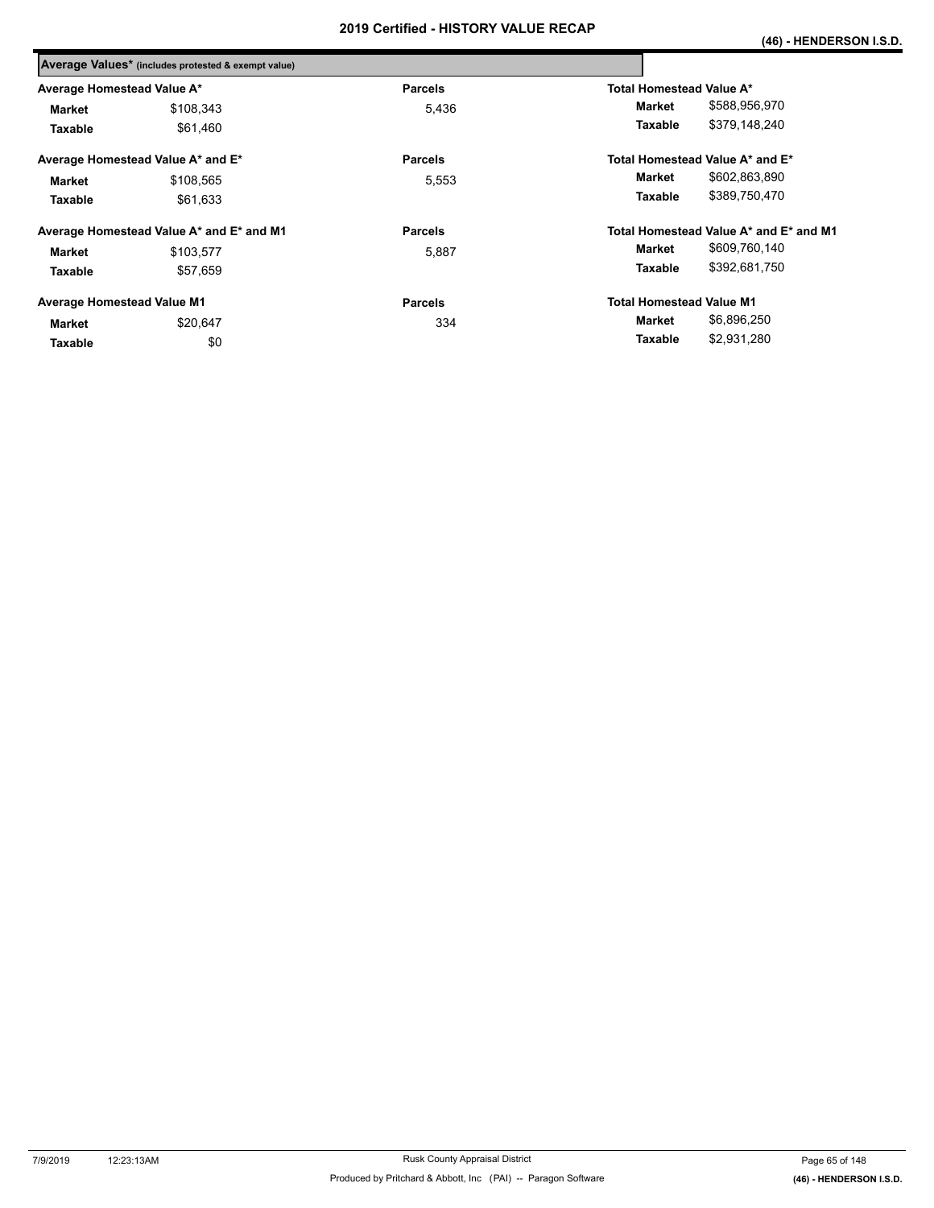## 2019 Certified - HISTORY VALUE RECAP

### Average Values* (includes protested & exempt value)

| Average Homestead Value A* | | Parcels | Total Homestead Value A* | |
|---|---|---|---|---|
| **Market** | $108,343 | 5,436 | **Market** | $588,956,970 |
| **Taxable** | $61,460 | | **Taxable** | $379,148,240 |

| Average Homestead Value A* and E* | | Parcels | Total Homestead Value A* and E* | |
|---|---|---|---|---|
| **Market** | $108,565 | 5,553 | **Market** | $602,863,890 |
| **Taxable** | $61,633 | | **Taxable** | $389,750,470 |

| Average Homestead Value A* and E* and M1 | | Parcels | Total Homestead Value A* and E* and M1 | |
|---|---|---|---|---|
| **Market** | $103,577 | 5,887 | **Market** | $609,760,140 |
| **Taxable** | $57,659 | | **Taxable** | $392,681,750 |

| Average Homestead Value M1 | | Parcels | Total Homestead Value M1 | |
|---|---|---|---|---|
| **Market** | $20,647 | 334 | **Market** | $6,896,250 |
| **Taxable** | $0 | | **Taxable** | $2,931,280 |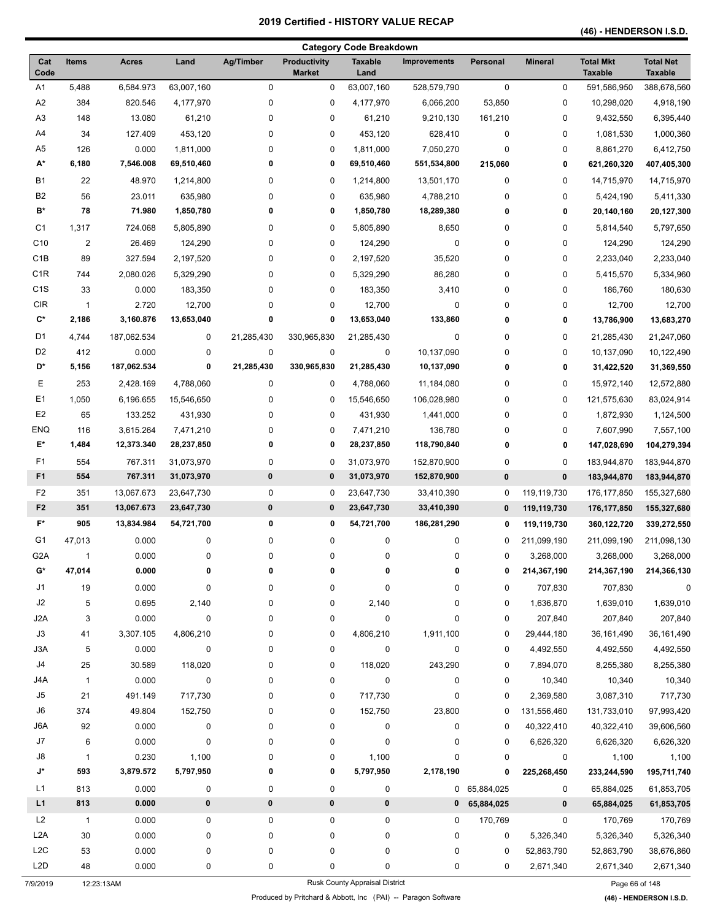# 2019 Certified - HISTORY VALUE RECAP

**(46) - HENDERSON I.S.D.**

## Category Code Breakdown

| Cat Code | Items | Acres | Land | Ag/Timber | Productivity Market | Taxable Land | Improvements | Personal | Mineral | Total Mkt Taxable | Total Net Taxable |
|---|---|---|---|---|---|---|---|---|---|---|---|
| A1 | 5,488 | 6,584.973 | 63,007,160 | 0 | 0 | 63,007,160 | 528,579,790 | 0 | 0 | 591,586,950 | 388,678,560 |
| A2 | 384 | 820.546 | 4,177,970 | 0 | 0 | 4,177,970 | 6,066,200 | 53,850 | 0 | 10,298,020 | 4,918,190 |
| A3 | 148 | 13.080 | 61,210 | 0 | 0 | 61,210 | 9,210,130 | 161,210 | 0 | 9,432,550 | 6,395,440 |
| A4 | 34 | 127.409 | 453,120 | 0 | 0 | 453,120 | 628,410 | 0 | 0 | 1,081,530 | 1,000,360 |
| A5 | 126 | 0.000 | 1,811,000 | 0 | 0 | 1,811,000 | 7,050,270 | 0 | 0 | 8,861,270 | 6,412,750 |
| **A*** | **6,180** | **7,546.008** | **69,510,460** | **0** | **0** | **69,510,460** | **551,534,800** | **215,060** | **0** | **621,260,320** | **407,405,300** |
| B1 | 22 | 48.970 | 1,214,800 | 0 | 0 | 1,214,800 | 13,501,170 | 0 | 0 | 14,715,970 | 14,715,970 |
| B2 | 56 | 23.011 | 635,980 | 0 | 0 | 635,980 | 4,788,210 | 0 | 0 | 5,424,190 | 5,411,330 |
| **B*** | **78** | **71.980** | **1,850,780** | **0** | **0** | **1,850,780** | **18,289,380** | **0** | **0** | **20,140,160** | **20,127,300** |
| C1 | 1,317 | 724.068 | 5,805,890 | 0 | 0 | 5,805,890 | 8,650 | 0 | 0 | 5,814,540 | 5,797,650 |
| C10 | 2 | 26.469 | 124,290 | 0 | 0 | 124,290 | 0 | 0 | 0 | 124,290 | 124,290 |
| C1B | 89 | 327.594 | 2,197,520 | 0 | 0 | 2,197,520 | 35,520 | 0 | 0 | 2,233,040 | 2,233,040 |
| C1R | 744 | 2,080.026 | 5,329,290 | 0 | 0 | 5,329,290 | 86,280 | 0 | 0 | 5,415,570 | 5,334,960 |
| C1S | 33 | 0.000 | 183,350 | 0 | 0 | 183,350 | 3,410 | 0 | 0 | 186,760 | 180,630 |
| CIR | 1 | 2.720 | 12,700 | 0 | 0 | 12,700 | 0 | 0 | 0 | 12,700 | 12,700 |
| **C*** | **2,186** | **3,160.876** | **13,653,040** | **0** | **0** | **13,653,040** | **133,860** | **0** | **0** | **13,786,900** | **13,683,270** |
| D1 | 4,744 | 187,062.534 | 0 | 21,285,430 | 330,965,830 | 21,285,430 | 0 | 0 | 0 | 21,285,430 | 21,247,060 |
| D2 | 412 | 0.000 | 0 | 0 | 0 | 0 | 10,137,090 | 0 | 0 | 10,137,090 | 10,122,490 |
| **D*** | **5,156** | **187,062.534** | **0** | **21,285,430** | **330,965,830** | **21,285,430** | **10,137,090** | **0** | **0** | **31,422,520** | **31,369,550** |
| E | 253 | 2,428.169 | 4,788,060 | 0 | 0 | 4,788,060 | 11,184,080 | 0 | 0 | 15,972,140 | 12,572,880 |
| E1 | 1,050 | 6,196.655 | 15,546,650 | 0 | 0 | 15,546,650 | 106,028,980 | 0 | 0 | 121,575,630 | 83,024,914 |
| E2 | 65 | 133.252 | 431,930 | 0 | 0 | 431,930 | 1,441,000 | 0 | 0 | 1,872,930 | 1,124,500 |
| ENQ | 116 | 3,615.264 | 7,471,210 | 0 | 0 | 7,471,210 | 136,780 | 0 | 0 | 7,607,990 | 7,557,100 |
| **E*** | **1,484** | **12,373.340** | **28,237,850** | **0** | **0** | **28,237,850** | **118,790,840** | **0** | **0** | **147,028,690** | **104,279,394** |
| F1 | 554 | 767.311 | 31,073,970 | 0 | 0 | 31,073,970 | 152,870,900 | 0 | 0 | 183,944,870 | 183,944,870 |
| **F1** | **554** | **767.311** | **31,073,970** | **0** | **0** | **31,073,970** | **152,870,900** | **0** | **0** | **183,944,870** | **183,944,870** |
| F2 | 351 | 13,067.673 | 23,647,730 | 0 | 0 | 23,647,730 | 33,410,390 | 0 | 119,119,730 | 176,177,850 | 155,327,680 |
| **F2** | **351** | **13,067.673** | **23,647,730** | **0** | **0** | **23,647,730** | **33,410,390** | **0** | **119,119,730** | **176,177,850** | **155,327,680** |
| **F*** | **905** | **13,834.984** | **54,721,700** | **0** | **0** | **54,721,700** | **186,281,290** | **0** | **119,119,730** | **360,122,720** | **339,272,550** |
| G1 | 47,013 | 0.000 | 0 | 0 | 0 | 0 | 0 | 0 | 211,099,190 | 211,099,190 | 211,098,130 |
| G2A | 1 | 0.000 | 0 | 0 | 0 | 0 | 0 | 0 | 3,268,000 | 3,268,000 | 3,268,000 |
| **G*** | **47,014** | **0.000** | **0** | **0** | **0** | **0** | **0** | **0** | **214,367,190** | **214,367,190** | **214,366,130** |
| J1 | 19 | 0.000 | 0 | 0 | 0 | 0 | 0 | 0 | 707,830 | 707,830 | 0 |
| J2 | 5 | 0.695 | 2,140 | 0 | 0 | 2,140 | 0 | 0 | 1,636,870 | 1,639,010 | 1,639,010 |
| J2A | 3 | 0.000 | 0 | 0 | 0 | 0 | 0 | 0 | 207,840 | 207,840 | 207,840 |
| J3 | 41 | 3,307.105 | 4,806,210 | 0 | 0 | 4,806,210 | 1,911,100 | 0 | 29,444,180 | 36,161,490 | 36,161,490 |
| J3A | 5 | 0.000 | 0 | 0 | 0 | 0 | 0 | 0 | 4,492,550 | 4,492,550 | 4,492,550 |
| J4 | 25 | 30.589 | 118,020 | 0 | 0 | 118,020 | 243,290 | 0 | 7,894,070 | 8,255,380 | 8,255,380 |
| J4A | 1 | 0.000 | 0 | 0 | 0 | 0 | 0 | 0 | 10,340 | 10,340 | 10,340 |
| J5 | 21 | 491.149 | 717,730 | 0 | 0 | 717,730 | 0 | 0 | 2,369,580 | 3,087,310 | 717,730 |
| J6 | 374 | 49.804 | 152,750 | 0 | 0 | 152,750 | 23,800 | 0 | 131,556,460 | 131,733,010 | 97,993,420 |
| J6A | 92 | 0.000 | 0 | 0 | 0 | 0 | 0 | 0 | 40,322,410 | 40,322,410 | 39,606,560 |
| J7 | 6 | 0.000 | 0 | 0 | 0 | 0 | 0 | 0 | 6,626,320 | 6,626,320 | 6,626,320 |
| J8 | 1 | 0.230 | 1,100 | 0 | 0 | 1,100 | 0 | 0 | 0 | 1,100 | 1,100 |
| **J*** | **593** | **3,879.572** | **5,797,950** | **0** | **0** | **5,797,950** | **2,178,190** | **0** | **225,268,450** | **233,244,590** | **195,711,740** |
| L1 | 813 | 0.000 | 0 | 0 | 0 | 0 | 0 | 65,884,025 | 0 | 65,884,025 | 61,853,705 |
| **L1** | **813** | **0.000** | **0** | **0** | **0** | **0** | **0** | **65,884,025** | **0** | **65,884,025** | **61,853,705** |
| L2 | 1 | 0.000 | 0 | 0 | 0 | 0 | 0 | 170,769 | 0 | 170,769 | 170,769 |
| L2A | 30 | 0.000 | 0 | 0 | 0 | 0 | 0 | 0 | 5,326,340 | 5,326,340 | 5,326,340 |
| L2C | 53 | 0.000 | 0 | 0 | 0 | 0 | 0 | 0 | 52,863,790 | 52,863,790 | 38,676,860 |
| L2D | 48 | 0.000 | 0 | 0 | 0 | 0 | 0 | 0 | 2,671,340 | 2,671,340 | 2,671,340 |

7/9/2019 12:23:13AM — Rusk County Appraisal District

Produced by Pritchard & Abbott, Inc (PAI) -- Paragon Software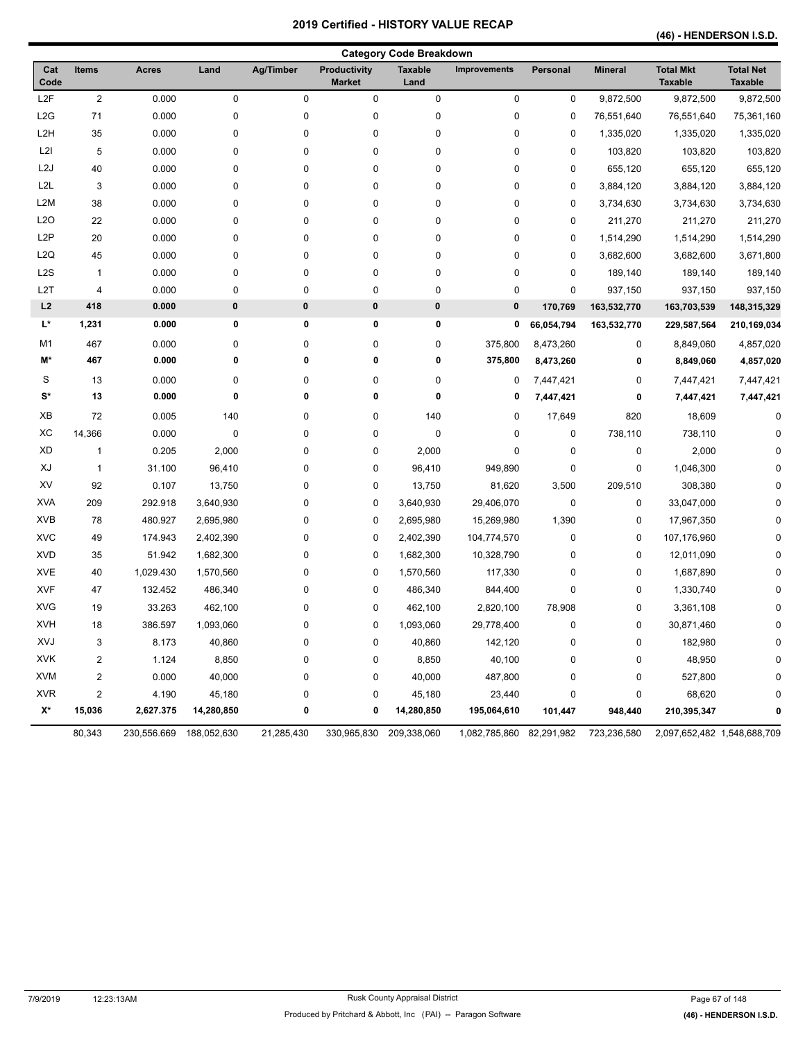# 2019 Certified - HISTORY VALUE RECAP

**(46) - HENDERSON I.S.D.**

**Category Code Breakdown**

| Cat Code | Items | Acres | Land | Ag/Timber | Productivity Market | Taxable Land | Improvements | Personal | Mineral | Total Mkt Taxable | Total Net Taxable |
|---|---|---|---|---|---|---|---|---|---|---|---|
| L2F | 2 | 0.000 | 0 | 0 | 0 | 0 | 0 | 0 | 9,872,500 | 9,872,500 | 9,872,500 |
| L2G | 71 | 0.000 | 0 | 0 | 0 | 0 | 0 | 0 | 76,551,640 | 76,551,640 | 75,361,160 |
| L2H | 35 | 0.000 | 0 | 0 | 0 | 0 | 0 | 0 | 1,335,020 | 1,335,020 | 1,335,020 |
| L2I | 5 | 0.000 | 0 | 0 | 0 | 0 | 0 | 0 | 103,820 | 103,820 | 103,820 |
| L2J | 40 | 0.000 | 0 | 0 | 0 | 0 | 0 | 0 | 655,120 | 655,120 | 655,120 |
| L2L | 3 | 0.000 | 0 | 0 | 0 | 0 | 0 | 0 | 3,884,120 | 3,884,120 | 3,884,120 |
| L2M | 38 | 0.000 | 0 | 0 | 0 | 0 | 0 | 0 | 3,734,630 | 3,734,630 | 3,734,630 |
| L2O | 22 | 0.000 | 0 | 0 | 0 | 0 | 0 | 0 | 211,270 | 211,270 | 211,270 |
| L2P | 20 | 0.000 | 0 | 0 | 0 | 0 | 0 | 0 | 1,514,290 | 1,514,290 | 1,514,290 |
| L2Q | 45 | 0.000 | 0 | 0 | 0 | 0 | 0 | 0 | 3,682,600 | 3,682,600 | 3,671,800 |
| L2S | 1 | 0.000 | 0 | 0 | 0 | 0 | 0 | 0 | 189,140 | 189,140 | 189,140 |
| L2T | 4 | 0.000 | 0 | 0 | 0 | 0 | 0 | 0 | 937,150 | 937,150 | 937,150 |
| **L2** | **418** | **0.000** | **0** | **0** | **0** | **0** | **0** | **170,769** | **163,532,770** | **163,703,539** | **148,315,329** |
| **L*** | **1,231** | **0.000** | **0** | **0** | **0** | **0** | **0** | **66,054,794** | **163,532,770** | **229,587,564** | **210,169,034** |
| M1 | 467 | 0.000 | 0 | 0 | 0 | 0 | 375,800 | 8,473,260 | 0 | 8,849,060 | 4,857,020 |
| **M*** | **467** | **0.000** | **0** | **0** | **0** | **0** | **375,800** | **8,473,260** | **0** | **8,849,060** | **4,857,020** |
| S | 13 | 0.000 | 0 | 0 | 0 | 0 | 0 | 7,447,421 | 0 | 7,447,421 | 7,447,421 |
| **S*** | **13** | **0.000** | **0** | **0** | **0** | **0** | **0** | **7,447,421** | **0** | **7,447,421** | **7,447,421** |
| XB | 72 | 0.005 | 140 | 0 | 0 | 140 | 0 | 17,649 | 820 | 18,609 | 0 |
| XC | 14,366 | 0.000 | 0 | 0 | 0 | 0 | 0 | 0 | 738,110 | 738,110 | 0 |
| XD | 1 | 0.205 | 2,000 | 0 | 0 | 2,000 | 0 | 0 | 0 | 2,000 | 0 |
| XJ | 1 | 31.100 | 96,410 | 0 | 0 | 96,410 | 949,890 | 0 | 0 | 1,046,300 | 0 |
| XV | 92 | 0.107 | 13,750 | 0 | 0 | 13,750 | 81,620 | 3,500 | 209,510 | 308,380 | 0 |
| XVA | 209 | 292.918 | 3,640,930 | 0 | 0 | 3,640,930 | 29,406,070 | 0 | 0 | 33,047,000 | 0 |
| XVB | 78 | 480.927 | 2,695,980 | 0 | 0 | 2,695,980 | 15,269,980 | 1,390 | 0 | 17,967,350 | 0 |
| XVC | 49 | 174.943 | 2,402,390 | 0 | 0 | 2,402,390 | 104,774,570 | 0 | 0 | 107,176,960 | 0 |
| XVD | 35 | 51.942 | 1,682,300 | 0 | 0 | 1,682,300 | 10,328,790 | 0 | 0 | 12,011,090 | 0 |
| XVE | 40 | 1,029.430 | 1,570,560 | 0 | 0 | 1,570,560 | 117,330 | 0 | 0 | 1,687,890 | 0 |
| XVF | 47 | 132.452 | 486,340 | 0 | 0 | 486,340 | 844,400 | 0 | 0 | 1,330,740 | 0 |
| XVG | 19 | 33.263 | 462,100 | 0 | 0 | 462,100 | 2,820,100 | 78,908 | 0 | 3,361,108 | 0 |
| XVH | 18 | 386.597 | 1,093,060 | 0 | 0 | 1,093,060 | 29,778,400 | 0 | 0 | 30,871,460 | 0 |
| XVJ | 3 | 8.173 | 40,860 | 0 | 0 | 40,860 | 142,120 | 0 | 0 | 182,980 | 0 |
| XVK | 2 | 1.124 | 8,850 | 0 | 0 | 8,850 | 40,100 | 0 | 0 | 48,950 | 0 |
| XVM | 2 | 0.000 | 40,000 | 0 | 0 | 40,000 | 487,800 | 0 | 0 | 527,800 | 0 |
| XVR | 2 | 4.190 | 45,180 | 0 | 0 | 45,180 | 23,440 | 0 | 0 | 68,620 | 0 |
| **X*** | **15,036** | **2,627.375** | **14,280,850** | **0** | **0** | **14,280,850** | **195,064,610** | **101,447** | **948,440** | **210,395,347** | **0** |
| | 80,343 | 230,556.669 | 188,052,630 | 21,285,430 | 330,965,830 | 209,338,060 | 1,082,785,860 | 82,291,982 | 723,236,580 | 2,097,652,482 | 1,548,688,709 |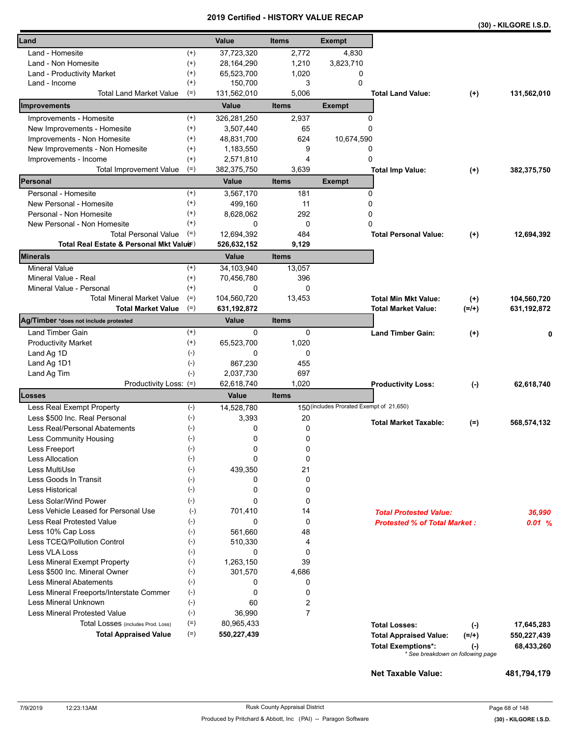# 2019 Certified - HISTORY VALUE RECAP

**(30) - KILGORE I.S.D.**

| Land | | Value | Items | Exempt | | | |
|---|---|---|---|---|---|---|---|
| Land - Homesite | (+) | 37,723,320 | 2,772 | 4,830 | | | |
| Land - Non Homesite | (+) | 28,164,290 | 1,210 | 3,823,710 | | | |
| Land - Productivity Market | (+) | 65,523,700 | 1,020 | 0 | | | |
| Land - Income | (+) | 150,700 | 3 | 0 | | | |
| Total Land Market Value | (=) | 131,562,010 | 5,006 | | **Total Land Value:** | (+) | **131,562,010** |
| **Improvements** | | **Value** | **Items** | **Exempt** | | | |
| Improvements - Homesite | (+) | 326,281,250 | 2,937 | 0 | | | |
| New Improvements - Homesite | (+) | 3,507,440 | 65 | 0 | | | |
| Improvements - Non Homesite | (+) | 48,831,700 | 624 | 10,674,590 | | | |
| New Improvements - Non Homesite | (+) | 1,183,550 | 9 | 0 | | | |
| Improvements - Income | (+) | 2,571,810 | 4 | 0 | | | |
| Total Improvement Value | (=) | 382,375,750 | 3,639 | | **Total Imp Value:** | (+) | **382,375,750** |
| **Personal** | | **Value** | **Items** | **Exempt** | | | |
| Personal - Homesite | (+) | 3,567,170 | 181 | 0 | | | |
| New Personal - Homesite | (+) | 499,160 | 11 | 0 | | | |
| Personal - Non Homesite | (+) | 8,628,062 | 292 | 0 | | | |
| New Personal - Non Homesite | (+) | 0 | 0 | 0 | | | |
| Total Personal Value | (=) | 12,694,392 | 484 | | **Total Personal Value:** | (+) | **12,694,392** |
| **Total Real Estate & Personal Mkt Value** | (=) | **526,632,152** | **9,129** | | | | |
| **Minerals** | | **Value** | **Items** | | | | |
| Mineral Value | (+) | 34,103,940 | 13,057 | | | | |
| Mineral Value - Real | (+) | 70,456,780 | 396 | | | | |
| Mineral Value - Personal | (+) | 0 | 0 | | | | |
| Total Mineral Market Value | (=) | 104,560,720 | 13,453 | | **Total Min Mkt Value:** | (+) | **104,560,720** |
| **Total Market Value** | (=) | **631,192,872** | | | **Total Market Value:** | (=/+) | **631,192,872** |
| **Ag/Timber** *does not include protested | | **Value** | **Items** | | | | |
| Land Timber Gain | (+) | 0 | 0 | | **Land Timber Gain:** | (+) | **0** |
| Productivity Market | (+) | 65,523,700 | 1,020 | | | | |
| Land Ag 1D | (-) | 0 | 0 | | | | |
| Land Ag 1D1 | (-) | 867,230 | 455 | | | | |
| Land Ag Tim | (-) | 2,037,730 | 697 | | | | |
| Productivity Loss: | (=) | 62,618,740 | 1,020 | | **Productivity Loss:** | (-) | **62,618,740** |
| **Losses** | | **Value** | **Items** | | | | |
| Less Real Exempt Property | (-) | 14,528,780 | 150 | (includes Prorated Exempt of 21,650) | | | |
| Less $500 Inc. Real Personal | (-) | 3,393 | 20 | | **Total Market Taxable:** | (=) | **568,574,132** |
| Less Real/Personal Abatements | (-) | 0 | 0 | | | | |
| Less Community Housing | (-) | 0 | 0 | | | | |
| Less Freeport | (-) | 0 | 0 | | | | |
| Less Allocation | (-) | 0 | 0 | | | | |
| Less MultiUse | (-) | 439,350 | 21 | | | | |
| Less Goods In Transit | (-) | 0 | 0 | | | | |
| Less Historical | (-) | 0 | 0 | | | | |
| Less Solar/Wind Power | (-) | 0 | 0 | | | | |
| Less Vehicle Leased for Personal Use | (-) | 701,410 | 14 | | ***Total Protested Value:*** | | ***36,990*** |
| Less Real Protested Value | (-) | 0 | 0 | | ***Protested % of Total Market :*** | | ***0.01 %*** |
| Less 10% Cap Loss | (-) | 561,660 | 48 | | | | |
| Less TCEQ/Pollution Control | (-) | 510,330 | 4 | | | | |
| Less VLA Loss | (-) | 0 | 0 | | | | |
| Less Mineral Exempt Property | (-) | 1,263,150 | 39 | | | | |
| Less $500 Inc. Mineral Owner | (-) | 301,570 | 4,686 | | | | |
| Less Mineral Abatements | (-) | 0 | 0 | | | | |
| Less Mineral Freeports/Interstate Commer | (-) | 0 | 0 | | | | |
| Less Mineral Unknown | (-) | 60 | 2 | | | | |
| Less Mineral Protested Value | (-) | 36,990 | 7 | | | | |
| Total Losses (includes Prod. Loss) | (=) | 80,965,433 | | | **Total Losses:** | (-) | **17,645,283** |
| **Total Appraised Value** | (=) | **550,227,439** | | | **Total Appraised Value:** | (=/+) | **550,227,439** |
| | | | | | **Total Exemptions*:** | (-) | **68,433,260** |

\* See breakdown on following page

**Net Taxable Value: 481,794,179**

7/9/2019 12:23:13AM

Rusk County Appraisal District

Produced by Pritchard & Abbott, Inc (PAI) -- Paragon Software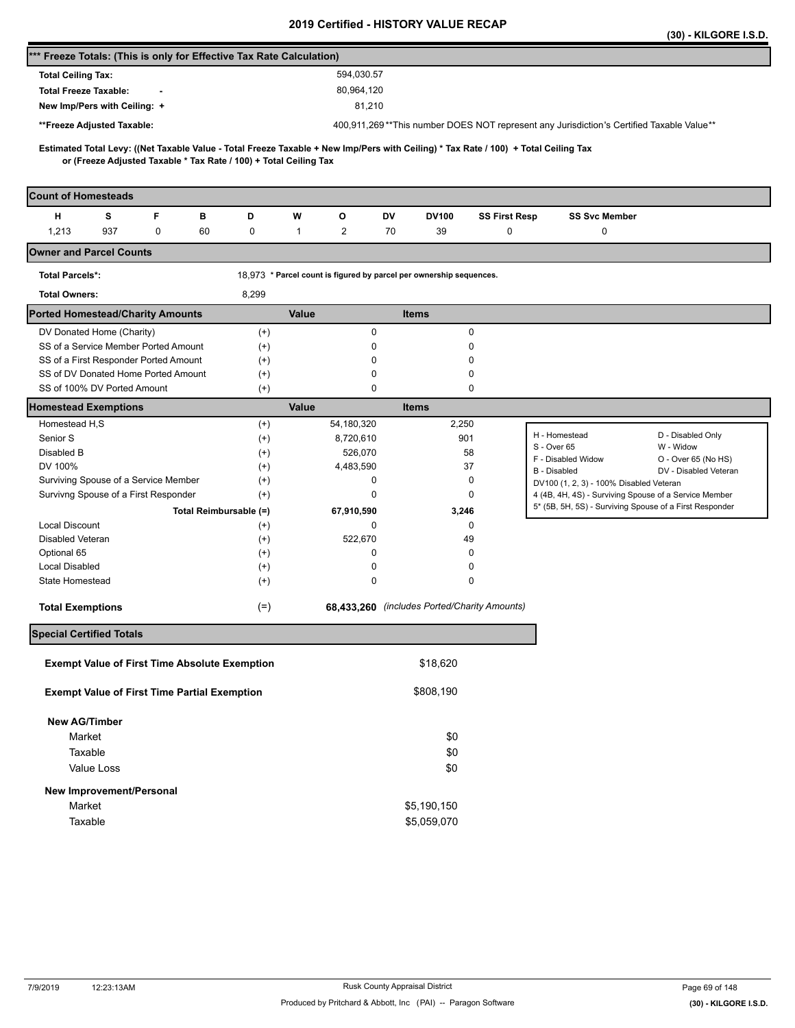# 2019 Certified - HISTORY VALUE RECAP

**(30) - KILGORE I.S.D.**

## *** Freeze Totals: (This is only for Effective Tax Rate Calculation)

| | |
|---|---|
| **Total Ceiling Tax:** | 594,030.57 |
| **Total Freeze Taxable:** - | 80,964,120 |
| **New Imp/Pers with Ceiling:** + | 81,210 |
| **Freeze Adjusted Taxable: | 400,911,269 **This number DOES NOT represent any Jurisdiction's Certified Taxable Value** |

**Estimated Total Levy: ((Net Taxable Value - Total Freeze Taxable + New Imp/Pers with Ceiling) * Tax Rate / 100) + Total Ceiling Tax or (Freeze Adjusted Taxable * Tax Rate / 100) + Total Ceiling Tax**

## Count of Homesteads

| H | S | F | B | D | W | O | DV | DV100 | SS First Resp | SS Svc Member |
|---|---|---|---|---|---|---|---|---|---|---|
| 1,213 | 937 | 0 | 60 | 0 | 1 | 2 | 70 | 39 | 0 | 0 |

## Owner and Parcel Counts

| | |
|---|---|
| **Total Parcels*:** | 18,973 * Parcel count is figured by parcel per ownership sequences. |
| **Total Owners:** | 8,299 |

## Ported Homestead/Charity Amounts

| | | Value | Items |
|---|---|---|---|
| DV Donated Home (Charity) | (+) | 0 | 0 |
| SS of a Service Member Ported Amount | (+) | 0 | 0 |
| SS of a First Responder Ported Amount | (+) | 0 | 0 |
| SS of DV Donated Home Ported Amount | (+) | 0 | 0 |
| SS of 100% DV Ported Amount | (+) | 0 | 0 |

## Homestead Exemptions

| | | Value | Items |
|---|---|---|---|
| Homestead H,S | (+) | 54,180,320 | 2,250 |
| Senior S | (+) | 8,720,610 | 901 |
| Disabled B | (+) | 526,070 | 58 |
| DV 100% | (+) | 4,483,590 | 37 |
| Surviving Spouse of a Service Member | (+) | 0 | 0 |
| Survivng Spouse of a First Responder | (+) | 0 | 0 |
| **Total Reimbursable (=)** | | **67,910,590** | **3,246** |
| Local Discount | (+) | 0 | 0 |
| Disabled Veteran | (+) | 522,670 | 49 |
| Optional 65 | (+) | 0 | 0 |
| Local Disabled | (+) | 0 | 0 |
| State Homestead | (+) | 0 | 0 |
| **Total Exemptions** | (=) | **68,433,260** | *(includes Ported/Charity Amounts)* |

| | |
|---|---|
| H - Homestead | D - Disabled Only |
| S - Over 65 | W - Widow |
| F - Disabled Widow | O - Over 65 (No HS) |
| B - Disabled | DV - Disabled Veteran |
| DV100 (1, 2, 3) - 100% Disabled Veteran | |
| 4 (4B, 4H, 4S) - Surviving Spouse of a Service Member | |
| 5* (5B, 5H, 5S) - Surviving Spouse of a First Responder | |

## Special Certified Totals

| | |
|---|---|
| **Exempt Value of First Time Absolute Exemption** | $18,620 |
| **Exempt Value of First Time Partial Exemption** | $808,190 |
| **New AG/Timber** | |
| Market | $0 |
| Taxable | $0 |
| Value Loss | $0 |
| **New Improvement/Personal** | |
| Market | $5,190,150 |
| Taxable | $5,059,070 |

7/9/2019 12:23:13AM — Rusk County Appraisal District — Produced by Pritchard & Abbott, Inc (PAI) -- Paragon Software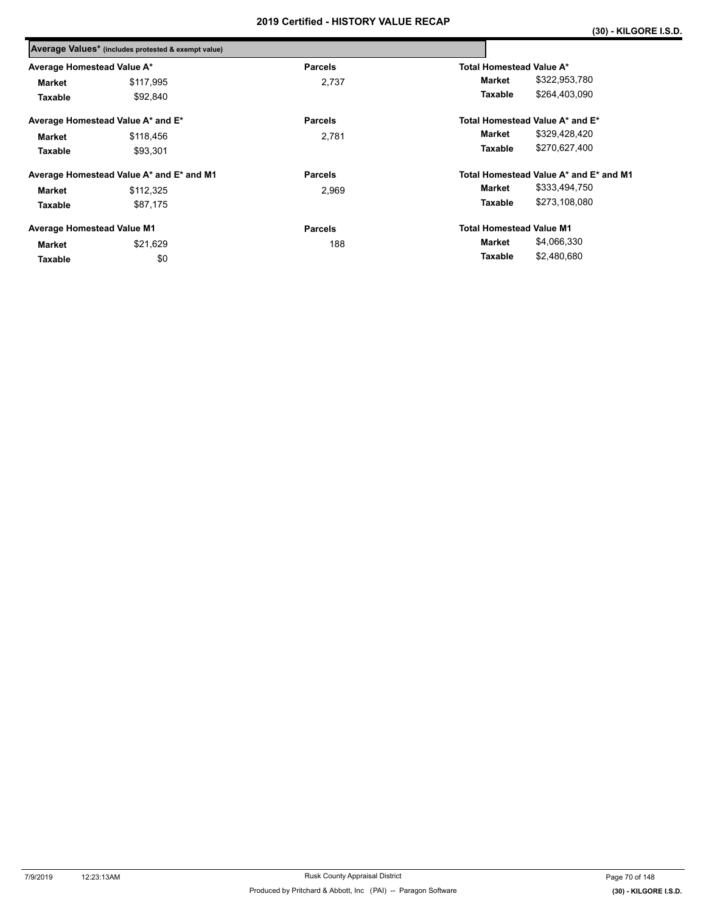## 2019 Certified - HISTORY VALUE RECAP

**(30) - KILGORE I.S.D.**

**Average Values*** (includes protested & exempt value)

| Average Homestead Value A* | | Parcels | Total Homestead Value A* | |
|---|---|---|---|---|
| **Market** | $117,995 | 2,737 | **Market** | $322,953,780 |
| **Taxable** | $92,840 | | **Taxable** | $264,403,090 |

| Average Homestead Value A* and E* | | Parcels | Total Homestead Value A* and E* | |
|---|---|---|---|---|
| **Market** | $118,456 | 2,781 | **Market** | $329,428,420 |
| **Taxable** | $93,301 | | **Taxable** | $270,627,400 |

| Average Homestead Value A* and E* and M1 | | Parcels | Total Homestead Value A* and E* and M1 | |
|---|---|---|---|---|
| **Market** | $112,325 | 2,969 | **Market** | $333,494,750 |
| **Taxable** | $87,175 | | **Taxable** | $273,108,080 |

| Average Homestead Value M1 | | Parcels | Total Homestead Value M1 | |
|---|---|---|---|---|
| **Market** | $21,629 | 188 | **Market** | $4,066,330 |
| **Taxable** | $0 | | **Taxable** | $2,480,680 |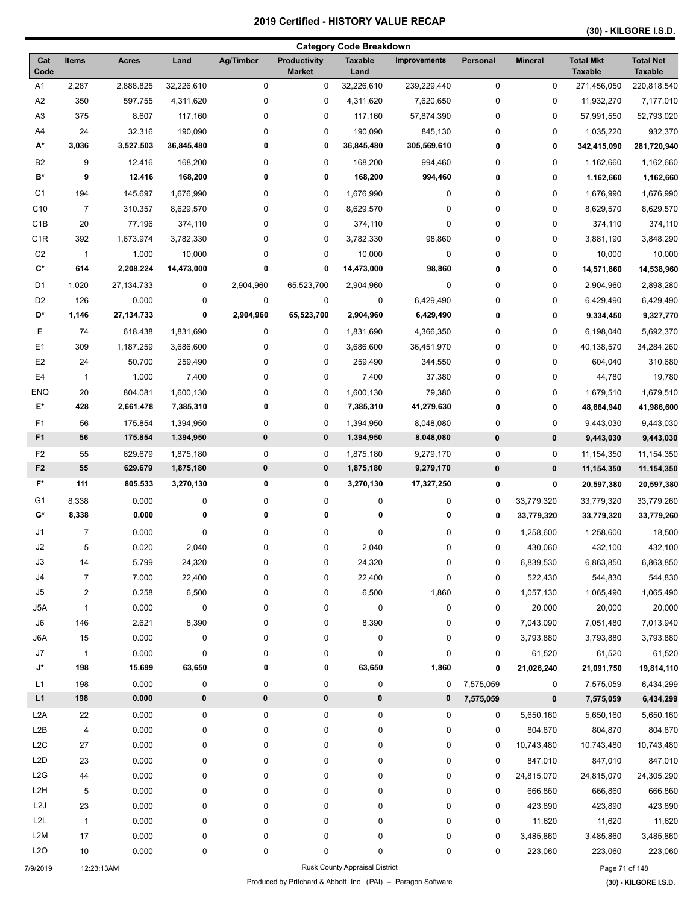# 2019 Certified - HISTORY VALUE RECAP

(30) - KILGORE I.S.D.

## Category Code Breakdown

| Cat Code | Items | Acres | Land | Ag/Timber | Productivity Market | Taxable Land | Improvements | Personal | Mineral | Total Mkt Taxable | Total Net Taxable |
|---|---|---|---|---|---|---|---|---|---|---|---|
| A1 | 2,287 | 2,888.825 | 32,226,610 | 0 | 0 | 32,226,610 | 239,229,440 | 0 | 0 | 271,456,050 | 220,818,540 |
| A2 | 350 | 597.755 | 4,311,620 | 0 | 0 | 4,311,620 | 7,620,650 | 0 | 0 | 11,932,270 | 7,177,010 |
| A3 | 375 | 8.607 | 117,160 | 0 | 0 | 117,160 | 57,874,390 | 0 | 0 | 57,991,550 | 52,793,020 |
| A4 | 24 | 32.316 | 190,090 | 0 | 0 | 190,090 | 845,130 | 0 | 0 | 1,035,220 | 932,370 |
| **A*** | **3,036** | **3,527.503** | **36,845,480** | **0** | **0** | **36,845,480** | **305,569,610** | **0** | **0** | **342,415,090** | **281,720,940** |
| B2 | 9 | 12.416 | 168,200 | 0 | 0 | 168,200 | 994,460 | 0 | 0 | 1,162,660 | 1,162,660 |
| **B*** | **9** | **12.416** | **168,200** | **0** | **0** | **168,200** | **994,460** | **0** | **0** | **1,162,660** | **1,162,660** |
| C1 | 194 | 145.697 | 1,676,990 | 0 | 0 | 1,676,990 | 0 | 0 | 0 | 1,676,990 | 1,676,990 |
| C10 | 7 | 310.357 | 8,629,570 | 0 | 0 | 8,629,570 | 0 | 0 | 0 | 8,629,570 | 8,629,570 |
| C1B | 20 | 77.196 | 374,110 | 0 | 0 | 374,110 | 0 | 0 | 0 | 374,110 | 374,110 |
| C1R | 392 | 1,673.974 | 3,782,330 | 0 | 0 | 3,782,330 | 98,860 | 0 | 0 | 3,881,190 | 3,848,290 |
| C2 | 1 | 1.000 | 10,000 | 0 | 0 | 10,000 | 0 | 0 | 0 | 10,000 | 10,000 |
| **C*** | **614** | **2,208.224** | **14,473,000** | **0** | **0** | **14,473,000** | **98,860** | **0** | **0** | **14,571,860** | **14,538,960** |
| D1 | 1,020 | 27,134.733 | 0 | 2,904,960 | 65,523,700 | 2,904,960 | 0 | 0 | 0 | 2,904,960 | 2,898,280 |
| D2 | 126 | 0.000 | 0 | 0 | 0 | 0 | 6,429,490 | 0 | 0 | 6,429,490 | 6,429,490 |
| **D*** | **1,146** | **27,134.733** | **0** | **2,904,960** | **65,523,700** | **2,904,960** | **6,429,490** | **0** | **0** | **9,334,450** | **9,327,770** |
| E | 74 | 618.438 | 1,831,690 | 0 | 0 | 1,831,690 | 4,366,350 | 0 | 0 | 6,198,040 | 5,692,370 |
| E1 | 309 | 1,187.259 | 3,686,600 | 0 | 0 | 3,686,600 | 36,451,970 | 0 | 0 | 40,138,570 | 34,284,260 |
| E2 | 24 | 50.700 | 259,490 | 0 | 0 | 259,490 | 344,550 | 0 | 0 | 604,040 | 310,680 |
| E4 | 1 | 1.000 | 7,400 | 0 | 0 | 7,400 | 37,380 | 0 | 0 | 44,780 | 19,780 |
| ENQ | 20 | 804.081 | 1,600,130 | 0 | 0 | 1,600,130 | 79,380 | 0 | 0 | 1,679,510 | 1,679,510 |
| **E*** | **428** | **2,661.478** | **7,385,310** | **0** | **0** | **7,385,310** | **41,279,630** | **0** | **0** | **48,664,940** | **41,986,600** |
| F1 | 56 | 175.854 | 1,394,950 | 0 | 0 | 1,394,950 | 8,048,080 | 0 | 0 | 9,443,030 | 9,443,030 |
| **F1** | **56** | **175.854** | **1,394,950** | **0** | **0** | **1,394,950** | **8,048,080** | **0** | **0** | **9,443,030** | **9,443,030** |
| F2 | 55 | 629.679 | 1,875,180 | 0 | 0 | 1,875,180 | 9,279,170 | 0 | 0 | 11,154,350 | 11,154,350 |
| **F2** | **55** | **629.679** | **1,875,180** | **0** | **0** | **1,875,180** | **9,279,170** | **0** | **0** | **11,154,350** | **11,154,350** |
| **F*** | **111** | **805.533** | **3,270,130** | **0** | **0** | **3,270,130** | **17,327,250** | **0** | **0** | **20,597,380** | **20,597,380** |
| G1 | 8,338 | 0.000 | 0 | 0 | 0 | 0 | 0 | 0 | 33,779,320 | 33,779,320 | 33,779,260 |
| **G*** | **8,338** | **0.000** | **0** | **0** | **0** | **0** | **0** | **0** | **33,779,320** | **33,779,320** | **33,779,260** |
| J1 | 7 | 0.000 | 0 | 0 | 0 | 0 | 0 | 0 | 1,258,600 | 1,258,600 | 18,500 |
| J2 | 5 | 0.020 | 2,040 | 0 | 0 | 2,040 | 0 | 0 | 430,060 | 432,100 | 432,100 |
| J3 | 14 | 5.799 | 24,320 | 0 | 0 | 24,320 | 0 | 0 | 6,839,530 | 6,863,850 | 6,863,850 |
| J4 | 7 | 7.000 | 22,400 | 0 | 0 | 22,400 | 0 | 0 | 522,430 | 544,830 | 544,830 |
| J5 | 2 | 0.258 | 6,500 | 0 | 0 | 6,500 | 1,860 | 0 | 1,057,130 | 1,065,490 | 1,065,490 |
| J5A | 1 | 0.000 | 0 | 0 | 0 | 0 | 0 | 0 | 20,000 | 20,000 | 20,000 |
| J6 | 146 | 2.621 | 8,390 | 0 | 0 | 8,390 | 0 | 0 | 7,043,090 | 7,051,480 | 7,013,940 |
| J6A | 15 | 0.000 | 0 | 0 | 0 | 0 | 0 | 0 | 3,793,880 | 3,793,880 | 3,793,880 |
| J7 | 1 | 0.000 | 0 | 0 | 0 | 0 | 0 | 0 | 61,520 | 61,520 | 61,520 |
| **J*** | **198** | **15.699** | **63,650** | **0** | **0** | **63,650** | **1,860** | **0** | **21,026,240** | **21,091,750** | **19,814,110** |
| L1 | 198 | 0.000 | 0 | 0 | 0 | 0 | 0 | 7,575,059 | 0 | 7,575,059 | 6,434,299 |
| **L1** | **198** | **0.000** | **0** | **0** | **0** | **0** | **0** | **7,575,059** | **0** | **7,575,059** | **6,434,299** |
| L2A | 22 | 0.000 | 0 | 0 | 0 | 0 | 0 | 0 | 5,650,160 | 5,650,160 | 5,650,160 |
| L2B | 4 | 0.000 | 0 | 0 | 0 | 0 | 0 | 0 | 804,870 | 804,870 | 804,870 |
| L2C | 27 | 0.000 | 0 | 0 | 0 | 0 | 0 | 0 | 10,743,480 | 10,743,480 | 10,743,480 |
| L2D | 23 | 0.000 | 0 | 0 | 0 | 0 | 0 | 0 | 847,010 | 847,010 | 847,010 |
| L2G | 44 | 0.000 | 0 | 0 | 0 | 0 | 0 | 0 | 24,815,070 | 24,815,070 | 24,305,290 |
| L2H | 5 | 0.000 | 0 | 0 | 0 | 0 | 0 | 0 | 666,860 | 666,860 | 666,860 |
| L2J | 23 | 0.000 | 0 | 0 | 0 | 0 | 0 | 0 | 423,890 | 423,890 | 423,890 |
| L2L | 1 | 0.000 | 0 | 0 | 0 | 0 | 0 | 0 | 11,620 | 11,620 | 11,620 |
| L2M | 17 | 0.000 | 0 | 0 | 0 | 0 | 0 | 0 | 3,485,860 | 3,485,860 | 3,485,860 |
| L2O | 10 | 0.000 | 0 | 0 | 0 | 0 | 0 | 0 | 223,060 | 223,060 | 223,060 |

7/9/2019 12:23:13AM — Rusk County Appraisal District

Produced by Pritchard & Abbott, Inc (PAI) -- Paragon Software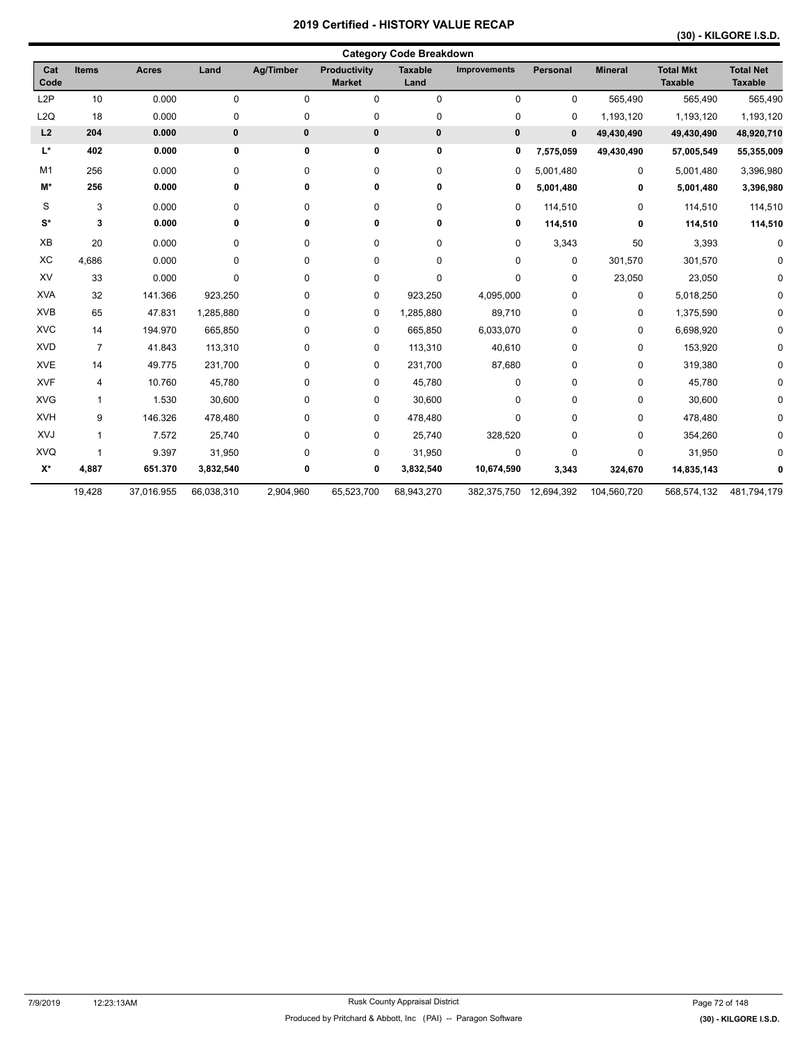# 2019 Certified - HISTORY VALUE RECAP

## (30) - KILGORE I.S.D.

### Category Code Breakdown

| Cat Code | Items | Acres | Land | Ag/Timber | Productivity Market | Taxable Land | Improvements | Personal | Mineral | Total Mkt Taxable | Total Net Taxable |
|---|---|---|---|---|---|---|---|---|---|---|---|
| L2P | 10 | 0.000 | 0 | 0 | 0 | 0 | 0 | 0 | 565,490 | 565,490 | 565,490 |
| L2Q | 18 | 0.000 | 0 | 0 | 0 | 0 | 0 | 0 | 1,193,120 | 1,193,120 | 1,193,120 |
| **L2** | **204** | **0.000** | **0** | **0** | **0** | **0** | **0** | **0** | **49,430,490** | **49,430,490** | **48,920,710** |
| **L*** | **402** | **0.000** | **0** | **0** | **0** | **0** | **0** | **7,575,059** | **49,430,490** | **57,005,549** | **55,355,009** |
| M1 | 256 | 0.000 | 0 | 0 | 0 | 0 | 0 | 5,001,480 | 0 | 5,001,480 | 3,396,980 |
| **M*** | **256** | **0.000** | **0** | **0** | **0** | **0** | **0** | **5,001,480** | **0** | **5,001,480** | **3,396,980** |
| S | 3 | 0.000 | 0 | 0 | 0 | 0 | 0 | 114,510 | 0 | 114,510 | 114,510 |
| **S*** | **3** | **0.000** | **0** | **0** | **0** | **0** | **0** | **114,510** | **0** | **114,510** | **114,510** |
| XB | 20 | 0.000 | 0 | 0 | 0 | 0 | 0 | 3,343 | 50 | 3,393 | 0 |
| XC | 4,686 | 0.000 | 0 | 0 | 0 | 0 | 0 | 0 | 301,570 | 301,570 | 0 |
| XV | 33 | 0.000 | 0 | 0 | 0 | 0 | 0 | 0 | 23,050 | 23,050 | 0 |
| XVA | 32 | 141.366 | 923,250 | 0 | 0 | 923,250 | 4,095,000 | 0 | 0 | 5,018,250 | 0 |
| XVB | 65 | 47.831 | 1,285,880 | 0 | 0 | 1,285,880 | 89,710 | 0 | 0 | 1,375,590 | 0 |
| XVC | 14 | 194.970 | 665,850 | 0 | 0 | 665,850 | 6,033,070 | 0 | 0 | 6,698,920 | 0 |
| XVD | 7 | 41.843 | 113,310 | 0 | 0 | 113,310 | 40,610 | 0 | 0 | 153,920 | 0 |
| XVE | 14 | 49.775 | 231,700 | 0 | 0 | 231,700 | 87,680 | 0 | 0 | 319,380 | 0 |
| XVF | 4 | 10.760 | 45,780 | 0 | 0 | 45,780 | 0 | 0 | 0 | 45,780 | 0 |
| XVG | 1 | 1.530 | 30,600 | 0 | 0 | 30,600 | 0 | 0 | 0 | 30,600 | 0 |
| XVH | 9 | 146.326 | 478,480 | 0 | 0 | 478,480 | 0 | 0 | 0 | 478,480 | 0 |
| XVJ | 1 | 7.572 | 25,740 | 0 | 0 | 25,740 | 328,520 | 0 | 0 | 354,260 | 0 |
| XVQ | 1 | 9.397 | 31,950 | 0 | 0 | 31,950 | 0 | 0 | 0 | 31,950 | 0 |
| **X*** | **4,887** | **651.370** | **3,832,540** | **0** | **0** | **3,832,540** | **10,674,590** | **3,343** | **324,670** | **14,835,143** | **0** |
| | 19,428 | 37,016.955 | 66,038,310 | 2,904,960 | 65,523,700 | 68,943,270 | 382,375,750 | 12,694,392 | 104,560,720 | 568,574,132 | 481,794,179 |

7/9/2019 12:23:13AM

Rusk County Appraisal District

Produced by Pritchard & Abbott, Inc (PAI) -- Paragon Software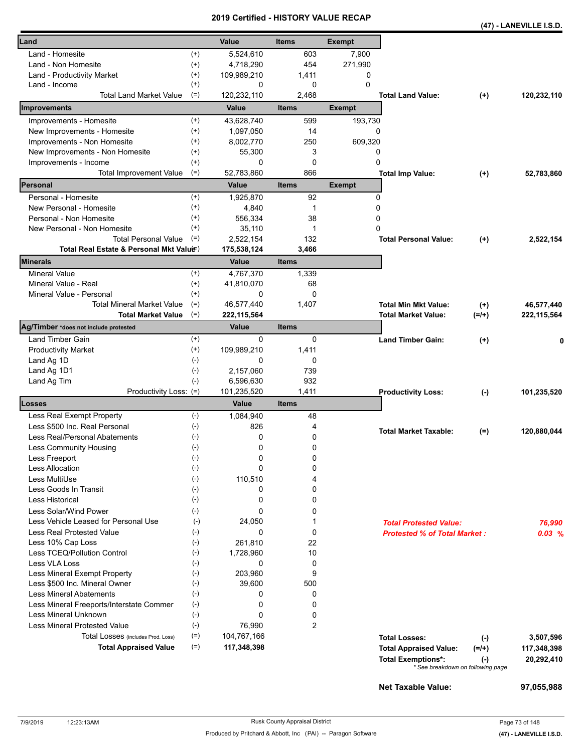# 2019 Certified - HISTORY VALUE RECAP

**(47) - LANEVILLE I.S.D.**

| Land | | Value | Items | Exempt | | | |
|---|---|---|---|---|---|---|---|
| Land - Homesite | (+) | 5,524,610 | 603 | 7,900 | | | |
| Land - Non Homesite | (+) | 4,718,290 | 454 | 271,990 | | | |
| Land - Productivity Market | (+) | 109,989,210 | 1,411 | 0 | | | |
| Land - Income | (+) | 0 | 0 | 0 | | | |
| Total Land Market Value | (=) | 120,232,110 | 2,468 | | **Total Land Value:** | **(+)** | **120,232,110** |
| **Improvements** | | **Value** | **Items** | **Exempt** | | | |
| Improvements - Homesite | (+) | 43,628,740 | 599 | 193,730 | | | |
| New Improvements - Homesite | (+) | 1,097,050 | 14 | 0 | | | |
| Improvements - Non Homesite | (+) | 8,002,770 | 250 | 609,320 | | | |
| New Improvements - Non Homesite | (+) | 55,300 | 3 | 0 | | | |
| Improvements - Income | (+) | 0 | 0 | 0 | | | |
| Total Improvement Value | (=) | 52,783,860 | 866 | | **Total Imp Value:** | **(+)** | **52,783,860** |
| **Personal** | | **Value** | **Items** | **Exempt** | | | |
| Personal - Homesite | (+) | 1,925,870 | 92 | 0 | | | |
| New Personal - Homesite | (+) | 4,840 | 1 | 0 | | | |
| Personal - Non Homesite | (+) | 556,334 | 38 | 0 | | | |
| New Personal - Non Homesite | (+) | 35,110 | 1 | 0 | | | |
| Total Personal Value | (=) | 2,522,154 | 132 | | **Total Personal Value:** | **(+)** | **2,522,154** |
| **Total Real Estate & Personal Mkt Value** | (=) | **175,538,124** | **3,466** | | | | |
| **Minerals** | | **Value** | **Items** | | | | |
| Mineral Value | (+) | 4,767,370 | 1,339 | | | | |
| Mineral Value - Real | (+) | 41,810,070 | 68 | | | | |
| Mineral Value - Personal | (+) | 0 | 0 | | | | |
| Total Mineral Market Value | (=) | 46,577,440 | 1,407 | | **Total Min Mkt Value:** | **(+)** | **46,577,440** |
| **Total Market Value** | (=) | **222,115,564** | | | **Total Market Value:** | **(=/+)** | **222,115,564** |
| **Ag/Timber** *does not include protested | | **Value** | **Items** | | | | |
| Land Timber Gain | (+) | 0 | 0 | | **Land Timber Gain:** | **(+)** | **0** |
| Productivity Market | (+) | 109,989,210 | 1,411 | | | | |
| Land Ag 1D | (-) | 0 | 0 | | | | |
| Land Ag 1D1 | (-) | 2,157,060 | 739 | | | | |
| Land Ag Tim | (-) | 6,596,630 | 932 | | | | |
| Productivity Loss: | (=) | 101,235,520 | 1,411 | | **Productivity Loss:** | **(-)** | **101,235,520** |
| **Losses** | | **Value** | **Items** | | | | |
| Less Real Exempt Property | (-) | 1,084,940 | 48 | | | | |
| Less $500 Inc. Real Personal | (-) | 826 | 4 | | **Total Market Taxable:** | **(=)** | **120,880,044** |
| Less Real/Personal Abatements | (-) | 0 | 0 | | | | |
| Less Community Housing | (-) | 0 | 0 | | | | |
| Less Freeport | (-) | 0 | 0 | | | | |
| Less Allocation | (-) | 0 | 0 | | | | |
| Less MultiUse | (-) | 110,510 | 4 | | | | |
| Less Goods In Transit | (-) | 0 | 0 | | | | |
| Less Historical | (-) | 0 | 0 | | | | |
| Less Solar/Wind Power | (-) | 0 | 0 | | | | |
| Less Vehicle Leased for Personal Use | (-) | 24,050 | 1 | | ***Total Protested Value:*** | | ***76,990*** |
| Less Real Protested Value | (-) | 0 | 0 | | ***Protested % of Total Market :*** | | ***0.03 %*** |
| Less 10% Cap Loss | (-) | 261,810 | 22 | | | | |
| Less TCEQ/Pollution Control | (-) | 1,728,960 | 10 | | | | |
| Less VLA Loss | (-) | 0 | 0 | | | | |
| Less Mineral Exempt Property | (-) | 203,960 | 9 | | | | |
| Less $500 Inc. Mineral Owner | (-) | 39,600 | 500 | | | | |
| Less Mineral Abatements | (-) | 0 | 0 | | | | |
| Less Mineral Freeports/Interstate Commer | (-) | 0 | 0 | | | | |
| Less Mineral Unknown | (-) | 0 | 0 | | | | |
| Less Mineral Protested Value | (-) | 76,990 | 2 | | | | |
| Total Losses (includes Prod. Loss) | (=) | 104,767,166 | | | **Total Losses:** | **(-)** | **3,507,596** |
| **Total Appraised Value** | (=) | **117,348,398** | | | **Total Appraised Value:** | **(=/+)** | **117,348,398** |
| | | | | | **Total Exemptions*:** | **(-)** | **20,292,410** |

*\* See breakdown on following page*

**Net Taxable Value: 97,055,988**

7/9/2019 12:23:13AM Rusk County Appraisal District

Produced by Pritchard & Abbott, Inc (PAI) -- Paragon Software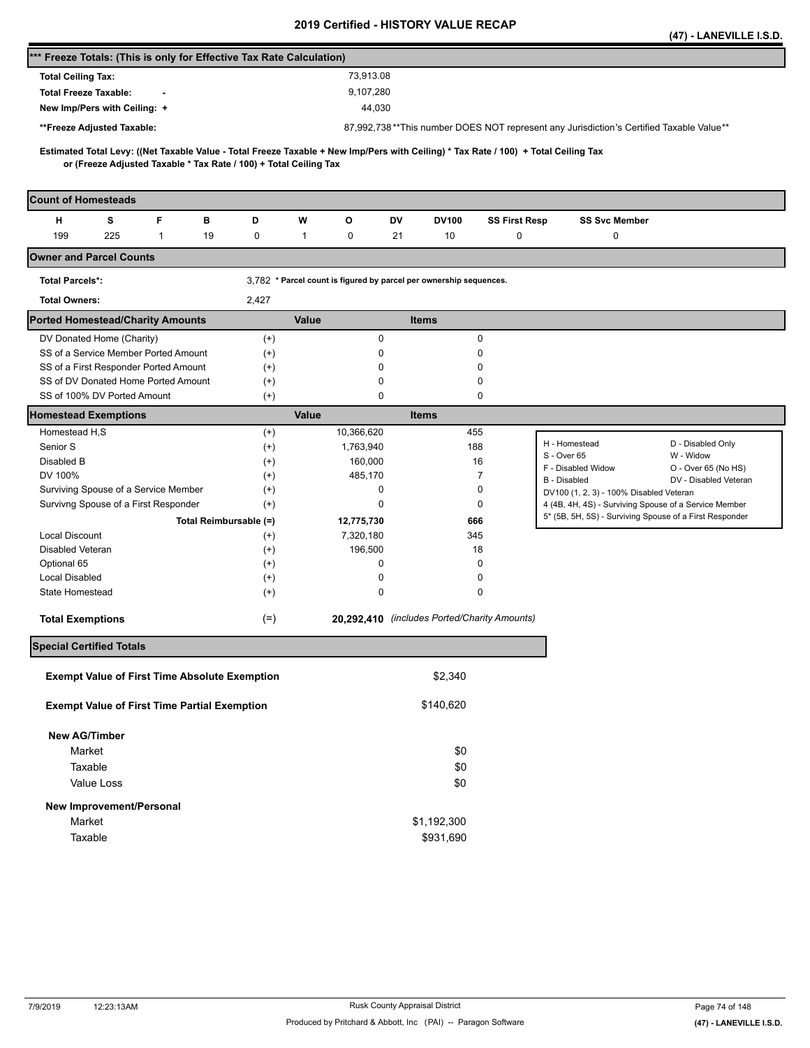# 2019 Certified - HISTORY VALUE RECAP

**(47) - LANEVILLE I.S.D.**

## *** Freeze Totals: (This is only for Effective Tax Rate Calculation)

| | |
|---|---|
| **Total Ceiling Tax:** | 73,913.08 |
| **Total Freeze Taxable: -** | 9,107,280 |
| **New Imp/Pers with Ceiling: +** | 44,030 |
| **\*\*Freeze Adjusted Taxable:** | 87,992,738 **This number DOES NOT represent any Jurisdiction's Certified Taxable Value** |

**Estimated Total Levy: ((Net Taxable Value - Total Freeze Taxable + New Imp/Pers with Ceiling) * Tax Rate / 100) + Total Ceiling Tax or (Freeze Adjusted Taxable * Tax Rate / 100) + Total Ceiling Tax**

## Count of Homesteads

| H | S | F | B | D | W | O | DV | DV100 | SS First Resp | SS Svc Member |
|---|---|---|---|---|---|---|---|---|---|---|
| 199 | 225 | 1 | 19 | 0 | 1 | 0 | 21 | 10 | 0 | 0 |

## Owner and Parcel Counts

**Total Parcels*:** 3,782 * Parcel count is figured by parcel per ownership sequences.

**Total Owners:** 2,427

## Ported Homestead/Charity Amounts

| | | Value | Items |
|---|---|---|---|
| DV Donated Home (Charity) | (+) | 0 | 0 |
| SS of a Service Member Ported Amount | (+) | 0 | 0 |
| SS of a First Responder Ported Amount | (+) | 0 | 0 |
| SS of DV Donated Home Ported Amount | (+) | 0 | 0 |
| SS of 100% DV Ported Amount | (+) | 0 | 0 |

## Homestead Exemptions

| | | Value | Items |
|---|---|---|---|
| Homestead H,S | (+) | 10,366,620 | 455 |
| Senior S | (+) | 1,763,940 | 188 |
| Disabled B | (+) | 160,000 | 16 |
| DV 100% | (+) | 485,170 | 7 |
| Surviving Spouse of a Service Member | (+) | 0 | 0 |
| Survivng Spouse of a First Responder | (+) | 0 | 0 |
| **Total Reimbursable (=)** | | **12,775,730** | **666** |
| Local Discount | (+) | 7,320,180 | 345 |
| Disabled Veteran | (+) | 196,500 | 18 |
| Optional 65 | (+) | 0 | 0 |
| Local Disabled | (+) | 0 | 0 |
| State Homestead | (+) | 0 | 0 |
| **Total Exemptions** | (=) | **20,292,410** | *(includes Ported/Charity Amounts)* |

| | |
|---|---|
| H - Homestead | D - Disabled Only |
| S - Over 65 | W - Widow |
| F - Disabled Widow | O - Over 65 (No HS) |
| B - Disabled | DV - Disabled Veteran |
| DV100 (1, 2, 3) - 100% Disabled Veteran | |
| 4 (4B, 4H, 4S) - Surviving Spouse of a Service Member | |
| 5* (5B, 5H, 5S) - Surviving Spouse of a First Responder | |

## Special Certified Totals

| | |
|---|---|
| **Exempt Value of First Time Absolute Exemption** | $2,340 |
| **Exempt Value of First Time Partial Exemption** | $140,620 |
| **New AG/Timber** | |
| Market | $0 |
| Taxable | $0 |
| Value Loss | $0 |
| **New Improvement/Personal** | |
| Market | $1,192,300 |
| Taxable | $931,690 |

7/9/2019 12:23:13AM — Rusk County Appraisal District — Produced by Pritchard & Abbott, Inc (PAI) -- Paragon Software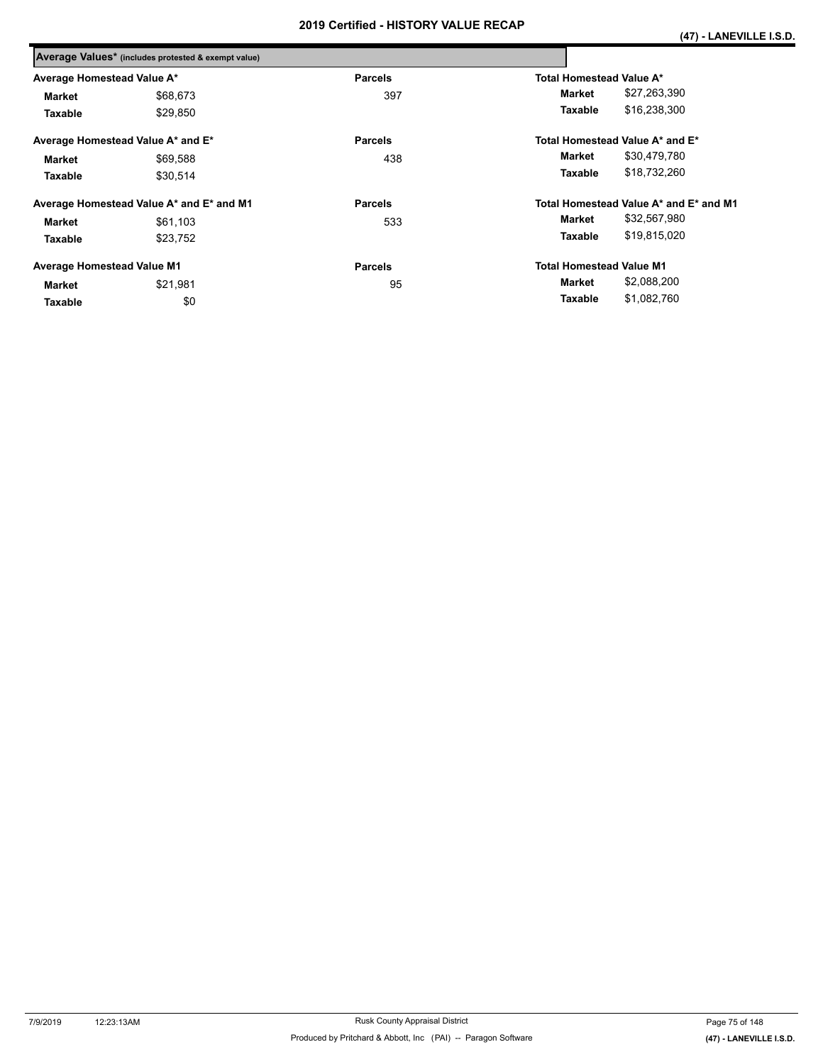# 2019 Certified - HISTORY VALUE RECAP

**(47) - LANEVILLE I.S.D.**

## Average Values* (includes protested & exempt value)

| Average Homestead Value A* | | Parcels | Total Homestead Value A* | |
|---|---|---|---|---|
| **Market** | $68,673 | 397 | **Market** | $27,263,390 |
| **Taxable** | $29,850 | | **Taxable** | $16,238,300 |

| Average Homestead Value A* and E* | | Parcels | Total Homestead Value A* and E* | |
|---|---|---|---|---|
| **Market** | $69,588 | 438 | **Market** | $30,479,780 |
| **Taxable** | $30,514 | | **Taxable** | $18,732,260 |

| Average Homestead Value A* and E* and M1 | | Parcels | Total Homestead Value A* and E* and M1 | |
|---|---|---|---|---|
| **Market** | $61,103 | 533 | **Market** | $32,567,980 |
| **Taxable** | $23,752 | | **Taxable** | $19,815,020 |

| Average Homestead Value M1 | | Parcels | Total Homestead Value M1 | |
|---|---|---|---|---|
| **Market** | $21,981 | 95 | **Market** | $2,088,200 |
| **Taxable** | $0 | | **Taxable** | $1,082,760 |

7/9/2019 12:23:13AM Rusk County Appraisal District

Produced by Pritchard & Abbott, Inc (PAI) -- Paragon Software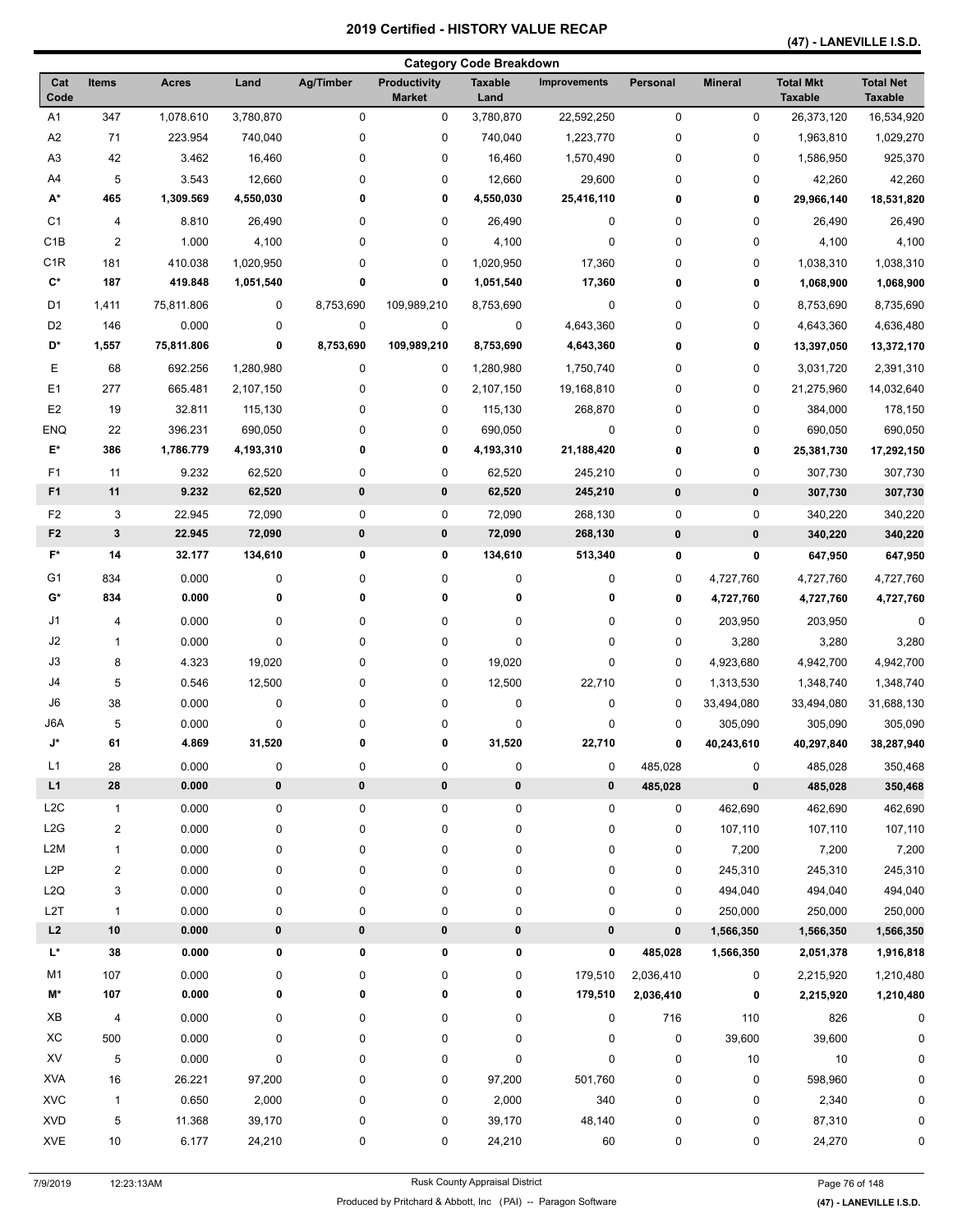# 2019 Certified - HISTORY VALUE RECAP

**(47) - LANEVILLE I.S.D.**

## Category Code Breakdown

| Cat Code | Items | Acres | Land | Ag/Timber | Productivity Market | Taxable Land | Improvements | Personal | Mineral | Total Mkt Taxable | Total Net Taxable |
|---|---|---|---|---|---|---|---|---|---|---|---|
| A1 | 347 | 1,078.610 | 3,780,870 | 0 | 0 | 3,780,870 | 22,592,250 | 0 | 0 | 26,373,120 | 16,534,920 |
| A2 | 71 | 223.954 | 740,040 | 0 | 0 | 740,040 | 1,223,770 | 0 | 0 | 1,963,810 | 1,029,270 |
| A3 | 42 | 3.462 | 16,460 | 0 | 0 | 16,460 | 1,570,490 | 0 | 0 | 1,586,950 | 925,370 |
| A4 | 5 | 3.543 | 12,660 | 0 | 0 | 12,660 | 29,600 | 0 | 0 | 42,260 | 42,260 |
| **A*** | **465** | **1,309.569** | **4,550,030** | **0** | **0** | **4,550,030** | **25,416,110** | **0** | **0** | **29,966,140** | **18,531,820** |
| C1 | 4 | 8.810 | 26,490 | 0 | 0 | 26,490 | 0 | 0 | 0 | 26,490 | 26,490 |
| C1B | 2 | 1.000 | 4,100 | 0 | 0 | 4,100 | 0 | 0 | 0 | 4,100 | 4,100 |
| C1R | 181 | 410.038 | 1,020,950 | 0 | 0 | 1,020,950 | 17,360 | 0 | 0 | 1,038,310 | 1,038,310 |
| **C*** | **187** | **419.848** | **1,051,540** | **0** | **0** | **1,051,540** | **17,360** | **0** | **0** | **1,068,900** | **1,068,900** |
| D1 | 1,411 | 75,811.806 | 0 | 8,753,690 | 109,989,210 | 8,753,690 | 0 | 0 | 0 | 8,753,690 | 8,735,690 |
| D2 | 146 | 0.000 | 0 | 0 | 0 | 0 | 4,643,360 | 0 | 0 | 4,643,360 | 4,636,480 |
| **D*** | **1,557** | **75,811.806** | **0** | **8,753,690** | **109,989,210** | **8,753,690** | **4,643,360** | **0** | **0** | **13,397,050** | **13,372,170** |
| E | 68 | 692.256 | 1,280,980 | 0 | 0 | 1,280,980 | 1,750,740 | 0 | 0 | 3,031,720 | 2,391,310 |
| E1 | 277 | 665.481 | 2,107,150 | 0 | 0 | 2,107,150 | 19,168,810 | 0 | 0 | 21,275,960 | 14,032,640 |
| E2 | 19 | 32.811 | 115,130 | 0 | 0 | 115,130 | 268,870 | 0 | 0 | 384,000 | 178,150 |
| ENQ | 22 | 396.231 | 690,050 | 0 | 0 | 690,050 | 0 | 0 | 0 | 690,050 | 690,050 |
| **E*** | **386** | **1,786.779** | **4,193,310** | **0** | **0** | **4,193,310** | **21,188,420** | **0** | **0** | **25,381,730** | **17,292,150** |
| F1 | 11 | 9.232 | 62,520 | 0 | 0 | 62,520 | 245,210 | 0 | 0 | 307,730 | 307,730 |
| **F1** | **11** | **9.232** | **62,520** | **0** | **0** | **62,520** | **245,210** | **0** | **0** | **307,730** | **307,730** |
| F2 | 3 | 22.945 | 72,090 | 0 | 0 | 72,090 | 268,130 | 0 | 0 | 340,220 | 340,220 |
| **F2** | **3** | **22.945** | **72,090** | **0** | **0** | **72,090** | **268,130** | **0** | **0** | **340,220** | **340,220** |
| **F*** | **14** | **32.177** | **134,610** | **0** | **0** | **134,610** | **513,340** | **0** | **0** | **647,950** | **647,950** |
| G1 | 834 | 0.000 | 0 | 0 | 0 | 0 | 0 | 0 | 4,727,760 | 4,727,760 | 4,727,760 |
| **G*** | **834** | **0.000** | **0** | **0** | **0** | **0** | **0** | **0** | **4,727,760** | **4,727,760** | **4,727,760** |
| J1 | 4 | 0.000 | 0 | 0 | 0 | 0 | 0 | 0 | 203,950 | 203,950 | 0 |
| J2 | 1 | 0.000 | 0 | 0 | 0 | 0 | 0 | 0 | 3,280 | 3,280 | 3,280 |
| J3 | 8 | 4.323 | 19,020 | 0 | 0 | 19,020 | 0 | 0 | 4,923,680 | 4,942,700 | 4,942,700 |
| J4 | 5 | 0.546 | 12,500 | 0 | 0 | 12,500 | 22,710 | 0 | 1,313,530 | 1,348,740 | 1,348,740 |
| J6 | 38 | 0.000 | 0 | 0 | 0 | 0 | 0 | 0 | 33,494,080 | 33,494,080 | 31,688,130 |
| J6A | 5 | 0.000 | 0 | 0 | 0 | 0 | 0 | 0 | 305,090 | 305,090 | 305,090 |
| **J*** | **61** | **4.869** | **31,520** | **0** | **0** | **31,520** | **22,710** | **0** | **40,243,610** | **40,297,840** | **38,287,940** |
| L1 | 28 | 0.000 | 0 | 0 | 0 | 0 | 0 | 485,028 | 0 | 485,028 | 350,468 |
| **L1** | **28** | **0.000** | **0** | **0** | **0** | **0** | **0** | **485,028** | **0** | **485,028** | **350,468** |
| L2C | 1 | 0.000 | 0 | 0 | 0 | 0 | 0 | 0 | 462,690 | 462,690 | 462,690 |
| L2G | 2 | 0.000 | 0 | 0 | 0 | 0 | 0 | 0 | 107,110 | 107,110 | 107,110 |
| L2M | 1 | 0.000 | 0 | 0 | 0 | 0 | 0 | 0 | 7,200 | 7,200 | 7,200 |
| L2P | 2 | 0.000 | 0 | 0 | 0 | 0 | 0 | 0 | 245,310 | 245,310 | 245,310 |
| L2Q | 3 | 0.000 | 0 | 0 | 0 | 0 | 0 | 0 | 494,040 | 494,040 | 494,040 |
| L2T | 1 | 0.000 | 0 | 0 | 0 | 0 | 0 | 0 | 250,000 | 250,000 | 250,000 |
| **L2** | **10** | **0.000** | **0** | **0** | **0** | **0** | **0** | **0** | **1,566,350** | **1,566,350** | **1,566,350** |
| **L*** | **38** | **0.000** | **0** | **0** | **0** | **0** | **0** | **485,028** | **1,566,350** | **2,051,378** | **1,916,818** |
| M1 | 107 | 0.000 | 0 | 0 | 0 | 0 | 179,510 | 2,036,410 | 0 | 2,215,920 | 1,210,480 |
| **M*** | **107** | **0.000** | **0** | **0** | **0** | **0** | **179,510** | **2,036,410** | **0** | **2,215,920** | **1,210,480** |
| XB | 4 | 0.000 | 0 | 0 | 0 | 0 | 0 | 716 | 110 | 826 | 0 |
| XC | 500 | 0.000 | 0 | 0 | 0 | 0 | 0 | 0 | 39,600 | 39,600 | 0 |
| XV | 5 | 0.000 | 0 | 0 | 0 | 0 | 0 | 0 | 10 | 10 | 0 |
| XVA | 16 | 26.221 | 97,200 | 0 | 0 | 97,200 | 501,760 | 0 | 0 | 598,960 | 0 |
| XVC | 1 | 0.650 | 2,000 | 0 | 0 | 2,000 | 340 | 0 | 0 | 2,340 | 0 |
| XVD | 5 | 11.368 | 39,170 | 0 | 0 | 39,170 | 48,140 | 0 | 0 | 87,310 | 0 |
| XVE | 10 | 6.177 | 24,210 | 0 | 0 | 24,210 | 60 | 0 | 0 | 24,270 | 0 |

7/9/2019 12:23:13AM Rusk County Appraisal District

Produced by Pritchard & Abbott, Inc (PAI) -- Paragon Software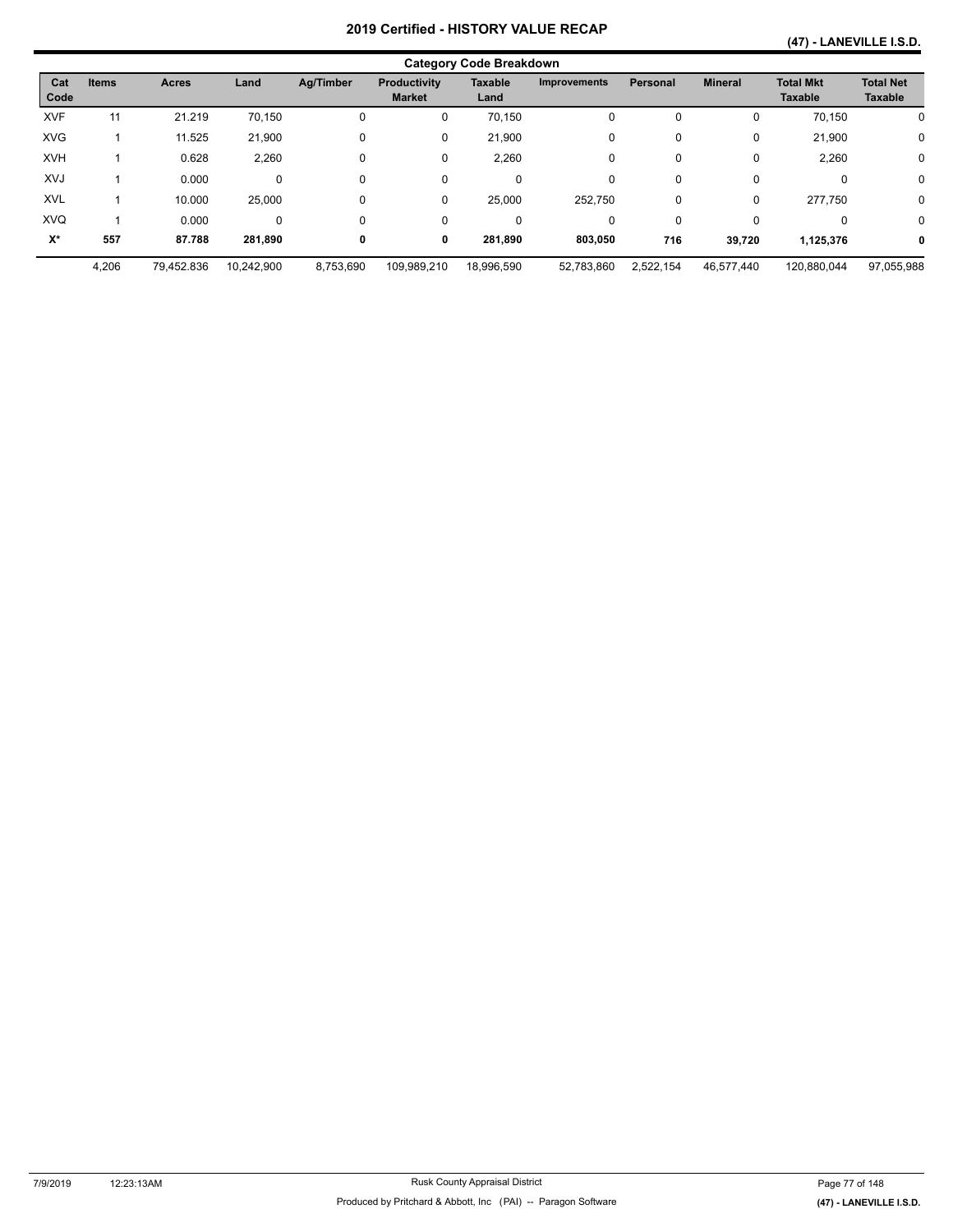# 2019 Certified - HISTORY VALUE RECAP

**(47) - LANEVILLE I.S.D.**

## Category Code Breakdown

| Cat Code | Items | Acres | Land | Ag/Timber | Productivity Market | Taxable Land | Improvements | Personal | Mineral | Total Mkt Taxable | Total Net Taxable |
|---|---|---|---|---|---|---|---|---|---|---|---|
| XVF | 11 | 21.219 | 70,150 | 0 | 0 | 70,150 | 0 | 0 | 0 | 70,150 | 0 |
| XVG | 1 | 11.525 | 21,900 | 0 | 0 | 21,900 | 0 | 0 | 0 | 21,900 | 0 |
| XVH | 1 | 0.628 | 2,260 | 0 | 0 | 2,260 | 0 | 0 | 0 | 2,260 | 0 |
| XVJ | 1 | 0.000 | 0 | 0 | 0 | 0 | 0 | 0 | 0 | 0 | 0 |
| XVL | 1 | 10.000 | 25,000 | 0 | 0 | 25,000 | 252,750 | 0 | 0 | 277,750 | 0 |
| XVQ | 1 | 0.000 | 0 | 0 | 0 | 0 | 0 | 0 | 0 | 0 | 0 |
| **X*** | **557** | **87.788** | **281,890** | **0** | **0** | **281,890** | **803,050** | **716** | **39,720** | **1,125,376** | **0** |
| | 4,206 | 79,452.836 | 10,242,900 | 8,753,690 | 109,989,210 | 18,996,590 | 52,783,860 | 2,522,154 | 46,577,440 | 120,880,044 | 97,055,988 |

7/9/2019 12:23:13AM

Rusk County Appraisal District

Produced by Pritchard & Abbott, Inc (PAI) -- Paragon Software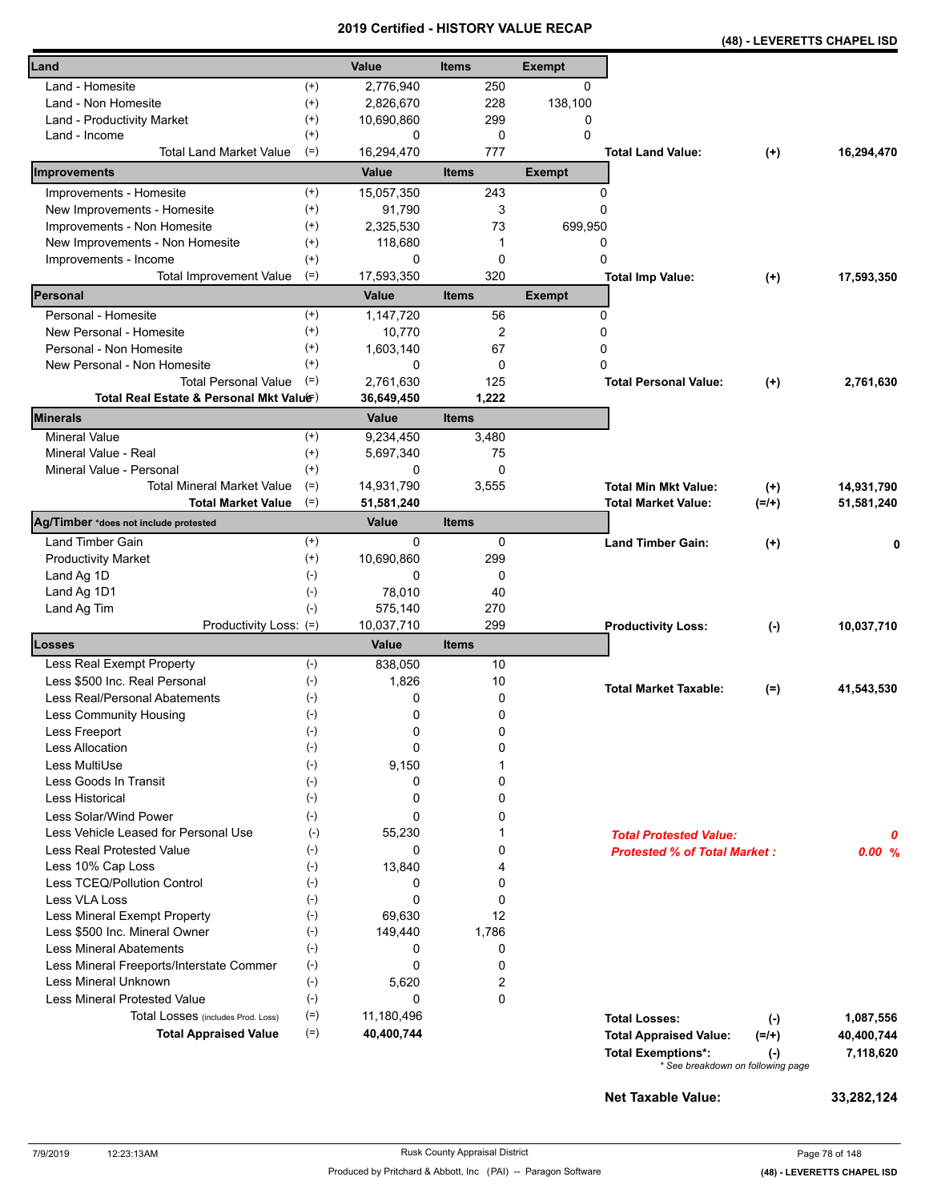# 2019 Certified - HISTORY VALUE RECAP

**(48) - LEVERETTS CHAPEL ISD**

| Land | | Value | Items | Exempt | | | |
|---|---|---|---|---|---|---|---|
| Land - Homesite | (+) | 2,776,940 | 250 | 0 | | | |
| Land - Non Homesite | (+) | 2,826,670 | 228 | 138,100 | | | |
| Land - Productivity Market | (+) | 10,690,860 | 299 | 0 | | | |
| Land - Income | (+) | 0 | 0 | 0 | | | |
| Total Land Market Value | (=) | 16,294,470 | 777 | | **Total Land Value:** | (+) | 16,294,470 |

| Improvements | | Value | Items | Exempt | | | |
|---|---|---|---|---|---|---|---|
| Improvements - Homesite | (+) | 15,057,350 | 243 | 0 | | | |
| New Improvements - Homesite | (+) | 91,790 | 3 | 0 | | | |
| Improvements - Non Homesite | (+) | 2,325,530 | 73 | 699,950 | | | |
| New Improvements - Non Homesite | (+) | 118,680 | 1 | 0 | | | |
| Improvements - Income | (+) | 0 | 0 | 0 | | | |
| Total Improvement Value | (=) | 17,593,350 | 320 | | **Total Imp Value:** | (+) | 17,593,350 |

| Personal | | Value | Items | Exempt | | | |
|---|---|---|---|---|---|---|---|
| Personal - Homesite | (+) | 1,147,720 | 56 | 0 | | | |
| New Personal - Homesite | (+) | 10,770 | 2 | 0 | | | |
| Personal - Non Homesite | (+) | 1,603,140 | 67 | 0 | | | |
| New Personal - Non Homesite | (+) | 0 | 0 | 0 | | | |
| Total Personal Value | (=) | 2,761,630 | 125 | | **Total Personal Value:** | (+) | 2,761,630 |
| **Total Real Estate & Personal Mkt Value** | (=) | **36,649,450** | **1,222** | | | | |

| Minerals | | Value | Items | | | |
|---|---|---|---|---|---|---|
| Mineral Value | (+) | 9,234,450 | 3,480 | | | |
| Mineral Value - Real | (+) | 5,697,340 | 75 | | | |
| Mineral Value - Personal | (+) | 0 | 0 | | | |
| Total Mineral Market Value | (=) | 14,931,790 | 3,555 | **Total Min Mkt Value:** | (+) | 14,931,790 |
| **Total Market Value** | (=) | **51,581,240** | | **Total Market Value:** | (=/+) | 51,581,240 |

| Ag/Timber *does not include protested | | Value | Items | | | |
|---|---|---|---|---|---|---|
| Land Timber Gain | (+) | 0 | 0 | **Land Timber Gain:** | (+) | 0 |
| Productivity Market | (+) | 10,690,860 | 299 | | | |
| Land Ag 1D | (-) | 0 | 0 | | | |
| Land Ag 1D1 | (-) | 78,010 | 40 | | | |
| Land Ag Tim | (-) | 575,140 | 270 | | | |
| Productivity Loss: | (=) | 10,037,710 | 299 | **Productivity Loss:** | (-) | 10,037,710 |

| Losses | | Value | Items | | | |
|---|---|---|---|---|---|---|
| Less Real Exempt Property | (-) | 838,050 | 10 | | | |
| Less $500 Inc. Real Personal | (-) | 1,826 | 10 | **Total Market Taxable:** | (=) | 41,543,530 |
| Less Real/Personal Abatements | (-) | 0 | 0 | | | |
| Less Community Housing | (-) | 0 | 0 | | | |
| Less Freeport | (-) | 0 | 0 | | | |
| Less Allocation | (-) | 0 | 0 | | | |
| Less MultiUse | (-) | 9,150 | 1 | | | |
| Less Goods In Transit | (-) | 0 | 0 | | | |
| Less Historical | (-) | 0 | 0 | | | |
| Less Solar/Wind Power | (-) | 0 | 0 | | | |
| Less Vehicle Leased for Personal Use | (-) | 55,230 | 1 | ***Total Protested Value:*** | | *0* |
| Less Real Protested Value | (-) | 0 | 0 | ***Protested % of Total Market :*** | | *0.00 %* |
| Less 10% Cap Loss | (-) | 13,840 | 4 | | | |
| Less TCEQ/Pollution Control | (-) | 0 | 0 | | | |
| Less VLA Loss | (-) | 0 | 0 | | | |
| Less Mineral Exempt Property | (-) | 69,630 | 12 | | | |
| Less $500 Inc. Mineral Owner | (-) | 149,440 | 1,786 | | | |
| Less Mineral Abatements | (-) | 0 | 0 | | | |
| Less Mineral Freeports/Interstate Commer | (-) | 0 | 0 | | | |
| Less Mineral Unknown | (-) | 5,620 | 2 | | | |
| Less Mineral Protested Value | (-) | 0 | 0 | | | |
| Total Losses (includes Prod. Loss) | (=) | 11,180,496 | | **Total Losses:** | (-) | 1,087,556 |
| **Total Appraised Value** | (=) | **40,400,744** | | **Total Appraised Value:** | (=/+) | 40,400,744 |
| | | | | **Total Exemptions*:** | (-) | 7,118,620 |

*\* See breakdown on following page*

**Net Taxable Value:** **33,282,124**

7/9/2019 12:23:13AM — Rusk County Appraisal District — Produced by Pritchard & Abbott, Inc (PAI) -- Paragon Software — (48) - LEVERETTS CHAPEL ISD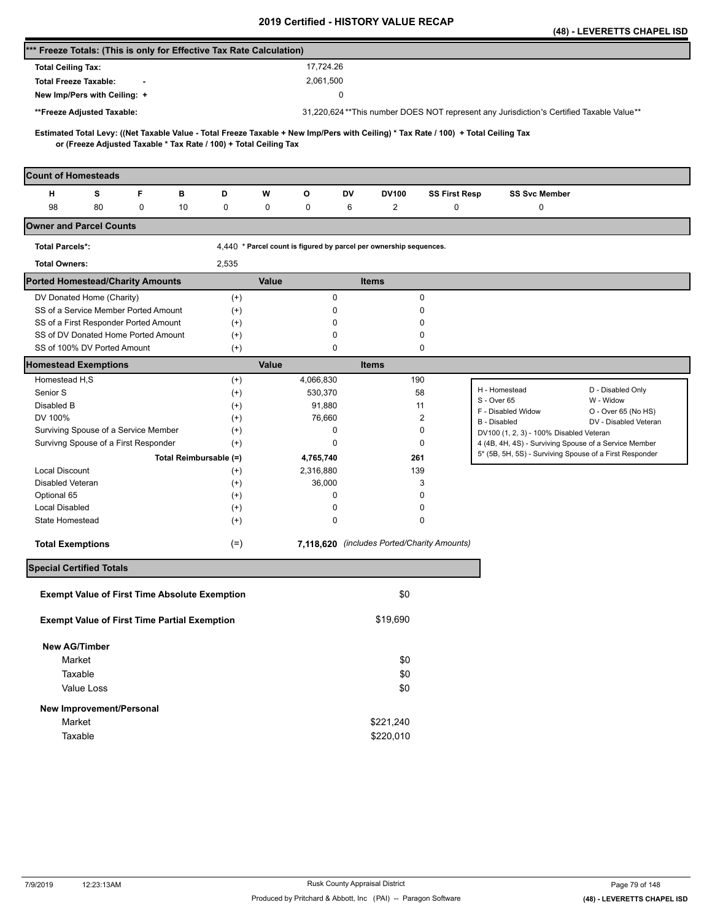# 2019 Certified - HISTORY VALUE RECAP

**(48) - LEVERETTS CHAPEL ISD**

## *** Freeze Totals: (This is only for Effective Tax Rate Calculation)

| | |
|---|---|
| **Total Ceiling Tax:** | 17,724.26 |
| **Total Freeze Taxable:** - | 2,061,500 |
| **New Imp/Pers with Ceiling:** + | 0 |
| **Freeze Adjusted Taxable: | 31,220,624 **This number DOES NOT represent any Jurisdiction's Certified Taxable Value** |

**Estimated Total Levy: ((Net Taxable Value - Total Freeze Taxable + New Imp/Pers with Ceiling) * Tax Rate / 100) + Total Ceiling Tax or (Freeze Adjusted Taxable * Tax Rate / 100) + Total Ceiling Tax**

## Count of Homesteads

| H | S | F | B | D | W | O | DV | DV100 | SS First Resp | SS Svc Member |
|---|---|---|---|---|---|---|---|---|---|---|
| 98 | 80 | 0 | 10 | 0 | 0 | 0 | 6 | 2 | 0 | 0 |

## Owner and Parcel Counts

**Total Parcels*:** 4,440 * Parcel count is figured by parcel per ownership sequences.

**Total Owners:** 2,535

## Ported Homestead/Charity Amounts

| | | Value | Items |
|---|---|---|---|
| DV Donated Home (Charity) | (+) | 0 | 0 |
| SS of a Service Member Ported Amount | (+) | 0 | 0 |
| SS of a First Responder Ported Amount | (+) | 0 | 0 |
| SS of DV Donated Home Ported Amount | (+) | 0 | 0 |
| SS of 100% DV Ported Amount | (+) | 0 | 0 |

## Homestead Exemptions

| | | Value | Items |
|---|---|---|---|
| Homestead H,S | (+) | 4,066,830 | 190 |
| Senior S | (+) | 530,370 | 58 |
| Disabled B | (+) | 91,880 | 11 |
| DV 100% | (+) | 76,660 | 2 |
| Surviving Spouse of a Service Member | (+) | 0 | 0 |
| Survivng Spouse of a First Responder | (+) | 0 | 0 |
| **Total Reimbursable (=)** | | **4,765,740** | **261** |
| Local Discount | (+) | 2,316,880 | 139 |
| Disabled Veteran | (+) | 36,000 | 3 |
| Optional 65 | (+) | 0 | 0 |
| Local Disabled | (+) | 0 | 0 |
| State Homestead | (+) | 0 | 0 |
| **Total Exemptions** | (=) | **7,118,620** | *(includes Ported/Charity Amounts)* |

| | |
|---|---|
| H - Homestead | D - Disabled Only |
| S - Over 65 | W - Widow |
| F - Disabled Widow | O - Over 65 (No HS) |
| B - Disabled | DV - Disabled Veteran |
| DV100 (1, 2, 3) - 100% Disabled Veteran | |
| 4 (4B, 4H, 4S) - Surviving Spouse of a Service Member | |
| 5* (5B, 5H, 5S) - Surviving Spouse of a First Responder | |

## Special Certified Totals

| | |
|---|---|
| **Exempt Value of First Time Absolute Exemption** | $0 |
| **Exempt Value of First Time Partial Exemption** | $19,690 |
| **New AG/Timber** | |
| Market | $0 |
| Taxable | $0 |
| Value Loss | $0 |
| **New Improvement/Personal** | |
| Market | $221,240 |
| Taxable | $220,010 |

7/9/2019 12:23:13AM — Rusk County Appraisal District — Produced by Pritchard & Abbott, Inc (PAI) -- Paragon Software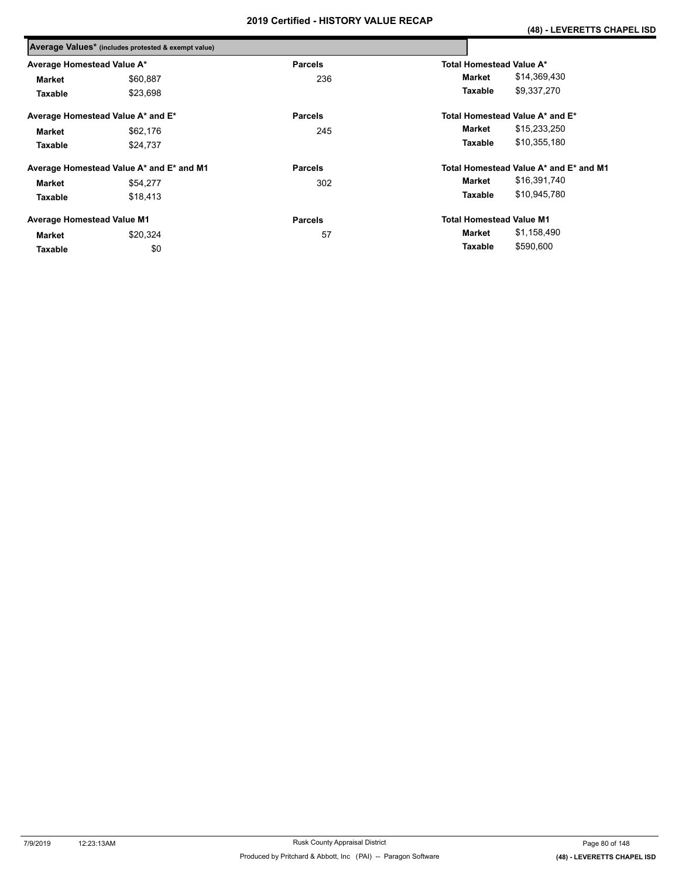## Average Values* (includes protested & exempt value)

| Average Homestead Value A* | | Parcels | Total Homestead Value A* | |
|---|---|---|---|---|
| Market | $60,887 | 236 | Market | $14,369,430 |
| Taxable | $23,698 | | Taxable | $9,337,270 |

| Average Homestead Value A* and E* | | Parcels | Total Homestead Value A* and E* | |
|---|---|---|---|---|
| Market | $62,176 | 245 | Market | $15,233,250 |
| Taxable | $24,737 | | Taxable | $10,355,180 |

| Average Homestead Value A* and E* and M1 | | Parcels | Total Homestead Value A* and E* and M1 | |
|---|---|---|---|---|
| Market | $54,277 | 302 | Market | $16,391,740 |
| Taxable | $18,413 | | Taxable | $10,945,780 |

| Average Homestead Value M1 | | Parcels | Total Homestead Value M1 | |
|---|---|---|---|---|
| Market | $20,324 | 57 | Market | $1,158,490 |
| Taxable | $0 | | Taxable | $590,600 |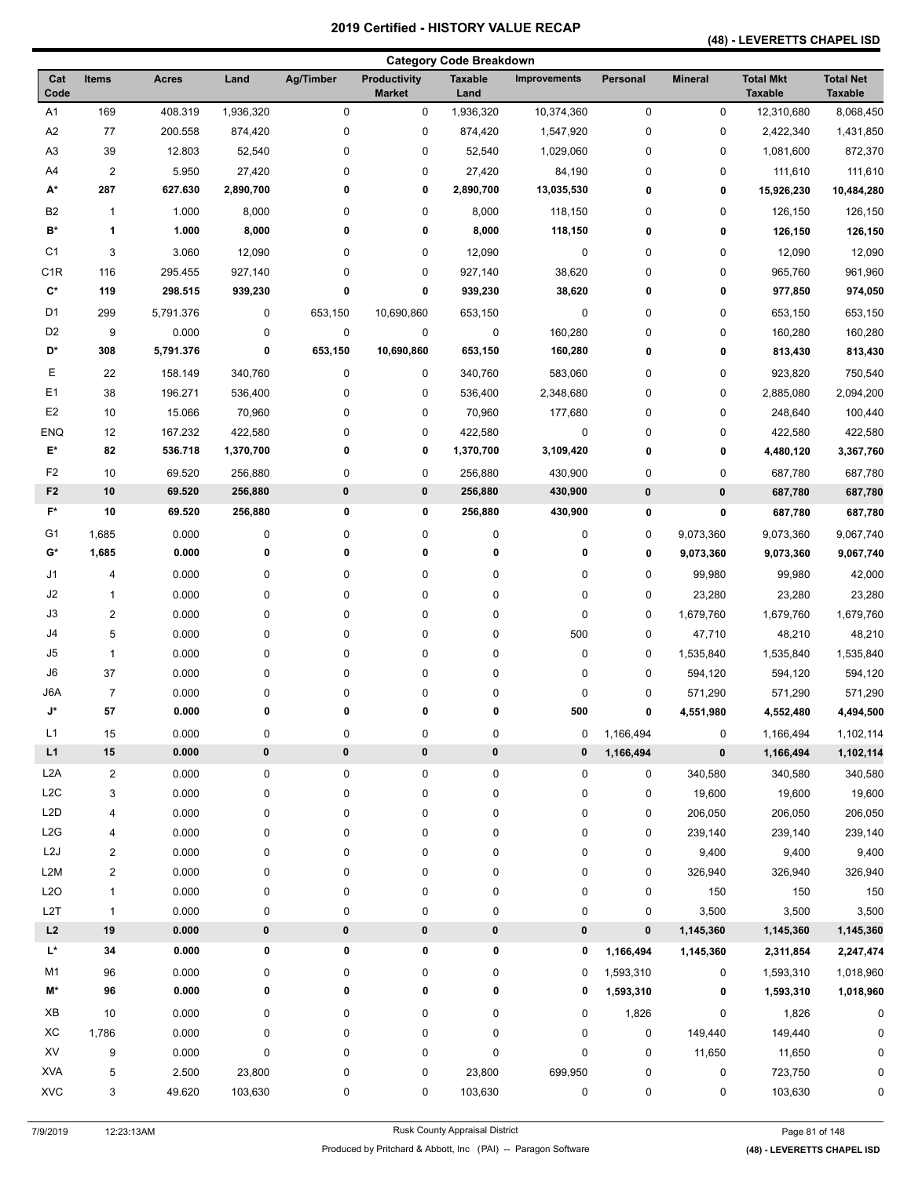# 2019 Certified - HISTORY VALUE RECAP

## (48) - LEVERETTS CHAPEL ISD

### Category Code Breakdown

| Cat Code | Items | Acres | Land | Ag/Timber | Productivity Market | Taxable Land | Improvements | Personal | Mineral | Total Mkt Taxable | Total Net Taxable |
|---|---|---|---|---|---|---|---|---|---|---|---|
| A1 | 169 | 408.319 | 1,936,320 | 0 | 0 | 1,936,320 | 10,374,360 | 0 | 0 | 12,310,680 | 8,068,450 |
| A2 | 77 | 200.558 | 874,420 | 0 | 0 | 874,420 | 1,547,920 | 0 | 0 | 2,422,340 | 1,431,850 |
| A3 | 39 | 12.803 | 52,540 | 0 | 0 | 52,540 | 1,029,060 | 0 | 0 | 1,081,600 | 872,370 |
| A4 | 2 | 5.950 | 27,420 | 0 | 0 | 27,420 | 84,190 | 0 | 0 | 111,610 | 111,610 |
| **A*** | **287** | **627.630** | **2,890,700** | **0** | **0** | **2,890,700** | **13,035,530** | **0** | **0** | **15,926,230** | **10,484,280** |
| B2 | 1 | 1.000 | 8,000 | 0 | 0 | 8,000 | 118,150 | 0 | 0 | 126,150 | 126,150 |
| **B*** | **1** | **1.000** | **8,000** | **0** | **0** | **8,000** | **118,150** | **0** | **0** | **126,150** | **126,150** |
| C1 | 3 | 3.060 | 12,090 | 0 | 0 | 12,090 | 0 | 0 | 0 | 12,090 | 12,090 |
| C1R | 116 | 295.455 | 927,140 | 0 | 0 | 927,140 | 38,620 | 0 | 0 | 965,760 | 961,960 |
| **C*** | **119** | **298.515** | **939,230** | **0** | **0** | **939,230** | **38,620** | **0** | **0** | **977,850** | **974,050** |
| D1 | 299 | 5,791.376 | 0 | 653,150 | 10,690,860 | 653,150 | 0 | 0 | 0 | 653,150 | 653,150 |
| D2 | 9 | 0.000 | 0 | 0 | 0 | 0 | 160,280 | 0 | 0 | 160,280 | 160,280 |
| **D*** | **308** | **5,791.376** | **0** | **653,150** | **10,690,860** | **653,150** | **160,280** | **0** | **0** | **813,430** | **813,430** |
| E | 22 | 158.149 | 340,760 | 0 | 0 | 340,760 | 583,060 | 0 | 0 | 923,820 | 750,540 |
| E1 | 38 | 196.271 | 536,400 | 0 | 0 | 536,400 | 2,348,680 | 0 | 0 | 2,885,080 | 2,094,200 |
| E2 | 10 | 15.066 | 70,960 | 0 | 0 | 70,960 | 177,680 | 0 | 0 | 248,640 | 100,440 |
| ENQ | 12 | 167.232 | 422,580 | 0 | 0 | 422,580 | 0 | 0 | 0 | 422,580 | 422,580 |
| **E*** | **82** | **536.718** | **1,370,700** | **0** | **0** | **1,370,700** | **3,109,420** | **0** | **0** | **4,480,120** | **3,367,760** |
| F2 | 10 | 69.520 | 256,880 | 0 | 0 | 256,880 | 430,900 | 0 | 0 | 687,780 | 687,780 |
| **F2** | **10** | **69.520** | **256,880** | **0** | **0** | **256,880** | **430,900** | **0** | **0** | **687,780** | **687,780** |
| **F*** | **10** | **69.520** | **256,880** | **0** | **0** | **256,880** | **430,900** | **0** | **0** | **687,780** | **687,780** |
| G1 | 1,685 | 0.000 | 0 | 0 | 0 | 0 | 0 | 0 | 9,073,360 | 9,073,360 | 9,067,740 |
| **G*** | **1,685** | **0.000** | **0** | **0** | **0** | **0** | **0** | **0** | **9,073,360** | **9,073,360** | **9,067,740** |
| J1 | 4 | 0.000 | 0 | 0 | 0 | 0 | 0 | 0 | 99,980 | 99,980 | 42,000 |
| J2 | 1 | 0.000 | 0 | 0 | 0 | 0 | 0 | 0 | 23,280 | 23,280 | 23,280 |
| J3 | 2 | 0.000 | 0 | 0 | 0 | 0 | 0 | 0 | 1,679,760 | 1,679,760 | 1,679,760 |
| J4 | 5 | 0.000 | 0 | 0 | 0 | 0 | 500 | 0 | 47,710 | 48,210 | 48,210 |
| J5 | 1 | 0.000 | 0 | 0 | 0 | 0 | 0 | 0 | 1,535,840 | 1,535,840 | 1,535,840 |
| J6 | 37 | 0.000 | 0 | 0 | 0 | 0 | 0 | 0 | 594,120 | 594,120 | 594,120 |
| J6A | 7 | 0.000 | 0 | 0 | 0 | 0 | 0 | 0 | 571,290 | 571,290 | 571,290 |
| **J*** | **57** | **0.000** | **0** | **0** | **0** | **0** | **500** | **0** | **4,551,980** | **4,552,480** | **4,494,500** |
| L1 | 15 | 0.000 | 0 | 0 | 0 | 0 | 0 | 1,166,494 | 0 | 1,166,494 | 1,102,114 |
| **L1** | **15** | **0.000** | **0** | **0** | **0** | **0** | **0** | **1,166,494** | **0** | **1,166,494** | **1,102,114** |
| L2A | 2 | 0.000 | 0 | 0 | 0 | 0 | 0 | 0 | 340,580 | 340,580 | 340,580 |
| L2C | 3 | 0.000 | 0 | 0 | 0 | 0 | 0 | 0 | 19,600 | 19,600 | 19,600 |
| L2D | 4 | 0.000 | 0 | 0 | 0 | 0 | 0 | 0 | 206,050 | 206,050 | 206,050 |
| L2G | 4 | 0.000 | 0 | 0 | 0 | 0 | 0 | 0 | 239,140 | 239,140 | 239,140 |
| L2J | 2 | 0.000 | 0 | 0 | 0 | 0 | 0 | 0 | 9,400 | 9,400 | 9,400 |
| L2M | 2 | 0.000 | 0 | 0 | 0 | 0 | 0 | 0 | 326,940 | 326,940 | 326,940 |
| L2O | 1 | 0.000 | 0 | 0 | 0 | 0 | 0 | 0 | 150 | 150 | 150 |
| L2T | 1 | 0.000 | 0 | 0 | 0 | 0 | 0 | 0 | 3,500 | 3,500 | 3,500 |
| **L2** | **19** | **0.000** | **0** | **0** | **0** | **0** | **0** | **0** | **1,145,360** | **1,145,360** | **1,145,360** |
| **L*** | **34** | **0.000** | **0** | **0** | **0** | **0** | **0** | **1,166,494** | **1,145,360** | **2,311,854** | **2,247,474** |
| M1 | 96 | 0.000 | 0 | 0 | 0 | 0 | 0 | 1,593,310 | 0 | 1,593,310 | 1,018,960 |
| **M*** | **96** | **0.000** | **0** | **0** | **0** | **0** | **0** | **1,593,310** | **0** | **1,593,310** | **1,018,960** |
| XB | 10 | 0.000 | 0 | 0 | 0 | 0 | 0 | 1,826 | 0 | 1,826 | 0 |
| XC | 1,786 | 0.000 | 0 | 0 | 0 | 0 | 0 | 0 | 149,440 | 149,440 | 0 |
| XV | 9 | 0.000 | 0 | 0 | 0 | 0 | 0 | 0 | 11,650 | 11,650 | 0 |
| XVA | 5 | 2.500 | 23,800 | 0 | 0 | 23,800 | 699,950 | 0 | 0 | 723,750 | 0 |
| XVC | 3 | 49.620 | 103,630 | 0 | 0 | 103,630 | 0 | 0 | 0 | 103,630 | 0 |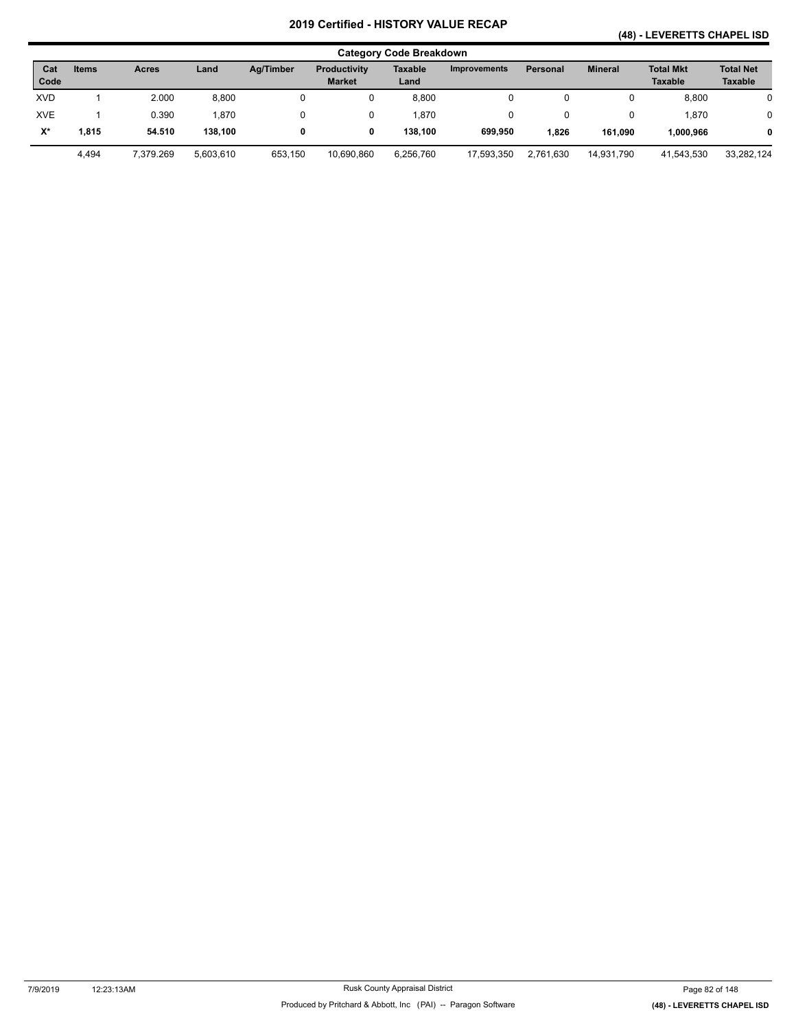# 2019 Certified - HISTORY VALUE RECAP

## (48) - LEVERETTS CHAPEL ISD

### Category Code Breakdown

| Cat Code | Items | Acres | Land | Ag/Timber | Productivity Market | Taxable Land | Improvements | Personal | Mineral | Total Mkt Taxable | Total Net Taxable |
|---|---|---|---|---|---|---|---|---|---|---|---|
| XVD | 1 | 2.000 | 8,800 | 0 | 0 | 8,800 | 0 | 0 | 0 | 8,800 | 0 |
| XVE | 1 | 0.390 | 1,870 | 0 | 0 | 1,870 | 0 | 0 | 0 | 1,870 | 0 |
| **X*** | **1,815** | **54.510** | **138,100** | **0** | **0** | **138,100** | **699,950** | **1,826** | **161,090** | **1,000,966** | **0** |
| | 4,494 | 7,379.269 | 5,603,610 | 653,150 | 10,690,860 | 6,256,760 | 17,593,350 | 2,761,630 | 14,931,790 | 41,543,530 | 33,282,124 |

7/9/2019 12:23:13AM Rusk County Appraisal District

Produced by Pritchard & Abbott, Inc (PAI) -- Paragon Software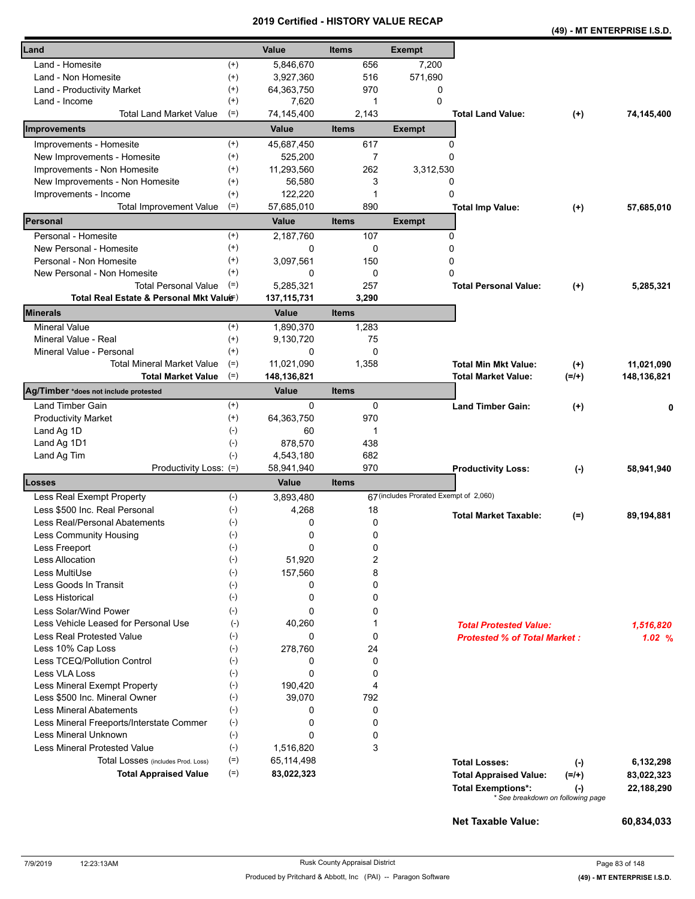# 2019 Certified - HISTORY VALUE RECAP

**(49) - MT ENTERPRISE I.S.D.**

| Land | | Value | Items | Exempt | | | |
|---|---|---|---|---|---|---|---|
| Land - Homesite | (+) | 5,846,670 | 656 | 7,200 | | | |
| Land - Non Homesite | (+) | 3,927,360 | 516 | 571,690 | | | |
| Land - Productivity Market | (+) | 64,363,750 | 970 | 0 | | | |
| Land - Income | (+) | 7,620 | 1 | 0 | | | |
| Total Land Market Value | (=) | 74,145,400 | 2,143 | | **Total Land Value:** | (+) | 74,145,400 |

| Improvements | | Value | Items | Exempt | | | |
|---|---|---|---|---|---|---|---|
| Improvements - Homesite | (+) | 45,687,450 | 617 | 0 | | | |
| New Improvements - Homesite | (+) | 525,200 | 7 | 0 | | | |
| Improvements - Non Homesite | (+) | 11,293,560 | 262 | 3,312,530 | | | |
| New Improvements - Non Homesite | (+) | 56,580 | 3 | 0 | | | |
| Improvements - Income | (+) | 122,220 | 1 | 0 | | | |
| Total Improvement Value | (=) | 57,685,010 | 890 | | **Total Imp Value:** | (+) | 57,685,010 |

| Personal | | Value | Items | Exempt | | | |
|---|---|---|---|---|---|---|---|
| Personal - Homesite | (+) | 2,187,760 | 107 | 0 | | | |
| New Personal - Homesite | (+) | 0 | 0 | 0 | | | |
| Personal - Non Homesite | (+) | 3,097,561 | 150 | 0 | | | |
| New Personal - Non Homesite | (+) | 0 | 0 | 0 | | | |
| Total Personal Value | (=) | 5,285,321 | 257 | | **Total Personal Value:** | (+) | 5,285,321 |
| **Total Real Estate & Personal Mkt Value** | (=) | **137,115,731** | **3,290** | | | | |

| Minerals | | Value | Items | | | |
|---|---|---|---|---|---|---|
| Mineral Value | (+) | 1,890,370 | 1,283 | | | |
| Mineral Value - Real | (+) | 9,130,720 | 75 | | | |
| Mineral Value - Personal | (+) | 0 | 0 | | | |
| Total Mineral Market Value | (=) | 11,021,090 | 1,358 | **Total Min Mkt Value:** | (+) | 11,021,090 |
| **Total Market Value** | (=) | **148,136,821** | | **Total Market Value:** | (=/+) | 148,136,821 |

| Ag/Timber *does not include protested | | Value | Items | | | |
|---|---|---|---|---|---|---|
| Land Timber Gain | (+) | 0 | 0 | **Land Timber Gain:** | (+) | 0 |
| Productivity Market | (+) | 64,363,750 | 970 | | | |
| Land Ag 1D | (-) | 60 | 1 | | | |
| Land Ag 1D1 | (-) | 878,570 | 438 | | | |
| Land Ag Tim | (-) | 4,543,180 | 682 | | | |
| Productivity Loss: | (=) | 58,941,940 | 970 | **Productivity Loss:** | (-) | 58,941,940 |

| Losses | | Value | Items | | | |
|---|---|---|---|---|---|---|
| Less Real Exempt Property | (-) | 3,893,480 | 67 (includes Prorated Exempt of 2,060) | | | |
| Less $500 Inc. Real Personal | (-) | 4,268 | 18 | **Total Market Taxable:** | (=) | 89,194,881 |
| Less Real/Personal Abatements | (-) | 0 | 0 | | | |
| Less Community Housing | (-) | 0 | 0 | | | |
| Less Freeport | (-) | 0 | 0 | | | |
| Less Allocation | (-) | 51,920 | 2 | | | |
| Less MultiUse | (-) | 157,560 | 8 | | | |
| Less Goods In Transit | (-) | 0 | 0 | | | |
| Less Historical | (-) | 0 | 0 | | | |
| Less Solar/Wind Power | (-) | 0 | 0 | | | |
| Less Vehicle Leased for Personal Use | (-) | 40,260 | 1 | *Total Protested Value:* | | *1,516,820* |
| Less Real Protested Value | (-) | 0 | 0 | *Protested % of Total Market :* | | *1.02 %* |
| Less 10% Cap Loss | (-) | 278,760 | 24 | | | |
| Less TCEQ/Pollution Control | (-) | 0 | 0 | | | |
| Less VLA Loss | (-) | 0 | 0 | | | |
| Less Mineral Exempt Property | (-) | 190,420 | 4 | | | |
| Less $500 Inc. Mineral Owner | (-) | 39,070 | 792 | | | |
| Less Mineral Abatements | (-) | 0 | 0 | | | |
| Less Mineral Freeports/Interstate Commer | (-) | 0 | 0 | | | |
| Less Mineral Unknown | (-) | 0 | 0 | | | |
| Less Mineral Protested Value | (-) | 1,516,820 | 3 | | | |
| Total Losses (includes Prod. Loss) | (=) | 65,114,498 | | **Total Losses:** | (-) | 6,132,298 |
| **Total Appraised Value** | (=) | **83,022,323** | | **Total Appraised Value:** | (=/+) | 83,022,323 |
| | | | | **Total Exemptions*:** | (-) | 22,188,290 |

* See breakdown on following page

**Net Taxable Value:** **60,834,033**

7/9/2019 12:23:13AM Rusk County Appraisal District

Produced by Pritchard & Abbott, Inc (PAI) -- Paragon Software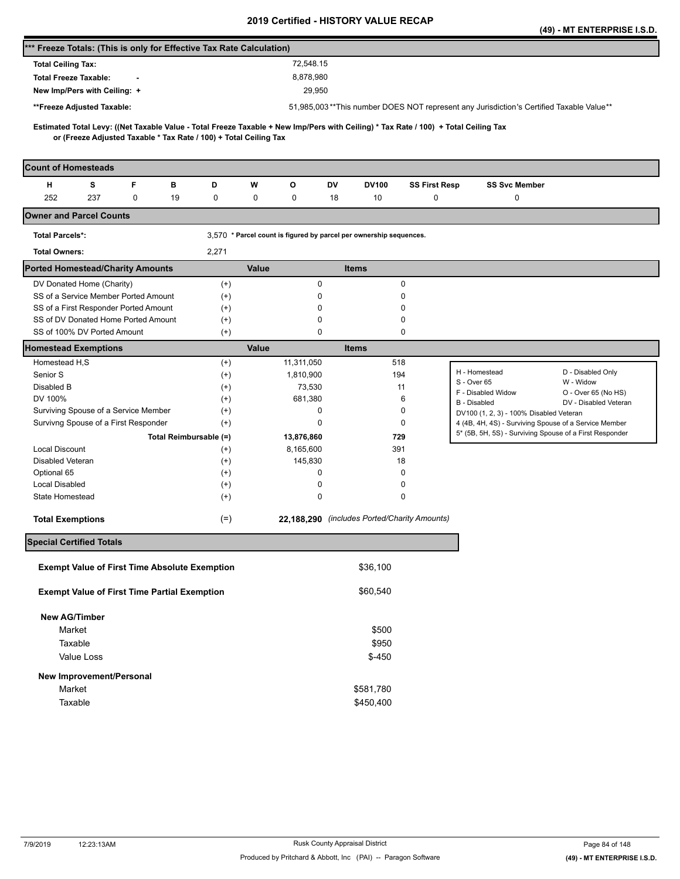# 2019 Certified - HISTORY VALUE RECAP

**(49) - MT ENTERPRISE I.S.D.**

## *** Freeze Totals: (This is only for Effective Tax Rate Calculation)

| | |
|---|---|
| **Total Ceiling Tax:** | 72,548.15 |
| **Total Freeze Taxable: -** | 8,878,980 |
| **New Imp/Pers with Ceiling: +** | 29,950 |
| **\*\*Freeze Adjusted Taxable:** | 51,985,003 **This number DOES NOT represent any Jurisdiction's Certified Taxable Value** |

**Estimated Total Levy: ((Net Taxable Value - Total Freeze Taxable + New Imp/Pers with Ceiling) * Tax Rate / 100) + Total Ceiling Tax or (Freeze Adjusted Taxable * Tax Rate / 100) + Total Ceiling Tax**

## Count of Homesteads

| H | S | F | B | D | W | O | DV | DV100 | SS First Resp | SS Svc Member |
|---|---|---|---|---|---|---|---|---|---|---|
| 252 | 237 | 0 | 19 | 0 | 0 | 0 | 18 | 10 | 0 | 0 |

## Owner and Parcel Counts

| | | |
|---|---|---|
| **Total Parcels*:** | 3,570 | * Parcel count is figured by parcel per ownership sequences. |
| **Total Owners:** | 2,271 | |

## Ported Homestead/Charity Amounts

| | | Value | Items |
|---|---|---|---|
| DV Donated Home (Charity) | (+) | 0 | 0 |
| SS of a Service Member Ported Amount | (+) | 0 | 0 |
| SS of a First Responder Ported Amount | (+) | 0 | 0 |
| SS of DV Donated Home Ported Amount | (+) | 0 | 0 |
| SS of 100% DV Ported Amount | (+) | 0 | 0 |

## Homestead Exemptions

| | | Value | Items |
|---|---|---|---|
| Homestead H,S | (+) | 11,311,050 | 518 |
| Senior S | (+) | 1,810,900 | 194 |
| Disabled B | (+) | 73,530 | 11 |
| DV 100% | (+) | 681,380 | 6 |
| Surviving Spouse of a Service Member | (+) | 0 | 0 |
| Survivng Spouse of a First Responder | (+) | 0 | 0 |
| **Total Reimbursable (=)** | | **13,876,860** | **729** |
| Local Discount | (+) | 8,165,600 | 391 |
| Disabled Veteran | (+) | 145,830 | 18 |
| Optional 65 | (+) | 0 | 0 |
| Local Disabled | (+) | 0 | 0 |
| State Homestead | (+) | 0 | 0 |
| **Total Exemptions** | (=) | **22,188,290** | *(includes Ported/Charity Amounts)* |

| | |
|---|---|
| H - Homestead | D - Disabled Only |
| S - Over 65 | W - Widow |
| F - Disabled Widow | O - Over 65 (No HS) |
| B - Disabled | DV - Disabled Veteran |
| DV100 (1, 2, 3) - 100% Disabled Veteran | |
| 4 (4B, 4H, 4S) - Surviving Spouse of a Service Member | |
| 5* (5B, 5H, 5S) - Surviving Spouse of a First Responder | |

## Special Certified Totals

| | |
|---|---|
| **Exempt Value of First Time Absolute Exemption** | $36,100 |
| **Exempt Value of First Time Partial Exemption** | $60,540 |
| **New AG/Timber** | |
| Market | $500 |
| Taxable | $950 |
| Value Loss | $-450 |
| **New Improvement/Personal** | |
| Market | $581,780 |
| Taxable | $450,400 |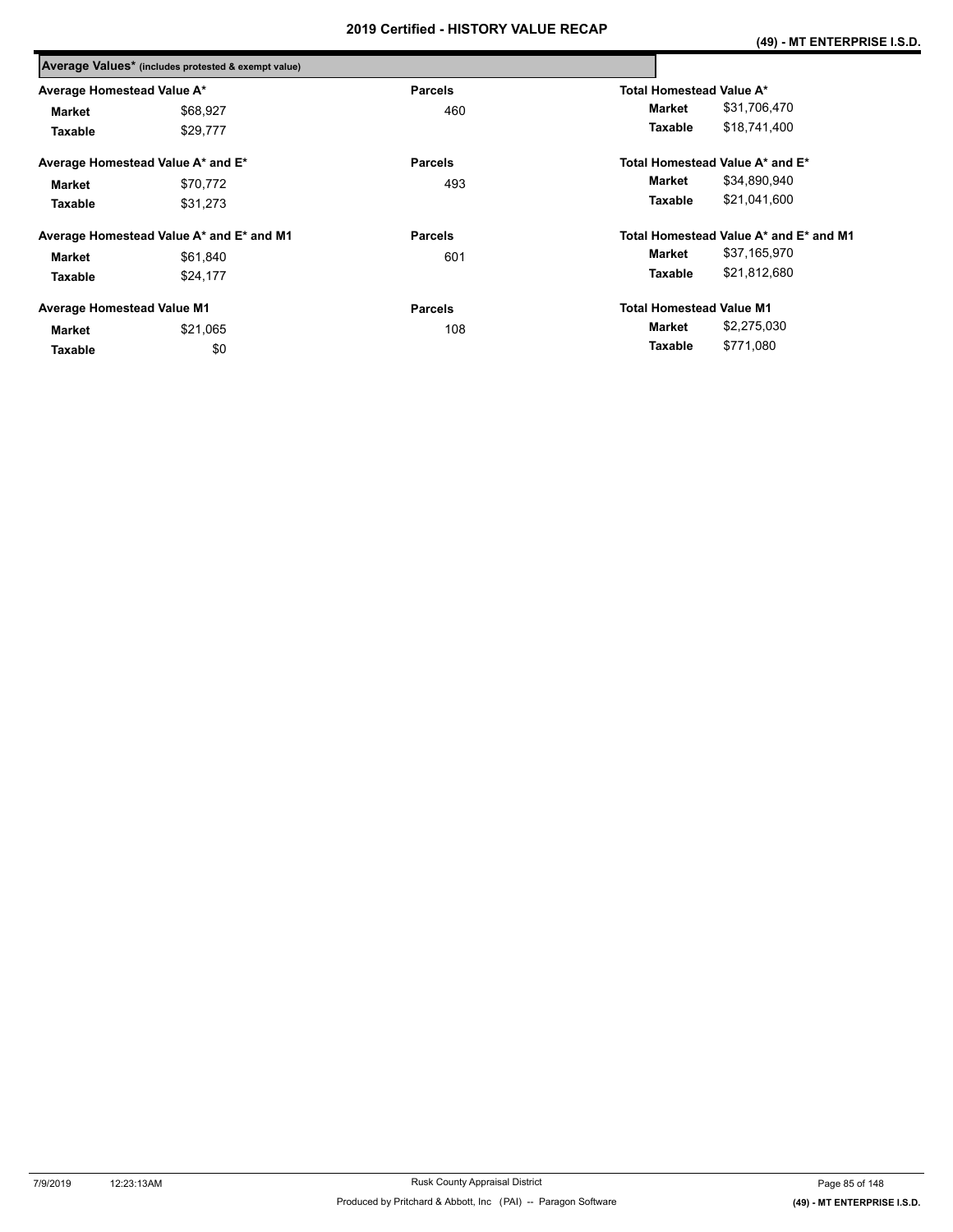## Average Values* (includes protested & exempt value)

| Average Homestead Value A* | | Parcels | Total Homestead Value A* | |
|---|---|---|---|---|
| Market | $68,927 | 460 | Market | $31,706,470 |
| Taxable | $29,777 | | Taxable | $18,741,400 |

| Average Homestead Value A* and E* | | Parcels | Total Homestead Value A* and E* | |
|---|---|---|---|---|
| Market | $70,772 | 493 | Market | $34,890,940 |
| Taxable | $31,273 | | Taxable | $21,041,600 |

| Average Homestead Value A* and E* and M1 | | Parcels | Total Homestead Value A* and E* and M1 | |
|---|---|---|---|---|
| Market | $61,840 | 601 | Market | $37,165,970 |
| Taxable | $24,177 | | Taxable | $21,812,680 |

| Average Homestead Value M1 | | Parcels | Total Homestead Value M1 | |
|---|---|---|---|---|
| Market | $21,065 | 108 | Market | $2,275,030 |
| Taxable | $0 | | Taxable | $771,080 |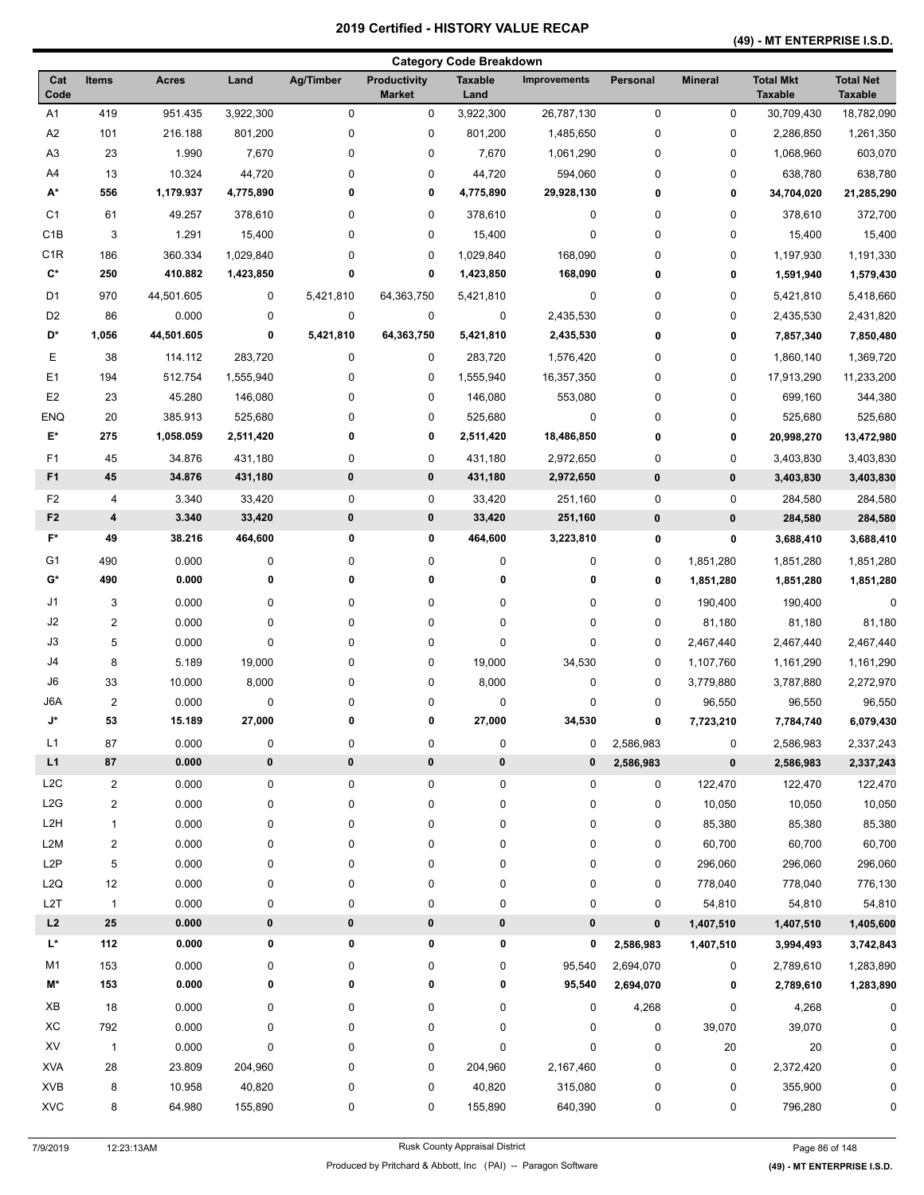# 2019 Certified - HISTORY VALUE RECAP

## (49) - MT ENTERPRISE I.S.D.

### Category Code Breakdown

| Cat Code | Items | Acres | Land | Ag/Timber | Productivity Market | Taxable Land | Improvements | Personal | Mineral | Total Mkt Taxable | Total Net Taxable |
|---|---|---|---|---|---|---|---|---|---|---|---|
| A1 | 419 | 951.435 | 3,922,300 | 0 | 0 | 3,922,300 | 26,787,130 | 0 | 0 | 30,709,430 | 18,782,090 |
| A2 | 101 | 216.188 | 801,200 | 0 | 0 | 801,200 | 1,485,650 | 0 | 0 | 2,286,850 | 1,261,350 |
| A3 | 23 | 1.990 | 7,670 | 0 | 0 | 7,670 | 1,061,290 | 0 | 0 | 1,068,960 | 603,070 |
| A4 | 13 | 10.324 | 44,720 | 0 | 0 | 44,720 | 594,060 | 0 | 0 | 638,780 | 638,780 |
| **A*** | **556** | **1,179.937** | **4,775,890** | **0** | **0** | **4,775,890** | **29,928,130** | **0** | **0** | **34,704,020** | **21,285,290** |
| C1 | 61 | 49.257 | 378,610 | 0 | 0 | 378,610 | 0 | 0 | 0 | 378,610 | 372,700 |
| C1B | 3 | 1.291 | 15,400 | 0 | 0 | 15,400 | 0 | 0 | 0 | 15,400 | 15,400 |
| C1R | 186 | 360.334 | 1,029,840 | 0 | 0 | 1,029,840 | 168,090 | 0 | 0 | 1,197,930 | 1,191,330 |
| **C*** | **250** | **410.882** | **1,423,850** | **0** | **0** | **1,423,850** | **168,090** | **0** | **0** | **1,591,940** | **1,579,430** |
| D1 | 970 | 44,501.605 | 0 | 5,421,810 | 64,363,750 | 5,421,810 | 0 | 0 | 0 | 5,421,810 | 5,418,660 |
| D2 | 86 | 0.000 | 0 | 0 | 0 | 0 | 2,435,530 | 0 | 0 | 2,435,530 | 2,431,820 |
| **D*** | **1,056** | **44,501.605** | **0** | **5,421,810** | **64,363,750** | **5,421,810** | **2,435,530** | **0** | **0** | **7,857,340** | **7,850,480** |
| E | 38 | 114.112 | 283,720 | 0 | 0 | 283,720 | 1,576,420 | 0 | 0 | 1,860,140 | 1,369,720 |
| E1 | 194 | 512.754 | 1,555,940 | 0 | 0 | 1,555,940 | 16,357,350 | 0 | 0 | 17,913,290 | 11,233,200 |
| E2 | 23 | 45.280 | 146,080 | 0 | 0 | 146,080 | 553,080 | 0 | 0 | 699,160 | 344,380 |
| ENQ | 20 | 385.913 | 525,680 | 0 | 0 | 525,680 | 0 | 0 | 0 | 525,680 | 525,680 |
| **E*** | **275** | **1,058.059** | **2,511,420** | **0** | **0** | **2,511,420** | **18,486,850** | **0** | **0** | **20,998,270** | **13,472,980** |
| F1 | 45 | 34.876 | 431,180 | 0 | 0 | 431,180 | 2,972,650 | 0 | 0 | 3,403,830 | 3,403,830 |
| **F1** | **45** | **34.876** | **431,180** | **0** | **0** | **431,180** | **2,972,650** | **0** | **0** | **3,403,830** | **3,403,830** |
| F2 | 4 | 3.340 | 33,420 | 0 | 0 | 33,420 | 251,160 | 0 | 0 | 284,580 | 284,580 |
| **F2** | **4** | **3.340** | **33,420** | **0** | **0** | **33,420** | **251,160** | **0** | **0** | **284,580** | **284,580** |
| **F*** | **49** | **38.216** | **464,600** | **0** | **0** | **464,600** | **3,223,810** | **0** | **0** | **3,688,410** | **3,688,410** |
| G1 | 490 | 0.000 | 0 | 0 | 0 | 0 | 0 | 0 | 1,851,280 | 1,851,280 | 1,851,280 |
| **G*** | **490** | **0.000** | **0** | **0** | **0** | **0** | **0** | **0** | **1,851,280** | **1,851,280** | **1,851,280** |
| J1 | 3 | 0.000 | 0 | 0 | 0 | 0 | 0 | 0 | 190,400 | 190,400 | 0 |
| J2 | 2 | 0.000 | 0 | 0 | 0 | 0 | 0 | 0 | 81,180 | 81,180 | 81,180 |
| J3 | 5 | 0.000 | 0 | 0 | 0 | 0 | 0 | 0 | 2,467,440 | 2,467,440 | 2,467,440 |
| J4 | 8 | 5.189 | 19,000 | 0 | 0 | 19,000 | 34,530 | 0 | 1,107,760 | 1,161,290 | 1,161,290 |
| J6 | 33 | 10.000 | 8,000 | 0 | 0 | 8,000 | 0 | 0 | 3,779,880 | 3,787,880 | 2,272,970 |
| J6A | 2 | 0.000 | 0 | 0 | 0 | 0 | 0 | 0 | 96,550 | 96,550 | 96,550 |
| **J*** | **53** | **15.189** | **27,000** | **0** | **0** | **27,000** | **34,530** | **0** | **7,723,210** | **7,784,740** | **6,079,430** |
| L1 | 87 | 0.000 | 0 | 0 | 0 | 0 | 0 | 2,586,983 | 0 | 2,586,983 | 2,337,243 |
| **L1** | **87** | **0.000** | **0** | **0** | **0** | **0** | **0** | **2,586,983** | **0** | **2,586,983** | **2,337,243** |
| L2C | 2 | 0.000 | 0 | 0 | 0 | 0 | 0 | 0 | 122,470 | 122,470 | 122,470 |
| L2G | 2 | 0.000 | 0 | 0 | 0 | 0 | 0 | 0 | 10,050 | 10,050 | 10,050 |
| L2H | 1 | 0.000 | 0 | 0 | 0 | 0 | 0 | 0 | 85,380 | 85,380 | 85,380 |
| L2M | 2 | 0.000 | 0 | 0 | 0 | 0 | 0 | 0 | 60,700 | 60,700 | 60,700 |
| L2P | 5 | 0.000 | 0 | 0 | 0 | 0 | 0 | 0 | 296,060 | 296,060 | 296,060 |
| L2Q | 12 | 0.000 | 0 | 0 | 0 | 0 | 0 | 0 | 778,040 | 778,040 | 776,130 |
| L2T | 1 | 0.000 | 0 | 0 | 0 | 0 | 0 | 0 | 54,810 | 54,810 | 54,810 |
| **L2** | **25** | **0.000** | **0** | **0** | **0** | **0** | **0** | **0** | **1,407,510** | **1,407,510** | **1,405,600** |
| **L*** | **112** | **0.000** | **0** | **0** | **0** | **0** | **0** | **2,586,983** | **1,407,510** | **3,994,493** | **3,742,843** |
| M1 | 153 | 0.000 | 0 | 0 | 0 | 0 | 95,540 | 2,694,070 | 0 | 2,789,610 | 1,283,890 |
| **M*** | **153** | **0.000** | **0** | **0** | **0** | **0** | **95,540** | **2,694,070** | **0** | **2,789,610** | **1,283,890** |
| XB | 18 | 0.000 | 0 | 0 | 0 | 0 | 0 | 4,268 | 0 | 4,268 | 0 |
| XC | 792 | 0.000 | 0 | 0 | 0 | 0 | 0 | 0 | 39,070 | 39,070 | 0 |
| XV | 1 | 0.000 | 0 | 0 | 0 | 0 | 0 | 0 | 20 | 20 | 0 |
| XVA | 28 | 23.809 | 204,960 | 0 | 0 | 204,960 | 2,167,460 | 0 | 0 | 2,372,420 | 0 |
| XVB | 8 | 10.958 | 40,820 | 0 | 0 | 40,820 | 315,080 | 0 | 0 | 355,900 | 0 |
| XVC | 8 | 64.980 | 155,890 | 0 | 0 | 155,890 | 640,390 | 0 | 0 | 796,280 | 0 |

7/9/2019 12:23:13AM Rusk County Appraisal District

Produced by Pritchard & Abbott, Inc (PAI) -- Paragon Software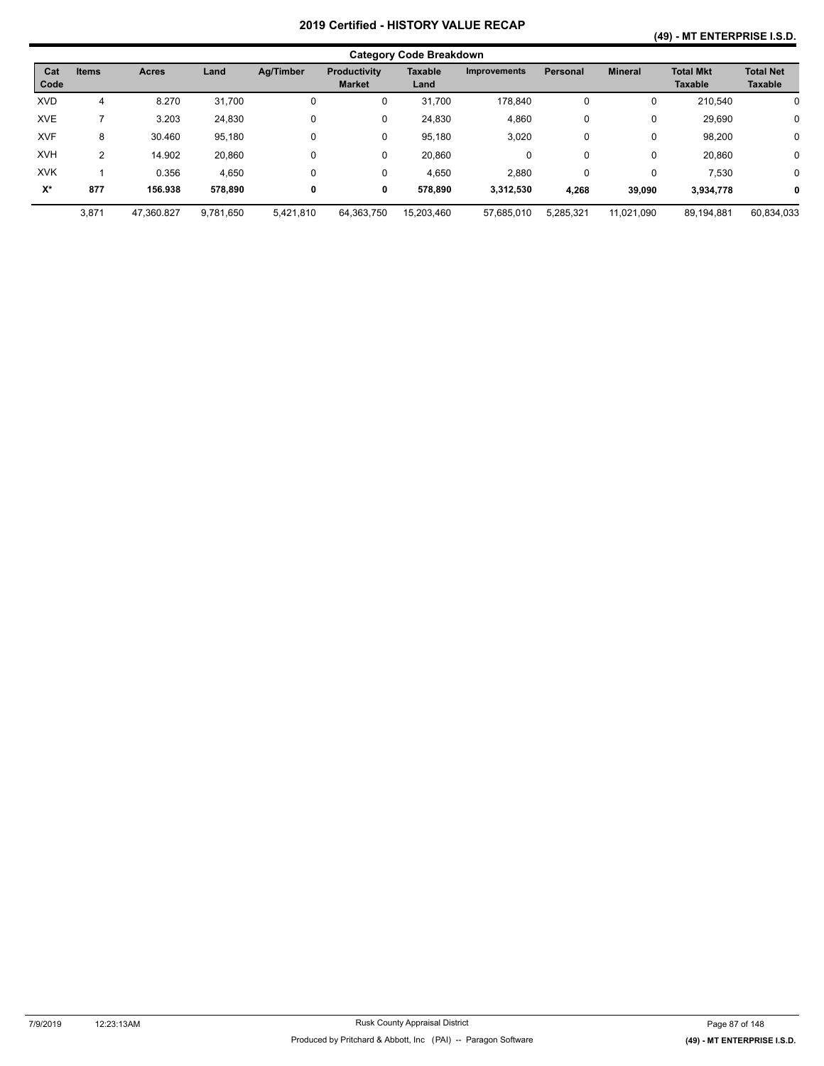# 2019 Certified - HISTORY VALUE RECAP

## (49) - MT ENTERPRISE I.S.D.

### Category Code Breakdown

| Cat Code | Items | Acres | Land | Ag/Timber | Productivity Market | Taxable Land | Improvements | Personal | Mineral | Total Mkt Taxable | Total Net Taxable |
|---|---|---|---|---|---|---|---|---|---|---|---|
| XVD | 4 | 8.270 | 31,700 | 0 | 0 | 31,700 | 178,840 | 0 | 0 | 210,540 | 0 |
| XVE | 7 | 3.203 | 24,830 | 0 | 0 | 24,830 | 4,860 | 0 | 0 | 29,690 | 0 |
| XVF | 8 | 30.460 | 95,180 | 0 | 0 | 95,180 | 3,020 | 0 | 0 | 98,200 | 0 |
| XVH | 2 | 14.902 | 20,860 | 0 | 0 | 20,860 | 0 | 0 | 0 | 20,860 | 0 |
| XVK | 1 | 0.356 | 4,650 | 0 | 0 | 4,650 | 2,880 | 0 | 0 | 7,530 | 0 |
| **X*** | **877** | **156.938** | **578,890** | **0** | **0** | **578,890** | **3,312,530** | **4,268** | **39,090** | **3,934,778** | **0** |
| | 3,871 | 47,360.827 | 9,781,650 | 5,421,810 | 64,363,750 | 15,203,460 | 57,685,010 | 5,285,321 | 11,021,090 | 89,194,881 | 60,834,033 |

7/9/2019 12:23:13AM Rusk County Appraisal District

Produced by Pritchard & Abbott, Inc (PAI) -- Paragon Software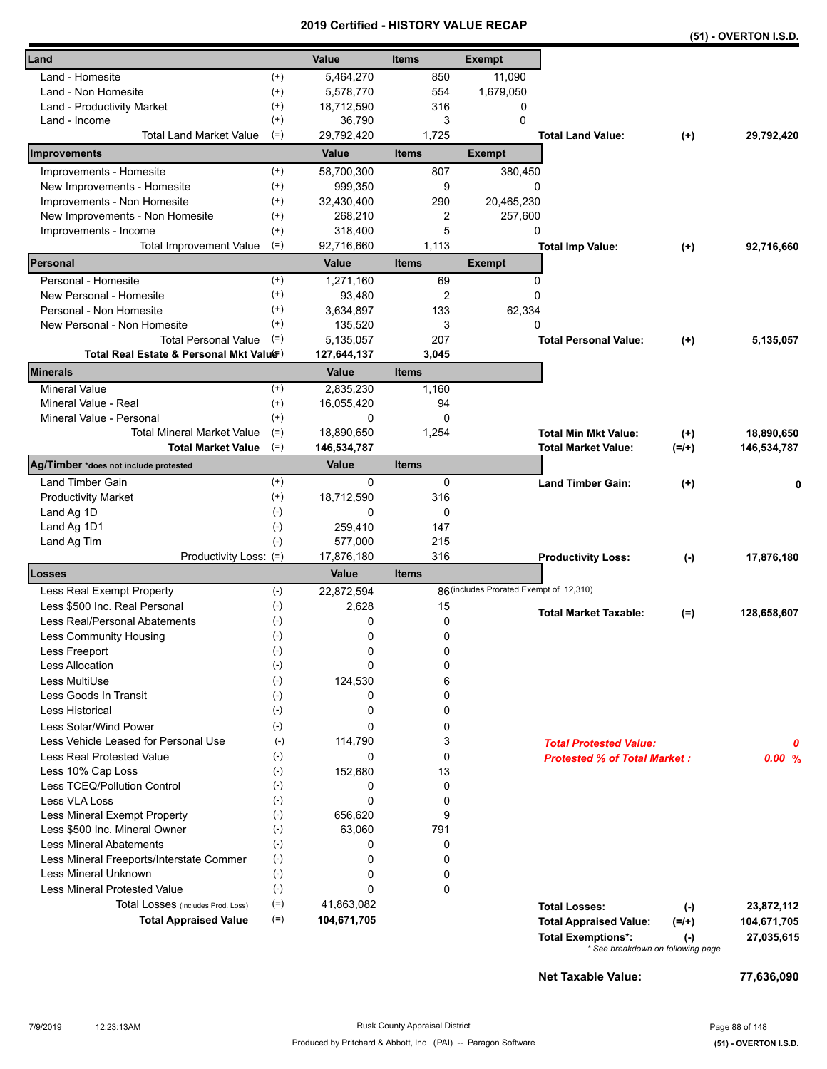# 2019 Certified - HISTORY VALUE RECAP

**(51) - OVERTON I.S.D.**

| Land | | Value | Items | Exempt | | | |
|---|---|---|---|---|---|---|---|
| Land - Homesite | (+) | 5,464,270 | 850 | 11,090 | | | |
| Land - Non Homesite | (+) | 5,578,770 | 554 | 1,679,050 | | | |
| Land - Productivity Market | (+) | 18,712,590 | 316 | 0 | | | |
| Land - Income | (+) | 36,790 | 3 | 0 | | | |
| Total Land Market Value | (=) | 29,792,420 | 1,725 | | **Total Land Value:** | **(+)** | **29,792,420** |

| Improvements | | Value | Items | Exempt | | | |
|---|---|---|---|---|---|---|---|
| Improvements - Homesite | (+) | 58,700,300 | 807 | 380,450 | | | |
| New Improvements - Homesite | (+) | 999,350 | 9 | 0 | | | |
| Improvements - Non Homesite | (+) | 32,430,400 | 290 | 20,465,230 | | | |
| New Improvements - Non Homesite | (+) | 268,210 | 2 | 257,600 | | | |
| Improvements - Income | (+) | 318,400 | 5 | 0 | | | |
| Total Improvement Value | (=) | 92,716,660 | 1,113 | | **Total Imp Value:** | **(+)** | **92,716,660** |

| Personal | | Value | Items | Exempt | | | |
|---|---|---|---|---|---|---|---|
| Personal - Homesite | (+) | 1,271,160 | 69 | 0 | | | |
| New Personal - Homesite | (+) | 93,480 | 2 | 0 | | | |
| Personal - Non Homesite | (+) | 3,634,897 | 133 | 62,334 | | | |
| New Personal - Non Homesite | (+) | 135,520 | 3 | 0 | | | |
| Total Personal Value | (=) | 5,135,057 | 207 | | **Total Personal Value:** | **(+)** | **5,135,057** |
| **Total Real Estate & Personal Mkt Value** | (=) | **127,644,137** | **3,045** | | | | |

| Minerals | | Value | Items | | | |
|---|---|---|---|---|---|---|
| Mineral Value | (+) | 2,835,230 | 1,160 | | | |
| Mineral Value - Real | (+) | 16,055,420 | 94 | | | |
| Mineral Value - Personal | (+) | 0 | 0 | | | |
| Total Mineral Market Value | (=) | 18,890,650 | 1,254 | **Total Min Mkt Value:** | **(+)** | **18,890,650** |
| **Total Market Value** | (=) | **146,534,787** | | **Total Market Value:** | **(=/+)** | **146,534,787** |

| Ag/Timber *does not include protested | | Value | Items | | | |
|---|---|---|---|---|---|---|
| Land Timber Gain | (+) | 0 | 0 | **Land Timber Gain:** | **(+)** | **0** |
| Productivity Market | (+) | 18,712,590 | 316 | | | |
| Land Ag 1D | (-) | 0 | 0 | | | |
| Land Ag 1D1 | (-) | 259,410 | 147 | | | |
| Land Ag Tim | (-) | 577,000 | 215 | | | |
| Productivity Loss: | (=) | 17,876,180 | 316 | **Productivity Loss:** | **(-)** | **17,876,180** |

| Losses | | Value | Items | | | |
|---|---|---|---|---|---|---|
| Less Real Exempt Property | (-) | 22,872,594 | 86 (includes Prorated Exempt of 12,310) | | | |
| Less $500 Inc. Real Personal | (-) | 2,628 | 15 | **Total Market Taxable:** | **(=)** | **128,658,607** |
| Less Real/Personal Abatements | (-) | 0 | 0 | | | |
| Less Community Housing | (-) | 0 | 0 | | | |
| Less Freeport | (-) | 0 | 0 | | | |
| Less Allocation | (-) | 0 | 0 | | | |
| Less MultiUse | (-) | 124,530 | 6 | | | |
| Less Goods In Transit | (-) | 0 | 0 | | | |
| Less Historical | (-) | 0 | 0 | | | |
| Less Solar/Wind Power | (-) | 0 | 0 | | | |
| Less Vehicle Leased for Personal Use | (-) | 114,790 | 3 | ***Total Protested Value:*** | | ***0*** |
| Less Real Protested Value | (-) | 0 | 0 | ***Protested % of Total Market :*** | | ***0.00 %*** |
| Less 10% Cap Loss | (-) | 152,680 | 13 | | | |
| Less TCEQ/Pollution Control | (-) | 0 | 0 | | | |
| Less VLA Loss | (-) | 0 | 0 | | | |
| Less Mineral Exempt Property | (-) | 656,620 | 9 | | | |
| Less $500 Inc. Mineral Owner | (-) | 63,060 | 791 | | | |
| Less Mineral Abatements | (-) | 0 | 0 | | | |
| Less Mineral Freeports/Interstate Commer | (-) | 0 | 0 | | | |
| Less Mineral Unknown | (-) | 0 | 0 | | | |
| Less Mineral Protested Value | (-) | 0 | 0 | | | |
| Total Losses (includes Prod. Loss) | (=) | 41,863,082 | | **Total Losses:** | **(-)** | **23,872,112** |
| **Total Appraised Value** | (=) | **104,671,705** | | **Total Appraised Value:** | **(=/+)** | **104,671,705** |
| | | | | **Total Exemptions*:** | **(-)** | **27,035,615** |

\* See breakdown on following page

**Net Taxable Value: 77,636,090**

7/9/2019 12:23:13AM — Rusk County Appraisal District — Produced by Pritchard & Abbott, Inc (PAI) -- Paragon Software — (51) - OVERTON I.S.D.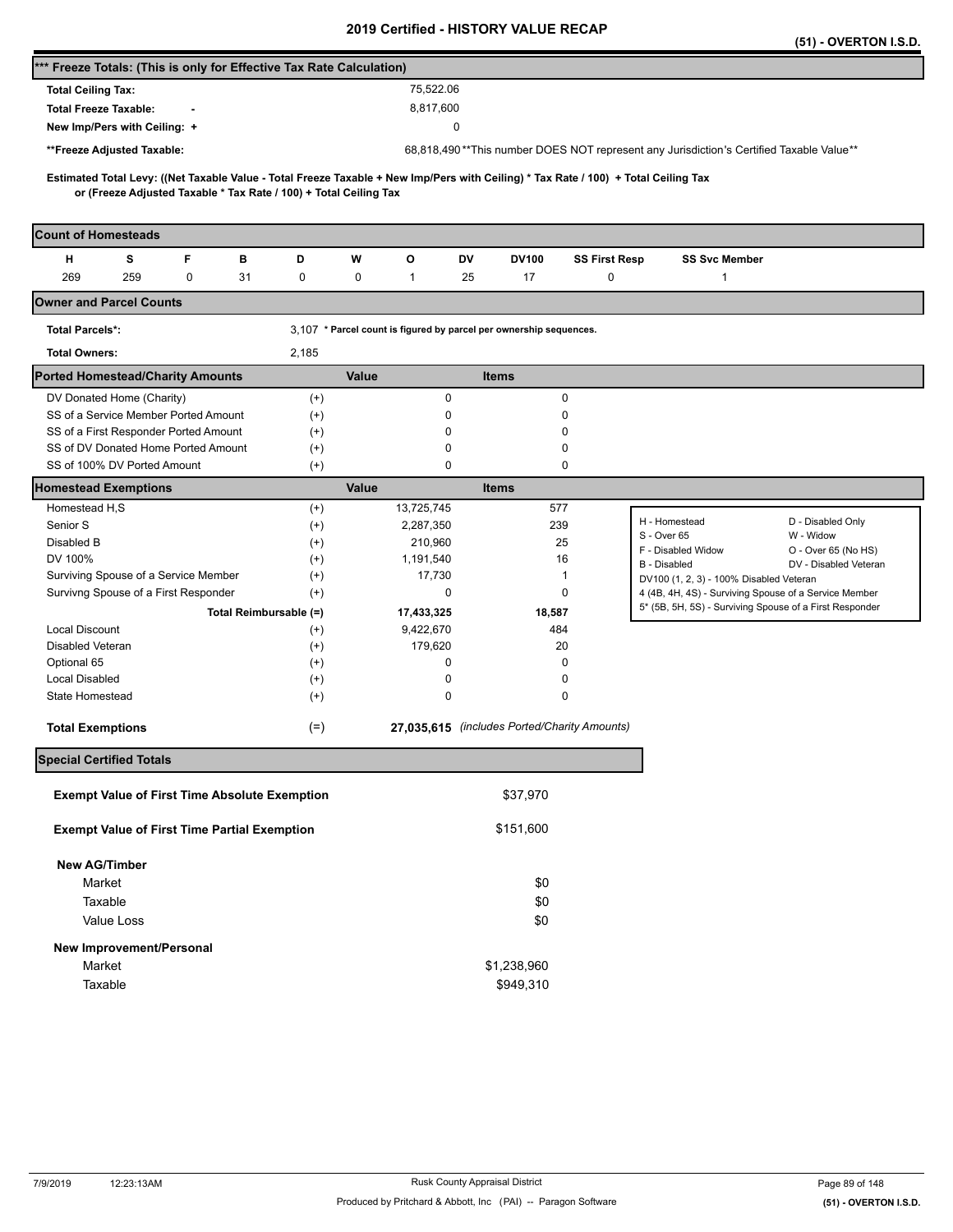# 2019 Certified - HISTORY VALUE RECAP

**(51) - OVERTON I.S.D.**

## *** Freeze Totals: (This is only for Effective Tax Rate Calculation)

| | |
|---|---|
| **Total Ceiling Tax:** | 75,522.06 |
| **Total Freeze Taxable:** - | 8,817,600 |
| **New Imp/Pers with Ceiling:** + | 0 |
| ****Freeze Adjusted Taxable:** | 68,818,490 **This number DOES NOT represent any Jurisdiction's Certified Taxable Value** |

**Estimated Total Levy: ((Net Taxable Value - Total Freeze Taxable + New Imp/Pers with Ceiling) * Tax Rate / 100) + Total Ceiling Tax or (Freeze Adjusted Taxable * Tax Rate / 100) + Total Ceiling Tax**

## Count of Homesteads

| H | S | F | B | D | W | O | DV | DV100 | SS First Resp | SS Svc Member |
|---|---|---|---|---|---|---|---|---|---|---|
| 269 | 259 | 0 | 31 | 0 | 0 | 1 | 25 | 17 | 0 | 1 |

## Owner and Parcel Counts

| | | |
|---|---|---|
| **Total Parcels*:** | 3,107 | * Parcel count is figured by parcel per ownership sequences. |
| **Total Owners:** | 2,185 | |

## Ported Homestead/Charity Amounts

| | | Value | Items |
|---|---|---|---|
| DV Donated Home (Charity) | (+) | 0 | 0 |
| SS of a Service Member Ported Amount | (+) | 0 | 0 |
| SS of a First Responder Ported Amount | (+) | 0 | 0 |
| SS of DV Donated Home Ported Amount | (+) | 0 | 0 |
| SS of 100% DV Ported Amount | (+) | 0 | 0 |

## Homestead Exemptions

| | | Value | Items |
|---|---|---|---|
| Homestead H,S | (+) | 13,725,745 | 577 |
| Senior S | (+) | 2,287,350 | 239 |
| Disabled B | (+) | 210,960 | 25 |
| DV 100% | (+) | 1,191,540 | 16 |
| Surviving Spouse of a Service Member | (+) | 17,730 | 1 |
| Survivng Spouse of a First Responder | (+) | 0 | 0 |
| **Total Reimbursable (=)** | | **17,433,325** | **18,587** |
| Local Discount | (+) | 9,422,670 | 484 |
| Disabled Veteran | (+) | 179,620 | 20 |
| Optional 65 | (+) | 0 | 0 |
| Local Disabled | (+) | 0 | 0 |
| State Homestead | (+) | 0 | 0 |
| **Total Exemptions** | (=) | **27,035,615** | *(includes Ported/Charity Amounts)* |

| | |
|---|---|
| H - Homestead | D - Disabled Only |
| S - Over 65 | W - Widow |
| F - Disabled Widow | O - Over 65 (No HS) |
| B - Disabled | DV - Disabled Veteran |
| DV100 (1, 2, 3) - 100% Disabled Veteran | |
| 4 (4B, 4H, 4S) - Surviving Spouse of a Service Member | |
| 5* (5B, 5H, 5S) - Surviving Spouse of a First Responder | |

## Special Certified Totals

| | |
|---|---|
| **Exempt Value of First Time Absolute Exemption** | $37,970 |
| **Exempt Value of First Time Partial Exemption** | $151,600 |
| **New AG/Timber** | |
| Market | $0 |
| Taxable | $0 |
| Value Loss | $0 |
| **New Improvement/Personal** | |
| Market | $1,238,960 |
| Taxable | $949,310 |

7/9/2019 12:23:13AM — Rusk County Appraisal District — Produced by Pritchard & Abbott, Inc (PAI) -- Paragon Software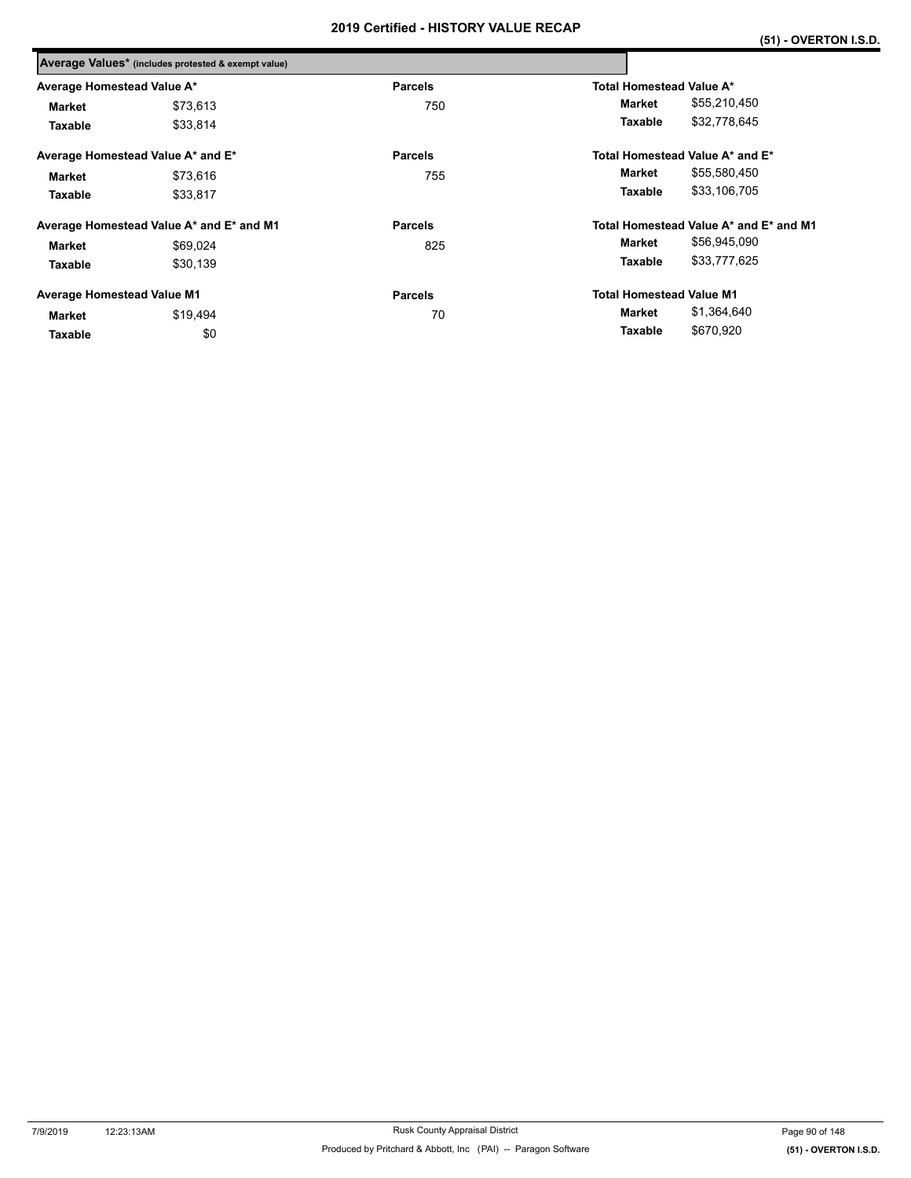## Average Values* (includes protested & exempt value)

| Average Homestead Value A* | | Parcels | Total Homestead Value A* | |
|---|---|---|---|---|
| **Market** | $73,613 | 750 | **Market** | $55,210,450 |
| **Taxable** | $33,814 | | **Taxable** | $32,778,645 |

| Average Homestead Value A* and E* | | Parcels | Total Homestead Value A* and E* | |
|---|---|---|---|---|
| **Market** | $73,616 | 755 | **Market** | $55,580,450 |
| **Taxable** | $33,817 | | **Taxable** | $33,106,705 |

| Average Homestead Value A* and E* and M1 | | Parcels | Total Homestead Value A* and E* and M1 | |
|---|---|---|---|---|
| **Market** | $69,024 | 825 | **Market** | $56,945,090 |
| **Taxable** | $30,139 | | **Taxable** | $33,777,625 |

| Average Homestead Value M1 | | Parcels | Total Homestead Value M1 | |
|---|---|---|---|---|
| **Market** | $19,494 | 70 | **Market** | $1,364,640 |
| **Taxable** | $0 | | **Taxable** | $670,920 |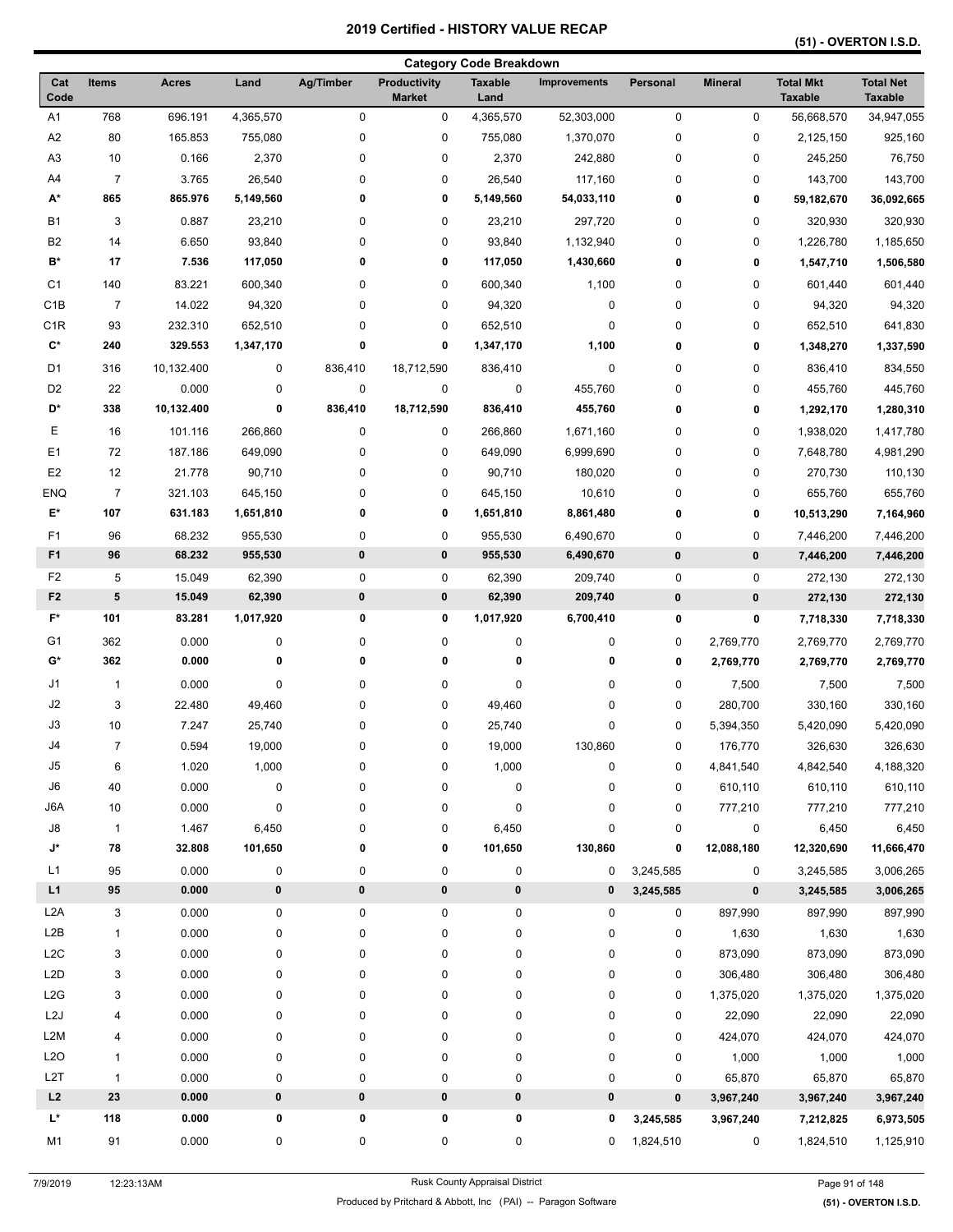# 2019 Certified - HISTORY VALUE RECAP

## (51) - OVERTON I.S.D.

### Category Code Breakdown

| Cat Code | Items | Acres | Land | Ag/Timber | Productivity Market | Taxable Land | Improvements | Personal | Mineral | Total Mkt Taxable | Total Net Taxable |
|---|---|---|---|---|---|---|---|---|---|---|---|
| A1 | 768 | 696.191 | 4,365,570 | 0 | 0 | 4,365,570 | 52,303,000 | 0 | 0 | 56,668,570 | 34,947,055 |
| A2 | 80 | 165.853 | 755,080 | 0 | 0 | 755,080 | 1,370,070 | 0 | 0 | 2,125,150 | 925,160 |
| A3 | 10 | 0.166 | 2,370 | 0 | 0 | 2,370 | 242,880 | 0 | 0 | 245,250 | 76,750 |
| A4 | 7 | 3.765 | 26,540 | 0 | 0 | 26,540 | 117,160 | 0 | 0 | 143,700 | 143,700 |
| **A*** | **865** | **865.976** | **5,149,560** | **0** | **0** | **5,149,560** | **54,033,110** | **0** | **0** | **59,182,670** | **36,092,665** |
| B1 | 3 | 0.887 | 23,210 | 0 | 0 | 23,210 | 297,720 | 0 | 0 | 320,930 | 320,930 |
| B2 | 14 | 6.650 | 93,840 | 0 | 0 | 93,840 | 1,132,940 | 0 | 0 | 1,226,780 | 1,185,650 |
| **B*** | **17** | **7.536** | **117,050** | **0** | **0** | **117,050** | **1,430,660** | **0** | **0** | **1,547,710** | **1,506,580** |
| C1 | 140 | 83.221 | 600,340 | 0 | 0 | 600,340 | 1,100 | 0 | 0 | 601,440 | 601,440 |
| C1B | 7 | 14.022 | 94,320 | 0 | 0 | 94,320 | 0 | 0 | 0 | 94,320 | 94,320 |
| C1R | 93 | 232.310 | 652,510 | 0 | 0 | 652,510 | 0 | 0 | 0 | 652,510 | 641,830 |
| **C*** | **240** | **329.553** | **1,347,170** | **0** | **0** | **1,347,170** | **1,100** | **0** | **0** | **1,348,270** | **1,337,590** |
| D1 | 316 | 10,132.400 | 0 | 836,410 | 18,712,590 | 836,410 | 0 | 0 | 0 | 836,410 | 834,550 |
| D2 | 22 | 0.000 | 0 | 0 | 0 | 0 | 455,760 | 0 | 0 | 455,760 | 445,760 |
| **D*** | **338** | **10,132.400** | **0** | **836,410** | **18,712,590** | **836,410** | **455,760** | **0** | **0** | **1,292,170** | **1,280,310** |
| E | 16 | 101.116 | 266,860 | 0 | 0 | 266,860 | 1,671,160 | 0 | 0 | 1,938,020 | 1,417,780 |
| E1 | 72 | 187.186 | 649,090 | 0 | 0 | 649,090 | 6,999,690 | 0 | 0 | 7,648,780 | 4,981,290 |
| E2 | 12 | 21.778 | 90,710 | 0 | 0 | 90,710 | 180,020 | 0 | 0 | 270,730 | 110,130 |
| ENQ | 7 | 321.103 | 645,150 | 0 | 0 | 645,150 | 10,610 | 0 | 0 | 655,760 | 655,760 |
| **E*** | **107** | **631.183** | **1,651,810** | **0** | **0** | **1,651,810** | **8,861,480** | **0** | **0** | **10,513,290** | **7,164,960** |
| F1 | 96 | 68.232 | 955,530 | 0 | 0 | 955,530 | 6,490,670 | 0 | 0 | 7,446,200 | 7,446,200 |
| **F1** | **96** | **68.232** | **955,530** | **0** | **0** | **955,530** | **6,490,670** | **0** | **0** | **7,446,200** | **7,446,200** |
| F2 | 5 | 15.049 | 62,390 | 0 | 0 | 62,390 | 209,740 | 0 | 0 | 272,130 | 272,130 |
| **F2** | **5** | **15.049** | **62,390** | **0** | **0** | **62,390** | **209,740** | **0** | **0** | **272,130** | **272,130** |
| **F*** | **101** | **83.281** | **1,017,920** | **0** | **0** | **1,017,920** | **6,700,410** | **0** | **0** | **7,718,330** | **7,718,330** |
| G1 | 362 | 0.000 | 0 | 0 | 0 | 0 | 0 | 0 | 2,769,770 | 2,769,770 | 2,769,770 |
| **G*** | **362** | **0.000** | **0** | **0** | **0** | **0** | **0** | **0** | **2,769,770** | **2,769,770** | **2,769,770** |
| J1 | 1 | 0.000 | 0 | 0 | 0 | 0 | 0 | 0 | 7,500 | 7,500 | 7,500 |
| J2 | 3 | 22.480 | 49,460 | 0 | 0 | 49,460 | 0 | 0 | 280,700 | 330,160 | 330,160 |
| J3 | 10 | 7.247 | 25,740 | 0 | 0 | 25,740 | 0 | 0 | 5,394,350 | 5,420,090 | 5,420,090 |
| J4 | 7 | 0.594 | 19,000 | 0 | 0 | 19,000 | 130,860 | 0 | 176,770 | 326,630 | 326,630 |
| J5 | 6 | 1.020 | 1,000 | 0 | 0 | 1,000 | 0 | 0 | 4,841,540 | 4,842,540 | 4,188,320 |
| J6 | 40 | 0.000 | 0 | 0 | 0 | 0 | 0 | 0 | 610,110 | 610,110 | 610,110 |
| J6A | 10 | 0.000 | 0 | 0 | 0 | 0 | 0 | 0 | 777,210 | 777,210 | 777,210 |
| J8 | 1 | 1.467 | 6,450 | 0 | 0 | 6,450 | 0 | 0 | 0 | 6,450 | 6,450 |
| **J*** | **78** | **32.808** | **101,650** | **0** | **0** | **101,650** | **130,860** | **0** | **12,088,180** | **12,320,690** | **11,666,470** |
| L1 | 95 | 0.000 | 0 | 0 | 0 | 0 | 0 | 3,245,585 | 0 | 3,245,585 | 3,006,265 |
| **L1** | **95** | **0.000** | **0** | **0** | **0** | **0** | **0** | **3,245,585** | **0** | **3,245,585** | **3,006,265** |
| L2A | 3 | 0.000 | 0 | 0 | 0 | 0 | 0 | 0 | 897,990 | 897,990 | 897,990 |
| L2B | 1 | 0.000 | 0 | 0 | 0 | 0 | 0 | 0 | 1,630 | 1,630 | 1,630 |
| L2C | 3 | 0.000 | 0 | 0 | 0 | 0 | 0 | 0 | 873,090 | 873,090 | 873,090 |
| L2D | 3 | 0.000 | 0 | 0 | 0 | 0 | 0 | 0 | 306,480 | 306,480 | 306,480 |
| L2G | 3 | 0.000 | 0 | 0 | 0 | 0 | 0 | 0 | 1,375,020 | 1,375,020 | 1,375,020 |
| L2J | 4 | 0.000 | 0 | 0 | 0 | 0 | 0 | 0 | 22,090 | 22,090 | 22,090 |
| L2M | 4 | 0.000 | 0 | 0 | 0 | 0 | 0 | 0 | 424,070 | 424,070 | 424,070 |
| L2O | 1 | 0.000 | 0 | 0 | 0 | 0 | 0 | 0 | 1,000 | 1,000 | 1,000 |
| L2T | 1 | 0.000 | 0 | 0 | 0 | 0 | 0 | 0 | 65,870 | 65,870 | 65,870 |
| **L2** | **23** | **0.000** | **0** | **0** | **0** | **0** | **0** | **0** | **3,967,240** | **3,967,240** | **3,967,240** |
| **L*** | **118** | **0.000** | **0** | **0** | **0** | **0** | **0** | **3,245,585** | **3,967,240** | **7,212,825** | **6,973,505** |
| M1 | 91 | 0.000 | 0 | 0 | 0 | 0 | 0 | 1,824,510 | 0 | 1,824,510 | 1,125,910 |

7/9/2019 12:23:13AM Rusk County Appraisal District

Produced by Pritchard & Abbott, Inc (PAI) -- Paragon Software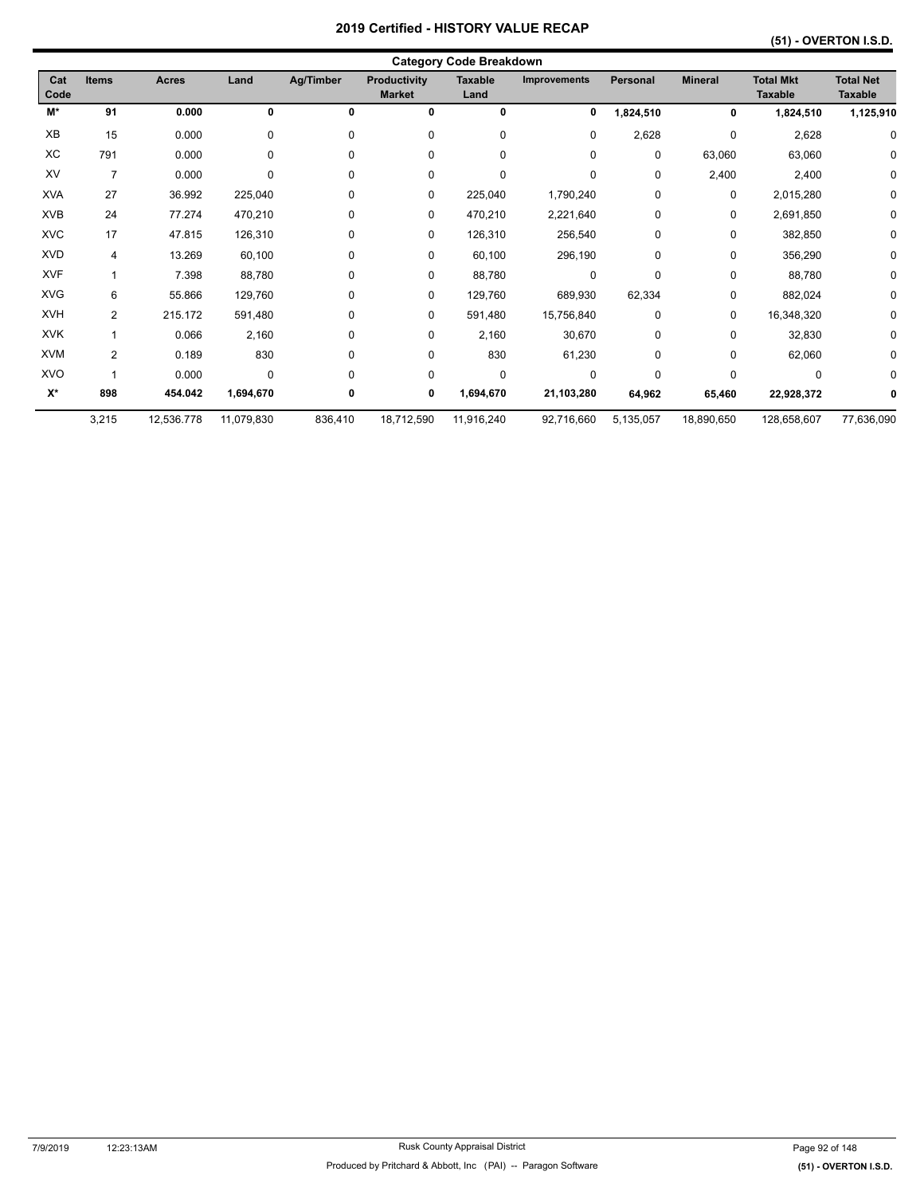# 2019 Certified - HISTORY VALUE RECAP

## (51) - OVERTON I.S.D.

### Category Code Breakdown

| Cat Code | Items | Acres | Land | Ag/Timber | Productivity Market | Taxable Land | Improvements | Personal | Mineral | Total Mkt Taxable | Total Net Taxable |
|---|---|---|---|---|---|---|---|---|---|---|---|
| **M*** | **91** | **0.000** | **0** | **0** | **0** | **0** | **0** | **1,824,510** | **0** | **1,824,510** | **1,125,910** |
| XB | 15 | 0.000 | 0 | 0 | 0 | 0 | 0 | 2,628 | 0 | 2,628 | 0 |
| XC | 791 | 0.000 | 0 | 0 | 0 | 0 | 0 | 0 | 63,060 | 63,060 | 0 |
| XV | 7 | 0.000 | 0 | 0 | 0 | 0 | 0 | 0 | 2,400 | 2,400 | 0 |
| XVA | 27 | 36.992 | 225,040 | 0 | 0 | 225,040 | 1,790,240 | 0 | 0 | 2,015,280 | 0 |
| XVB | 24 | 77.274 | 470,210 | 0 | 0 | 470,210 | 2,221,640 | 0 | 0 | 2,691,850 | 0 |
| XVC | 17 | 47.815 | 126,310 | 0 | 0 | 126,310 | 256,540 | 0 | 0 | 382,850 | 0 |
| XVD | 4 | 13.269 | 60,100 | 0 | 0 | 60,100 | 296,190 | 0 | 0 | 356,290 | 0 |
| XVF | 1 | 7.398 | 88,780 | 0 | 0 | 88,780 | 0 | 0 | 0 | 88,780 | 0 |
| XVG | 6 | 55.866 | 129,760 | 0 | 0 | 129,760 | 689,930 | 62,334 | 0 | 882,024 | 0 |
| XVH | 2 | 215.172 | 591,480 | 0 | 0 | 591,480 | 15,756,840 | 0 | 0 | 16,348,320 | 0 |
| XVK | 1 | 0.066 | 2,160 | 0 | 0 | 2,160 | 30,670 | 0 | 0 | 32,830 | 0 |
| XVM | 2 | 0.189 | 830 | 0 | 0 | 830 | 61,230 | 0 | 0 | 62,060 | 0 |
| XVO | 1 | 0.000 | 0 | 0 | 0 | 0 | 0 | 0 | 0 | 0 | 0 |
| **X*** | **898** | **454.042** | **1,694,670** | **0** | **0** | **1,694,670** | **21,103,280** | **64,962** | **65,460** | **22,928,372** | **0** |
| | 3,215 | 12,536.778 | 11,079,830 | 836,410 | 18,712,590 | 11,916,240 | 92,716,660 | 5,135,057 | 18,890,650 | 128,658,607 | 77,636,090 |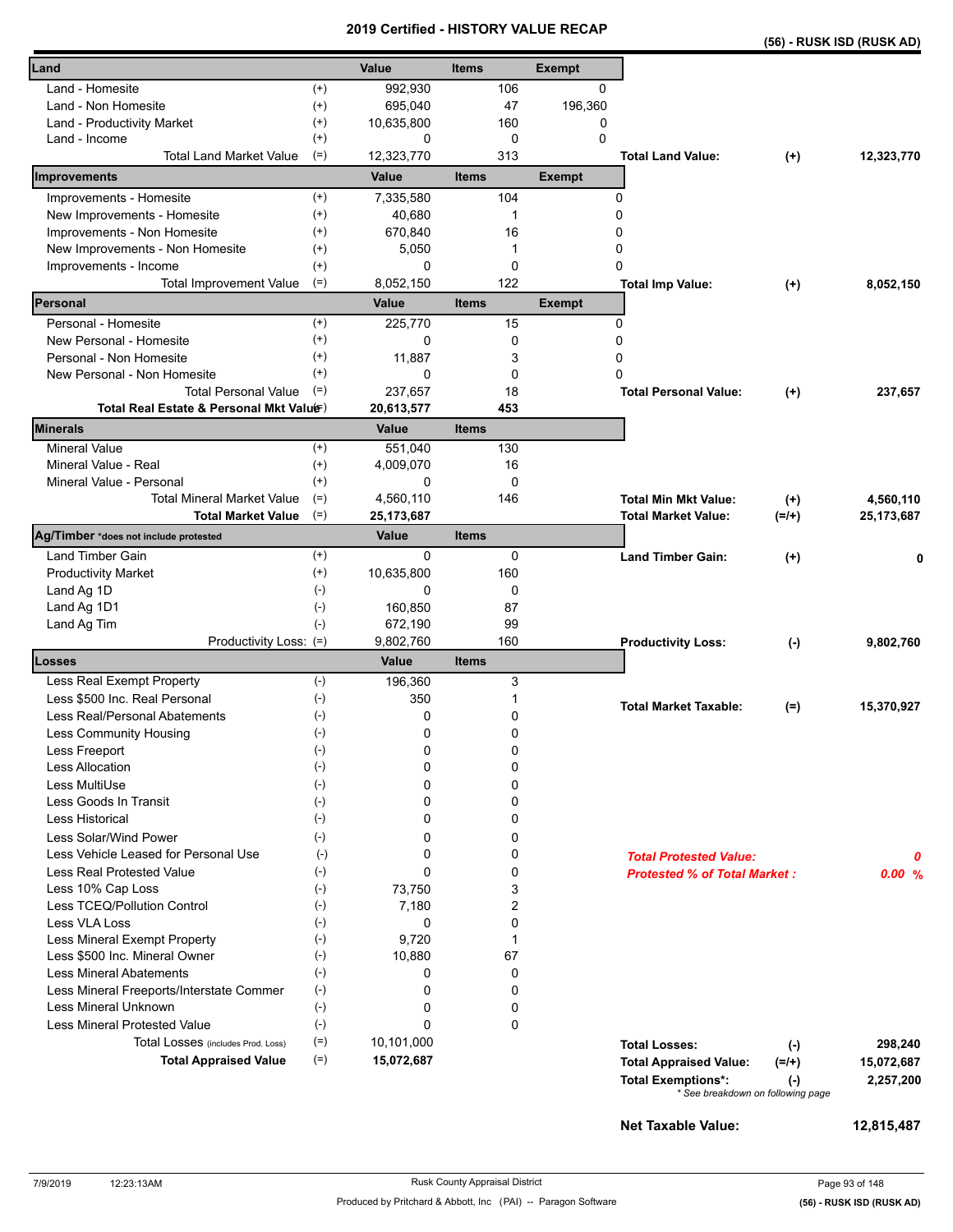# 2019 Certified - HISTORY VALUE RECAP

**(56) - RUSK ISD (RUSK AD)**

| Land | | Value | Items | Exempt |
|---|---|---|---|---|
| Land - Homesite | (+) | 992,930 | 106 | 0 |
| Land - Non Homesite | (+) | 695,040 | 47 | 196,360 |
| Land - Productivity Market | (+) | 10,635,800 | 160 | 0 |
| Land - Income | (+) | 0 | 0 | 0 |
| Total Land Market Value | (=) | 12,323,770 | 313 | |

**Total Land Value:** (+) 12,323,770

| Improvements | | Value | Items | Exempt |
|---|---|---|---|---|
| Improvements - Homesite | (+) | 7,335,580 | 104 | 0 |
| New Improvements - Homesite | (+) | 40,680 | 1 | 0 |
| Improvements - Non Homesite | (+) | 670,840 | 16 | 0 |
| New Improvements - Non Homesite | (+) | 5,050 | 1 | 0 |
| Improvements - Income | (+) | 0 | 0 | 0 |
| Total Improvement Value | (=) | 8,052,150 | 122 | |

**Total Imp Value:** (+) 8,052,150

| Personal | | Value | Items | Exempt |
|---|---|---|---|---|
| Personal - Homesite | (+) | 225,770 | 15 | 0 |
| New Personal - Homesite | (+) | 0 | 0 | 0 |
| Personal - Non Homesite | (+) | 11,887 | 3 | 0 |
| New Personal - Non Homesite | (+) | 0 | 0 | 0 |
| Total Personal Value | (=) | 237,657 | 18 | |
| **Total Real Estate & Personal Mkt Value** | (=) | **20,613,577** | **453** | |

**Total Personal Value:** (+) 237,657

| Minerals | | Value | Items |
|---|---|---|---|
| Mineral Value | (+) | 551,040 | 130 |
| Mineral Value - Real | (+) | 4,009,070 | 16 |
| Mineral Value - Personal | (+) | 0 | 0 |
| Total Mineral Market Value | (=) | 4,560,110 | 146 |
| **Total Market Value** | (=) | **25,173,687** | |

**Total Min Mkt Value:** (+) 4,560,110

**Total Market Value:** (=/+) 25,173,687

| Ag/Timber *does not include protested | | Value | Items |
|---|---|---|---|
| Land Timber Gain | (+) | 0 | 0 |
| Productivity Market | (+) | 10,635,800 | 160 |
| Land Ag 1D | (-) | 0 | 0 |
| Land Ag 1D1 | (-) | 160,850 | 87 |
| Land Ag Tim | (-) | 672,190 | 99 |
| Productivity Loss: | (=) | 9,802,760 | 160 |

**Land Timber Gain:** (+) 0

**Productivity Loss:** (-) 9,802,760

| Losses | | Value | Items |
|---|---|---|---|
| Less Real Exempt Property | (-) | 196,360 | 3 |
| Less $500 Inc. Real Personal | (-) | 350 | 1 |
| Less Real/Personal Abatements | (-) | 0 | 0 |
| Less Community Housing | (-) | 0 | 0 |
| Less Freeport | (-) | 0 | 0 |
| Less Allocation | (-) | 0 | 0 |
| Less MultiUse | (-) | 0 | 0 |
| Less Goods In Transit | (-) | 0 | 0 |
| Less Historical | (-) | 0 | 0 |
| Less Solar/Wind Power | (-) | 0 | 0 |
| Less Vehicle Leased for Personal Use | (-) | 0 | 0 |
| Less Real Protested Value | (-) | 0 | 0 |
| Less 10% Cap Loss | (-) | 73,750 | 3 |
| Less TCEQ/Pollution Control | (-) | 7,180 | 2 |
| Less VLA Loss | (-) | 0 | 0 |
| Less Mineral Exempt Property | (-) | 9,720 | 1 |
| Less $500 Inc. Mineral Owner | (-) | 10,880 | 67 |
| Less Mineral Abatements | (-) | 0 | 0 |
| Less Mineral Freeports/Interstate Commer | (-) | 0 | 0 |
| Less Mineral Unknown | (-) | 0 | 0 |
| Less Mineral Protested Value | (-) | 0 | 0 |
| Total Losses (includes Prod. Loss) | (=) | 10,101,000 | |
| **Total Appraised Value** | (=) | **15,072,687** | |

**Total Market Taxable:** (=) 15,370,927

***Total Protested Value:*** 0

***Protested % of Total Market :*** 0.00 %

| | | |
|---|---|---|
| **Total Losses:** | (-) | 298,240 |
| **Total Appraised Value:** | (=/+) | 15,072,687 |
| **Total Exemptions*:** | (-) | 2,257,200 |

*\* See breakdown on following page*

**Net Taxable Value:** 12,815,487

7/9/2019 12:23:13AM — Rusk County Appraisal District

Produced by Pritchard & Abbott, Inc (PAI) -- Paragon Software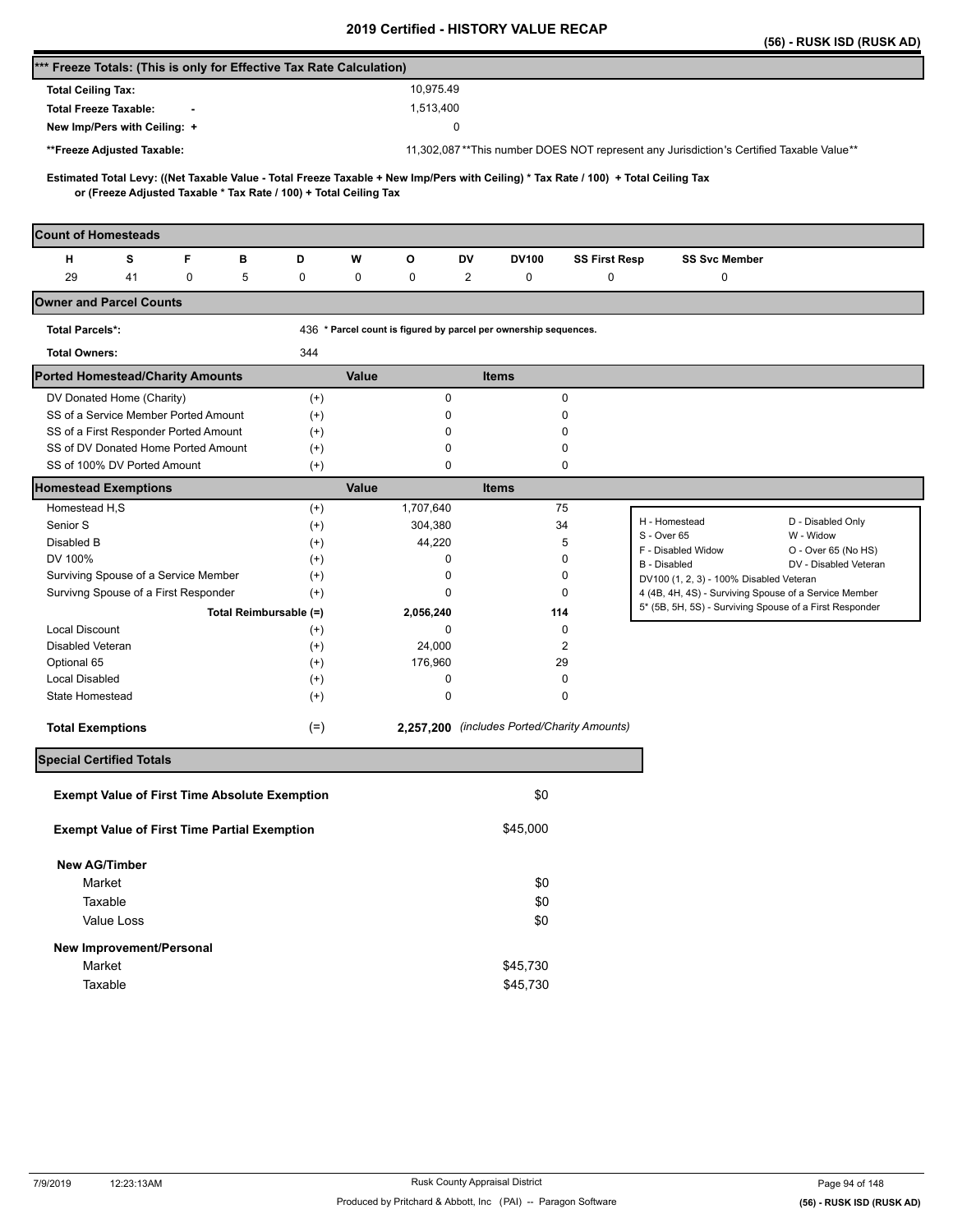# 2019 Certified - HISTORY VALUE RECAP

**(56) - RUSK ISD (RUSK AD)**

## *** Freeze Totals: (This is only for Effective Tax Rate Calculation)

| | |
|---|---|
| **Total Ceiling Tax:** | 10,975.49 |
| **Total Freeze Taxable:** - | 1,513,400 |
| **New Imp/Pers with Ceiling:** + | 0 |
| ****Freeze Adjusted Taxable:** | 11,302,087 **This number DOES NOT represent any Jurisdiction's Certified Taxable Value** |

**Estimated Total Levy: ((Net Taxable Value - Total Freeze Taxable + New Imp/Pers with Ceiling) * Tax Rate / 100) + Total Ceiling Tax or (Freeze Adjusted Taxable * Tax Rate / 100) + Total Ceiling Tax**

## Count of Homesteads

| H | S | F | B | D | W | O | DV | DV100 | SS First Resp | SS Svc Member |
|---|---|---|---|---|---|---|---|---|---|---|
| 29 | 41 | 0 | 5 | 0 | 0 | 0 | 2 | 0 | 0 | 0 |

## Owner and Parcel Counts

| | |
|---|---|
| **Total Parcels*:** | 436 * Parcel count is figured by parcel per ownership sequences. |
| **Total Owners:** | 344 |

## Ported Homestead/Charity Amounts

| | | Value | Items |
|---|---|---|---|
| DV Donated Home (Charity) | (+) | 0 | 0 |
| SS of a Service Member Ported Amount | (+) | 0 | 0 |
| SS of a First Responder Ported Amount | (+) | 0 | 0 |
| SS of DV Donated Home Ported Amount | (+) | 0 | 0 |
| SS of 100% DV Ported Amount | (+) | 0 | 0 |

## Homestead Exemptions

| | | Value | Items |
|---|---|---|---|
| Homestead H,S | (+) | 1,707,640 | 75 |
| Senior S | (+) | 304,380 | 34 |
| Disabled B | (+) | 44,220 | 5 |
| DV 100% | (+) | 0 | 0 |
| Surviving Spouse of a Service Member | (+) | 0 | 0 |
| Survivng Spouse of a First Responder | (+) | 0 | 0 |
| **Total Reimbursable (=)** | | **2,056,240** | **114** |
| Local Discount | (+) | 0 | 0 |
| Disabled Veteran | (+) | 24,000 | 2 |
| Optional 65 | (+) | 176,960 | 29 |
| Local Disabled | (+) | 0 | 0 |
| State Homestead | (+) | 0 | 0 |
| **Total Exemptions** | (=) | **2,257,200** | *(includes Ported/Charity Amounts)* |

| | |
|---|---|
| H - Homestead | D - Disabled Only |
| S - Over 65 | W - Widow |
| F - Disabled Widow | O - Over 65 (No HS) |
| B - Disabled | DV - Disabled Veteran |

DV100 (1, 2, 3) - 100% Disabled Veteran
4 (4B, 4H, 4S) - Surviving Spouse of a Service Member
5* (5B, 5H, 5S) - Surviving Spouse of a First Responder

## Special Certified Totals

| | |
|---|---|
| **Exempt Value of First Time Absolute Exemption** | $0 |
| **Exempt Value of First Time Partial Exemption** | $45,000 |
| **New AG/Timber** | |
| Market | $0 |
| Taxable | $0 |
| Value Loss | $0 |
| **New Improvement/Personal** | |
| Market | $45,730 |
| Taxable | $45,730 |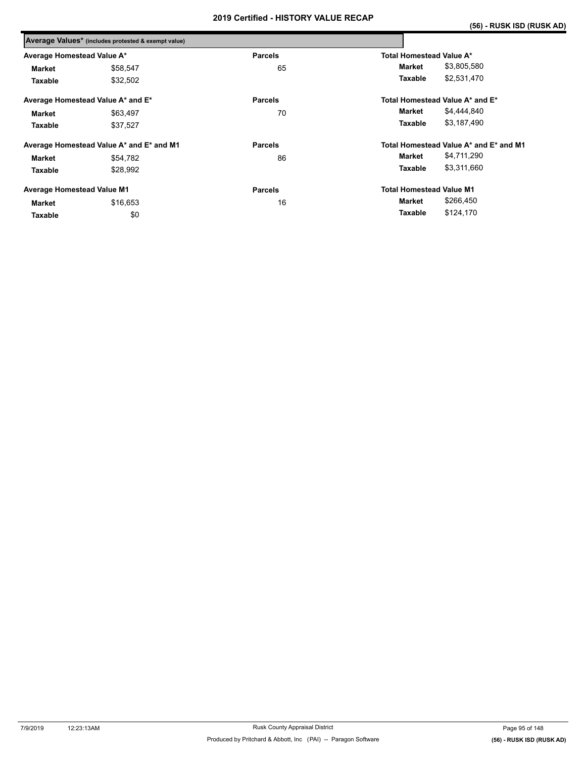# 2019 Certified - HISTORY VALUE RECAP

(56) - RUSK ISD (RUSK AD)

## Average Values* (includes protested & exempt value)

| Average Homestead Value A* | | Parcels | Total Homestead Value A* | |
|---|---|---|---|---|
| **Market** | $58,547 | 65 | **Market** | $3,805,580 |
| **Taxable** | $32,502 | | **Taxable** | $2,531,470 |

| Average Homestead Value A* and E* | | Parcels | Total Homestead Value A* and E* | |
|---|---|---|---|---|
| **Market** | $63,497 | 70 | **Market** | $4,444,840 |
| **Taxable** | $37,527 | | **Taxable** | $3,187,490 |

| Average Homestead Value A* and E* and M1 | | Parcels | Total Homestead Value A* and E* and M1 | |
|---|---|---|---|---|
| **Market** | $54,782 | 86 | **Market** | $4,711,290 |
| **Taxable** | $28,992 | | **Taxable** | $3,311,660 |

| Average Homestead Value M1 | | Parcels | Total Homestead Value M1 | |
|---|---|---|---|---|
| **Market** | $16,653 | 16 | **Market** | $266,450 |
| **Taxable** | $0 | | **Taxable** | $124,170 |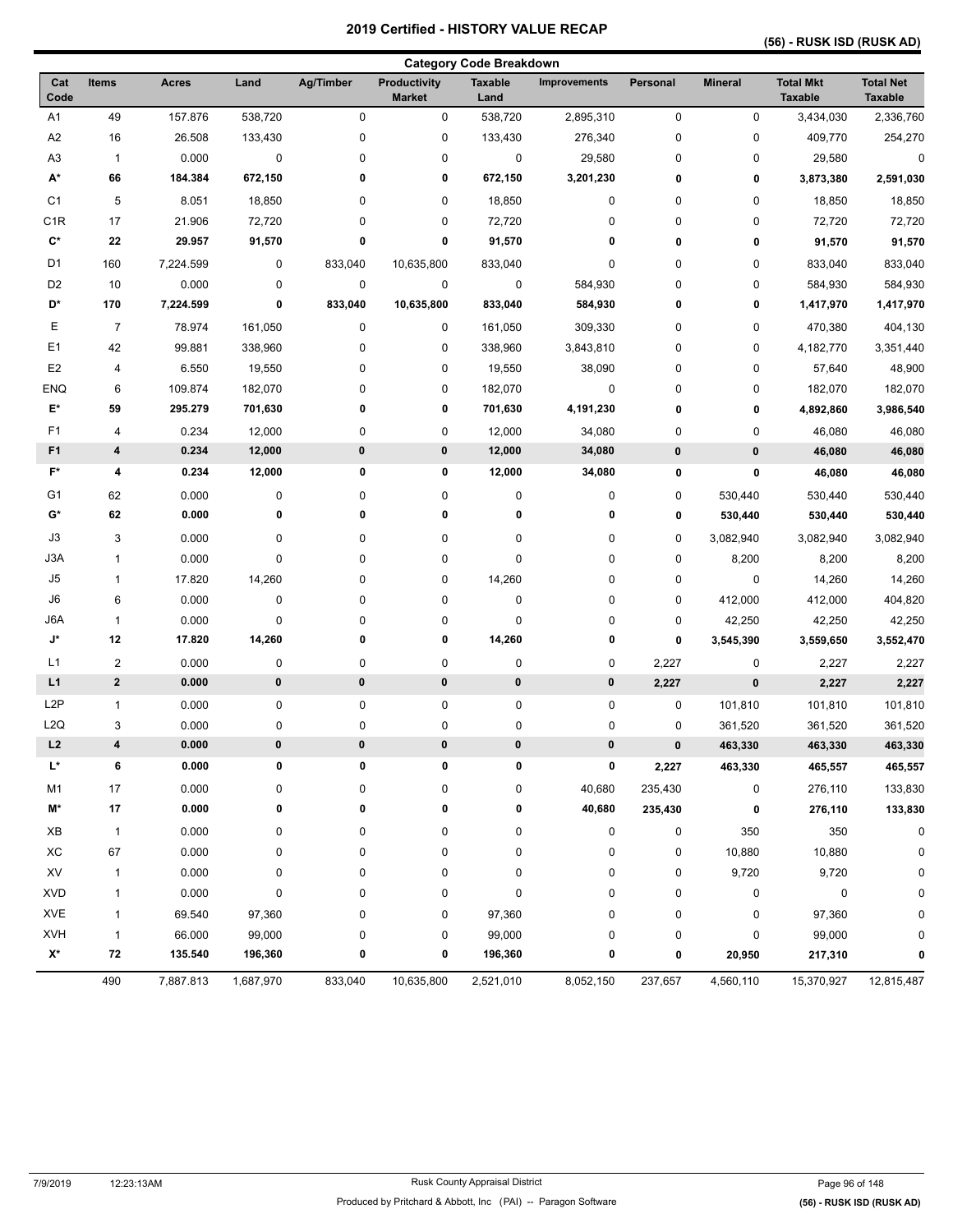# 2019 Certified - HISTORY VALUE RECAP

**(56) - RUSK ISD (RUSK AD)**

## Category Code Breakdown

| Cat Code | Items | Acres | Land | Ag/Timber | Productivity Market | Taxable Land | Improvements | Personal | Mineral | Total Mkt Taxable | Total Net Taxable |
|---|---|---|---|---|---|---|---|---|---|---|---|
| A1 | 49 | 157.876 | 538,720 | 0 | 0 | 538,720 | 2,895,310 | 0 | 0 | 3,434,030 | 2,336,760 |
| A2 | 16 | 26.508 | 133,430 | 0 | 0 | 133,430 | 276,340 | 0 | 0 | 409,770 | 254,270 |
| A3 | 1 | 0.000 | 0 | 0 | 0 | 0 | 29,580 | 0 | 0 | 29,580 | 0 |
| **A*** | **66** | **184.384** | **672,150** | **0** | **0** | **672,150** | **3,201,230** | **0** | **0** | **3,873,380** | **2,591,030** |
| C1 | 5 | 8.051 | 18,850 | 0 | 0 | 18,850 | 0 | 0 | 0 | 18,850 | 18,850 |
| C1R | 17 | 21.906 | 72,720 | 0 | 0 | 72,720 | 0 | 0 | 0 | 72,720 | 72,720 |
| **C*** | **22** | **29.957** | **91,570** | **0** | **0** | **91,570** | **0** | **0** | **0** | **91,570** | **91,570** |
| D1 | 160 | 7,224.599 | 0 | 833,040 | 10,635,800 | 833,040 | 0 | 0 | 0 | 833,040 | 833,040 |
| D2 | 10 | 0.000 | 0 | 0 | 0 | 0 | 584,930 | 0 | 0 | 584,930 | 584,930 |
| **D*** | **170** | **7,224.599** | **0** | **833,040** | **10,635,800** | **833,040** | **584,930** | **0** | **0** | **1,417,970** | **1,417,970** |
| E | 7 | 78.974 | 161,050 | 0 | 0 | 161,050 | 309,330 | 0 | 0 | 470,380 | 404,130 |
| E1 | 42 | 99.881 | 338,960 | 0 | 0 | 338,960 | 3,843,810 | 0 | 0 | 4,182,770 | 3,351,440 |
| E2 | 4 | 6.550 | 19,550 | 0 | 0 | 19,550 | 38,090 | 0 | 0 | 57,640 | 48,900 |
| ENQ | 6 | 109.874 | 182,070 | 0 | 0 | 182,070 | 0 | 0 | 0 | 182,070 | 182,070 |
| **E*** | **59** | **295.279** | **701,630** | **0** | **0** | **701,630** | **4,191,230** | **0** | **0** | **4,892,860** | **3,986,540** |
| F1 | 4 | 0.234 | 12,000 | 0 | 0 | 12,000 | 34,080 | 0 | 0 | 46,080 | 46,080 |
| **F1** | **4** | **0.234** | **12,000** | **0** | **0** | **12,000** | **34,080** | **0** | **0** | **46,080** | **46,080** |
| **F*** | **4** | **0.234** | **12,000** | **0** | **0** | **12,000** | **34,080** | **0** | **0** | **46,080** | **46,080** |
| G1 | 62 | 0.000 | 0 | 0 | 0 | 0 | 0 | 0 | 530,440 | 530,440 | 530,440 |
| **G*** | **62** | **0.000** | **0** | **0** | **0** | **0** | **0** | **0** | **530,440** | **530,440** | **530,440** |
| J3 | 3 | 0.000 | 0 | 0 | 0 | 0 | 0 | 0 | 3,082,940 | 3,082,940 | 3,082,940 |
| J3A | 1 | 0.000 | 0 | 0 | 0 | 0 | 0 | 0 | 8,200 | 8,200 | 8,200 |
| J5 | 1 | 17.820 | 14,260 | 0 | 0 | 14,260 | 0 | 0 | 0 | 14,260 | 14,260 |
| J6 | 6 | 0.000 | 0 | 0 | 0 | 0 | 0 | 0 | 412,000 | 412,000 | 404,820 |
| J6A | 1 | 0.000 | 0 | 0 | 0 | 0 | 0 | 0 | 42,250 | 42,250 | 42,250 |
| **J*** | **12** | **17.820** | **14,260** | **0** | **0** | **14,260** | **0** | **0** | **3,545,390** | **3,559,650** | **3,552,470** |
| L1 | 2 | 0.000 | 0 | 0 | 0 | 0 | 0 | 2,227 | 0 | 2,227 | 2,227 |
| **L1** | **2** | **0.000** | **0** | **0** | **0** | **0** | **0** | **2,227** | **0** | **2,227** | **2,227** |
| L2P | 1 | 0.000 | 0 | 0 | 0 | 0 | 0 | 0 | 101,810 | 101,810 | 101,810 |
| L2Q | 3 | 0.000 | 0 | 0 | 0 | 0 | 0 | 0 | 361,520 | 361,520 | 361,520 |
| **L2** | **4** | **0.000** | **0** | **0** | **0** | **0** | **0** | **0** | **463,330** | **463,330** | **463,330** |
| **L*** | **6** | **0.000** | **0** | **0** | **0** | **0** | **0** | **2,227** | **463,330** | **465,557** | **465,557** |
| M1 | 17 | 0.000 | 0 | 0 | 0 | 0 | 40,680 | 235,430 | 0 | 276,110 | 133,830 |
| **M*** | **17** | **0.000** | **0** | **0** | **0** | **0** | **40,680** | **235,430** | **0** | **276,110** | **133,830** |
| XB | 1 | 0.000 | 0 | 0 | 0 | 0 | 0 | 0 | 350 | 350 | 0 |
| XC | 67 | 0.000 | 0 | 0 | 0 | 0 | 0 | 0 | 10,880 | 10,880 | 0 |
| XV | 1 | 0.000 | 0 | 0 | 0 | 0 | 0 | 0 | 9,720 | 9,720 | 0 |
| XVD | 1 | 0.000 | 0 | 0 | 0 | 0 | 0 | 0 | 0 | 0 | 0 |
| XVE | 1 | 69.540 | 97,360 | 0 | 0 | 97,360 | 0 | 0 | 0 | 97,360 | 0 |
| XVH | 1 | 66.000 | 99,000 | 0 | 0 | 99,000 | 0 | 0 | 0 | 99,000 | 0 |
| **X*** | **72** | **135.540** | **196,360** | **0** | **0** | **196,360** | **0** | **0** | **20,950** | **217,310** | **0** |
| | 490 | 7,887.813 | 1,687,970 | 833,040 | 10,635,800 | 2,521,010 | 8,052,150 | 237,657 | 4,560,110 | 15,370,927 | 12,815,487 |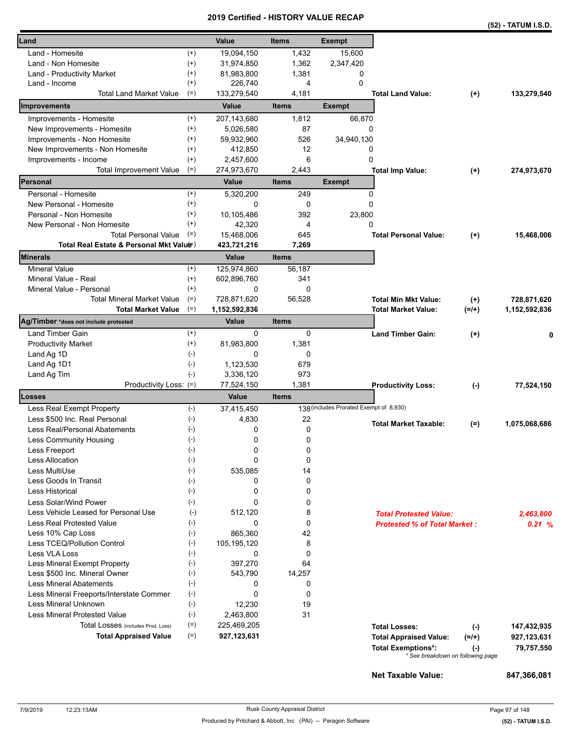# 2019 Certified - HISTORY VALUE RECAP

**(52) - TATUM I.S.D.**

| Land | | Value | Items | Exempt |
|---|---|---|---|---|
| Land - Homesite | (+) | 19,094,150 | 1,432 | 15,600 |
| Land - Non Homesite | (+) | 31,974,850 | 1,362 | 2,347,420 |
| Land - Productivity Market | (+) | 81,983,800 | 1,381 | 0 |
| Land - Income | (+) | 226,740 | 4 | 0 |
| Total Land Market Value | (=) | 133,279,540 | 4,181 | |

**Total Land Value:** (+) 133,279,540

| Improvements | | Value | Items | Exempt |
|---|---|---|---|---|
| Improvements - Homesite | (+) | 207,143,680 | 1,812 | 66,870 |
| New Improvements - Homesite | (+) | 5,026,580 | 87 | 0 |
| Improvements - Non Homesite | (+) | 59,932,960 | 526 | 34,940,130 |
| New Improvements - Non Homesite | (+) | 412,850 | 12 | 0 |
| Improvements - Income | (+) | 2,457,600 | 6 | 0 |
| Total Improvement Value | (=) | 274,973,670 | 2,443 | |

**Total Imp Value:** (+) 274,973,670

| Personal | | Value | Items | Exempt |
|---|---|---|---|---|
| Personal - Homesite | (+) | 5,320,200 | 249 | 0 |
| New Personal - Homesite | (+) | 0 | 0 | 0 |
| Personal - Non Homesite | (+) | 10,105,486 | 392 | 23,800 |
| New Personal - Non Homesite | (+) | 42,320 | 4 | 0 |
| Total Personal Value | (=) | 15,468,006 | 645 | |
| **Total Real Estate & Personal Mkt Value** | (=) | **423,721,216** | **7,269** | |

**Total Personal Value:** (+) 15,468,006

| Minerals | | Value | Items |
|---|---|---|---|
| Mineral Value | (+) | 125,974,860 | 56,187 |
| Mineral Value - Real | (+) | 602,896,760 | 341 |
| Mineral Value - Personal | (+) | 0 | 0 |
| Total Mineral Market Value | (=) | 728,871,620 | 56,528 |
| **Total Market Value** | (=) | **1,152,592,836** | |

**Total Min Mkt Value:** (+) 728,871,620

**Total Market Value:** (=/+) 1,152,592,836

| Ag/Timber *does not include protested | | Value | Items |
|---|---|---|---|
| Land Timber Gain | (+) | 0 | 0 |
| Productivity Market | (+) | 81,983,800 | 1,381 |
| Land Ag 1D | (-) | 0 | 0 |
| Land Ag 1D1 | (-) | 1,123,530 | 679 |
| Land Ag Tim | (-) | 3,336,120 | 973 |
| Productivity Loss: | (=) | 77,524,150 | 1,381 |

**Land Timber Gain:** (+) 0

**Productivity Loss:** (-) 77,524,150

| Losses | | Value | Items |
|---|---|---|---|
| Less Real Exempt Property | (-) | 37,415,450 | 138 (includes Prorated Exempt of 8,930) |
| Less $500 Inc. Real Personal | (-) | 4,830 | 22 |
| Less Real/Personal Abatements | (-) | 0 | 0 |
| Less Community Housing | (-) | 0 | 0 |
| Less Freeport | (-) | 0 | 0 |
| Less Allocation | (-) | 0 | 0 |
| Less MultiUse | (-) | 535,085 | 14 |
| Less Goods In Transit | (-) | 0 | 0 |
| Less Historical | (-) | 0 | 0 |
| Less Solar/Wind Power | (-) | 0 | 0 |
| Less Vehicle Leased for Personal Use | (-) | 512,120 | 8 |
| Less Real Protested Value | (-) | 0 | 0 |
| Less 10% Cap Loss | (-) | 865,360 | 42 |
| Less TCEQ/Pollution Control | (-) | 105,195,120 | 8 |
| Less VLA Loss | (-) | 0 | 0 |
| Less Mineral Exempt Property | (-) | 397,270 | 64 |
| Less $500 Inc. Mineral Owner | (-) | 543,790 | 14,257 |
| Less Mineral Abatements | (-) | 0 | 0 |
| Less Mineral Freeports/Interstate Commer | (-) | 0 | 0 |
| Less Mineral Unknown | (-) | 12,230 | 19 |
| Less Mineral Protested Value | (-) | 2,463,800 | 31 |
| Total Losses (includes Prod. Loss) | (=) | 225,469,205 | |
| **Total Appraised Value** | (=) | **927,123,631** | |

**Total Market Taxable:** (=) 1,075,068,686

***Total Protested Value:*** *2,463,800*

***Protested % of Total Market :*** *0.21 %*

| | | |
|---|---|---|
| **Total Losses:** | (-) | 147,432,935 |
| **Total Appraised Value:** | (=/+) | 927,123,631 |
| **Total Exemptions*:** | (-) | 79,757,550 |

\* See breakdown on following page

**Net Taxable Value:** 847,366,081

7/9/2019 12:23:13AM — Rusk County Appraisal District — Produced by Pritchard & Abbott, Inc (PAI) -- Paragon Software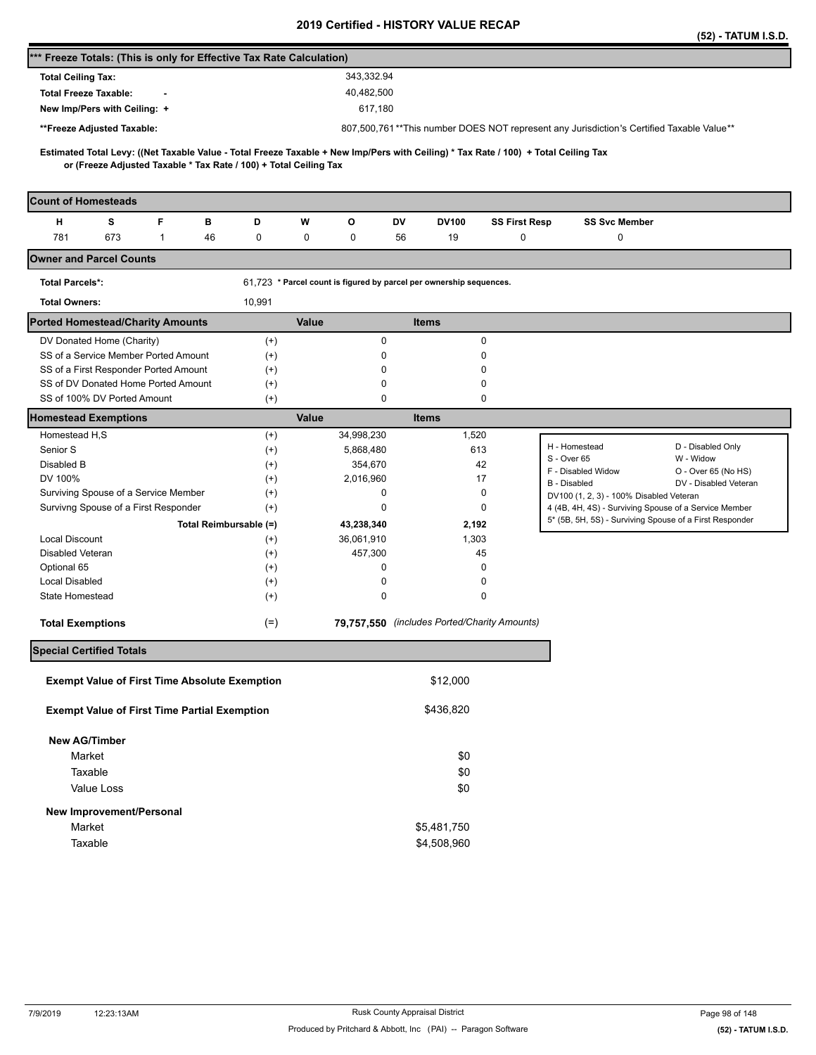# 2019 Certified - HISTORY VALUE RECAP

**(52) - TATUM I.S.D.**

## *** Freeze Totals: (This is only for Effective Tax Rate Calculation)

| | |
|---|---|
| **Total Ceiling Tax:** | 343,332.94 |
| **Total Freeze Taxable:** - | 40,482,500 |
| **New Imp/Pers with Ceiling:** + | 617,180 |
| **\*\*Freeze Adjusted Taxable:** | 807,500,761 **This number DOES NOT represent any Jurisdiction's Certified Taxable Value** |

**Estimated Total Levy: ((Net Taxable Value - Total Freeze Taxable + New Imp/Pers with Ceiling) * Tax Rate / 100) + Total Ceiling Tax or (Freeze Adjusted Taxable * Tax Rate / 100) + Total Ceiling Tax**

## Count of Homesteads

| H | S | F | B | D | W | O | DV | DV100 | SS First Resp | SS Svc Member |
|---|---|---|---|---|---|---|---|---|---|---|
| 781 | 673 | 1 | 46 | 0 | 0 | 0 | 56 | 19 | 0 | 0 |

## Owner and Parcel Counts

| | |
|---|---|
| **Total Parcels*:** | 61,723 * Parcel count is figured by parcel per ownership sequences. |
| **Total Owners:** | 10,991 |

## Ported Homestead/Charity Amounts

| | | Value | Items |
|---|---|---|---|
| DV Donated Home (Charity) | (+) | 0 | 0 |
| SS of a Service Member Ported Amount | (+) | 0 | 0 |
| SS of a First Responder Ported Amount | (+) | 0 | 0 |
| SS of DV Donated Home Ported Amount | (+) | 0 | 0 |
| SS of 100% DV Ported Amount | (+) | 0 | 0 |

## Homestead Exemptions

| | | Value | Items |
|---|---|---|---|
| Homestead H,S | (+) | 34,998,230 | 1,520 |
| Senior S | (+) | 5,868,480 | 613 |
| Disabled B | (+) | 354,670 | 42 |
| DV 100% | (+) | 2,016,960 | 17 |
| Surviving Spouse of a Service Member | (+) | 0 | 0 |
| Survivng Spouse of a First Responder | (+) | 0 | 0 |
| **Total Reimbursable (=)** | | **43,238,340** | **2,192** |
| Local Discount | (+) | 36,061,910 | 1,303 |
| Disabled Veteran | (+) | 457,300 | 45 |
| Optional 65 | (+) | 0 | 0 |
| Local Disabled | (+) | 0 | 0 |
| State Homestead | (+) | 0 | 0 |
| **Total Exemptions** | (=) | **79,757,550** | *(includes Ported/Charity Amounts)* |

| | |
|---|---|
| H - Homestead | D - Disabled Only |
| S - Over 65 | W - Widow |
| F - Disabled Widow | O - Over 65 (No HS) |
| B - Disabled | DV - Disabled Veteran |
| DV100 (1, 2, 3) - 100% Disabled Veteran | |
| 4 (4B, 4H, 4S) - Surviving Spouse of a Service Member | |
| 5* (5B, 5H, 5S) - Surviving Spouse of a First Responder | |

## Special Certified Totals

| | |
|---|---|
| **Exempt Value of First Time Absolute Exemption** | $12,000 |
| **Exempt Value of First Time Partial Exemption** | $436,820 |
| **New AG/Timber** | |
| Market | $0 |
| Taxable | $0 |
| Value Loss | $0 |
| **New Improvement/Personal** | |
| Market | $5,481,750 |
| Taxable | $4,508,960 |

7/9/2019 12:23:13AM — Rusk County Appraisal District — Produced by Pritchard & Abbott, Inc (PAI) -- Paragon Software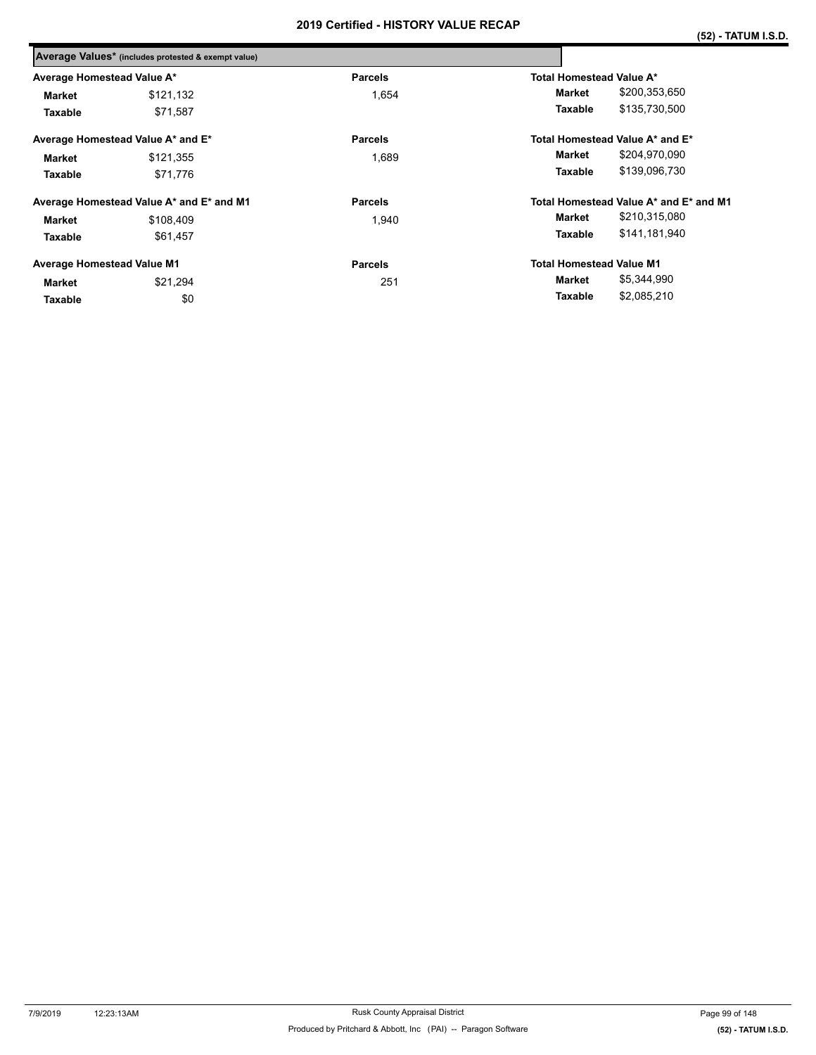# 2019 Certified - HISTORY VALUE RECAP

**(52) - TATUM I.S.D.**

**Average Values\*** (includes protested & exempt value)

| Average Homestead Value A* | | Parcels | Total Homestead Value A* | |
|---|---|---|---|---|
| **Market** | $121,132 | 1,654 | **Market** | $200,353,650 |
| **Taxable** | $71,587 | | **Taxable** | $135,730,500 |

| Average Homestead Value A* and E* | | Parcels | Total Homestead Value A* and E* | |
|---|---|---|---|---|
| **Market** | $121,355 | 1,689 | **Market** | $204,970,090 |
| **Taxable** | $71,776 | | **Taxable** | $139,096,730 |

| Average Homestead Value A* and E* and M1 | | Parcels | Total Homestead Value A* and E* and M1 | |
|---|---|---|---|---|
| **Market** | $108,409 | 1,940 | **Market** | $210,315,080 |
| **Taxable** | $61,457 | | **Taxable** | $141,181,940 |

| Average Homestead Value M1 | | Parcels | Total Homestead Value M1 | |
|---|---|---|---|---|
| **Market** | $21,294 | 251 | **Market** | $5,344,990 |
| **Taxable** | $0 | | **Taxable** | $2,085,210 |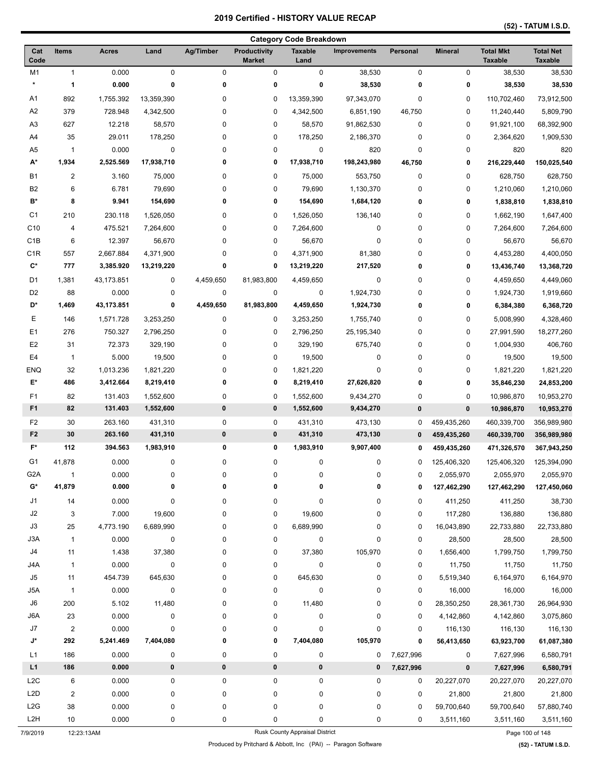# 2019 Certified - HISTORY VALUE RECAP

**(52) - TATUM I.S.D.**

## Category Code Breakdown

| Cat Code | Items | Acres | Land | Ag/Timber | Productivity Market | Taxable Land | Improvements | Personal | Mineral | Total Mkt Taxable | Total Net Taxable |
|---|---|---|---|---|---|---|---|---|---|---|---|
| M1 | 1 | 0.000 | 0 | 0 | 0 | 0 | 38,530 | 0 | 0 | 38,530 | 38,530 |
| **\*** | **1** | **0.000** | **0** | **0** | **0** | **0** | **38,530** | **0** | **0** | **38,530** | **38,530** |
| A1 | 892 | 1,755.392 | 13,359,390 | 0 | 0 | 13,359,390 | 97,343,070 | 0 | 0 | 110,702,460 | 73,912,500 |
| A2 | 379 | 728.948 | 4,342,500 | 0 | 0 | 4,342,500 | 6,851,190 | 46,750 | 0 | 11,240,440 | 5,809,790 |
| A3 | 627 | 12.218 | 58,570 | 0 | 0 | 58,570 | 91,862,530 | 0 | 0 | 91,921,100 | 68,392,900 |
| A4 | 35 | 29.011 | 178,250 | 0 | 0 | 178,250 | 2,186,370 | 0 | 0 | 2,364,620 | 1,909,530 |
| A5 | 1 | 0.000 | 0 | 0 | 0 | 0 | 820 | 0 | 0 | 820 | 820 |
| **A\*** | **1,934** | **2,525.569** | **17,938,710** | **0** | **0** | **17,938,710** | **198,243,980** | **46,750** | **0** | **216,229,440** | **150,025,540** |
| B1 | 2 | 3.160 | 75,000 | 0 | 0 | 75,000 | 553,750 | 0 | 0 | 628,750 | 628,750 |
| B2 | 6 | 6.781 | 79,690 | 0 | 0 | 79,690 | 1,130,370 | 0 | 0 | 1,210,060 | 1,210,060 |
| **B\*** | **8** | **9.941** | **154,690** | **0** | **0** | **154,690** | **1,684,120** | **0** | **0** | **1,838,810** | **1,838,810** |
| C1 | 210 | 230.118 | 1,526,050 | 0 | 0 | 1,526,050 | 136,140 | 0 | 0 | 1,662,190 | 1,647,400 |
| C10 | 4 | 475.521 | 7,264,600 | 0 | 0 | 7,264,600 | 0 | 0 | 0 | 7,264,600 | 7,264,600 |
| C1B | 6 | 12.397 | 56,670 | 0 | 0 | 56,670 | 0 | 0 | 0 | 56,670 | 56,670 |
| C1R | 557 | 2,667.884 | 4,371,900 | 0 | 0 | 4,371,900 | 81,380 | 0 | 0 | 4,453,280 | 4,400,050 |
| **C\*** | **777** | **3,385.920** | **13,219,220** | **0** | **0** | **13,219,220** | **217,520** | **0** | **0** | **13,436,740** | **13,368,720** |
| D1 | 1,381 | 43,173.851 | 0 | 4,459,650 | 81,983,800 | 4,459,650 | 0 | 0 | 0 | 4,459,650 | 4,449,060 |
| D2 | 88 | 0.000 | 0 | 0 | 0 | 0 | 1,924,730 | 0 | 0 | 1,924,730 | 1,919,660 |
| **D\*** | **1,469** | **43,173.851** | **0** | **4,459,650** | **81,983,800** | **4,459,650** | **1,924,730** | **0** | **0** | **6,384,380** | **6,368,720** |
| E | 146 | 1,571.728 | 3,253,250 | 0 | 0 | 3,253,250 | 1,755,740 | 0 | 0 | 5,008,990 | 4,328,460 |
| E1 | 276 | 750.327 | 2,796,250 | 0 | 0 | 2,796,250 | 25,195,340 | 0 | 0 | 27,991,590 | 18,277,260 |
| E2 | 31 | 72.373 | 329,190 | 0 | 0 | 329,190 | 675,740 | 0 | 0 | 1,004,930 | 406,760 |
| E4 | 1 | 5.000 | 19,500 | 0 | 0 | 19,500 | 0 | 0 | 0 | 19,500 | 19,500 |
| ENQ | 32 | 1,013.236 | 1,821,220 | 0 | 0 | 1,821,220 | 0 | 0 | 0 | 1,821,220 | 1,821,220 |
| **E\*** | **486** | **3,412.664** | **8,219,410** | **0** | **0** | **8,219,410** | **27,626,820** | **0** | **0** | **35,846,230** | **24,853,200** |
| F1 | 82 | 131.403 | 1,552,600 | 0 | 0 | 1,552,600 | 9,434,270 | 0 | 0 | 10,986,870 | 10,953,270 |
| **F1** | **82** | **131.403** | **1,552,600** | **0** | **0** | **1,552,600** | **9,434,270** | **0** | **0** | **10,986,870** | **10,953,270** |
| F2 | 30 | 263.160 | 431,310 | 0 | 0 | 431,310 | 473,130 | 0 | 459,435,260 | 460,339,700 | 356,989,980 |
| **F2** | **30** | **263.160** | **431,310** | **0** | **0** | **431,310** | **473,130** | **0** | **459,435,260** | **460,339,700** | **356,989,980** |
| **F\*** | **112** | **394.563** | **1,983,910** | **0** | **0** | **1,983,910** | **9,907,400** | **0** | **459,435,260** | **471,326,570** | **367,943,250** |
| G1 | 41,878 | 0.000 | 0 | 0 | 0 | 0 | 0 | 0 | 125,406,320 | 125,406,320 | 125,394,090 |
| G2A | 1 | 0.000 | 0 | 0 | 0 | 0 | 0 | 0 | 2,055,970 | 2,055,970 | 2,055,970 |
| **G\*** | **41,879** | **0.000** | **0** | **0** | **0** | **0** | **0** | **0** | **127,462,290** | **127,462,290** | **127,450,060** |
| J1 | 14 | 0.000 | 0 | 0 | 0 | 0 | 0 | 0 | 411,250 | 411,250 | 38,730 |
| J2 | 3 | 7.000 | 19,600 | 0 | 0 | 19,600 | 0 | 0 | 117,280 | 136,880 | 136,880 |
| J3 | 25 | 4,773.190 | 6,689,990 | 0 | 0 | 6,689,990 | 0 | 0 | 16,043,890 | 22,733,880 | 22,733,880 |
| J3A | 1 | 0.000 | 0 | 0 | 0 | 0 | 0 | 0 | 28,500 | 28,500 | 28,500 |
| J4 | 11 | 1.438 | 37,380 | 0 | 0 | 37,380 | 105,970 | 0 | 1,656,400 | 1,799,750 | 1,799,750 |
| J4A | 1 | 0.000 | 0 | 0 | 0 | 0 | 0 | 0 | 11,750 | 11,750 | 11,750 |
| J5 | 11 | 454.739 | 645,630 | 0 | 0 | 645,630 | 0 | 0 | 5,519,340 | 6,164,970 | 6,164,970 |
| J5A | 1 | 0.000 | 0 | 0 | 0 | 0 | 0 | 0 | 16,000 | 16,000 | 16,000 |
| J6 | 200 | 5.102 | 11,480 | 0 | 0 | 11,480 | 0 | 0 | 28,350,250 | 28,361,730 | 26,964,930 |
| J6A | 23 | 0.000 | 0 | 0 | 0 | 0 | 0 | 0 | 4,142,860 | 4,142,860 | 3,075,860 |
| J7 | 2 | 0.000 | 0 | 0 | 0 | 0 | 0 | 0 | 116,130 | 116,130 | 116,130 |
| **J\*** | **292** | **5,241.469** | **7,404,080** | **0** | **0** | **7,404,080** | **105,970** | **0** | **56,413,650** | **63,923,700** | **61,087,380** |
| L1 | 186 | 0.000 | 0 | 0 | 0 | 0 | 0 | 7,627,996 | 0 | 7,627,996 | 6,580,791 |
| **L1** | **186** | **0.000** | **0** | **0** | **0** | **0** | **0** | **7,627,996** | **0** | **7,627,996** | **6,580,791** |
| L2C | 6 | 0.000 | 0 | 0 | 0 | 0 | 0 | 0 | 20,227,070 | 20,227,070 | 20,227,070 |
| L2D | 2 | 0.000 | 0 | 0 | 0 | 0 | 0 | 0 | 21,800 | 21,800 | 21,800 |
| L2G | 38 | 0.000 | 0 | 0 | 0 | 0 | 0 | 0 | 59,700,640 | 59,700,640 | 57,880,740 |
| L2H | 10 | 0.000 | 0 | 0 | 0 | 0 | 0 | 0 | 3,511,160 | 3,511,160 | 3,511,160 |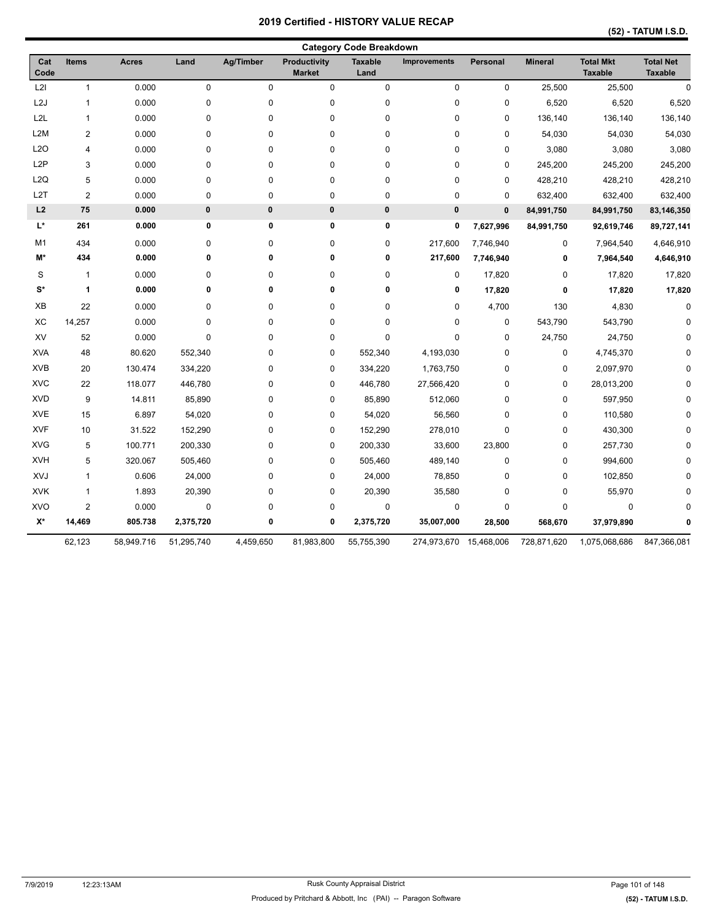# 2019 Certified - HISTORY VALUE RECAP

**(52) - TATUM I.S.D.**

## Category Code Breakdown

| Cat Code | Items | Acres | Land | Ag/Timber | Productivity Market | Taxable Land | Improvements | Personal | Mineral | Total Mkt Taxable | Total Net Taxable |
|---|---|---|---|---|---|---|---|---|---|---|---|
| L2I | 1 | 0.000 | 0 | 0 | 0 | 0 | 0 | 0 | 25,500 | 25,500 | 0 |
| L2J | 1 | 0.000 | 0 | 0 | 0 | 0 | 0 | 0 | 6,520 | 6,520 | 6,520 |
| L2L | 1 | 0.000 | 0 | 0 | 0 | 0 | 0 | 0 | 136,140 | 136,140 | 136,140 |
| L2M | 2 | 0.000 | 0 | 0 | 0 | 0 | 0 | 0 | 54,030 | 54,030 | 54,030 |
| L2O | 4 | 0.000 | 0 | 0 | 0 | 0 | 0 | 0 | 3,080 | 3,080 | 3,080 |
| L2P | 3 | 0.000 | 0 | 0 | 0 | 0 | 0 | 0 | 245,200 | 245,200 | 245,200 |
| L2Q | 5 | 0.000 | 0 | 0 | 0 | 0 | 0 | 0 | 428,210 | 428,210 | 428,210 |
| L2T | 2 | 0.000 | 0 | 0 | 0 | 0 | 0 | 0 | 632,400 | 632,400 | 632,400 |
| **L2** | **75** | **0.000** | **0** | **0** | **0** | **0** | **0** | **0** | **84,991,750** | **84,991,750** | **83,146,350** |
| **L*** | **261** | **0.000** | **0** | **0** | **0** | **0** | **0** | **7,627,996** | **84,991,750** | **92,619,746** | **89,727,141** |
| M1 | 434 | 0.000 | 0 | 0 | 0 | 0 | 217,600 | 7,746,940 | 0 | 7,964,540 | 4,646,910 |
| **M*** | **434** | **0.000** | **0** | **0** | **0** | **0** | **217,600** | **7,746,940** | **0** | **7,964,540** | **4,646,910** |
| S | 1 | 0.000 | 0 | 0 | 0 | 0 | 0 | 17,820 | 0 | 17,820 | 17,820 |
| **S*** | **1** | **0.000** | **0** | **0** | **0** | **0** | **0** | **17,820** | **0** | **17,820** | **17,820** |
| XB | 22 | 0.000 | 0 | 0 | 0 | 0 | 0 | 4,700 | 130 | 4,830 | 0 |
| XC | 14,257 | 0.000 | 0 | 0 | 0 | 0 | 0 | 0 | 543,790 | 543,790 | 0 |
| XV | 52 | 0.000 | 0 | 0 | 0 | 0 | 0 | 0 | 24,750 | 24,750 | 0 |
| XVA | 48 | 80.620 | 552,340 | 0 | 0 | 552,340 | 4,193,030 | 0 | 0 | 4,745,370 | 0 |
| XVB | 20 | 130.474 | 334,220 | 0 | 0 | 334,220 | 1,763,750 | 0 | 0 | 2,097,970 | 0 |
| XVC | 22 | 118.077 | 446,780 | 0 | 0 | 446,780 | 27,566,420 | 0 | 0 | 28,013,200 | 0 |
| XVD | 9 | 14.811 | 85,890 | 0 | 0 | 85,890 | 512,060 | 0 | 0 | 597,950 | 0 |
| XVE | 15 | 6.897 | 54,020 | 0 | 0 | 54,020 | 56,560 | 0 | 0 | 110,580 | 0 |
| XVF | 10 | 31.522 | 152,290 | 0 | 0 | 152,290 | 278,010 | 0 | 0 | 430,300 | 0 |
| XVG | 5 | 100.771 | 200,330 | 0 | 0 | 200,330 | 33,600 | 23,800 | 0 | 257,730 | 0 |
| XVH | 5 | 320.067 | 505,460 | 0 | 0 | 505,460 | 489,140 | 0 | 0 | 994,600 | 0 |
| XVJ | 1 | 0.606 | 24,000 | 0 | 0 | 24,000 | 78,850 | 0 | 0 | 102,850 | 0 |
| XVK | 1 | 1.893 | 20,390 | 0 | 0 | 20,390 | 35,580 | 0 | 0 | 55,970 | 0 |
| XVO | 2 | 0.000 | 0 | 0 | 0 | 0 | 0 | 0 | 0 | 0 | 0 |
| **X*** | **14,469** | **805.738** | **2,375,720** | **0** | **0** | **2,375,720** | **35,007,000** | **28,500** | **568,670** | **37,979,890** | **0** |
| | 62,123 | 58,949.716 | 51,295,740 | 4,459,650 | 81,983,800 | 55,755,390 | 274,973,670 | 15,468,006 | 728,871,620 | 1,075,068,686 | 847,366,081 |

7/9/2019 12:23:13AM — Rusk County Appraisal District — Produced by Pritchard & Abbott, Inc (PAI) -- Paragon Software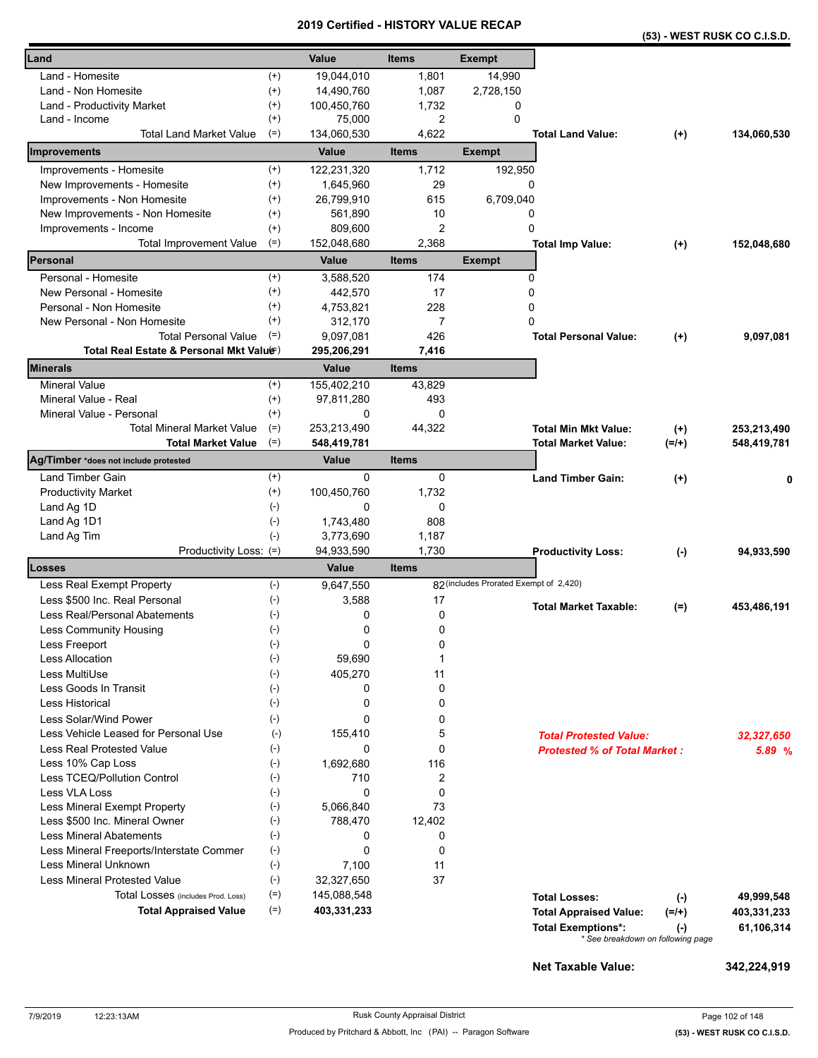# 2019 Certified - HISTORY VALUE RECAP

**(53) - WEST RUSK CO C.I.S.D.**

| Land | | Value | Items | Exempt | | | |
|---|---|---|---|---|---|---|---|
| Land - Homesite | (+) | 19,044,010 | 1,801 | 14,990 | | | |
| Land - Non Homesite | (+) | 14,490,760 | 1,087 | 2,728,150 | | | |
| Land - Productivity Market | (+) | 100,450,760 | 1,732 | 0 | | | |
| Land - Income | (+) | 75,000 | 2 | 0 | | | |
| Total Land Market Value | (=) | 134,060,530 | 4,622 | | **Total Land Value:** | **(+)** | **134,060,530** |
| **Improvements** | | **Value** | **Items** | **Exempt** | | | |
| Improvements - Homesite | (+) | 122,231,320 | 1,712 | 192,950 | | | |
| New Improvements - Homesite | (+) | 1,645,960 | 29 | 0 | | | |
| Improvements - Non Homesite | (+) | 26,799,910 | 615 | 6,709,040 | | | |
| New Improvements - Non Homesite | (+) | 561,890 | 10 | 0 | | | |
| Improvements - Income | (+) | 809,600 | 2 | 0 | | | |
| Total Improvement Value | (=) | 152,048,680 | 2,368 | | **Total Imp Value:** | **(+)** | **152,048,680** |
| **Personal** | | **Value** | **Items** | **Exempt** | | | |
| Personal - Homesite | (+) | 3,588,520 | 174 | 0 | | | |
| New Personal - Homesite | (+) | 442,570 | 17 | 0 | | | |
| Personal - Non Homesite | (+) | 4,753,821 | 228 | 0 | | | |
| New Personal - Non Homesite | (+) | 312,170 | 7 | 0 | | | |
| Total Personal Value | (=) | 9,097,081 | 426 | | **Total Personal Value:** | **(+)** | **9,097,081** |
| **Total Real Estate & Personal Mkt Value** | (=) | **295,206,291** | **7,416** | | | | |
| **Minerals** | | **Value** | **Items** | | | | |
| Mineral Value | (+) | 155,402,210 | 43,829 | | | | |
| Mineral Value - Real | (+) | 97,811,280 | 493 | | | | |
| Mineral Value - Personal | (+) | 0 | 0 | | | | |
| Total Mineral Market Value | (=) | 253,213,490 | 44,322 | | **Total Min Mkt Value:** | **(+)** | **253,213,490** |
| **Total Market Value** | (=) | **548,419,781** | | | **Total Market Value:** | **(=/+)** | **548,419,781** |
| **Ag/Timber** *does not include protested* | | **Value** | **Items** | | | | |
| Land Timber Gain | (+) | 0 | 0 | | **Land Timber Gain:** | **(+)** | **0** |
| Productivity Market | (+) | 100,450,760 | 1,732 | | | | |
| Land Ag 1D | (-) | 0 | 0 | | | | |
| Land Ag 1D1 | (-) | 1,743,480 | 808 | | | | |
| Land Ag Tim | (-) | 3,773,690 | 1,187 | | | | |
| Productivity Loss: | (=) | 94,933,590 | 1,730 | | **Productivity Loss:** | **(-)** | **94,933,590** |
| **Losses** | | **Value** | **Items** | | | | |
| Less Real Exempt Property | (-) | 9,647,550 | 82 | (includes Prorated Exempt of 2,420) | | | |
| Less $500 Inc. Real Personal | (-) | 3,588 | 17 | | **Total Market Taxable:** | **(=)** | **453,486,191** |
| Less Real/Personal Abatements | (-) | 0 | 0 | | | | |
| Less Community Housing | (-) | 0 | 0 | | | | |
| Less Freeport | (-) | 0 | 0 | | | | |
| Less Allocation | (-) | 59,690 | 1 | | | | |
| Less MultiUse | (-) | 405,270 | 11 | | | | |
| Less Goods In Transit | (-) | 0 | 0 | | | | |
| Less Historical | (-) | 0 | 0 | | | | |
| Less Solar/Wind Power | (-) | 0 | 0 | | | | |
| Less Vehicle Leased for Personal Use | (-) | 155,410 | 5 | | ***Total Protested Value:*** | | ***32,327,650*** |
| Less Real Protested Value | (-) | 0 | 0 | | ***Protested % of Total Market :*** | | ***5.89 %*** |
| Less 10% Cap Loss | (-) | 1,692,680 | 116 | | | | |
| Less TCEQ/Pollution Control | (-) | 710 | 2 | | | | |
| Less VLA Loss | (-) | 0 | 0 | | | | |
| Less Mineral Exempt Property | (-) | 5,066,840 | 73 | | | | |
| Less $500 Inc. Mineral Owner | (-) | 788,470 | 12,402 | | | | |
| Less Mineral Abatements | (-) | 0 | 0 | | | | |
| Less Mineral Freeports/Interstate Commer | (-) | 0 | 0 | | | | |
| Less Mineral Unknown | (-) | 7,100 | 11 | | | | |
| Less Mineral Protested Value | (-) | 32,327,650 | 37 | | | | |
| Total Losses (includes Prod. Loss) | (=) | 145,088,548 | | | **Total Losses:** | **(-)** | **49,999,548** |
| **Total Appraised Value** | (=) | **403,331,233** | | | **Total Appraised Value:** | **(=/+)** | **403,331,233** |
| | | | | | **Total Exemptions*:** | **(-)** | **61,106,314** |

\* See breakdown on following page

**Net Taxable Value:** **342,224,919**

7/9/2019 12:23:13AM — Rusk County Appraisal District — Produced by Pritchard & Abbott, Inc (PAI) -- Paragon Software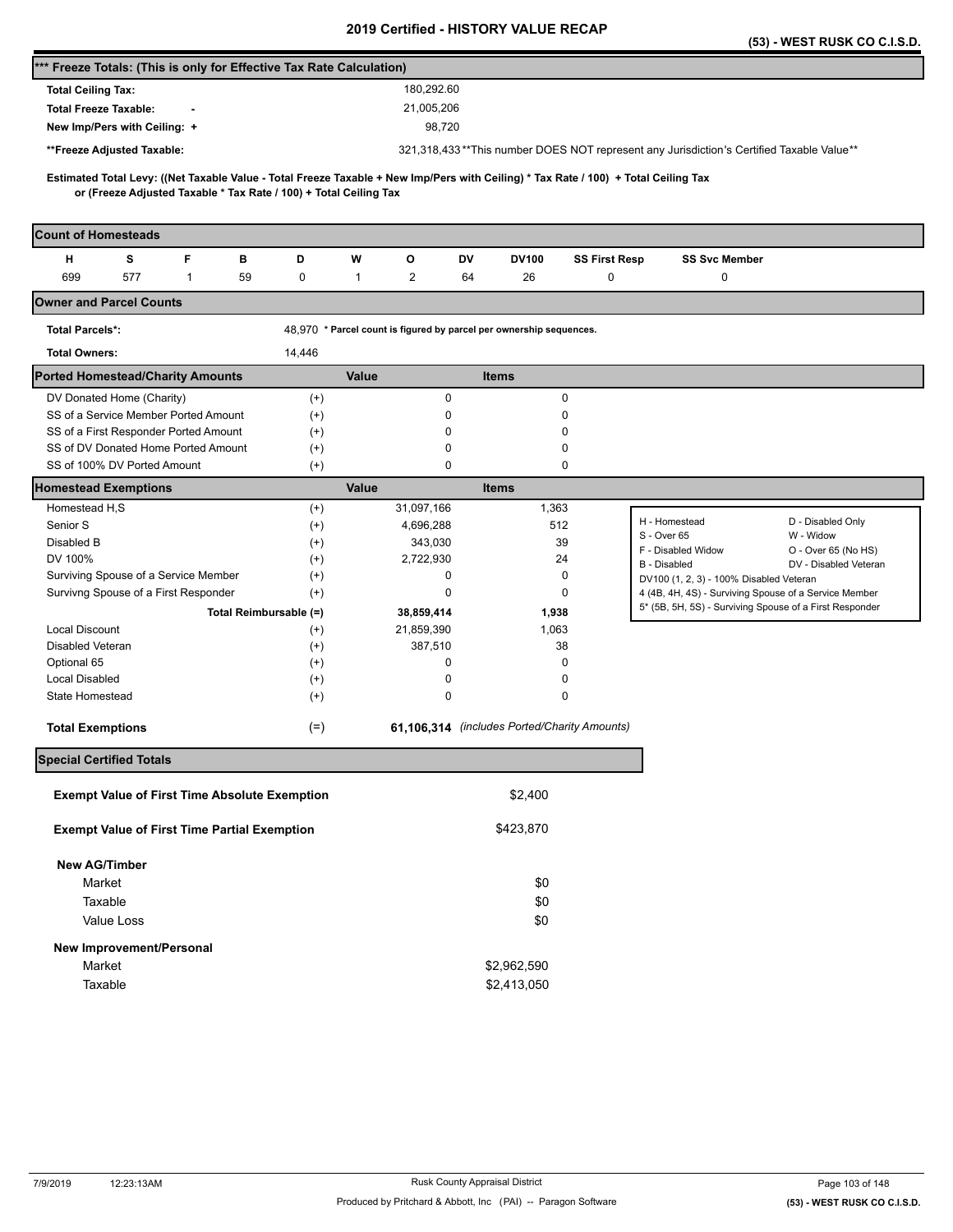# 2019 Certified - HISTORY VALUE RECAP

**(53) - WEST RUSK CO C.I.S.D.**

## *** Freeze Totals: (This is only for Effective Tax Rate Calculation)

| | |
|---|---|
| **Total Ceiling Tax:** | 180,292.60 |
| **Total Freeze Taxable: -** | 21,005,206 |
| **New Imp/Pers with Ceiling: +** | 98,720 |
| **Freeze Adjusted Taxable:** | 321,318,433 **This number DOES NOT represent any Jurisdiction's Certified Taxable Value** |

**Estimated Total Levy: ((Net Taxable Value - Total Freeze Taxable + New Imp/Pers with Ceiling) * Tax Rate / 100) + Total Ceiling Tax or (Freeze Adjusted Taxable * Tax Rate / 100) + Total Ceiling Tax**

## Count of Homesteads

| H | S | F | B | D | W | O | DV | DV100 | SS First Resp | SS Svc Member |
|---|---|---|---|---|---|---|---|---|---|---|
| 699 | 577 | 1 | 59 | 0 | 1 | 2 | 64 | 26 | 0 | 0 |

## Owner and Parcel Counts

**Total Parcels*:** 48,970 * Parcel count is figured by parcel per ownership sequences.

**Total Owners:** 14,446

## Ported Homestead/Charity Amounts

| | | Value | Items |
|---|---|---|---|
| DV Donated Home (Charity) | (+) | 0 | 0 |
| SS of a Service Member Ported Amount | (+) | 0 | 0 |
| SS of a First Responder Ported Amount | (+) | 0 | 0 |
| SS of DV Donated Home Ported Amount | (+) | 0 | 0 |
| SS of 100% DV Ported Amount | (+) | 0 | 0 |

## Homestead Exemptions

| | | Value | Items |
|---|---|---|---|
| Homestead H,S | (+) | 31,097,166 | 1,363 |
| Senior S | (+) | 4,696,288 | 512 |
| Disabled B | (+) | 343,030 | 39 |
| DV 100% | (+) | 2,722,930 | 24 |
| Surviving Spouse of a Service Member | (+) | 0 | 0 |
| Survivng Spouse of a First Responder | (+) | 0 | 0 |
| **Total Reimbursable (=)** | | **38,859,414** | **1,938** |
| Local Discount | (+) | 21,859,390 | 1,063 |
| Disabled Veteran | (+) | 387,510 | 38 |
| Optional 65 | (+) | 0 | 0 |
| Local Disabled | (+) | 0 | 0 |
| State Homestead | (+) | 0 | 0 |
| **Total Exemptions** | (=) | **61,106,314** | *(includes Ported/Charity Amounts)* |

| | |
|---|---|
| H - Homestead | D - Disabled Only |
| S - Over 65 | W - Widow |
| F - Disabled Widow | O - Over 65 (No HS) |
| B - Disabled | DV - Disabled Veteran |
| DV100 (1, 2, 3) - 100% Disabled Veteran | |
| 4 (4B, 4H, 4S) - Surviving Spouse of a Service Member | |
| 5* (5B, 5H, 5S) - Surviving Spouse of a First Responder | |

## Special Certified Totals

| | |
|---|---|
| **Exempt Value of First Time Absolute Exemption** | $2,400 |
| **Exempt Value of First Time Partial Exemption** | $423,870 |
| **New AG/Timber** | |
| Market | $0 |
| Taxable | $0 |
| Value Loss | $0 |
| **New Improvement/Personal** | |
| Market | $2,962,590 |
| Taxable | $2,413,050 |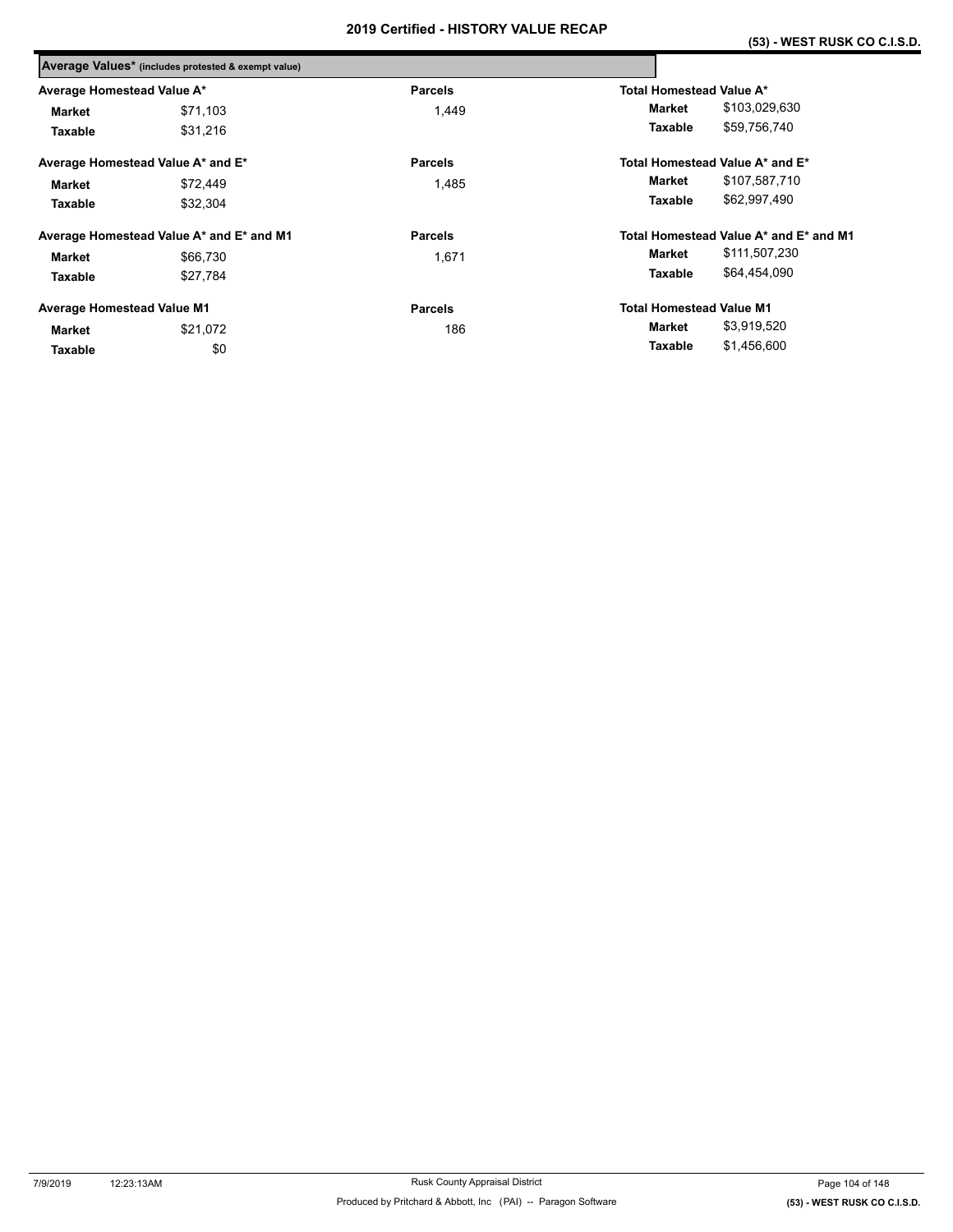# 2019 Certified - HISTORY VALUE RECAP

## (53) - WEST RUSK CO C.I.S.D.

**Average Values*** (includes protested & exempt value)

| Average Homestead Value A* | | Parcels | Total Homestead Value A* | |
|---|---|---|---|---|
| **Market** | $71,103 | 1,449 | **Market** | $103,029,630 |
| **Taxable** | $31,216 | | **Taxable** | $59,756,740 |

| Average Homestead Value A* and E* | | Parcels | Total Homestead Value A* and E* | |
|---|---|---|---|---|
| **Market** | $72,449 | 1,485 | **Market** | $107,587,710 |
| **Taxable** | $32,304 | | **Taxable** | $62,997,490 |

| Average Homestead Value A* and E* and M1 | | Parcels | Total Homestead Value A* and E* and M1 | |
|---|---|---|---|---|
| **Market** | $66,730 | 1,671 | **Market** | $111,507,230 |
| **Taxable** | $27,784 | | **Taxable** | $64,454,090 |

| Average Homestead Value M1 | | Parcels | Total Homestead Value M1 | |
|---|---|---|---|---|
| **Market** | $21,072 | 186 | **Market** | $3,919,520 |
| **Taxable** | $0 | | **Taxable** | $1,456,600 |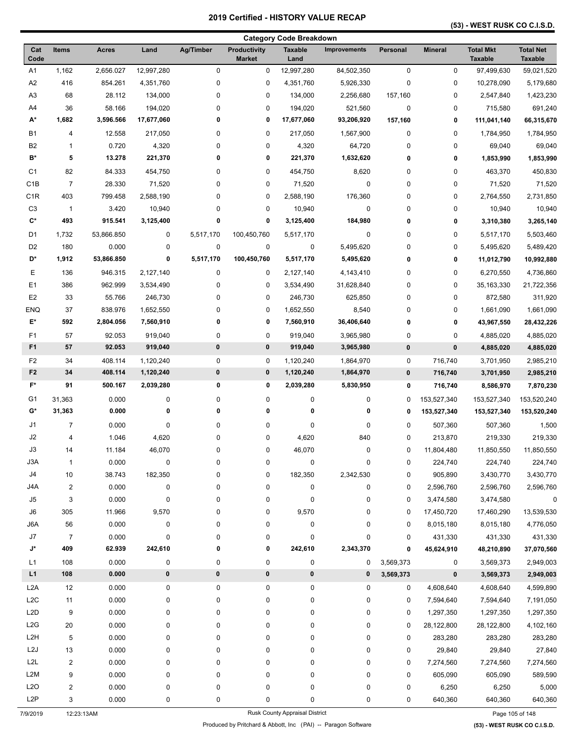# 2019 Certified - HISTORY VALUE RECAP

## (53) - WEST RUSK CO C.I.S.D.

### Category Code Breakdown

| Cat Code | Items | Acres | Land | Ag/Timber | Productivity Market | Taxable Land | Improvements | Personal | Mineral | Total Mkt Taxable | Total Net Taxable |
|---|---|---|---|---|---|---|---|---|---|---|---|
| A1 | 1,162 | 2,656.027 | 12,997,280 | 0 | 0 | 12,997,280 | 84,502,350 | 0 | 0 | 97,499,630 | 59,021,520 |
| A2 | 416 | 854.261 | 4,351,760 | 0 | 0 | 4,351,760 | 5,926,330 | 0 | 0 | 10,278,090 | 5,179,680 |
| A3 | 68 | 28.112 | 134,000 | 0 | 0 | 134,000 | 2,256,680 | 157,160 | 0 | 2,547,840 | 1,423,230 |
| A4 | 36 | 58.166 | 194,020 | 0 | 0 | 194,020 | 521,560 | 0 | 0 | 715,580 | 691,240 |
| **A*** | **1,682** | **3,596.566** | **17,677,060** | **0** | **0** | **17,677,060** | **93,206,920** | **157,160** | **0** | **111,041,140** | **66,315,670** |
| B1 | 4 | 12.558 | 217,050 | 0 | 0 | 217,050 | 1,567,900 | 0 | 0 | 1,784,950 | 1,784,950 |
| B2 | 1 | 0.720 | 4,320 | 0 | 0 | 4,320 | 64,720 | 0 | 0 | 69,040 | 69,040 |
| **B*** | **5** | **13.278** | **221,370** | **0** | **0** | **221,370** | **1,632,620** | **0** | **0** | **1,853,990** | **1,853,990** |
| C1 | 82 | 84.333 | 454,750 | 0 | 0 | 454,750 | 8,620 | 0 | 0 | 463,370 | 450,830 |
| C1B | 7 | 28.330 | 71,520 | 0 | 0 | 71,520 | 0 | 0 | 0 | 71,520 | 71,520 |
| C1R | 403 | 799.458 | 2,588,190 | 0 | 0 | 2,588,190 | 176,360 | 0 | 0 | 2,764,550 | 2,731,850 |
| C3 | 1 | 3.420 | 10,940 | 0 | 0 | 10,940 | 0 | 0 | 0 | 10,940 | 10,940 |
| **C*** | **493** | **915.541** | **3,125,400** | **0** | **0** | **3,125,400** | **184,980** | **0** | **0** | **3,310,380** | **3,265,140** |
| D1 | 1,732 | 53,866.850 | 0 | 5,517,170 | 100,450,760 | 5,517,170 | 0 | 0 | 0 | 5,517,170 | 5,503,460 |
| D2 | 180 | 0.000 | 0 | 0 | 0 | 0 | 5,495,620 | 0 | 0 | 5,495,620 | 5,489,420 |
| **D*** | **1,912** | **53,866.850** | **0** | **5,517,170** | **100,450,760** | **5,517,170** | **5,495,620** | **0** | **0** | **11,012,790** | **10,992,880** |
| E | 136 | 946.315 | 2,127,140 | 0 | 0 | 2,127,140 | 4,143,410 | 0 | 0 | 6,270,550 | 4,736,860 |
| E1 | 386 | 962.999 | 3,534,490 | 0 | 0 | 3,534,490 | 31,628,840 | 0 | 0 | 35,163,330 | 21,722,356 |
| E2 | 33 | 55.766 | 246,730 | 0 | 0 | 246,730 | 625,850 | 0 | 0 | 872,580 | 311,920 |
| ENQ | 37 | 838.976 | 1,652,550 | 0 | 0 | 1,652,550 | 8,540 | 0 | 0 | 1,661,090 | 1,661,090 |
| **E*** | **592** | **2,804.056** | **7,560,910** | **0** | **0** | **7,560,910** | **36,406,640** | **0** | **0** | **43,967,550** | **28,432,226** |
| F1 | 57 | 92.053 | 919,040 | 0 | 0 | 919,040 | 3,965,980 | 0 | 0 | 4,885,020 | 4,885,020 |
| **F1** | **57** | **92.053** | **919,040** | **0** | **0** | **919,040** | **3,965,980** | **0** | **0** | **4,885,020** | **4,885,020** |
| F2 | 34 | 408.114 | 1,120,240 | 0 | 0 | 1,120,240 | 1,864,970 | 0 | 716,740 | 3,701,950 | 2,985,210 |
| **F2** | **34** | **408.114** | **1,120,240** | **0** | **0** | **1,120,240** | **1,864,970** | **0** | **716,740** | **3,701,950** | **2,985,210** |
| **F*** | **91** | **500.167** | **2,039,280** | **0** | **0** | **2,039,280** | **5,830,950** | **0** | **716,740** | **8,586,970** | **7,870,230** |
| G1 | 31,363 | 0.000 | 0 | 0 | 0 | 0 | 0 | 0 | 153,527,340 | 153,527,340 | 153,520,240 |
| **G*** | **31,363** | **0.000** | **0** | **0** | **0** | **0** | **0** | **0** | **153,527,340** | **153,527,340** | **153,520,240** |
| J1 | 7 | 0.000 | 0 | 0 | 0 | 0 | 0 | 0 | 507,360 | 507,360 | 1,500 |
| J2 | 4 | 1.046 | 4,620 | 0 | 0 | 4,620 | 840 | 0 | 213,870 | 219,330 | 219,330 |
| J3 | 14 | 11.184 | 46,070 | 0 | 0 | 46,070 | 0 | 0 | 11,804,480 | 11,850,550 | 11,850,550 |
| J3A | 1 | 0.000 | 0 | 0 | 0 | 0 | 0 | 0 | 224,740 | 224,740 | 224,740 |
| J4 | 10 | 38.743 | 182,350 | 0 | 0 | 182,350 | 2,342,530 | 0 | 905,890 | 3,430,770 | 3,430,770 |
| J4A | 2 | 0.000 | 0 | 0 | 0 | 0 | 0 | 0 | 2,596,760 | 2,596,760 | 2,596,760 |
| J5 | 3 | 0.000 | 0 | 0 | 0 | 0 | 0 | 0 | 3,474,580 | 3,474,580 | 0 |
| J6 | 305 | 11.966 | 9,570 | 0 | 0 | 9,570 | 0 | 0 | 17,450,720 | 17,460,290 | 13,539,530 |
| J6A | 56 | 0.000 | 0 | 0 | 0 | 0 | 0 | 0 | 8,015,180 | 8,015,180 | 4,776,050 |
| J7 | 7 | 0.000 | 0 | 0 | 0 | 0 | 0 | 0 | 431,330 | 431,330 | 431,330 |
| **J*** | **409** | **62.939** | **242,610** | **0** | **0** | **242,610** | **2,343,370** | **0** | **45,624,910** | **48,210,890** | **37,070,560** |
| L1 | 108 | 0.000 | 0 | 0 | 0 | 0 | 0 | 3,569,373 | 0 | 3,569,373 | 2,949,003 |
| **L1** | **108** | **0.000** | **0** | **0** | **0** | **0** | **0** | **3,569,373** | **0** | **3,569,373** | **2,949,003** |
| L2A | 12 | 0.000 | 0 | 0 | 0 | 0 | 0 | 0 | 4,608,640 | 4,608,640 | 4,599,890 |
| L2C | 11 | 0.000 | 0 | 0 | 0 | 0 | 0 | 0 | 7,594,640 | 7,594,640 | 7,191,050 |
| L2D | 9 | 0.000 | 0 | 0 | 0 | 0 | 0 | 0 | 1,297,350 | 1,297,350 | 1,297,350 |
| L2G | 20 | 0.000 | 0 | 0 | 0 | 0 | 0 | 0 | 28,122,800 | 28,122,800 | 4,102,160 |
| L2H | 5 | 0.000 | 0 | 0 | 0 | 0 | 0 | 0 | 283,280 | 283,280 | 283,280 |
| L2J | 13 | 0.000 | 0 | 0 | 0 | 0 | 0 | 0 | 29,840 | 29,840 | 27,840 |
| L2L | 2 | 0.000 | 0 | 0 | 0 | 0 | 0 | 0 | 7,274,560 | 7,274,560 | 7,274,560 |
| L2M | 9 | 0.000 | 0 | 0 | 0 | 0 | 0 | 0 | 605,090 | 605,090 | 589,590 |
| L2O | 2 | 0.000 | 0 | 0 | 0 | 0 | 0 | 0 | 6,250 | 6,250 | 5,000 |
| L2P | 3 | 0.000 | 0 | 0 | 0 | 0 | 0 | 0 | 640,360 | 640,360 | 640,360 |

7/9/2019 12:23:13AM Rusk County Appraisal District

Produced by Pritchard & Abbott, Inc (PAI) -- Paragon Software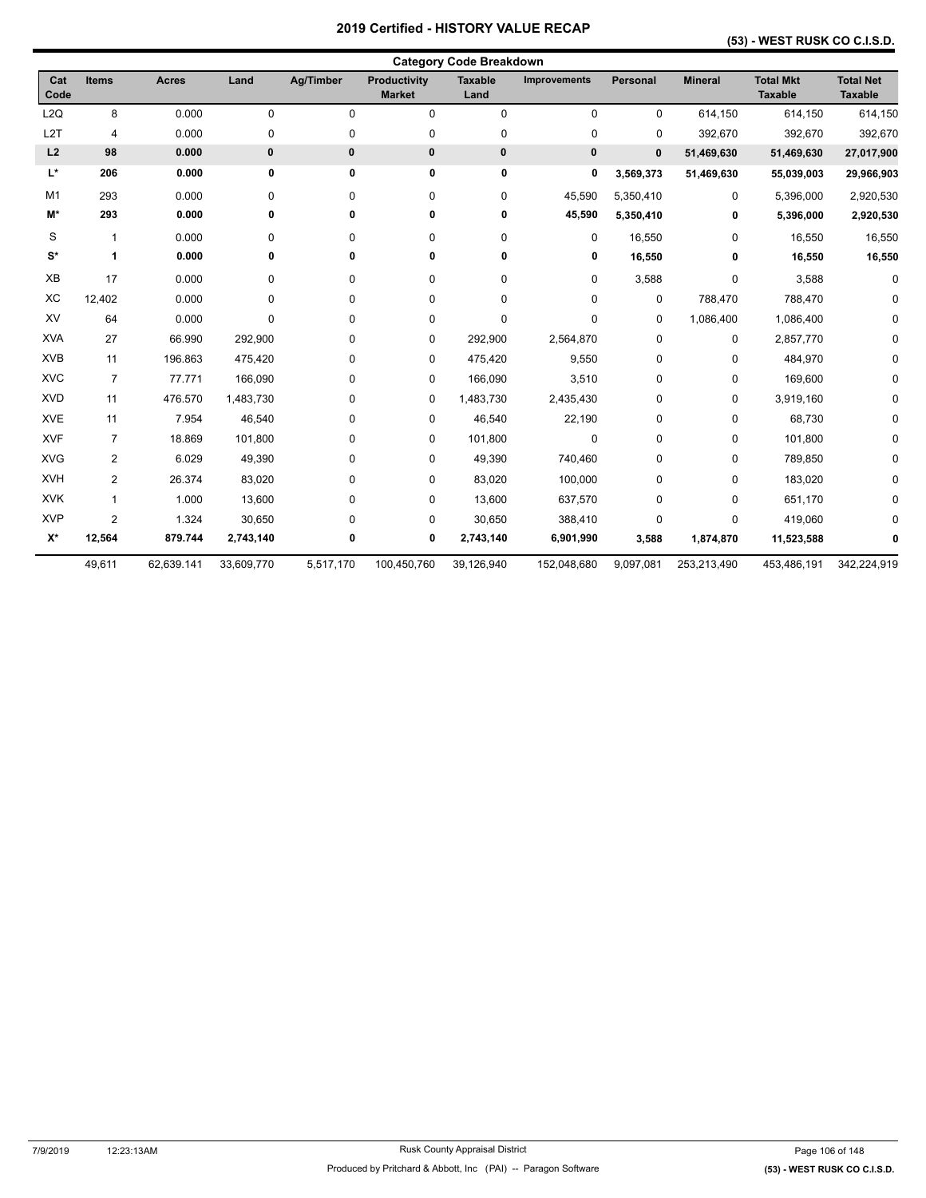# 2019 Certified - HISTORY VALUE RECAP

**(53) - WEST RUSK CO C.I.S.D.**

## Category Code Breakdown

| Cat Code | Items | Acres | Land | Ag/Timber | Productivity Market | Taxable Land | Improvements | Personal | Mineral | Total Mkt Taxable | Total Net Taxable |
|---|---|---|---|---|---|---|---|---|---|---|---|
| L2Q | 8 | 0.000 | 0 | 0 | 0 | 0 | 0 | 0 | 614,150 | 614,150 | 614,150 |
| L2T | 4 | 0.000 | 0 | 0 | 0 | 0 | 0 | 0 | 392,670 | 392,670 | 392,670 |
| **L2** | **98** | **0.000** | **0** | **0** | **0** | **0** | **0** | **0** | **51,469,630** | **51,469,630** | **27,017,900** |
| **L\*** | **206** | **0.000** | **0** | **0** | **0** | **0** | **0** | **3,569,373** | **51,469,630** | **55,039,003** | **29,966,903** |
| M1 | 293 | 0.000 | 0 | 0 | 0 | 0 | 45,590 | 5,350,410 | 0 | 5,396,000 | 2,920,530 |
| **M\*** | **293** | **0.000** | **0** | **0** | **0** | **0** | **45,590** | **5,350,410** | **0** | **5,396,000** | **2,920,530** |
| S | 1 | 0.000 | 0 | 0 | 0 | 0 | 0 | 16,550 | 0 | 16,550 | 16,550 |
| **S\*** | **1** | **0.000** | **0** | **0** | **0** | **0** | **0** | **16,550** | **0** | **16,550** | **16,550** |
| XB | 17 | 0.000 | 0 | 0 | 0 | 0 | 0 | 3,588 | 0 | 3,588 | 0 |
| XC | 12,402 | 0.000 | 0 | 0 | 0 | 0 | 0 | 0 | 788,470 | 788,470 | 0 |
| XV | 64 | 0.000 | 0 | 0 | 0 | 0 | 0 | 0 | 1,086,400 | 1,086,400 | 0 |
| XVA | 27 | 66.990 | 292,900 | 0 | 0 | 292,900 | 2,564,870 | 0 | 0 | 2,857,770 | 0 |
| XVB | 11 | 196.863 | 475,420 | 0 | 0 | 475,420 | 9,550 | 0 | 0 | 484,970 | 0 |
| XVC | 7 | 77.771 | 166,090 | 0 | 0 | 166,090 | 3,510 | 0 | 0 | 169,600 | 0 |
| XVD | 11 | 476.570 | 1,483,730 | 0 | 0 | 1,483,730 | 2,435,430 | 0 | 0 | 3,919,160 | 0 |
| XVE | 11 | 7.954 | 46,540 | 0 | 0 | 46,540 | 22,190 | 0 | 0 | 68,730 | 0 |
| XVF | 7 | 18.869 | 101,800 | 0 | 0 | 101,800 | 0 | 0 | 0 | 101,800 | 0 |
| XVG | 2 | 6.029 | 49,390 | 0 | 0 | 49,390 | 740,460 | 0 | 0 | 789,850 | 0 |
| XVH | 2 | 26.374 | 83,020 | 0 | 0 | 83,020 | 100,000 | 0 | 0 | 183,020 | 0 |
| XVK | 1 | 1.000 | 13,600 | 0 | 0 | 13,600 | 637,570 | 0 | 0 | 651,170 | 0 |
| XVP | 2 | 1.324 | 30,650 | 0 | 0 | 30,650 | 388,410 | 0 | 0 | 419,060 | 0 |
| **X\*** | **12,564** | **879.744** | **2,743,140** | **0** | **0** | **2,743,140** | **6,901,990** | **3,588** | **1,874,870** | **11,523,588** | **0** |
| | 49,611 | 62,639.141 | 33,609,770 | 5,517,170 | 100,450,760 | 39,126,940 | 152,048,680 | 9,097,081 | 253,213,490 | 453,486,191 | 342,224,919 |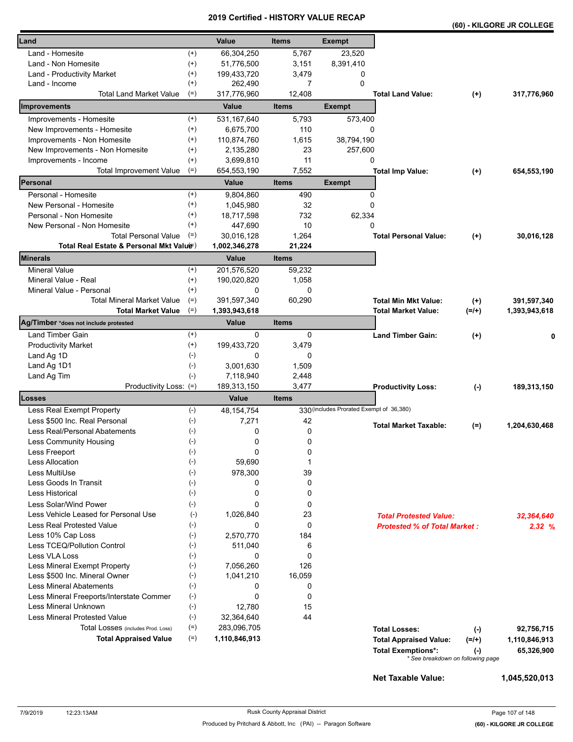# 2019 Certified - HISTORY VALUE RECAP

**(60) - KILGORE JR COLLEGE**

| Land | | Value | Items | Exempt | | | |
|---|---|---|---|---|---|---|---|
| Land - Homesite | (+) | 66,304,250 | 5,767 | 23,520 | | | |
| Land - Non Homesite | (+) | 51,776,500 | 3,151 | 8,391,410 | | | |
| Land - Productivity Market | (+) | 199,433,720 | 3,479 | 0 | | | |
| Land - Income | (+) | 262,490 | 7 | 0 | | | |
| Total Land Market Value | (=) | 317,776,960 | 12,408 | | **Total Land Value:** | (+) | **317,776,960** |
| **Improvements** | | **Value** | **Items** | **Exempt** | | | |
| Improvements - Homesite | (+) | 531,167,640 | 5,793 | 573,400 | | | |
| New Improvements - Homesite | (+) | 6,675,700 | 110 | 0 | | | |
| Improvements - Non Homesite | (+) | 110,874,760 | 1,615 | 38,794,190 | | | |
| New Improvements - Non Homesite | (+) | 2,135,280 | 23 | 257,600 | | | |
| Improvements - Income | (+) | 3,699,810 | 11 | 0 | | | |
| Total Improvement Value | (=) | 654,553,190 | 7,552 | | **Total Imp Value:** | (+) | **654,553,190** |
| **Personal** | | **Value** | **Items** | **Exempt** | | | |
| Personal - Homesite | (+) | 9,804,860 | 490 | 0 | | | |
| New Personal - Homesite | (+) | 1,045,980 | 32 | 0 | | | |
| Personal - Non Homesite | (+) | 18,717,598 | 732 | 62,334 | | | |
| New Personal - Non Homesite | (+) | 447,690 | 10 | 0 | | | |
| Total Personal Value | (=) | 30,016,128 | 1,264 | | **Total Personal Value:** | (+) | **30,016,128** |
| **Total Real Estate & Personal Mkt Value** | (=) | **1,002,346,278** | **21,224** | | | | |
| **Minerals** | | **Value** | **Items** | | | | |
| Mineral Value | (+) | 201,576,520 | 59,232 | | | | |
| Mineral Value - Real | (+) | 190,020,820 | 1,058 | | | | |
| Mineral Value - Personal | (+) | 0 | 0 | | | | |
| Total Mineral Market Value | (=) | 391,597,340 | 60,290 | | **Total Min Mkt Value:** | (+) | **391,597,340** |
| **Total Market Value** | (=) | **1,393,943,618** | | | **Total Market Value:** | (=/+) | **1,393,943,618** |
| **Ag/Timber** *does not include protested | | **Value** | **Items** | | | | |
| Land Timber Gain | (+) | 0 | 0 | | **Land Timber Gain:** | (+) | **0** |
| Productivity Market | (+) | 199,433,720 | 3,479 | | | | |
| Land Ag 1D | (-) | 0 | 0 | | | | |
| Land Ag 1D1 | (-) | 3,001,630 | 1,509 | | | | |
| Land Ag Tim | (-) | 7,118,940 | 2,448 | | | | |
| Productivity Loss: | (=) | 189,313,150 | 3,477 | | **Productivity Loss:** | (-) | **189,313,150** |
| **Losses** | | **Value** | **Items** | | | | |
| Less Real Exempt Property | (-) | 48,154,754 | 330 | (includes Prorated Exempt of 36,380) | | | |
| Less $500 Inc. Real Personal | (-) | 7,271 | 42 | | **Total Market Taxable:** | (=) | **1,204,630,468** |
| Less Real/Personal Abatements | (-) | 0 | 0 | | | | |
| Less Community Housing | (-) | 0 | 0 | | | | |
| Less Freeport | (-) | 0 | 0 | | | | |
| Less Allocation | (-) | 59,690 | 1 | | | | |
| Less MultiUse | (-) | 978,300 | 39 | | | | |
| Less Goods In Transit | (-) | 0 | 0 | | | | |
| Less Historical | (-) | 0 | 0 | | | | |
| Less Solar/Wind Power | (-) | 0 | 0 | | | | |
| Less Vehicle Leased for Personal Use | (-) | 1,026,840 | 23 | | ***Total Protested Value:*** | | ***32,364,640*** |
| Less Real Protested Value | (-) | 0 | 0 | | ***Protested % of Total Market :*** | | ***2.32 %*** |
| Less 10% Cap Loss | (-) | 2,570,770 | 184 | | | | |
| Less TCEQ/Pollution Control | (-) | 511,040 | 6 | | | | |
| Less VLA Loss | (-) | 0 | 0 | | | | |
| Less Mineral Exempt Property | (-) | 7,056,260 | 126 | | | | |
| Less $500 Inc. Mineral Owner | (-) | 1,041,210 | 16,059 | | | | |
| Less Mineral Abatements | (-) | 0 | 0 | | | | |
| Less Mineral Freeports/Interstate Commer | (-) | 0 | 0 | | | | |
| Less Mineral Unknown | (-) | 12,780 | 15 | | | | |
| Less Mineral Protested Value | (-) | 32,364,640 | 44 | | | | |
| Total Losses (includes Prod. Loss) | (=) | 283,096,705 | | | **Total Losses:** | (-) | **92,756,715** |
| **Total Appraised Value** | (=) | **1,110,846,913** | | | **Total Appraised Value:** | (=/+) | **1,110,846,913** |
| | | | | | **Total Exemptions*:** | (-) | **65,326,900** |

\* See breakdown on following page

**Net Taxable Value:** **1,045,520,013**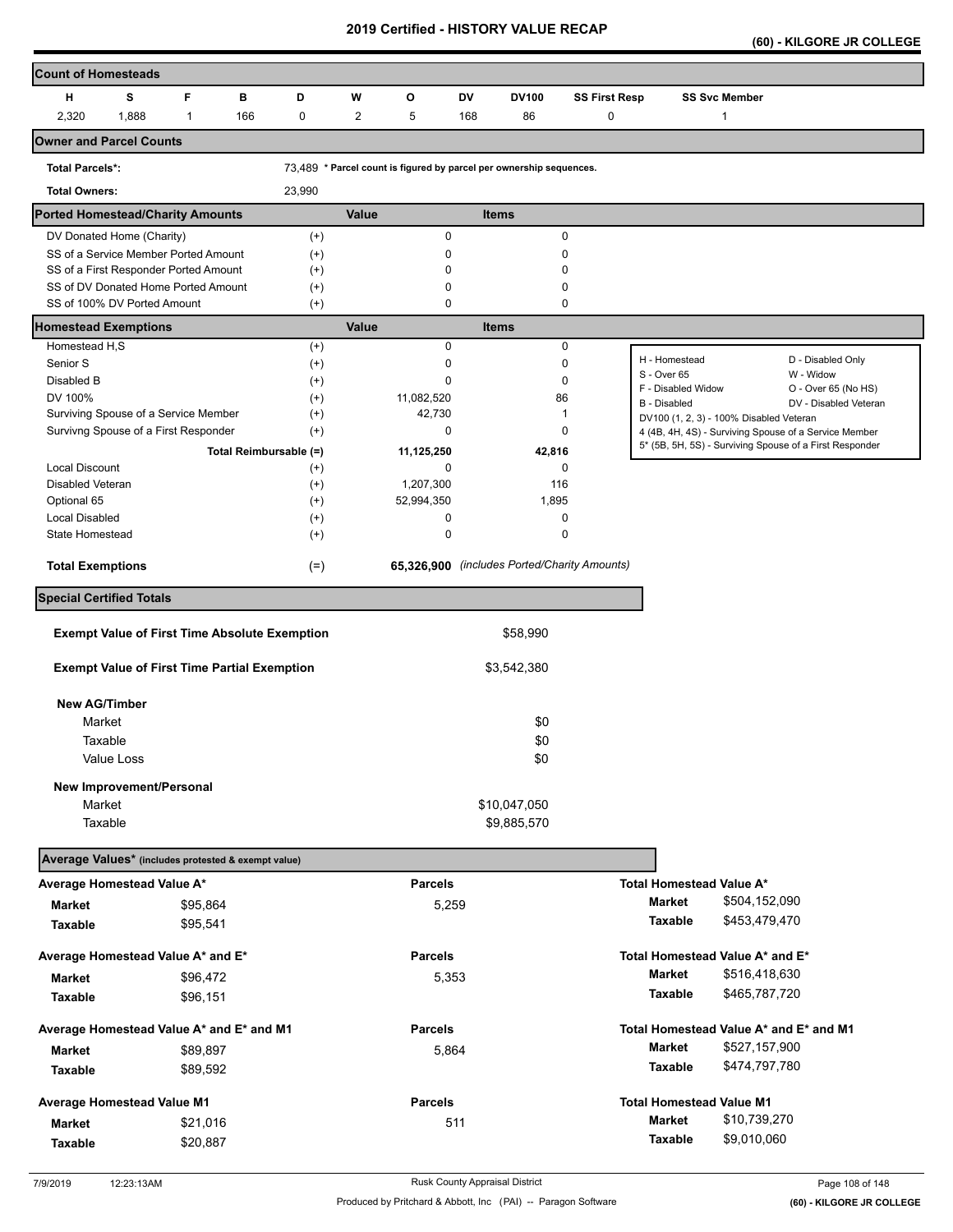# 2019 Certified - HISTORY VALUE RECAP

**(60) - KILGORE JR COLLEGE**

## Count of Homesteads

| H | S | F | B | D | W | O | DV | DV100 | SS First Resp | SS Svc Member |
|---|---|---|---|---|---|---|---|---|---|---|
| 2,320 | 1,888 | 1 | 166 | 0 | 2 | 5 | 168 | 86 | 0 | 1 |

## Owner and Parcel Counts

**Total Parcels*:** 73,489 * Parcel count is figured by parcel per ownership sequences.

**Total Owners:** 23,990

## Ported Homestead/Charity Amounts

| | | Value | Items |
|---|---|---|---|
| DV Donated Home (Charity) | (+) | 0 | 0 |
| SS of a Service Member Ported Amount | (+) | 0 | 0 |
| SS of a First Responder Ported Amount | (+) | 0 | 0 |
| SS of DV Donated Home Ported Amount | (+) | 0 | 0 |
| SS of 100% DV Ported Amount | (+) | 0 | 0 |

## Homestead Exemptions

| | | Value | Items |
|---|---|---|---|
| Homestead H,S | (+) | 0 | 0 |
| Senior S | (+) | 0 | 0 |
| Disabled B | (+) | 0 | 0 |
| DV 100% | (+) | 11,082,520 | 86 |
| Surviving Spouse of a Service Member | (+) | 42,730 | 1 |
| Survivng Spouse of a First Responder | (+) | 0 | 0 |
| Total Reimbursable (=) | | 11,125,250 | 42,816 |
| Local Discount | (+) | 0 | 0 |
| Disabled Veteran | (+) | 1,207,300 | 116 |
| Optional 65 | (+) | 52,994,350 | 1,895 |
| Local Disabled | (+) | 0 | 0 |
| State Homestead | (+) | 0 | 0 |
| **Total Exemptions** | (=) | **65,326,900** | *(includes Ported/Charity Amounts)* |

| | |
|---|---|
| H - Homestead | D - Disabled Only |
| S - Over 65 | W - Widow |
| F - Disabled Widow | O - Over 65 (No HS) |
| B - Disabled | DV - Disabled Veteran |
| DV100 (1, 2, 3) - 100% Disabled Veteran | |
| 4 (4B, 4H, 4S) - Surviving Spouse of a Service Member | |
| 5* (5B, 5H, 5S) - Surviving Spouse of a First Responder | |

## Special Certified Totals

| | |
|---|---|
| **Exempt Value of First Time Absolute Exemption** | $58,990 |
| **Exempt Value of First Time Partial Exemption** | $3,542,380 |
| **New AG/Timber** | |
| Market | $0 |
| Taxable | $0 |
| Value Loss | $0 |
| **New Improvement/Personal** | |
| Market | $10,047,050 |
| Taxable | $9,885,570 |

## Average Values* (includes protested & exempt value)

| | | Parcels | | |
|---|---|---|---|---|
| **Average Homestead Value A*** | | | **Total Homestead Value A*** | |
| Market | $95,864 | 5,259 | Market | $504,152,090 |
| Taxable | $95,541 | | Taxable | $453,479,470 |
| **Average Homestead Value A* and E*** | | | **Total Homestead Value A* and E*** | |
| Market | $96,472 | 5,353 | Market | $516,418,630 |
| Taxable | $96,151 | | Taxable | $465,787,720 |
| **Average Homestead Value A* and E* and M1** | | | **Total Homestead Value A* and E* and M1** | |
| Market | $89,897 | 5,864 | Market | $527,157,900 |
| Taxable | $89,592 | | Taxable | $474,797,780 |
| **Average Homestead Value M1** | | | **Total Homestead Value M1** | |
| Market | $21,016 | 511 | Market | $10,739,270 |
| Taxable | $20,887 | | Taxable | $9,010,060 |

7/9/2019 12:23:13AM — Rusk County Appraisal District — Produced by Pritchard & Abbott, Inc (PAI) -- Paragon Software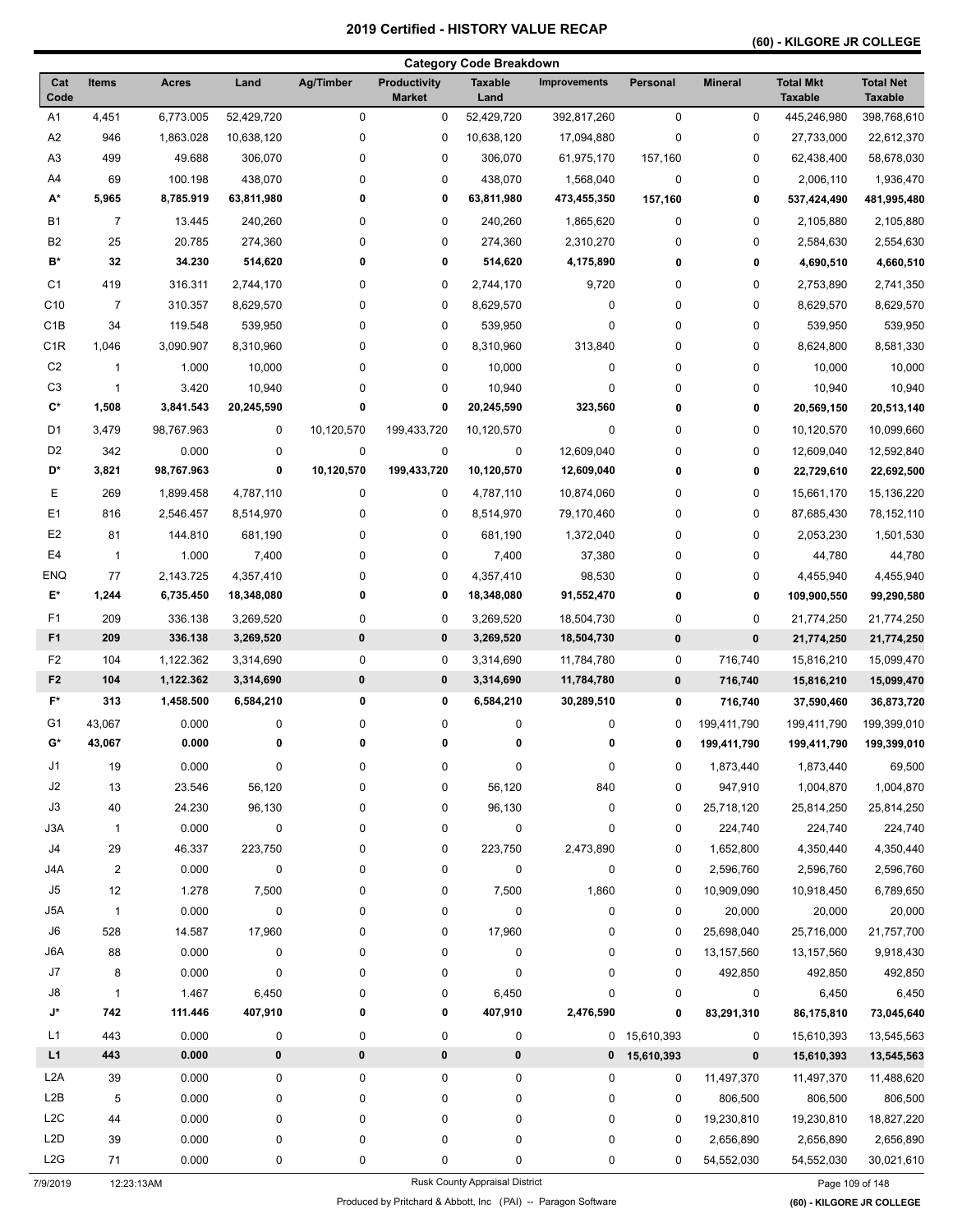# 2019 Certified - HISTORY VALUE RECAP

## (60) - KILGORE JR COLLEGE

### Category Code Breakdown

| Cat Code | Items | Acres | Land | Ag/Timber | Productivity Market | Taxable Land | Improvements | Personal | Mineral | Total Mkt Taxable | Total Net Taxable |
|---|---|---|---|---|---|---|---|---|---|---|---|
| A1 | 4,451 | 6,773.005 | 52,429,720 | 0 | 0 | 52,429,720 | 392,817,260 | 0 | 0 | 445,246,980 | 398,768,610 |
| A2 | 946 | 1,863.028 | 10,638,120 | 0 | 0 | 10,638,120 | 17,094,880 | 0 | 0 | 27,733,000 | 22,612,370 |
| A3 | 499 | 49.688 | 306,070 | 0 | 0 | 306,070 | 61,975,170 | 157,160 | 0 | 62,438,400 | 58,678,030 |
| A4 | 69 | 100.198 | 438,070 | 0 | 0 | 438,070 | 1,568,040 | 0 | 0 | 2,006,110 | 1,936,470 |
| **A*** | **5,965** | **8,785.919** | **63,811,980** | **0** | **0** | **63,811,980** | **473,455,350** | **157,160** | **0** | **537,424,490** | **481,995,480** |
| B1 | 7 | 13.445 | 240,260 | 0 | 0 | 240,260 | 1,865,620 | 0 | 0 | 2,105,880 | 2,105,880 |
| B2 | 25 | 20.785 | 274,360 | 0 | 0 | 274,360 | 2,310,270 | 0 | 0 | 2,584,630 | 2,554,630 |
| **B*** | **32** | **34.230** | **514,620** | **0** | **0** | **514,620** | **4,175,890** | **0** | **0** | **4,690,510** | **4,660,510** |
| C1 | 419 | 316.311 | 2,744,170 | 0 | 0 | 2,744,170 | 9,720 | 0 | 0 | 2,753,890 | 2,741,350 |
| C10 | 7 | 310.357 | 8,629,570 | 0 | 0 | 8,629,570 | 0 | 0 | 0 | 8,629,570 | 8,629,570 |
| C1B | 34 | 119.548 | 539,950 | 0 | 0 | 539,950 | 0 | 0 | 0 | 539,950 | 539,950 |
| C1R | 1,046 | 3,090.907 | 8,310,960 | 0 | 0 | 8,310,960 | 313,840 | 0 | 0 | 8,624,800 | 8,581,330 |
| C2 | 1 | 1.000 | 10,000 | 0 | 0 | 10,000 | 0 | 0 | 0 | 10,000 | 10,000 |
| C3 | 1 | 3.420 | 10,940 | 0 | 0 | 10,940 | 0 | 0 | 0 | 10,940 | 10,940 |
| **C*** | **1,508** | **3,841.543** | **20,245,590** | **0** | **0** | **20,245,590** | **323,560** | **0** | **0** | **20,569,150** | **20,513,140** |
| D1 | 3,479 | 98,767.963 | 0 | 10,120,570 | 199,433,720 | 10,120,570 | 0 | 0 | 0 | 10,120,570 | 10,099,660 |
| D2 | 342 | 0.000 | 0 | 0 | 0 | 0 | 12,609,040 | 0 | 0 | 12,609,040 | 12,592,840 |
| **D*** | **3,821** | **98,767.963** | **0** | **10,120,570** | **199,433,720** | **10,120,570** | **12,609,040** | **0** | **0** | **22,729,610** | **22,692,500** |
| E | 269 | 1,899.458 | 4,787,110 | 0 | 0 | 4,787,110 | 10,874,060 | 0 | 0 | 15,661,170 | 15,136,220 |
| E1 | 816 | 2,546.457 | 8,514,970 | 0 | 0 | 8,514,970 | 79,170,460 | 0 | 0 | 87,685,430 | 78,152,110 |
| E2 | 81 | 144.810 | 681,190 | 0 | 0 | 681,190 | 1,372,040 | 0 | 0 | 2,053,230 | 1,501,530 |
| E4 | 1 | 1.000 | 7,400 | 0 | 0 | 7,400 | 37,380 | 0 | 0 | 44,780 | 44,780 |
| ENQ | 77 | 2,143.725 | 4,357,410 | 0 | 0 | 4,357,410 | 98,530 | 0 | 0 | 4,455,940 | 4,455,940 |
| **E*** | **1,244** | **6,735.450** | **18,348,080** | **0** | **0** | **18,348,080** | **91,552,470** | **0** | **0** | **109,900,550** | **99,290,580** |
| F1 | 209 | 336.138 | 3,269,520 | 0 | 0 | 3,269,520 | 18,504,730 | 0 | 0 | 21,774,250 | 21,774,250 |
| **F1** | **209** | **336.138** | **3,269,520** | **0** | **0** | **3,269,520** | **18,504,730** | **0** | **0** | **21,774,250** | **21,774,250** |
| F2 | 104 | 1,122.362 | 3,314,690 | 0 | 0 | 3,314,690 | 11,784,780 | 0 | 716,740 | 15,816,210 | 15,099,470 |
| **F2** | **104** | **1,122.362** | **3,314,690** | **0** | **0** | **3,314,690** | **11,784,780** | **0** | **716,740** | **15,816,210** | **15,099,470** |
| **F*** | **313** | **1,458.500** | **6,584,210** | **0** | **0** | **6,584,210** | **30,289,510** | **0** | **716,740** | **37,590,460** | **36,873,720** |
| G1 | 43,067 | 0.000 | 0 | 0 | 0 | 0 | 0 | 0 | 199,411,790 | 199,411,790 | 199,399,010 |
| **G*** | **43,067** | **0.000** | **0** | **0** | **0** | **0** | **0** | **0** | **199,411,790** | **199,411,790** | **199,399,010** |
| J1 | 19 | 0.000 | 0 | 0 | 0 | 0 | 0 | 0 | 1,873,440 | 1,873,440 | 69,500 |
| J2 | 13 | 23.546 | 56,120 | 0 | 0 | 56,120 | 840 | 0 | 947,910 | 1,004,870 | 1,004,870 |
| J3 | 40 | 24.230 | 96,130 | 0 | 0 | 96,130 | 0 | 0 | 25,718,120 | 25,814,250 | 25,814,250 |
| J3A | 1 | 0.000 | 0 | 0 | 0 | 0 | 0 | 0 | 224,740 | 224,740 | 224,740 |
| J4 | 29 | 46.337 | 223,750 | 0 | 0 | 223,750 | 2,473,890 | 0 | 1,652,800 | 4,350,440 | 4,350,440 |
| J4A | 2 | 0.000 | 0 | 0 | 0 | 0 | 0 | 0 | 2,596,760 | 2,596,760 | 2,596,760 |
| J5 | 12 | 1.278 | 7,500 | 0 | 0 | 7,500 | 1,860 | 0 | 10,909,090 | 10,918,450 | 6,789,650 |
| J5A | 1 | 0.000 | 0 | 0 | 0 | 0 | 0 | 0 | 20,000 | 20,000 | 20,000 |
| J6 | 528 | 14.587 | 17,960 | 0 | 0 | 17,960 | 0 | 0 | 25,698,040 | 25,716,000 | 21,757,700 |
| J6A | 88 | 0.000 | 0 | 0 | 0 | 0 | 0 | 0 | 13,157,560 | 13,157,560 | 9,918,430 |
| J7 | 8 | 0.000 | 0 | 0 | 0 | 0 | 0 | 0 | 492,850 | 492,850 | 492,850 |
| J8 | 1 | 1.467 | 6,450 | 0 | 0 | 6,450 | 0 | 0 | 0 | 6,450 | 6,450 |
| **J*** | **742** | **111.446** | **407,910** | **0** | **0** | **407,910** | **2,476,590** | **0** | **83,291,310** | **86,175,810** | **73,045,640** |
| L1 | 443 | 0.000 | 0 | 0 | 0 | 0 | 0 | 15,610,393 | 0 | 15,610,393 | 13,545,563 |
| **L1** | **443** | **0.000** | **0** | **0** | **0** | **0** | **0** | **15,610,393** | **0** | **15,610,393** | **13,545,563** |
| L2A | 39 | 0.000 | 0 | 0 | 0 | 0 | 0 | 0 | 11,497,370 | 11,497,370 | 11,488,620 |
| L2B | 5 | 0.000 | 0 | 0 | 0 | 0 | 0 | 0 | 806,500 | 806,500 | 806,500 |
| L2C | 44 | 0.000 | 0 | 0 | 0 | 0 | 0 | 0 | 19,230,810 | 19,230,810 | 18,827,220 |
| L2D | 39 | 0.000 | 0 | 0 | 0 | 0 | 0 | 0 | 2,656,890 | 2,656,890 | 2,656,890 |
| L2G | 71 | 0.000 | 0 | 0 | 0 | 0 | 0 | 0 | 54,552,030 | 54,552,030 | 30,021,610 |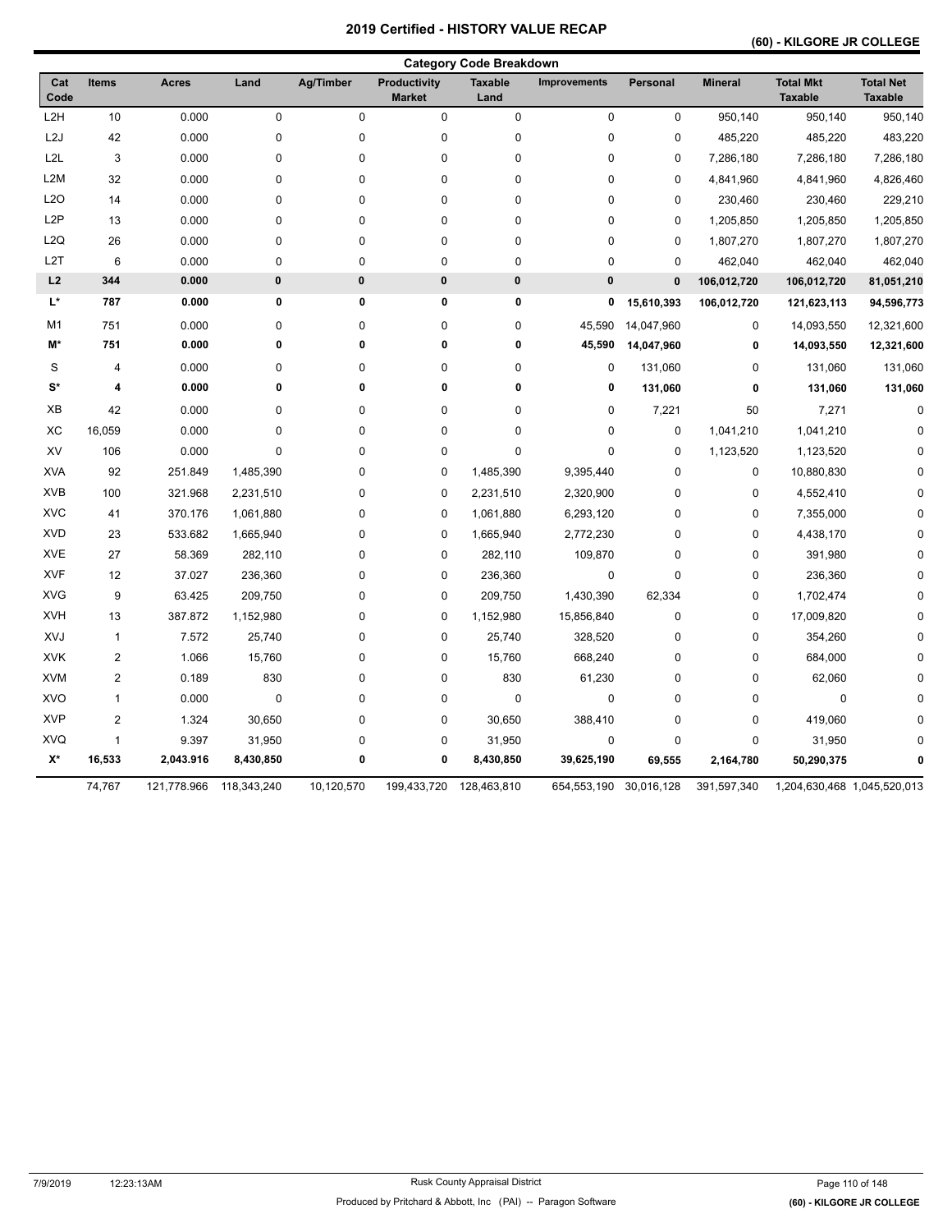# 2019 Certified - HISTORY VALUE RECAP

## (60) - KILGORE JR COLLEGE

### Category Code Breakdown

| Cat Code | Items | Acres | Land | Ag/Timber | Productivity Market | Taxable Land | Improvements | Personal | Mineral | Total Mkt Taxable | Total Net Taxable |
|---|---|---|---|---|---|---|---|---|---|---|---|
| L2H | 10 | 0.000 | 0 | 0 | 0 | 0 | 0 | 0 | 950,140 | 950,140 | 950,140 |
| L2J | 42 | 0.000 | 0 | 0 | 0 | 0 | 0 | 0 | 485,220 | 485,220 | 483,220 |
| L2L | 3 | 0.000 | 0 | 0 | 0 | 0 | 0 | 0 | 7,286,180 | 7,286,180 | 7,286,180 |
| L2M | 32 | 0.000 | 0 | 0 | 0 | 0 | 0 | 0 | 4,841,960 | 4,841,960 | 4,826,460 |
| L2O | 14 | 0.000 | 0 | 0 | 0 | 0 | 0 | 0 | 230,460 | 230,460 | 229,210 |
| L2P | 13 | 0.000 | 0 | 0 | 0 | 0 | 0 | 0 | 1,205,850 | 1,205,850 | 1,205,850 |
| L2Q | 26 | 0.000 | 0 | 0 | 0 | 0 | 0 | 0 | 1,807,270 | 1,807,270 | 1,807,270 |
| L2T | 6 | 0.000 | 0 | 0 | 0 | 0 | 0 | 0 | 462,040 | 462,040 | 462,040 |
| **L2** | **344** | **0.000** | **0** | **0** | **0** | **0** | **0** | **0** | **106,012,720** | **106,012,720** | **81,051,210** |
| **L*** | **787** | **0.000** | **0** | **0** | **0** | **0** | **0** | **15,610,393** | **106,012,720** | **121,623,113** | **94,596,773** |
| M1 | 751 | 0.000 | 0 | 0 | 0 | 0 | 45,590 | 14,047,960 | 0 | 14,093,550 | 12,321,600 |
| **M*** | **751** | **0.000** | **0** | **0** | **0** | **0** | **45,590** | **14,047,960** | **0** | **14,093,550** | **12,321,600** |
| S | 4 | 0.000 | 0 | 0 | 0 | 0 | 0 | 131,060 | 0 | 131,060 | 131,060 |
| **S*** | **4** | **0.000** | **0** | **0** | **0** | **0** | **0** | **131,060** | **0** | **131,060** | **131,060** |
| XB | 42 | 0.000 | 0 | 0 | 0 | 0 | 0 | 7,221 | 50 | 7,271 | 0 |
| XC | 16,059 | 0.000 | 0 | 0 | 0 | 0 | 0 | 0 | 1,041,210 | 1,041,210 | 0 |
| XV | 106 | 0.000 | 0 | 0 | 0 | 0 | 0 | 0 | 1,123,520 | 1,123,520 | 0 |
| XVA | 92 | 251.849 | 1,485,390 | 0 | 0 | 1,485,390 | 9,395,440 | 0 | 0 | 10,880,830 | 0 |
| XVB | 100 | 321.968 | 2,231,510 | 0 | 0 | 2,231,510 | 2,320,900 | 0 | 0 | 4,552,410 | 0 |
| XVC | 41 | 370.176 | 1,061,880 | 0 | 0 | 1,061,880 | 6,293,120 | 0 | 0 | 7,355,000 | 0 |
| XVD | 23 | 533.682 | 1,665,940 | 0 | 0 | 1,665,940 | 2,772,230 | 0 | 0 | 4,438,170 | 0 |
| XVE | 27 | 58.369 | 282,110 | 0 | 0 | 282,110 | 109,870 | 0 | 0 | 391,980 | 0 |
| XVF | 12 | 37.027 | 236,360 | 0 | 0 | 236,360 | 0 | 0 | 0 | 236,360 | 0 |
| XVG | 9 | 63.425 | 209,750 | 0 | 0 | 209,750 | 1,430,390 | 62,334 | 0 | 1,702,474 | 0 |
| XVH | 13 | 387.872 | 1,152,980 | 0 | 0 | 1,152,980 | 15,856,840 | 0 | 0 | 17,009,820 | 0 |
| XVJ | 1 | 7.572 | 25,740 | 0 | 0 | 25,740 | 328,520 | 0 | 0 | 354,260 | 0 |
| XVK | 2 | 1.066 | 15,760 | 0 | 0 | 15,760 | 668,240 | 0 | 0 | 684,000 | 0 |
| XVM | 2 | 0.189 | 830 | 0 | 0 | 830 | 61,230 | 0 | 0 | 62,060 | 0 |
| XVO | 1 | 0.000 | 0 | 0 | 0 | 0 | 0 | 0 | 0 | 0 | 0 |
| XVP | 2 | 1.324 | 30,650 | 0 | 0 | 30,650 | 388,410 | 0 | 0 | 419,060 | 0 |
| XVQ | 1 | 9.397 | 31,950 | 0 | 0 | 31,950 | 0 | 0 | 0 | 31,950 | 0 |
| **X*** | **16,533** | **2,043.916** | **8,430,850** | **0** | **0** | **8,430,850** | **39,625,190** | **69,555** | **2,164,780** | **50,290,375** | **0** |
| | 74,767 | 121,778.966 | 118,343,240 | 10,120,570 | 199,433,720 | 128,463,810 | 654,553,190 | 30,016,128 | 391,597,340 | 1,204,630,468 | 1,045,520,013 |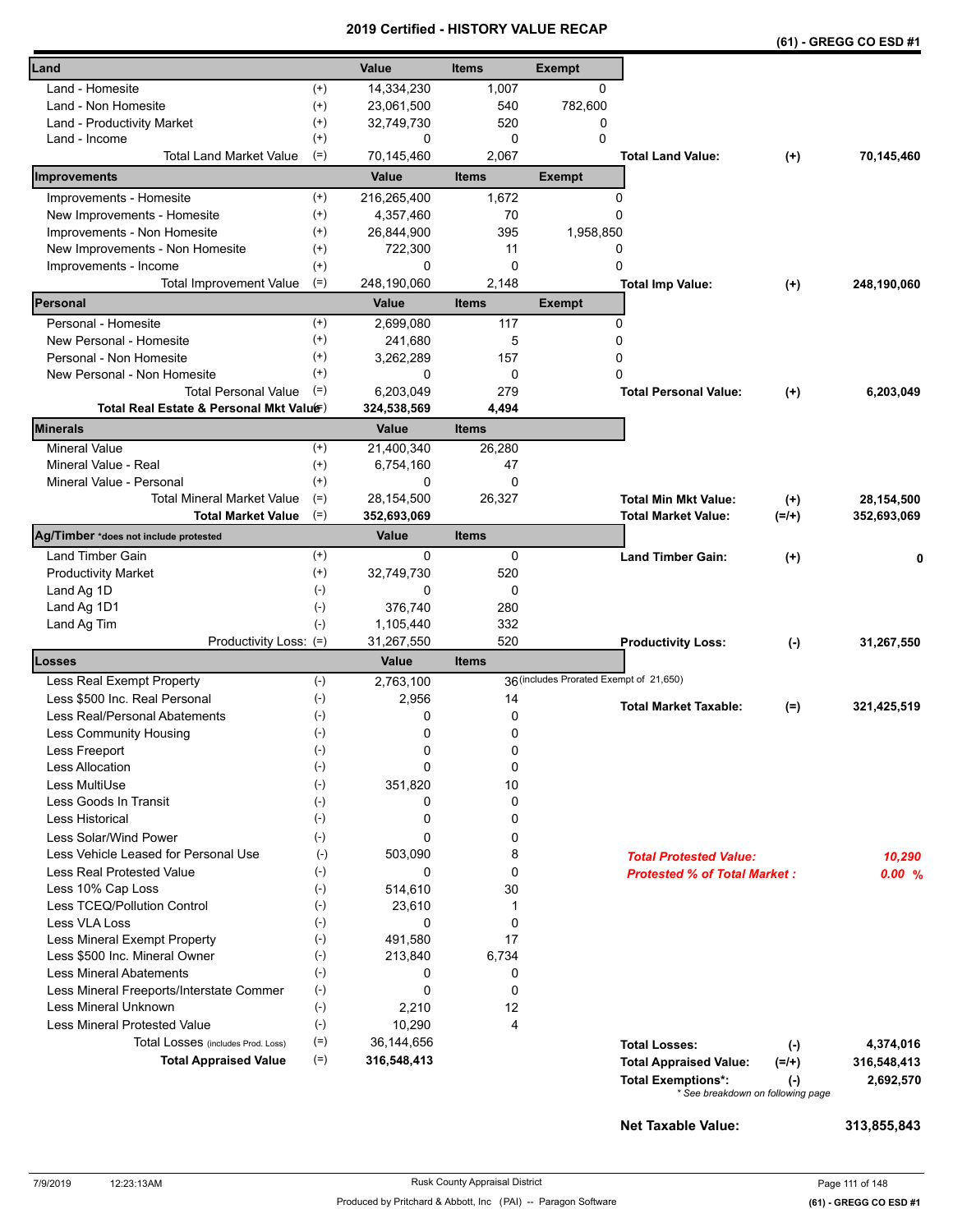# 2019 Certified - HISTORY VALUE RECAP

**(61) - GREGG CO ESD #1**

| Land | | Value | Items | Exempt | | | |
|---|---|---|---|---|---|---|---|
| Land - Homesite | (+) | 14,334,230 | 1,007 | 0 | | | |
| Land - Non Homesite | (+) | 23,061,500 | 540 | 782,600 | | | |
| Land - Productivity Market | (+) | 32,749,730 | 520 | 0 | | | |
| Land - Income | (+) | 0 | 0 | 0 | | | |
| Total Land Market Value | (=) | 70,145,460 | 2,067 | | **Total Land Value:** | (+) | 70,145,460 |

| Improvements | | Value | Items | Exempt | | | |
|---|---|---|---|---|---|---|---|
| Improvements - Homesite | (+) | 216,265,400 | 1,672 | 0 | | | |
| New Improvements - Homesite | (+) | 4,357,460 | 70 | 0 | | | |
| Improvements - Non Homesite | (+) | 26,844,900 | 395 | 1,958,850 | | | |
| New Improvements - Non Homesite | (+) | 722,300 | 11 | 0 | | | |
| Improvements - Income | (+) | 0 | 0 | 0 | | | |
| Total Improvement Value | (=) | 248,190,060 | 2,148 | | **Total Imp Value:** | (+) | 248,190,060 |

| Personal | | Value | Items | Exempt | | | |
|---|---|---|---|---|---|---|---|
| Personal - Homesite | (+) | 2,699,080 | 117 | 0 | | | |
| New Personal - Homesite | (+) | 241,680 | 5 | 0 | | | |
| Personal - Non Homesite | (+) | 3,262,289 | 157 | 0 | | | |
| New Personal - Non Homesite | (+) | 0 | 0 | 0 | | | |
| Total Personal Value | (=) | 6,203,049 | 279 | | **Total Personal Value:** | (+) | 6,203,049 |
| **Total Real Estate & Personal Mkt Value** | (=) | **324,538,569** | **4,494** | | | | |

| Minerals | | Value | Items | | | |
|---|---|---|---|---|---|---|
| Mineral Value | (+) | 21,400,340 | 26,280 | | | |
| Mineral Value - Real | (+) | 6,754,160 | 47 | | | |
| Mineral Value - Personal | (+) | 0 | 0 | | | |
| Total Mineral Market Value | (=) | 28,154,500 | 26,327 | **Total Min Mkt Value:** | (+) | 28,154,500 |
| **Total Market Value** | (=) | **352,693,069** | | **Total Market Value:** | (=/+) | 352,693,069 |

| Ag/Timber *does not include protested | | Value | Items | | | |
|---|---|---|---|---|---|---|
| Land Timber Gain | (+) | 0 | 0 | **Land Timber Gain:** | (+) | 0 |
| Productivity Market | (+) | 32,749,730 | 520 | | | |
| Land Ag 1D | (-) | 0 | 0 | | | |
| Land Ag 1D1 | (-) | 376,740 | 280 | | | |
| Land Ag Tim | (-) | 1,105,440 | 332 | | | |
| Productivity Loss: | (=) | 31,267,550 | 520 | **Productivity Loss:** | (-) | 31,267,550 |

| Losses | | Value | Items | | | |
|---|---|---|---|---|---|---|
| Less Real Exempt Property | (-) | 2,763,100 | 36 (includes Prorated Exempt of 21,650) | | | |
| Less $500 Inc. Real Personal | (-) | 2,956 | 14 | **Total Market Taxable:** | (=) | 321,425,519 |
| Less Real/Personal Abatements | (-) | 0 | 0 | | | |
| Less Community Housing | (-) | 0 | 0 | | | |
| Less Freeport | (-) | 0 | 0 | | | |
| Less Allocation | (-) | 0 | 0 | | | |
| Less MultiUse | (-) | 351,820 | 10 | | | |
| Less Goods In Transit | (-) | 0 | 0 | | | |
| Less Historical | (-) | 0 | 0 | | | |
| Less Solar/Wind Power | (-) | 0 | 0 | | | |
| Less Vehicle Leased for Personal Use | (-) | 503,090 | 8 | ***Total Protested Value:*** | | *10,290* |
| Less Real Protested Value | (-) | 0 | 0 | ***Protested % of Total Market :*** | | *0.00 %* |
| Less 10% Cap Loss | (-) | 514,610 | 30 | | | |
| Less TCEQ/Pollution Control | (-) | 23,610 | 1 | | | |
| Less VLA Loss | (-) | 0 | 0 | | | |
| Less Mineral Exempt Property | (-) | 491,580 | 17 | | | |
| Less $500 Inc. Mineral Owner | (-) | 213,840 | 6,734 | | | |
| Less Mineral Abatements | (-) | 0 | 0 | | | |
| Less Mineral Freeports/Interstate Commer | (-) | 0 | 0 | | | |
| Less Mineral Unknown | (-) | 2,210 | 12 | | | |
| Less Mineral Protested Value | (-) | 10,290 | 4 | | | |
| Total Losses (includes Prod. Loss) | (=) | 36,144,656 | | **Total Losses:** | (-) | 4,374,016 |
| **Total Appraised Value** | (=) | **316,548,413** | | **Total Appraised Value:** | (=/+) | 316,548,413 |
| | | | | **Total Exemptions*:** | (-) | 2,692,570 |

\* See breakdown on following page

**Net Taxable Value:** **313,855,843**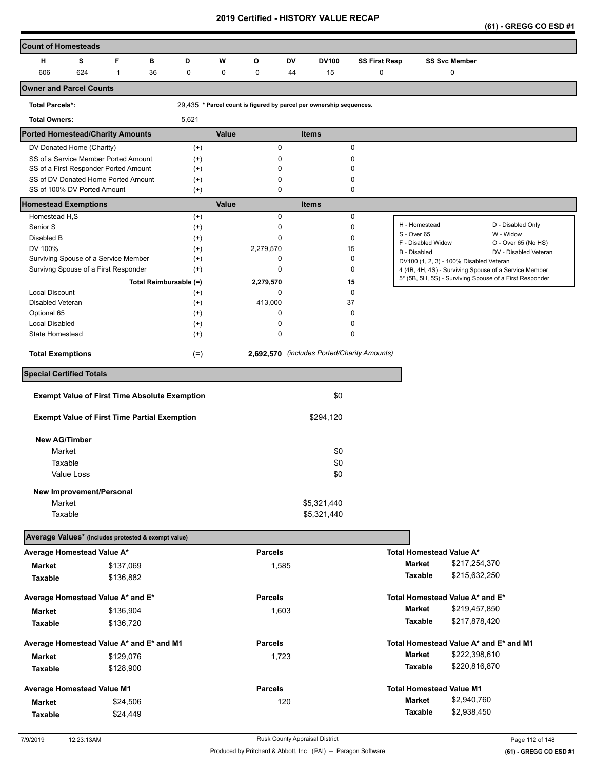# 2019 Certified - HISTORY VALUE RECAP

**(61) - GREGG CO ESD #1**

## Count of Homesteads

| H | S | F | B | D | W | O | DV | DV100 | SS First Resp | SS Svc Member |
|---|---|---|---|---|---|---|---|---|---|---|
| 606 | 624 | 1 | 36 | 0 | 0 | 0 | 44 | 15 | 0 | 0 |

## Owner and Parcel Counts

| | | |
|---|---|---|
| Total Parcels*: | 29,435 | * Parcel count is figured by parcel per ownership sequences. |
| Total Owners: | 5,621 | |

## Ported Homestead/Charity Amounts

| | | Value | Items |
|---|---|---|---|
| DV Donated Home (Charity) | (+) | 0 | 0 |
| SS of a Service Member Ported Amount | (+) | 0 | 0 |
| SS of a First Responder Ported Amount | (+) | 0 | 0 |
| SS of DV Donated Home Ported Amount | (+) | 0 | 0 |
| SS of 100% DV Ported Amount | (+) | 0 | 0 |

## Homestead Exemptions

| | | Value | Items |
|---|---|---|---|
| Homestead H,S | (+) | 0 | 0 |
| Senior S | (+) | 0 | 0 |
| Disabled B | (+) | 0 | 0 |
| DV 100% | (+) | 2,279,570 | 15 |
| Surviving Spouse of a Service Member | (+) | 0 | 0 |
| Survivng Spouse of a First Responder | (+) | 0 | 0 |
| Total Reimbursable (=) | | 2,279,570 | 15 |
| Local Discount | (+) | 0 | 0 |
| Disabled Veteran | (+) | 413,000 | 37 |
| Optional 65 | (+) | 0 | 0 |
| Local Disabled | (+) | 0 | 0 |
| State Homestead | (+) | 0 | 0 |
| **Total Exemptions** | (=) | **2,692,570** | *(includes Ported/Charity Amounts)* |

| | |
|---|---|
| H - Homestead | D - Disabled Only |
| S - Over 65 | W - Widow |
| F - Disabled Widow | O - Over 65 (No HS) |
| B - Disabled | DV - Disabled Veteran |
| DV100 (1, 2, 3) - 100% Disabled Veteran | |
| 4 (4B, 4H, 4S) - Surviving Spouse of a Service Member | |
| 5* (5B, 5H, 5S) - Surviving Spouse of a First Responder | |

## Special Certified Totals

| | |
|---|---|
| **Exempt Value of First Time Absolute Exemption** | $0 |
| **Exempt Value of First Time Partial Exemption** | $294,120 |
| **New AG/Timber** | |
| Market | $0 |
| Taxable | $0 |
| Value Loss | $0 |
| **New Improvement/Personal** | |
| Market | $5,321,440 |
| Taxable | $5,321,440 |

## Average Values* (includes protested & exempt value)

| Average Homestead Value A* | | Parcels | Total Homestead Value A* | |
|---|---|---|---|---|
| **Market** | $137,069 | 1,585 | **Market** | $217,254,370 |
| **Taxable** | $136,882 | | **Taxable** | $215,632,250 |

| Average Homestead Value A* and E* | | Parcels | Total Homestead Value A* and E* | |
|---|---|---|---|---|
| **Market** | $136,904 | 1,603 | **Market** | $219,457,850 |
| **Taxable** | $136,720 | | **Taxable** | $217,878,420 |

| Average Homestead Value A* and E* and M1 | | Parcels | Total Homestead Value A* and E* and M1 | |
|---|---|---|---|---|
| **Market** | $129,076 | 1,723 | **Market** | $222,398,610 |
| **Taxable** | $128,900 | | **Taxable** | $220,816,870 |

| Average Homestead Value M1 | | Parcels | Total Homestead Value M1 | |
|---|---|---|---|---|
| **Market** | $24,506 | 120 | **Market** | $2,940,760 |
| **Taxable** | $24,449 | | **Taxable** | $2,938,450 |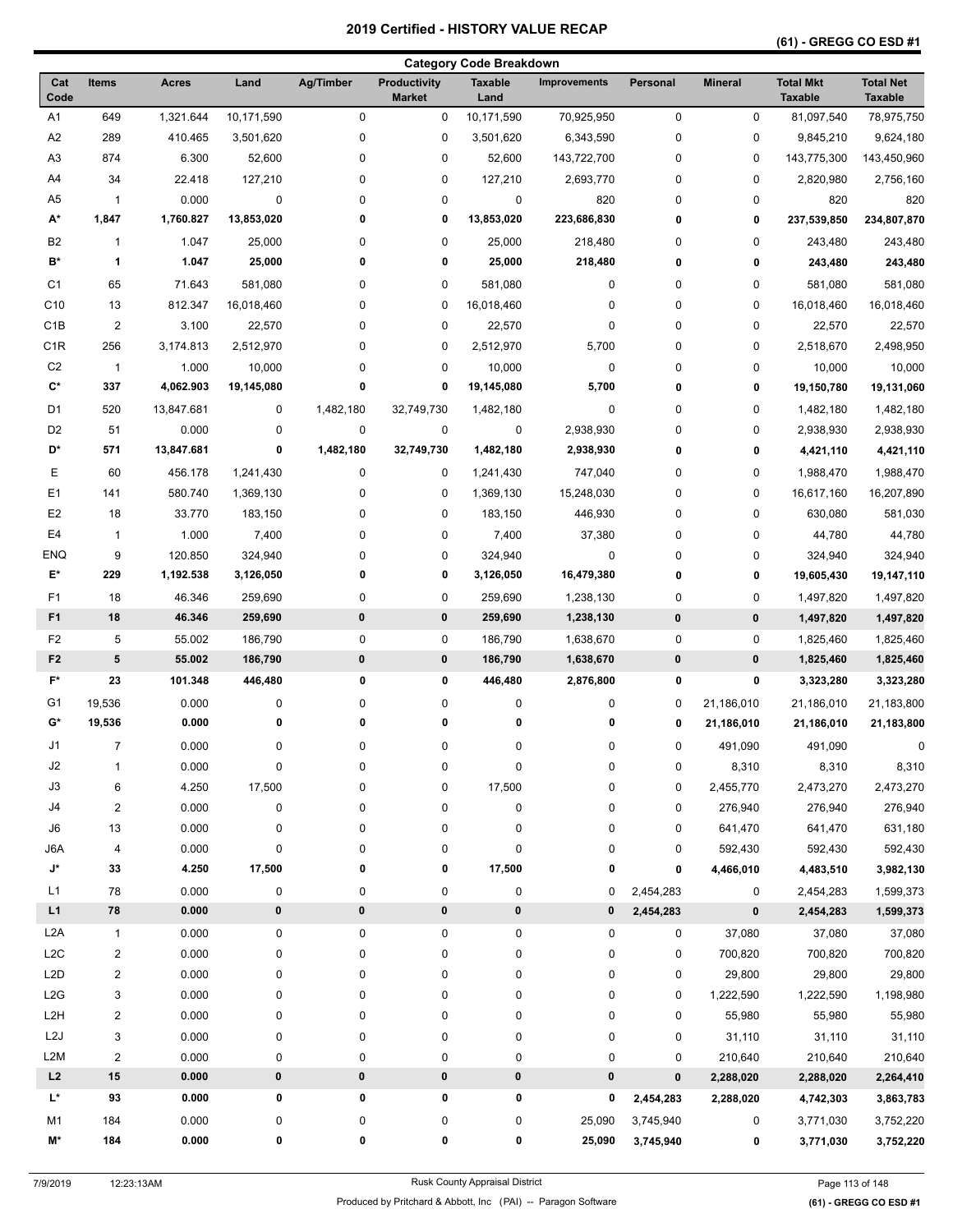# 2019 Certified - HISTORY VALUE RECAP

## (61) - GREGG CO ESD #1

### Category Code Breakdown

| Cat Code | Items | Acres | Land | Ag/Timber | Productivity Market | Taxable Land | Improvements | Personal | Mineral | Total Mkt Taxable | Total Net Taxable |
|---|---|---|---|---|---|---|---|---|---|---|---|
| A1 | 649 | 1,321.644 | 10,171,590 | 0 | 0 | 10,171,590 | 70,925,950 | 0 | 0 | 81,097,540 | 78,975,750 |
| A2 | 289 | 410.465 | 3,501,620 | 0 | 0 | 3,501,620 | 6,343,590 | 0 | 0 | 9,845,210 | 9,624,180 |
| A3 | 874 | 6.300 | 52,600 | 0 | 0 | 52,600 | 143,722,700 | 0 | 0 | 143,775,300 | 143,450,960 |
| A4 | 34 | 22.418 | 127,210 | 0 | 0 | 127,210 | 2,693,770 | 0 | 0 | 2,820,980 | 2,756,160 |
| A5 | 1 | 0.000 | 0 | 0 | 0 | 0 | 820 | 0 | 0 | 820 | 820 |
| **A*** | **1,847** | **1,760.827** | **13,853,020** | **0** | **0** | **13,853,020** | **223,686,830** | **0** | **0** | **237,539,850** | **234,807,870** |
| B2 | 1 | 1.047 | 25,000 | 0 | 0 | 25,000 | 218,480 | 0 | 0 | 243,480 | 243,480 |
| **B*** | **1** | **1.047** | **25,000** | **0** | **0** | **25,000** | **218,480** | **0** | **0** | **243,480** | **243,480** |
| C1 | 65 | 71.643 | 581,080 | 0 | 0 | 581,080 | 0 | 0 | 0 | 581,080 | 581,080 |
| C10 | 13 | 812.347 | 16,018,460 | 0 | 0 | 16,018,460 | 0 | 0 | 0 | 16,018,460 | 16,018,460 |
| C1B | 2 | 3.100 | 22,570 | 0 | 0 | 22,570 | 0 | 0 | 0 | 22,570 | 22,570 |
| C1R | 256 | 3,174.813 | 2,512,970 | 0 | 0 | 2,512,970 | 5,700 | 0 | 0 | 2,518,670 | 2,498,950 |
| C2 | 1 | 1.000 | 10,000 | 0 | 0 | 10,000 | 0 | 0 | 0 | 10,000 | 10,000 |
| **C*** | **337** | **4,062.903** | **19,145,080** | **0** | **0** | **19,145,080** | **5,700** | **0** | **0** | **19,150,780** | **19,131,060** |
| D1 | 520 | 13,847.681 | 0 | 1,482,180 | 32,749,730 | 1,482,180 | 0 | 0 | 0 | 1,482,180 | 1,482,180 |
| D2 | 51 | 0.000 | 0 | 0 | 0 | 0 | 2,938,930 | 0 | 0 | 2,938,930 | 2,938,930 |
| **D*** | **571** | **13,847.681** | **0** | **1,482,180** | **32,749,730** | **1,482,180** | **2,938,930** | **0** | **0** | **4,421,110** | **4,421,110** |
| E | 60 | 456.178 | 1,241,430 | 0 | 0 | 1,241,430 | 747,040 | 0 | 0 | 1,988,470 | 1,988,470 |
| E1 | 141 | 580.740 | 1,369,130 | 0 | 0 | 1,369,130 | 15,248,030 | 0 | 0 | 16,617,160 | 16,207,890 |
| E2 | 18 | 33.770 | 183,150 | 0 | 0 | 183,150 | 446,930 | 0 | 0 | 630,080 | 581,030 |
| E4 | 1 | 1.000 | 7,400 | 0 | 0 | 7,400 | 37,380 | 0 | 0 | 44,780 | 44,780 |
| ENQ | 9 | 120.850 | 324,940 | 0 | 0 | 324,940 | 0 | 0 | 0 | 324,940 | 324,940 |
| **E*** | **229** | **1,192.538** | **3,126,050** | **0** | **0** | **3,126,050** | **16,479,380** | **0** | **0** | **19,605,430** | **19,147,110** |
| F1 | 18 | 46.346 | 259,690 | 0 | 0 | 259,690 | 1,238,130 | 0 | 0 | 1,497,820 | 1,497,820 |
| **F1** | **18** | **46.346** | **259,690** | **0** | **0** | **259,690** | **1,238,130** | **0** | **0** | **1,497,820** | **1,497,820** |
| F2 | 5 | 55.002 | 186,790 | 0 | 0 | 186,790 | 1,638,670 | 0 | 0 | 1,825,460 | 1,825,460 |
| **F2** | **5** | **55.002** | **186,790** | **0** | **0** | **186,790** | **1,638,670** | **0** | **0** | **1,825,460** | **1,825,460** |
| **F*** | **23** | **101.348** | **446,480** | **0** | **0** | **446,480** | **2,876,800** | **0** | **0** | **3,323,280** | **3,323,280** |
| G1 | 19,536 | 0.000 | 0 | 0 | 0 | 0 | 0 | 0 | 21,186,010 | 21,186,010 | 21,183,800 |
| **G*** | **19,536** | **0.000** | **0** | **0** | **0** | **0** | **0** | **0** | **21,186,010** | **21,186,010** | **21,183,800** |
| J1 | 7 | 0.000 | 0 | 0 | 0 | 0 | 0 | 0 | 491,090 | 491,090 | 0 |
| J2 | 1 | 0.000 | 0 | 0 | 0 | 0 | 0 | 0 | 8,310 | 8,310 | 8,310 |
| J3 | 6 | 4.250 | 17,500 | 0 | 0 | 17,500 | 0 | 0 | 2,455,770 | 2,473,270 | 2,473,270 |
| J4 | 2 | 0.000 | 0 | 0 | 0 | 0 | 0 | 0 | 276,940 | 276,940 | 276,940 |
| J6 | 13 | 0.000 | 0 | 0 | 0 | 0 | 0 | 0 | 641,470 | 641,470 | 631,180 |
| J6A | 4 | 0.000 | 0 | 0 | 0 | 0 | 0 | 0 | 592,430 | 592,430 | 592,430 |
| **J*** | **33** | **4.250** | **17,500** | **0** | **0** | **17,500** | **0** | **0** | **4,466,010** | **4,483,510** | **3,982,130** |
| L1 | 78 | 0.000 | 0 | 0 | 0 | 0 | 0 | 2,454,283 | 0 | 2,454,283 | 1,599,373 |
| **L1** | **78** | **0.000** | **0** | **0** | **0** | **0** | **0** | **2,454,283** | **0** | **2,454,283** | **1,599,373** |
| L2A | 1 | 0.000 | 0 | 0 | 0 | 0 | 0 | 0 | 37,080 | 37,080 | 37,080 |
| L2C | 2 | 0.000 | 0 | 0 | 0 | 0 | 0 | 0 | 700,820 | 700,820 | 700,820 |
| L2D | 2 | 0.000 | 0 | 0 | 0 | 0 | 0 | 0 | 29,800 | 29,800 | 29,800 |
| L2G | 3 | 0.000 | 0 | 0 | 0 | 0 | 0 | 0 | 1,222,590 | 1,222,590 | 1,198,980 |
| L2H | 2 | 0.000 | 0 | 0 | 0 | 0 | 0 | 0 | 55,980 | 55,980 | 55,980 |
| L2J | 3 | 0.000 | 0 | 0 | 0 | 0 | 0 | 0 | 31,110 | 31,110 | 31,110 |
| L2M | 2 | 0.000 | 0 | 0 | 0 | 0 | 0 | 0 | 210,640 | 210,640 | 210,640 |
| **L2** | **15** | **0.000** | **0** | **0** | **0** | **0** | **0** | **0** | **2,288,020** | **2,288,020** | **2,264,410** |
| **L*** | **93** | **0.000** | **0** | **0** | **0** | **0** | **0** | **2,454,283** | **2,288,020** | **4,742,303** | **3,863,783** |
| M1 | 184 | 0.000 | 0 | 0 | 0 | 0 | 25,090 | 3,745,940 | 0 | 3,771,030 | 3,752,220 |
| **M*** | **184** | **0.000** | **0** | **0** | **0** | **0** | **25,090** | **3,745,940** | **0** | **3,771,030** | **3,752,220** |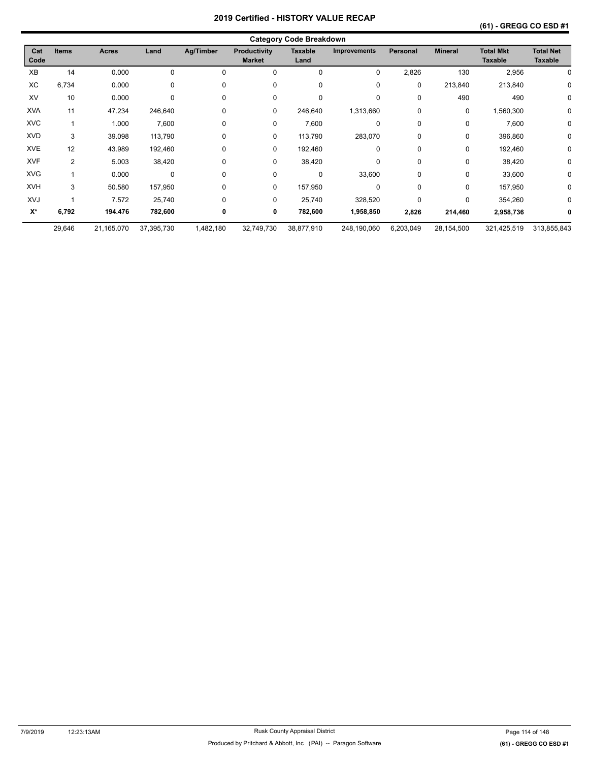# 2019 Certified - HISTORY VALUE RECAP

**(61) - GREGG CO ESD #1**

## Category Code Breakdown

| Cat Code | Items | Acres | Land | Ag/Timber | Productivity Market | Taxable Land | Improvements | Personal | Mineral | Total Mkt Taxable | Total Net Taxable |
|---|---|---|---|---|---|---|---|---|---|---|---|
| XB | 14 | 0.000 | 0 | 0 | 0 | 0 | 0 | 2,826 | 130 | 2,956 | 0 |
| XC | 6,734 | 0.000 | 0 | 0 | 0 | 0 | 0 | 0 | 213,840 | 213,840 | 0 |
| XV | 10 | 0.000 | 0 | 0 | 0 | 0 | 0 | 0 | 490 | 490 | 0 |
| XVA | 11 | 47.234 | 246,640 | 0 | 0 | 246,640 | 1,313,660 | 0 | 0 | 1,560,300 | 0 |
| XVC | 1 | 1.000 | 7,600 | 0 | 0 | 7,600 | 0 | 0 | 0 | 7,600 | 0 |
| XVD | 3 | 39.098 | 113,790 | 0 | 0 | 113,790 | 283,070 | 0 | 0 | 396,860 | 0 |
| XVE | 12 | 43.989 | 192,460 | 0 | 0 | 192,460 | 0 | 0 | 0 | 192,460 | 0 |
| XVF | 2 | 5.003 | 38,420 | 0 | 0 | 38,420 | 0 | 0 | 0 | 38,420 | 0 |
| XVG | 1 | 0.000 | 0 | 0 | 0 | 0 | 33,600 | 0 | 0 | 33,600 | 0 |
| XVH | 3 | 50.580 | 157,950 | 0 | 0 | 157,950 | 0 | 0 | 0 | 157,950 | 0 |
| XVJ | 1 | 7.572 | 25,740 | 0 | 0 | 25,740 | 328,520 | 0 | 0 | 354,260 | 0 |
| **X*** | **6,792** | **194.476** | **782,600** | **0** | **0** | **782,600** | **1,958,850** | **2,826** | **214,460** | **2,958,736** | **0** |
| | 29,646 | 21,165.070 | 37,395,730 | 1,482,180 | 32,749,730 | 38,877,910 | 248,190,060 | 6,203,049 | 28,154,500 | 321,425,519 | 313,855,843 |

7/9/2019 12:23:13AM Rusk County Appraisal District

Produced by Pritchard & Abbott, Inc (PAI) -- Paragon Software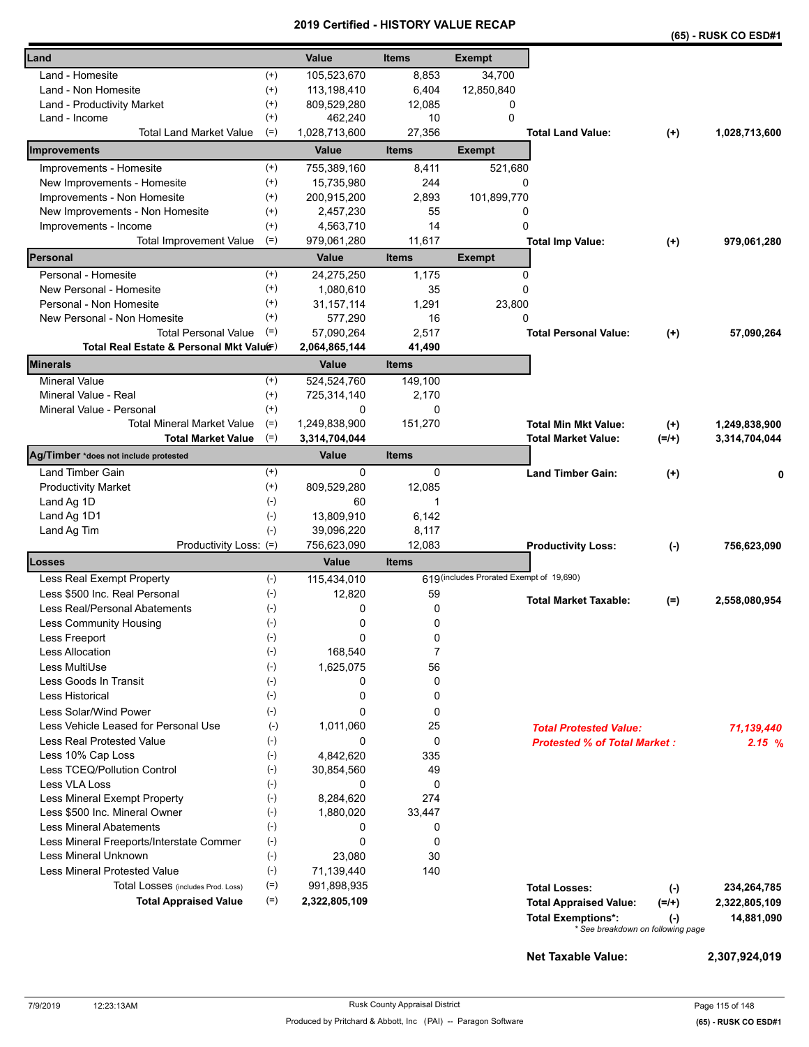# 2019 Certified - HISTORY VALUE RECAP

**(65) - RUSK CO ESD#1**

| Land | | Value | Items | Exempt | | | |
|---|---|---|---|---|---|---|---|
| Land - Homesite | (+) | 105,523,670 | 8,853 | 34,700 | | | |
| Land - Non Homesite | (+) | 113,198,410 | 6,404 | 12,850,840 | | | |
| Land - Productivity Market | (+) | 809,529,280 | 12,085 | 0 | | | |
| Land - Income | (+) | 462,240 | 10 | 0 | | | |
| Total Land Market Value | (=) | 1,028,713,600 | 27,356 | | **Total Land Value:** | (+) | **1,028,713,600** |
| **Improvements** | | **Value** | **Items** | **Exempt** | | | |
| Improvements - Homesite | (+) | 755,389,160 | 8,411 | 521,680 | | | |
| New Improvements - Homesite | (+) | 15,735,980 | 244 | 0 | | | |
| Improvements - Non Homesite | (+) | 200,915,200 | 2,893 | 101,899,770 | | | |
| New Improvements - Non Homesite | (+) | 2,457,230 | 55 | 0 | | | |
| Improvements - Income | (+) | 4,563,710 | 14 | 0 | | | |
| Total Improvement Value | (=) | 979,061,280 | 11,617 | | **Total Imp Value:** | (+) | **979,061,280** |
| **Personal** | | **Value** | **Items** | **Exempt** | | | |
| Personal - Homesite | (+) | 24,275,250 | 1,175 | 0 | | | |
| New Personal - Homesite | (+) | 1,080,610 | 35 | 0 | | | |
| Personal - Non Homesite | (+) | 31,157,114 | 1,291 | 23,800 | | | |
| New Personal - Non Homesite | (+) | 577,290 | 16 | 0 | | | |
| Total Personal Value | (=) | 57,090,264 | 2,517 | | **Total Personal Value:** | (+) | **57,090,264** |
| **Total Real Estate & Personal Mkt Value** | (=) | **2,064,865,144** | **41,490** | | | | |
| **Minerals** | | **Value** | **Items** | | | | |
| Mineral Value | (+) | 524,524,760 | 149,100 | | | | |
| Mineral Value - Real | (+) | 725,314,140 | 2,170 | | | | |
| Mineral Value - Personal | (+) | 0 | 0 | | | | |
| Total Mineral Market Value | (=) | 1,249,838,900 | 151,270 | | **Total Min Mkt Value:** | (+) | **1,249,838,900** |
| **Total Market Value** | (=) | **3,314,704,044** | | | **Total Market Value:** | (=/+) | **3,314,704,044** |
| **Ag/Timber** *does not include protested | | **Value** | **Items** | | | | |
| Land Timber Gain | (+) | 0 | 0 | | **Land Timber Gain:** | (+) | **0** |
| Productivity Market | (+) | 809,529,280 | 12,085 | | | | |
| Land Ag 1D | (-) | 60 | 1 | | | | |
| Land Ag 1D1 | (-) | 13,809,910 | 6,142 | | | | |
| Land Ag Tim | (-) | 39,096,220 | 8,117 | | | | |
| Productivity Loss: | (=) | 756,623,090 | 12,083 | | **Productivity Loss:** | (-) | **756,623,090** |
| **Losses** | | **Value** | **Items** | | | | |
| Less Real Exempt Property | (-) | 115,434,010 | 619 (includes Prorated Exempt of 19,690) | | | | |
| Less $500 Inc. Real Personal | (-) | 12,820 | 59 | | **Total Market Taxable:** | (=) | **2,558,080,954** |
| Less Real/Personal Abatements | (-) | 0 | 0 | | | | |
| Less Community Housing | (-) | 0 | 0 | | | | |
| Less Freeport | (-) | 0 | 0 | | | | |
| Less Allocation | (-) | 168,540 | 7 | | | | |
| Less MultiUse | (-) | 1,625,075 | 56 | | | | |
| Less Goods In Transit | (-) | 0 | 0 | | | | |
| Less Historical | (-) | 0 | 0 | | | | |
| Less Solar/Wind Power | (-) | 0 | 0 | | | | |
| Less Vehicle Leased for Personal Use | (-) | 1,011,060 | 25 | | ***Total Protested Value:*** | | ***71,139,440*** |
| Less Real Protested Value | (-) | 0 | 0 | | ***Protested % of Total Market :*** | | ***2.15 %*** |
| Less 10% Cap Loss | (-) | 4,842,620 | 335 | | | | |
| Less TCEQ/Pollution Control | (-) | 30,854,560 | 49 | | | | |
| Less VLA Loss | (-) | 0 | 0 | | | | |
| Less Mineral Exempt Property | (-) | 8,284,620 | 274 | | | | |
| Less $500 Inc. Mineral Owner | (-) | 1,880,020 | 33,447 | | | | |
| Less Mineral Abatements | (-) | 0 | 0 | | | | |
| Less Mineral Freeports/Interstate Commer | (-) | 0 | 0 | | | | |
| Less Mineral Unknown | (-) | 23,080 | 30 | | | | |
| Less Mineral Protested Value | (-) | 71,139,440 | 140 | | | | |
| Total Losses (includes Prod. Loss) | (=) | 991,898,935 | | | **Total Losses:** | (-) | **234,264,785** |
| **Total Appraised Value** | (=) | **2,322,805,109** | | | **Total Appraised Value:** | (=/+) | **2,322,805,109** |
| | | | | | **Total Exemptions*:** | (-) | **14,881,090** |

\* See breakdown on following page

**Net Taxable Value: 2,307,924,019**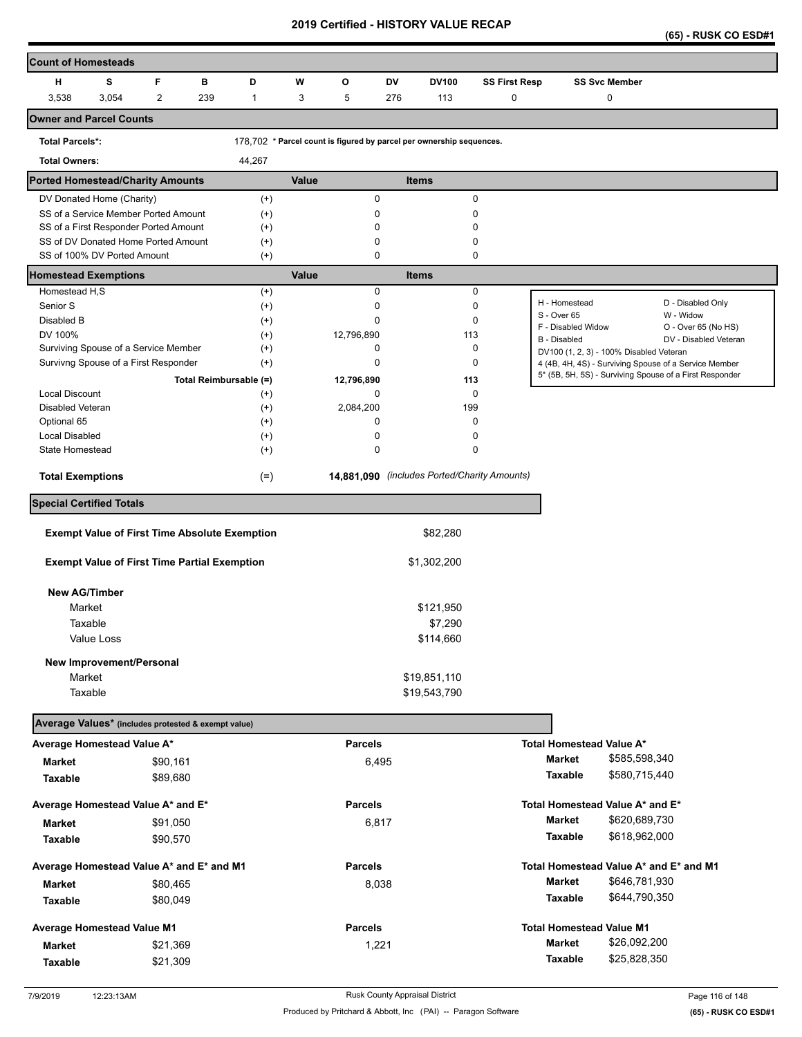# 2019 Certified - HISTORY VALUE RECAP

(65) - RUSK CO ESD#1

## Count of Homesteads

| H | S | F | B | D | W | O | DV | DV100 | SS First Resp | SS Svc Member |
|---|---|---|---|---|---|---|---|---|---|---|
| 3,538 | 3,054 | 2 | 239 | 1 | 3 | 5 | 276 | 113 | 0 | 0 |

## Owner and Parcel Counts

| | |
|---|---|
| Total Parcels*: | 178,702 * Parcel count is figured by parcel per ownership sequences. |
| Total Owners: | 44,267 |

## Ported Homestead/Charity Amounts

| | | Value | Items |
|---|---|---|---|
| DV Donated Home (Charity) | (+) | 0 | 0 |
| SS of a Service Member Ported Amount | (+) | 0 | 0 |
| SS of a First Responder Ported Amount | (+) | 0 | 0 |
| SS of DV Donated Home Ported Amount | (+) | 0 | 0 |
| SS of 100% DV Ported Amount | (+) | 0 | 0 |

## Homestead Exemptions

| | | Value | Items |
|---|---|---|---|
| Homestead H,S | (+) | 0 | 0 |
| Senior S | (+) | 0 | 0 |
| Disabled B | (+) | 0 | 0 |
| DV 100% | (+) | 12,796,890 | 113 |
| Surviving Spouse of a Service Member | (+) | 0 | 0 |
| Survivng Spouse of a First Responder | (+) | 0 | 0 |
| Total Reimbursable | (=) | 12,796,890 | 113 |
| Local Discount | (+) | 0 | 0 |
| Disabled Veteran | (+) | 2,084,200 | 199 |
| Optional 65 | (+) | 0 | 0 |
| Local Disabled | (+) | 0 | 0 |
| State Homestead | (+) | 0 | 0 |
| **Total Exemptions** | (=) | **14,881,090** | *(includes Ported/Charity Amounts)* |

| | |
|---|---|
| H - Homestead | D - Disabled Only |
| S - Over 65 | W - Widow |
| F - Disabled Widow | O - Over 65 (No HS) |
| B - Disabled | DV - Disabled Veteran |
| DV100 (1, 2, 3) - 100% Disabled Veteran | |
| 4 (4B, 4H, 4S) - Surviving Spouse of a Service Member | |
| 5* (5B, 5H, 5S) - Surviving Spouse of a First Responder | |

## Special Certified Totals

| | |
|---|---|
| **Exempt Value of First Time Absolute Exemption** | $82,280 |
| **Exempt Value of First Time Partial Exemption** | $1,302,200 |
| **New AG/Timber** | |
| Market | $121,950 |
| Taxable | $7,290 |
| Value Loss | $114,660 |
| **New Improvement/Personal** | |
| Market | $19,851,110 |
| Taxable | $19,543,790 |

## Average Values* (includes protested & exempt value)

| | | Parcels | | |
|---|---|---|---|---|
| **Average Homestead Value A*** | | | **Total Homestead Value A*** | |
| Market | $90,161 | 6,495 | Market | $585,598,340 |
| Taxable | $89,680 | | Taxable | $580,715,440 |
| **Average Homestead Value A* and E*** | | | **Total Homestead Value A* and E*** | |
| Market | $91,050 | 6,817 | Market | $620,689,730 |
| Taxable | $90,570 | | Taxable | $618,962,000 |
| **Average Homestead Value A* and E* and M1** | | | **Total Homestead Value A* and E* and M1** | |
| Market | $80,465 | 8,038 | Market | $646,781,930 |
| Taxable | $80,049 | | Taxable | $644,790,350 |
| **Average Homestead Value M1** | | | **Total Homestead Value M1** | |
| Market | $21,369 | 1,221 | Market | $26,092,200 |
| Taxable | $21,309 | | Taxable | $25,828,350 |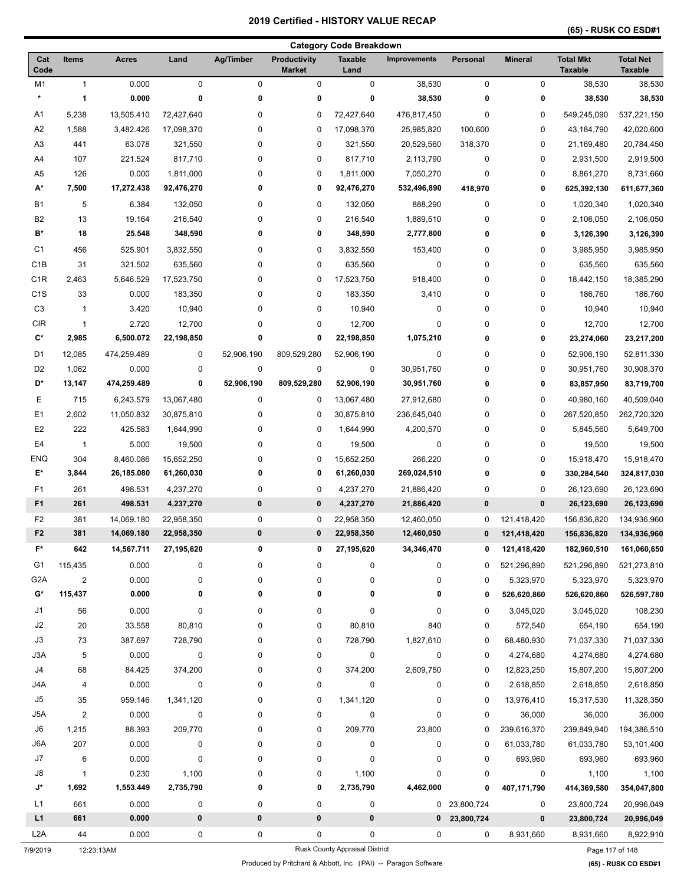# 2019 Certified - HISTORY VALUE RECAP

(65) - RUSK CO ESD#1

## Category Code Breakdown

| Cat Code | Items | Acres | Land | Ag/Timber | Productivity Market | Taxable Land | Improvements | Personal | Mineral | Total Mkt Taxable | Total Net Taxable |
|---|---|---|---|---|---|---|---|---|---|---|---|
| M1 | 1 | 0.000 | 0 | 0 | 0 | 0 | 38,530 | 0 | 0 | 38,530 | 38,530 |
| **\*** | **1** | **0.000** | **0** | **0** | **0** | **0** | **38,530** | **0** | **0** | **38,530** | **38,530** |
| A1 | 5,238 | 13,505.410 | 72,427,640 | 0 | 0 | 72,427,640 | 476,817,450 | 0 | 0 | 549,245,090 | 537,221,150 |
| A2 | 1,588 | 3,482.426 | 17,098,370 | 0 | 0 | 17,098,370 | 25,985,820 | 100,600 | 0 | 43,184,790 | 42,020,600 |
| A3 | 441 | 63.078 | 321,550 | 0 | 0 | 321,550 | 20,529,560 | 318,370 | 0 | 21,169,480 | 20,784,450 |
| A4 | 107 | 221.524 | 817,710 | 0 | 0 | 817,710 | 2,113,790 | 0 | 0 | 2,931,500 | 2,919,500 |
| A5 | 126 | 0.000 | 1,811,000 | 0 | 0 | 1,811,000 | 7,050,270 | 0 | 0 | 8,861,270 | 8,731,660 |
| **A\*** | **7,500** | **17,272.438** | **92,476,270** | **0** | **0** | **92,476,270** | **532,496,890** | **418,970** | **0** | **625,392,130** | **611,677,360** |
| B1 | 5 | 6.384 | 132,050 | 0 | 0 | 132,050 | 888,290 | 0 | 0 | 1,020,340 | 1,020,340 |
| B2 | 13 | 19.164 | 216,540 | 0 | 0 | 216,540 | 1,889,510 | 0 | 0 | 2,106,050 | 2,106,050 |
| **B\*** | **18** | **25.548** | **348,590** | **0** | **0** | **348,590** | **2,777,800** | **0** | **0** | **3,126,390** | **3,126,390** |
| C1 | 456 | 525.901 | 3,832,550 | 0 | 0 | 3,832,550 | 153,400 | 0 | 0 | 3,985,950 | 3,985,950 |
| C1B | 31 | 321.502 | 635,560 | 0 | 0 | 635,560 | 0 | 0 | 0 | 635,560 | 635,560 |
| C1R | 2,463 | 5,646.529 | 17,523,750 | 0 | 0 | 17,523,750 | 918,400 | 0 | 0 | 18,442,150 | 18,385,290 |
| C1S | 33 | 0.000 | 183,350 | 0 | 0 | 183,350 | 3,410 | 0 | 0 | 186,760 | 186,760 |
| C3 | 1 | 3.420 | 10,940 | 0 | 0 | 10,940 | 0 | 0 | 0 | 10,940 | 10,940 |
| CIR | 1 | 2.720 | 12,700 | 0 | 0 | 12,700 | 0 | 0 | 0 | 12,700 | 12,700 |
| **C\*** | **2,985** | **6,500.072** | **22,198,850** | **0** | **0** | **22,198,850** | **1,075,210** | **0** | **0** | **23,274,060** | **23,217,200** |
| D1 | 12,085 | 474,259.489 | 0 | 52,906,190 | 809,529,280 | 52,906,190 | 0 | 0 | 0 | 52,906,190 | 52,811,330 |
| D2 | 1,062 | 0.000 | 0 | 0 | 0 | 0 | 30,951,760 | 0 | 0 | 30,951,760 | 30,908,370 |
| **D\*** | **13,147** | **474,259.489** | **0** | **52,906,190** | **809,529,280** | **52,906,190** | **30,951,760** | **0** | **0** | **83,857,950** | **83,719,700** |
| E | 715 | 6,243.579 | 13,067,480 | 0 | 0 | 13,067,480 | 27,912,680 | 0 | 0 | 40,980,160 | 40,509,040 |
| E1 | 2,602 | 11,050.832 | 30,875,810 | 0 | 0 | 30,875,810 | 236,645,040 | 0 | 0 | 267,520,850 | 262,720,320 |
| E2 | 222 | 425.583 | 1,644,990 | 0 | 0 | 1,644,990 | 4,200,570 | 0 | 0 | 5,845,560 | 5,649,700 |
| E4 | 1 | 5.000 | 19,500 | 0 | 0 | 19,500 | 0 | 0 | 0 | 19,500 | 19,500 |
| ENQ | 304 | 8,460.086 | 15,652,250 | 0 | 0 | 15,652,250 | 266,220 | 0 | 0 | 15,918,470 | 15,918,470 |
| **E\*** | **3,844** | **26,185.080** | **61,260,030** | **0** | **0** | **61,260,030** | **269,024,510** | **0** | **0** | **330,284,540** | **324,817,030** |
| F1 | 261 | 498.531 | 4,237,270 | 0 | 0 | 4,237,270 | 21,886,420 | 0 | 0 | 26,123,690 | 26,123,690 |
| **F1** | **261** | **498.531** | **4,237,270** | **0** | **0** | **4,237,270** | **21,886,420** | **0** | **0** | **26,123,690** | **26,123,690** |
| F2 | 381 | 14,069.180 | 22,958,350 | 0 | 0 | 22,958,350 | 12,460,050 | 0 | 121,418,420 | 156,836,820 | 134,936,960 |
| **F2** | **381** | **14,069.180** | **22,958,350** | **0** | **0** | **22,958,350** | **12,460,050** | **0** | **121,418,420** | **156,836,820** | **134,936,960** |
| **F\*** | **642** | **14,567.711** | **27,195,620** | **0** | **0** | **27,195,620** | **34,346,470** | **0** | **121,418,420** | **182,960,510** | **161,060,650** |
| G1 | 115,435 | 0.000 | 0 | 0 | 0 | 0 | 0 | 0 | 521,296,890 | 521,296,890 | 521,273,810 |
| G2A | 2 | 0.000 | 0 | 0 | 0 | 0 | 0 | 0 | 5,323,970 | 5,323,970 | 5,323,970 |
| **G\*** | **115,437** | **0.000** | **0** | **0** | **0** | **0** | **0** | **0** | **526,620,860** | **526,620,860** | **526,597,780** |
| J1 | 56 | 0.000 | 0 | 0 | 0 | 0 | 0 | 0 | 3,045,020 | 3,045,020 | 108,230 |
| J2 | 20 | 33.558 | 80,810 | 0 | 0 | 80,810 | 840 | 0 | 572,540 | 654,190 | 654,190 |
| J3 | 73 | 387.697 | 728,790 | 0 | 0 | 728,790 | 1,827,610 | 0 | 68,480,930 | 71,037,330 | 71,037,330 |
| J3A | 5 | 0.000 | 0 | 0 | 0 | 0 | 0 | 0 | 4,274,680 | 4,274,680 | 4,274,680 |
| J4 | 68 | 84.425 | 374,200 | 0 | 0 | 374,200 | 2,609,750 | 0 | 12,823,250 | 15,807,200 | 15,807,200 |
| J4A | 4 | 0.000 | 0 | 0 | 0 | 0 | 0 | 0 | 2,618,850 | 2,618,850 | 2,618,850 |
| J5 | 35 | 959.146 | 1,341,120 | 0 | 0 | 1,341,120 | 0 | 0 | 13,976,410 | 15,317,530 | 11,328,350 |
| J5A | 2 | 0.000 | 0 | 0 | 0 | 0 | 0 | 0 | 36,000 | 36,000 | 36,000 |
| J6 | 1,215 | 88.393 | 209,770 | 0 | 0 | 209,770 | 23,800 | 0 | 239,616,370 | 239,849,940 | 194,386,510 |
| J6A | 207 | 0.000 | 0 | 0 | 0 | 0 | 0 | 0 | 61,033,780 | 61,033,780 | 53,101,400 |
| J7 | 6 | 0.000 | 0 | 0 | 0 | 0 | 0 | 0 | 693,960 | 693,960 | 693,960 |
| J8 | 1 | 0.230 | 1,100 | 0 | 0 | 1,100 | 0 | 0 | 0 | 1,100 | 1,100 |
| **J\*** | **1,692** | **1,553.449** | **2,735,790** | **0** | **0** | **2,735,790** | **4,462,000** | **0** | **407,171,790** | **414,369,580** | **354,047,800** |
| L1 | 661 | 0.000 | 0 | 0 | 0 | 0 | 0 | 23,800,724 | 0 | 23,800,724 | 20,996,049 |
| **L1** | **661** | **0.000** | **0** | **0** | **0** | **0** | **0** | **23,800,724** | **0** | **23,800,724** | **20,996,049** |
| L2A | 44 | 0.000 | 0 | 0 | 0 | 0 | 0 | 0 | 8,931,660 | 8,931,660 | 8,922,910 |

7/9/2019 12:23:13AM — Rusk County Appraisal District

Produced by Pritchard & Abbott, Inc (PAI) -- Paragon Software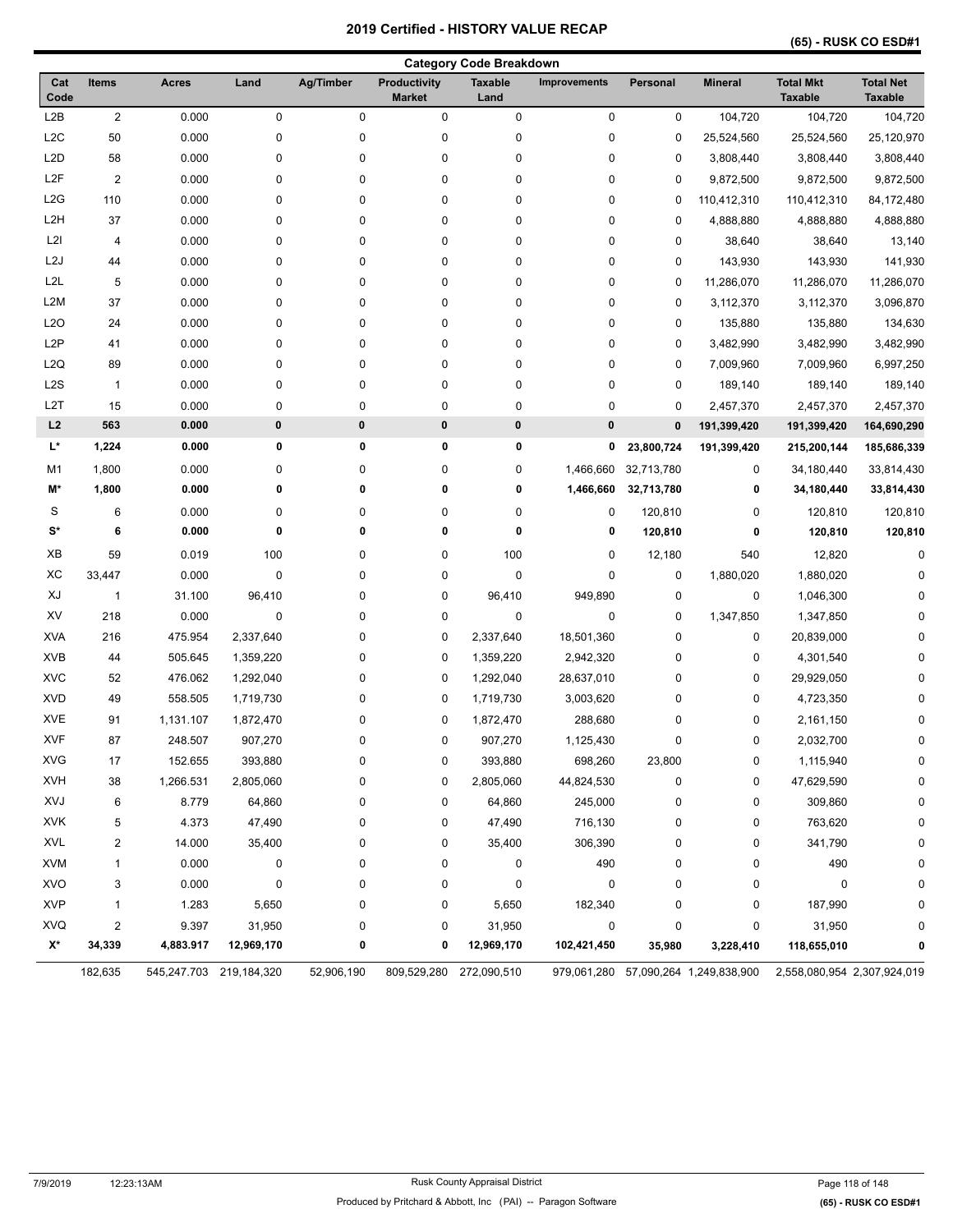# 2019 Certified - HISTORY VALUE RECAP

**(65) - RUSK CO ESD#1**

## Category Code Breakdown

| Cat Code | Items | Acres | Land | Ag/Timber | Productivity Market | Taxable Land | Improvements | Personal | Mineral | Total Mkt Taxable | Total Net Taxable |
|---|---|---|---|---|---|---|---|---|---|---|---|
| L2B | 2 | 0.000 | 0 | 0 | 0 | 0 | 0 | 0 | 104,720 | 104,720 | 104,720 |
| L2C | 50 | 0.000 | 0 | 0 | 0 | 0 | 0 | 0 | 25,524,560 | 25,524,560 | 25,120,970 |
| L2D | 58 | 0.000 | 0 | 0 | 0 | 0 | 0 | 0 | 3,808,440 | 3,808,440 | 3,808,440 |
| L2F | 2 | 0.000 | 0 | 0 | 0 | 0 | 0 | 0 | 9,872,500 | 9,872,500 | 9,872,500 |
| L2G | 110 | 0.000 | 0 | 0 | 0 | 0 | 0 | 0 | 110,412,310 | 110,412,310 | 84,172,480 |
| L2H | 37 | 0.000 | 0 | 0 | 0 | 0 | 0 | 0 | 4,888,880 | 4,888,880 | 4,888,880 |
| L2I | 4 | 0.000 | 0 | 0 | 0 | 0 | 0 | 0 | 38,640 | 38,640 | 13,140 |
| L2J | 44 | 0.000 | 0 | 0 | 0 | 0 | 0 | 0 | 143,930 | 143,930 | 141,930 |
| L2L | 5 | 0.000 | 0 | 0 | 0 | 0 | 0 | 0 | 11,286,070 | 11,286,070 | 11,286,070 |
| L2M | 37 | 0.000 | 0 | 0 | 0 | 0 | 0 | 0 | 3,112,370 | 3,112,370 | 3,096,870 |
| L2O | 24 | 0.000 | 0 | 0 | 0 | 0 | 0 | 0 | 135,880 | 135,880 | 134,630 |
| L2P | 41 | 0.000 | 0 | 0 | 0 | 0 | 0 | 0 | 3,482,990 | 3,482,990 | 3,482,990 |
| L2Q | 89 | 0.000 | 0 | 0 | 0 | 0 | 0 | 0 | 7,009,960 | 7,009,960 | 6,997,250 |
| L2S | 1 | 0.000 | 0 | 0 | 0 | 0 | 0 | 0 | 189,140 | 189,140 | 189,140 |
| L2T | 15 | 0.000 | 0 | 0 | 0 | 0 | 0 | 0 | 2,457,370 | 2,457,370 | 2,457,370 |
| **L2** | **563** | **0.000** | **0** | **0** | **0** | **0** | **0** | **0** | **191,399,420** | **191,399,420** | **164,690,290** |
| **L*** | **1,224** | **0.000** | **0** | **0** | **0** | **0** | **0** | **23,800,724** | **191,399,420** | **215,200,144** | **185,686,339** |
| M1 | 1,800 | 0.000 | 0 | 0 | 0 | 0 | 1,466,660 | 32,713,780 | 0 | 34,180,440 | 33,814,430 |
| **M*** | **1,800** | **0.000** | **0** | **0** | **0** | **0** | **1,466,660** | **32,713,780** | **0** | **34,180,440** | **33,814,430** |
| S | 6 | 0.000 | 0 | 0 | 0 | 0 | 0 | 120,810 | 0 | 120,810 | 120,810 |
| **S*** | **6** | **0.000** | **0** | **0** | **0** | **0** | **0** | **120,810** | **0** | **120,810** | **120,810** |
| XB | 59 | 0.019 | 100 | 0 | 0 | 100 | 0 | 12,180 | 540 | 12,820 | 0 |
| XC | 33,447 | 0.000 | 0 | 0 | 0 | 0 | 0 | 0 | 1,880,020 | 1,880,020 | 0 |
| XJ | 1 | 31.100 | 96,410 | 0 | 0 | 96,410 | 949,890 | 0 | 0 | 1,046,300 | 0 |
| XV | 218 | 0.000 | 0 | 0 | 0 | 0 | 0 | 0 | 1,347,850 | 1,347,850 | 0 |
| XVA | 216 | 475.954 | 2,337,640 | 0 | 0 | 2,337,640 | 18,501,360 | 0 | 0 | 20,839,000 | 0 |
| XVB | 44 | 505.645 | 1,359,220 | 0 | 0 | 1,359,220 | 2,942,320 | 0 | 0 | 4,301,540 | 0 |
| XVC | 52 | 476.062 | 1,292,040 | 0 | 0 | 1,292,040 | 28,637,010 | 0 | 0 | 29,929,050 | 0 |
| XVD | 49 | 558.505 | 1,719,730 | 0 | 0 | 1,719,730 | 3,003,620 | 0 | 0 | 4,723,350 | 0 |
| XVE | 91 | 1,131.107 | 1,872,470 | 0 | 0 | 1,872,470 | 288,680 | 0 | 0 | 2,161,150 | 0 |
| XVF | 87 | 248.507 | 907,270 | 0 | 0 | 907,270 | 1,125,430 | 0 | 0 | 2,032,700 | 0 |
| XVG | 17 | 152.655 | 393,880 | 0 | 0 | 393,880 | 698,260 | 23,800 | 0 | 1,115,940 | 0 |
| XVH | 38 | 1,266.531 | 2,805,060 | 0 | 0 | 2,805,060 | 44,824,530 | 0 | 0 | 47,629,590 | 0 |
| XVJ | 6 | 8.779 | 64,860 | 0 | 0 | 64,860 | 245,000 | 0 | 0 | 309,860 | 0 |
| XVK | 5 | 4.373 | 47,490 | 0 | 0 | 47,490 | 716,130 | 0 | 0 | 763,620 | 0 |
| XVL | 2 | 14.000 | 35,400 | 0 | 0 | 35,400 | 306,390 | 0 | 0 | 341,790 | 0 |
| XVM | 1 | 0.000 | 0 | 0 | 0 | 0 | 490 | 0 | 0 | 490 | 0 |
| XVO | 3 | 0.000 | 0 | 0 | 0 | 0 | 0 | 0 | 0 | 0 | 0 |
| XVP | 1 | 1.283 | 5,650 | 0 | 0 | 5,650 | 182,340 | 0 | 0 | 187,990 | 0 |
| XVQ | 2 | 9.397 | 31,950 | 0 | 0 | 31,950 | 0 | 0 | 0 | 31,950 | 0 |
| **X*** | **34,339** | **4,883.917** | **12,969,170** | **0** | **0** | **12,969,170** | **102,421,450** | **35,980** | **3,228,410** | **118,655,010** | **0** |
| | 182,635 | 545,247.703 | 219,184,320 | 52,906,190 | 809,529,280 | 272,090,510 | 979,061,280 | 57,090,264 | 1,249,838,900 | 2,558,080,954 | 2,307,924,019 |

7/9/2019 12:23:13AM — Rusk County Appraisal District — Produced by Pritchard & Abbott, Inc (PAI) -- Paragon Software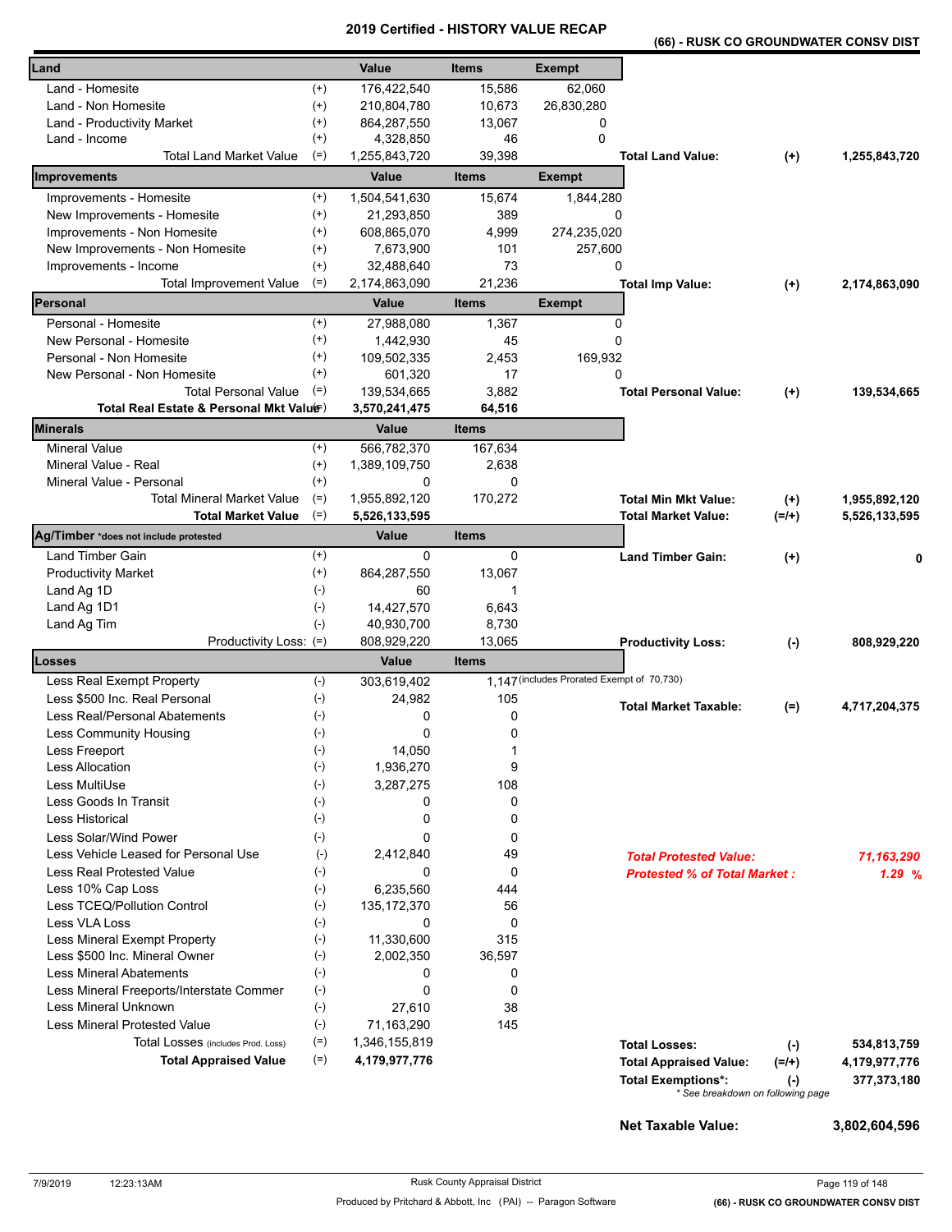# 2019 Certified - HISTORY VALUE RECAP

**(66) - RUSK CO GROUNDWATER CONSV DIST**

| Land | | Value | Items | Exempt | | | |
|---|---|---|---|---|---|---|---|
| Land - Homesite | (+) | 176,422,540 | 15,586 | 62,060 | | | |
| Land - Non Homesite | (+) | 210,804,780 | 10,673 | 26,830,280 | | | |
| Land - Productivity Market | (+) | 864,287,550 | 13,067 | 0 | | | |
| Land - Income | (+) | 4,328,850 | 46 | 0 | | | |
| Total Land Market Value | (=) | 1,255,843,720 | 39,398 | | **Total Land Value:** | (+) | 1,255,843,720 |

| Improvements | | Value | Items | Exempt | | | |
|---|---|---|---|---|---|---|---|
| Improvements - Homesite | (+) | 1,504,541,630 | 15,674 | 1,844,280 | | | |
| New Improvements - Homesite | (+) | 21,293,850 | 389 | 0 | | | |
| Improvements - Non Homesite | (+) | 608,865,070 | 4,999 | 274,235,020 | | | |
| New Improvements - Non Homesite | (+) | 7,673,900 | 101 | 257,600 | | | |
| Improvements - Income | (+) | 32,488,640 | 73 | 0 | | | |
| Total Improvement Value | (=) | 2,174,863,090 | 21,236 | | **Total Imp Value:** | (+) | 2,174,863,090 |

| Personal | | Value | Items | Exempt | | | |
|---|---|---|---|---|---|---|---|
| Personal - Homesite | (+) | 27,988,080 | 1,367 | 0 | | | |
| New Personal - Homesite | (+) | 1,442,930 | 45 | 0 | | | |
| Personal - Non Homesite | (+) | 109,502,335 | 2,453 | 169,932 | | | |
| New Personal - Non Homesite | (+) | 601,320 | 17 | 0 | | | |
| Total Personal Value | (=) | 139,534,665 | 3,882 | | **Total Personal Value:** | (+) | 139,534,665 |
| **Total Real Estate & Personal Mkt Value** | (=) | **3,570,241,475** | **64,516** | | | | |

| Minerals | | Value | Items | | | |
|---|---|---|---|---|---|---|
| Mineral Value | (+) | 566,782,370 | 167,634 | | | |
| Mineral Value - Real | (+) | 1,389,109,750 | 2,638 | | | |
| Mineral Value - Personal | (+) | 0 | 0 | | | |
| Total Mineral Market Value | (=) | 1,955,892,120 | 170,272 | **Total Min Mkt Value:** | (+) | 1,955,892,120 |
| **Total Market Value** | (=) | **5,526,133,595** | | **Total Market Value:** | (=/+) | 5,526,133,595 |

| Ag/Timber *does not include protested | | Value | Items | | | |
|---|---|---|---|---|---|---|
| Land Timber Gain | (+) | 0 | 0 | **Land Timber Gain:** | (+) | 0 |
| Productivity Market | (+) | 864,287,550 | 13,067 | | | |
| Land Ag 1D | (-) | 60 | 1 | | | |
| Land Ag 1D1 | (-) | 14,427,570 | 6,643 | | | |
| Land Ag Tim | (-) | 40,930,700 | 8,730 | | | |
| Productivity Loss: | (=) | 808,929,220 | 13,065 | **Productivity Loss:** | (-) | 808,929,220 |

| Losses | | Value | Items | | | |
|---|---|---|---|---|---|---|
| Less Real Exempt Property | (-) | 303,619,402 | 1,147 (includes Prorated Exempt of 70,730) | | | |
| Less $500 Inc. Real Personal | (-) | 24,982 | 105 | **Total Market Taxable:** | (=) | 4,717,204,375 |
| Less Real/Personal Abatements | (-) | 0 | 0 | | | |
| Less Community Housing | (-) | 0 | 0 | | | |
| Less Freeport | (-) | 14,050 | 1 | | | |
| Less Allocation | (-) | 1,936,270 | 9 | | | |
| Less MultiUse | (-) | 3,287,275 | 108 | | | |
| Less Goods In Transit | (-) | 0 | 0 | | | |
| Less Historical | (-) | 0 | 0 | | | |
| Less Solar/Wind Power | (-) | 0 | 0 | | | |
| Less Vehicle Leased for Personal Use | (-) | 2,412,840 | 49 | ***Total Protested Value:*** | | *71,163,290* |
| Less Real Protested Value | (-) | 0 | 0 | ***Protested % of Total Market :*** | | *1.29 %* |
| Less 10% Cap Loss | (-) | 6,235,560 | 444 | | | |
| Less TCEQ/Pollution Control | (-) | 135,172,370 | 56 | | | |
| Less VLA Loss | (-) | 0 | 0 | | | |
| Less Mineral Exempt Property | (-) | 11,330,600 | 315 | | | |
| Less $500 Inc. Mineral Owner | (-) | 2,002,350 | 36,597 | | | |
| Less Mineral Abatements | (-) | 0 | 0 | | | |
| Less Mineral Freeports/Interstate Commer | (-) | 0 | 0 | | | |
| Less Mineral Unknown | (-) | 27,610 | 38 | | | |
| Less Mineral Protested Value | (-) | 71,163,290 | 145 | | | |
| Total Losses (includes Prod. Loss) | (=) | 1,346,155,819 | | **Total Losses:** | (-) | 534,813,759 |
| **Total Appraised Value** | (=) | **4,179,977,776** | | **Total Appraised Value:** | (=/+) | 4,179,977,776 |
| | | | | **Total Exemptions*:** | (-) | 377,373,180 |

\* See breakdown on following page

**Net Taxable Value:** 3,802,604,596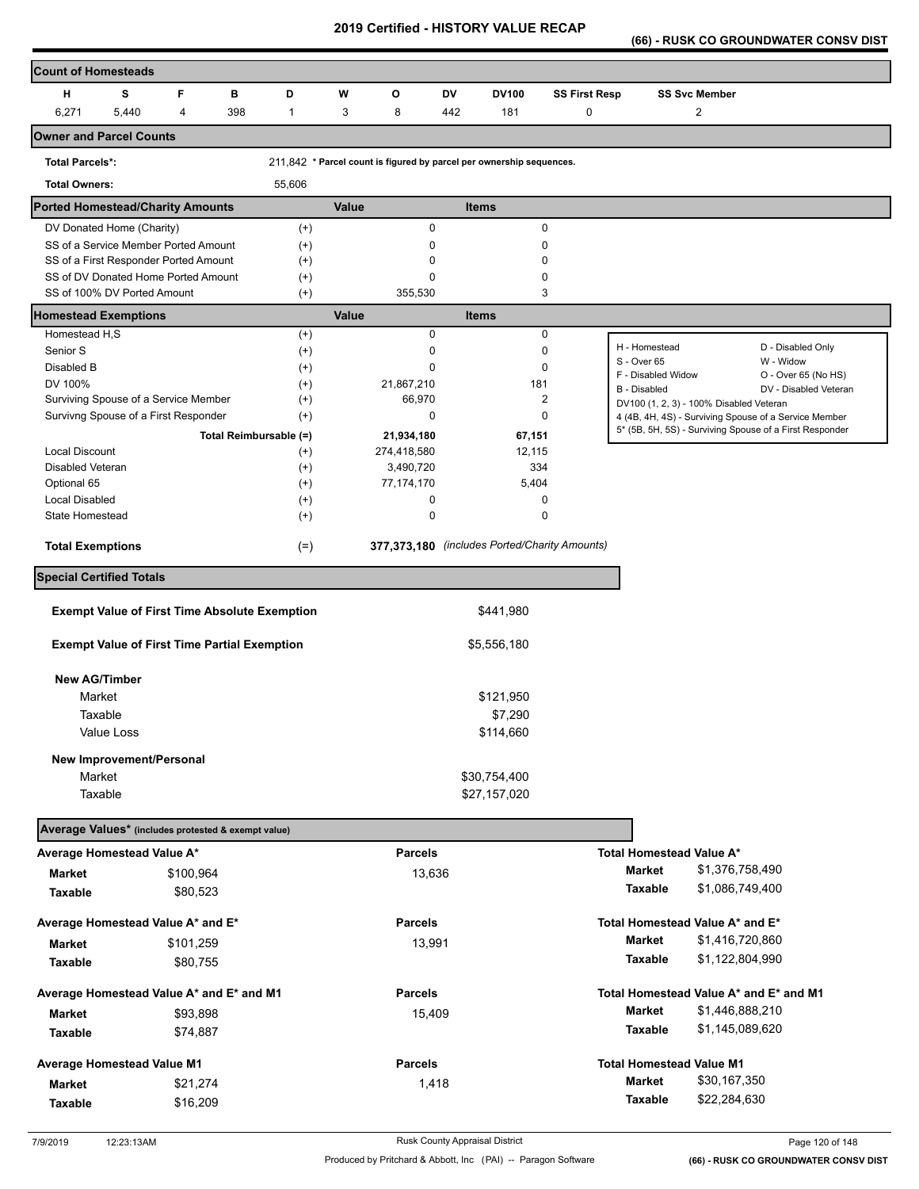# 2019 Certified - HISTORY VALUE RECAP

**(66) - RUSK CO GROUNDWATER CONSV DIST**

## Count of Homesteads

| H | S | F | B | D | W | O | DV | DV100 | SS First Resp | SS Svc Member |
|---|---|---|---|---|---|---|---|---|---|---|
| 6,271 | 5,440 | 4 | 398 | 1 | 3 | 8 | 442 | 181 | 0 | 2 |

## Owner and Parcel Counts

| | |
|---|---|
| **Total Parcels*:** | 211,842 * Parcel count is figured by parcel per ownership sequences. |
| **Total Owners:** | 55,606 |

## Ported Homestead/Charity Amounts

| | | Value | Items |
|---|---|---|---|
| DV Donated Home (Charity) | (+) | 0 | 0 |
| SS of a Service Member Ported Amount | (+) | 0 | 0 |
| SS of a First Responder Ported Amount | (+) | 0 | 0 |
| SS of DV Donated Home Ported Amount | (+) | 0 | 0 |
| SS of 100% DV Ported Amount | (+) | 355,530 | 3 |

## Homestead Exemptions

| | | Value | Items |
|---|---|---|---|
| Homestead H,S | (+) | 0 | 0 |
| Senior S | (+) | 0 | 0 |
| Disabled B | (+) | 0 | 0 |
| DV 100% | (+) | 21,867,210 | 181 |
| Surviving Spouse of a Service Member | (+) | 66,970 | 2 |
| Survivng Spouse of a First Responder | (+) | 0 | 0 |
| Total Reimbursable (=) | | 21,934,180 | 67,151 |
| Local Discount | (+) | 274,418,580 | 12,115 |
| Disabled Veteran | (+) | 3,490,720 | 334 |
| Optional 65 | (+) | 77,174,170 | 5,404 |
| Local Disabled | (+) | 0 | 0 |
| State Homestead | (+) | 0 | 0 |
| **Total Exemptions** | (=) | **377,373,180** | *(includes Ported/Charity Amounts)* |

| | |
|---|---|
| H - Homestead | D - Disabled Only |
| S - Over 65 | W - Widow |
| F - Disabled Widow | O - Over 65 (No HS) |
| B - Disabled | DV - Disabled Veteran |
| DV100 (1, 2, 3) - 100% Disabled Veteran | |
| 4 (4B, 4H, 4S) - Surviving Spouse of a Service Member | |
| 5* (5B, 5H, 5S) - Surviving Spouse of a First Responder | |

## Special Certified Totals

| | |
|---|---|
| **Exempt Value of First Time Absolute Exemption** | $441,980 |
| **Exempt Value of First Time Partial Exemption** | $5,556,180 |
| **New AG/Timber** | |
| Market | $121,950 |
| Taxable | $7,290 |
| Value Loss | $114,660 |
| **New Improvement/Personal** | |
| Market | $30,754,400 |
| Taxable | $27,157,020 |

## Average Values* (includes protested & exempt value)

| Average | Value | Parcels | Total | Value |
|---|---|---|---|---|
| **Average Homestead Value A*** | | | **Total Homestead Value A*** | |
| Market | $100,964 | 13,636 | Market | $1,376,758,490 |
| Taxable | $80,523 | | Taxable | $1,086,749,400 |
| **Average Homestead Value A* and E*** | | | **Total Homestead Value A* and E*** | |
| Market | $101,259 | 13,991 | Market | $1,416,720,860 |
| Taxable | $80,755 | | Taxable | $1,122,804,990 |
| **Average Homestead Value A* and E* and M1** | | | **Total Homestead Value A* and E* and M1** | |
| Market | $93,898 | 15,409 | Market | $1,446,888,210 |
| Taxable | $74,887 | | Taxable | $1,145,089,620 |
| **Average Homestead Value M1** | | | **Total Homestead Value M1** | |
| Market | $21,274 | 1,418 | Market | $30,167,350 |
| Taxable | $16,209 | | Taxable | $22,284,630 |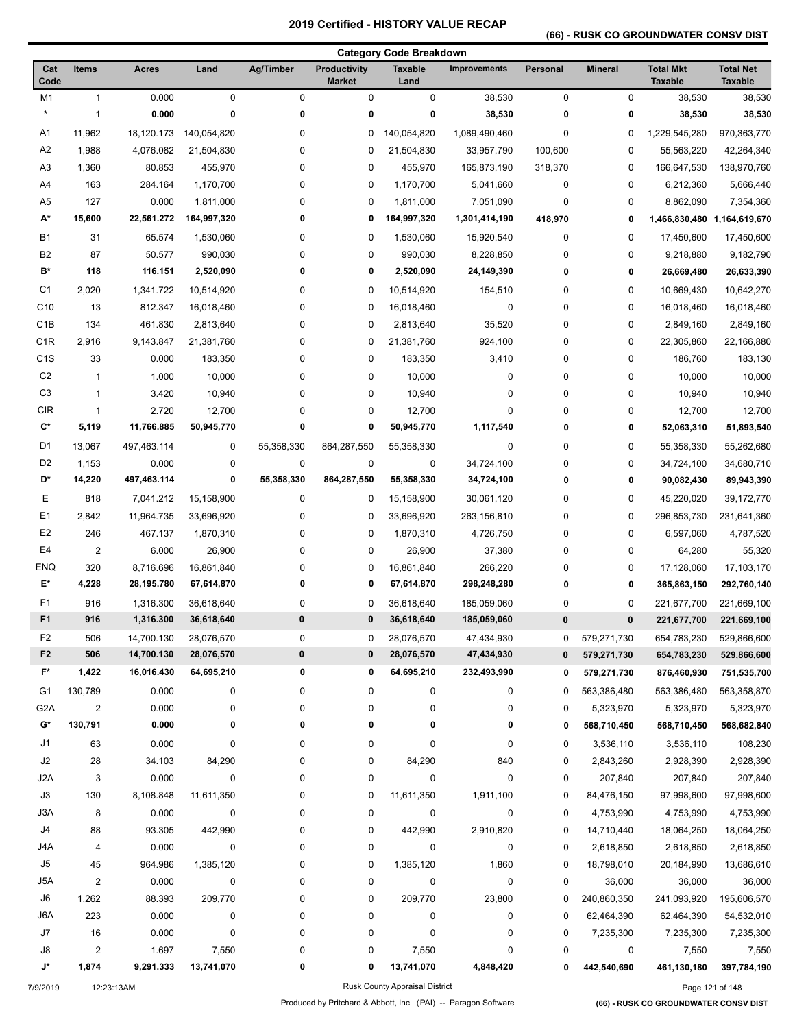# 2019 Certified - HISTORY VALUE RECAP

## (66) - RUSK CO GROUNDWATER CONSV DIST

### Category Code Breakdown

| Cat Code | Items | Acres | Land | Ag/Timber | Productivity Market | Taxable Land | Improvements | Personal | Mineral | Total Mkt Taxable | Total Net Taxable |
|---|---|---|---|---|---|---|---|---|---|---|---|
| M1 | 1 | 0.000 | 0 | 0 | 0 | 0 | 38,530 | 0 | 0 | 38,530 | 38,530 |
| * | **1** | **0.000** | **0** | **0** | **0** | **0** | **38,530** | **0** | **0** | **38,530** | **38,530** |
| A1 | 11,962 | 18,120.173 | 140,054,820 | 0 | 0 | 140,054,820 | 1,089,490,460 | 0 | 0 | 1,229,545,280 | 970,363,770 |
| A2 | 1,988 | 4,076.082 | 21,504,830 | 0 | 0 | 21,504,830 | 33,957,790 | 100,600 | 0 | 55,563,220 | 42,264,340 |
| A3 | 1,360 | 80.853 | 455,970 | 0 | 0 | 455,970 | 165,873,190 | 318,370 | 0 | 166,647,530 | 138,970,760 |
| A4 | 163 | 284.164 | 1,170,700 | 0 | 0 | 1,170,700 | 5,041,660 | 0 | 0 | 6,212,360 | 5,666,440 |
| A5 | 127 | 0.000 | 1,811,000 | 0 | 0 | 1,811,000 | 7,051,090 | 0 | 0 | 8,862,090 | 7,354,360 |
| **A*** | **15,600** | **22,561.272** | **164,997,320** | **0** | **0** | **164,997,320** | **1,301,414,190** | **418,970** | **0** | **1,466,830,480** | **1,164,619,670** |
| B1 | 31 | 65.574 | 1,530,060 | 0 | 0 | 1,530,060 | 15,920,540 | 0 | 0 | 17,450,600 | 17,450,600 |
| B2 | 87 | 50.577 | 990,030 | 0 | 0 | 990,030 | 8,228,850 | 0 | 0 | 9,218,880 | 9,182,790 |
| **B*** | **118** | **116.151** | **2,520,090** | **0** | **0** | **2,520,090** | **24,149,390** | **0** | **0** | **26,669,480** | **26,633,390** |
| C1 | 2,020 | 1,341.722 | 10,514,920 | 0 | 0 | 10,514,920 | 154,510 | 0 | 0 | 10,669,430 | 10,642,270 |
| C10 | 13 | 812.347 | 16,018,460 | 0 | 0 | 16,018,460 | 0 | 0 | 0 | 16,018,460 | 16,018,460 |
| C1B | 134 | 461.830 | 2,813,640 | 0 | 0 | 2,813,640 | 35,520 | 0 | 0 | 2,849,160 | 2,849,160 |
| C1R | 2,916 | 9,143.847 | 21,381,760 | 0 | 0 | 21,381,760 | 924,100 | 0 | 0 | 22,305,860 | 22,166,880 |
| C1S | 33 | 0.000 | 183,350 | 0 | 0 | 183,350 | 3,410 | 0 | 0 | 186,760 | 183,130 |
| C2 | 1 | 1.000 | 10,000 | 0 | 0 | 10,000 | 0 | 0 | 0 | 10,000 | 10,000 |
| C3 | 1 | 3.420 | 10,940 | 0 | 0 | 10,940 | 0 | 0 | 0 | 10,940 | 10,940 |
| CIR | 1 | 2.720 | 12,700 | 0 | 0 | 12,700 | 0 | 0 | 0 | 12,700 | 12,700 |
| **C*** | **5,119** | **11,766.885** | **50,945,770** | **0** | **0** | **50,945,770** | **1,117,540** | **0** | **0** | **52,063,310** | **51,893,540** |
| D1 | 13,067 | 497,463.114 | 0 | 55,358,330 | 864,287,550 | 55,358,330 | 0 | 0 | 0 | 55,358,330 | 55,262,680 |
| D2 | 1,153 | 0.000 | 0 | 0 | 0 | 0 | 34,724,100 | 0 | 0 | 34,724,100 | 34,680,710 |
| **D*** | **14,220** | **497,463.114** | **0** | **55,358,330** | **864,287,550** | **55,358,330** | **34,724,100** | **0** | **0** | **90,082,430** | **89,943,390** |
| E | 818 | 7,041.212 | 15,158,900 | 0 | 0 | 15,158,900 | 30,061,120 | 0 | 0 | 45,220,020 | 39,172,770 |
| E1 | 2,842 | 11,964.735 | 33,696,920 | 0 | 0 | 33,696,920 | 263,156,810 | 0 | 0 | 296,853,730 | 231,641,360 |
| E2 | 246 | 467.137 | 1,870,310 | 0 | 0 | 1,870,310 | 4,726,750 | 0 | 0 | 6,597,060 | 4,787,520 |
| E4 | 2 | 6.000 | 26,900 | 0 | 0 | 26,900 | 37,380 | 0 | 0 | 64,280 | 55,320 |
| ENQ | 320 | 8,716.696 | 16,861,840 | 0 | 0 | 16,861,840 | 266,220 | 0 | 0 | 17,128,060 | 17,103,170 |
| **E*** | **4,228** | **28,195.780** | **67,614,870** | **0** | **0** | **67,614,870** | **298,248,280** | **0** | **0** | **365,863,150** | **292,760,140** |
| F1 | 916 | 1,316.300 | 36,618,640 | 0 | 0 | 36,618,640 | 185,059,060 | 0 | 0 | 221,677,700 | 221,669,100 |
| **F1** | **916** | **1,316.300** | **36,618,640** | **0** | **0** | **36,618,640** | **185,059,060** | **0** | **0** | **221,677,700** | **221,669,100** |
| F2 | 506 | 14,700.130 | 28,076,570 | 0 | 0 | 28,076,570 | 47,434,930 | 0 | 579,271,730 | 654,783,230 | 529,866,600 |
| **F2** | **506** | **14,700.130** | **28,076,570** | **0** | **0** | **28,076,570** | **47,434,930** | **0** | **579,271,730** | **654,783,230** | **529,866,600** |
| **F*** | **1,422** | **16,016.430** | **64,695,210** | **0** | **0** | **64,695,210** | **232,493,990** | **0** | **579,271,730** | **876,460,930** | **751,535,700** |
| G1 | 130,789 | 0.000 | 0 | 0 | 0 | 0 | 0 | 0 | 563,386,480 | 563,386,480 | 563,358,870 |
| G2A | 2 | 0.000 | 0 | 0 | 0 | 0 | 0 | 0 | 5,323,970 | 5,323,970 | 5,323,970 |
| **G*** | **130,791** | **0.000** | **0** | **0** | **0** | **0** | **0** | **0** | **568,710,450** | **568,710,450** | **568,682,840** |
| J1 | 63 | 0.000 | 0 | 0 | 0 | 0 | 0 | 0 | 3,536,110 | 3,536,110 | 108,230 |
| J2 | 28 | 34.103 | 84,290 | 0 | 0 | 84,290 | 840 | 0 | 2,843,260 | 2,928,390 | 2,928,390 |
| J2A | 3 | 0.000 | 0 | 0 | 0 | 0 | 0 | 0 | 207,840 | 207,840 | 207,840 |
| J3 | 130 | 8,108.848 | 11,611,350 | 0 | 0 | 11,611,350 | 1,911,100 | 0 | 84,476,150 | 97,998,600 | 97,998,600 |
| J3A | 8 | 0.000 | 0 | 0 | 0 | 0 | 0 | 0 | 4,753,990 | 4,753,990 | 4,753,990 |
| J4 | 88 | 93.305 | 442,990 | 0 | 0 | 442,990 | 2,910,820 | 0 | 14,710,440 | 18,064,250 | 18,064,250 |
| J4A | 4 | 0.000 | 0 | 0 | 0 | 0 | 0 | 0 | 2,618,850 | 2,618,850 | 2,618,850 |
| J5 | 45 | 964.986 | 1,385,120 | 0 | 0 | 1,385,120 | 1,860 | 0 | 18,798,010 | 20,184,990 | 13,686,610 |
| J5A | 2 | 0.000 | 0 | 0 | 0 | 0 | 0 | 0 | 36,000 | 36,000 | 36,000 |
| J6 | 1,262 | 88.393 | 209,770 | 0 | 0 | 209,770 | 23,800 | 0 | 240,860,350 | 241,093,920 | 195,606,570 |
| J6A | 223 | 0.000 | 0 | 0 | 0 | 0 | 0 | 0 | 62,464,390 | 62,464,390 | 54,532,010 |
| J7 | 16 | 0.000 | 0 | 0 | 0 | 0 | 0 | 0 | 7,235,300 | 7,235,300 | 7,235,300 |
| J8 | 2 | 1.697 | 7,550 | 0 | 0 | 7,550 | 0 | 0 | 0 | 7,550 | 7,550 |
| **J*** | **1,874** | **9,291.333** | **13,741,070** | **0** | **0** | **13,741,070** | **4,848,420** | **0** | **442,540,690** | **461,130,180** | **397,784,190** |

7/9/2019 12:23:13AM — Rusk County Appraisal District — Produced by Pritchard & Abbott, Inc (PAI) -- Paragon Software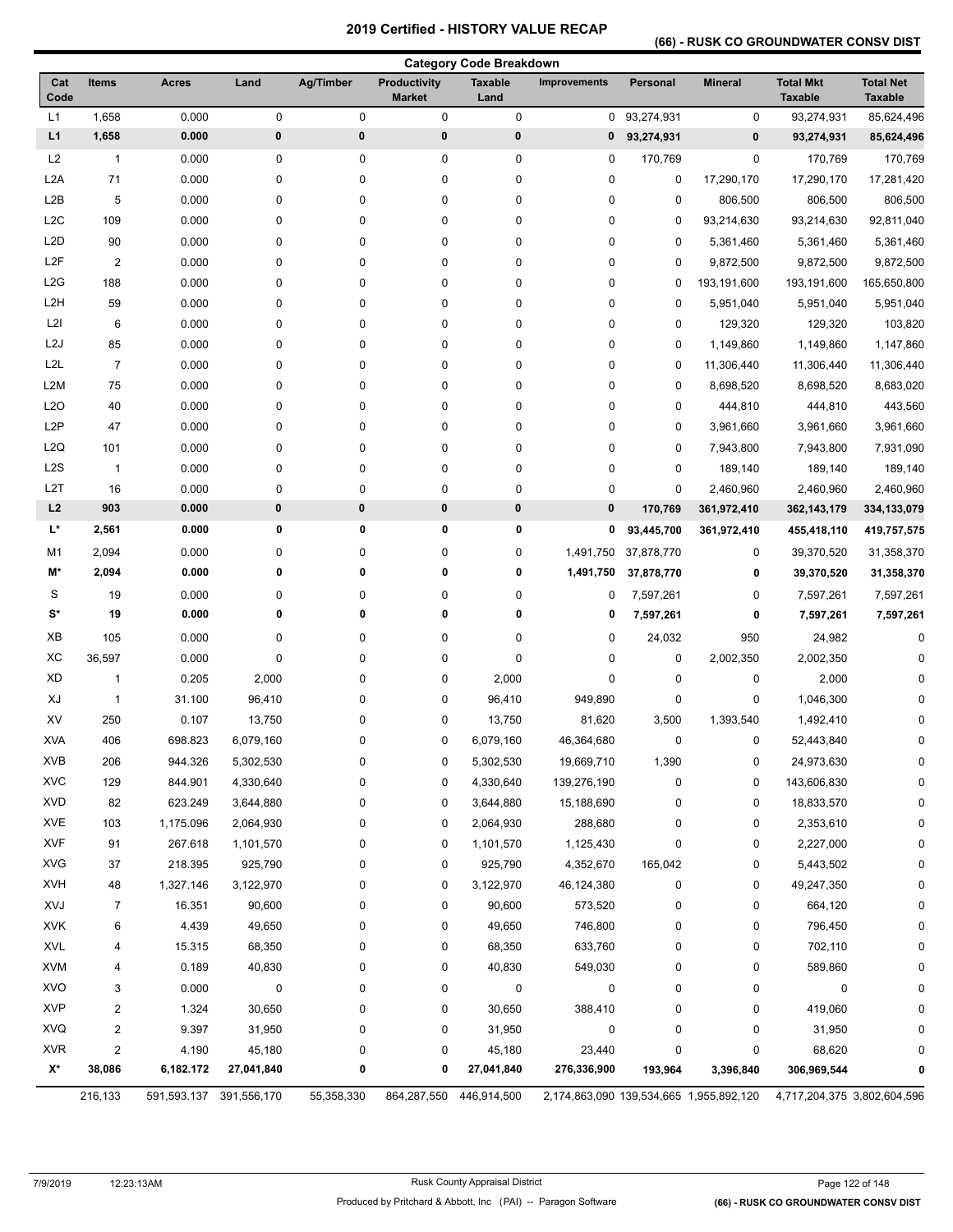# 2019 Certified - HISTORY VALUE RECAP

## (66) - RUSK CO GROUNDWATER CONSV DIST

### Category Code Breakdown

| Cat Code | Items | Acres | Land | Ag/Timber | Productivity Market | Taxable Land | Improvements | Personal | Mineral | Total Mkt Taxable | Total Net Taxable |
|---|---|---|---|---|---|---|---|---|---|---|---|
| L1 | 1,658 | 0.000 | 0 | 0 | 0 | 0 | 0 | 93,274,931 | 0 | 93,274,931 | 85,624,496 |
| **L1** | **1,658** | **0.000** | **0** | **0** | **0** | **0** | **0** | **93,274,931** | **0** | **93,274,931** | **85,624,496** |
| L2 | 1 | 0.000 | 0 | 0 | 0 | 0 | 0 | 170,769 | 0 | 170,769 | 170,769 |
| L2A | 71 | 0.000 | 0 | 0 | 0 | 0 | 0 | 0 | 17,290,170 | 17,290,170 | 17,281,420 |
| L2B | 5 | 0.000 | 0 | 0 | 0 | 0 | 0 | 0 | 806,500 | 806,500 | 806,500 |
| L2C | 109 | 0.000 | 0 | 0 | 0 | 0 | 0 | 0 | 93,214,630 | 93,214,630 | 92,811,040 |
| L2D | 90 | 0.000 | 0 | 0 | 0 | 0 | 0 | 0 | 5,361,460 | 5,361,460 | 5,361,460 |
| L2F | 2 | 0.000 | 0 | 0 | 0 | 0 | 0 | 0 | 9,872,500 | 9,872,500 | 9,872,500 |
| L2G | 188 | 0.000 | 0 | 0 | 0 | 0 | 0 | 0 | 193,191,600 | 193,191,600 | 165,650,800 |
| L2H | 59 | 0.000 | 0 | 0 | 0 | 0 | 0 | 0 | 5,951,040 | 5,951,040 | 5,951,040 |
| L2I | 6 | 0.000 | 0 | 0 | 0 | 0 | 0 | 0 | 129,320 | 129,320 | 103,820 |
| L2J | 85 | 0.000 | 0 | 0 | 0 | 0 | 0 | 0 | 1,149,860 | 1,149,860 | 1,147,860 |
| L2L | 7 | 0.000 | 0 | 0 | 0 | 0 | 0 | 0 | 11,306,440 | 11,306,440 | 11,306,440 |
| L2M | 75 | 0.000 | 0 | 0 | 0 | 0 | 0 | 0 | 8,698,520 | 8,698,520 | 8,683,020 |
| L2O | 40 | 0.000 | 0 | 0 | 0 | 0 | 0 | 0 | 444,810 | 444,810 | 443,560 |
| L2P | 47 | 0.000 | 0 | 0 | 0 | 0 | 0 | 0 | 3,961,660 | 3,961,660 | 3,961,660 |
| L2Q | 101 | 0.000 | 0 | 0 | 0 | 0 | 0 | 0 | 7,943,800 | 7,943,800 | 7,931,090 |
| L2S | 1 | 0.000 | 0 | 0 | 0 | 0 | 0 | 0 | 189,140 | 189,140 | 189,140 |
| L2T | 16 | 0.000 | 0 | 0 | 0 | 0 | 0 | 0 | 2,460,960 | 2,460,960 | 2,460,960 |
| **L2** | **903** | **0.000** | **0** | **0** | **0** | **0** | **0** | **170,769** | **361,972,410** | **362,143,179** | **334,133,079** |
| **L*** | **2,561** | **0.000** | **0** | **0** | **0** | **0** | **0** | **93,445,700** | **361,972,410** | **455,418,110** | **419,757,575** |
| M1 | 2,094 | 0.000 | 0 | 0 | 0 | 0 | 1,491,750 | 37,878,770 | 0 | 39,370,520 | 31,358,370 |
| **M*** | **2,094** | **0.000** | **0** | **0** | **0** | **0** | **1,491,750** | **37,878,770** | **0** | **39,370,520** | **31,358,370** |
| S | 19 | 0.000 | 0 | 0 | 0 | 0 | 0 | 7,597,261 | 0 | 7,597,261 | 7,597,261 |
| **S*** | **19** | **0.000** | **0** | **0** | **0** | **0** | **0** | **7,597,261** | **0** | **7,597,261** | **7,597,261** |
| XB | 105 | 0.000 | 0 | 0 | 0 | 0 | 0 | 24,032 | 950 | 24,982 | 0 |
| XC | 36,597 | 0.000 | 0 | 0 | 0 | 0 | 0 | 0 | 2,002,350 | 2,002,350 | 0 |
| XD | 1 | 0.205 | 2,000 | 0 | 0 | 2,000 | 0 | 0 | 0 | 2,000 | 0 |
| XJ | 1 | 31.100 | 96,410 | 0 | 0 | 96,410 | 949,890 | 0 | 0 | 1,046,300 | 0 |
| XV | 250 | 0.107 | 13,750 | 0 | 0 | 13,750 | 81,620 | 3,500 | 1,393,540 | 1,492,410 | 0 |
| XVA | 406 | 698.823 | 6,079,160 | 0 | 0 | 6,079,160 | 46,364,680 | 0 | 0 | 52,443,840 | 0 |
| XVB | 206 | 944.326 | 5,302,530 | 0 | 0 | 5,302,530 | 19,669,710 | 1,390 | 0 | 24,973,630 | 0 |
| XVC | 129 | 844.901 | 4,330,640 | 0 | 0 | 4,330,640 | 139,276,190 | 0 | 0 | 143,606,830 | 0 |
| XVD | 82 | 623.249 | 3,644,880 | 0 | 0 | 3,644,880 | 15,188,690 | 0 | 0 | 18,833,570 | 0 |
| XVE | 103 | 1,175.096 | 2,064,930 | 0 | 0 | 2,064,930 | 288,680 | 0 | 0 | 2,353,610 | 0 |
| XVF | 91 | 267.618 | 1,101,570 | 0 | 0 | 1,101,570 | 1,125,430 | 0 | 0 | 2,227,000 | 0 |
| XVG | 37 | 218.395 | 925,790 | 0 | 0 | 925,790 | 4,352,670 | 165,042 | 0 | 5,443,502 | 0 |
| XVH | 48 | 1,327.146 | 3,122,970 | 0 | 0 | 3,122,970 | 46,124,380 | 0 | 0 | 49,247,350 | 0 |
| XVJ | 7 | 16.351 | 90,600 | 0 | 0 | 90,600 | 573,520 | 0 | 0 | 664,120 | 0 |
| XVK | 6 | 4.439 | 49,650 | 0 | 0 | 49,650 | 746,800 | 0 | 0 | 796,450 | 0 |
| XVL | 4 | 15.315 | 68,350 | 0 | 0 | 68,350 | 633,760 | 0 | 0 | 702,110 | 0 |
| XVM | 4 | 0.189 | 40,830 | 0 | 0 | 40,830 | 549,030 | 0 | 0 | 589,860 | 0 |
| XVO | 3 | 0.000 | 0 | 0 | 0 | 0 | 0 | 0 | 0 | 0 | 0 |
| XVP | 2 | 1.324 | 30,650 | 0 | 0 | 30,650 | 388,410 | 0 | 0 | 419,060 | 0 |
| XVQ | 2 | 9.397 | 31,950 | 0 | 0 | 31,950 | 0 | 0 | 0 | 31,950 | 0 |
| XVR | 2 | 4.190 | 45,180 | 0 | 0 | 45,180 | 23,440 | 0 | 0 | 68,620 | 0 |
| **X*** | **38,086** | **6,182.172** | **27,041,840** | **0** | **0** | **27,041,840** | **276,336,900** | **193,964** | **3,396,840** | **306,969,544** | **0** |
| | 216,133 | 591,593.137 | 391,556,170 | 55,358,330 | 864,287,550 | 446,914,500 | 2,174,863,090 | 139,534,665 | 1,955,892,120 | 4,717,204,375 | 3,802,604,596 |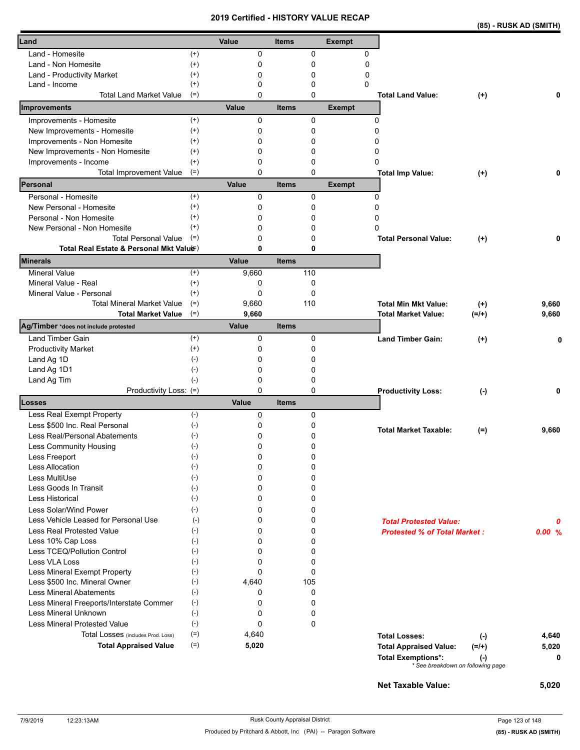# 2019 Certified - HISTORY VALUE RECAP

**(85) - RUSK AD (SMITH)**

| Land | | Value | Items | Exempt |
|---|---|---|---|---|
| Land - Homesite | (+) | 0 | 0 | 0 |
| Land - Non Homesite | (+) | 0 | 0 | 0 |
| Land - Productivity Market | (+) | 0 | 0 | 0 |
| Land - Income | (+) | 0 | 0 | 0 |
| Total Land Market Value | (=) | 0 | 0 | |

**Total Land Value:** (+) **0**

| Improvements | | Value | Items | Exempt |
|---|---|---|---|---|
| Improvements - Homesite | (+) | 0 | 0 | 0 |
| New Improvements - Homesite | (+) | 0 | 0 | 0 |
| Improvements - Non Homesite | (+) | 0 | 0 | 0 |
| New Improvements - Non Homesite | (+) | 0 | 0 | 0 |
| Improvements - Income | (+) | 0 | 0 | 0 |
| Total Improvement Value | (=) | 0 | 0 | |

**Total Imp Value:** (+) **0**

| Personal | | Value | Items | Exempt |
|---|---|---|---|---|
| Personal - Homesite | (+) | 0 | 0 | 0 |
| New Personal - Homesite | (+) | 0 | 0 | 0 |
| Personal - Non Homesite | (+) | 0 | 0 | 0 |
| New Personal - Non Homesite | (+) | 0 | 0 | 0 |
| Total Personal Value | (=) | 0 | 0 | |
| **Total Real Estate & Personal Mkt Value** | (=) | **0** | **0** | |

**Total Personal Value:** (+) **0**

| Minerals | | Value | Items |
|---|---|---|---|
| Mineral Value | (+) | 9,660 | 110 |
| Mineral Value - Real | (+) | 0 | 0 |
| Mineral Value - Personal | (+) | 0 | 0 |
| Total Mineral Market Value | (=) | 9,660 | 110 |
| **Total Market Value** | (=) | **9,660** | |

**Total Min Mkt Value:** (+) **9,660**

**Total Market Value:** (=/+) **9,660**

| Ag/Timber *does not include protested | | Value | Items |
|---|---|---|---|
| Land Timber Gain | (+) | 0 | 0 |
| Productivity Market | (+) | 0 | 0 |
| Land Ag 1D | (-) | 0 | 0 |
| Land Ag 1D1 | (-) | 0 | 0 |
| Land Ag Tim | (-) | 0 | 0 |
| Productivity Loss: | (=) | 0 | 0 |

**Land Timber Gain:** (+) **0**

**Productivity Loss:** (-) **0**

| Losses | | Value | Items |
|---|---|---|---|
| Less Real Exempt Property | (-) | 0 | 0 |
| Less $500 Inc. Real Personal | (-) | 0 | 0 |
| Less Real/Personal Abatements | (-) | 0 | 0 |
| Less Community Housing | (-) | 0 | 0 |
| Less Freeport | (-) | 0 | 0 |
| Less Allocation | (-) | 0 | 0 |
| Less MultiUse | (-) | 0 | 0 |
| Less Goods In Transit | (-) | 0 | 0 |
| Less Historical | (-) | 0 | 0 |
| Less Solar/Wind Power | (-) | 0 | 0 |
| Less Vehicle Leased for Personal Use | (-) | 0 | 0 |
| Less Real Protested Value | (-) | 0 | 0 |
| Less 10% Cap Loss | (-) | 0 | 0 |
| Less TCEQ/Pollution Control | (-) | 0 | 0 |
| Less VLA Loss | (-) | 0 | 0 |
| Less Mineral Exempt Property | (-) | 0 | 0 |
| Less $500 Inc. Mineral Owner | (-) | 4,640 | 105 |
| Less Mineral Abatements | (-) | 0 | 0 |
| Less Mineral Freeports/Interstate Commer | (-) | 0 | 0 |
| Less Mineral Unknown | (-) | 0 | 0 |
| Less Mineral Protested Value | (-) | 0 | 0 |
| Total Losses (includes Prod. Loss) | (=) | 4,640 | |
| **Total Appraised Value** | (=) | **5,020** | |

**Total Market Taxable:** (=) **9,660**

***Total Protested Value:*** ***0***

***Protested % of Total Market :*** ***0.00 %***

**Total Losses:** (-) **4,640**

**Total Appraised Value:** (=/+) **5,020**

**Total Exemptions*:** (-) **0**

\* See breakdown on following page

**Net Taxable Value:** **5,020**

7/9/2019 12:23:13AM

Rusk County Appraisal District

Produced by Pritchard & Abbott, Inc (PAI) -- Paragon Software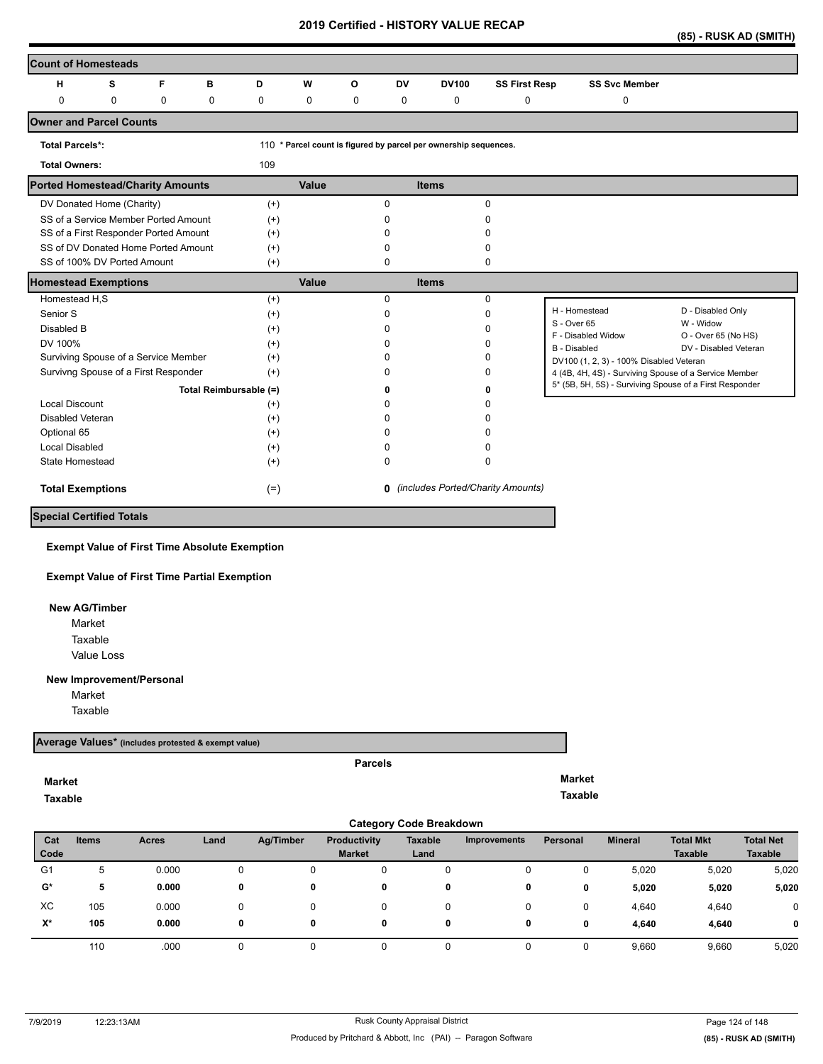# 2019 Certified - HISTORY VALUE RECAP

**(85) - RUSK AD (SMITH)**

## Count of Homesteads

| H | S | F | B | D | W | O | DV | DV100 | SS First Resp | SS Svc Member |
|---|---|---|---|---|---|---|---|---|---|---|
| 0 | 0 | 0 | 0 | 0 | 0 | 0 | 0 | 0 | 0 | 0 |

## Owner and Parcel Counts

**Total Parcels*:** 110 * Parcel count is figured by parcel per ownership sequences.

**Total Owners:** 109

## Ported Homestead/Charity Amounts

| | | Value | Items |
|---|---|---|---|
| DV Donated Home (Charity) | (+) | 0 | 0 |
| SS of a Service Member Ported Amount | (+) | 0 | 0 |
| SS of a First Responder Ported Amount | (+) | 0 | 0 |
| SS of DV Donated Home Ported Amount | (+) | 0 | 0 |
| SS of 100% DV Ported Amount | (+) | 0 | 0 |

## Homestead Exemptions

| | | Value | Items |
|---|---|---|---|
| Homestead H,S | (+) | 0 | 0 |
| Senior S | (+) | 0 | 0 |
| Disabled B | (+) | 0 | 0 |
| DV 100% | (+) | 0 | 0 |
| Surviving Spouse of a Service Member | (+) | 0 | 0 |
| Survivng Spouse of a First Responder | (+) | 0 | 0 |
| Total Reimbursable | (=) | **0** | **0** |
| Local Discount | (+) | 0 | 0 |
| Disabled Veteran | (+) | 0 | 0 |
| Optional 65 | (+) | 0 | 0 |
| Local Disabled | (+) | 0 | 0 |
| State Homestead | (+) | 0 | 0 |
| **Total Exemptions** | (=) | **0** | *(includes Ported/Charity Amounts)* |

H - Homestead | D - Disabled Only
S - Over 65 | W - Widow
F - Disabled Widow | O - Over 65 (No HS)
B - Disabled | DV - Disabled Veteran
DV100 (1, 2, 3) - 100% Disabled Veteran
4 (4B, 4H, 4S) - Surviving Spouse of a Service Member
5* (5B, 5H, 5S) - Surviving Spouse of a First Responder

## Special Certified Totals

**Exempt Value of First Time Absolute Exemption**

**Exempt Value of First Time Partial Exemption**

**New AG/Timber**
- Market
- Taxable
- Value Loss

**New Improvement/Personal**
- Market
- Taxable

## Average Values* (includes protested & exempt value)

**Parcels**

**Market**

**Taxable**

**Market**

**Taxable**

## Category Code Breakdown

| Cat Code | Items | Acres | Land | Ag/Timber | Productivity Market | Taxable Land | Improvements | Personal | Mineral | Total Mkt Taxable | Total Net Taxable |
|---|---|---|---|---|---|---|---|---|---|---|---|
| G1 | 5 | 0.000 | 0 | 0 | 0 | 0 | 0 | 0 | 5,020 | 5,020 | 5,020 |
| **G*** | **5** | **0.000** | **0** | **0** | **0** | **0** | **0** | **0** | **5,020** | **5,020** | **5,020** |
| XC | 105 | 0.000 | 0 | 0 | 0 | 0 | 0 | 0 | 4,640 | 4,640 | 0 |
| **X*** | **105** | **0.000** | **0** | **0** | **0** | **0** | **0** | **0** | **4,640** | **4,640** | **0** |
| | 110 | .000 | 0 | 0 | 0 | 0 | 0 | 0 | 9,660 | 9,660 | 5,020 |

7/9/2019 12:23:13AM Rusk County Appraisal District

Produced by Pritchard & Abbott, Inc (PAI) -- Paragon Software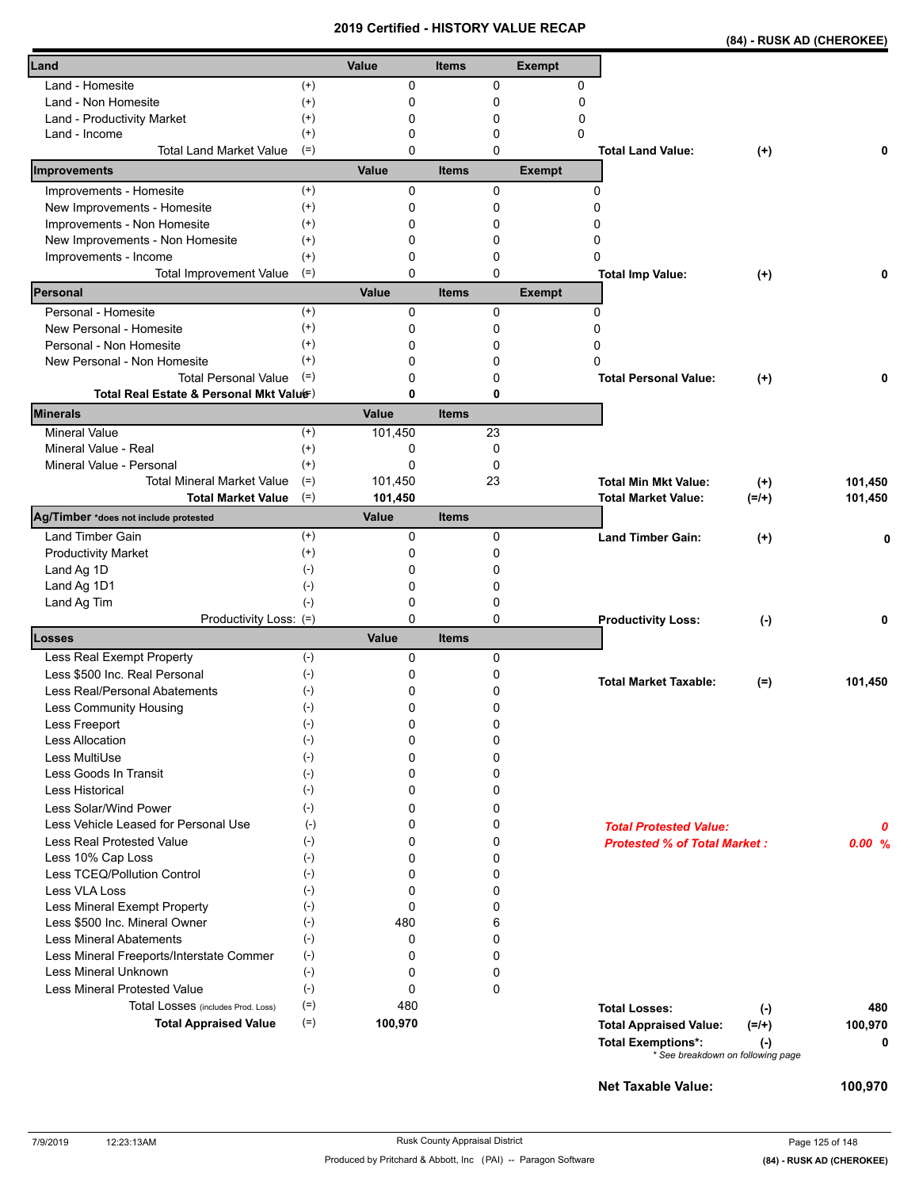# 2019 Certified - HISTORY VALUE RECAP

**(84) - RUSK AD (CHEROKEE)**

| Land | | Value | Items | Exempt |
|---|---|---|---|---|
| Land - Homesite | (+) | 0 | 0 | 0 |
| Land - Non Homesite | (+) | 0 | 0 | 0 |
| Land - Productivity Market | (+) | 0 | 0 | 0 |
| Land - Income | (+) | 0 | 0 | 0 |
| Total Land Market Value | (=) | 0 | 0 | |

**Total Land Value:** (+) 0

| Improvements | | Value | Items | Exempt |
|---|---|---|---|---|
| Improvements - Homesite | (+) | 0 | 0 | 0 |
| New Improvements - Homesite | (+) | 0 | 0 | 0 |
| Improvements - Non Homesite | (+) | 0 | 0 | 0 |
| New Improvements - Non Homesite | (+) | 0 | 0 | 0 |
| Improvements - Income | (+) | 0 | 0 | 0 |
| Total Improvement Value | (=) | 0 | 0 | |

**Total Imp Value:** (+) 0

| Personal | | Value | Items | Exempt |
|---|---|---|---|---|
| Personal - Homesite | (+) | 0 | 0 | 0 |
| New Personal - Homesite | (+) | 0 | 0 | 0 |
| Personal - Non Homesite | (+) | 0 | 0 | 0 |
| New Personal - Non Homesite | (+) | 0 | 0 | 0 |
| Total Personal Value | (=) | 0 | 0 | |
| **Total Real Estate & Personal Mkt Value** | (=) | **0** | **0** | |

**Total Personal Value:** (+) 0

| Minerals | | Value | Items |
|---|---|---|---|
| Mineral Value | (+) | 101,450 | 23 |
| Mineral Value - Real | (+) | 0 | 0 |
| Mineral Value - Personal | (+) | 0 | 0 |
| Total Mineral Market Value | (=) | 101,450 | 23 |
| **Total Market Value** | (=) | **101,450** | |

**Total Min Mkt Value:** (+) 101,450

**Total Market Value:** (=/+) 101,450

| Ag/Timber *does not include protested | | Value | Items |
|---|---|---|---|
| Land Timber Gain | (+) | 0 | 0 |
| Productivity Market | (+) | 0 | 0 |
| Land Ag 1D | (-) | 0 | 0 |
| Land Ag 1D1 | (-) | 0 | 0 |
| Land Ag Tim | (-) | 0 | 0 |
| Productivity Loss: | (=) | 0 | 0 |

**Land Timber Gain:** (+) 0

**Productivity Loss:** (-) 0

| Losses | | Value | Items |
|---|---|---|---|
| Less Real Exempt Property | (-) | 0 | 0 |
| Less $500 Inc. Real Personal | (-) | 0 | 0 |
| Less Real/Personal Abatements | (-) | 0 | 0 |
| Less Community Housing | (-) | 0 | 0 |
| Less Freeport | (-) | 0 | 0 |
| Less Allocation | (-) | 0 | 0 |
| Less MultiUse | (-) | 0 | 0 |
| Less Goods In Transit | (-) | 0 | 0 |
| Less Historical | (-) | 0 | 0 |
| Less Solar/Wind Power | (-) | 0 | 0 |
| Less Vehicle Leased for Personal Use | (-) | 0 | 0 |
| Less Real Protested Value | (-) | 0 | 0 |
| Less 10% Cap Loss | (-) | 0 | 0 |
| Less TCEQ/Pollution Control | (-) | 0 | 0 |
| Less VLA Loss | (-) | 0 | 0 |
| Less Mineral Exempt Property | (-) | 0 | 0 |
| Less $500 Inc. Mineral Owner | (-) | 480 | 6 |
| Less Mineral Abatements | (-) | 0 | 0 |
| Less Mineral Freeports/Interstate Commer | (-) | 0 | 0 |
| Less Mineral Unknown | (-) | 0 | 0 |
| Less Mineral Protested Value | (-) | 0 | 0 |
| Total Losses (includes Prod. Loss) | (=) | 480 | |
| **Total Appraised Value** | (=) | **100,970** | |

**Total Market Taxable:** (=) 101,450

***Total Protested Value:*** 0

***Protested % of Total Market :*** 0.00 %

**Total Losses:** (-) 480

**Total Appraised Value:** (=/+) 100,970

**Total Exemptions*:** (-) 0

*\* See breakdown on following page*

**Net Taxable Value:** 100,970

7/9/2019 12:23:13AM — Rusk County Appraisal District

Produced by Pritchard & Abbott, Inc (PAI) -- Paragon Software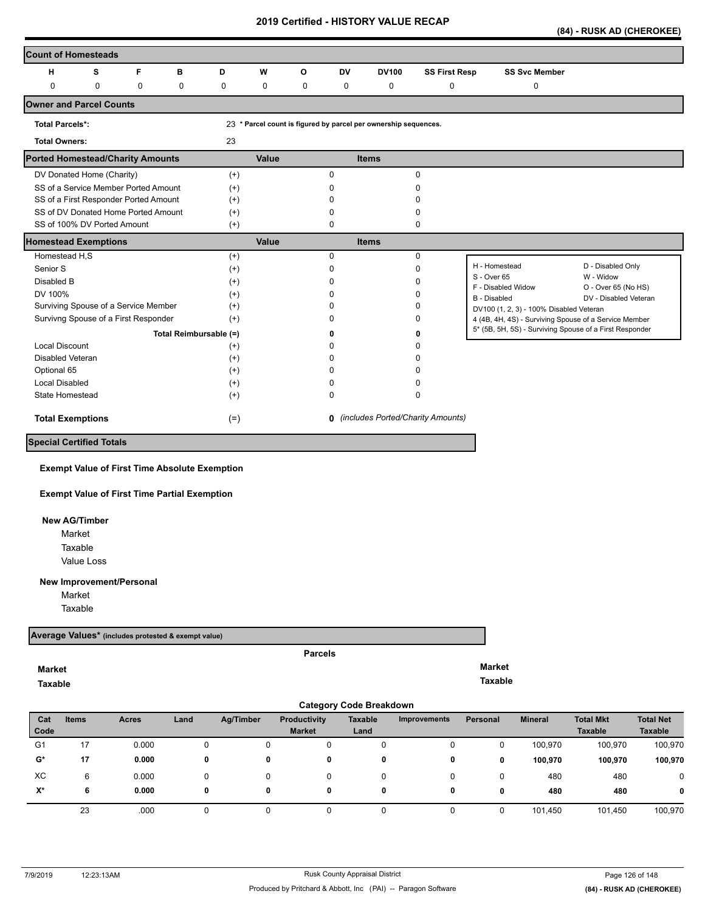# 2019 Certified - HISTORY VALUE RECAP

**(84) - RUSK AD (CHEROKEE)**

## Count of Homesteads

| H | S | F | B | D | W | O | DV | DV100 | SS First Resp | SS Svc Member |
|---|---|---|---|---|---|---|---|---|---|---|
| 0 | 0 | 0 | 0 | 0 | 0 | 0 | 0 | 0 | 0 | 0 |

## Owner and Parcel Counts

Total Parcels*: 23 * Parcel count is figured by parcel per ownership sequences.

Total Owners: 23

## Ported Homestead/Charity Amounts

| | | Value | Items |
|---|---|---|---|
| DV Donated Home (Charity) | (+) | 0 | 0 |
| SS of a Service Member Ported Amount | (+) | 0 | 0 |
| SS of a First Responder Ported Amount | (+) | 0 | 0 |
| SS of DV Donated Home Ported Amount | (+) | 0 | 0 |
| SS of 100% DV Ported Amount | (+) | 0 | 0 |

## Homestead Exemptions

| | | Value | Items |
|---|---|---|---|
| Homestead H,S | (+) | 0 | 0 |
| Senior S | (+) | 0 | 0 |
| Disabled B | (+) | 0 | 0 |
| DV 100% | (+) | 0 | 0 |
| Surviving Spouse of a Service Member | (+) | 0 | 0 |
| Survivng Spouse of a First Responder | (+) | 0 | 0 |
| Total Reimbursable | (=) | **0** | **0** |
| Local Discount | (+) | 0 | 0 |
| Disabled Veteran | (+) | 0 | 0 |
| Optional 65 | (+) | 0 | 0 |
| Local Disabled | (+) | 0 | 0 |
| State Homestead | (+) | 0 | 0 |
| **Total Exemptions** | (=) | **0** | *(includes Ported/Charity Amounts)* |

H - Homestead; D - Disabled Only; S - Over 65; W - Widow; F - Disabled Widow; O - Over 65 (No HS); B - Disabled; DV - Disabled Veteran; DV100 (1, 2, 3) - 100% Disabled Veteran; 4 (4B, 4H, 4S) - Surviving Spouse of a Service Member; 5* (5B, 5H, 5S) - Surviving Spouse of a First Responder

## Special Certified Totals

**Exempt Value of First Time Absolute Exemption**

**Exempt Value of First Time Partial Exemption**

**New AG/Timber**
- Market
- Taxable
- Value Loss

**New Improvement/Personal**
- Market
- Taxable

## Average Values* (includes protested & exempt value)

Parcels

Market | Market

Taxable | Taxable

## Category Code Breakdown

| Cat Code | Items | Acres | Land | Ag/Timber | Productivity Market | Taxable Land | Improvements | Personal | Mineral | Total Mkt Taxable | Total Net Taxable |
|---|---|---|---|---|---|---|---|---|---|---|---|
| G1 | 17 | 0.000 | 0 | 0 | 0 | 0 | 0 | 0 | 100,970 | 100,970 | 100,970 |
| **G*** | **17** | **0.000** | **0** | **0** | **0** | **0** | **0** | **0** | **100,970** | **100,970** | **100,970** |
| XC | 6 | 0.000 | 0 | 0 | 0 | 0 | 0 | 0 | 480 | 480 | 0 |
| **X*** | **6** | **0.000** | **0** | **0** | **0** | **0** | **0** | **0** | **480** | **480** | **0** |
| | 23 | .000 | 0 | 0 | 0 | 0 | 0 | 0 | 101,450 | 101,450 | 100,970 |

7/9/2019 12:23:13AM — Rusk County Appraisal District — Produced by Pritchard & Abbott, Inc (PAI) -- Paragon Software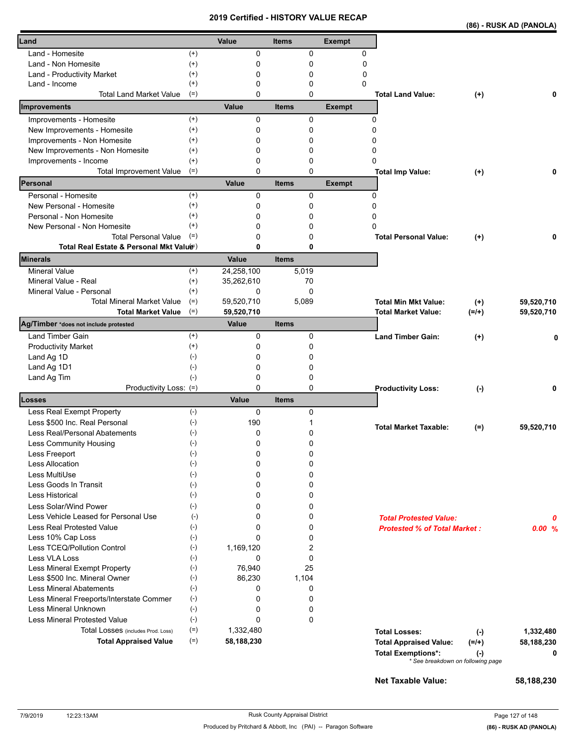# 2019 Certified - HISTORY VALUE RECAP

**(86) - RUSK AD (PANOLA)**

| Land | | Value | Items | Exempt | | | |
|---|---|---|---|---|---|---|---|
| Land - Homesite | (+) | 0 | 0 | 0 | | | |
| Land - Non Homesite | (+) | 0 | 0 | 0 | | | |
| Land - Productivity Market | (+) | 0 | 0 | 0 | | | |
| Land - Income | (+) | 0 | 0 | 0 | | | |
| Total Land Market Value | (=) | 0 | 0 | | **Total Land Value:** | (+) | **0** |
| **Improvements** | | **Value** | **Items** | **Exempt** | | | |
| Improvements - Homesite | (+) | 0 | 0 | 0 | | | |
| New Improvements - Homesite | (+) | 0 | 0 | 0 | | | |
| Improvements - Non Homesite | (+) | 0 | 0 | 0 | | | |
| New Improvements - Non Homesite | (+) | 0 | 0 | 0 | | | |
| Improvements - Income | (+) | 0 | 0 | 0 | | | |
| Total Improvement Value | (=) | 0 | 0 | | **Total Imp Value:** | (+) | **0** |
| **Personal** | | **Value** | **Items** | **Exempt** | | | |
| Personal - Homesite | (+) | 0 | 0 | 0 | | | |
| New Personal - Homesite | (+) | 0 | 0 | 0 | | | |
| Personal - Non Homesite | (+) | 0 | 0 | 0 | | | |
| New Personal - Non Homesite | (+) | 0 | 0 | 0 | | | |
| Total Personal Value | (=) | 0 | 0 | | **Total Personal Value:** | (+) | **0** |
| **Total Real Estate & Personal Mkt Value** | (=) | **0** | **0** | | | | |
| **Minerals** | | **Value** | **Items** | | | | |
| Mineral Value | (+) | 24,258,100 | 5,019 | | | | |
| Mineral Value - Real | (+) | 35,262,610 | 70 | | | | |
| Mineral Value - Personal | (+) | 0 | 0 | | | | |
| Total Mineral Market Value | (=) | 59,520,710 | 5,089 | | **Total Min Mkt Value:** | (+) | **59,520,710** |
| **Total Market Value** | (=) | **59,520,710** | | | **Total Market Value:** | (=/+) | **59,520,710** |
| **Ag/Timber** *does not include protested | | **Value** | **Items** | | | | |
| Land Timber Gain | (+) | 0 | 0 | | **Land Timber Gain:** | (+) | **0** |
| Productivity Market | (+) | 0 | 0 | | | | |
| Land Ag 1D | (-) | 0 | 0 | | | | |
| Land Ag 1D1 | (-) | 0 | 0 | | | | |
| Land Ag Tim | (-) | 0 | 0 | | | | |
| Productivity Loss: | (=) | 0 | 0 | | **Productivity Loss:** | (-) | **0** |
| **Losses** | | **Value** | **Items** | | | | |
| Less Real Exempt Property | (-) | 0 | 0 | | | | |
| Less $500 Inc. Real Personal | (-) | 190 | 1 | | **Total Market Taxable:** | (=) | **59,520,710** |
| Less Real/Personal Abatements | (-) | 0 | 0 | | | | |
| Less Community Housing | (-) | 0 | 0 | | | | |
| Less Freeport | (-) | 0 | 0 | | | | |
| Less Allocation | (-) | 0 | 0 | | | | |
| Less MultiUse | (-) | 0 | 0 | | | | |
| Less Goods In Transit | (-) | 0 | 0 | | | | |
| Less Historical | (-) | 0 | 0 | | | | |
| Less Solar/Wind Power | (-) | 0 | 0 | | | | |
| Less Vehicle Leased for Personal Use | (-) | 0 | 0 | | ***Total Protested Value:*** | | ***0*** |
| Less Real Protested Value | (-) | 0 | 0 | | ***Protested % of Total Market :*** | | ***0.00 %*** |
| Less 10% Cap Loss | (-) | 0 | 0 | | | | |
| Less TCEQ/Pollution Control | (-) | 1,169,120 | 2 | | | | |
| Less VLA Loss | (-) | 0 | 0 | | | | |
| Less Mineral Exempt Property | (-) | 76,940 | 25 | | | | |
| Less $500 Inc. Mineral Owner | (-) | 86,230 | 1,104 | | | | |
| Less Mineral Abatements | (-) | 0 | 0 | | | | |
| Less Mineral Freeports/Interstate Commer | (-) | 0 | 0 | | | | |
| Less Mineral Unknown | (-) | 0 | 0 | | | | |
| Less Mineral Protested Value | (-) | 0 | 0 | | | | |
| Total Losses (includes Prod. Loss) | (=) | 1,332,480 | | | **Total Losses:** | (-) | **1,332,480** |
| **Total Appraised Value** | (=) | **58,188,230** | | | **Total Appraised Value:** | (=/+) | **58,188,230** |
| | | | | | **Total Exemptions*:** | (-) | **0** |

*See breakdown on following page

**Net Taxable Value: 58,188,230**

7/9/2019 12:23:13AM — Rusk County Appraisal District

Produced by Pritchard & Abbott, Inc (PAI) -- Paragon Software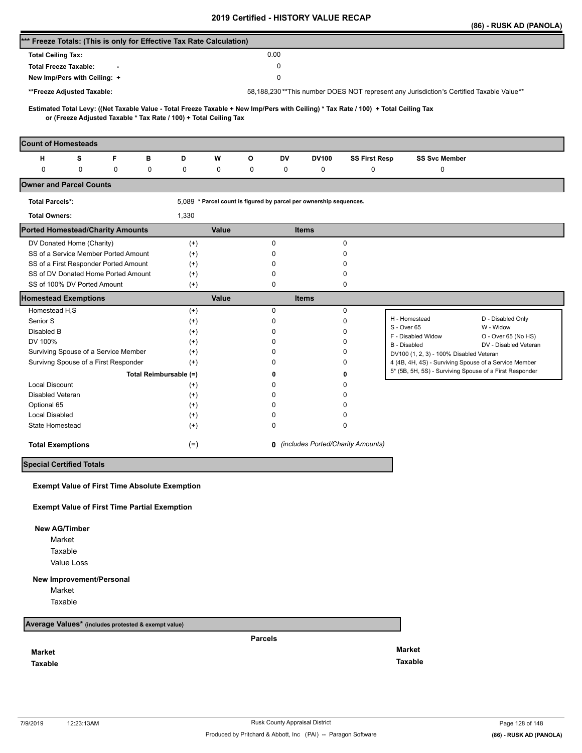# 2019 Certified - HISTORY VALUE RECAP

(86) - RUSK AD (PANOLA)

## *** Freeze Totals: (This is only for Effective Tax Rate Calculation)

| | |
|---|---|
| **Total Ceiling Tax:** | 0.00 |
| **Total Freeze Taxable:** - | 0 |
| **New Imp/Pers with Ceiling:** + | 0 |
| ****Freeze Adjusted Taxable:** | 58,188,230 **This number DOES NOT represent any Jurisdiction's Certified Taxable Value** |

**Estimated Total Levy: ((Net Taxable Value - Total Freeze Taxable + New Imp/Pers with Ceiling) * Tax Rate / 100) + Total Ceiling Tax or (Freeze Adjusted Taxable * Tax Rate / 100) + Total Ceiling Tax**

## Count of Homesteads

| H | S | F | B | D | W | O | DV | DV100 | SS First Resp | SS Svc Member |
|---|---|---|---|---|---|---|---|---|---|---|
| 0 | 0 | 0 | 0 | 0 | 0 | 0 | 0 | 0 | 0 | 0 |

## Owner and Parcel Counts

| | |
|---|---|
| **Total Parcels*:** | 5,089 * **Parcel count is figured by parcel per ownership sequences.** |
| **Total Owners:** | 1,330 |

## Ported Homestead/Charity Amounts

| | | Value | Items |
|---|---|---|---|
| DV Donated Home (Charity) | (+) | 0 | 0 |
| SS of a Service Member Ported Amount | (+) | 0 | 0 |
| SS of a First Responder Ported Amount | (+) | 0 | 0 |
| SS of DV Donated Home Ported Amount | (+) | 0 | 0 |
| SS of 100% DV Ported Amount | (+) | 0 | 0 |

## Homestead Exemptions

| | | Value | Items |
|---|---|---|---|
| Homestead H,S | (+) | 0 | 0 |
| Senior S | (+) | 0 | 0 |
| Disabled B | (+) | 0 | 0 |
| DV 100% | (+) | 0 | 0 |
| Surviving Spouse of a Service Member | (+) | 0 | 0 |
| Survivng Spouse of a First Responder | (+) | 0 | 0 |
| **Total Reimbursable (=)** | | **0** | **0** |
| Local Discount | (+) | 0 | 0 |
| Disabled Veteran | (+) | 0 | 0 |
| Optional 65 | (+) | 0 | 0 |
| Local Disabled | (+) | 0 | 0 |
| State Homestead | (+) | 0 | 0 |
| **Total Exemptions** | (=) | **0** *(includes Ported/Charity Amounts)* | |

| | |
|---|---|
| H - Homestead | D - Disabled Only |
| S - Over 65 | W - Widow |
| F - Disabled Widow | O - Over 65 (No HS) |
| B - Disabled | DV - Disabled Veteran |
| DV100 (1, 2, 3) - 100% Disabled Veteran | |
| 4 (4B, 4H, 4S) - Surviving Spouse of a Service Member | |
| 5* (5B, 5H, 5S) - Surviving Spouse of a First Responder | |

## Special Certified Totals

**Exempt Value of First Time Absolute Exemption**

**Exempt Value of First Time Partial Exemption**

**New AG/Timber**

Market

Taxable

Value Loss

**New Improvement/Personal**

Market

Taxable

## Average Values* (includes protested & exempt value)

**Parcels**

**Market**

**Taxable**

**Market**

**Taxable**

7/9/2019 12:23:13AM Rusk County Appraisal District

Produced by Pritchard & Abbott, Inc (PAI) -- Paragon Software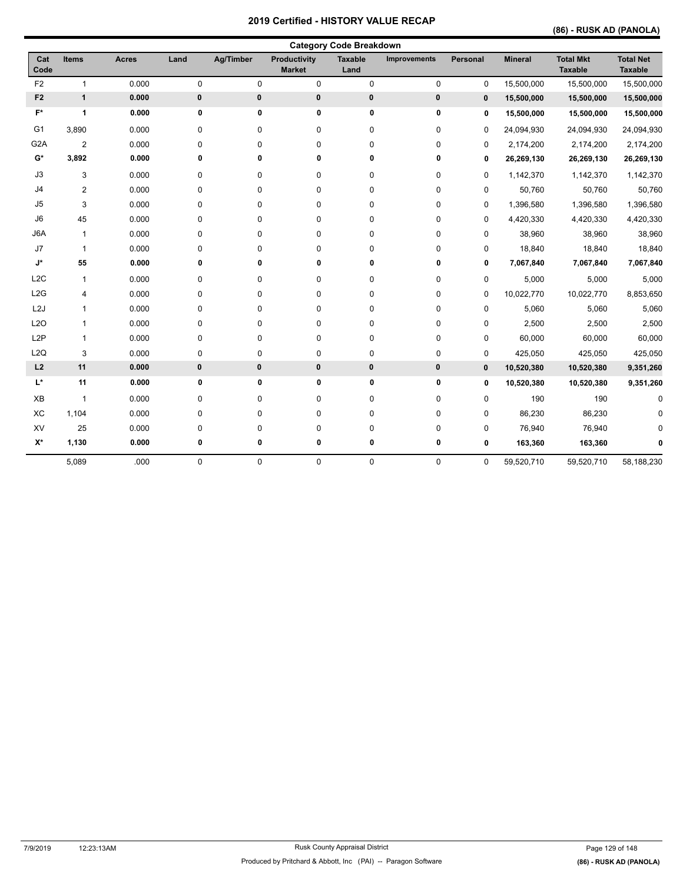# 2019 Certified - HISTORY VALUE RECAP

## (86) - RUSK AD (PANOLA)

### Category Code Breakdown

| Cat Code | Items | Acres | Land | Ag/Timber | Productivity Market | Taxable Land | Improvements | Personal | Mineral | Total Mkt Taxable | Total Net Taxable |
|---|---|---|---|---|---|---|---|---|---|---|---|
| F2 | 1 | 0.000 | 0 | 0 | 0 | 0 | 0 | 0 | 15,500,000 | 15,500,000 | 15,500,000 |
| **F2** | **1** | **0.000** | **0** | **0** | **0** | **0** | **0** | **0** | **15,500,000** | **15,500,000** | **15,500,000** |
| **F*** | **1** | **0.000** | **0** | **0** | **0** | **0** | **0** | **0** | **15,500,000** | **15,500,000** | **15,500,000** |
| G1 | 3,890 | 0.000 | 0 | 0 | 0 | 0 | 0 | 0 | 24,094,930 | 24,094,930 | 24,094,930 |
| G2A | 2 | 0.000 | 0 | 0 | 0 | 0 | 0 | 0 | 2,174,200 | 2,174,200 | 2,174,200 |
| **G*** | **3,892** | **0.000** | **0** | **0** | **0** | **0** | **0** | **0** | **26,269,130** | **26,269,130** | **26,269,130** |
| J3 | 3 | 0.000 | 0 | 0 | 0 | 0 | 0 | 0 | 1,142,370 | 1,142,370 | 1,142,370 |
| J4 | 2 | 0.000 | 0 | 0 | 0 | 0 | 0 | 0 | 50,760 | 50,760 | 50,760 |
| J5 | 3 | 0.000 | 0 | 0 | 0 | 0 | 0 | 0 | 1,396,580 | 1,396,580 | 1,396,580 |
| J6 | 45 | 0.000 | 0 | 0 | 0 | 0 | 0 | 0 | 4,420,330 | 4,420,330 | 4,420,330 |
| J6A | 1 | 0.000 | 0 | 0 | 0 | 0 | 0 | 0 | 38,960 | 38,960 | 38,960 |
| J7 | 1 | 0.000 | 0 | 0 | 0 | 0 | 0 | 0 | 18,840 | 18,840 | 18,840 |
| **J*** | **55** | **0.000** | **0** | **0** | **0** | **0** | **0** | **0** | **7,067,840** | **7,067,840** | **7,067,840** |
| L2C | 1 | 0.000 | 0 | 0 | 0 | 0 | 0 | 0 | 5,000 | 5,000 | 5,000 |
| L2G | 4 | 0.000 | 0 | 0 | 0 | 0 | 0 | 0 | 10,022,770 | 10,022,770 | 8,853,650 |
| L2J | 1 | 0.000 | 0 | 0 | 0 | 0 | 0 | 0 | 5,060 | 5,060 | 5,060 |
| L2O | 1 | 0.000 | 0 | 0 | 0 | 0 | 0 | 0 | 2,500 | 2,500 | 2,500 |
| L2P | 1 | 0.000 | 0 | 0 | 0 | 0 | 0 | 0 | 60,000 | 60,000 | 60,000 |
| L2Q | 3 | 0.000 | 0 | 0 | 0 | 0 | 0 | 0 | 425,050 | 425,050 | 425,050 |
| **L2** | **11** | **0.000** | **0** | **0** | **0** | **0** | **0** | **0** | **10,520,380** | **10,520,380** | **9,351,260** |
| **L*** | **11** | **0.000** | **0** | **0** | **0** | **0** | **0** | **0** | **10,520,380** | **10,520,380** | **9,351,260** |
| XB | 1 | 0.000 | 0 | 0 | 0 | 0 | 0 | 0 | 190 | 190 | 0 |
| XC | 1,104 | 0.000 | 0 | 0 | 0 | 0 | 0 | 0 | 86,230 | 86,230 | 0 |
| XV | 25 | 0.000 | 0 | 0 | 0 | 0 | 0 | 0 | 76,940 | 76,940 | 0 |
| **X*** | **1,130** | **0.000** | **0** | **0** | **0** | **0** | **0** | **0** | **163,360** | **163,360** | **0** |
| | 5,089 | .000 | 0 | 0 | 0 | 0 | 0 | 0 | 59,520,710 | 59,520,710 | 58,188,230 |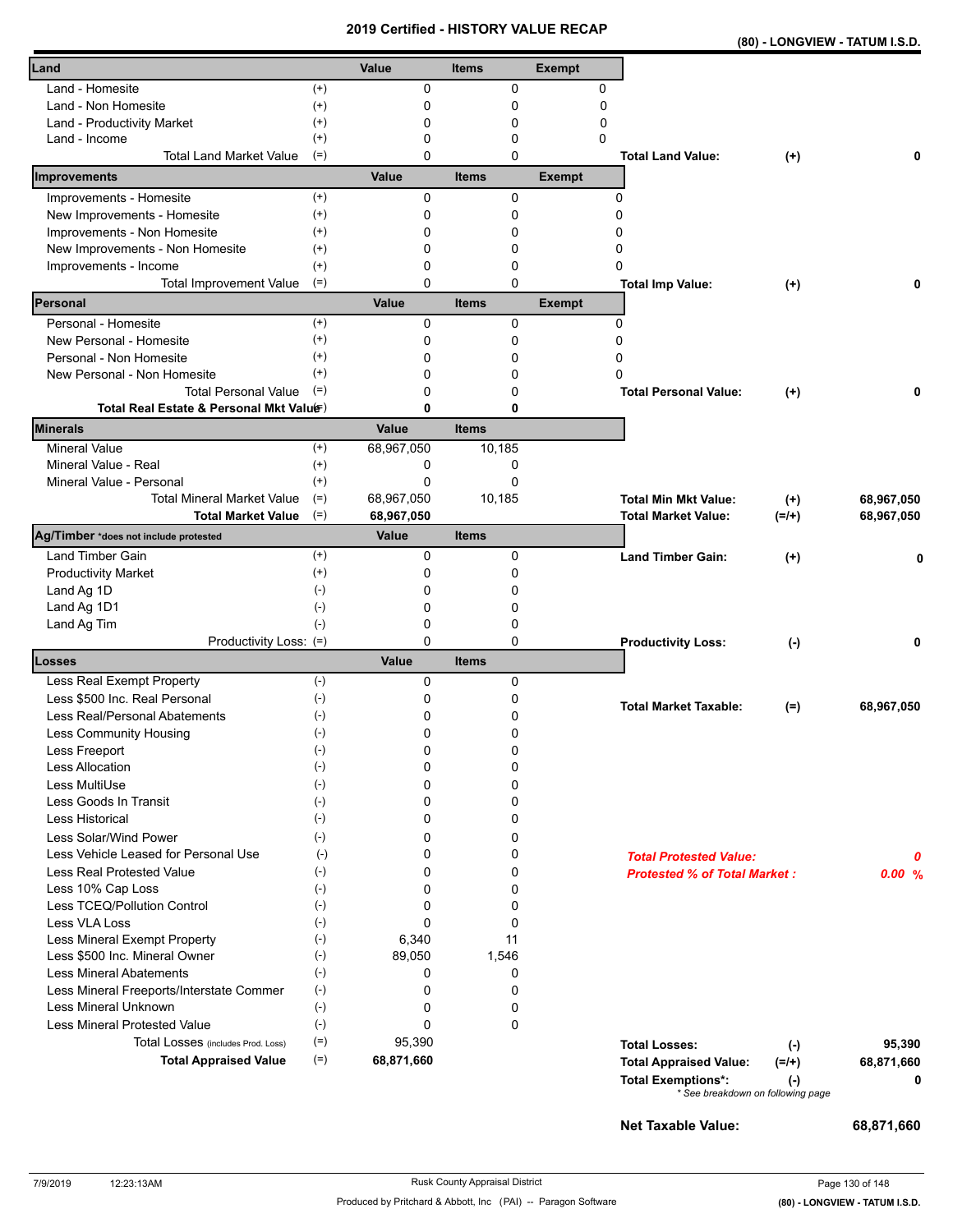# 2019 Certified - HISTORY VALUE RECAP

**(80) - LONGVIEW - TATUM I.S.D.**

| Land | | Value | Items | Exempt |
|---|---|---|---|---|
| Land - Homesite | (+) | 0 | 0 | 0 |
| Land - Non Homesite | (+) | 0 | 0 | 0 |
| Land - Productivity Market | (+) | 0 | 0 | 0 |
| Land - Income | (+) | 0 | 0 | 0 |
| Total Land Market Value | (=) | 0 | 0 | |

**Total Land Value:** (+) **0**

| Improvements | | Value | Items | Exempt |
|---|---|---|---|---|
| Improvements - Homesite | (+) | 0 | 0 | 0 |
| New Improvements - Homesite | (+) | 0 | 0 | 0 |
| Improvements - Non Homesite | (+) | 0 | 0 | 0 |
| New Improvements - Non Homesite | (+) | 0 | 0 | 0 |
| Improvements - Income | (+) | 0 | 0 | 0 |
| Total Improvement Value | (=) | 0 | 0 | |

**Total Imp Value:** (+) **0**

| Personal | | Value | Items | Exempt |
|---|---|---|---|---|
| Personal - Homesite | (+) | 0 | 0 | 0 |
| New Personal - Homesite | (+) | 0 | 0 | 0 |
| Personal - Non Homesite | (+) | 0 | 0 | 0 |
| New Personal - Non Homesite | (+) | 0 | 0 | 0 |
| Total Personal Value | (=) | 0 | 0 | |
| **Total Real Estate & Personal Mkt Value** | (=) | **0** | **0** | |

**Total Personal Value:** (+) **0**

| Minerals | | Value | Items |
|---|---|---|---|
| Mineral Value | (+) | 68,967,050 | 10,185 |
| Mineral Value - Real | (+) | 0 | 0 |
| Mineral Value - Personal | (+) | 0 | 0 |
| Total Mineral Market Value | (=) | 68,967,050 | 10,185 |
| **Total Market Value** | (=) | **68,967,050** | |

**Total Min Mkt Value:** (+) **68,967,050**
**Total Market Value:** (=/+) **68,967,050**

| Ag/Timber *does not include protested | | Value | Items |
|---|---|---|---|
| Land Timber Gain | (+) | 0 | 0 |
| Productivity Market | (+) | 0 | 0 |
| Land Ag 1D | (-) | 0 | 0 |
| Land Ag 1D1 | (-) | 0 | 0 |
| Land Ag Tim | (-) | 0 | 0 |
| Productivity Loss: | (=) | 0 | 0 |

**Land Timber Gain:** (+) **0**
**Productivity Loss:** (-) **0**

| Losses | | Value | Items |
|---|---|---|---|
| Less Real Exempt Property | (-) | 0 | 0 |
| Less $500 Inc. Real Personal | (-) | 0 | 0 |
| Less Real/Personal Abatements | (-) | 0 | 0 |
| Less Community Housing | (-) | 0 | 0 |
| Less Freeport | (-) | 0 | 0 |
| Less Allocation | (-) | 0 | 0 |
| Less MultiUse | (-) | 0 | 0 |
| Less Goods In Transit | (-) | 0 | 0 |
| Less Historical | (-) | 0 | 0 |
| Less Solar/Wind Power | (-) | 0 | 0 |
| Less Vehicle Leased for Personal Use | (-) | 0 | 0 |
| Less Real Protested Value | (-) | 0 | 0 |
| Less 10% Cap Loss | (-) | 0 | 0 |
| Less TCEQ/Pollution Control | (-) | 0 | 0 |
| Less VLA Loss | (-) | 0 | 0 |
| Less Mineral Exempt Property | (-) | 6,340 | 11 |
| Less $500 Inc. Mineral Owner | (-) | 89,050 | 1,546 |
| Less Mineral Abatements | (-) | 0 | 0 |
| Less Mineral Freeports/Interstate Commer | (-) | 0 | 0 |
| Less Mineral Unknown | (-) | 0 | 0 |
| Less Mineral Protested Value | (-) | 0 | 0 |
| Total Losses (includes Prod. Loss) | (=) | 95,390 | |
| **Total Appraised Value** | (=) | **68,871,660** | |

**Total Market Taxable:** (=) **68,967,050**

***Total Protested Value:*** ***0***
***Protested % of Total Market :*** ***0.00 %***

**Total Losses:** (-) **95,390**
**Total Appraised Value:** (=/+) **68,871,660**
**Total Exemptions*:** (-) **0**
*\* See breakdown on following page*

**Net Taxable Value:** **68,871,660**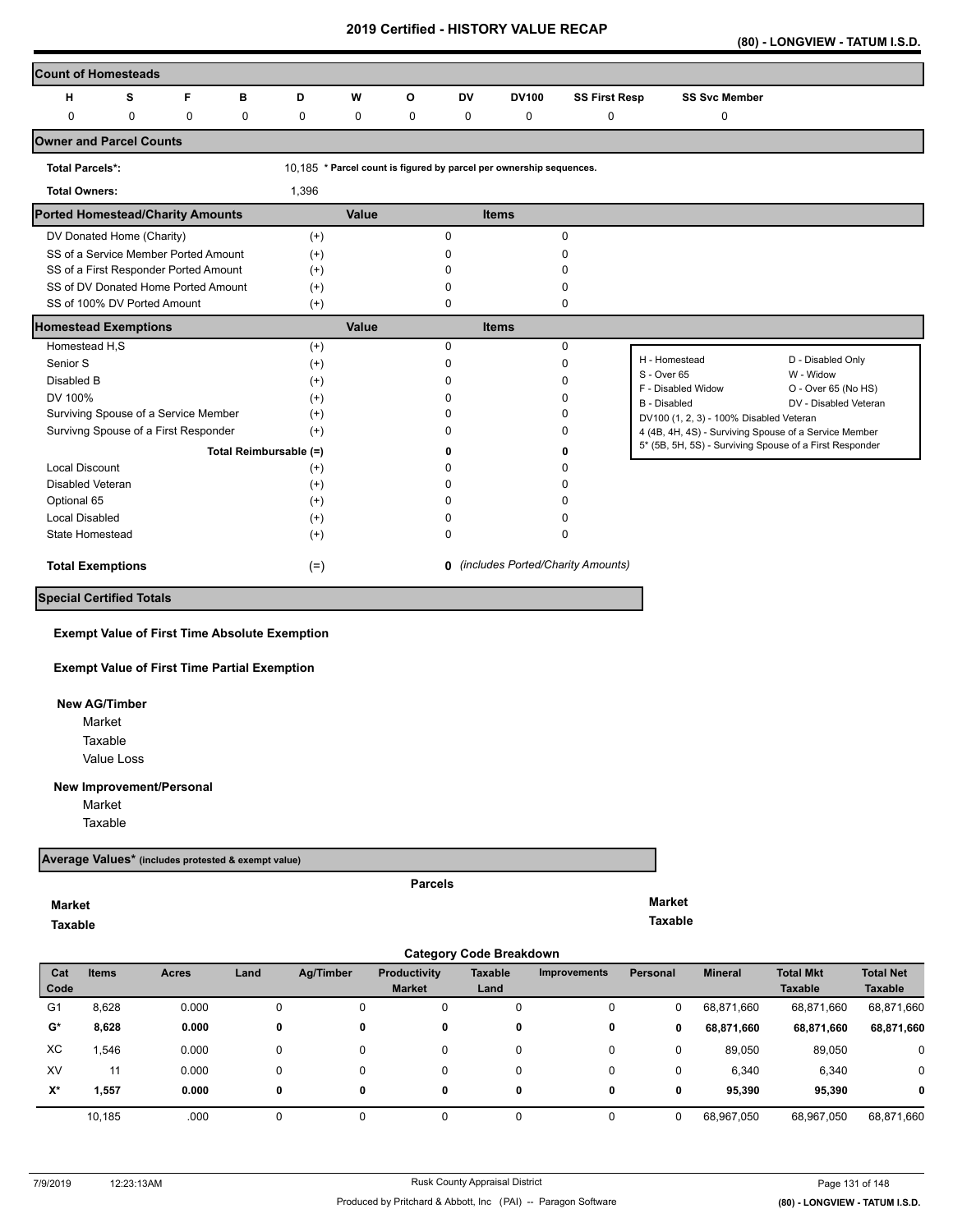# 2019 Certified - HISTORY VALUE RECAP

**(80) - LONGVIEW - TATUM I.S.D.**

## Count of Homesteads

| H | S | F | B | D | W | O | DV | DV100 | SS First Resp | SS Svc Member |
|---|---|---|---|---|---|---|---|---|---|---|
| 0 | 0 | 0 | 0 | 0 | 0 | 0 | 0 | 0 | 0 | 0 |

## Owner and Parcel Counts

| | | |
|---|---|---|
| **Total Parcels*:** | 10,185 | * Parcel count is figured by parcel per ownership sequences. |
| **Total Owners:** | 1,396 | |

## Ported Homestead/Charity Amounts

| | | Value | Items |
|---|---|---|---|
| DV Donated Home (Charity) | (+) | 0 | 0 |
| SS of a Service Member Ported Amount | (+) | 0 | 0 |
| SS of a First Responder Ported Amount | (+) | 0 | 0 |
| SS of DV Donated Home Ported Amount | (+) | 0 | 0 |
| SS of 100% DV Ported Amount | (+) | 0 | 0 |

## Homestead Exemptions

| | | Value | Items |
|---|---|---|---|
| Homestead H,S | (+) | 0 | 0 |
| Senior S | (+) | 0 | 0 |
| Disabled B | (+) | 0 | 0 |
| DV 100% | (+) | 0 | 0 |
| Surviving Spouse of a Service Member | (+) | 0 | 0 |
| Survivng Spouse of a First Responder | (+) | 0 | 0 |
| Total Reimbursable (=) | | **0** | **0** |
| Local Discount | (+) | 0 | 0 |
| Disabled Veteran | (+) | 0 | 0 |
| Optional 65 | (+) | 0 | 0 |
| Local Disabled | (+) | 0 | 0 |
| State Homestead | (+) | 0 | 0 |
| **Total Exemptions** | (=) | **0** | *(includes Ported/Charity Amounts)* |

| | |
|---|---|
| H - Homestead | D - Disabled Only |
| S - Over 65 | W - Widow |
| F - Disabled Widow | O - Over 65 (No HS) |
| B - Disabled | DV - Disabled Veteran |
| DV100 (1, 2, 3) - 100% Disabled Veteran | |
| 4 (4B, 4H, 4S) - Surviving Spouse of a Service Member | |
| 5* (5B, 5H, 5S) - Surviving Spouse of a First Responder | |

## Special Certified Totals

**Exempt Value of First Time Absolute Exemption**

**Exempt Value of First Time Partial Exemption**

**New AG/Timber**

Market

Taxable

Value Loss

**New Improvement/Personal**

Market

Taxable

## Average Values* (includes protested & exempt value)

| | Parcels | |
|---|---|---|
| **Market** | | **Market** |
| **Taxable** | | **Taxable** |

## Category Code Breakdown

| Cat Code | Items | Acres | Land | Ag/Timber | Productivity Market | Taxable Land | Improvements | Personal | Mineral | Total Mkt Taxable | Total Net Taxable |
|---|---|---|---|---|---|---|---|---|---|---|---|
| G1 | 8,628 | 0.000 | 0 | 0 | 0 | 0 | 0 | 0 | 68,871,660 | 68,871,660 | 68,871,660 |
| **G*** | **8,628** | **0.000** | **0** | **0** | **0** | **0** | **0** | **0** | **68,871,660** | **68,871,660** | **68,871,660** |
| XC | 1,546 | 0.000 | 0 | 0 | 0 | 0 | 0 | 0 | 89,050 | 89,050 | 0 |
| XV | 11 | 0.000 | 0 | 0 | 0 | 0 | 0 | 0 | 6,340 | 6,340 | 0 |
| **X*** | **1,557** | **0.000** | **0** | **0** | **0** | **0** | **0** | **0** | **95,390** | **95,390** | **0** |
| | 10,185 | .000 | 0 | 0 | 0 | 0 | 0 | 0 | 68,967,050 | 68,967,050 | 68,871,660 |

7/9/2019 12:23:13AM Rusk County Appraisal District

Produced by Pritchard & Abbott, Inc (PAI) -- Paragon Software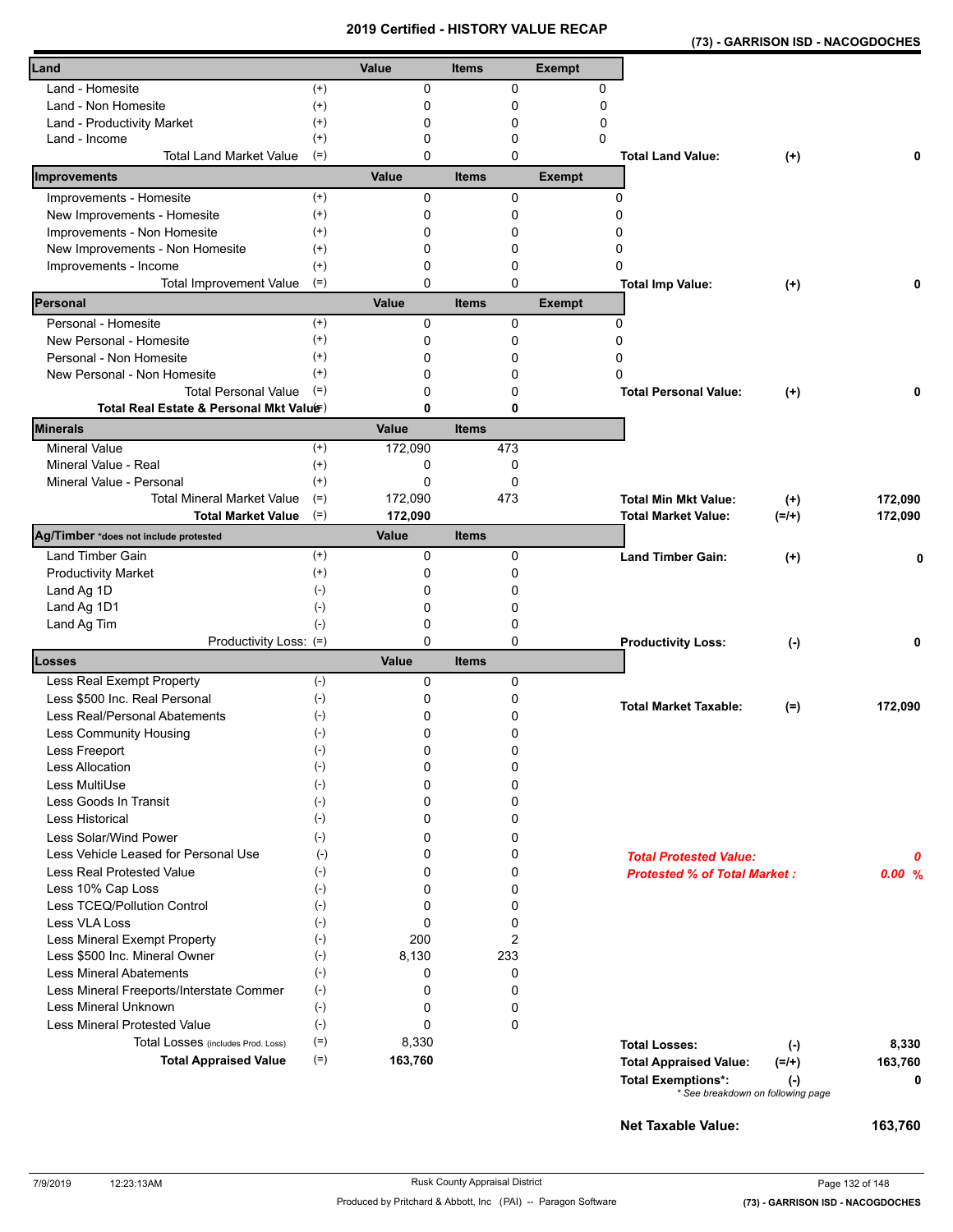# 2019 Certified - HISTORY VALUE RECAP

**(73) - GARRISON ISD - NACOGDOCHES**

| Land | | Value | Items | Exempt |
|---|---|---|---|---|
| Land - Homesite | (+) | 0 | 0 | 0 |
| Land - Non Homesite | (+) | 0 | 0 | 0 |
| Land - Productivity Market | (+) | 0 | 0 | 0 |
| Land - Income | (+) | 0 | 0 | 0 |
| Total Land Market Value | (=) | 0 | 0 | |

**Total Land Value:** (+) 0

| Improvements | | Value | Items | Exempt |
|---|---|---|---|---|
| Improvements - Homesite | (+) | 0 | 0 | 0 |
| New Improvements - Homesite | (+) | 0 | 0 | 0 |
| Improvements - Non Homesite | (+) | 0 | 0 | 0 |
| New Improvements - Non Homesite | (+) | 0 | 0 | 0 |
| Improvements - Income | (+) | 0 | 0 | 0 |
| Total Improvement Value | (=) | 0 | 0 | |

**Total Imp Value:** (+) 0

| Personal | | Value | Items | Exempt |
|---|---|---|---|---|
| Personal - Homesite | (+) | 0 | 0 | 0 |
| New Personal - Homesite | (+) | 0 | 0 | 0 |
| Personal - Non Homesite | (+) | 0 | 0 | 0 |
| New Personal - Non Homesite | (+) | 0 | 0 | 0 |
| Total Personal Value | (=) | 0 | 0 | |
| **Total Real Estate & Personal Mkt Value** | (=) | **0** | **0** | |

**Total Personal Value:** (+) 0

| Minerals | | Value | Items |
|---|---|---|---|
| Mineral Value | (+) | 172,090 | 473 |
| Mineral Value - Real | (+) | 0 | 0 |
| Mineral Value - Personal | (+) | 0 | 0 |
| Total Mineral Market Value | (=) | 172,090 | 473 |
| **Total Market Value** | (=) | **172,090** | |

**Total Min Mkt Value:** (+) 172,090

**Total Market Value:** (=/+) 172,090

| Ag/Timber *does not include protested | | Value | Items |
|---|---|---|---|
| Land Timber Gain | (+) | 0 | 0 |
| Productivity Market | (+) | 0 | 0 |
| Land Ag 1D | (-) | 0 | 0 |
| Land Ag 1D1 | (-) | 0 | 0 |
| Land Ag Tim | (-) | 0 | 0 |
| Productivity Loss: | (=) | 0 | 0 |

**Land Timber Gain:** (+) 0

**Productivity Loss:** (-) 0

| Losses | | Value | Items |
|---|---|---|---|
| Less Real Exempt Property | (-) | 0 | 0 |
| Less $500 Inc. Real Personal | (-) | 0 | 0 |
| Less Real/Personal Abatements | (-) | 0 | 0 |
| Less Community Housing | (-) | 0 | 0 |
| Less Freeport | (-) | 0 | 0 |
| Less Allocation | (-) | 0 | 0 |
| Less MultiUse | (-) | 0 | 0 |
| Less Goods In Transit | (-) | 0 | 0 |
| Less Historical | (-) | 0 | 0 |
| Less Solar/Wind Power | (-) | 0 | 0 |
| Less Vehicle Leased for Personal Use | (-) | 0 | 0 |
| Less Real Protested Value | (-) | 0 | 0 |
| Less 10% Cap Loss | (-) | 0 | 0 |
| Less TCEQ/Pollution Control | (-) | 0 | 0 |
| Less VLA Loss | (-) | 0 | 0 |
| Less Mineral Exempt Property | (-) | 200 | 2 |
| Less $500 Inc. Mineral Owner | (-) | 8,130 | 233 |
| Less Mineral Abatements | (-) | 0 | 0 |
| Less Mineral Freeports/Interstate Commer | (-) | 0 | 0 |
| Less Mineral Unknown | (-) | 0 | 0 |
| Less Mineral Protested Value | (-) | 0 | 0 |
| Total Losses (includes Prod. Loss) | (=) | 8,330 | |
| **Total Appraised Value** | (=) | **163,760** | |

**Total Market Taxable:** (=) 172,090

***Total Protested Value:*** *0*

***Protested % of Total Market :*** *0.00 %*

| | | |
|---|---|---|
| **Total Losses:** | (-) | 8,330 |
| **Total Appraised Value:** | (=/+) | 163,760 |
| **Total Exemptions*:** | (-) | 0 |

\* See breakdown on following page

**Net Taxable Value:** 163,760

7/9/2019 12:23:13AM

Rusk County Appraisal District

Produced by Pritchard & Abbott, Inc (PAI) -- Paragon Software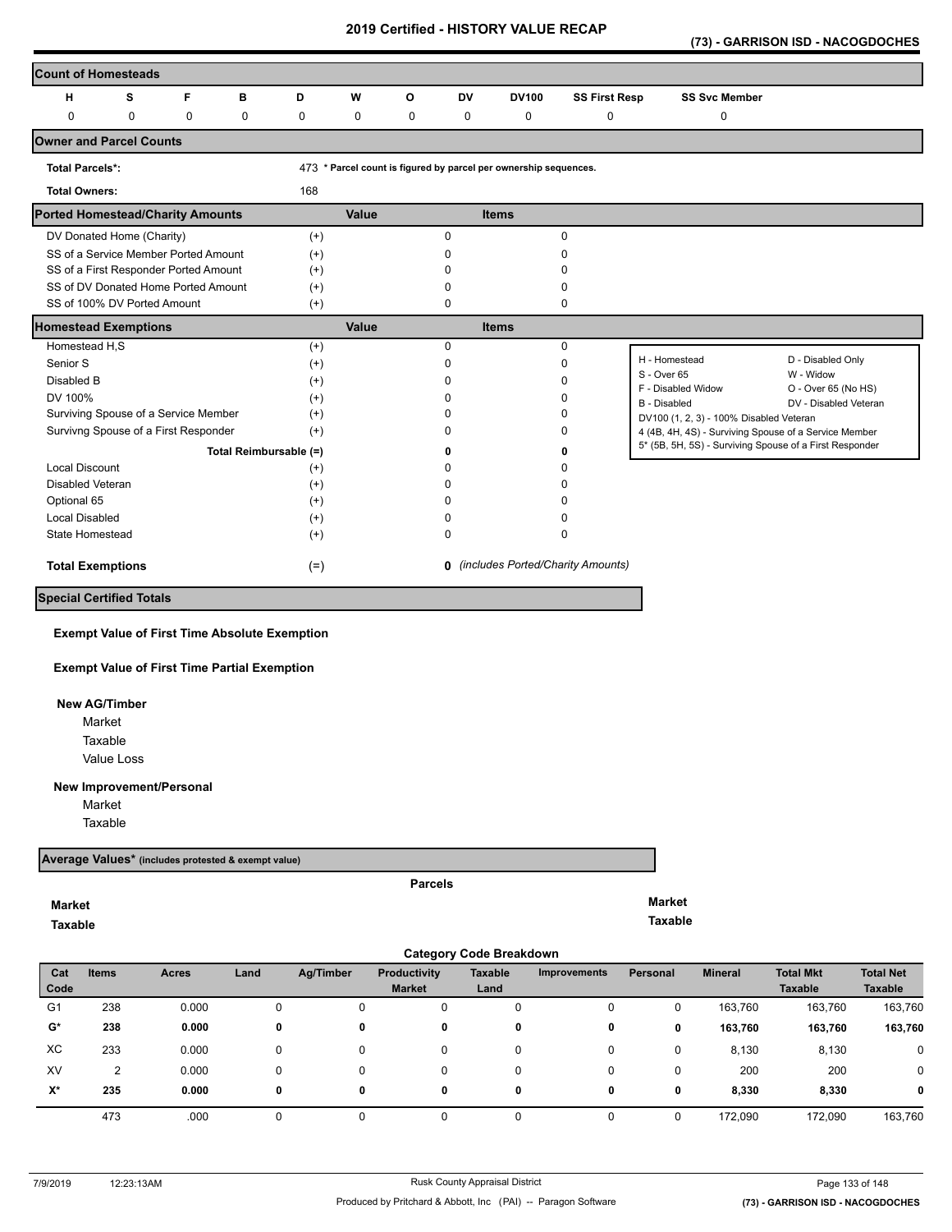# 2019 Certified - HISTORY VALUE RECAP

**(73) - GARRISON ISD - NACOGDOCHES**

## Count of Homesteads

| H | S | F | B | D | W | O | DV | DV100 | SS First Resp | SS Svc Member |
|---|---|---|---|---|---|---|---|---|---|---|
| 0 | 0 | 0 | 0 | 0 | 0 | 0 | 0 | 0 | 0 | 0 |

## Owner and Parcel Counts

**Total Parcels*:** 473 * Parcel count is figured by parcel per ownership sequences.

**Total Owners:** 168

## Ported Homestead/Charity Amounts

| | | Value | Items |
|---|---|---|---|
| DV Donated Home (Charity) | (+) | 0 | 0 |
| SS of a Service Member Ported Amount | (+) | 0 | 0 |
| SS of a First Responder Ported Amount | (+) | 0 | 0 |
| SS of DV Donated Home Ported Amount | (+) | 0 | 0 |
| SS of 100% DV Ported Amount | (+) | 0 | 0 |

## Homestead Exemptions

| | | Value | Items |
|---|---|---|---|
| Homestead H,S | (+) | 0 | 0 |
| Senior S | (+) | 0 | 0 |
| Disabled B | (+) | 0 | 0 |
| DV 100% | (+) | 0 | 0 |
| Surviving Spouse of a Service Member | (+) | 0 | 0 |
| Survivng Spouse of a First Responder | (+) | 0 | 0 |
| Total Reimbursable | (=) | **0** | **0** |
| Local Discount | (+) | 0 | 0 |
| Disabled Veteran | (+) | 0 | 0 |
| Optional 65 | (+) | 0 | 0 |
| Local Disabled | (+) | 0 | 0 |
| State Homestead | (+) | 0 | 0 |
| **Total Exemptions** | (=) | **0** | *(includes Ported/Charity Amounts)* |

| | |
|---|---|
| H - Homestead | D - Disabled Only |
| S - Over 65 | W - Widow |
| F - Disabled Widow | O - Over 65 (No HS) |
| B - Disabled | DV - Disabled Veteran |
| DV100 (1, 2, 3) - 100% Disabled Veteran | |
| 4 (4B, 4H, 4S) - Surviving Spouse of a Service Member | |
| 5* (5B, 5H, 5S) - Surviving Spouse of a First Responder | |

## Special Certified Totals

**Exempt Value of First Time Absolute Exemption**

**Exempt Value of First Time Partial Exemption**

**New AG/Timber**
- Market
- Taxable
- Value Loss

**New Improvement/Personal**
- Market
- Taxable

## Average Values* (includes protested & exempt value)

Parcels

**Market**

**Taxable**

**Market**

**Taxable**

## Category Code Breakdown

| Cat Code | Items | Acres | Land | Ag/Timber | Productivity Market | Taxable Land | Improvements | Personal | Mineral | Total Mkt Taxable | Total Net Taxable |
|---|---|---|---|---|---|---|---|---|---|---|---|
| G1 | 238 | 0.000 | 0 | 0 | 0 | 0 | 0 | 0 | 163,760 | 163,760 | 163,760 |
| **G*** | **238** | **0.000** | **0** | **0** | **0** | **0** | **0** | **0** | **163,760** | **163,760** | **163,760** |
| XC | 233 | 0.000 | 0 | 0 | 0 | 0 | 0 | 0 | 8,130 | 8,130 | 0 |
| XV | 2 | 0.000 | 0 | 0 | 0 | 0 | 0 | 0 | 200 | 200 | 0 |
| **X*** | **235** | **0.000** | **0** | **0** | **0** | **0** | **0** | **0** | **8,330** | **8,330** | **0** |
| | 473 | .000 | 0 | 0 | 0 | 0 | 0 | 0 | 172,090 | 172,090 | 163,760 |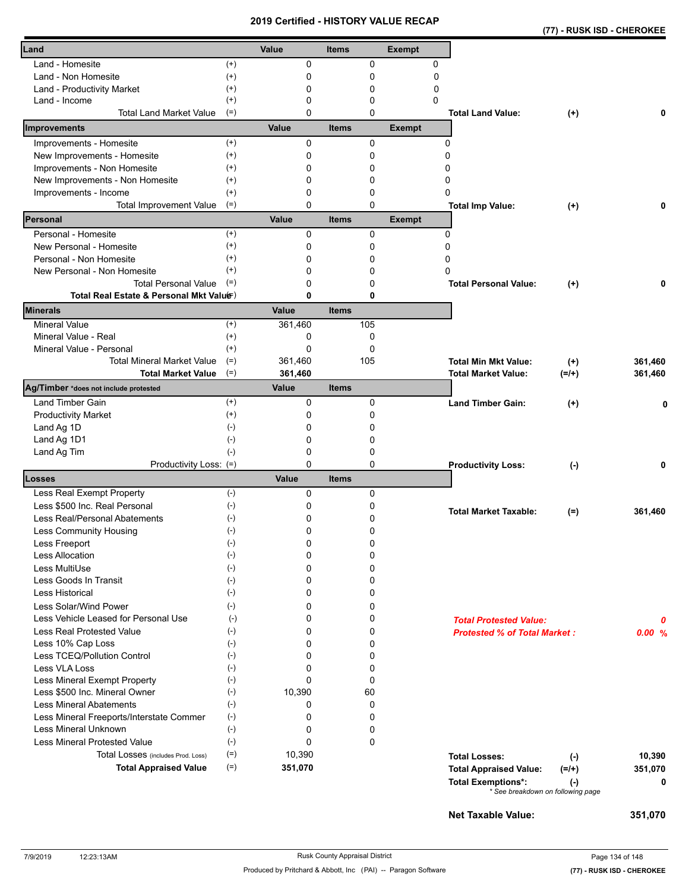# 2019 Certified - HISTORY VALUE RECAP

**(77) - RUSK ISD - CHEROKEE**

| Land | | Value | Items | Exempt |
|---|---|---|---|---|
| Land - Homesite | (+) | 0 | 0 | 0 |
| Land - Non Homesite | (+) | 0 | 0 | 0 |
| Land - Productivity Market | (+) | 0 | 0 | 0 |
| Land - Income | (+) | 0 | 0 | 0 |
| Total Land Market Value | (=) | 0 | 0 | |

**Total Land Value:** (+) **0**

| Improvements | | Value | Items | Exempt |
|---|---|---|---|---|
| Improvements - Homesite | (+) | 0 | 0 | 0 |
| New Improvements - Homesite | (+) | 0 | 0 | 0 |
| Improvements - Non Homesite | (+) | 0 | 0 | 0 |
| New Improvements - Non Homesite | (+) | 0 | 0 | 0 |
| Improvements - Income | (+) | 0 | 0 | 0 |
| Total Improvement Value | (=) | 0 | 0 | |

**Total Imp Value:** (+) **0**

| Personal | | Value | Items | Exempt |
|---|---|---|---|---|
| Personal - Homesite | (+) | 0 | 0 | 0 |
| New Personal - Homesite | (+) | 0 | 0 | 0 |
| Personal - Non Homesite | (+) | 0 | 0 | 0 |
| New Personal - Non Homesite | (+) | 0 | 0 | 0 |
| Total Personal Value | (=) | 0 | 0 | |
| **Total Real Estate & Personal Mkt Value** | (=) | **0** | **0** | |

**Total Personal Value:** (+) **0**

| Minerals | | Value | Items |
|---|---|---|---|
| Mineral Value | (+) | 361,460 | 105 |
| Mineral Value - Real | (+) | 0 | 0 |
| Mineral Value - Personal | (+) | 0 | 0 |
| Total Mineral Market Value | (=) | 361,460 | 105 |
| **Total Market Value** | (=) | **361,460** | |

**Total Min Mkt Value:** (+) **361,460**
**Total Market Value:** (=/+) **361,460**

| Ag/Timber *does not include protested | | Value | Items |
|---|---|---|---|
| Land Timber Gain | (+) | 0 | 0 |
| Productivity Market | (+) | 0 | 0 |
| Land Ag 1D | (-) | 0 | 0 |
| Land Ag 1D1 | (-) | 0 | 0 |
| Land Ag Tim | (-) | 0 | 0 |
| Productivity Loss: | (=) | 0 | 0 |

**Land Timber Gain:** (+) **0**
**Productivity Loss:** (-) **0**

| Losses | | Value | Items |
|---|---|---|---|
| Less Real Exempt Property | (-) | 0 | 0 |
| Less $500 Inc. Real Personal | (-) | 0 | 0 |
| Less Real/Personal Abatements | (-) | 0 | 0 |
| Less Community Housing | (-) | 0 | 0 |
| Less Freeport | (-) | 0 | 0 |
| Less Allocation | (-) | 0 | 0 |
| Less MultiUse | (-) | 0 | 0 |
| Less Goods In Transit | (-) | 0 | 0 |
| Less Historical | (-) | 0 | 0 |
| Less Solar/Wind Power | (-) | 0 | 0 |
| Less Vehicle Leased for Personal Use | (-) | 0 | 0 |
| Less Real Protested Value | (-) | 0 | 0 |
| Less 10% Cap Loss | (-) | 0 | 0 |
| Less TCEQ/Pollution Control | (-) | 0 | 0 |
| Less VLA Loss | (-) | 0 | 0 |
| Less Mineral Exempt Property | (-) | 0 | 0 |
| Less $500 Inc. Mineral Owner | (-) | 10,390 | 60 |
| Less Mineral Abatements | (-) | 0 | 0 |
| Less Mineral Freeports/Interstate Commer | (-) | 0 | 0 |
| Less Mineral Unknown | (-) | 0 | 0 |
| Less Mineral Protested Value | (-) | 0 | 0 |
| Total Losses (includes Prod. Loss) | (=) | 10,390 | |
| **Total Appraised Value** | (=) | **351,070** | |

**Total Market Taxable:** (=) **361,460**

***Total Protested Value:*** ***0***
***Protested % of Total Market :*** ***0.00 %***

**Total Losses:** (-) **10,390**
**Total Appraised Value:** (=/+) **351,070**
**Total Exemptions*:** (-) **0**
*\* See breakdown on following page*

**Net Taxable Value:** **351,070**

7/9/2019 12:23:13AM — Rusk County Appraisal District — Produced by Pritchard & Abbott, Inc (PAI) -- Paragon Software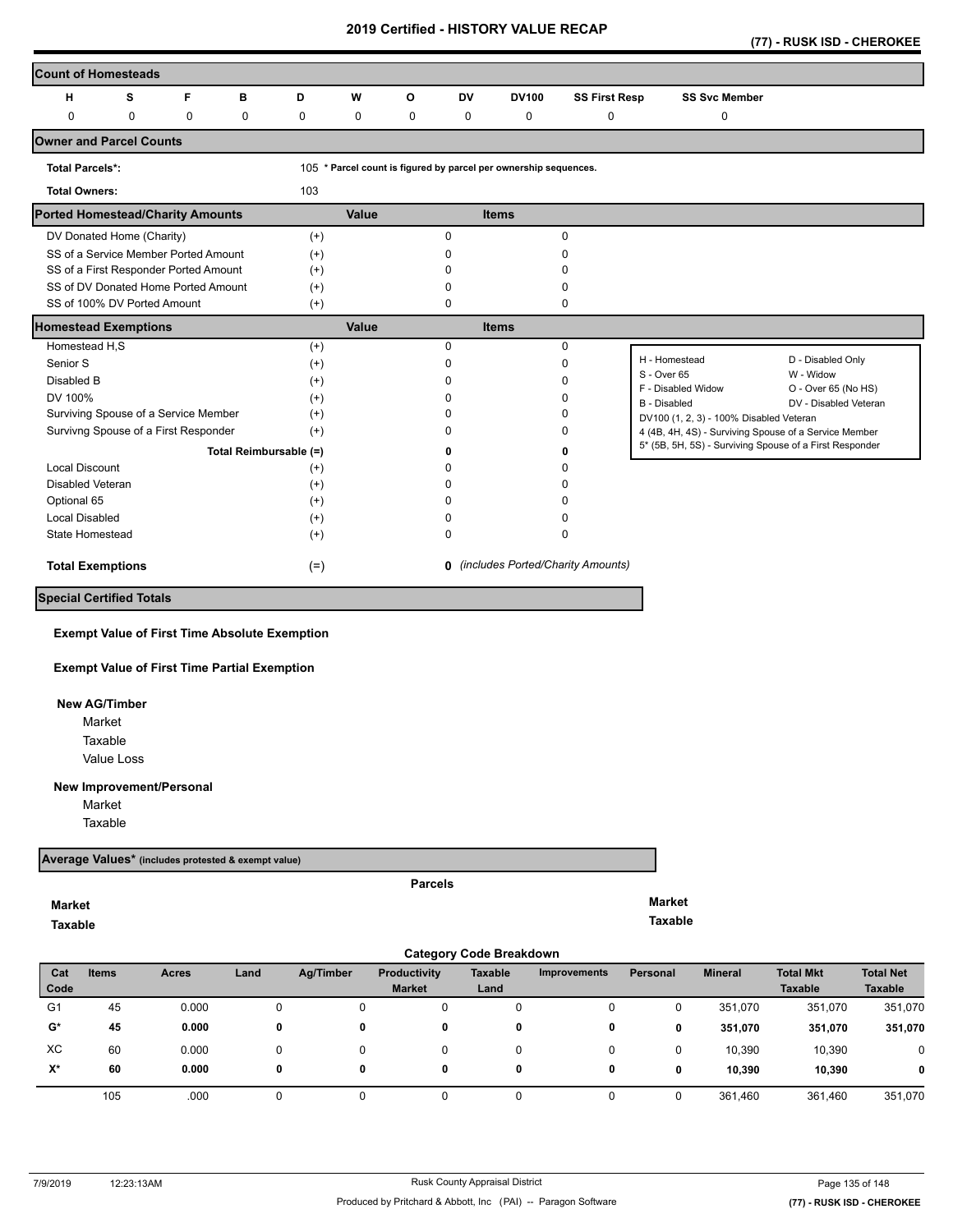# 2019 Certified - HISTORY VALUE RECAP

**(77) - RUSK ISD - CHEROKEE**

## Count of Homesteads

| H | S | F | B | D | W | O | DV | DV100 | SS First Resp | SS Svc Member |
|---|---|---|---|---|---|---|---|---|---|---|
| 0 | 0 | 0 | 0 | 0 | 0 | 0 | 0 | 0 | 0 | 0 |

## Owner and Parcel Counts

**Total Parcels*:** 105 * Parcel count is figured by parcel per ownership sequences.

**Total Owners:** 103

## Ported Homestead/Charity Amounts

| | | Value | Items |
|---|---|---|---|
| DV Donated Home (Charity) | (+) | 0 | 0 |
| SS of a Service Member Ported Amount | (+) | 0 | 0 |
| SS of a First Responder Ported Amount | (+) | 0 | 0 |
| SS of DV Donated Home Ported Amount | (+) | 0 | 0 |
| SS of 100% DV Ported Amount | (+) | 0 | 0 |

## Homestead Exemptions

| | | Value | Items |
|---|---|---|---|
| Homestead H,S | (+) | 0 | 0 |
| Senior S | (+) | 0 | 0 |
| Disabled B | (+) | 0 | 0 |
| DV 100% | (+) | 0 | 0 |
| Surviving Spouse of a Service Member | (+) | 0 | 0 |
| Survivng Spouse of a First Responder | (+) | 0 | 0 |
| Total Reimbursable | (=) | **0** | **0** |
| Local Discount | (+) | 0 | 0 |
| Disabled Veteran | (+) | 0 | 0 |
| Optional 65 | (+) | 0 | 0 |
| Local Disabled | (+) | 0 | 0 |
| State Homestead | (+) | 0 | 0 |
| **Total Exemptions** | (=) | **0** | *(includes Ported/Charity Amounts)* |

| | |
|---|---|
| H - Homestead | D - Disabled Only |
| S - Over 65 | W - Widow |
| F - Disabled Widow | O - Over 65 (No HS) |
| B - Disabled | DV - Disabled Veteran |
| DV100 (1, 2, 3) - 100% Disabled Veteran | |
| 4 (4B, 4H, 4S) - Surviving Spouse of a Service Member | |
| 5* (5B, 5H, 5S) - Surviving Spouse of a First Responder | |

## Special Certified Totals

**Exempt Value of First Time Absolute Exemption**

**Exempt Value of First Time Partial Exemption**

**New AG/Timber**
- Market
- Taxable
- Value Loss

**New Improvement/Personal**
- Market
- Taxable

## Average Values* (includes protested & exempt value)

| | Parcels | |
|---|---|---|
| **Market** | | **Market** |
| **Taxable** | | **Taxable** |

## Category Code Breakdown

| Cat Code | Items | Acres | Land | Ag/Timber | Productivity Market | Taxable Land | Improvements | Personal | Mineral | Total Mkt Taxable | Total Net Taxable |
|---|---|---|---|---|---|---|---|---|---|---|---|
| G1 | 45 | 0.000 | 0 | 0 | 0 | 0 | 0 | 0 | 351,070 | 351,070 | 351,070 |
| **G*** | **45** | **0.000** | **0** | **0** | **0** | **0** | **0** | **0** | **351,070** | **351,070** | **351,070** |
| XC | 60 | 0.000 | 0 | 0 | 0 | 0 | 0 | 0 | 10,390 | 10,390 | 0 |
| **X*** | **60** | **0.000** | **0** | **0** | **0** | **0** | **0** | **0** | **10,390** | **10,390** | **0** |
| | 105 | .000 | 0 | 0 | 0 | 0 | 0 | 0 | 361,460 | 361,460 | 351,070 |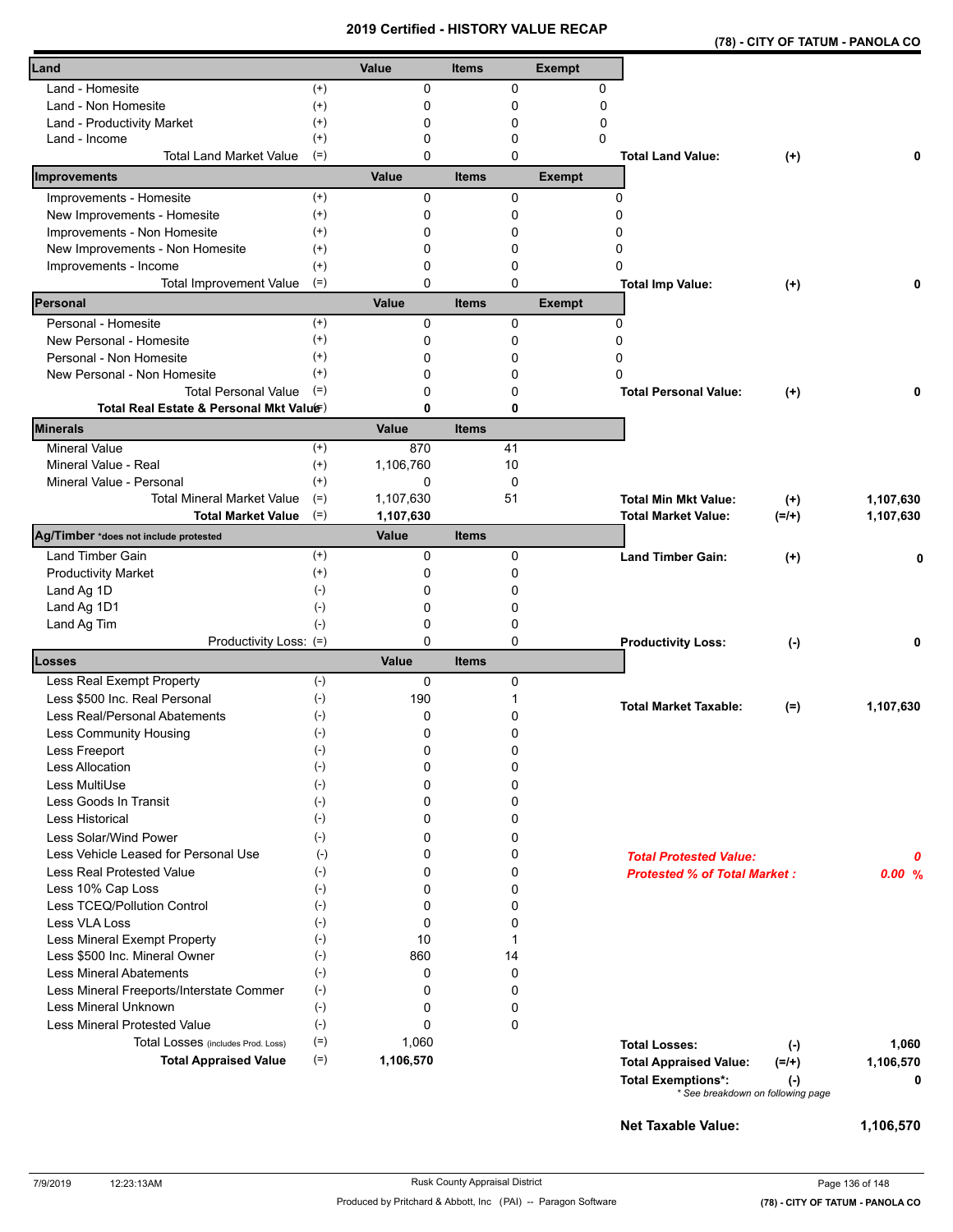# 2019 Certified - HISTORY VALUE RECAP

**(78) - CITY OF TATUM - PANOLA CO**

| Land | | Value | Items | Exempt |
|---|---|---|---|---|
| Land - Homesite | (+) | 0 | 0 | 0 |
| Land - Non Homesite | (+) | 0 | 0 | 0 |
| Land - Productivity Market | (+) | 0 | 0 | 0 |
| Land - Income | (+) | 0 | 0 | 0 |
| Total Land Market Value | (=) | 0 | 0 | |

**Total Land Value:** (+) **0**

| Improvements | | Value | Items | Exempt |
|---|---|---|---|---|
| Improvements - Homesite | (+) | 0 | 0 | 0 |
| New Improvements - Homesite | (+) | 0 | 0 | 0 |
| Improvements - Non Homesite | (+) | 0 | 0 | 0 |
| New Improvements - Non Homesite | (+) | 0 | 0 | 0 |
| Improvements - Income | (+) | 0 | 0 | 0 |
| Total Improvement Value | (=) | 0 | 0 | |

**Total Imp Value:** (+) **0**

| Personal | | Value | Items | Exempt |
|---|---|---|---|---|
| Personal - Homesite | (+) | 0 | 0 | 0 |
| New Personal - Homesite | (+) | 0 | 0 | 0 |
| Personal - Non Homesite | (+) | 0 | 0 | 0 |
| New Personal - Non Homesite | (+) | 0 | 0 | 0 |
| Total Personal Value | (=) | 0 | 0 | |
| **Total Real Estate & Personal Mkt Value** | (=) | **0** | **0** | |

**Total Personal Value:** (+) **0**

| Minerals | | Value | Items |
|---|---|---|---|
| Mineral Value | (+) | 870 | 41 |
| Mineral Value - Real | (+) | 1,106,760 | 10 |
| Mineral Value - Personal | (+) | 0 | 0 |
| Total Mineral Market Value | (=) | 1,107,630 | 51 |
| **Total Market Value** | (=) | **1,107,630** | |

**Total Min Mkt Value:** (+) **1,107,630**
**Total Market Value:** (=/+) **1,107,630**

| Ag/Timber *does not include protested | | Value | Items |
|---|---|---|---|
| Land Timber Gain | (+) | 0 | 0 |
| Productivity Market | (+) | 0 | 0 |
| Land Ag 1D | (-) | 0 | 0 |
| Land Ag 1D1 | (-) | 0 | 0 |
| Land Ag Tim | (-) | 0 | 0 |
| Productivity Loss: | (=) | 0 | 0 |

**Land Timber Gain:** (+) **0**
**Productivity Loss:** (-) **0**

| Losses | | Value | Items |
|---|---|---|---|
| Less Real Exempt Property | (-) | 0 | 0 |
| Less $500 Inc. Real Personal | (-) | 190 | 1 |
| Less Real/Personal Abatements | (-) | 0 | 0 |
| Less Community Housing | (-) | 0 | 0 |
| Less Freeport | (-) | 0 | 0 |
| Less Allocation | (-) | 0 | 0 |
| Less MultiUse | (-) | 0 | 0 |
| Less Goods In Transit | (-) | 0 | 0 |
| Less Historical | (-) | 0 | 0 |
| Less Solar/Wind Power | (-) | 0 | 0 |
| Less Vehicle Leased for Personal Use | (-) | 0 | 0 |
| Less Real Protested Value | (-) | 0 | 0 |
| Less 10% Cap Loss | (-) | 0 | 0 |
| Less TCEQ/Pollution Control | (-) | 0 | 0 |
| Less VLA Loss | (-) | 0 | 0 |
| Less Mineral Exempt Property | (-) | 10 | 1 |
| Less $500 Inc. Mineral Owner | (-) | 860 | 14 |
| Less Mineral Abatements | (-) | 0 | 0 |
| Less Mineral Freeports/Interstate Commer | (-) | 0 | 0 |
| Less Mineral Unknown | (-) | 0 | 0 |
| Less Mineral Protested Value | (-) | 0 | 0 |
| Total Losses (includes Prod. Loss) | (=) | 1,060 | |
| **Total Appraised Value** | (=) | **1,106,570** | |

**Total Market Taxable:** (=) **1,107,630**

***Total Protested Value:*** ***0***
***Protested % of Total Market :*** ***0.00 %***

**Total Losses:** (-) **1,060**
**Total Appraised Value:** (=/+) **1,106,570**
**Total Exemptions*:** (-) **0**
\* See breakdown on following page

**Net Taxable Value:** **1,106,570**

7/9/2019 12:23:13AM — Rusk County Appraisal District — Produced by Pritchard & Abbott, Inc (PAI) -- Paragon Software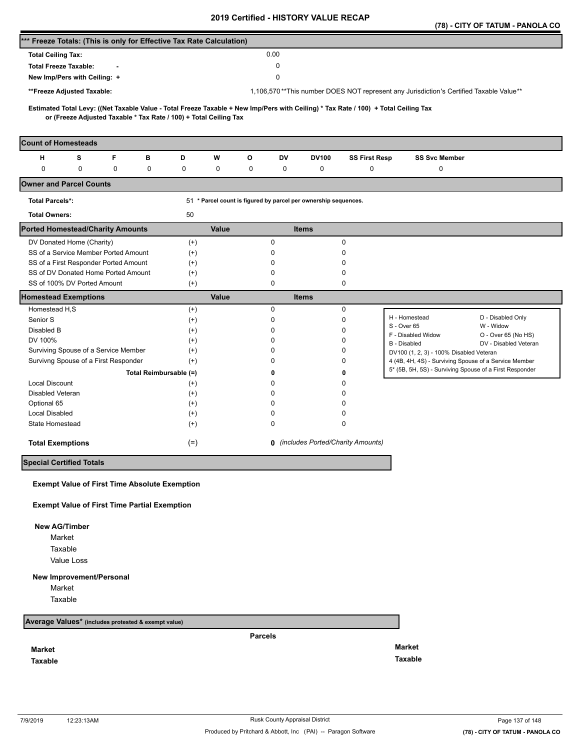# 2019 Certified - HISTORY VALUE RECAP

**(78) - CITY OF TATUM - PANOLA CO**

## *** Freeze Totals: (This is only for Effective Tax Rate Calculation)

| | |
|---|---|
| **Total Ceiling Tax:** | 0.00 |
| **Total Freeze Taxable:** - | 0 |
| **New Imp/Pers with Ceiling:** + | 0 |
| ****Freeze Adjusted Taxable:** | 1,106,570 **This number DOES NOT represent any Jurisdiction's Certified Taxable Value** |

**Estimated Total Levy: ((Net Taxable Value - Total Freeze Taxable + New Imp/Pers with Ceiling) * Tax Rate / 100) + Total Ceiling Tax or (Freeze Adjusted Taxable * Tax Rate / 100) + Total Ceiling Tax**

## Count of Homesteads

| H | S | F | B | D | W | O | DV | DV100 | SS First Resp | SS Svc Member |
|---|---|---|---|---|---|---|---|---|---|---|
| 0 | 0 | 0 | 0 | 0 | 0 | 0 | 0 | 0 | 0 | 0 |

## Owner and Parcel Counts

| | | |
|---|---|---|
| **Total Parcels*:** | 51 | * Parcel count is figured by parcel per ownership sequences. |
| **Total Owners:** | 50 | |

## Ported Homestead/Charity Amounts

| | | Value | Items |
|---|---|---|---|
| DV Donated Home (Charity) | (+) | 0 | 0 |
| SS of a Service Member Ported Amount | (+) | 0 | 0 |
| SS of a First Responder Ported Amount | (+) | 0 | 0 |
| SS of DV Donated Home Ported Amount | (+) | 0 | 0 |
| SS of 100% DV Ported Amount | (+) | 0 | 0 |

## Homestead Exemptions

| | | Value | Items |
|---|---|---|---|
| Homestead H,S | (+) | 0 | 0 |
| Senior S | (+) | 0 | 0 |
| Disabled B | (+) | 0 | 0 |
| DV 100% | (+) | 0 | 0 |
| Surviving Spouse of a Service Member | (+) | 0 | 0 |
| Survivng Spouse of a First Responder | (+) | 0 | 0 |
| **Total Reimbursable (=)** | | **0** | **0** |
| Local Discount | (+) | 0 | 0 |
| Disabled Veteran | (+) | 0 | 0 |
| Optional 65 | (+) | 0 | 0 |
| Local Disabled | (+) | 0 | 0 |
| State Homestead | (+) | 0 | 0 |
| **Total Exemptions** | (=) | **0** | *(includes Ported/Charity Amounts)* |

| | |
|---|---|
| H - Homestead | D - Disabled Only |
| S - Over 65 | W - Widow |
| F - Disabled Widow | O - Over 65 (No HS) |
| B - Disabled | DV - Disabled Veteran |
| DV100 (1, 2, 3) - 100% Disabled Veteran | |
| 4 (4B, 4H, 4S) - Surviving Spouse of a Service Member | |
| 5* (5B, 5H, 5S) - Surviving Spouse of a First Responder | |

## Special Certified Totals

**Exempt Value of First Time Absolute Exemption**

**Exempt Value of First Time Partial Exemption**

**New AG/Timber**

- Market
- Taxable
- Value Loss

**New Improvement/Personal**

- Market
- Taxable

## Average Values* (includes protested & exempt value)

| | Parcels | |
|---|---|---|
| **Market** | | **Market** |
| **Taxable** | | **Taxable** |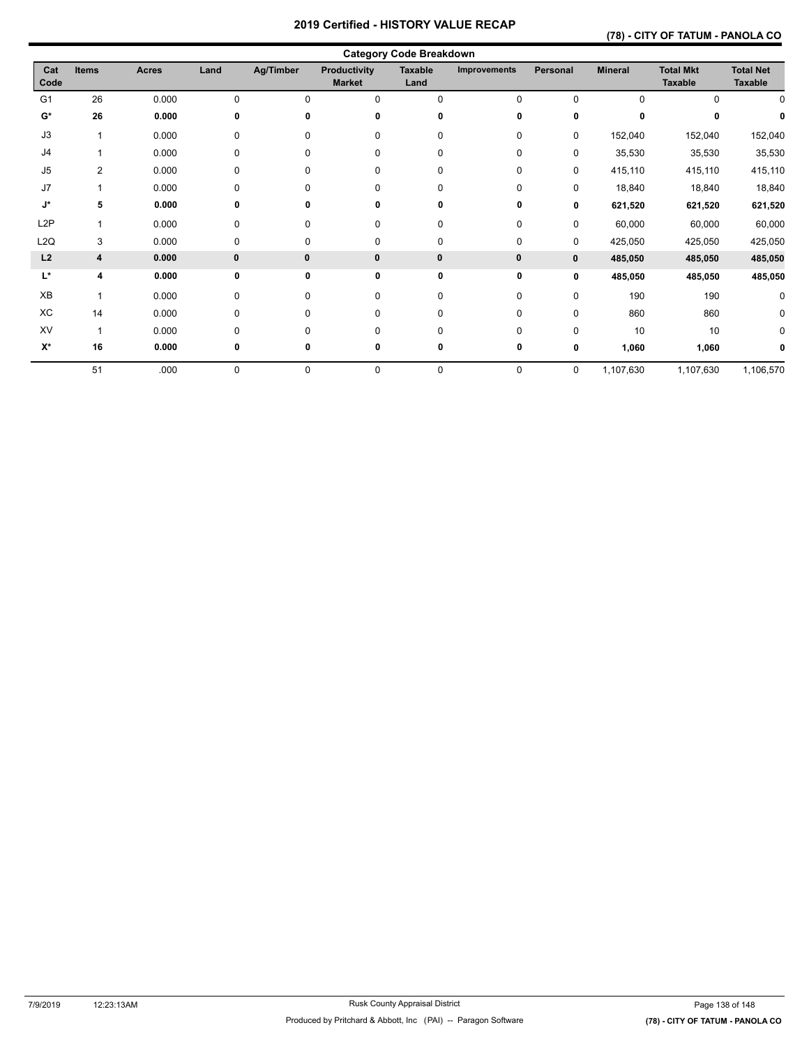# 2019 Certified - HISTORY VALUE RECAP

## (78) - CITY OF TATUM - PANOLA CO

### Category Code Breakdown

| Cat Code | Items | Acres | Land | Ag/Timber | Productivity Market | Taxable Land | Improvements | Personal | Mineral | Total Mkt Taxable | Total Net Taxable |
|---|---|---|---|---|---|---|---|---|---|---|---|
| G1 | 26 | 0.000 | 0 | 0 | 0 | 0 | 0 | 0 | 0 | 0 | 0 |
| **G*** | **26** | **0.000** | **0** | **0** | **0** | **0** | **0** | **0** | **0** | **0** | **0** |
| J3 | 1 | 0.000 | 0 | 0 | 0 | 0 | 0 | 0 | 152,040 | 152,040 | 152,040 |
| J4 | 1 | 0.000 | 0 | 0 | 0 | 0 | 0 | 0 | 35,530 | 35,530 | 35,530 |
| J5 | 2 | 0.000 | 0 | 0 | 0 | 0 | 0 | 0 | 415,110 | 415,110 | 415,110 |
| J7 | 1 | 0.000 | 0 | 0 | 0 | 0 | 0 | 0 | 18,840 | 18,840 | 18,840 |
| **J*** | **5** | **0.000** | **0** | **0** | **0** | **0** | **0** | **0** | **621,520** | **621,520** | **621,520** |
| L2P | 1 | 0.000 | 0 | 0 | 0 | 0 | 0 | 0 | 60,000 | 60,000 | 60,000 |
| L2Q | 3 | 0.000 | 0 | 0 | 0 | 0 | 0 | 0 | 425,050 | 425,050 | 425,050 |
| **L2** | **4** | **0.000** | **0** | **0** | **0** | **0** | **0** | **0** | **485,050** | **485,050** | **485,050** |
| **L*** | **4** | **0.000** | **0** | **0** | **0** | **0** | **0** | **0** | **485,050** | **485,050** | **485,050** |
| XB | 1 | 0.000 | 0 | 0 | 0 | 0 | 0 | 0 | 190 | 190 | 0 |
| XC | 14 | 0.000 | 0 | 0 | 0 | 0 | 0 | 0 | 860 | 860 | 0 |
| XV | 1 | 0.000 | 0 | 0 | 0 | 0 | 0 | 0 | 10 | 10 | 0 |
| **X*** | **16** | **0.000** | **0** | **0** | **0** | **0** | **0** | **0** | **1,060** | **1,060** | **0** |
| | 51 | .000 | 0 | 0 | 0 | 0 | 0 | 0 | 1,107,630 | 1,107,630 | 1,106,570 |

7/9/2019 12:23:13AM — Rusk County Appraisal District — Produced by Pritchard & Abbott, Inc (PAI) -- Paragon Software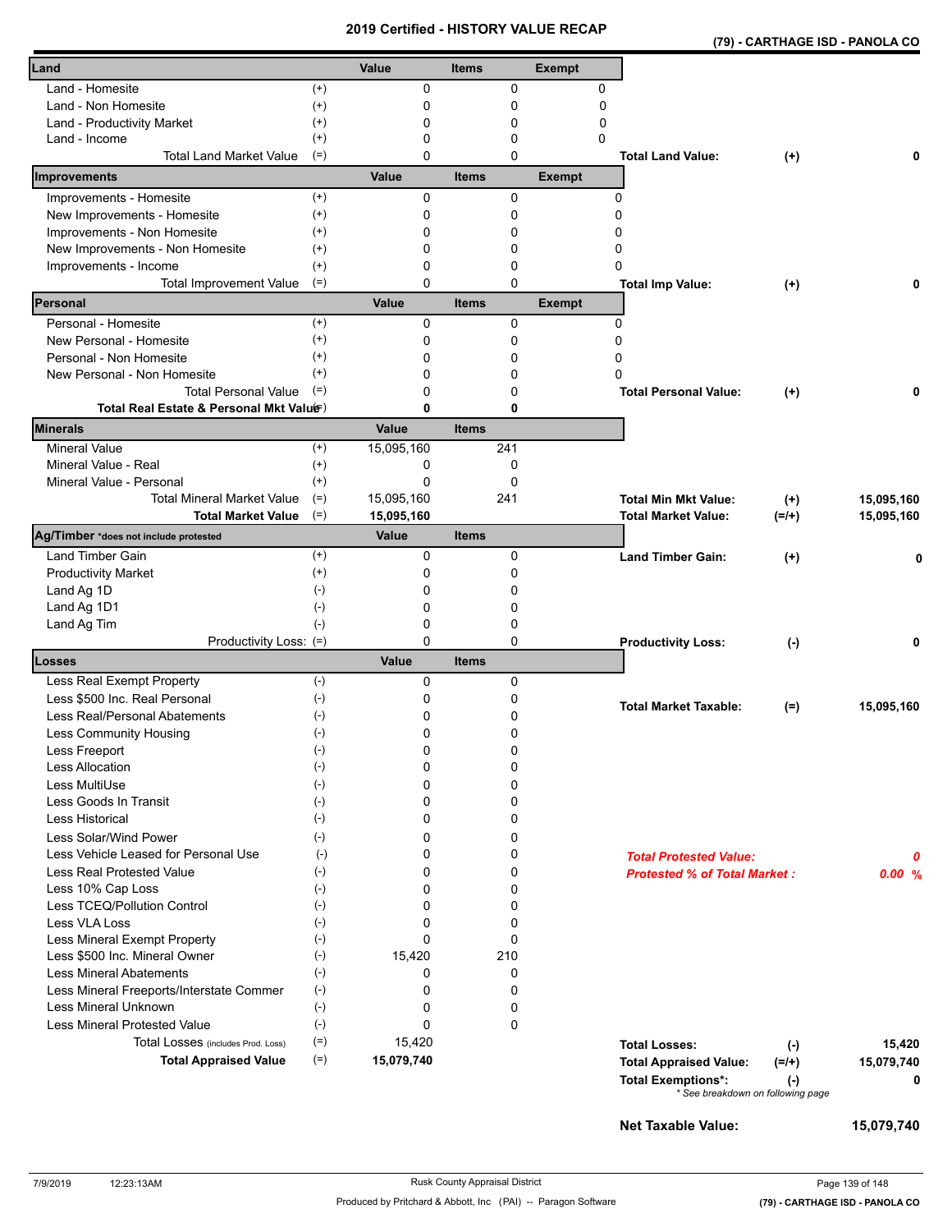# 2019 Certified - HISTORY VALUE RECAP

**(79) - CARTHAGE ISD - PANOLA CO**

| Land | | Value | Items | Exempt | | | |
|---|---|---|---|---|---|---|---|
| Land - Homesite | (+) | 0 | 0 | 0 | | | |
| Land - Non Homesite | (+) | 0 | 0 | 0 | | | |
| Land - Productivity Market | (+) | 0 | 0 | 0 | | | |
| Land - Income | (+) | 0 | 0 | 0 | | | |
| Total Land Market Value | (=) | 0 | 0 | | **Total Land Value:** | (+) | **0** |

| Improvements | | Value | Items | Exempt | | | |
|---|---|---|---|---|---|---|---|
| Improvements - Homesite | (+) | 0 | 0 | 0 | | | |
| New Improvements - Homesite | (+) | 0 | 0 | 0 | | | |
| Improvements - Non Homesite | (+) | 0 | 0 | 0 | | | |
| New Improvements - Non Homesite | (+) | 0 | 0 | 0 | | | |
| Improvements - Income | (+) | 0 | 0 | 0 | | | |
| Total Improvement Value | (=) | 0 | 0 | | **Total Imp Value:** | (+) | **0** |

| Personal | | Value | Items | Exempt | | | |
|---|---|---|---|---|---|---|---|
| Personal - Homesite | (+) | 0 | 0 | 0 | | | |
| New Personal - Homesite | (+) | 0 | 0 | 0 | | | |
| Personal - Non Homesite | (+) | 0 | 0 | 0 | | | |
| New Personal - Non Homesite | (+) | 0 | 0 | 0 | | | |
| Total Personal Value | (=) | 0 | 0 | | **Total Personal Value:** | (+) | **0** |
| **Total Real Estate & Personal Mkt Value** | (=) | **0** | **0** | | | | |

| Minerals | | Value | Items | | | |
|---|---|---|---|---|---|---|
| Mineral Value | (+) | 15,095,160 | 241 | | | |
| Mineral Value - Real | (+) | 0 | 0 | | | |
| Mineral Value - Personal | (+) | 0 | 0 | | | |
| Total Mineral Market Value | (=) | 15,095,160 | 241 | **Total Min Mkt Value:** | (+) | **15,095,160** |
| **Total Market Value** | (=) | **15,095,160** | | **Total Market Value:** | (=/+) | **15,095,160** |

| Ag/Timber *does not include protested | | Value | Items | | | |
|---|---|---|---|---|---|---|
| Land Timber Gain | (+) | 0 | 0 | **Land Timber Gain:** | (+) | **0** |
| Productivity Market | (+) | 0 | 0 | | | |
| Land Ag 1D | (-) | 0 | 0 | | | |
| Land Ag 1D1 | (-) | 0 | 0 | | | |
| Land Ag Tim | (-) | 0 | 0 | | | |
| Productivity Loss: | (=) | 0 | 0 | **Productivity Loss:** | (-) | **0** |

| Losses | | Value | Items | | | |
|---|---|---|---|---|---|---|
| Less Real Exempt Property | (-) | 0 | 0 | | | |
| Less $500 Inc. Real Personal | (-) | 0 | 0 | **Total Market Taxable:** | (=) | **15,095,160** |
| Less Real/Personal Abatements | (-) | 0 | 0 | | | |
| Less Community Housing | (-) | 0 | 0 | | | |
| Less Freeport | (-) | 0 | 0 | | | |
| Less Allocation | (-) | 0 | 0 | | | |
| Less MultiUse | (-) | 0 | 0 | | | |
| Less Goods In Transit | (-) | 0 | 0 | | | |
| Less Historical | (-) | 0 | 0 | | | |
| Less Solar/Wind Power | (-) | 0 | 0 | | | |
| Less Vehicle Leased for Personal Use | (-) | 0 | 0 | ***Total Protested Value:*** | | ***0*** |
| Less Real Protested Value | (-) | 0 | 0 | ***Protested % of Total Market :*** | | ***0.00 %*** |
| Less 10% Cap Loss | (-) | 0 | 0 | | | |
| Less TCEQ/Pollution Control | (-) | 0 | 0 | | | |
| Less VLA Loss | (-) | 0 | 0 | | | |
| Less Mineral Exempt Property | (-) | 0 | 0 | | | |
| Less $500 Inc. Mineral Owner | (-) | 15,420 | 210 | | | |
| Less Mineral Abatements | (-) | 0 | 0 | | | |
| Less Mineral Freeports/Interstate Commer | (-) | 0 | 0 | | | |
| Less Mineral Unknown | (-) | 0 | 0 | | | |
| Less Mineral Protested Value | (-) | 0 | 0 | | | |
| Total Losses (includes Prod. Loss) | (=) | 15,420 | | **Total Losses:** | (-) | **15,420** |
| **Total Appraised Value** | (=) | **15,079,740** | | **Total Appraised Value:** | (=/+) | **15,079,740** |
| | | | | **Total Exemptions*:** | (-) | **0** |

\* See breakdown on following page

**Net Taxable Value:** **15,079,740**

7/9/2019 12:23:13AM — Rusk County Appraisal District — Produced by Pritchard & Abbott, Inc (PAI) -- Paragon Software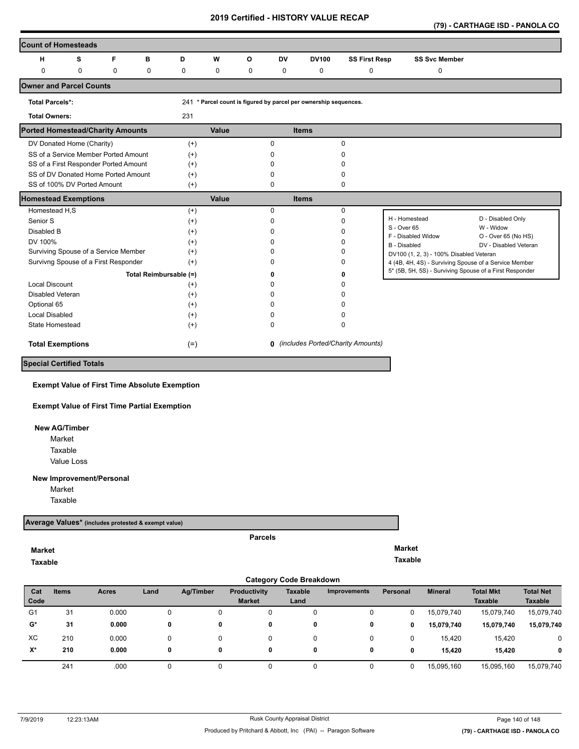# 2019 Certified - HISTORY VALUE RECAP

**(79) - CARTHAGE ISD - PANOLA CO**

## Count of Homesteads

| H | S | F | B | D | W | O | DV | DV100 | SS First Resp | SS Svc Member |
|---|---|---|---|---|---|---|---|---|---|---|
| 0 | 0 | 0 | 0 | 0 | 0 | 0 | 0 | 0 | 0 | 0 |

## Owner and Parcel Counts

**Total Parcels*:** 241 * Parcel count is figured by parcel per ownership sequences.

**Total Owners:** 231

## Ported Homestead/Charity Amounts

| | | Value | Items |
|---|---|---|---|
| DV Donated Home (Charity) | (+) | 0 | 0 |
| SS of a Service Member Ported Amount | (+) | 0 | 0 |
| SS of a First Responder Ported Amount | (+) | 0 | 0 |
| SS of DV Donated Home Ported Amount | (+) | 0 | 0 |
| SS of 100% DV Ported Amount | (+) | 0 | 0 |

## Homestead Exemptions

| | | Value | Items |
|---|---|---|---|
| Homestead H,S | (+) | 0 | 0 |
| Senior S | (+) | 0 | 0 |
| Disabled B | (+) | 0 | 0 |
| DV 100% | (+) | 0 | 0 |
| Surviving Spouse of a Service Member | (+) | 0 | 0 |
| Survivng Spouse of a First Responder | (+) | 0 | 0 |
| Total Reimbursable | (=) | **0** | **0** |
| Local Discount | (+) | 0 | 0 |
| Disabled Veteran | (+) | 0 | 0 |
| Optional 65 | (+) | 0 | 0 |
| Local Disabled | (+) | 0 | 0 |
| State Homestead | (+) | 0 | 0 |
| **Total Exemptions** | (=) | **0** | *(includes Ported/Charity Amounts)* |

| | |
|---|---|
| H - Homestead | D - Disabled Only |
| S - Over 65 | W - Widow |
| F - Disabled Widow | O - Over 65 (No HS) |
| B - Disabled | DV - Disabled Veteran |
| DV100 (1, 2, 3) - 100% Disabled Veteran | |
| 4 (4B, 4H, 4S) - Surviving Spouse of a Service Member | |
| 5* (5B, 5H, 5S) - Surviving Spouse of a First Responder | |

## Special Certified Totals

**Exempt Value of First Time Absolute Exemption**

**Exempt Value of First Time Partial Exemption**

**New AG/Timber**
- Market
- Taxable
- Value Loss

**New Improvement/Personal**
- Market
- Taxable

## Average Values* (includes protested & exempt value)

Parcels

**Market**

**Taxable**

**Market**

**Taxable**

## Category Code Breakdown

| Cat Code | Items | Acres | Land | Ag/Timber | Productivity Market | Taxable Land | Improvements | Personal | Mineral | Total Mkt Taxable | Total Net Taxable |
|---|---|---|---|---|---|---|---|---|---|---|---|
| G1 | 31 | 0.000 | 0 | 0 | 0 | 0 | 0 | 0 | 15,079,740 | 15,079,740 | 15,079,740 |
| **G*** | **31** | **0.000** | **0** | **0** | **0** | **0** | **0** | **0** | **15,079,740** | **15,079,740** | **15,079,740** |
| XC | 210 | 0.000 | 0 | 0 | 0 | 0 | 0 | 0 | 15,420 | 15,420 | 0 |
| **X*** | **210** | **0.000** | **0** | **0** | **0** | **0** | **0** | **0** | **15,420** | **15,420** | **0** |
| | 241 | .000 | 0 | 0 | 0 | 0 | 0 | 0 | 15,095,160 | 15,095,160 | 15,079,740 |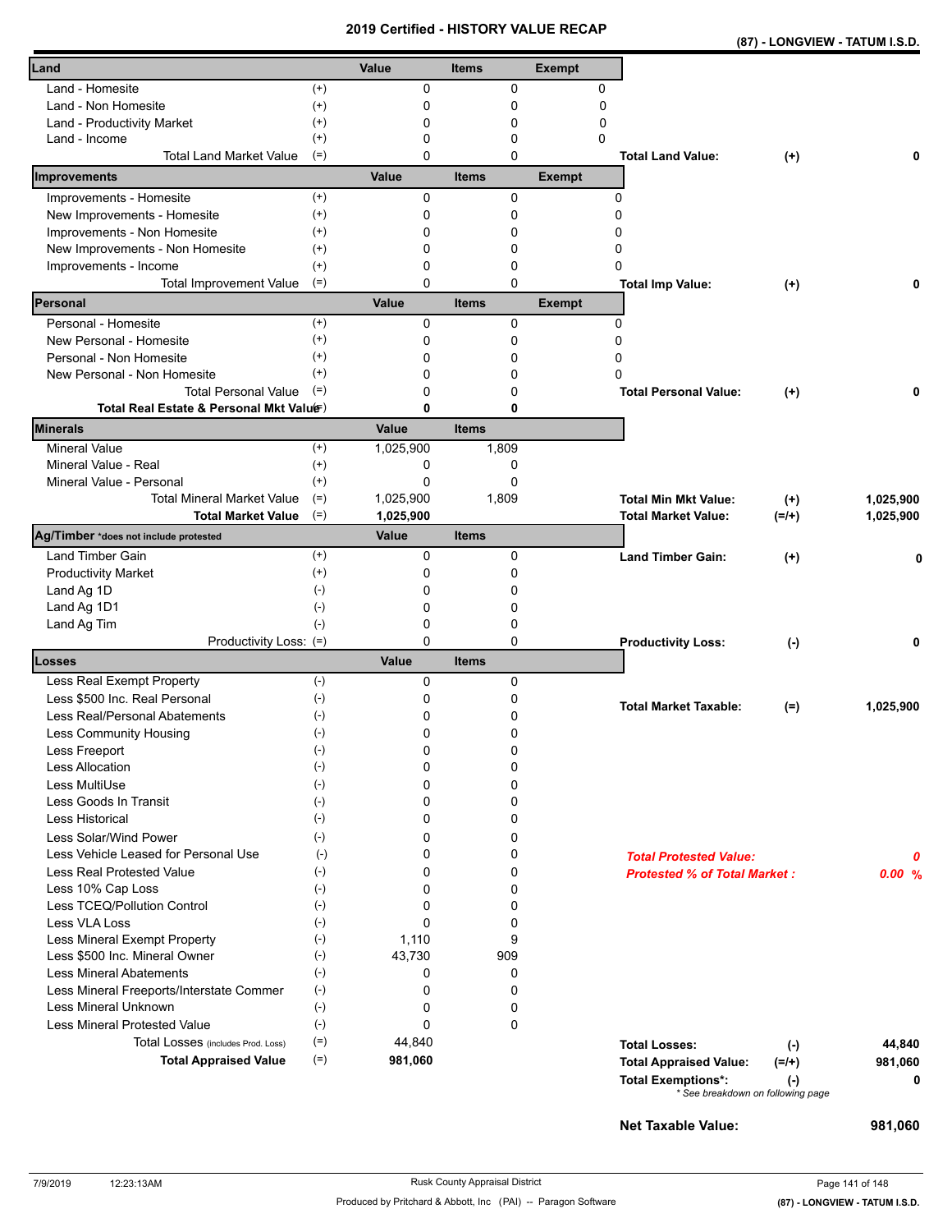# 2019 Certified - HISTORY VALUE RECAP

**(87) - LONGVIEW - TATUM I.S.D.**

| Land | | Value | Items | Exempt | | | |
|---|---|---|---|---|---|---|---|
| Land - Homesite | (+) | 0 | 0 | 0 | | | |
| Land - Non Homesite | (+) | 0 | 0 | 0 | | | |
| Land - Productivity Market | (+) | 0 | 0 | 0 | | | |
| Land - Income | (+) | 0 | 0 | 0 | | | |
| Total Land Market Value | (=) | 0 | 0 | | **Total Land Value:** | (+) | **0** |

| Improvements | | Value | Items | Exempt | | | |
|---|---|---|---|---|---|---|---|
| Improvements - Homesite | (+) | 0 | 0 | 0 | | | |
| New Improvements - Homesite | (+) | 0 | 0 | 0 | | | |
| Improvements - Non Homesite | (+) | 0 | 0 | 0 | | | |
| New Improvements - Non Homesite | (+) | 0 | 0 | 0 | | | |
| Improvements - Income | (+) | 0 | 0 | 0 | | | |
| Total Improvement Value | (=) | 0 | 0 | | **Total Imp Value:** | (+) | **0** |

| Personal | | Value | Items | Exempt | | | |
|---|---|---|---|---|---|---|---|
| Personal - Homesite | (+) | 0 | 0 | 0 | | | |
| New Personal - Homesite | (+) | 0 | 0 | 0 | | | |
| Personal - Non Homesite | (+) | 0 | 0 | 0 | | | |
| New Personal - Non Homesite | (+) | 0 | 0 | 0 | | | |
| Total Personal Value | (=) | 0 | 0 | | **Total Personal Value:** | (+) | **0** |
| **Total Real Estate & Personal Mkt Value** | (=) | **0** | **0** | | | | |

| Minerals | | Value | Items | | | |
|---|---|---|---|---|---|---|
| Mineral Value | (+) | 1,025,900 | 1,809 | | | |
| Mineral Value - Real | (+) | 0 | 0 | | | |
| Mineral Value - Personal | (+) | 0 | 0 | | | |
| Total Mineral Market Value | (=) | 1,025,900 | 1,809 | **Total Min Mkt Value:** | (+) | **1,025,900** |
| **Total Market Value** | (=) | **1,025,900** | | **Total Market Value:** | (=/+) | **1,025,900** |

| Ag/Timber *does not include protested | | Value | Items | | | |
|---|---|---|---|---|---|---|
| Land Timber Gain | (+) | 0 | 0 | **Land Timber Gain:** | (+) | **0** |
| Productivity Market | (+) | 0 | 0 | | | |
| Land Ag 1D | (-) | 0 | 0 | | | |
| Land Ag 1D1 | (-) | 0 | 0 | | | |
| Land Ag Tim | (-) | 0 | 0 | | | |
| Productivity Loss: | (=) | 0 | 0 | **Productivity Loss:** | (-) | **0** |

| Losses | | Value | Items | | | |
|---|---|---|---|---|---|---|
| Less Real Exempt Property | (-) | 0 | 0 | | | |
| Less $500 Inc. Real Personal | (-) | 0 | 0 | **Total Market Taxable:** | (=) | **1,025,900** |
| Less Real/Personal Abatements | (-) | 0 | 0 | | | |
| Less Community Housing | (-) | 0 | 0 | | | |
| Less Freeport | (-) | 0 | 0 | | | |
| Less Allocation | (-) | 0 | 0 | | | |
| Less MultiUse | (-) | 0 | 0 | | | |
| Less Goods In Transit | (-) | 0 | 0 | | | |
| Less Historical | (-) | 0 | 0 | | | |
| Less Solar/Wind Power | (-) | 0 | 0 | | | |
| Less Vehicle Leased for Personal Use | (-) | 0 | 0 | ***Total Protested Value:*** | | ***0*** |
| Less Real Protested Value | (-) | 0 | 0 | ***Protested % of Total Market :*** | | ***0.00 %*** |
| Less 10% Cap Loss | (-) | 0 | 0 | | | |
| Less TCEQ/Pollution Control | (-) | 0 | 0 | | | |
| Less VLA Loss | (-) | 0 | 0 | | | |
| Less Mineral Exempt Property | (-) | 1,110 | 9 | | | |
| Less $500 Inc. Mineral Owner | (-) | 43,730 | 909 | | | |
| Less Mineral Abatements | (-) | 0 | 0 | | | |
| Less Mineral Freeports/Interstate Commer | (-) | 0 | 0 | | | |
| Less Mineral Unknown | (-) | 0 | 0 | | | |
| Less Mineral Protested Value | (-) | 0 | 0 | | | |
| Total Losses (includes Prod. Loss) | (=) | 44,840 | | **Total Losses:** | (-) | **44,840** |
| **Total Appraised Value** | (=) | **981,060** | | **Total Appraised Value:** | (=/+) | **981,060** |
| | | | | **Total Exemptions*:** | (-) | **0** |

\* See breakdown on following page

**Net Taxable Value:** **981,060**

7/9/2019 12:23:13AM — Rusk County Appraisal District

Produced by Pritchard & Abbott, Inc (PAI) -- Paragon Software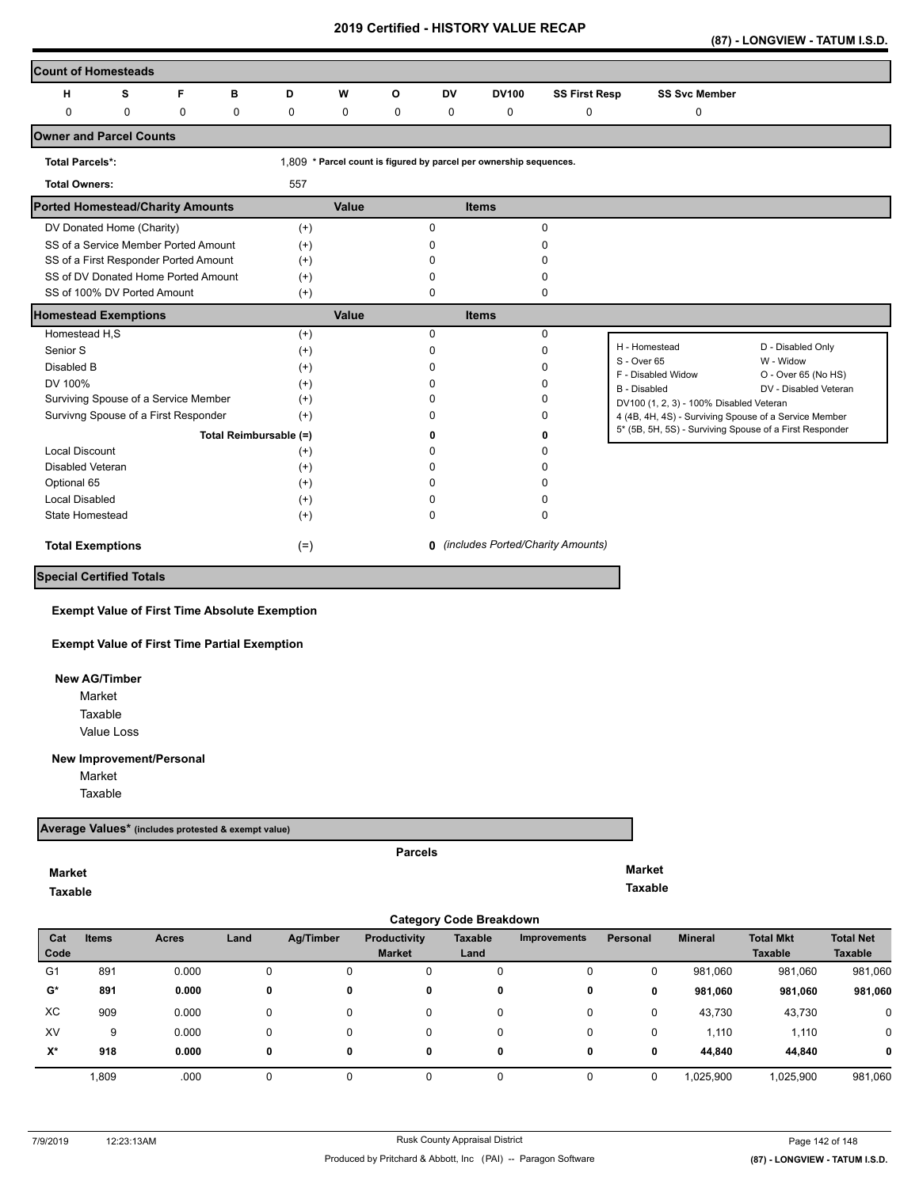# 2019 Certified - HISTORY VALUE RECAP

**(87) - LONGVIEW - TATUM I.S.D.**

## Count of Homesteads

| H | S | F | B | D | W | O | DV | DV100 | SS First Resp | SS Svc Member |
|---|---|---|---|---|---|---|---|---|---|---|
| 0 | 0 | 0 | 0 | 0 | 0 | 0 | 0 | 0 | 0 | 0 |

## Owner and Parcel Counts

**Total Parcels*:** 1,809 * Parcel count is figured by parcel per ownership sequences.

**Total Owners:** 557

## Ported Homestead/Charity Amounts

| | | Value | Items |
|---|---|---|---|
| DV Donated Home (Charity) | (+) | 0 | 0 |
| SS of a Service Member Ported Amount | (+) | 0 | 0 |
| SS of a First Responder Ported Amount | (+) | 0 | 0 |
| SS of DV Donated Home Ported Amount | (+) | 0 | 0 |
| SS of 100% DV Ported Amount | (+) | 0 | 0 |

## Homestead Exemptions

| | | Value | Items |
|---|---|---|---|
| Homestead H,S | (+) | 0 | 0 |
| Senior S | (+) | 0 | 0 |
| Disabled B | (+) | 0 | 0 |
| DV 100% | (+) | 0 | 0 |
| Surviving Spouse of a Service Member | (+) | 0 | 0 |
| Survivng Spouse of a First Responder | (+) | 0 | 0 |
| Total Reimbursable | (=) | **0** | **0** |
| Local Discount | (+) | 0 | 0 |
| Disabled Veteran | (+) | 0 | 0 |
| Optional 65 | (+) | 0 | 0 |
| Local Disabled | (+) | 0 | 0 |
| State Homestead | (+) | 0 | 0 |
| **Total Exemptions** | (=) | **0** | *(includes Ported/Charity Amounts)* |

| | |
|---|---|
| H - Homestead | D - Disabled Only |
| S - Over 65 | W - Widow |
| F - Disabled Widow | O - Over 65 (No HS) |
| B - Disabled | DV - Disabled Veteran |
| DV100 (1, 2, 3) - 100% Disabled Veteran | |
| 4 (4B, 4H, 4S) - Surviving Spouse of a Service Member | |
| 5* (5B, 5H, 5S) - Surviving Spouse of a First Responder | |

## Special Certified Totals

**Exempt Value of First Time Absolute Exemption**

**Exempt Value of First Time Partial Exemption**

**New AG/Timber**
- Market
- Taxable
- Value Loss

**New Improvement/Personal**
- Market
- Taxable

## Average Values* (includes protested & exempt value)

Parcels

**Market** | **Market**

**Taxable** | **Taxable**

## Category Code Breakdown

| Cat Code | Items | Acres | Land | Ag/Timber | Productivity Market | Taxable Land | Improvements | Personal | Mineral | Total Mkt Taxable | Total Net Taxable |
|---|---|---|---|---|---|---|---|---|---|---|---|
| G1 | 891 | 0.000 | 0 | 0 | 0 | 0 | 0 | 0 | 981,060 | 981,060 | 981,060 |
| **G*** | **891** | **0.000** | **0** | **0** | **0** | **0** | **0** | **0** | **981,060** | **981,060** | **981,060** |
| XC | 909 | 0.000 | 0 | 0 | 0 | 0 | 0 | 0 | 43,730 | 43,730 | 0 |
| XV | 9 | 0.000 | 0 | 0 | 0 | 0 | 0 | 0 | 1,110 | 1,110 | 0 |
| **X*** | **918** | **0.000** | **0** | **0** | **0** | **0** | **0** | **0** | **44,840** | **44,840** | **0** |
| | 1,809 | .000 | 0 | 0 | 0 | 0 | 0 | 0 | 1,025,900 | 1,025,900 | 981,060 |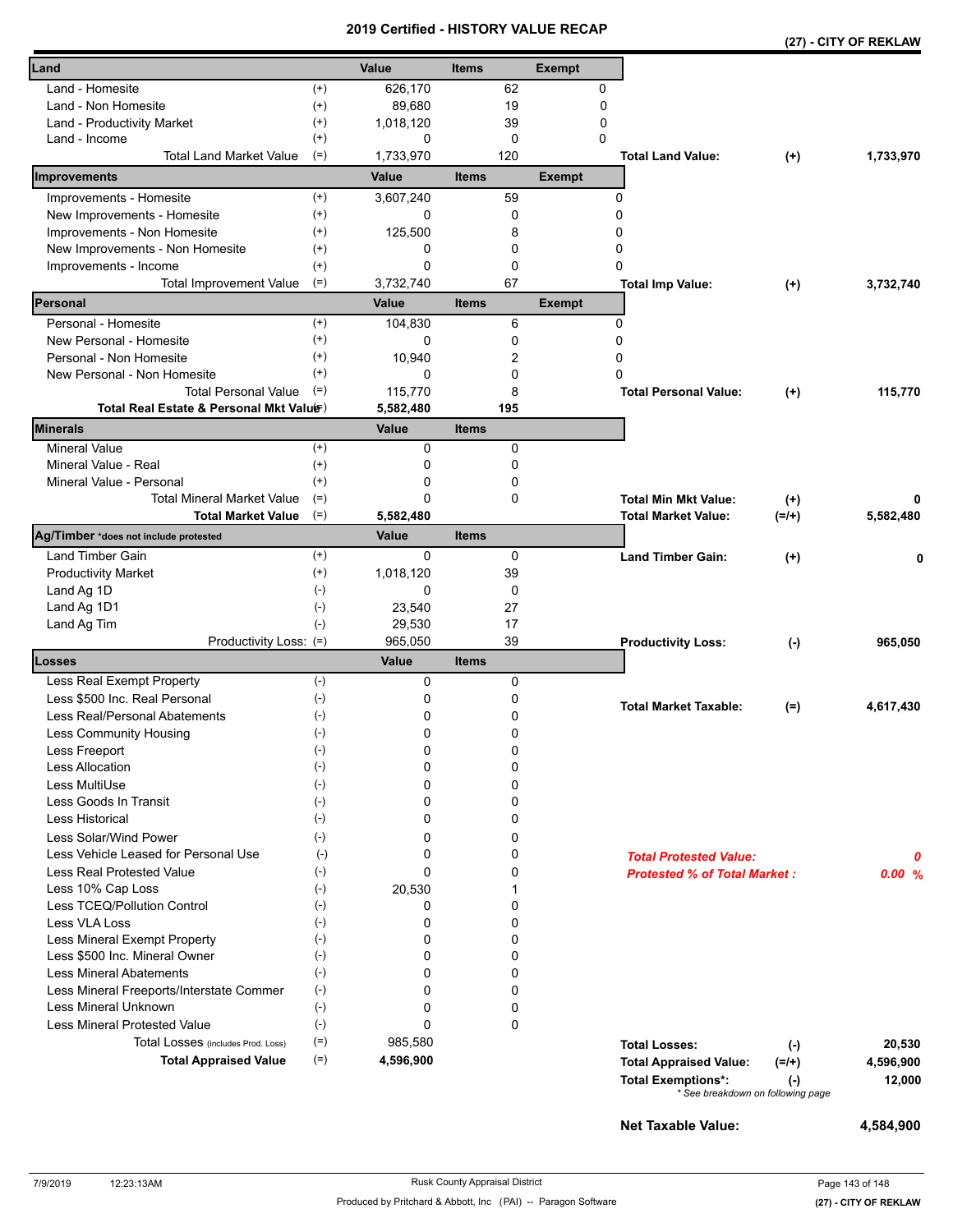# 2019 Certified - HISTORY VALUE RECAP

**(27) - CITY OF REKLAW**

| Land | | Value | Items | Exempt |
|---|---|---|---|---|
| Land - Homesite | (+) | 626,170 | 62 | 0 |
| Land - Non Homesite | (+) | 89,680 | 19 | 0 |
| Land - Productivity Market | (+) | 1,018,120 | 39 | 0 |
| Land - Income | (+) | 0 | 0 | 0 |
| Total Land Market Value | (=) | 1,733,970 | 120 | |

**Total Land Value:** (+) 1,733,970

| Improvements | | Value | Items | Exempt |
|---|---|---|---|---|
| Improvements - Homesite | (+) | 3,607,240 | 59 | 0 |
| New Improvements - Homesite | (+) | 0 | 0 | 0 |
| Improvements - Non Homesite | (+) | 125,500 | 8 | 0 |
| New Improvements - Non Homesite | (+) | 0 | 0 | 0 |
| Improvements - Income | (+) | 0 | 0 | 0 |
| Total Improvement Value | (=) | 3,732,740 | 67 | |

**Total Imp Value:** (+) 3,732,740

| Personal | | Value | Items | Exempt |
|---|---|---|---|---|
| Personal - Homesite | (+) | 104,830 | 6 | 0 |
| New Personal - Homesite | (+) | 0 | 0 | 0 |
| Personal - Non Homesite | (+) | 10,940 | 2 | 0 |
| New Personal - Non Homesite | (+) | 0 | 0 | 0 |
| Total Personal Value | (=) | 115,770 | 8 | |
| **Total Real Estate & Personal Mkt Value** | (=) | **5,582,480** | **195** | |

**Total Personal Value:** (+) 115,770

| Minerals | | Value | Items |
|---|---|---|---|
| Mineral Value | (+) | 0 | 0 |
| Mineral Value - Real | (+) | 0 | 0 |
| Mineral Value - Personal | (+) | 0 | 0 |
| Total Mineral Market Value | (=) | 0 | 0 |
| **Total Market Value** | (=) | **5,582,480** | |

**Total Min Mkt Value:** (+) 0
**Total Market Value:** (=/+) 5,582,480

| Ag/Timber *does not include protested | | Value | Items |
|---|---|---|---|
| Land Timber Gain | (+) | 0 | 0 |
| Productivity Market | (+) | 1,018,120 | 39 |
| Land Ag 1D | (-) | 0 | 0 |
| Land Ag 1D1 | (-) | 23,540 | 27 |
| Land Ag Tim | (-) | 29,530 | 17 |
| Productivity Loss: | (=) | 965,050 | 39 |

**Land Timber Gain:** (+) 0
**Productivity Loss:** (-) 965,050

| Losses | | Value | Items |
|---|---|---|---|
| Less Real Exempt Property | (-) | 0 | 0 |
| Less $500 Inc. Real Personal | (-) | 0 | 0 |
| Less Real/Personal Abatements | (-) | 0 | 0 |
| Less Community Housing | (-) | 0 | 0 |
| Less Freeport | (-) | 0 | 0 |
| Less Allocation | (-) | 0 | 0 |
| Less MultiUse | (-) | 0 | 0 |
| Less Goods In Transit | (-) | 0 | 0 |
| Less Historical | (-) | 0 | 0 |
| Less Solar/Wind Power | (-) | 0 | 0 |
| Less Vehicle Leased for Personal Use | (-) | 0 | 0 |
| Less Real Protested Value | (-) | 0 | 0 |
| Less 10% Cap Loss | (-) | 20,530 | 1 |
| Less TCEQ/Pollution Control | (-) | 0 | 0 |
| Less VLA Loss | (-) | 0 | 0 |
| Less Mineral Exempt Property | (-) | 0 | 0 |
| Less $500 Inc. Mineral Owner | (-) | 0 | 0 |
| Less Mineral Abatements | (-) | 0 | 0 |
| Less Mineral Freeports/Interstate Commer | (-) | 0 | 0 |
| Less Mineral Unknown | (-) | 0 | 0 |
| Less Mineral Protested Value | (-) | 0 | 0 |
| Total Losses (includes Prod. Loss) | (=) | 985,580 | |
| **Total Appraised Value** | (=) | **4,596,900** | |

**Total Market Taxable:** (=) 4,617,430

***Total Protested Value:*** *0*
***Protested % of Total Market :*** *0.00 %*

**Total Losses:** (-) 20,530
**Total Appraised Value:** (=/+) 4,596,900
**Total Exemptions*:** (-) 12,000
*\* See breakdown on following page*

**Net Taxable Value:** 4,584,900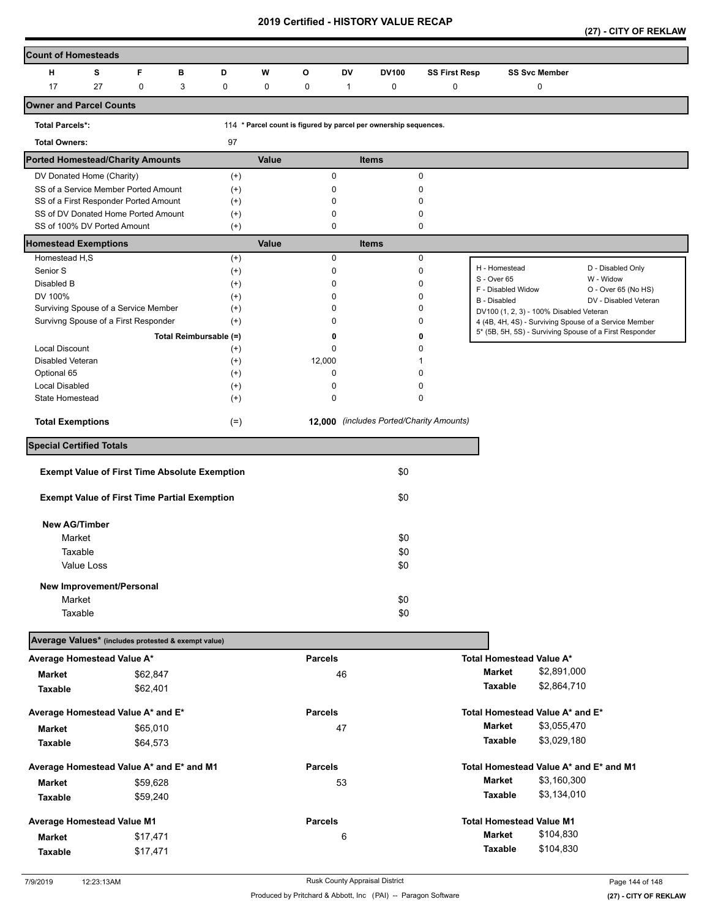# 2019 Certified - HISTORY VALUE RECAP

**(27) - CITY OF REKLAW**

## Count of Homesteads

| H | S | F | B | D | W | O | DV | DV100 | SS First Resp | SS Svc Member |
|---|---|---|---|---|---|---|---|---|---|---|
| 17 | 27 | 0 | 3 | 0 | 0 | 0 | 1 | 0 | 0 | 0 |

## Owner and Parcel Counts

**Total Parcels\*:** 114 **\* Parcel count is figured by parcel per ownership sequences.**

**Total Owners:** 97

## Ported Homestead/Charity Amounts

| | | Value | Items |
|---|---|---|---|
| DV Donated Home (Charity) | (+) | 0 | 0 |
| SS of a Service Member Ported Amount | (+) | 0 | 0 |
| SS of a First Responder Ported Amount | (+) | 0 | 0 |
| SS of DV Donated Home Ported Amount | (+) | 0 | 0 |
| SS of 100% DV Ported Amount | (+) | 0 | 0 |

## Homestead Exemptions

| | | Value | Items |
|---|---|---|---|
| Homestead H,S | (+) | 0 | 0 |
| Senior S | (+) | 0 | 0 |
| Disabled B | (+) | 0 | 0 |
| DV 100% | (+) | 0 | 0 |
| Surviving Spouse of a Service Member | (+) | 0 | 0 |
| Survivng Spouse of a First Responder | (+) | 0 | 0 |
| **Total Reimbursable (=)** | | **0** | **0** |
| Local Discount | (+) | 0 | 0 |
| Disabled Veteran | (+) | 12,000 | 1 |
| Optional 65 | (+) | 0 | 0 |
| Local Disabled | (+) | 0 | 0 |
| State Homestead | (+) | 0 | 0 |
| **Total Exemptions** | (=) | **12,000** | *(includes Ported/Charity Amounts)* |

H - Homestead; D - Disabled Only; S - Over 65; W - Widow; F - Disabled Widow; O - Over 65 (No HS); B - Disabled; DV - Disabled Veteran; DV100 (1, 2, 3) - 100% Disabled Veteran; 4 (4B, 4H, 4S) - Surviving Spouse of a Service Member; 5* (5B, 5H, 5S) - Surviving Spouse of a First Responder

## Special Certified Totals

| | |
|---|---|
| **Exempt Value of First Time Absolute Exemption** | $0 |
| **Exempt Value of First Time Partial Exemption** | $0 |
| **New AG/Timber** | |
| Market | $0 |
| Taxable | $0 |
| Value Loss | $0 |
| **New Improvement/Personal** | |
| Market | $0 |
| Taxable | $0 |

## Average Values* (includes protested & exempt value)

| Average | | Parcels | Total | |
|---|---|---|---|---|
| **Average Homestead Value A\*** | | | **Total Homestead Value A\*** | |
| Market | $62,847 | 46 | Market | $2,891,000 |
| Taxable | $62,401 | | Taxable | $2,864,710 |
| **Average Homestead Value A\* and E\*** | | | **Total Homestead Value A\* and E\*** | |
| Market | $65,010 | 47 | Market | $3,055,470 |
| Taxable | $64,573 | | Taxable | $3,029,180 |
| **Average Homestead Value A\* and E\* and M1** | | | **Total Homestead Value A\* and E\* and M1** | |
| Market | $59,628 | 53 | Market | $3,160,300 |
| Taxable | $59,240 | | Taxable | $3,134,010 |
| **Average Homestead Value M1** | | | **Total Homestead Value M1** | |
| Market | $17,471 | 6 | Market | $104,830 |
| Taxable | $17,471 | | Taxable | $104,830 |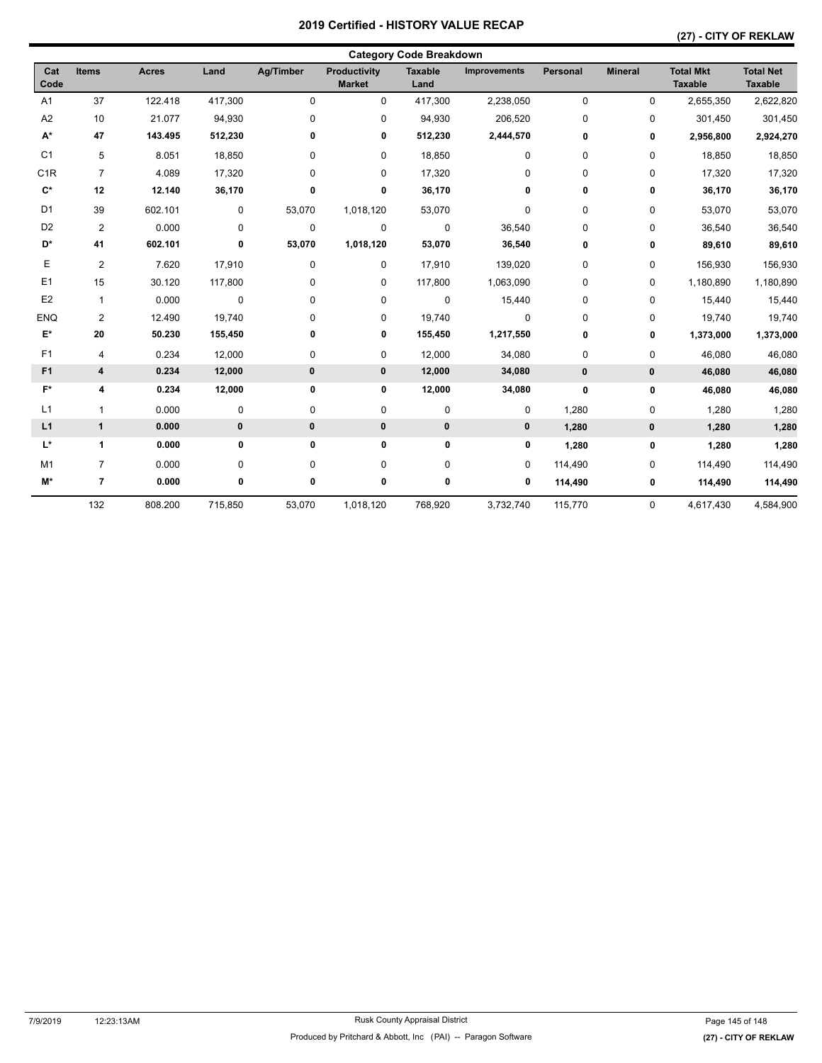# 2019 Certified - HISTORY VALUE RECAP

## (27) - CITY OF REKLAW

### Category Code Breakdown

| Cat Code | Items | Acres | Land | Ag/Timber | Productivity Market | Taxable Land | Improvements | Personal | Mineral | Total Mkt Taxable | Total Net Taxable |
|---|---|---|---|---|---|---|---|---|---|---|---|
| A1 | 37 | 122.418 | 417,300 | 0 | 0 | 417,300 | 2,238,050 | 0 | 0 | 2,655,350 | 2,622,820 |
| A2 | 10 | 21.077 | 94,930 | 0 | 0 | 94,930 | 206,520 | 0 | 0 | 301,450 | 301,450 |
| **A*** | **47** | **143.495** | **512,230** | **0** | **0** | **512,230** | **2,444,570** | **0** | **0** | **2,956,800** | **2,924,270** |
| C1 | 5 | 8.051 | 18,850 | 0 | 0 | 18,850 | 0 | 0 | 0 | 18,850 | 18,850 |
| C1R | 7 | 4.089 | 17,320 | 0 | 0 | 17,320 | 0 | 0 | 0 | 17,320 | 17,320 |
| **C*** | **12** | **12.140** | **36,170** | **0** | **0** | **36,170** | **0** | **0** | **0** | **36,170** | **36,170** |
| D1 | 39 | 602.101 | 0 | 53,070 | 1,018,120 | 53,070 | 0 | 0 | 0 | 53,070 | 53,070 |
| D2 | 2 | 0.000 | 0 | 0 | 0 | 0 | 36,540 | 0 | 0 | 36,540 | 36,540 |
| **D*** | **41** | **602.101** | **0** | **53,070** | **1,018,120** | **53,070** | **36,540** | **0** | **0** | **89,610** | **89,610** |
| E | 2 | 7.620 | 17,910 | 0 | 0 | 17,910 | 139,020 | 0 | 0 | 156,930 | 156,930 |
| E1 | 15 | 30.120 | 117,800 | 0 | 0 | 117,800 | 1,063,090 | 0 | 0 | 1,180,890 | 1,180,890 |
| E2 | 1 | 0.000 | 0 | 0 | 0 | 0 | 15,440 | 0 | 0 | 15,440 | 15,440 |
| ENQ | 2 | 12.490 | 19,740 | 0 | 0 | 19,740 | 0 | 0 | 0 | 19,740 | 19,740 |
| **E*** | **20** | **50.230** | **155,450** | **0** | **0** | **155,450** | **1,217,550** | **0** | **0** | **1,373,000** | **1,373,000** |
| F1 | 4 | 0.234 | 12,000 | 0 | 0 | 12,000 | 34,080 | 0 | 0 | 46,080 | 46,080 |
| **F1** | **4** | **0.234** | **12,000** | **0** | **0** | **12,000** | **34,080** | **0** | **0** | **46,080** | **46,080** |
| **F*** | **4** | **0.234** | **12,000** | **0** | **0** | **12,000** | **34,080** | **0** | **0** | **46,080** | **46,080** |
| L1 | 1 | 0.000 | 0 | 0 | 0 | 0 | 0 | 1,280 | 0 | 1,280 | 1,280 |
| **L1** | **1** | **0.000** | **0** | **0** | **0** | **0** | **0** | **1,280** | **0** | **1,280** | **1,280** |
| **L*** | **1** | **0.000** | **0** | **0** | **0** | **0** | **0** | **1,280** | **0** | **1,280** | **1,280** |
| M1 | 7 | 0.000 | 0 | 0 | 0 | 0 | 0 | 114,490 | 0 | 114,490 | 114,490 |
| **M*** | **7** | **0.000** | **0** | **0** | **0** | **0** | **0** | **114,490** | **0** | **114,490** | **114,490** |
| | 132 | 808.200 | 715,850 | 53,070 | 1,018,120 | 768,920 | 3,732,740 | 115,770 | 0 | 4,617,430 | 4,584,900 |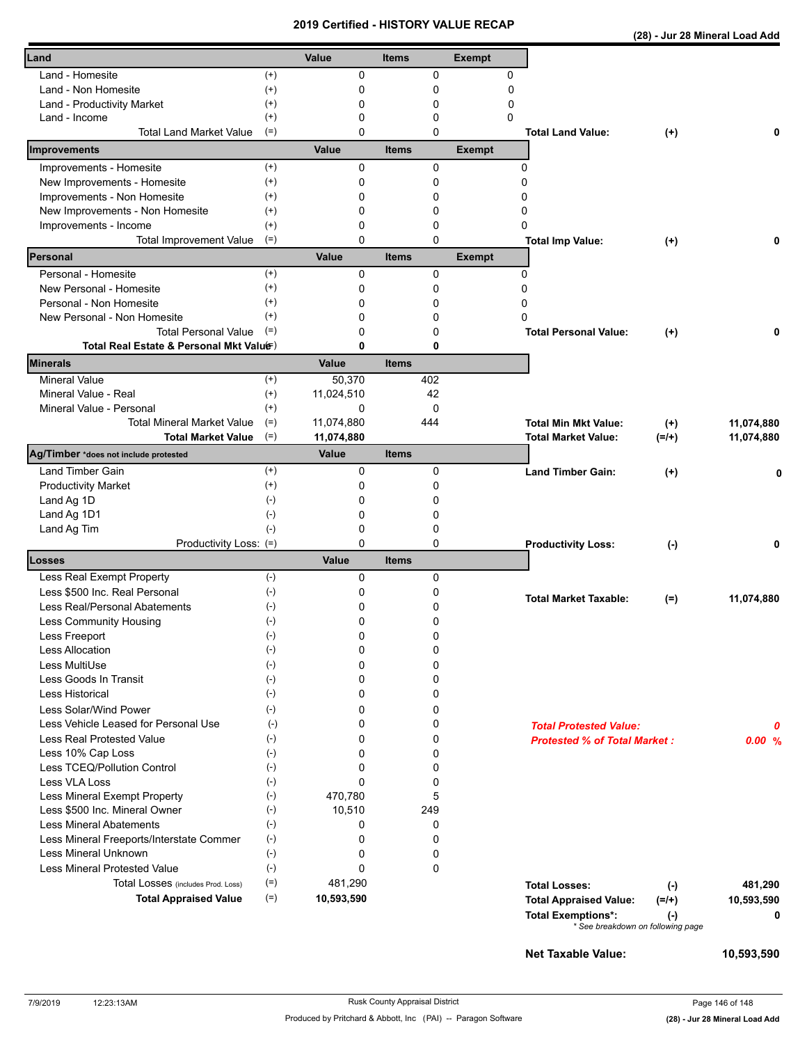# 2019 Certified - HISTORY VALUE RECAP

**(28) - Jur 28 Mineral Load Add**

| Land | | Value | Items | Exempt |
|---|---|---|---|---|
| Land - Homesite | (+) | 0 | 0 | 0 |
| Land - Non Homesite | (+) | 0 | 0 | 0 |
| Land - Productivity Market | (+) | 0 | 0 | 0 |
| Land - Income | (+) | 0 | 0 | 0 |
| Total Land Market Value | (=) | 0 | 0 | |

**Total Land Value:** (+) **0**

| Improvements | | Value | Items | Exempt |
|---|---|---|---|---|
| Improvements - Homesite | (+) | 0 | 0 | 0 |
| New Improvements - Homesite | (+) | 0 | 0 | 0 |
| Improvements - Non Homesite | (+) | 0 | 0 | 0 |
| New Improvements - Non Homesite | (+) | 0 | 0 | 0 |
| Improvements - Income | (+) | 0 | 0 | 0 |
| Total Improvement Value | (=) | 0 | 0 | |

**Total Imp Value:** (+) **0**

| Personal | | Value | Items | Exempt |
|---|---|---|---|---|
| Personal - Homesite | (+) | 0 | 0 | 0 |
| New Personal - Homesite | (+) | 0 | 0 | 0 |
| Personal - Non Homesite | (+) | 0 | 0 | 0 |
| New Personal - Non Homesite | (+) | 0 | 0 | 0 |
| Total Personal Value | (=) | 0 | 0 | |
| **Total Real Estate & Personal Mkt Value** | (=) | **0** | **0** | |

**Total Personal Value:** (+) **0**

| Minerals | | Value | Items |
|---|---|---|---|
| Mineral Value | (+) | 50,370 | 402 |
| Mineral Value - Real | (+) | 11,024,510 | 42 |
| Mineral Value - Personal | (+) | 0 | 0 |
| Total Mineral Market Value | (=) | 11,074,880 | 444 |
| **Total Market Value** | (=) | **11,074,880** | |

**Total Min Mkt Value:** (+) **11,074,880**
**Total Market Value:** (=/+) **11,074,880**

| Ag/Timber *does not include protested | | Value | Items |
|---|---|---|---|
| Land Timber Gain | (+) | 0 | 0 |
| Productivity Market | (+) | 0 | 0 |
| Land Ag 1D | (-) | 0 | 0 |
| Land Ag 1D1 | (-) | 0 | 0 |
| Land Ag Tim | (-) | 0 | 0 |
| Productivity Loss: | (=) | 0 | 0 |

**Land Timber Gain:** (+) **0**
**Productivity Loss:** (-) **0**

| Losses | | Value | Items |
|---|---|---|---|
| Less Real Exempt Property | (-) | 0 | 0 |
| Less $500 Inc. Real Personal | (-) | 0 | 0 |
| Less Real/Personal Abatements | (-) | 0 | 0 |
| Less Community Housing | (-) | 0 | 0 |
| Less Freeport | (-) | 0 | 0 |
| Less Allocation | (-) | 0 | 0 |
| Less MultiUse | (-) | 0 | 0 |
| Less Goods In Transit | (-) | 0 | 0 |
| Less Historical | (-) | 0 | 0 |
| Less Solar/Wind Power | (-) | 0 | 0 |
| Less Vehicle Leased for Personal Use | (-) | 0 | 0 |
| Less Real Protested Value | (-) | 0 | 0 |
| Less 10% Cap Loss | (-) | 0 | 0 |
| Less TCEQ/Pollution Control | (-) | 0 | 0 |
| Less VLA Loss | (-) | 0 | 0 |
| Less Mineral Exempt Property | (-) | 470,780 | 5 |
| Less $500 Inc. Mineral Owner | (-) | 10,510 | 249 |
| Less Mineral Abatements | (-) | 0 | 0 |
| Less Mineral Freeports/Interstate Commer | (-) | 0 | 0 |
| Less Mineral Unknown | (-) | 0 | 0 |
| Less Mineral Protested Value | (-) | 0 | 0 |
| Total Losses (includes Prod. Loss) | (=) | 481,290 | |
| **Total Appraised Value** | (=) | **10,593,590** | |

**Total Market Taxable:** (=) **11,074,880**

***Total Protested Value:*** ***0***
***Protested % of Total Market :*** ***0.00 %***

**Total Losses:** (-) **481,290**
**Total Appraised Value:** (=/+) **10,593,590**
**Total Exemptions*:** (-) **0**
\* See breakdown on following page

**Net Taxable Value:** **10,593,590**

7/9/2019 12:23:13AM Rusk County Appraisal District

Produced by Pritchard & Abbott, Inc (PAI) -- Paragon Software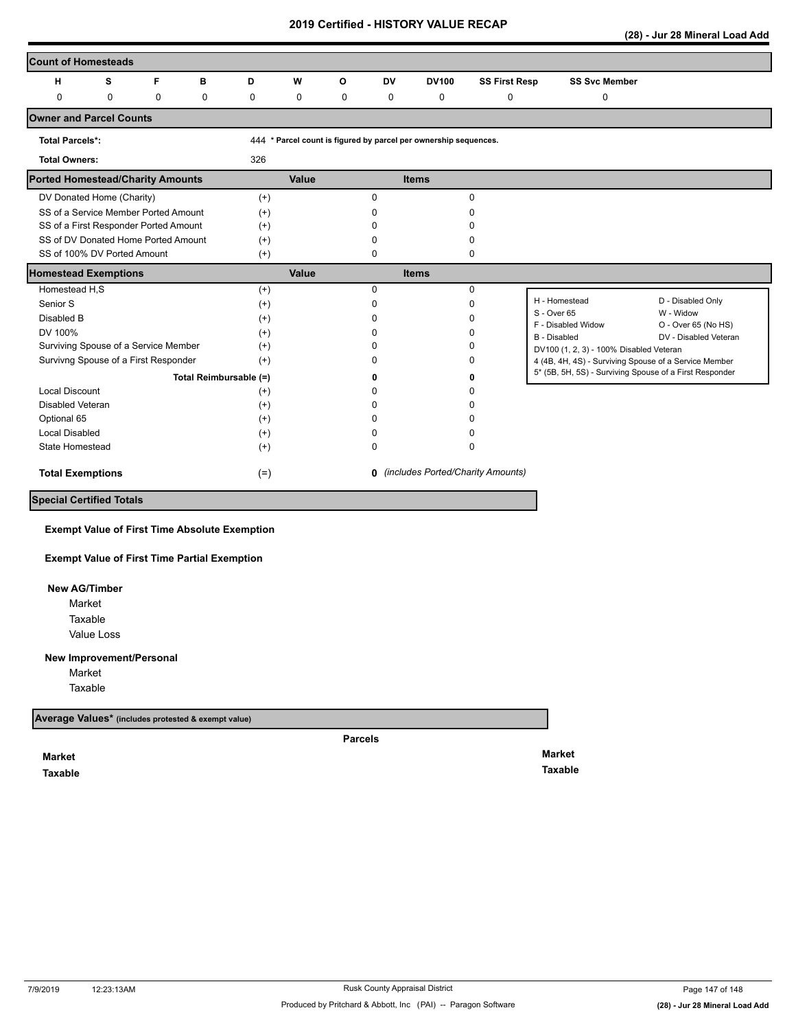# 2019 Certified - HISTORY VALUE RECAP

**(28) - Jur 28 Mineral Load Add**

## Count of Homesteads

| H | S | F | B | D | W | O | DV | DV100 | SS First Resp | SS Svc Member |
|---|---|---|---|---|---|---|---|---|---|---|
| 0 | 0 | 0 | 0 | 0 | 0 | 0 | 0 | 0 | 0 | 0 |

## Owner and Parcel Counts

**Total Parcels*:** 444 *** Parcel count is figured by parcel per ownership sequences.**

**Total Owners:** 326

## Ported Homestead/Charity Amounts

| | | Value | Items |
|---|---|---|---|
| DV Donated Home (Charity) | (+) | 0 | 0 |
| SS of a Service Member Ported Amount | (+) | 0 | 0 |
| SS of a First Responder Ported Amount | (+) | 0 | 0 |
| SS of DV Donated Home Ported Amount | (+) | 0 | 0 |
| SS of 100% DV Ported Amount | (+) | 0 | 0 |

## Homestead Exemptions

| | | Value | Items |
|---|---|---|---|
| Homestead H,S | (+) | 0 | 0 |
| Senior S | (+) | 0 | 0 |
| Disabled B | (+) | 0 | 0 |
| DV 100% | (+) | 0 | 0 |
| Surviving Spouse of a Service Member | (+) | 0 | 0 |
| Survivng Spouse of a First Responder | (+) | 0 | 0 |
| **Total Reimbursable** | (=) | **0** | **0** |
| Local Discount | (+) | 0 | 0 |
| Disabled Veteran | (+) | 0 | 0 |
| Optional 65 | (+) | 0 | 0 |
| Local Disabled | (+) | 0 | 0 |
| State Homestead | (+) | 0 | 0 |
| **Total Exemptions** | (=) | **0** | *(includes Ported/Charity Amounts)* |

| | |
|---|---|
| H - Homestead | D - Disabled Only |
| S - Over 65 | W - Widow |
| F - Disabled Widow | O - Over 65 (No HS) |
| B - Disabled | DV - Disabled Veteran |
| DV100 (1, 2, 3) - 100% Disabled Veteran | |
| 4 (4B, 4H, 4S) - Surviving Spouse of a Service Member | |
| 5* (5B, 5H, 5S) - Surviving Spouse of a First Responder | |

## Special Certified Totals

**Exempt Value of First Time Absolute Exemption**

**Exempt Value of First Time Partial Exemption**

**New AG/Timber**

- Market
- Taxable
- Value Loss

**New Improvement/Personal**

- Market
- Taxable

## Average Values* (includes protested & exempt value)

**Parcels**

**Market**

**Taxable**

**Market**

**Taxable**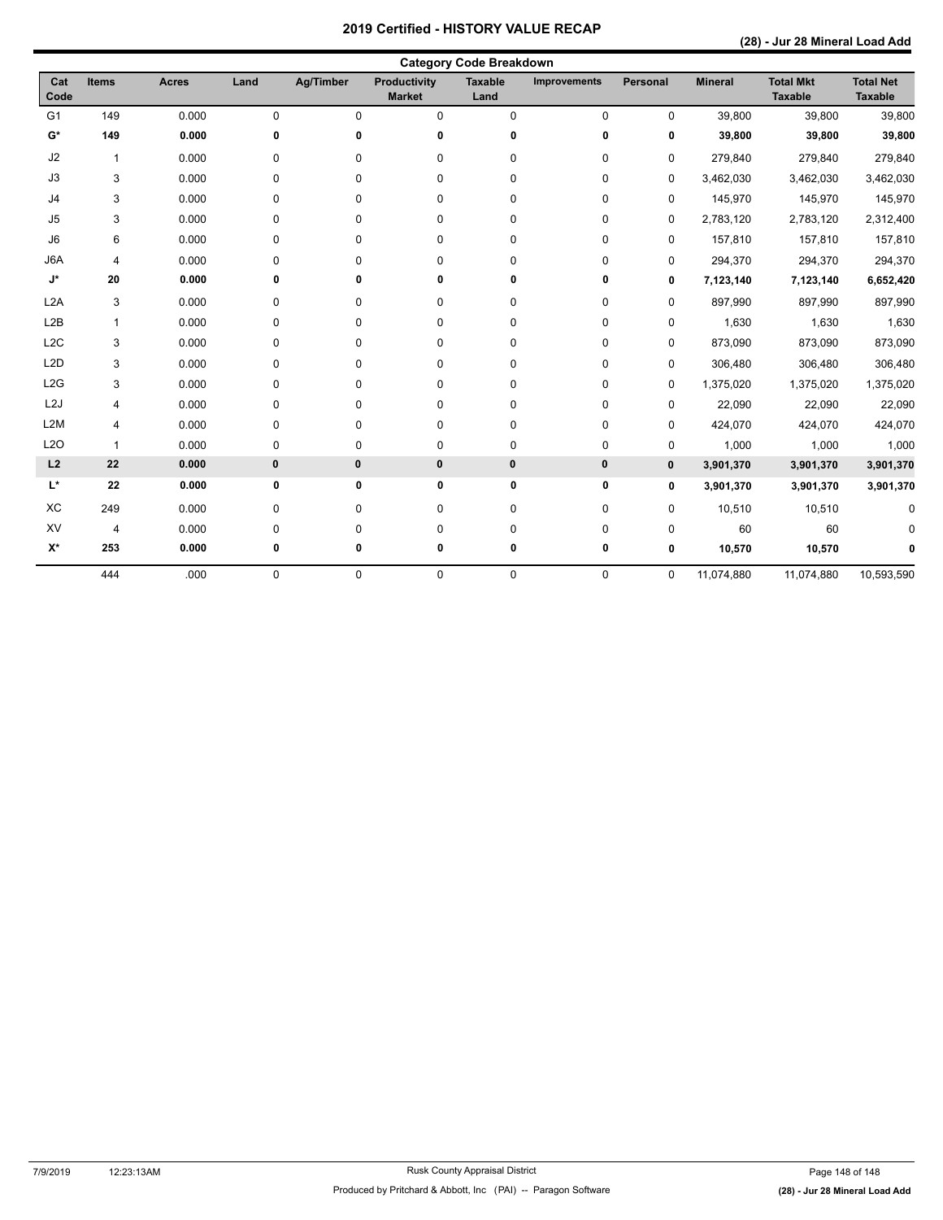# 2019 Certified - HISTORY VALUE RECAP

**(28) - Jur 28 Mineral Load Add**

## Category Code Breakdown

| Cat Code | Items | Acres | Land | Ag/Timber | Productivity Market | Taxable Land | Improvements | Personal | Mineral | Total Mkt Taxable | Total Net Taxable |
|---|---|---|---|---|---|---|---|---|---|---|---|
| G1 | 149 | 0.000 | 0 | 0 | 0 | 0 | 0 | 0 | 39,800 | 39,800 | 39,800 |
| **G*** | **149** | **0.000** | **0** | **0** | **0** | **0** | **0** | **0** | **39,800** | **39,800** | **39,800** |
| J2 | 1 | 0.000 | 0 | 0 | 0 | 0 | 0 | 0 | 279,840 | 279,840 | 279,840 |
| J3 | 3 | 0.000 | 0 | 0 | 0 | 0 | 0 | 0 | 3,462,030 | 3,462,030 | 3,462,030 |
| J4 | 3 | 0.000 | 0 | 0 | 0 | 0 | 0 | 0 | 145,970 | 145,970 | 145,970 |
| J5 | 3 | 0.000 | 0 | 0 | 0 | 0 | 0 | 0 | 2,783,120 | 2,783,120 | 2,312,400 |
| J6 | 6 | 0.000 | 0 | 0 | 0 | 0 | 0 | 0 | 157,810 | 157,810 | 157,810 |
| J6A | 4 | 0.000 | 0 | 0 | 0 | 0 | 0 | 0 | 294,370 | 294,370 | 294,370 |
| **J*** | **20** | **0.000** | **0** | **0** | **0** | **0** | **0** | **0** | **7,123,140** | **7,123,140** | **6,652,420** |
| L2A | 3 | 0.000 | 0 | 0 | 0 | 0 | 0 | 0 | 897,990 | 897,990 | 897,990 |
| L2B | 1 | 0.000 | 0 | 0 | 0 | 0 | 0 | 0 | 1,630 | 1,630 | 1,630 |
| L2C | 3 | 0.000 | 0 | 0 | 0 | 0 | 0 | 0 | 873,090 | 873,090 | 873,090 |
| L2D | 3 | 0.000 | 0 | 0 | 0 | 0 | 0 | 0 | 306,480 | 306,480 | 306,480 |
| L2G | 3 | 0.000 | 0 | 0 | 0 | 0 | 0 | 0 | 1,375,020 | 1,375,020 | 1,375,020 |
| L2J | 4 | 0.000 | 0 | 0 | 0 | 0 | 0 | 0 | 22,090 | 22,090 | 22,090 |
| L2M | 4 | 0.000 | 0 | 0 | 0 | 0 | 0 | 0 | 424,070 | 424,070 | 424,070 |
| L2O | 1 | 0.000 | 0 | 0 | 0 | 0 | 0 | 0 | 1,000 | 1,000 | 1,000 |
| **L2** | **22** | **0.000** | **0** | **0** | **0** | **0** | **0** | **0** | **3,901,370** | **3,901,370** | **3,901,370** |
| **L*** | **22** | **0.000** | **0** | **0** | **0** | **0** | **0** | **0** | **3,901,370** | **3,901,370** | **3,901,370** |
| XC | 249 | 0.000 | 0 | 0 | 0 | 0 | 0 | 0 | 10,510 | 10,510 | 0 |
| XV | 4 | 0.000 | 0 | 0 | 0 | 0 | 0 | 0 | 60 | 60 | 0 |
| **X*** | **253** | **0.000** | **0** | **0** | **0** | **0** | **0** | **0** | **10,570** | **10,570** | **0** |
| | 444 | .000 | 0 | 0 | 0 | 0 | 0 | 0 | 11,074,880 | 11,074,880 | 10,593,590 |

7/9/2019 12:23:13AM

Rusk County Appraisal District

Produced by Pritchard & Abbott, Inc (PAI) -- Paragon Software